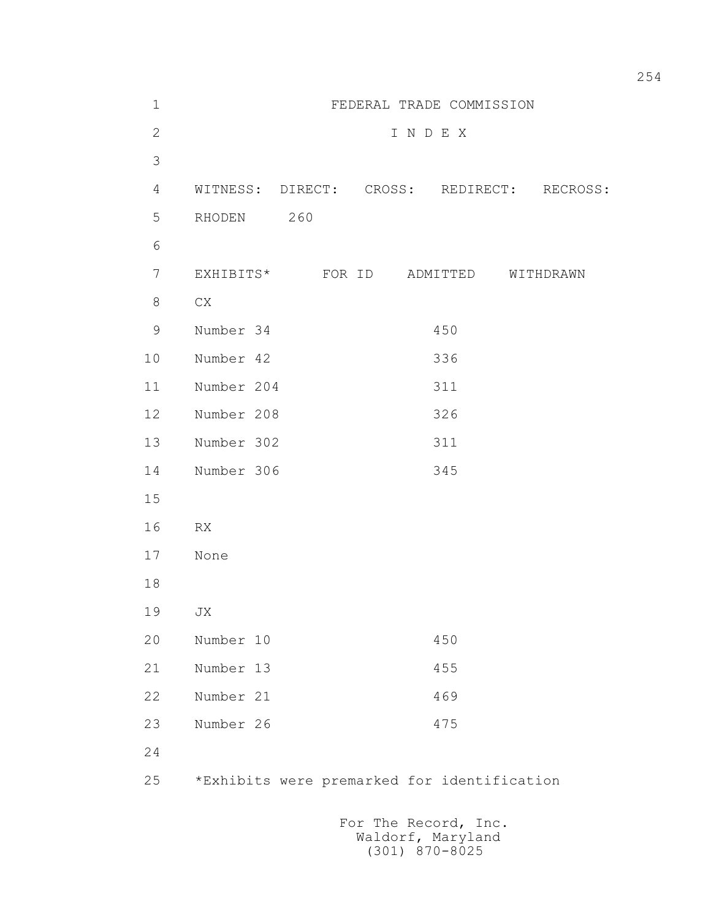FEDERAL TRADE COMMISSION

I N D E X

| WITNESS: | DIRECT: | CROSS: | REDIRECT: | RECROSS: |
|---|---|---|---|---|
| RHODEN | 260 | | | |

| EXHIBITS* | FOR ID | ADMITTED | WITHDRAWN |
|---|---|---|---|
| CX | | | |
| Number 34 | | 450 | |
| Number 42 | | 336 | |
| Number 204 | | 311 | |
| Number 208 | | 326 | |
| Number 302 | | 311 | |
| Number 306 | | 345 | |
| | | | |
| RX | | | |
| None | | | |
| | | | |
| JX | | | |
| Number 10 | | 450 | |
| Number 13 | | 455 | |
| Number 21 | | 469 | |
| Number 26 | | 475 | |

*Exhibits were premarked for identification

For The Record, Inc.
Waldorf, Maryland
(301) 870-8025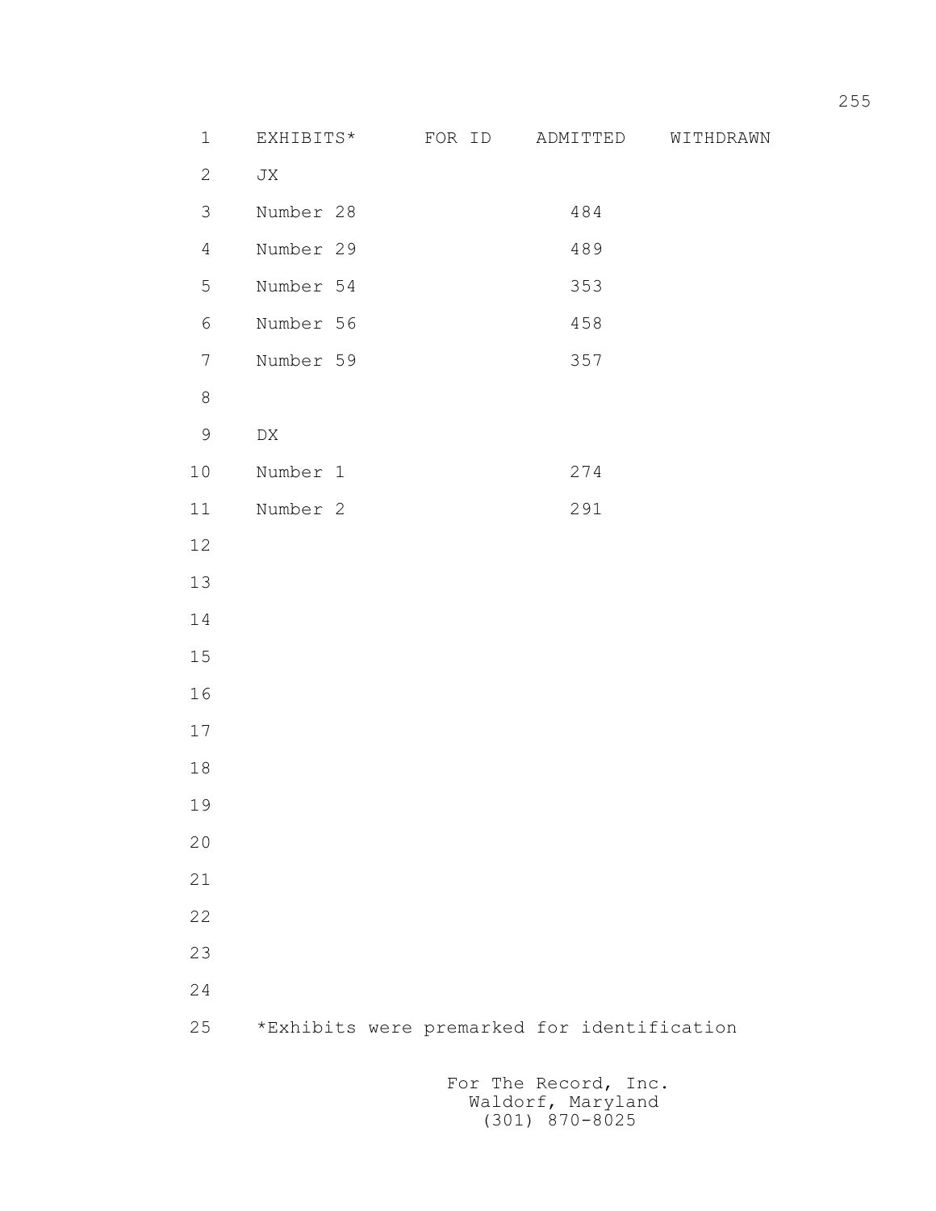| EXHIBITS* | FOR ID | ADMITTED | WITHDRAWN |
|---|---|---|---|
| JX | | | |
| Number 28 | | 484 | |
| Number 29 | | 489 | |
| Number 54 | | 353 | |
| Number 56 | | 458 | |
| Number 59 | | 357 | |
| | | | |
| DX | | | |
| Number 1 | | 274 | |
| Number 2 | | 291 | |

*Exhibits were premarked for identification

For The Record, Inc.
Waldorf, Maryland
(301) 870-8025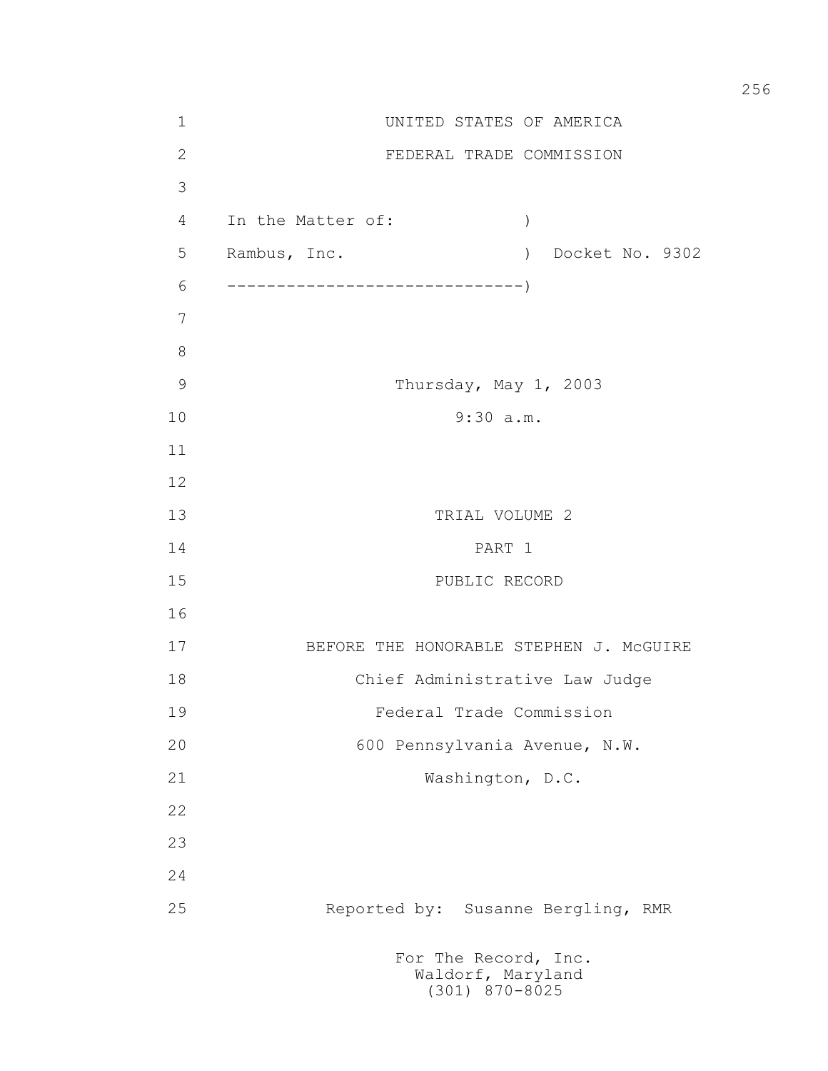UNITED STATES OF AMERICA

FEDERAL TRADE COMMISSION

In the Matter of: )

Rambus, Inc. ) Docket No. 9302

------------------------------)

Thursday, May 1, 2003

9:30 a.m.

TRIAL VOLUME 2

PART 1

PUBLIC RECORD

BEFORE THE HONORABLE STEPHEN J. McGUIRE

Chief Administrative Law Judge

Federal Trade Commission

600 Pennsylvania Avenue, N.W.

Washington, D.C.

Reported by: Susanne Bergling, RMR

For The Record, Inc.
Waldorf, Maryland
(301) 870-8025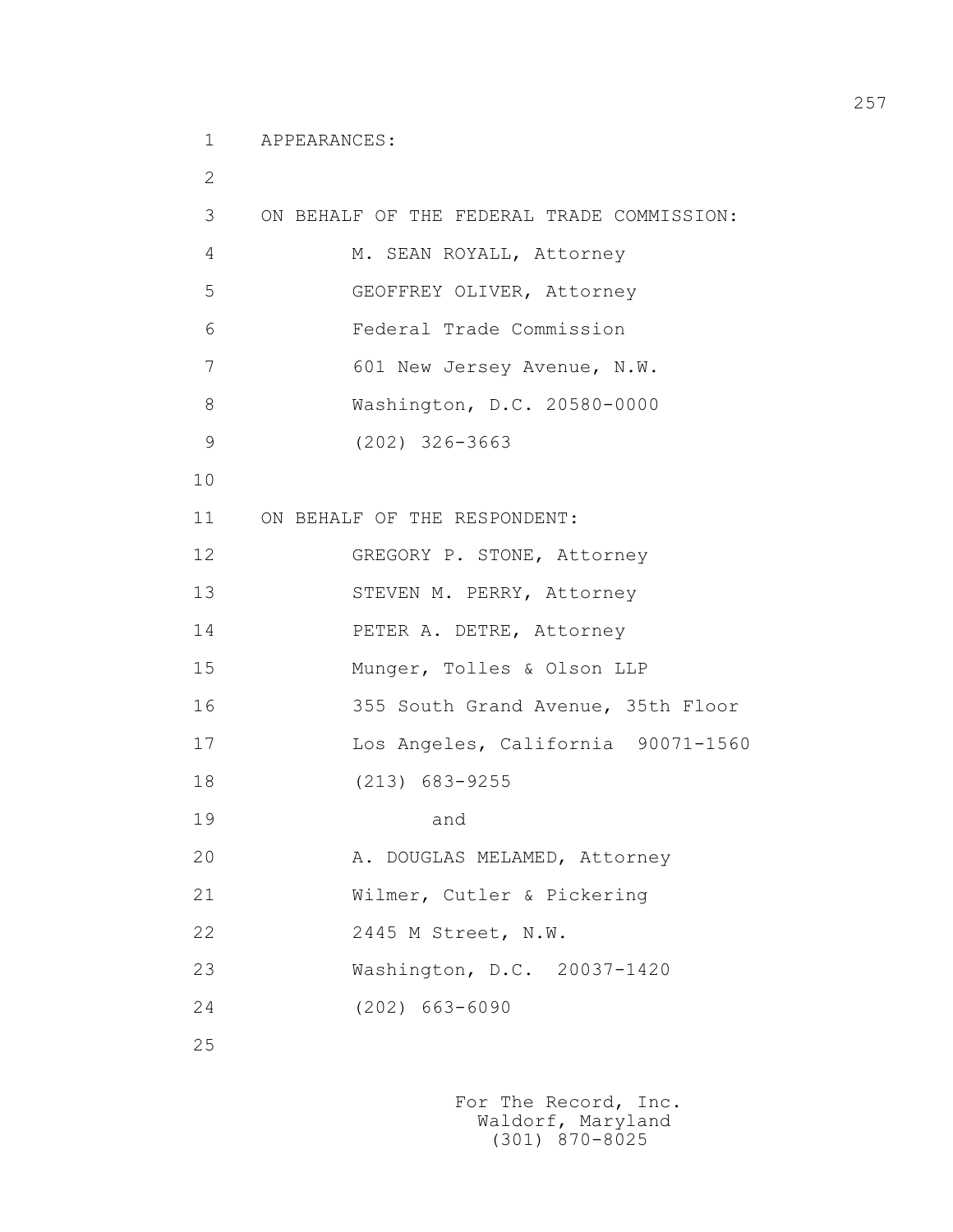APPEARANCES:

ON BEHALF OF THE FEDERAL TRADE COMMISSION:

M. SEAN ROYALL, Attorney
GEOFFREY OLIVER, Attorney
Federal Trade Commission
601 New Jersey Avenue, N.W.
Washington, D.C. 20580-0000
(202) 326-3663

ON BEHALF OF THE RESPONDENT:

GREGORY P. STONE, Attorney
STEVEN M. PERRY, Attorney
PETER A. DETRE, Attorney
Munger, Tolles & Olson LLP
355 South Grand Avenue, 35th Floor
Los Angeles, California 90071-1560
(213) 683-9255

and

A. DOUGLAS MELAMED, Attorney
Wilmer, Cutler & Pickering
2445 M Street, N.W.
Washington, D.C. 20037-1420
(202) 663-6090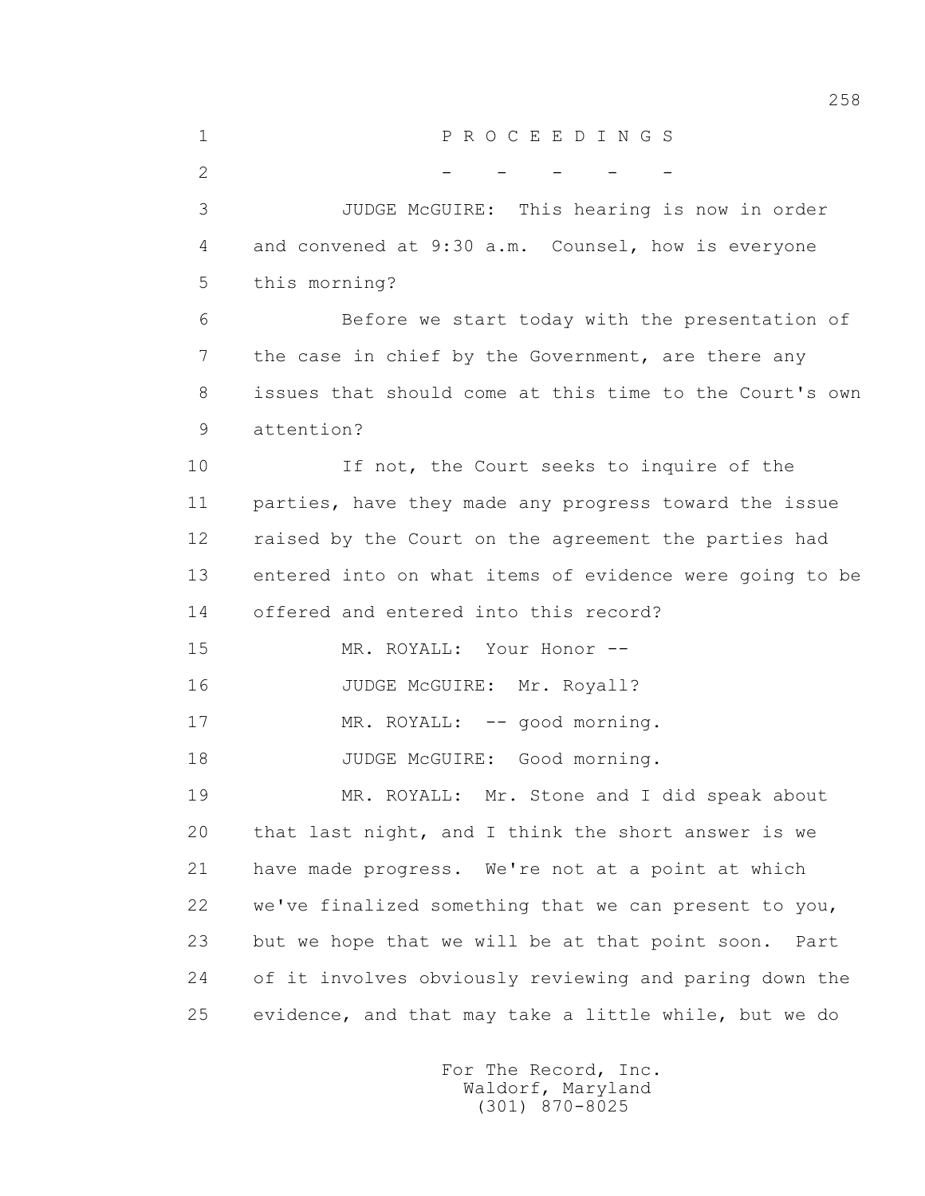P R O C E E D I N G S

\- - - - -

JUDGE McGUIRE: This hearing is now in order and convened at 9:30 a.m. Counsel, how is everyone this morning?

Before we start today with the presentation of the case in chief by the Government, are there any issues that should come at this time to the Court's own attention?

If not, the Court seeks to inquire of the parties, have they made any progress toward the issue raised by the Court on the agreement the parties had entered into on what items of evidence were going to be offered and entered into this record?

MR. ROYALL: Your Honor --

JUDGE McGUIRE: Mr. Royall?

MR. ROYALL: -- good morning.

JUDGE McGUIRE: Good morning.

MR. ROYALL: Mr. Stone and I did speak about that last night, and I think the short answer is we have made progress. We're not at a point at which we've finalized something that we can present to you, but we hope that we will be at that point soon. Part of it involves obviously reviewing and paring down the evidence, and that may take a little while, but we do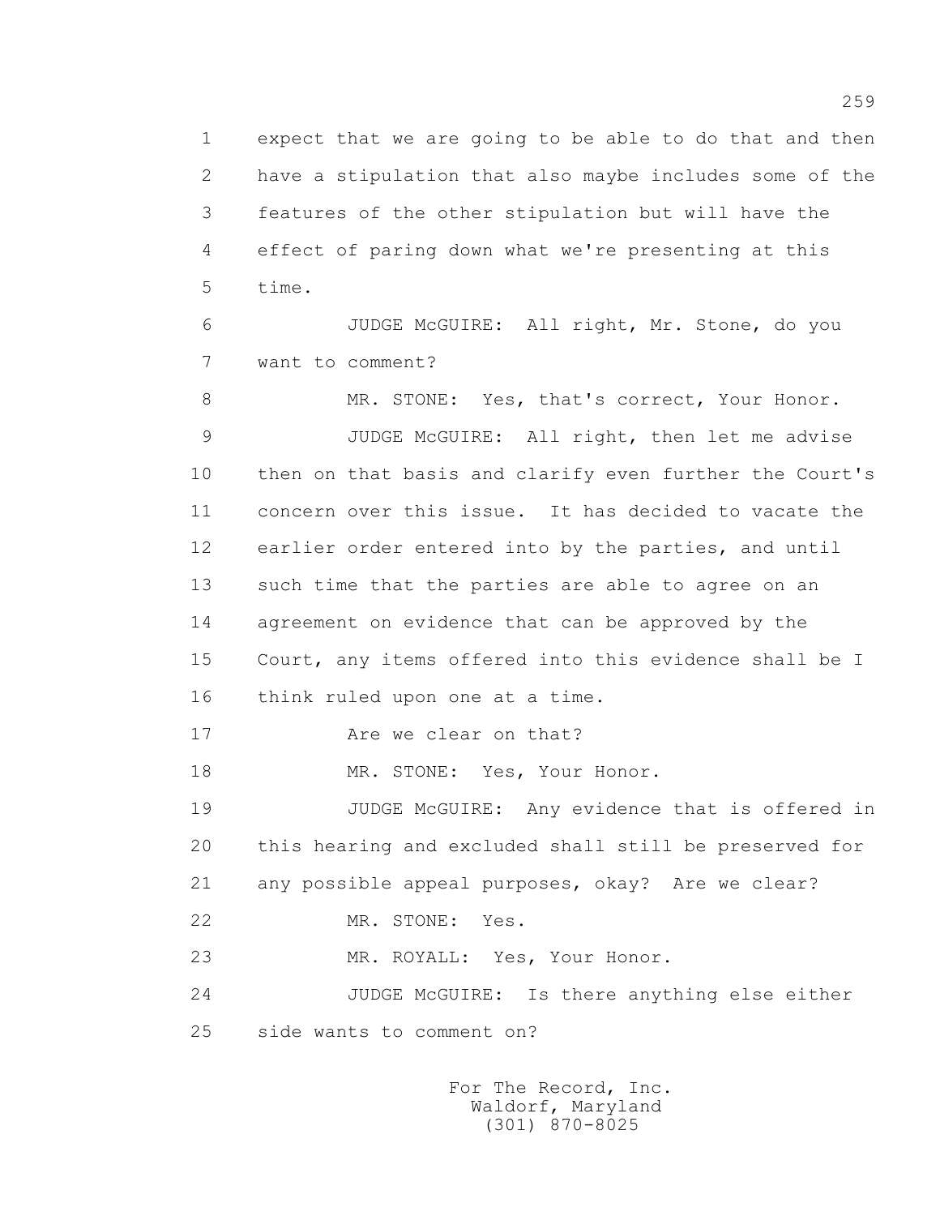1 expect that we are going to be able to do that and then
2 have a stipulation that also maybe includes some of the
3 features of the other stipulation but will have the
4 effect of paring down what we're presenting at this
5 time.

6 JUDGE McGUIRE: All right, Mr. Stone, do you
7 want to comment?

8 MR. STONE: Yes, that's correct, Your Honor.

9 JUDGE McGUIRE: All right, then let me advise
10 then on that basis and clarify even further the Court's
11 concern over this issue. It has decided to vacate the
12 earlier order entered into by the parties, and until
13 such time that the parties are able to agree on an
14 agreement on evidence that can be approved by the
15 Court, any items offered into this evidence shall be I
16 think ruled upon one at a time.

17 Are we clear on that?

18 MR. STONE: Yes, Your Honor.

19 JUDGE McGUIRE: Any evidence that is offered in
20 this hearing and excluded shall still be preserved for
21 any possible appeal purposes, okay? Are we clear?

22 MR. STONE: Yes.

23 MR. ROYALL: Yes, Your Honor.

24 JUDGE McGUIRE: Is there anything else either
25 side wants to comment on?

For The Record, Inc.
Waldorf, Maryland
(301) 870-8025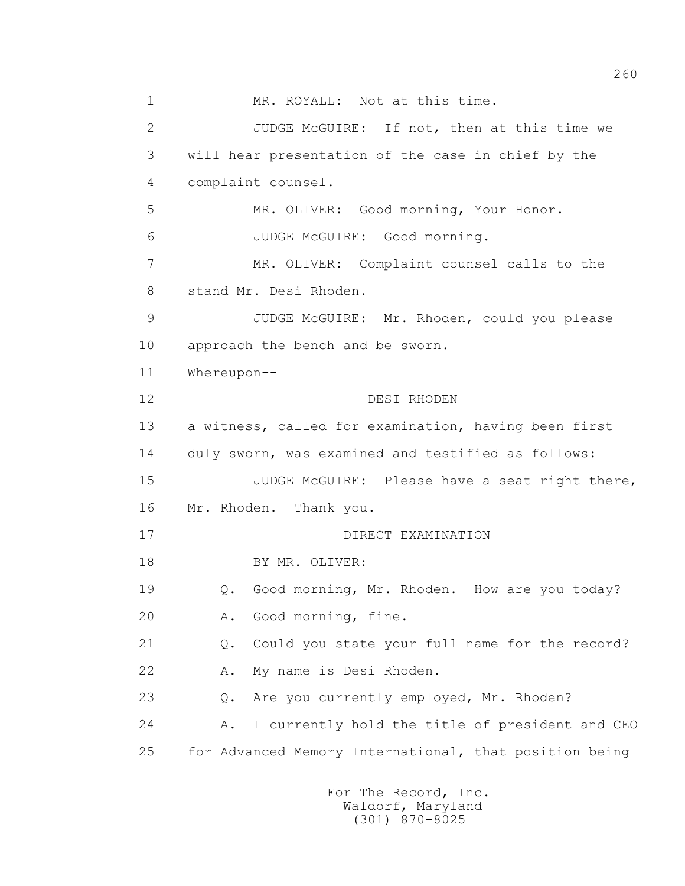1 MR. ROYALL: Not at this time.

2 JUDGE McGUIRE: If not, then at this time we

3 will hear presentation of the case in chief by the

4 complaint counsel.

5 MR. OLIVER: Good morning, Your Honor.

6 JUDGE McGUIRE: Good morning.

7 MR. OLIVER: Complaint counsel calls to the

8 stand Mr. Desi Rhoden.

9 JUDGE McGUIRE: Mr. Rhoden, could you please

10 approach the bench and be sworn.

11 Whereupon--

12 DESI RHODEN

13 a witness, called for examination, having been first

14 duly sworn, was examined and testified as follows:

15 JUDGE McGUIRE: Please have a seat right there,

16 Mr. Rhoden. Thank you.

17 DIRECT EXAMINATION

18 BY MR. OLIVER:

19 Q. Good morning, Mr. Rhoden. How are you today?

20 A. Good morning, fine.

21 Q. Could you state your full name for the record?

22 A. My name is Desi Rhoden.

23 Q. Are you currently employed, Mr. Rhoden?

24 A. I currently hold the title of president and CEO

25 for Advanced Memory International, that position being

For The Record, Inc.
Waldorf, Maryland
(301) 870-8025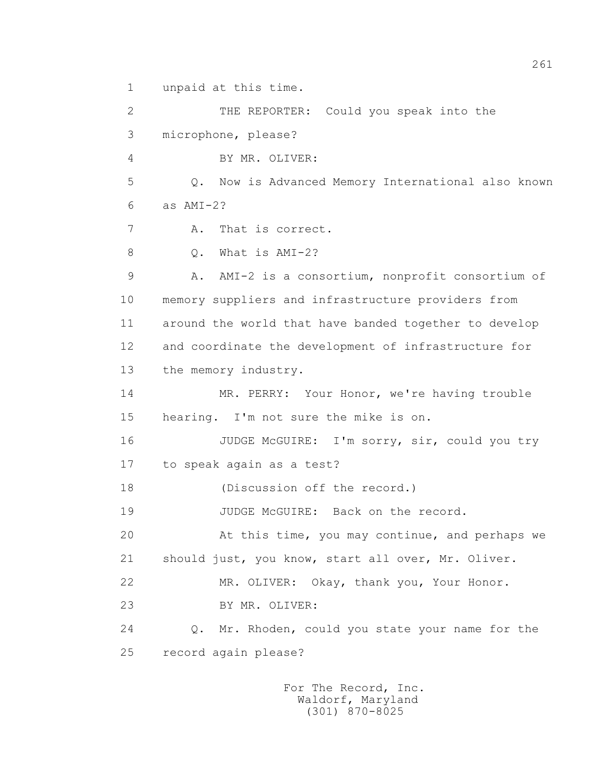1 unpaid at this time.

2 THE REPORTER: Could you speak into the

3 microphone, please?

4 BY MR. OLIVER:

5 Q. Now is Advanced Memory International also known

6 as AMI-2?

7 A. That is correct.

8 Q. What is AMI-2?

9 A. AMI-2 is a consortium, nonprofit consortium of

10 memory suppliers and infrastructure providers from

11 around the world that have banded together to develop

12 and coordinate the development of infrastructure for

13 the memory industry.

14 MR. PERRY: Your Honor, we're having trouble

15 hearing. I'm not sure the mike is on.

16 JUDGE McGUIRE: I'm sorry, sir, could you try

17 to speak again as a test?

18 (Discussion off the record.)

19 JUDGE McGUIRE: Back on the record.

20 At this time, you may continue, and perhaps we

21 should just, you know, start all over, Mr. Oliver.

22 MR. OLIVER: Okay, thank you, Your Honor.

23 BY MR. OLIVER:

24 Q. Mr. Rhoden, could you state your name for the

25 record again please?

For The Record, Inc.
Waldorf, Maryland
(301) 870-8025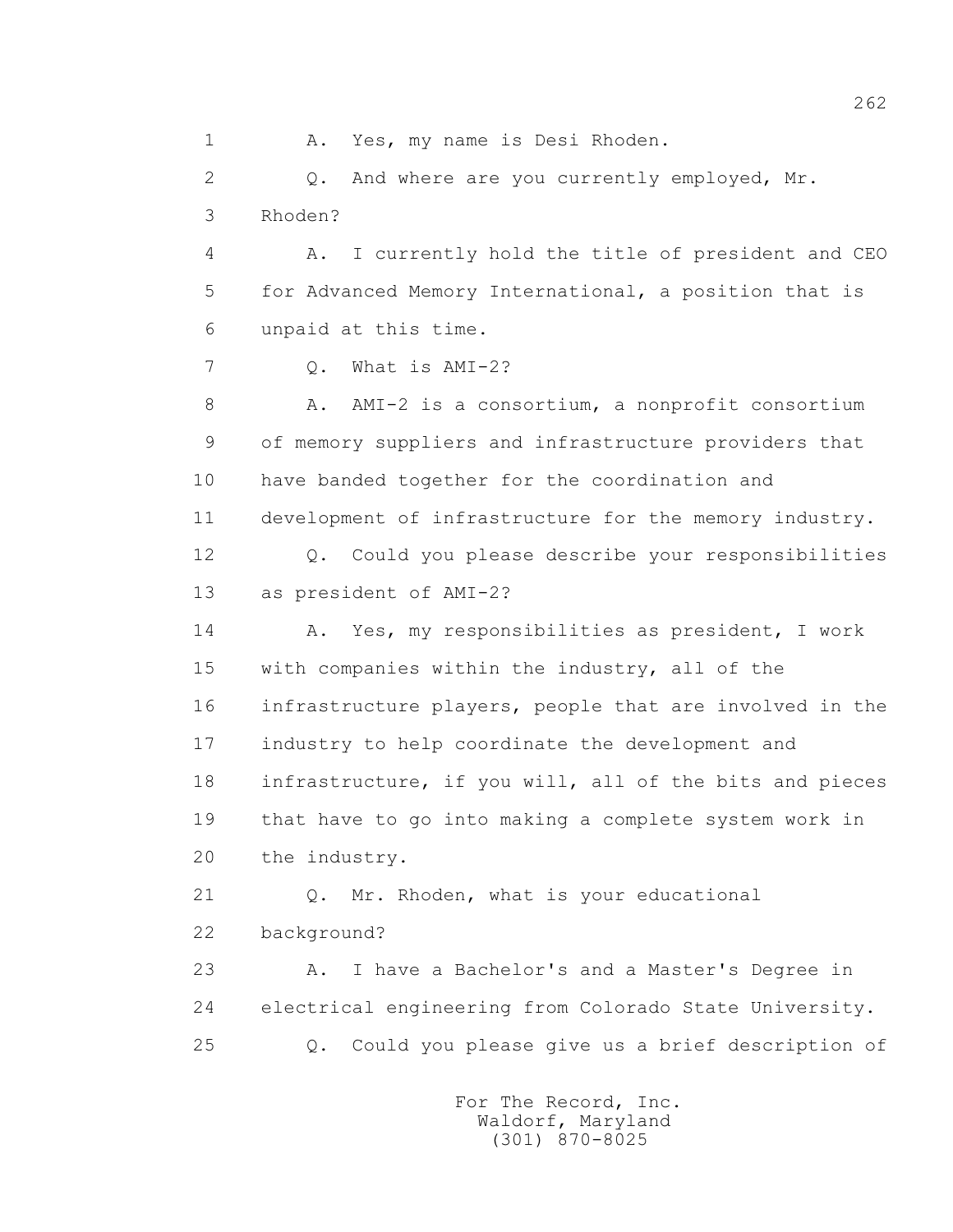A. Yes, my name is Desi Rhoden.

Q. And where are you currently employed, Mr. Rhoden?

A. I currently hold the title of president and CEO for Advanced Memory International, a position that is unpaid at this time.

Q. What is AMI-2?

A. AMI-2 is a consortium, a nonprofit consortium of memory suppliers and infrastructure providers that have banded together for the coordination and development of infrastructure for the memory industry.

Q. Could you please describe your responsibilities as president of AMI-2?

A. Yes, my responsibilities as president, I work with companies within the industry, all of the infrastructure players, people that are involved in the industry to help coordinate the development and infrastructure, if you will, all of the bits and pieces that have to go into making a complete system work in the industry.

Q. Mr. Rhoden, what is your educational background?

A. I have a Bachelor's and a Master's Degree in electrical engineering from Colorado State University.

Q. Could you please give us a brief description of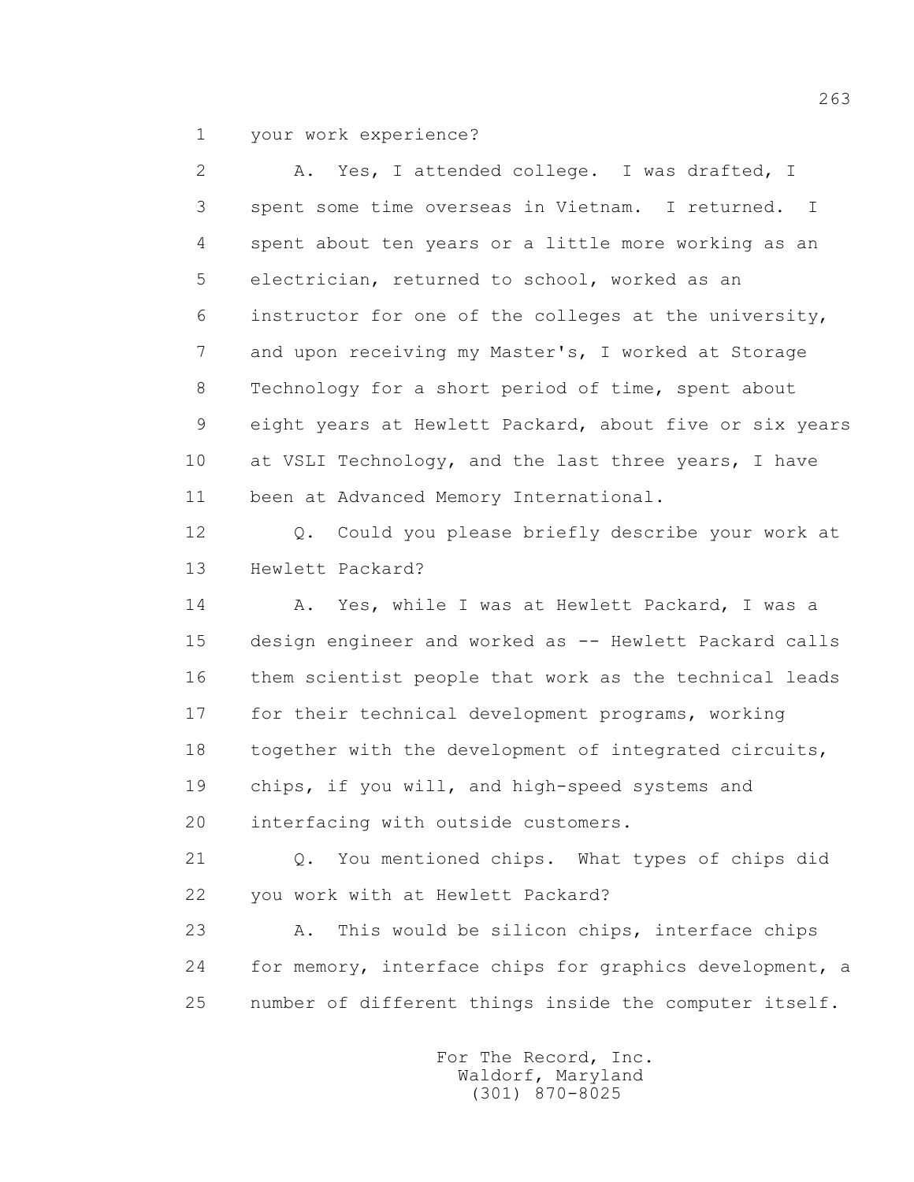1 your work experience?

2 A. Yes, I attended college. I was drafted, I

3 spent some time overseas in Vietnam. I returned. I

4 spent about ten years or a little more working as an

5 electrician, returned to school, worked as an

6 instructor for one of the colleges at the university,

7 and upon receiving my Master's, I worked at Storage

8 Technology for a short period of time, spent about

9 eight years at Hewlett Packard, about five or six years

10 at VSLI Technology, and the last three years, I have

11 been at Advanced Memory International.

12 Q. Could you please briefly describe your work at

13 Hewlett Packard?

14 A. Yes, while I was at Hewlett Packard, I was a

15 design engineer and worked as -- Hewlett Packard calls

16 them scientist people that work as the technical leads

17 for their technical development programs, working

18 together with the development of integrated circuits,

19 chips, if you will, and high-speed systems and

20 interfacing with outside customers.

21 Q. You mentioned chips. What types of chips did

22 you work with at Hewlett Packard?

23 A. This would be silicon chips, interface chips

24 for memory, interface chips for graphics development, a

25 number of different things inside the computer itself.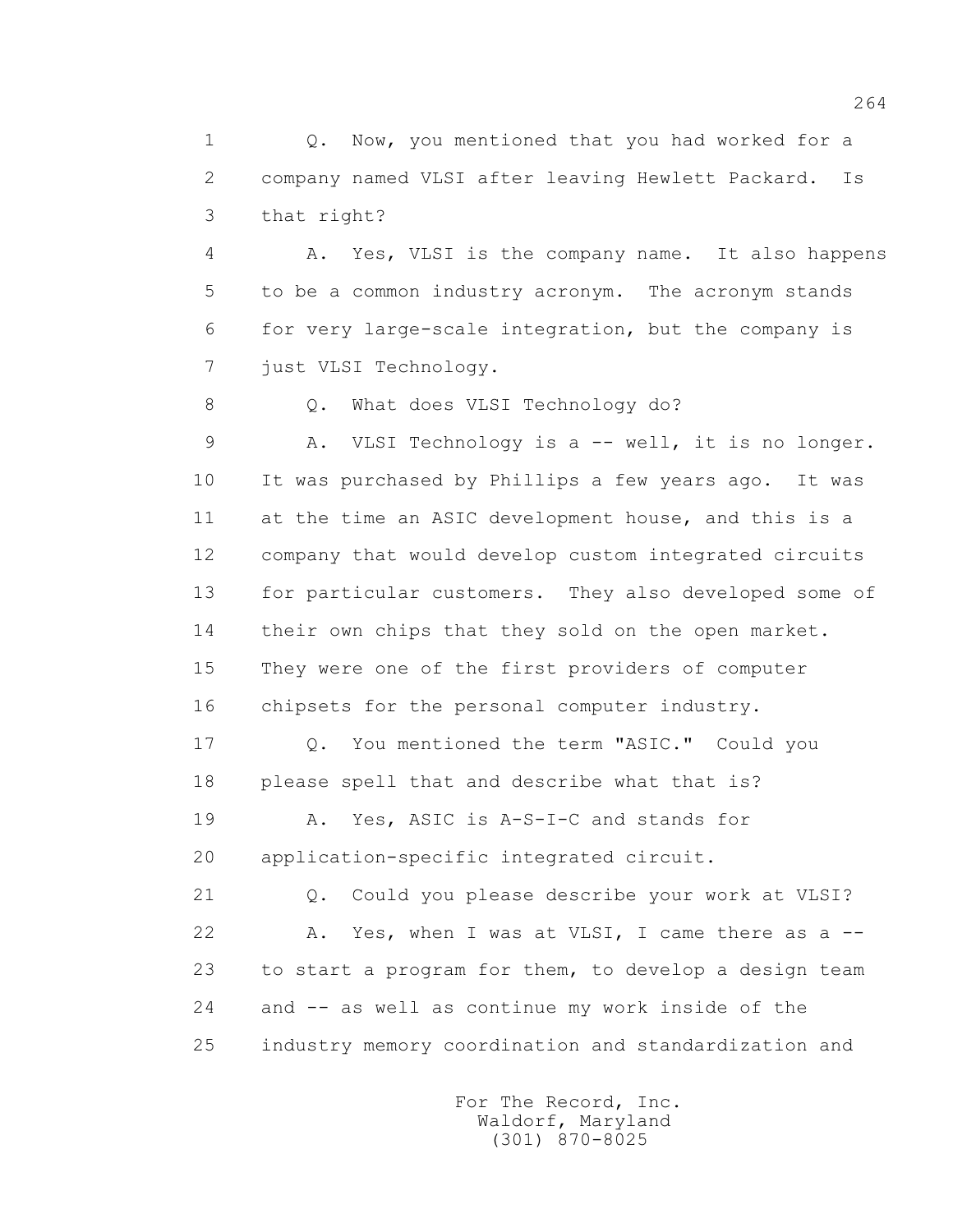Q. Now, you mentioned that you had worked for a company named VLSI after leaving Hewlett Packard. Is that right?

A. Yes, VLSI is the company name. It also happens to be a common industry acronym. The acronym stands for very large-scale integration, but the company is just VLSI Technology.

Q. What does VLSI Technology do?

A. VLSI Technology is a -- well, it is no longer. It was purchased by Phillips a few years ago. It was at the time an ASIC development house, and this is a company that would develop custom integrated circuits for particular customers. They also developed some of their own chips that they sold on the open market. They were one of the first providers of computer chipsets for the personal computer industry.

Q. You mentioned the term "ASIC." Could you please spell that and describe what that is?

A. Yes, ASIC is A-S-I-C and stands for application-specific integrated circuit.

Q. Could you please describe your work at VLSI?

A. Yes, when I was at VLSI, I came there as a -- to start a program for them, to develop a design team and -- as well as continue my work inside of the industry memory coordination and standardization and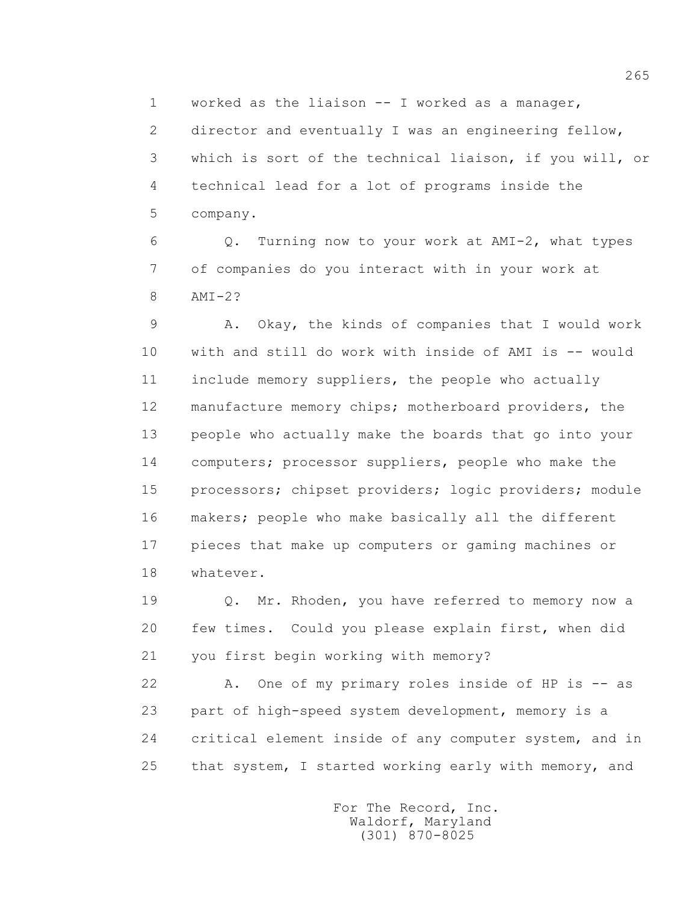1 worked as the liaison -- I worked as a manager,
2 director and eventually I was an engineering fellow,
3 which is sort of the technical liaison, if you will, or
4 technical lead for a lot of programs inside the
5 company.

6 Q. Turning now to your work at AMI-2, what types
7 of companies do you interact with in your work at
8 AMI-2?

9 A. Okay, the kinds of companies that I would work
10 with and still do work with inside of AMI is -- would
11 include memory suppliers, the people who actually
12 manufacture memory chips; motherboard providers, the
13 people who actually make the boards that go into your
14 computers; processor suppliers, people who make the
15 processors; chipset providers; logic providers; module
16 makers; people who make basically all the different
17 pieces that make up computers or gaming machines or
18 whatever.

19 Q. Mr. Rhoden, you have referred to memory now a
20 few times. Could you please explain first, when did
21 you first begin working with memory?

22 A. One of my primary roles inside of HP is -- as
23 part of high-speed system development, memory is a
24 critical element inside of any computer system, and in
25 that system, I started working early with memory, and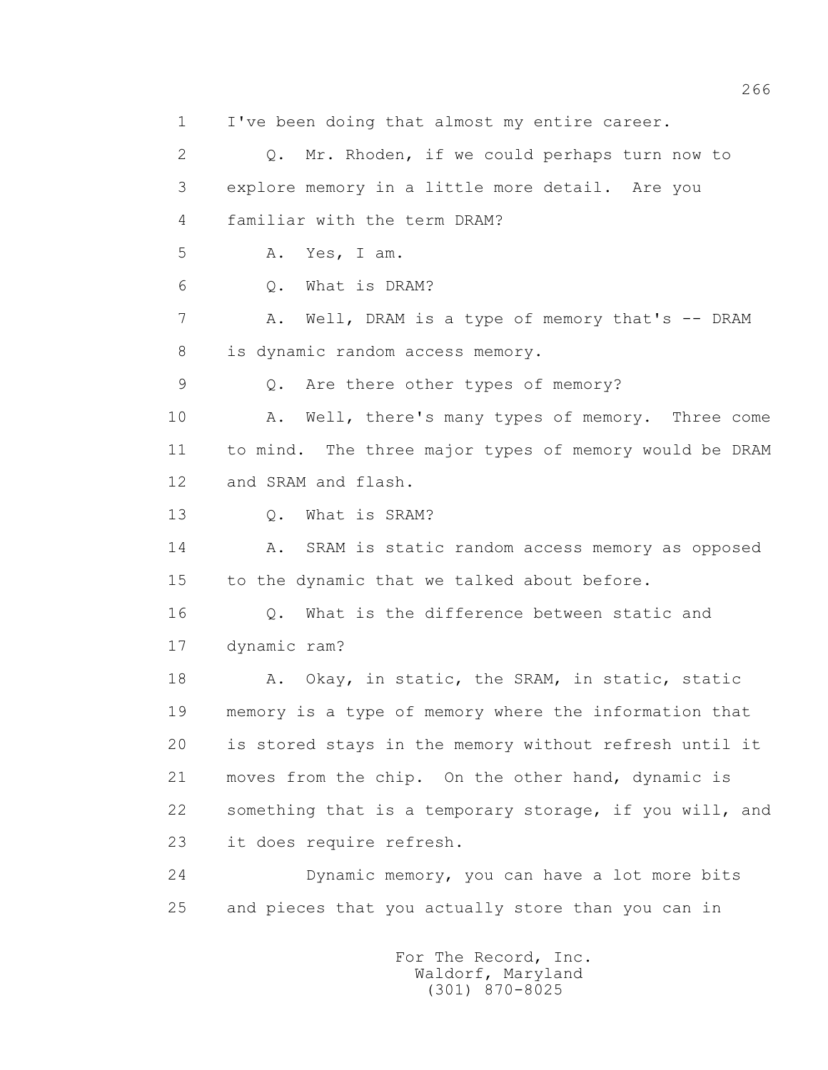1 I've been doing that almost my entire career.

2 Q. Mr. Rhoden, if we could perhaps turn now to

3 explore memory in a little more detail. Are you

4 familiar with the term DRAM?

5 A. Yes, I am.

6 Q. What is DRAM?

7 A. Well, DRAM is a type of memory that's -- DRAM

8 is dynamic random access memory.

9 Q. Are there other types of memory?

10 A. Well, there's many types of memory. Three come

11 to mind. The three major types of memory would be DRAM

12 and SRAM and flash.

13 Q. What is SRAM?

14 A. SRAM is static random access memory as opposed

15 to the dynamic that we talked about before.

16 Q. What is the difference between static and

17 dynamic ram?

18 A. Okay, in static, the SRAM, in static, static

19 memory is a type of memory where the information that

20 is stored stays in the memory without refresh until it

21 moves from the chip. On the other hand, dynamic is

22 something that is a temporary storage, if you will, and

23 it does require refresh.

24 Dynamic memory, you can have a lot more bits

25 and pieces that you actually store than you can in

For The Record, Inc.
Waldorf, Maryland
(301) 870-8025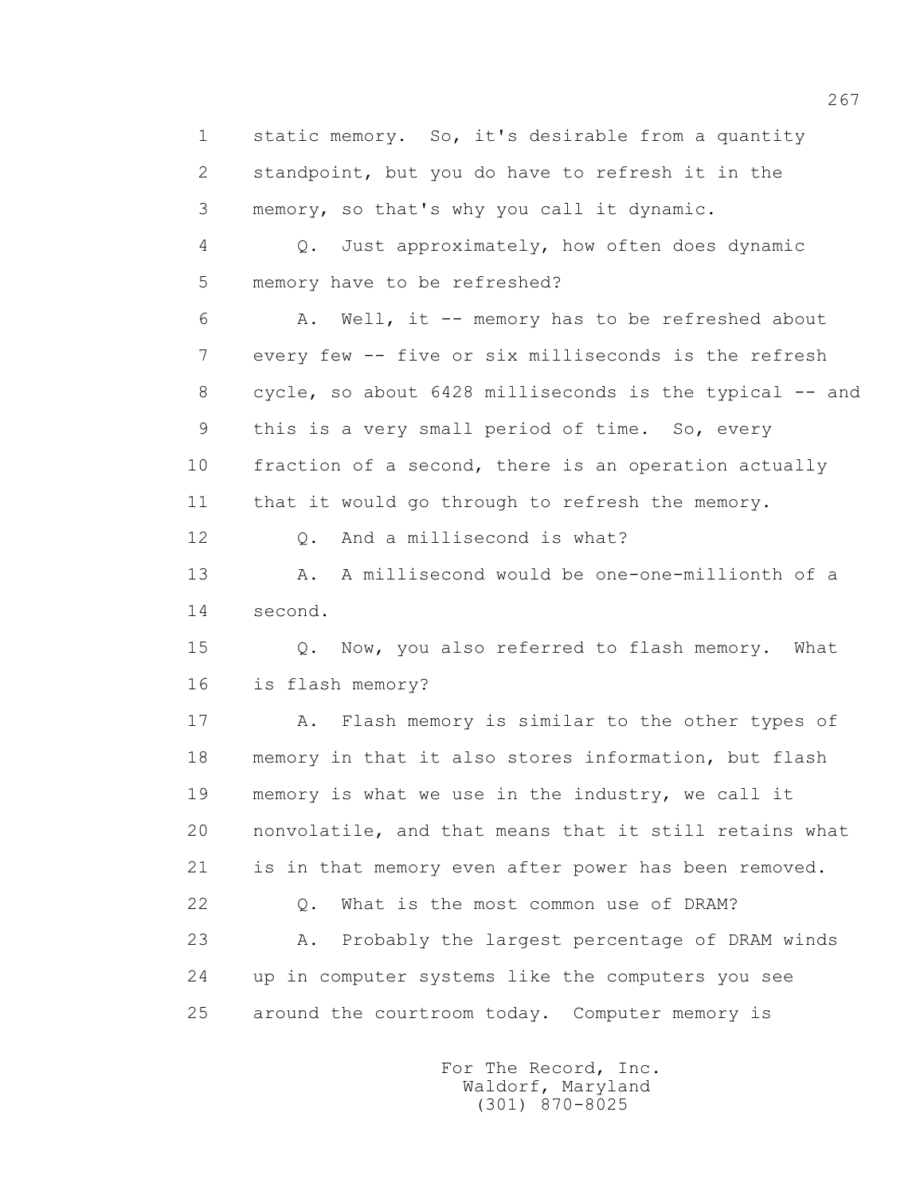1 static memory. So, it's desirable from a quantity
2 standpoint, but you do have to refresh it in the
3 memory, so that's why you call it dynamic.

4 Q. Just approximately, how often does dynamic
5 memory have to be refreshed?

6 A. Well, it -- memory has to be refreshed about
7 every few -- five or six milliseconds is the refresh
8 cycle, so about 6428 milliseconds is the typical -- and
9 this is a very small period of time. So, every
10 fraction of a second, there is an operation actually
11 that it would go through to refresh the memory.

12 Q. And a millisecond is what?

13 A. A millisecond would be one-one-millionth of a
14 second.

15 Q. Now, you also referred to flash memory. What
16 is flash memory?

17 A. Flash memory is similar to the other types of
18 memory in that it also stores information, but flash
19 memory is what we use in the industry, we call it
20 nonvolatile, and that means that it still retains what
21 is in that memory even after power has been removed.

22 Q. What is the most common use of DRAM?

23 A. Probably the largest percentage of DRAM winds
24 up in computer systems like the computers you see
25 around the courtroom today. Computer memory is

For The Record, Inc.
Waldorf, Maryland
(301) 870-8025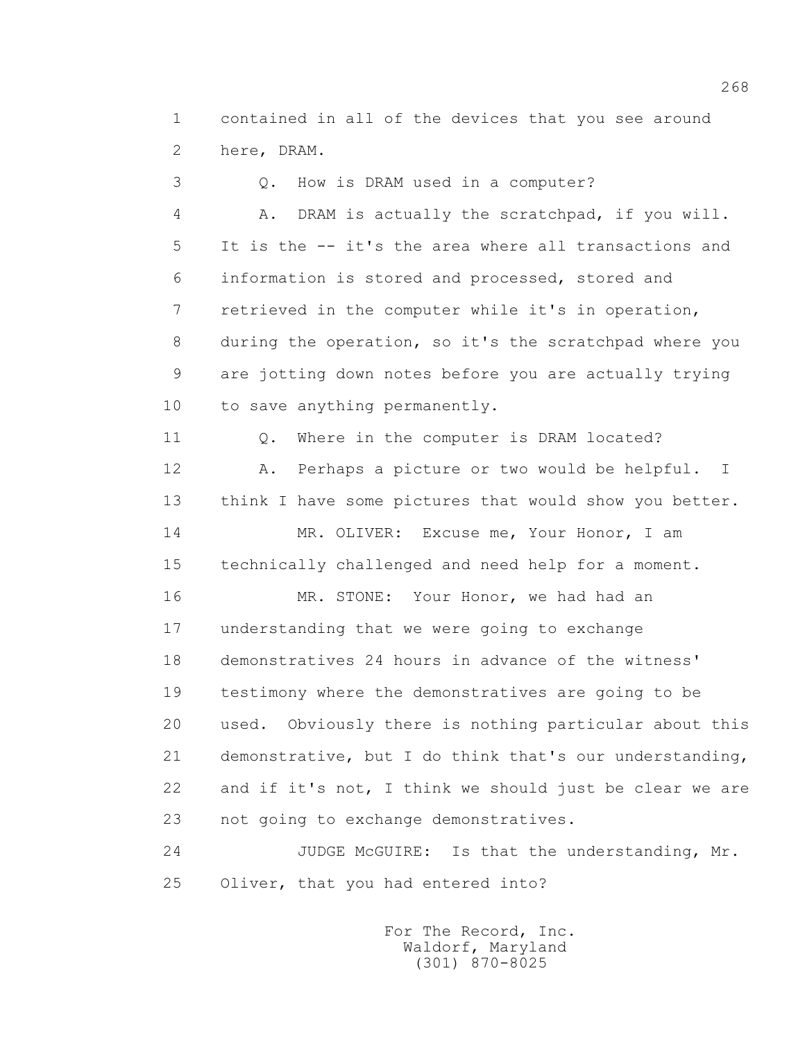1 contained in all of the devices that you see around
2 here, DRAM.

3 Q. How is DRAM used in a computer?

4 A. DRAM is actually the scratchpad, if you will.
5 It is the -- it's the area where all transactions and
6 information is stored and processed, stored and
7 retrieved in the computer while it's in operation,
8 during the operation, so it's the scratchpad where you
9 are jotting down notes before you are actually trying
10 to save anything permanently.

11 Q. Where in the computer is DRAM located?

12 A. Perhaps a picture or two would be helpful. I
13 think I have some pictures that would show you better.

14 MR. OLIVER: Excuse me, Your Honor, I am
15 technically challenged and need help for a moment.

16 MR. STONE: Your Honor, we had had an
17 understanding that we were going to exchange
18 demonstratives 24 hours in advance of the witness'
19 testimony where the demonstratives are going to be
20 used. Obviously there is nothing particular about this
21 demonstrative, but I do think that's our understanding,
22 and if it's not, I think we should just be clear we are
23 not going to exchange demonstratives.

24 JUDGE McGUIRE: Is that the understanding, Mr.
25 Oliver, that you had entered into?

For The Record, Inc.
Waldorf, Maryland
(301) 870-8025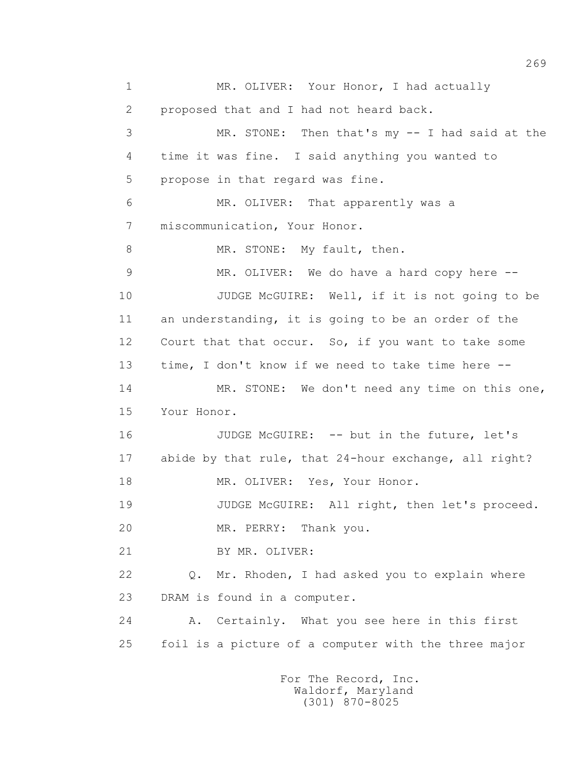1 MR. OLIVER: Your Honor, I had actually

2 proposed that and I had not heard back.

3 MR. STONE: Then that's my -- I had said at the

4 time it was fine. I said anything you wanted to

5 propose in that regard was fine.

6 MR. OLIVER: That apparently was a

7 miscommunication, Your Honor.

8 MR. STONE: My fault, then.

9 MR. OLIVER: We do have a hard copy here --

10 JUDGE McGUIRE: Well, if it is not going to be

11 an understanding, it is going to be an order of the

12 Court that that occur. So, if you want to take some

13 time, I don't know if we need to take time here --

14 MR. STONE: We don't need any time on this one,

15 Your Honor.

16 JUDGE McGUIRE: -- but in the future, let's

17 abide by that rule, that 24-hour exchange, all right?

18 MR. OLIVER: Yes, Your Honor.

19 JUDGE McGUIRE: All right, then let's proceed.

20 MR. PERRY: Thank you.

21 BY MR. OLIVER:

22 Q. Mr. Rhoden, I had asked you to explain where

23 DRAM is found in a computer.

24 A. Certainly. What you see here in this first

25 foil is a picture of a computer with the three major

For The Record, Inc.
Waldorf, Maryland
(301) 870-8025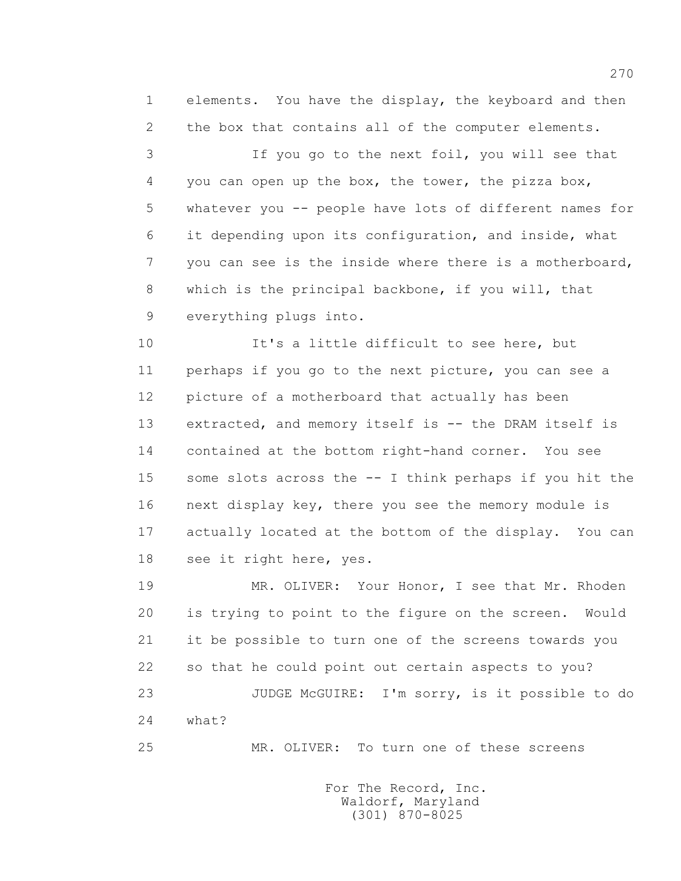elements. You have the display, the keyboard and then the box that contains all of the computer elements.

If you go to the next foil, you will see that you can open up the box, the tower, the pizza box, whatever you -- people have lots of different names for it depending upon its configuration, and inside, what you can see is the inside where there is a motherboard, which is the principal backbone, if you will, that everything plugs into.

It's a little difficult to see here, but perhaps if you go to the next picture, you can see a picture of a motherboard that actually has been extracted, and memory itself is -- the DRAM itself is contained at the bottom right-hand corner. You see some slots across the -- I think perhaps if you hit the next display key, there you see the memory module is actually located at the bottom of the display. You can see it right here, yes.

MR. OLIVER: Your Honor, I see that Mr. Rhoden is trying to point to the figure on the screen. Would it be possible to turn one of the screens towards you so that he could point out certain aspects to you?

JUDGE McGUIRE: I'm sorry, is it possible to do what?

MR. OLIVER: To turn one of these screens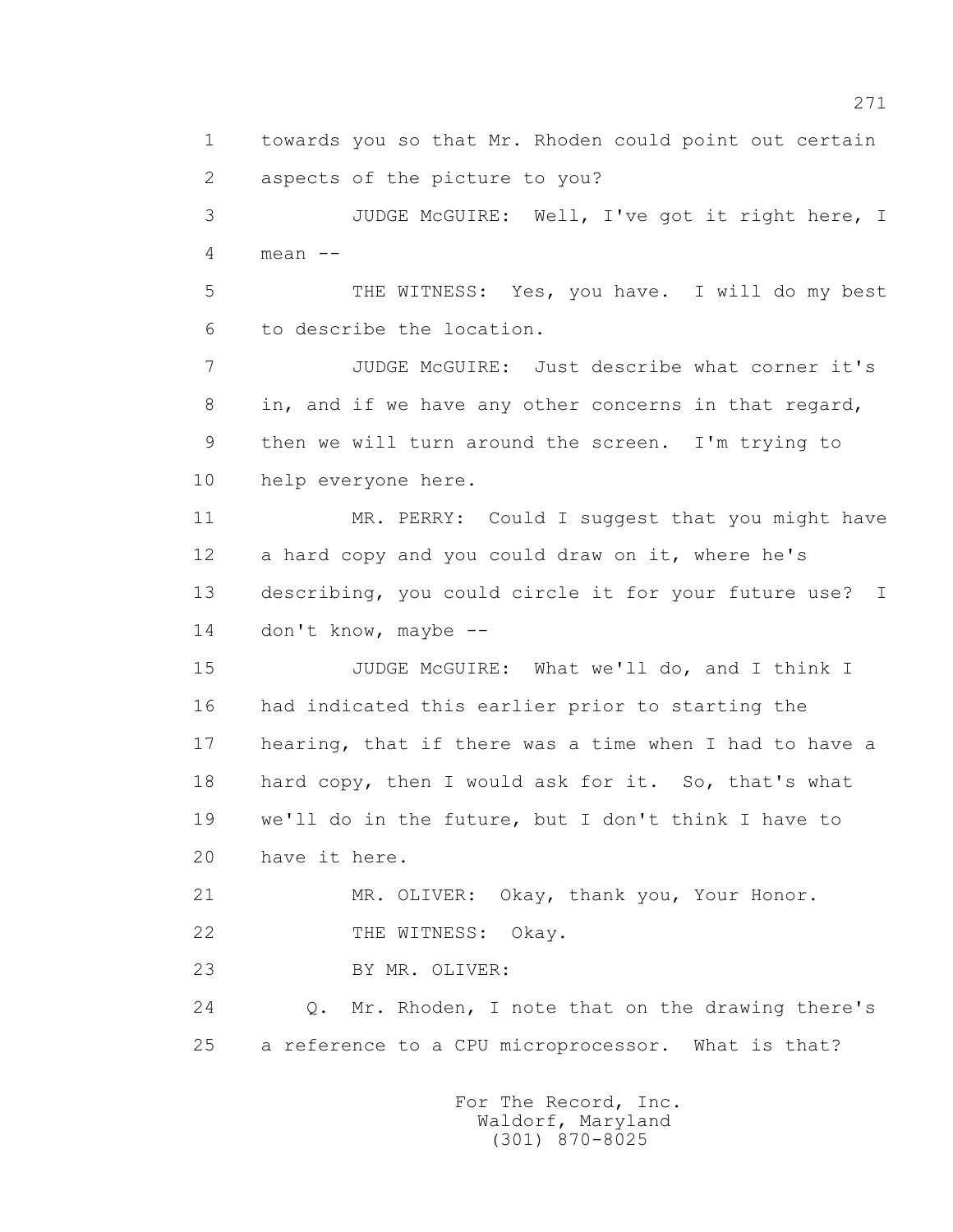1 towards you so that Mr. Rhoden could point out certain
2 aspects of the picture to you?

3 JUDGE McGUIRE: Well, I've got it right here, I
4 mean --

5 THE WITNESS: Yes, you have. I will do my best
6 to describe the location.

7 JUDGE McGUIRE: Just describe what corner it's
8 in, and if we have any other concerns in that regard,
9 then we will turn around the screen. I'm trying to
10 help everyone here.

11 MR. PERRY: Could I suggest that you might have
12 a hard copy and you could draw on it, where he's
13 describing, you could circle it for your future use? I
14 don't know, maybe --

15 JUDGE McGUIRE: What we'll do, and I think I
16 had indicated this earlier prior to starting the
17 hearing, that if there was a time when I had to have a
18 hard copy, then I would ask for it. So, that's what
19 we'll do in the future, but I don't think I have to
20 have it here.

21 MR. OLIVER: Okay, thank you, Your Honor.

22 THE WITNESS: Okay.

23 BY MR. OLIVER:

24 Q. Mr. Rhoden, I note that on the drawing there's
25 a reference to a CPU microprocessor. What is that?

For The Record, Inc.
Waldorf, Maryland
(301) 870-8025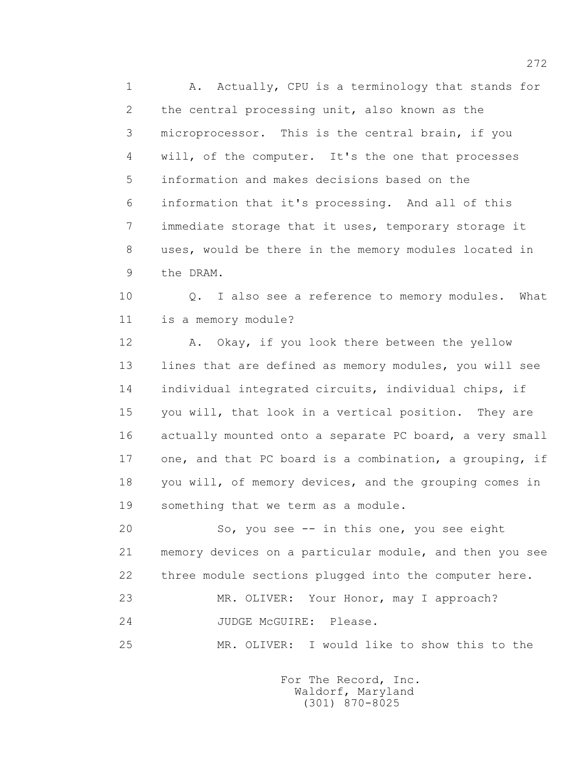A. Actually, CPU is a terminology that stands for the central processing unit, also known as the microprocessor. This is the central brain, if you will, of the computer. It's the one that processes information and makes decisions based on the information that it's processing. And all of this immediate storage that it uses, temporary storage it uses, would be there in the memory modules located in the DRAM.

Q. I also see a reference to memory modules. What is a memory module?

A. Okay, if you look there between the yellow lines that are defined as memory modules, you will see individual integrated circuits, individual chips, if you will, that look in a vertical position. They are actually mounted onto a separate PC board, a very small one, and that PC board is a combination, a grouping, if you will, of memory devices, and the grouping comes in something that we term as a module.

So, you see -- in this one, you see eight memory devices on a particular module, and then you see three module sections plugged into the computer here.

MR. OLIVER: Your Honor, may I approach?

JUDGE McGUIRE: Please.

MR. OLIVER: I would like to show this to the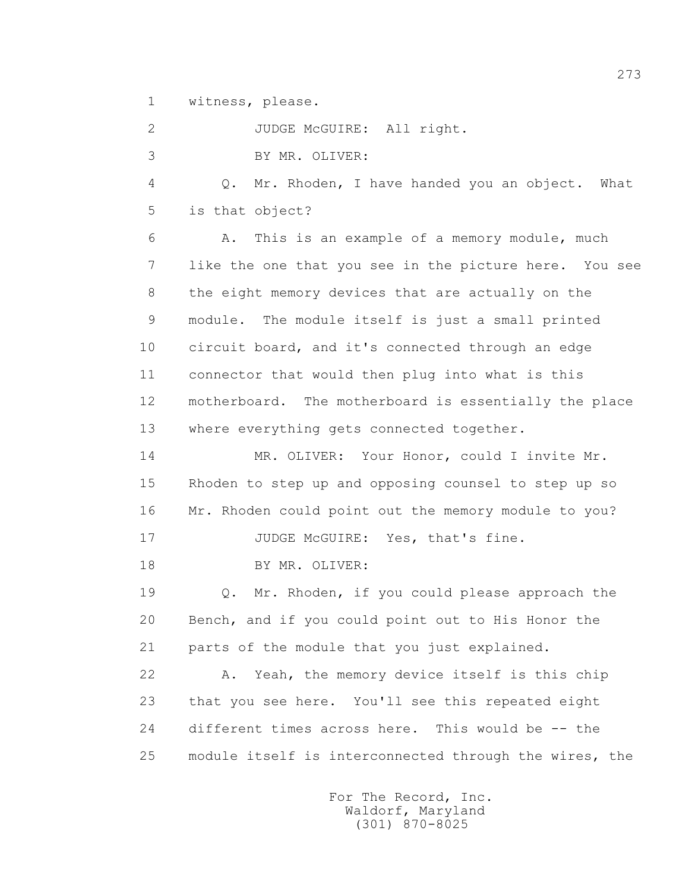1 witness, please.

2 JUDGE McGUIRE: All right.

3 BY MR. OLIVER:

4 Q. Mr. Rhoden, I have handed you an object. What

5 is that object?

6 A. This is an example of a memory module, much

7 like the one that you see in the picture here. You see

8 the eight memory devices that are actually on the

9 module. The module itself is just a small printed

10 circuit board, and it's connected through an edge

11 connector that would then plug into what is this

12 motherboard. The motherboard is essentially the place

13 where everything gets connected together.

14 MR. OLIVER: Your Honor, could I invite Mr.

15 Rhoden to step up and opposing counsel to step up so

16 Mr. Rhoden could point out the memory module to you?

17 JUDGE McGUIRE: Yes, that's fine.

18 BY MR. OLIVER:

19 Q. Mr. Rhoden, if you could please approach the

20 Bench, and if you could point out to His Honor the

21 parts of the module that you just explained.

22 A. Yeah, the memory device itself is this chip

23 that you see here. You'll see this repeated eight

24 different times across here. This would be -- the

25 module itself is interconnected through the wires, the

For The Record, Inc.
Waldorf, Maryland
(301) 870-8025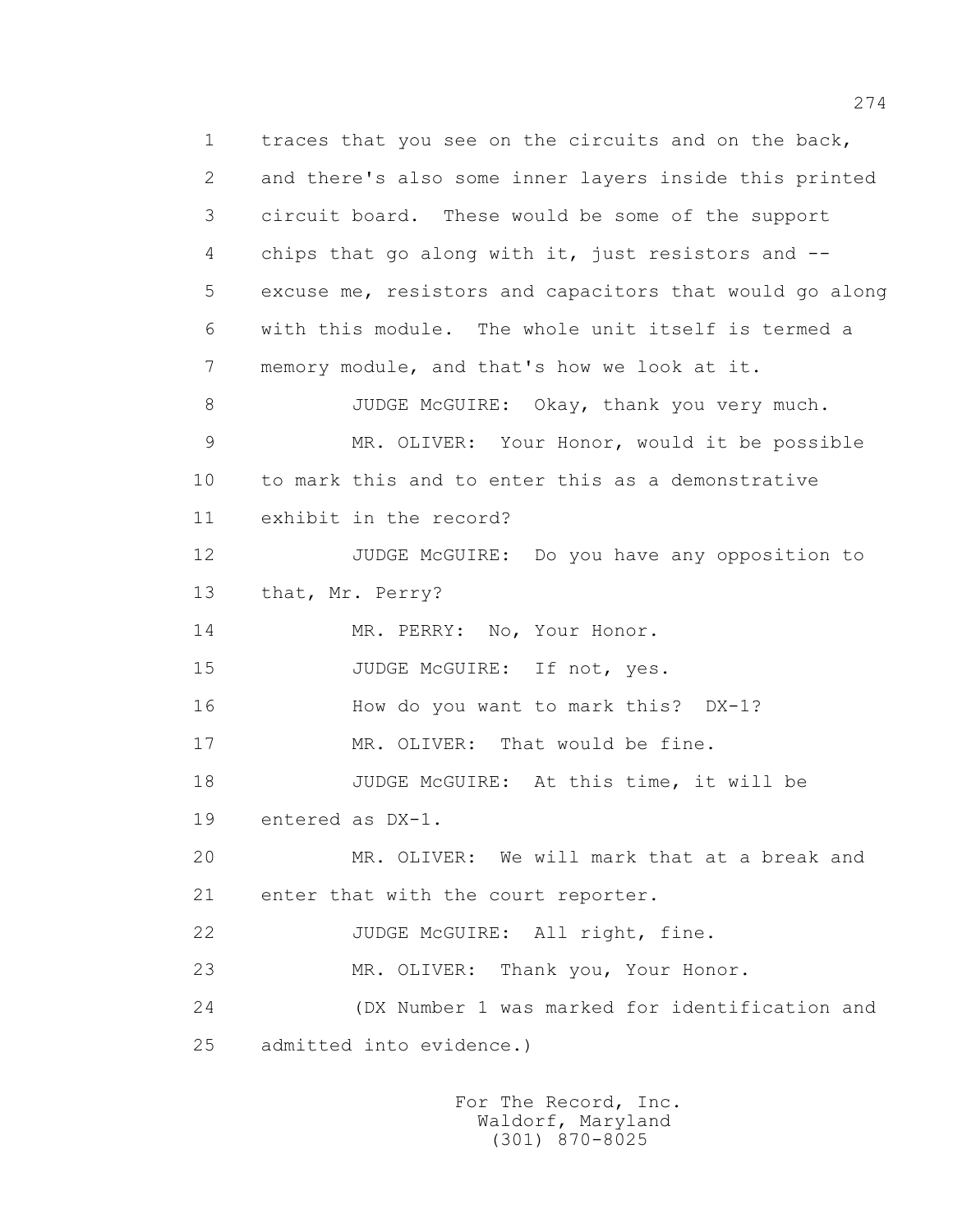1 traces that you see on the circuits and on the back,
2 and there's also some inner layers inside this printed
3 circuit board. These would be some of the support
4 chips that go along with it, just resistors and --
5 excuse me, resistors and capacitors that would go along
6 with this module. The whole unit itself is termed a
7 memory module, and that's how we look at it.
8 JUDGE McGUIRE: Okay, thank you very much.
9 MR. OLIVER: Your Honor, would it be possible
10 to mark this and to enter this as a demonstrative
11 exhibit in the record?
12 JUDGE McGUIRE: Do you have any opposition to
13 that, Mr. Perry?
14 MR. PERRY: No, Your Honor.
15 JUDGE McGUIRE: If not, yes.
16 How do you want to mark this? DX-1?
17 MR. OLIVER: That would be fine.
18 JUDGE McGUIRE: At this time, it will be
19 entered as DX-1.
20 MR. OLIVER: We will mark that at a break and
21 enter that with the court reporter.
22 JUDGE McGUIRE: All right, fine.
23 MR. OLIVER: Thank you, Your Honor.
24 (DX Number 1 was marked for identification and
25 admitted into evidence.)

For The Record, Inc.
Waldorf, Maryland
(301) 870-8025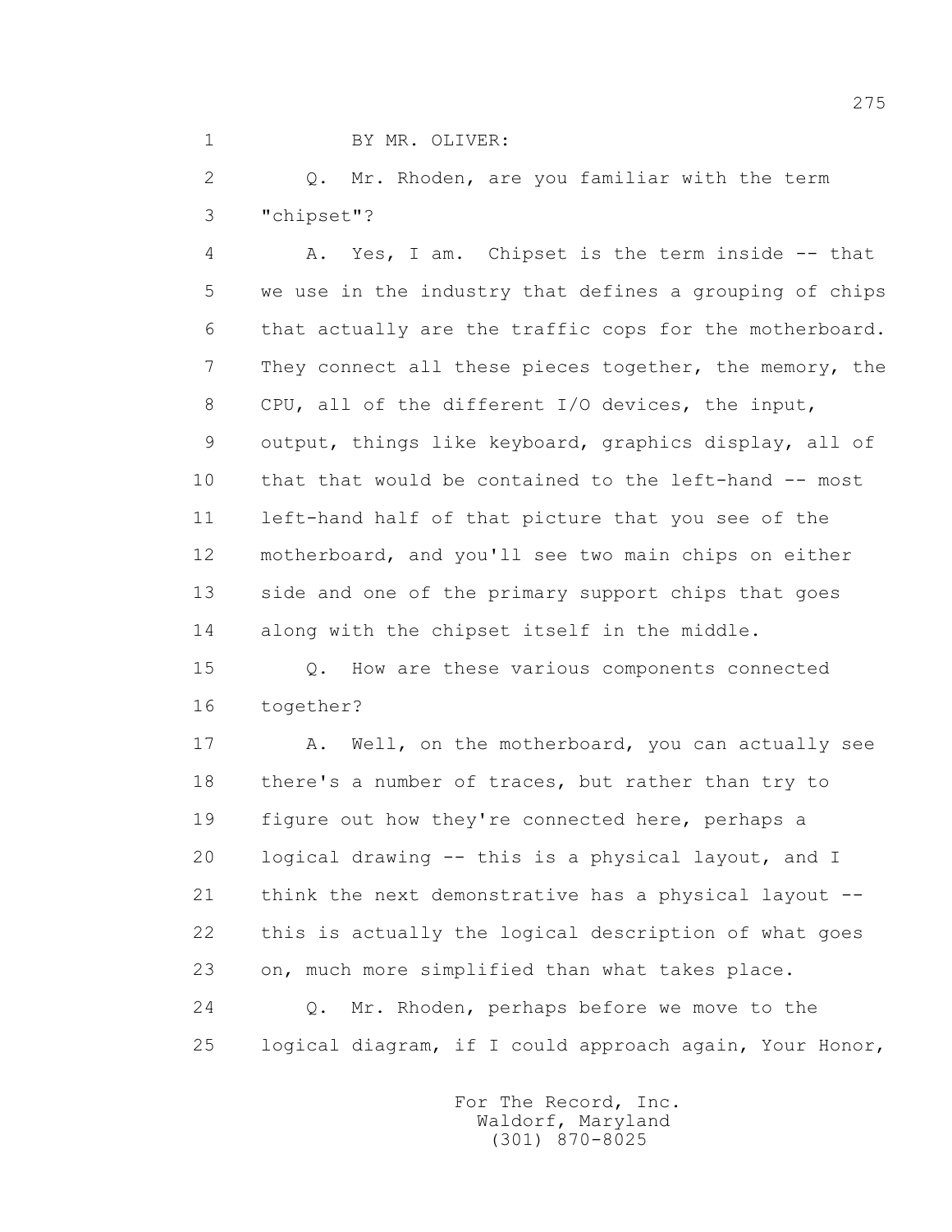BY MR. OLIVER:

Q. Mr. Rhoden, are you familiar with the term "chipset"?

A. Yes, I am. Chipset is the term inside -- that we use in the industry that defines a grouping of chips that actually are the traffic cops for the motherboard. They connect all these pieces together, the memory, the CPU, all of the different I/O devices, the input, output, things like keyboard, graphics display, all of that that would be contained to the left-hand -- most left-hand half of that picture that you see of the motherboard, and you'll see two main chips on either side and one of the primary support chips that goes along with the chipset itself in the middle.

Q. How are these various components connected together?

A. Well, on the motherboard, you can actually see there's a number of traces, but rather than try to figure out how they're connected here, perhaps a logical drawing -- this is a physical layout, and I think the next demonstrative has a physical layout -- this is actually the logical description of what goes on, much more simplified than what takes place.

Q. Mr. Rhoden, perhaps before we move to the logical diagram, if I could approach again, Your Honor,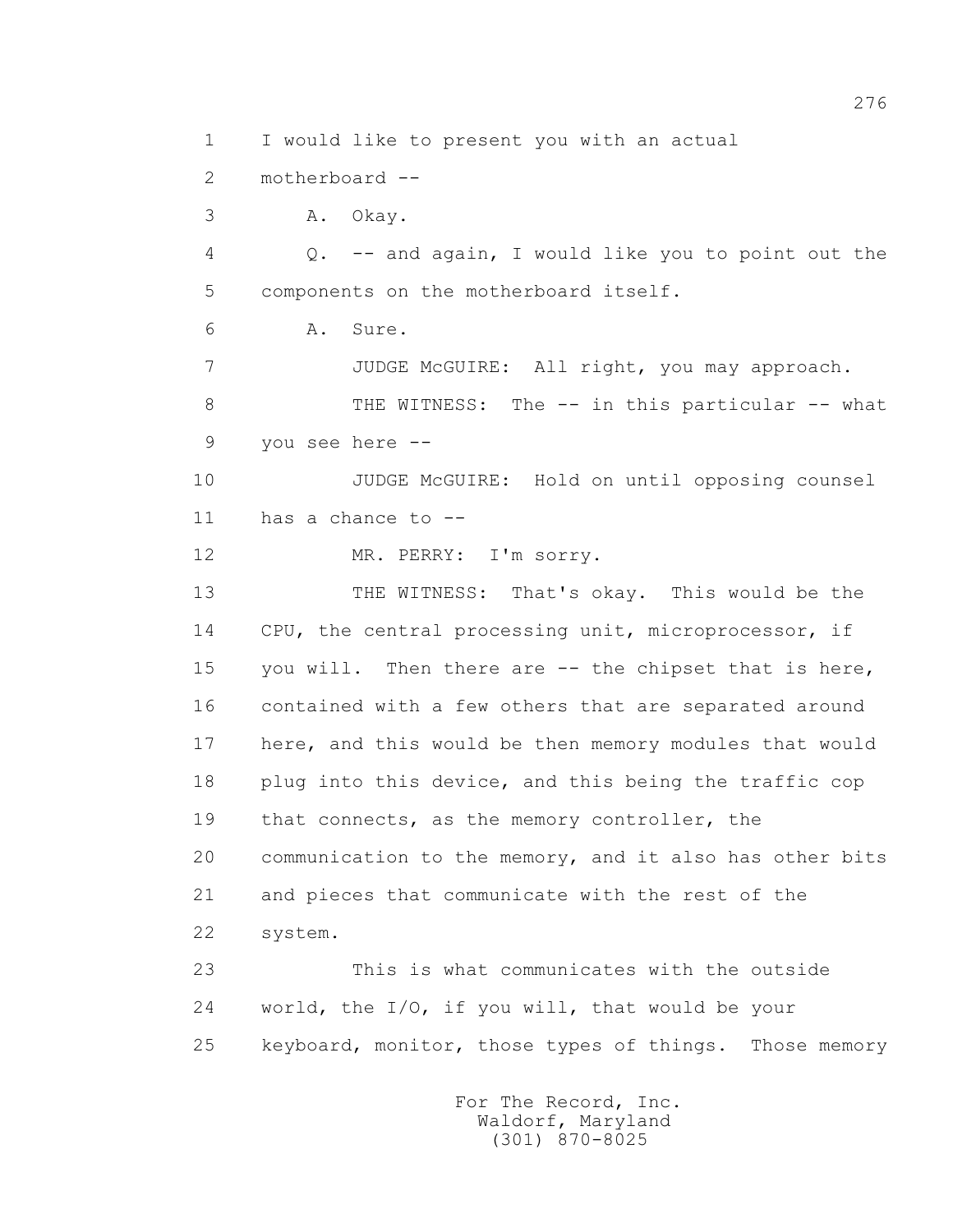1 I would like to present you with an actual

2 motherboard --

3 A. Okay.

4 Q. -- and again, I would like you to point out the

5 components on the motherboard itself.

6 A. Sure.

7 JUDGE McGUIRE: All right, you may approach.

8 THE WITNESS: The -- in this particular -- what

9 you see here --

10 JUDGE McGUIRE: Hold on until opposing counsel

11 has a chance to --

12 MR. PERRY: I'm sorry.

13 THE WITNESS: That's okay. This would be the

14 CPU, the central processing unit, microprocessor, if

15 you will. Then there are -- the chipset that is here,

16 contained with a few others that are separated around

17 here, and this would be then memory modules that would

18 plug into this device, and this being the traffic cop

19 that connects, as the memory controller, the

20 communication to the memory, and it also has other bits

21 and pieces that communicate with the rest of the

22 system.

23 This is what communicates with the outside

24 world, the I/O, if you will, that would be your

25 keyboard, monitor, those types of things. Those memory

For The Record, Inc.
Waldorf, Maryland
(301) 870-8025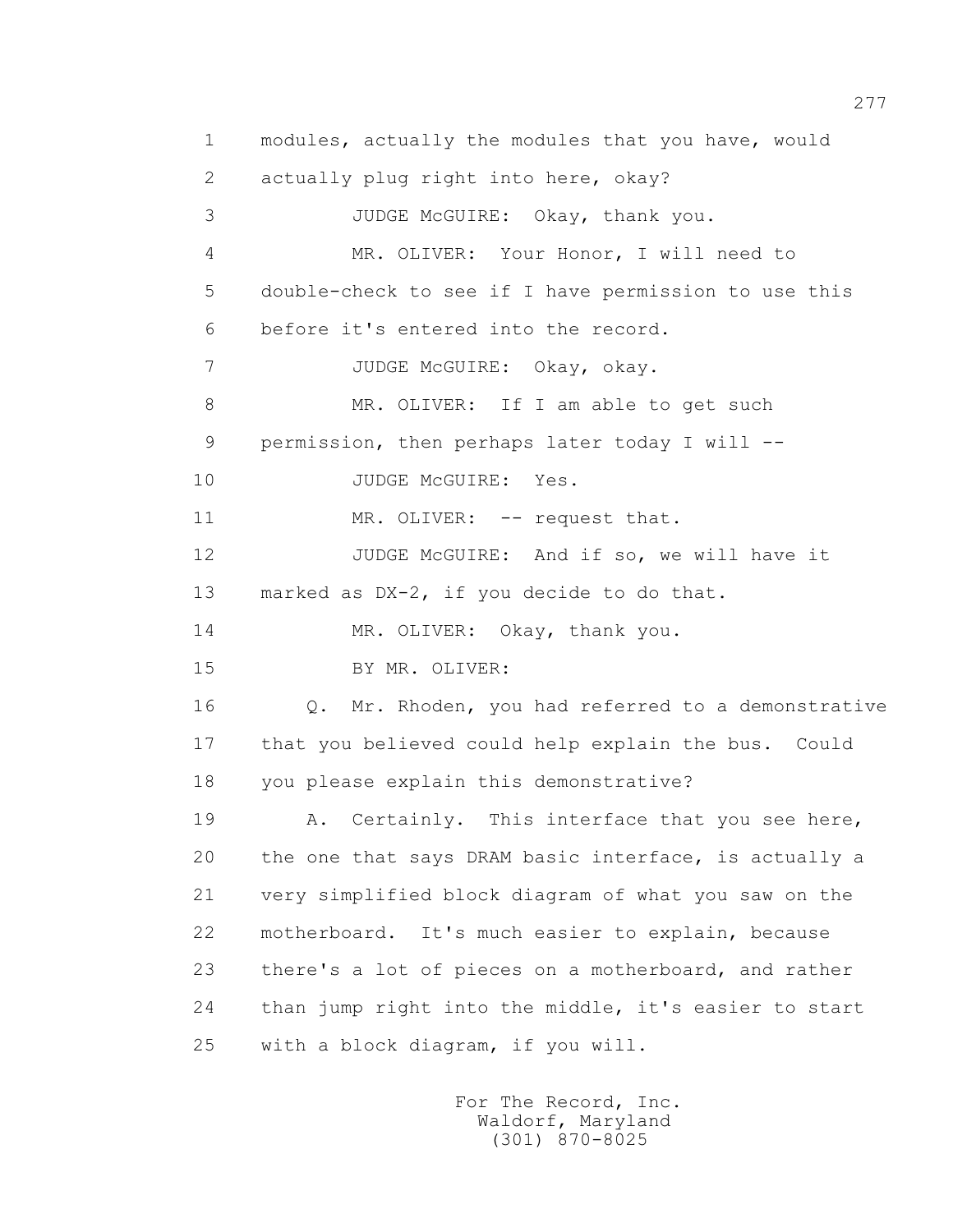1 modules, actually the modules that you have, would
2 actually plug right into here, okay?
3 JUDGE McGUIRE: Okay, thank you.
4 MR. OLIVER: Your Honor, I will need to
5 double-check to see if I have permission to use this
6 before it's entered into the record.
7 JUDGE McGUIRE: Okay, okay.
8 MR. OLIVER: If I am able to get such
9 permission, then perhaps later today I will --
10 JUDGE McGUIRE: Yes.
11 MR. OLIVER: -- request that.
12 JUDGE McGUIRE: And if so, we will have it
13 marked as DX-2, if you decide to do that.
14 MR. OLIVER: Okay, thank you.
15 BY MR. OLIVER:
16 Q. Mr. Rhoden, you had referred to a demonstrative
17 that you believed could help explain the bus. Could
18 you please explain this demonstrative?
19 A. Certainly. This interface that you see here,
20 the one that says DRAM basic interface, is actually a
21 very simplified block diagram of what you saw on the
22 motherboard. It's much easier to explain, because
23 there's a lot of pieces on a motherboard, and rather
24 than jump right into the middle, it's easier to start
25 with a block diagram, if you will.

For The Record, Inc.
Waldorf, Maryland
(301) 870-8025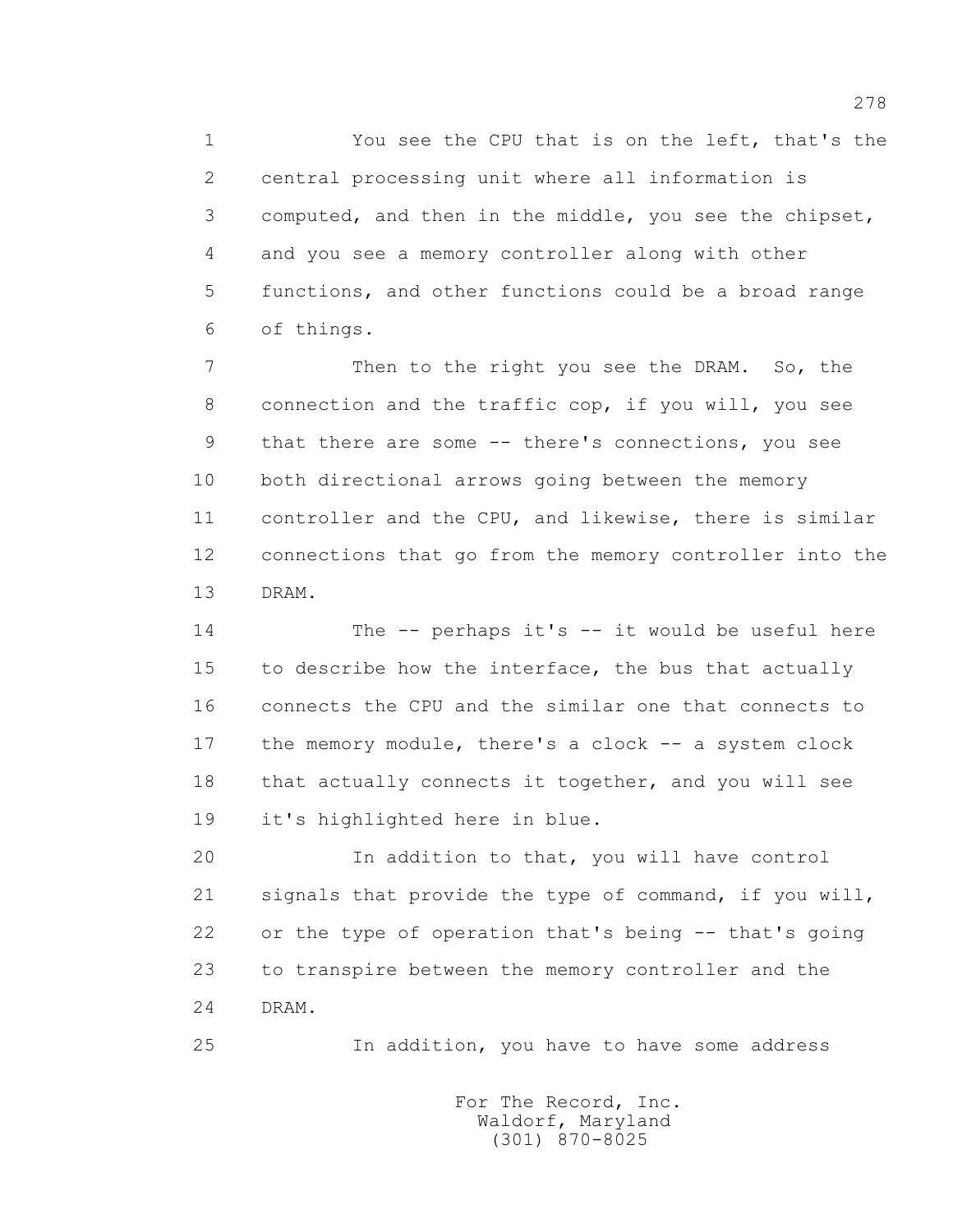You see the CPU that is on the left, that's the central processing unit where all information is computed, and then in the middle, you see the chipset, and you see a memory controller along with other functions, and other functions could be a broad range of things.

Then to the right you see the DRAM. So, the connection and the traffic cop, if you will, you see that there are some -- there's connections, you see both directional arrows going between the memory controller and the CPU, and likewise, there is similar connections that go from the memory controller into the DRAM.

The -- perhaps it's -- it would be useful here to describe how the interface, the bus that actually connects the CPU and the similar one that connects to the memory module, there's a clock -- a system clock that actually connects it together, and you will see it's highlighted here in blue.

In addition to that, you will have control signals that provide the type of command, if you will, or the type of operation that's being -- that's going to transpire between the memory controller and the DRAM.

In addition, you have to have some address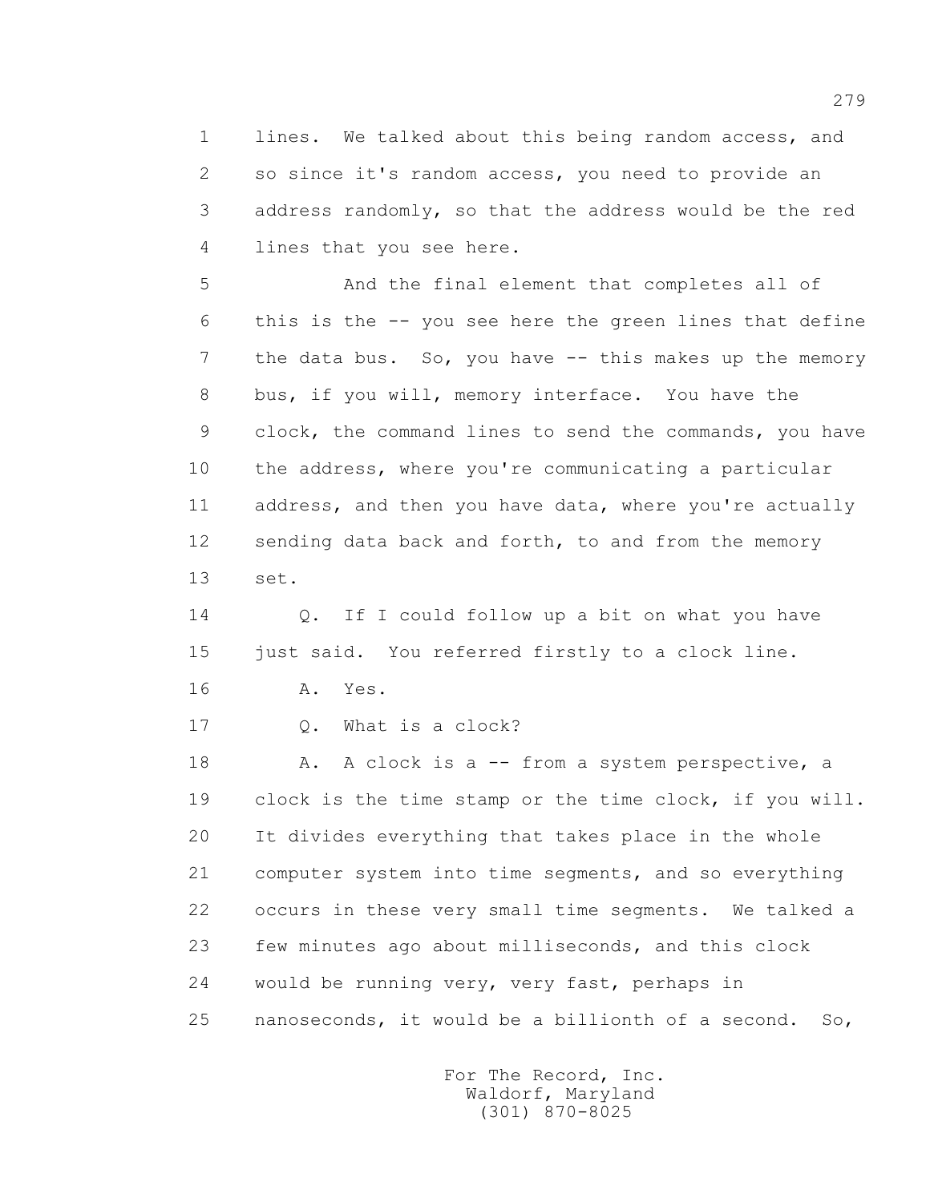lines. We talked about this being random access, and so since it's random access, you need to provide an address randomly, so that the address would be the red lines that you see here.

And the final element that completes all of this is the -- you see here the green lines that define the data bus. So, you have -- this makes up the memory bus, if you will, memory interface. You have the clock, the command lines to send the commands, you have the address, where you're communicating a particular address, and then you have data, where you're actually sending data back and forth, to and from the memory set.

Q. If I could follow up a bit on what you have just said. You referred firstly to a clock line.

A. Yes.

Q. What is a clock?

A. A clock is a -- from a system perspective, a clock is the time stamp or the time clock, if you will. It divides everything that takes place in the whole computer system into time segments, and so everything occurs in these very small time segments. We talked a few minutes ago about milliseconds, and this clock would be running very, very fast, perhaps in nanoseconds, it would be a billionth of a second. So,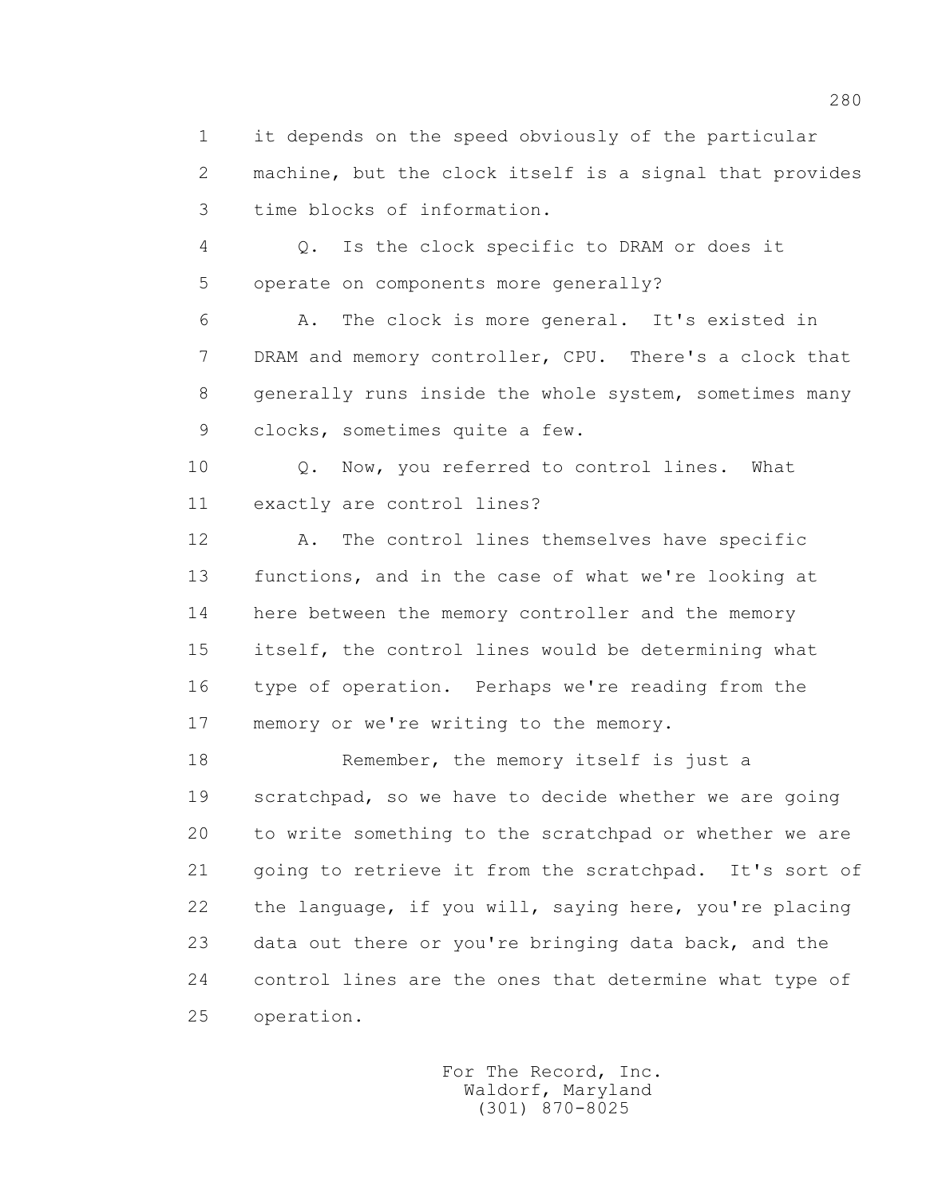1 it depends on the speed obviously of the particular
2 machine, but the clock itself is a signal that provides
3 time blocks of information.

4 Q. Is the clock specific to DRAM or does it
5 operate on components more generally?

6 A. The clock is more general. It's existed in
7 DRAM and memory controller, CPU. There's a clock that
8 generally runs inside the whole system, sometimes many
9 clocks, sometimes quite a few.

10 Q. Now, you referred to control lines. What
11 exactly are control lines?

12 A. The control lines themselves have specific
13 functions, and in the case of what we're looking at
14 here between the memory controller and the memory
15 itself, the control lines would be determining what
16 type of operation. Perhaps we're reading from the
17 memory or we're writing to the memory.

18 Remember, the memory itself is just a
19 scratchpad, so we have to decide whether we are going
20 to write something to the scratchpad or whether we are
21 going to retrieve it from the scratchpad. It's sort of
22 the language, if you will, saying here, you're placing
23 data out there or you're bringing data back, and the
24 control lines are the ones that determine what type of
25 operation.

For The Record, Inc.
Waldorf, Maryland
(301) 870-8025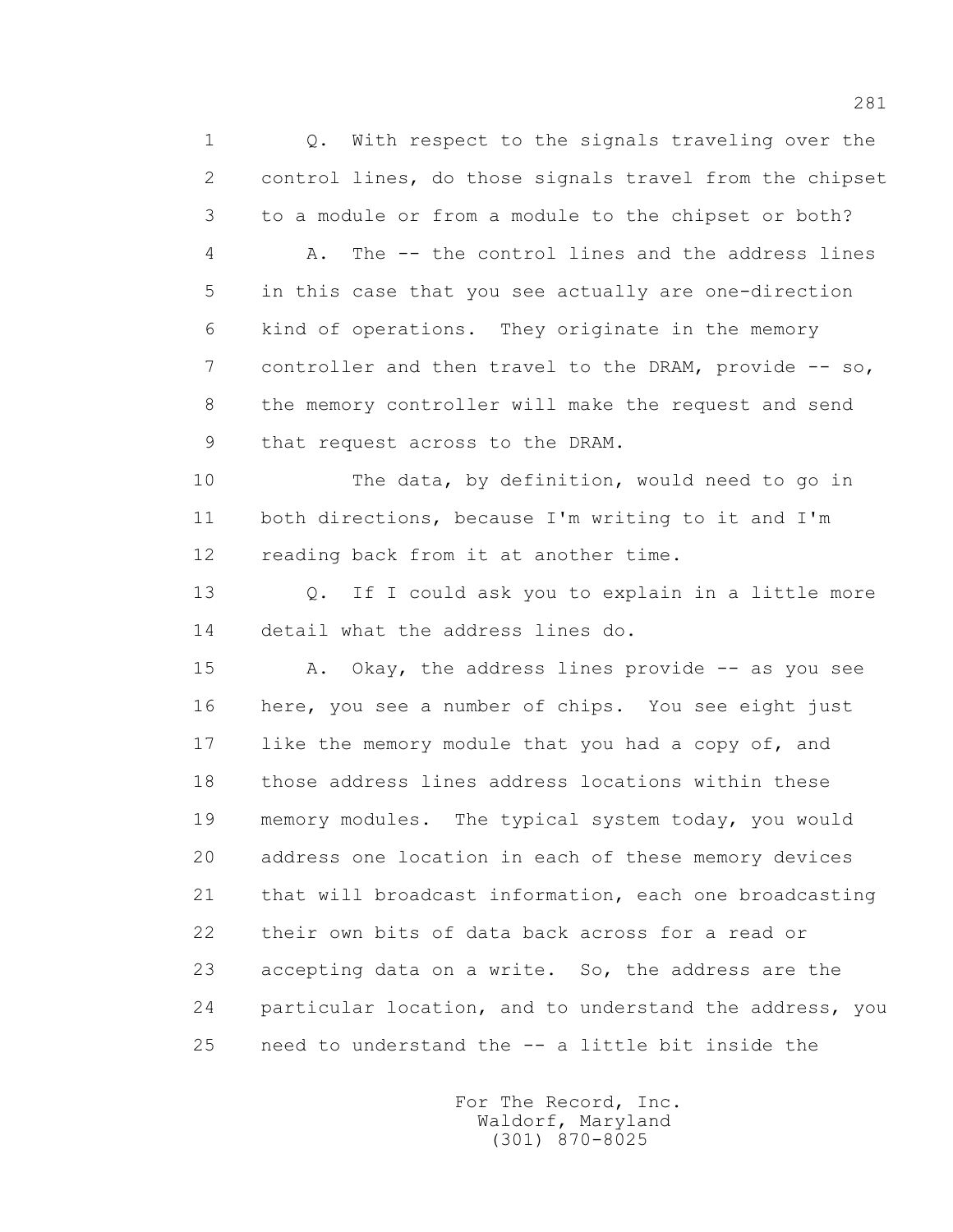1 Q. With respect to the signals traveling over the
2 control lines, do those signals travel from the chipset
3 to a module or from a module to the chipset or both?
4 A. The -- the control lines and the address lines
5 in this case that you see actually are one-direction
6 kind of operations. They originate in the memory
7 controller and then travel to the DRAM, provide -- so,
8 the memory controller will make the request and send
9 that request across to the DRAM.
10 The data, by definition, would need to go in
11 both directions, because I'm writing to it and I'm
12 reading back from it at another time.
13 Q. If I could ask you to explain in a little more
14 detail what the address lines do.
15 A. Okay, the address lines provide -- as you see
16 here, you see a number of chips. You see eight just
17 like the memory module that you had a copy of, and
18 those address lines address locations within these
19 memory modules. The typical system today, you would
20 address one location in each of these memory devices
21 that will broadcast information, each one broadcasting
22 their own bits of data back across for a read or
23 accepting data on a write. So, the address are the
24 particular location, and to understand the address, you
25 need to understand the -- a little bit inside the

For The Record, Inc.
Waldorf, Maryland
(301) 870-8025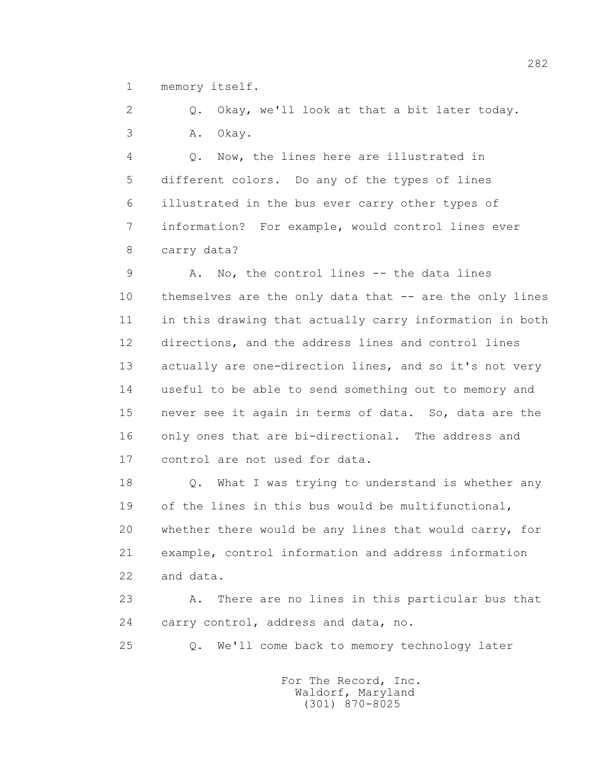1 memory itself.

2 Q. Okay, we'll look at that a bit later today.

3 A. Okay.

4 Q. Now, the lines here are illustrated in

5 different colors. Do any of the types of lines

6 illustrated in the bus ever carry other types of

7 information? For example, would control lines ever

8 carry data?

9 A. No, the control lines -- the data lines

10 themselves are the only data that -- are the only lines

11 in this drawing that actually carry information in both

12 directions, and the address lines and control lines

13 actually are one-direction lines, and so it's not very

14 useful to be able to send something out to memory and

15 never see it again in terms of data. So, data are the

16 only ones that are bi-directional. The address and

17 control are not used for data.

18 Q. What I was trying to understand is whether any

19 of the lines in this bus would be multifunctional,

20 whether there would be any lines that would carry, for

21 example, control information and address information

22 and data.

23 A. There are no lines in this particular bus that

24 carry control, address and data, no.

25 Q. We'll come back to memory technology later

For The Record, Inc.
Waldorf, Maryland
(301) 870-8025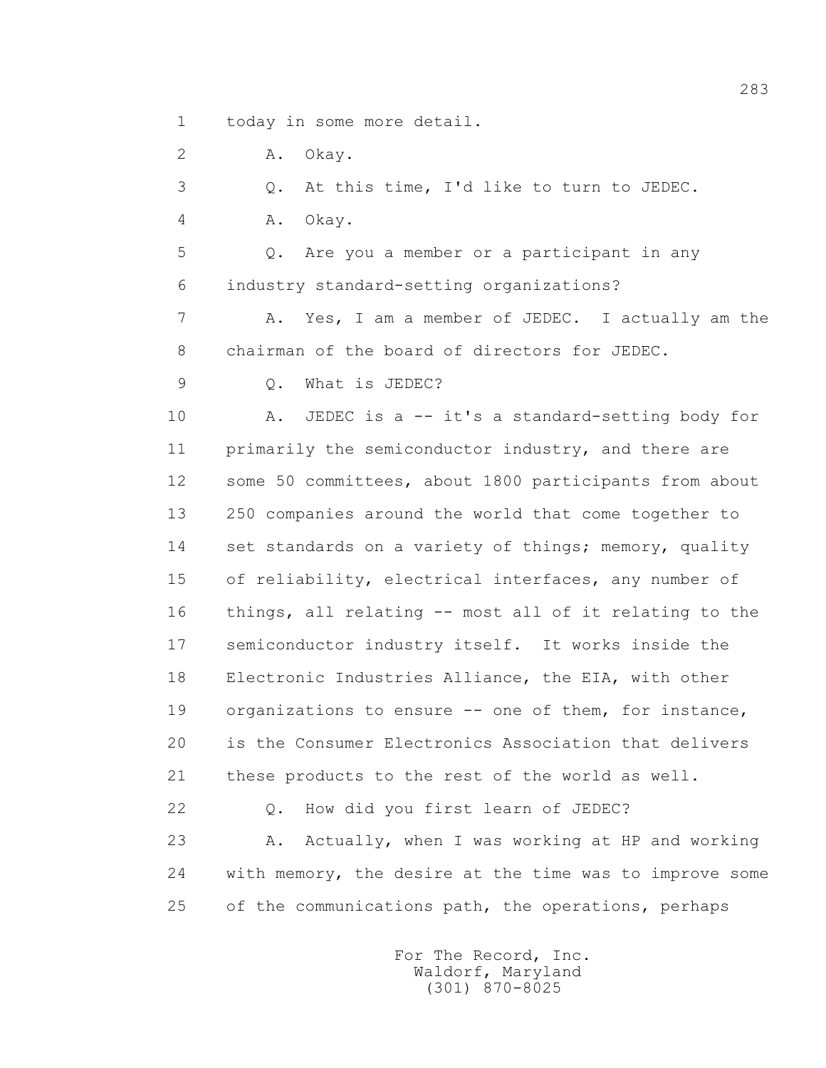1 today in some more detail.

2 A. Okay.

3 Q. At this time, I'd like to turn to JEDEC.

4 A. Okay.

5 Q. Are you a member or a participant in any

6 industry standard-setting organizations?

7 A. Yes, I am a member of JEDEC. I actually am the

8 chairman of the board of directors for JEDEC.

9 Q. What is JEDEC?

10 A. JEDEC is a -- it's a standard-setting body for

11 primarily the semiconductor industry, and there are

12 some 50 committees, about 1800 participants from about

13 250 companies around the world that come together to

14 set standards on a variety of things; memory, quality

15 of reliability, electrical interfaces, any number of

16 things, all relating -- most all of it relating to the

17 semiconductor industry itself. It works inside the

18 Electronic Industries Alliance, the EIA, with other

19 organizations to ensure -- one of them, for instance,

20 is the Consumer Electronics Association that delivers

21 these products to the rest of the world as well.

22 Q. How did you first learn of JEDEC?

23 A. Actually, when I was working at HP and working

24 with memory, the desire at the time was to improve some

25 of the communications path, the operations, perhaps

For The Record, Inc.
Waldorf, Maryland
(301) 870-8025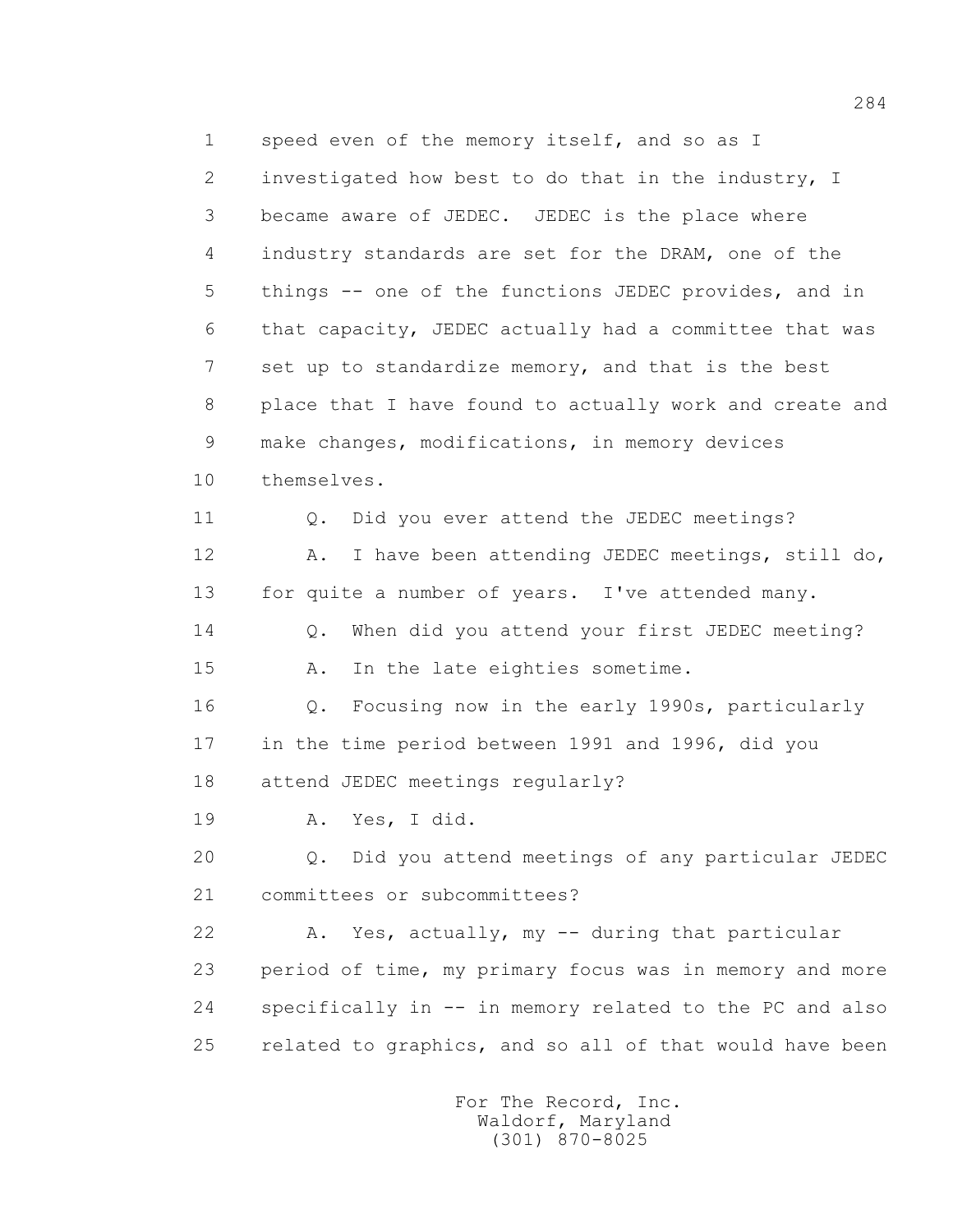1 speed even of the memory itself, and so as I
2 investigated how best to do that in the industry, I
3 became aware of JEDEC. JEDEC is the place where
4 industry standards are set for the DRAM, one of the
5 things -- one of the functions JEDEC provides, and in
6 that capacity, JEDEC actually had a committee that was
7 set up to standardize memory, and that is the best
8 place that I have found to actually work and create and
9 make changes, modifications, in memory devices
10 themselves.
11 Q. Did you ever attend the JEDEC meetings?
12 A. I have been attending JEDEC meetings, still do,
13 for quite a number of years. I've attended many.
14 Q. When did you attend your first JEDEC meeting?
15 A. In the late eighties sometime.
16 Q. Focusing now in the early 1990s, particularly
17 in the time period between 1991 and 1996, did you
18 attend JEDEC meetings regularly?
19 A. Yes, I did.
20 Q. Did you attend meetings of any particular JEDEC
21 committees or subcommittees?
22 A. Yes, actually, my -- during that particular
23 period of time, my primary focus was in memory and more
24 specifically in -- in memory related to the PC and also
25 related to graphics, and so all of that would have been

For The Record, Inc.
Waldorf, Maryland
(301) 870-8025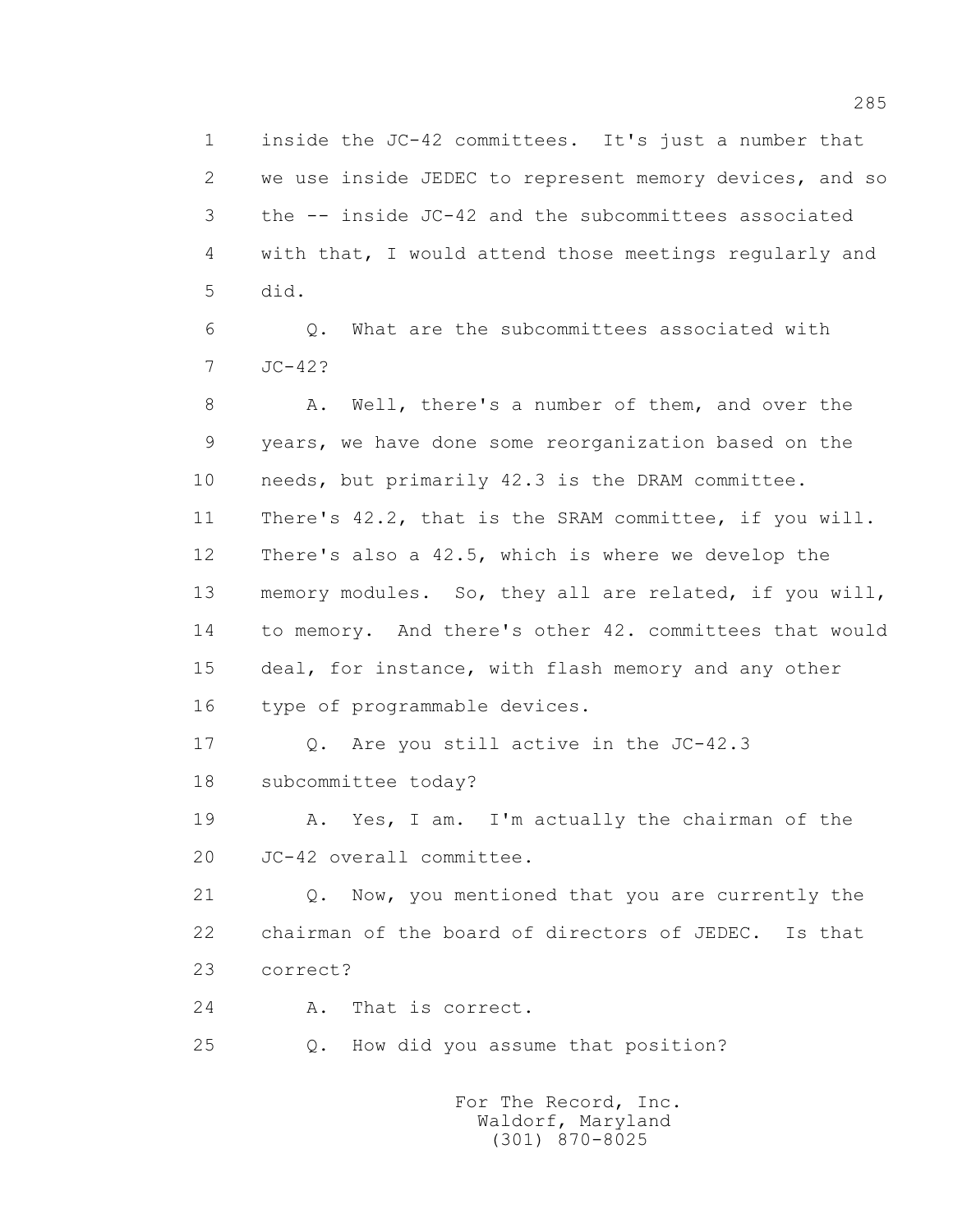1 inside the JC-42 committees. It's just a number that
2 we use inside JEDEC to represent memory devices, and so
3 the -- inside JC-42 and the subcommittees associated
4 with that, I would attend those meetings regularly and
5 did.

6 Q. What are the subcommittees associated with
7 JC-42?

8 A. Well, there's a number of them, and over the
9 years, we have done some reorganization based on the
10 needs, but primarily 42.3 is the DRAM committee.
11 There's 42.2, that is the SRAM committee, if you will.
12 There's also a 42.5, which is where we develop the
13 memory modules. So, they all are related, if you will,
14 to memory. And there's other 42. committees that would
15 deal, for instance, with flash memory and any other
16 type of programmable devices.

17 Q. Are you still active in the JC-42.3
18 subcommittee today?

19 A. Yes, I am. I'm actually the chairman of the
20 JC-42 overall committee.

21 Q. Now, you mentioned that you are currently the
22 chairman of the board of directors of JEDEC. Is that
23 correct?

24 A. That is correct.

25 Q. How did you assume that position?

For The Record, Inc.
Waldorf, Maryland
(301) 870-8025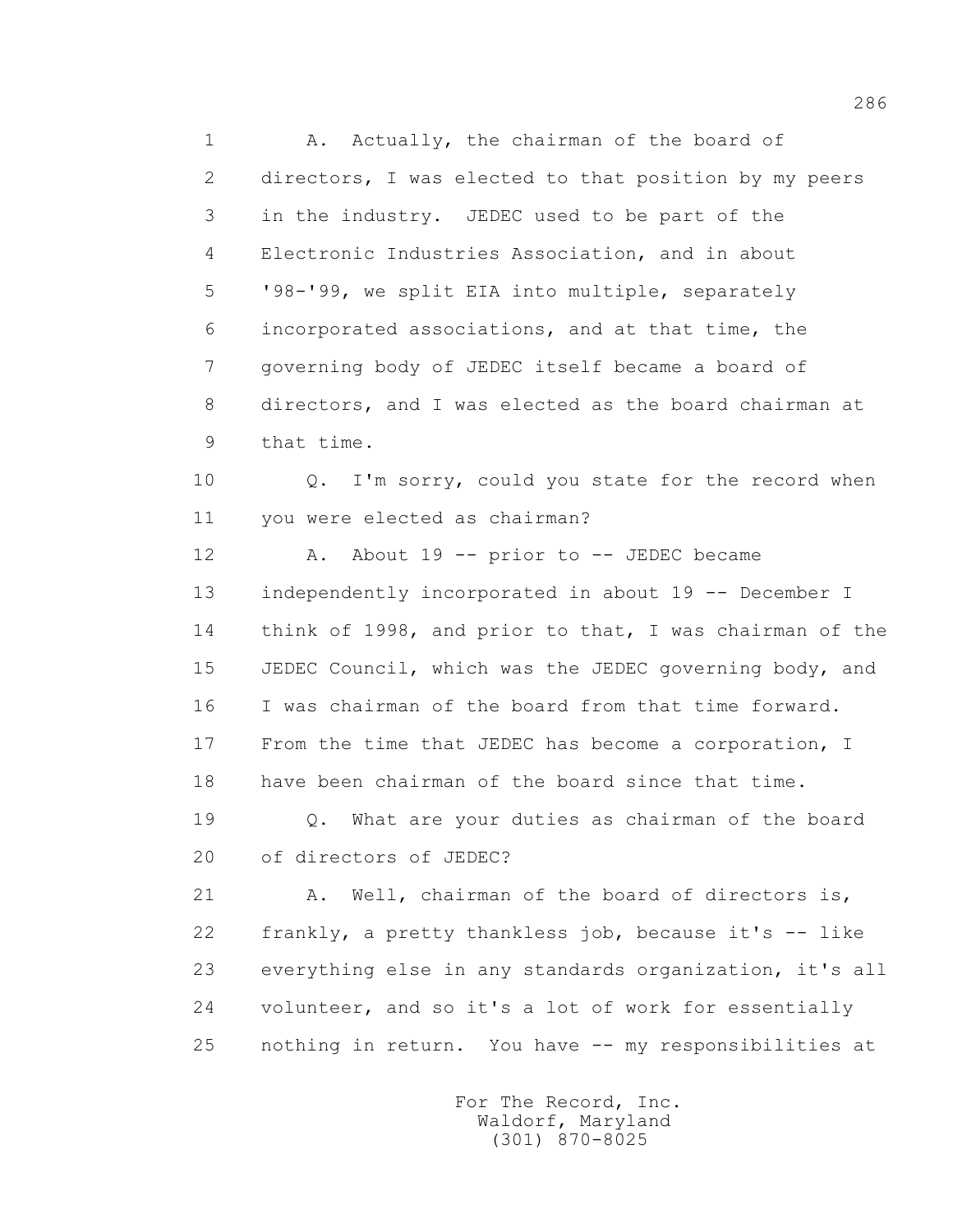1 A. Actually, the chairman of the board of
2 directors, I was elected to that position by my peers
3 in the industry. JEDEC used to be part of the
4 Electronic Industries Association, and in about
5 '98-'99, we split EIA into multiple, separately
6 incorporated associations, and at that time, the
7 governing body of JEDEC itself became a board of
8 directors, and I was elected as the board chairman at
9 that time.

10 Q. I'm sorry, could you state for the record when
11 you were elected as chairman?

12 A. About 19 -- prior to -- JEDEC became
13 independently incorporated in about 19 -- December I
14 think of 1998, and prior to that, I was chairman of the
15 JEDEC Council, which was the JEDEC governing body, and
16 I was chairman of the board from that time forward.
17 From the time that JEDEC has become a corporation, I
18 have been chairman of the board since that time.

19 Q. What are your duties as chairman of the board
20 of directors of JEDEC?

21 A. Well, chairman of the board of directors is,
22 frankly, a pretty thankless job, because it's -- like
23 everything else in any standards organization, it's all
24 volunteer, and so it's a lot of work for essentially
25 nothing in return. You have -- my responsibilities at

For The Record, Inc.
Waldorf, Maryland
(301) 870-8025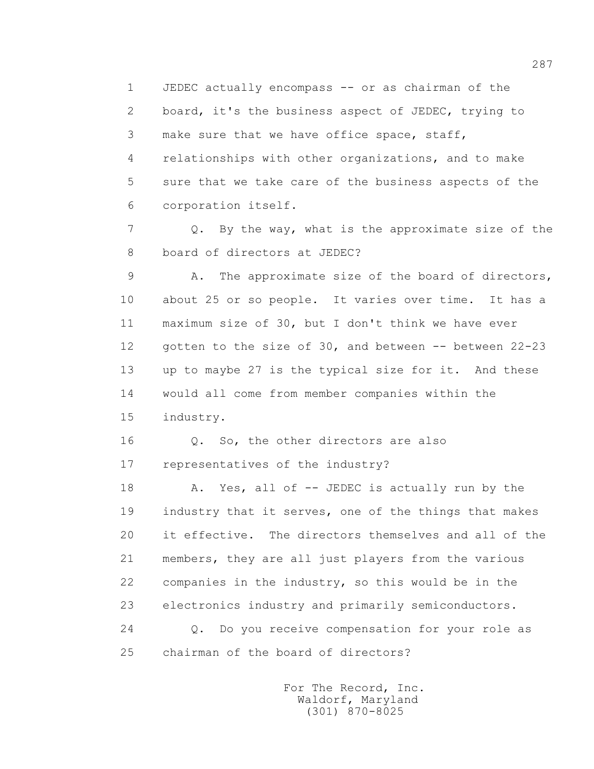1 JEDEC actually encompass -- or as chairman of the
2 board, it's the business aspect of JEDEC, trying to
3 make sure that we have office space, staff,
4 relationships with other organizations, and to make
5 sure that we take care of the business aspects of the
6 corporation itself.

7 Q. By the way, what is the approximate size of the
8 board of directors at JEDEC?

9 A. The approximate size of the board of directors,
10 about 25 or so people. It varies over time. It has a
11 maximum size of 30, but I don't think we have ever
12 gotten to the size of 30, and between -- between 22-23
13 up to maybe 27 is the typical size for it. And these
14 would all come from member companies within the
15 industry.

16 Q. So, the other directors are also
17 representatives of the industry?

18 A. Yes, all of -- JEDEC is actually run by the
19 industry that it serves, one of the things that makes
20 it effective. The directors themselves and all of the
21 members, they are all just players from the various
22 companies in the industry, so this would be in the
23 electronics industry and primarily semiconductors.

24 Q. Do you receive compensation for your role as
25 chairman of the board of directors?

For The Record, Inc.
Waldorf, Maryland
(301) 870-8025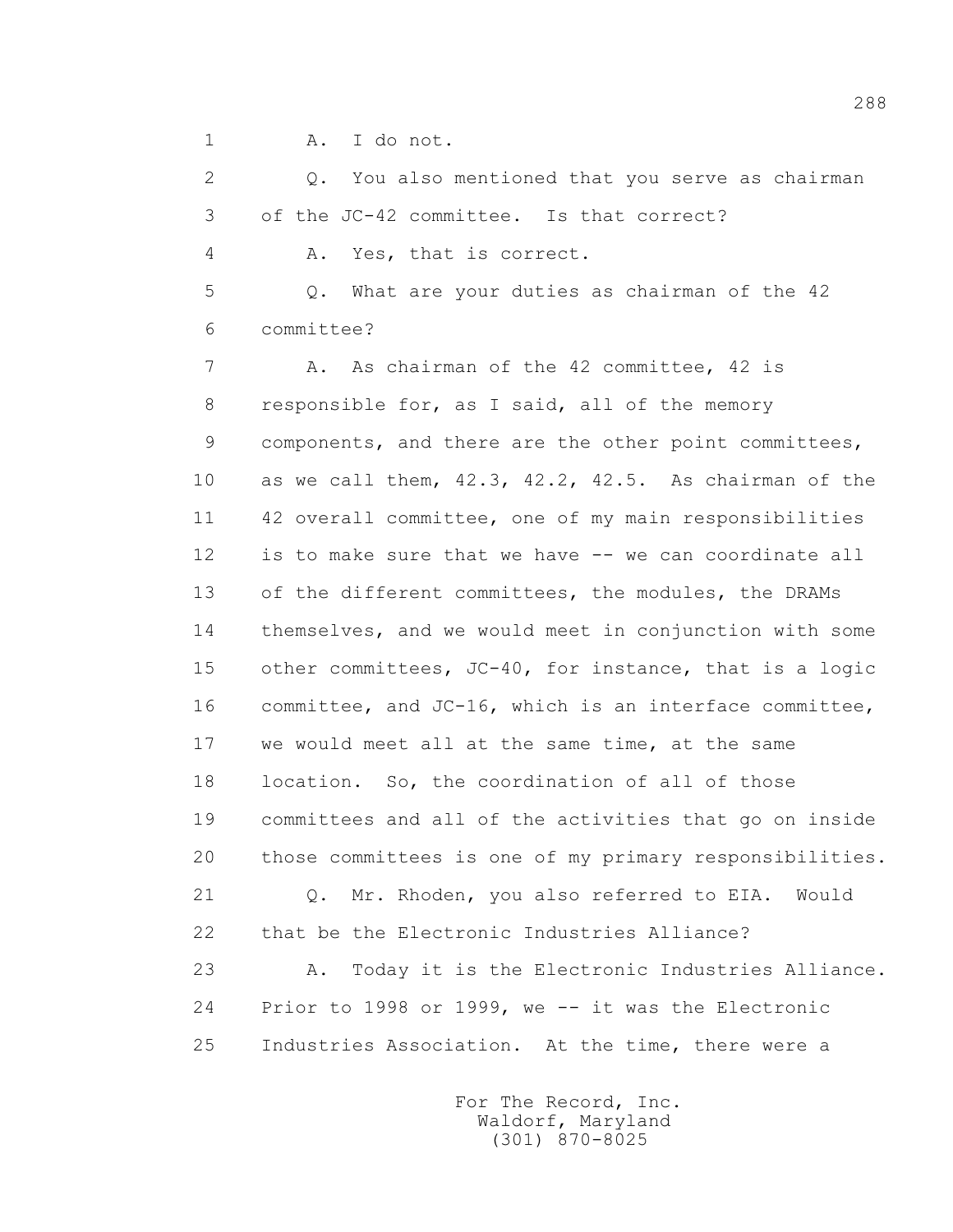A. I do not.

Q. You also mentioned that you serve as chairman of the JC-42 committee. Is that correct?

A. Yes, that is correct.

Q. What are your duties as chairman of the 42 committee?

A. As chairman of the 42 committee, 42 is responsible for, as I said, all of the memory components, and there are the other point committees, as we call them, 42.3, 42.2, 42.5. As chairman of the 42 overall committee, one of my main responsibilities is to make sure that we have -- we can coordinate all of the different committees, the modules, the DRAMs themselves, and we would meet in conjunction with some other committees, JC-40, for instance, that is a logic committee, and JC-16, which is an interface committee, we would meet all at the same time, at the same location. So, the coordination of all of those committees and all of the activities that go on inside those committees is one of my primary responsibilities.

Q. Mr. Rhoden, you also referred to EIA. Would that be the Electronic Industries Alliance?

A. Today it is the Electronic Industries Alliance. Prior to 1998 or 1999, we -- it was the Electronic Industries Association. At the time, there were a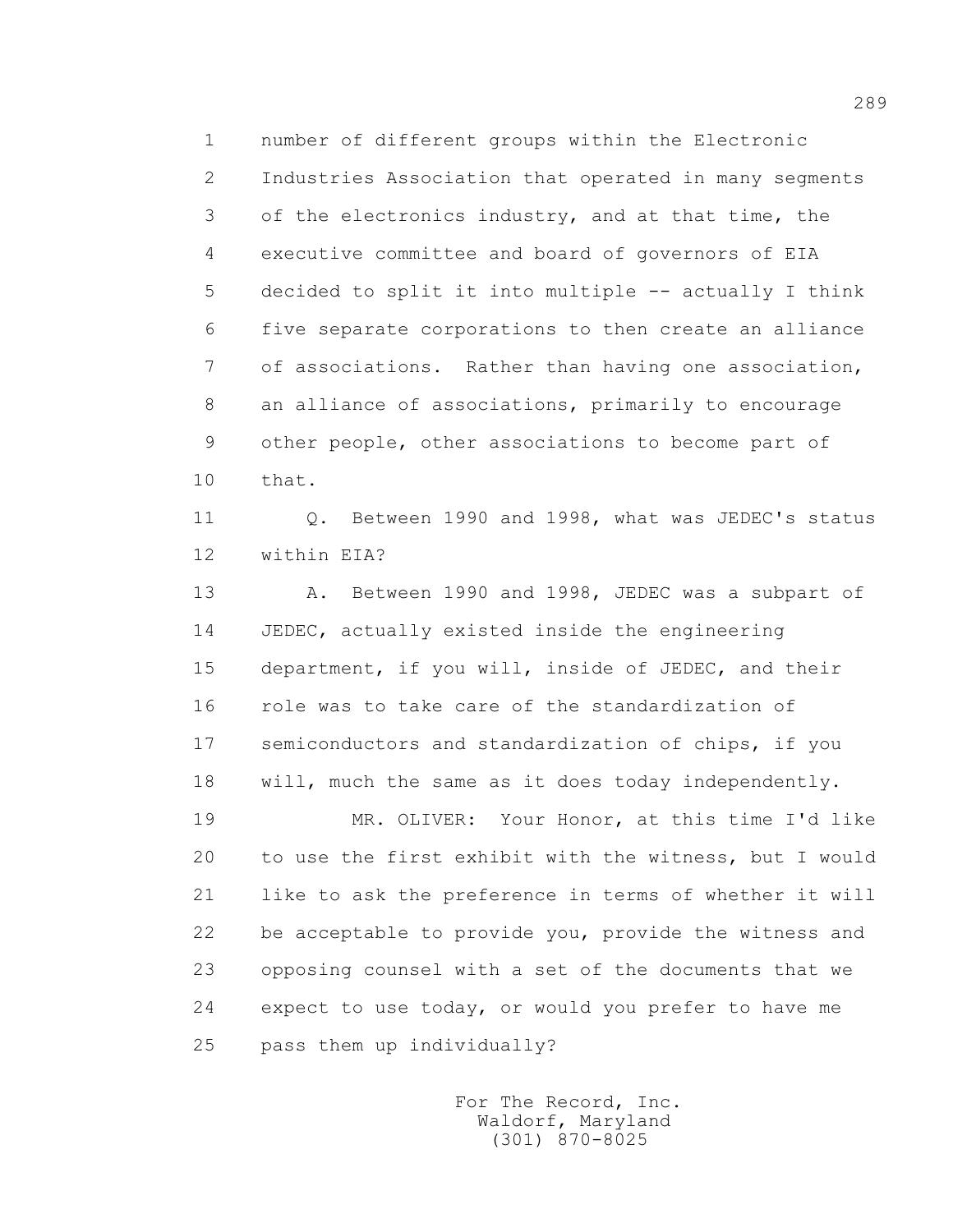1 number of different groups within the Electronic
2 Industries Association that operated in many segments
3 of the electronics industry, and at that time, the
4 executive committee and board of governors of EIA
5 decided to split it into multiple -- actually I think
6 five separate corporations to then create an alliance
7 of associations. Rather than having one association,
8 an alliance of associations, primarily to encourage
9 other people, other associations to become part of
10 that.

11 Q. Between 1990 and 1998, what was JEDEC's status
12 within EIA?

13 A. Between 1990 and 1998, JEDEC was a subpart of
14 JEDEC, actually existed inside the engineering
15 department, if you will, inside of JEDEC, and their
16 role was to take care of the standardization of
17 semiconductors and standardization of chips, if you
18 will, much the same as it does today independently.

19 MR. OLIVER: Your Honor, at this time I'd like
20 to use the first exhibit with the witness, but I would
21 like to ask the preference in terms of whether it will
22 be acceptable to provide you, provide the witness and
23 opposing counsel with a set of the documents that we
24 expect to use today, or would you prefer to have me
25 pass them up individually?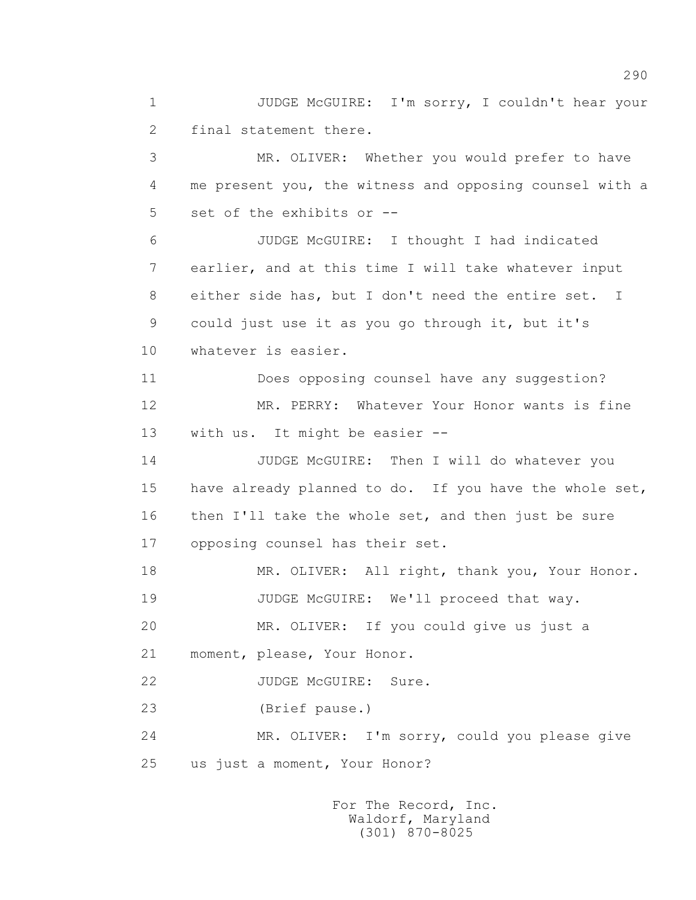1 JUDGE McGUIRE: I'm sorry, I couldn't hear your
2 final statement there.
3 MR. OLIVER: Whether you would prefer to have
4 me present you, the witness and opposing counsel with a
5 set of the exhibits or --
6 JUDGE McGUIRE: I thought I had indicated
7 earlier, and at this time I will take whatever input
8 either side has, but I don't need the entire set. I
9 could just use it as you go through it, but it's
10 whatever is easier.
11 Does opposing counsel have any suggestion?
12 MR. PERRY: Whatever Your Honor wants is fine
13 with us. It might be easier --
14 JUDGE McGUIRE: Then I will do whatever you
15 have already planned to do. If you have the whole set,
16 then I'll take the whole set, and then just be sure
17 opposing counsel has their set.
18 MR. OLIVER: All right, thank you, Your Honor.
19 JUDGE McGUIRE: We'll proceed that way.
20 MR. OLIVER: If you could give us just a
21 moment, please, Your Honor.
22 JUDGE McGUIRE: Sure.
23 (Brief pause.)
24 MR. OLIVER: I'm sorry, could you please give
25 us just a moment, Your Honor?

For The Record, Inc.
Waldorf, Maryland
(301) 870-8025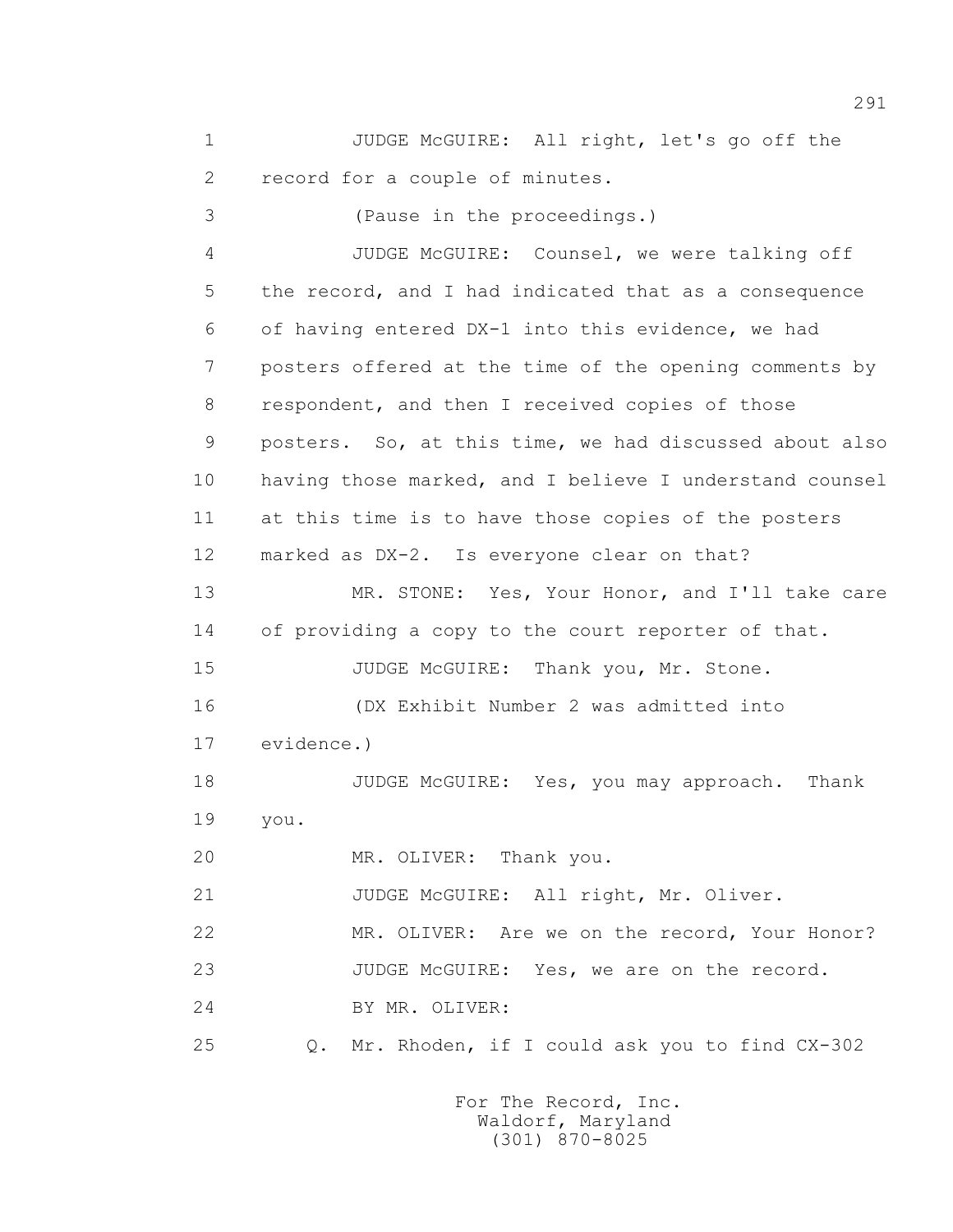1 JUDGE McGUIRE: All right, let's go off the
2 record for a couple of minutes.
3 (Pause in the proceedings.)
4 JUDGE McGUIRE: Counsel, we were talking off
5 the record, and I had indicated that as a consequence
6 of having entered DX-1 into this evidence, we had
7 posters offered at the time of the opening comments by
8 respondent, and then I received copies of those
9 posters. So, at this time, we had discussed about also
10 having those marked, and I believe I understand counsel
11 at this time is to have those copies of the posters
12 marked as DX-2. Is everyone clear on that?
13 MR. STONE: Yes, Your Honor, and I'll take care
14 of providing a copy to the court reporter of that.
15 JUDGE McGUIRE: Thank you, Mr. Stone.
16 (DX Exhibit Number 2 was admitted into
17 evidence.)
18 JUDGE McGUIRE: Yes, you may approach. Thank
19 you.
20 MR. OLIVER: Thank you.
21 JUDGE McGUIRE: All right, Mr. Oliver.
22 MR. OLIVER: Are we on the record, Your Honor?
23 JUDGE McGUIRE: Yes, we are on the record.
24 BY MR. OLIVER:
25 Q. Mr. Rhoden, if I could ask you to find CX-302

For The Record, Inc.
Waldorf, Maryland
(301) 870-8025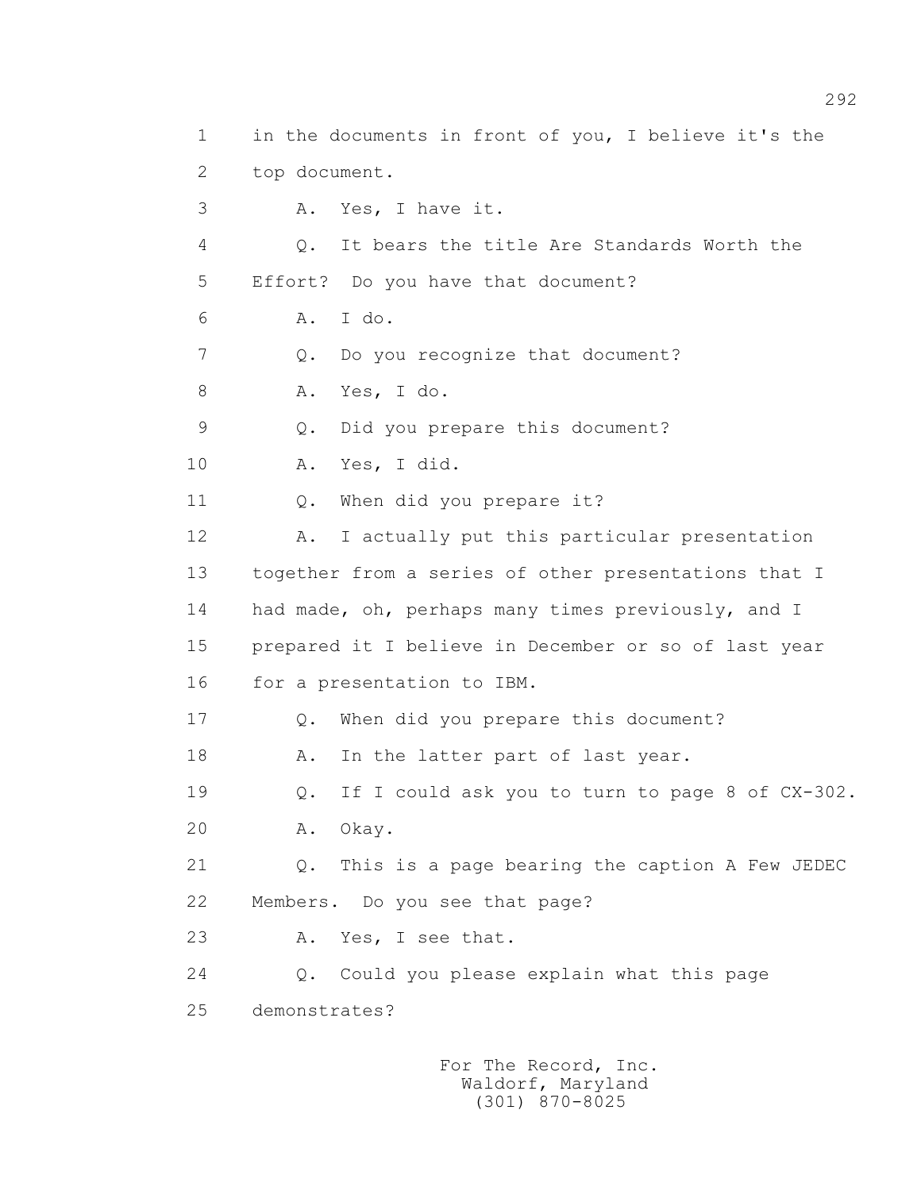1 in the documents in front of you, I believe it's the
2 top document.
3 A. Yes, I have it.
4 Q. It bears the title Are Standards Worth the
5 Effort? Do you have that document?
6 A. I do.
7 Q. Do you recognize that document?
8 A. Yes, I do.
9 Q. Did you prepare this document?
10 A. Yes, I did.
11 Q. When did you prepare it?
12 A. I actually put this particular presentation
13 together from a series of other presentations that I
14 had made, oh, perhaps many times previously, and I
15 prepared it I believe in December or so of last year
16 for a presentation to IBM.
17 Q. When did you prepare this document?
18 A. In the latter part of last year.
19 Q. If I could ask you to turn to page 8 of CX-302.
20 A. Okay.
21 Q. This is a page bearing the caption A Few JEDEC
22 Members. Do you see that page?
23 A. Yes, I see that.
24 Q. Could you please explain what this page
25 demonstrates?

For The Record, Inc.
Waldorf, Maryland
(301) 870-8025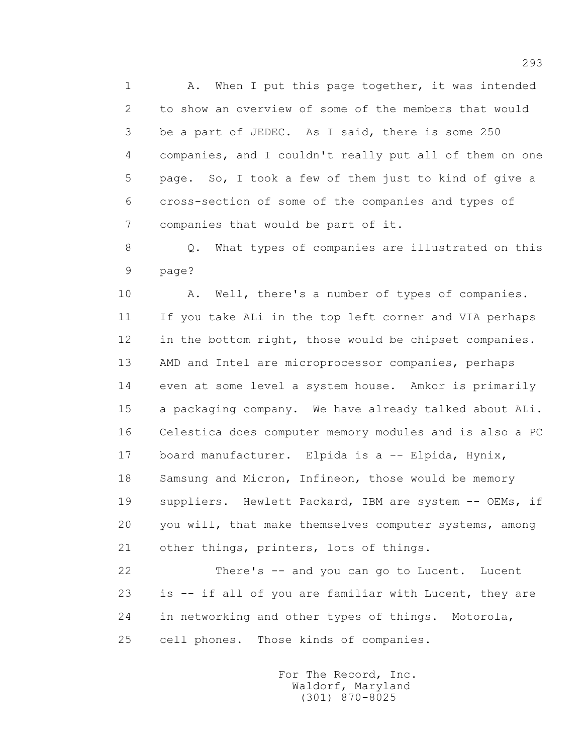1 A. When I put this page together, it was intended
2 to show an overview of some of the members that would
3 be a part of JEDEC. As I said, there is some 250
4 companies, and I couldn't really put all of them on one
5 page. So, I took a few of them just to kind of give a
6 cross-section of some of the companies and types of
7 companies that would be part of it.

8 Q. What types of companies are illustrated on this
9 page?

10 A. Well, there's a number of types of companies.
11 If you take ALi in the top left corner and VIA perhaps
12 in the bottom right, those would be chipset companies.
13 AMD and Intel are microprocessor companies, perhaps
14 even at some level a system house. Amkor is primarily
15 a packaging company. We have already talked about ALi.
16 Celestica does computer memory modules and is also a PC
17 board manufacturer. Elpida is a -- Elpida, Hynix,
18 Samsung and Micron, Infineon, those would be memory
19 suppliers. Hewlett Packard, IBM are system -- OEMs, if
20 you will, that make themselves computer systems, among
21 other things, printers, lots of things.

22 There's -- and you can go to Lucent. Lucent
23 is -- if all of you are familiar with Lucent, they are
24 in networking and other types of things. Motorola,
25 cell phones. Those kinds of companies.

For The Record, Inc.
Waldorf, Maryland
(301) 870-8025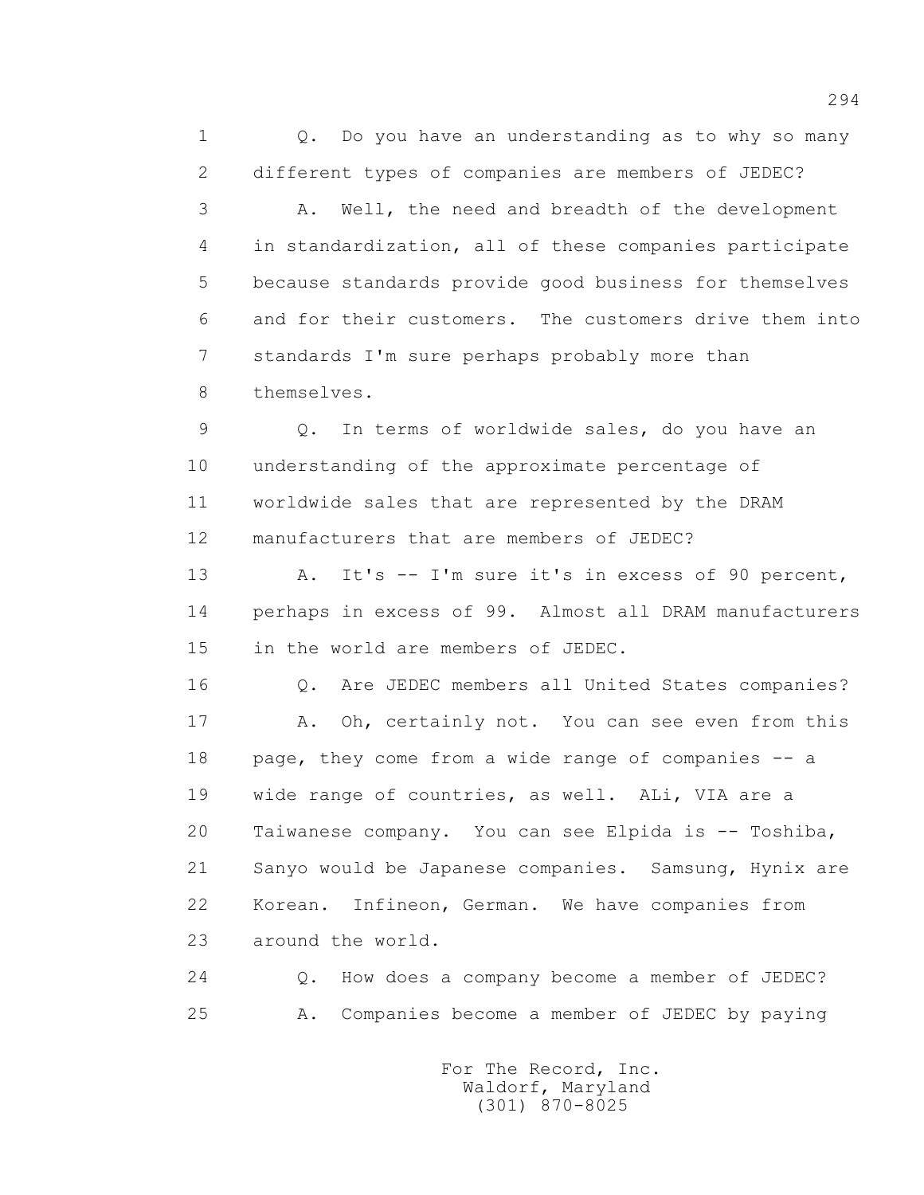1 Q. Do you have an understanding as to why so many
2 different types of companies are members of JEDEC?
3 A. Well, the need and breadth of the development
4 in standardization, all of these companies participate
5 because standards provide good business for themselves
6 and for their customers. The customers drive them into
7 standards I'm sure perhaps probably more than
8 themselves.
9 Q. In terms of worldwide sales, do you have an
10 understanding of the approximate percentage of
11 worldwide sales that are represented by the DRAM
12 manufacturers that are members of JEDEC?
13 A. It's -- I'm sure it's in excess of 90 percent,
14 perhaps in excess of 99. Almost all DRAM manufacturers
15 in the world are members of JEDEC.
16 Q. Are JEDEC members all United States companies?
17 A. Oh, certainly not. You can see even from this
18 page, they come from a wide range of companies -- a
19 wide range of countries, as well. ALi, VIA are a
20 Taiwanese company. You can see Elpida is -- Toshiba,
21 Sanyo would be Japanese companies. Samsung, Hynix are
22 Korean. Infineon, German. We have companies from
23 around the world.
24 Q. How does a company become a member of JEDEC?
25 A. Companies become a member of JEDEC by paying

For The Record, Inc.
Waldorf, Maryland
(301) 870-8025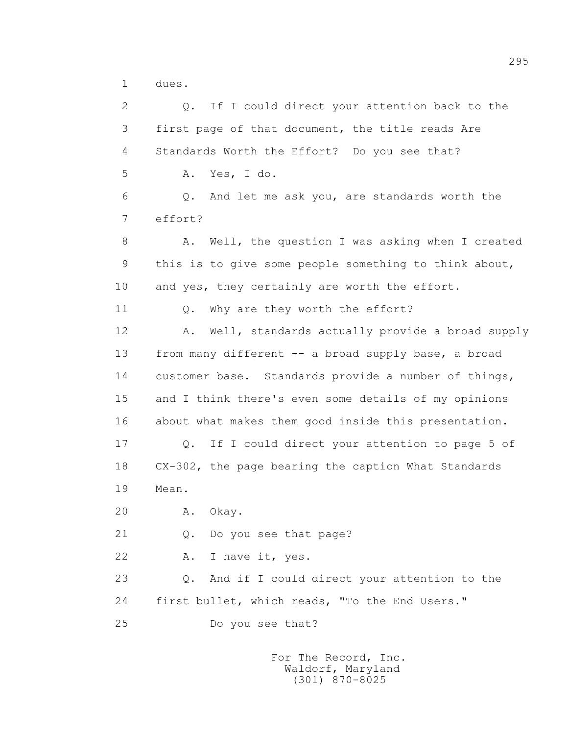dues.

Q. If I could direct your attention back to the first page of that document, the title reads Are Standards Worth the Effort? Do you see that?

A. Yes, I do.

Q. And let me ask you, are standards worth the effort?

A. Well, the question I was asking when I created this is to give some people something to think about, and yes, they certainly are worth the effort.

Q. Why are they worth the effort?

A. Well, standards actually provide a broad supply from many different -- a broad supply base, a broad customer base. Standards provide a number of things, and I think there's even some details of my opinions about what makes them good inside this presentation.

Q. If I could direct your attention to page 5 of CX-302, the page bearing the caption What Standards Mean.

A. Okay.

Q. Do you see that page?

A. I have it, yes.

Q. And if I could direct your attention to the first bullet, which reads, "To the End Users."

Do you see that?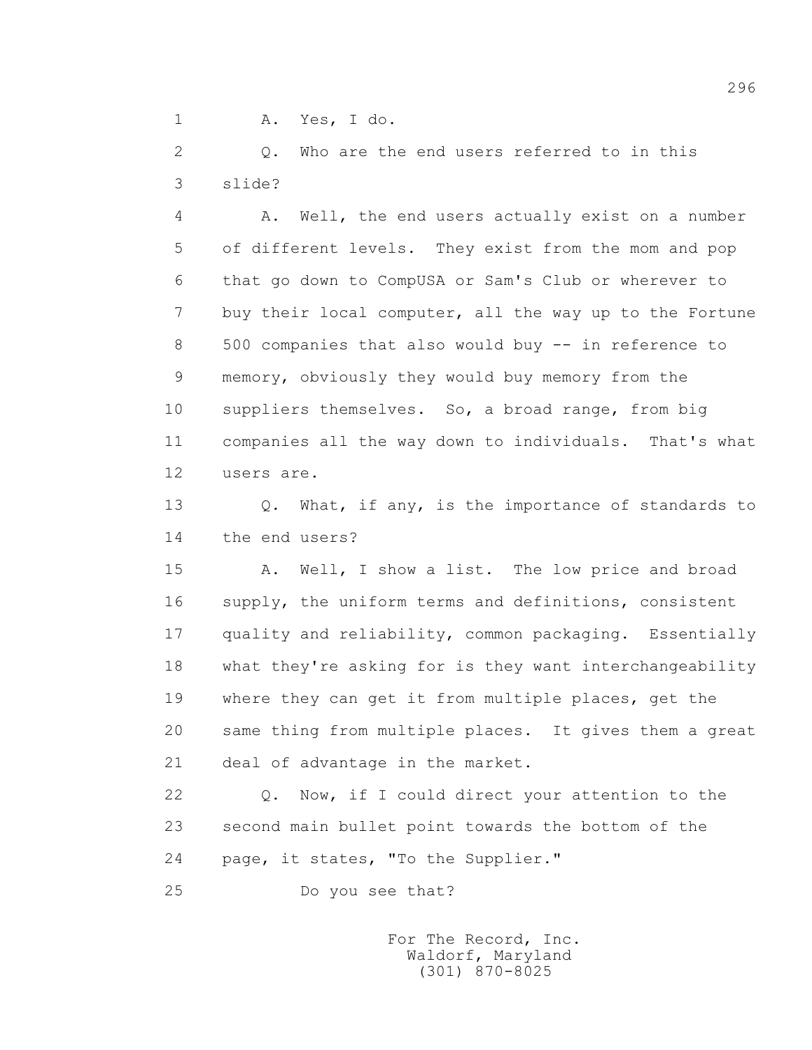1 A. Yes, I do.

2 Q. Who are the end users referred to in this

3 slide?

4 A. Well, the end users actually exist on a number

5 of different levels. They exist from the mom and pop

6 that go down to CompUSA or Sam's Club or wherever to

7 buy their local computer, all the way up to the Fortune

8 500 companies that also would buy -- in reference to

9 memory, obviously they would buy memory from the

10 suppliers themselves. So, a broad range, from big

11 companies all the way down to individuals. That's what

12 users are.

13 Q. What, if any, is the importance of standards to

14 the end users?

15 A. Well, I show a list. The low price and broad

16 supply, the uniform terms and definitions, consistent

17 quality and reliability, common packaging. Essentially

18 what they're asking for is they want interchangeability

19 where they can get it from multiple places, get the

20 same thing from multiple places. It gives them a great

21 deal of advantage in the market.

22 Q. Now, if I could direct your attention to the

23 second main bullet point towards the bottom of the

24 page, it states, "To the Supplier."

25 Do you see that?

For The Record, Inc.
Waldorf, Maryland
(301) 870-8025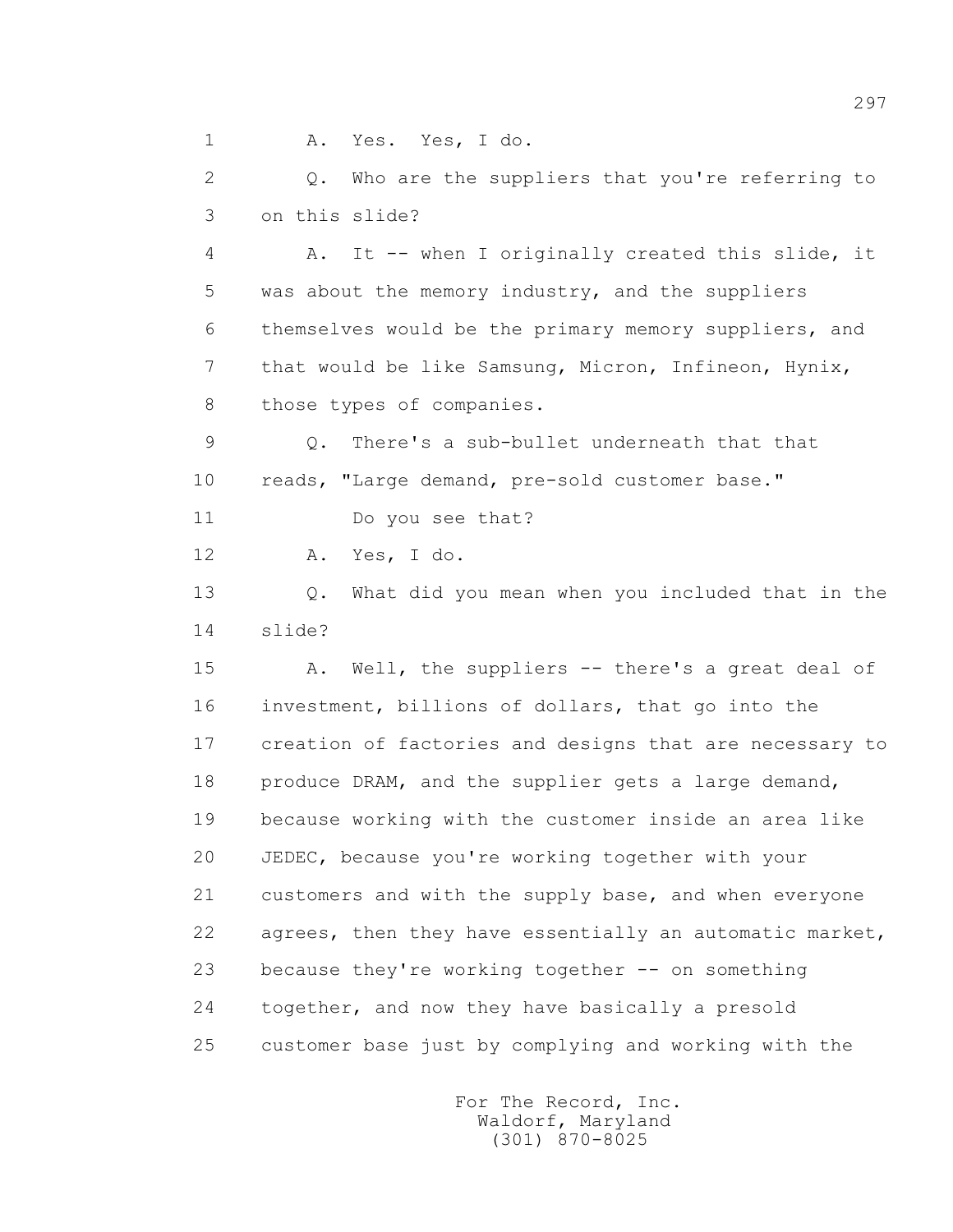1 A. Yes. Yes, I do.

2 Q. Who are the suppliers that you're referring to

3 on this slide?

4 A. It -- when I originally created this slide, it

5 was about the memory industry, and the suppliers

6 themselves would be the primary memory suppliers, and

7 that would be like Samsung, Micron, Infineon, Hynix,

8 those types of companies.

9 Q. There's a sub-bullet underneath that that

10 reads, "Large demand, pre-sold customer base."

11 Do you see that?

12 A. Yes, I do.

13 Q. What did you mean when you included that in the

14 slide?

15 A. Well, the suppliers -- there's a great deal of

16 investment, billions of dollars, that go into the

17 creation of factories and designs that are necessary to

18 produce DRAM, and the supplier gets a large demand,

19 because working with the customer inside an area like

20 JEDEC, because you're working together with your

21 customers and with the supply base, and when everyone

22 agrees, then they have essentially an automatic market,

23 because they're working together -- on something

24 together, and now they have basically a presold

25 customer base just by complying and working with the

For The Record, Inc.
Waldorf, Maryland
(301) 870-8025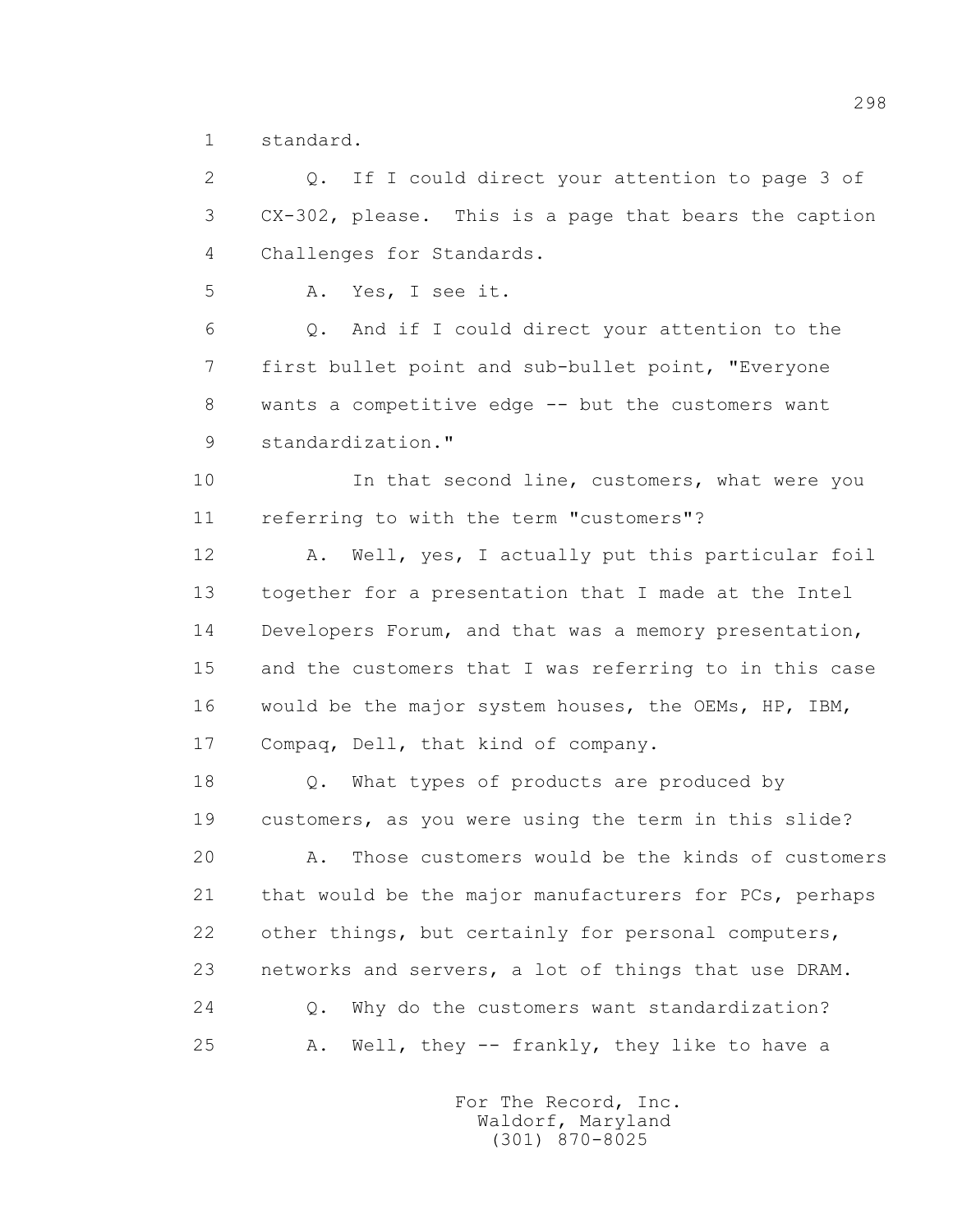standard.

Q. If I could direct your attention to page 3 of CX-302, please. This is a page that bears the caption Challenges for Standards.

A. Yes, I see it.

Q. And if I could direct your attention to the first bullet point and sub-bullet point, "Everyone wants a competitive edge -- but the customers want standardization."

In that second line, customers, what were you referring to with the term "customers"?

A. Well, yes, I actually put this particular foil together for a presentation that I made at the Intel Developers Forum, and that was a memory presentation, and the customers that I was referring to in this case would be the major system houses, the OEMs, HP, IBM, Compaq, Dell, that kind of company.

Q. What types of products are produced by customers, as you were using the term in this slide?

A. Those customers would be the kinds of customers that would be the major manufacturers for PCs, perhaps other things, but certainly for personal computers, networks and servers, a lot of things that use DRAM.

Q. Why do the customers want standardization?

A. Well, they -- frankly, they like to have a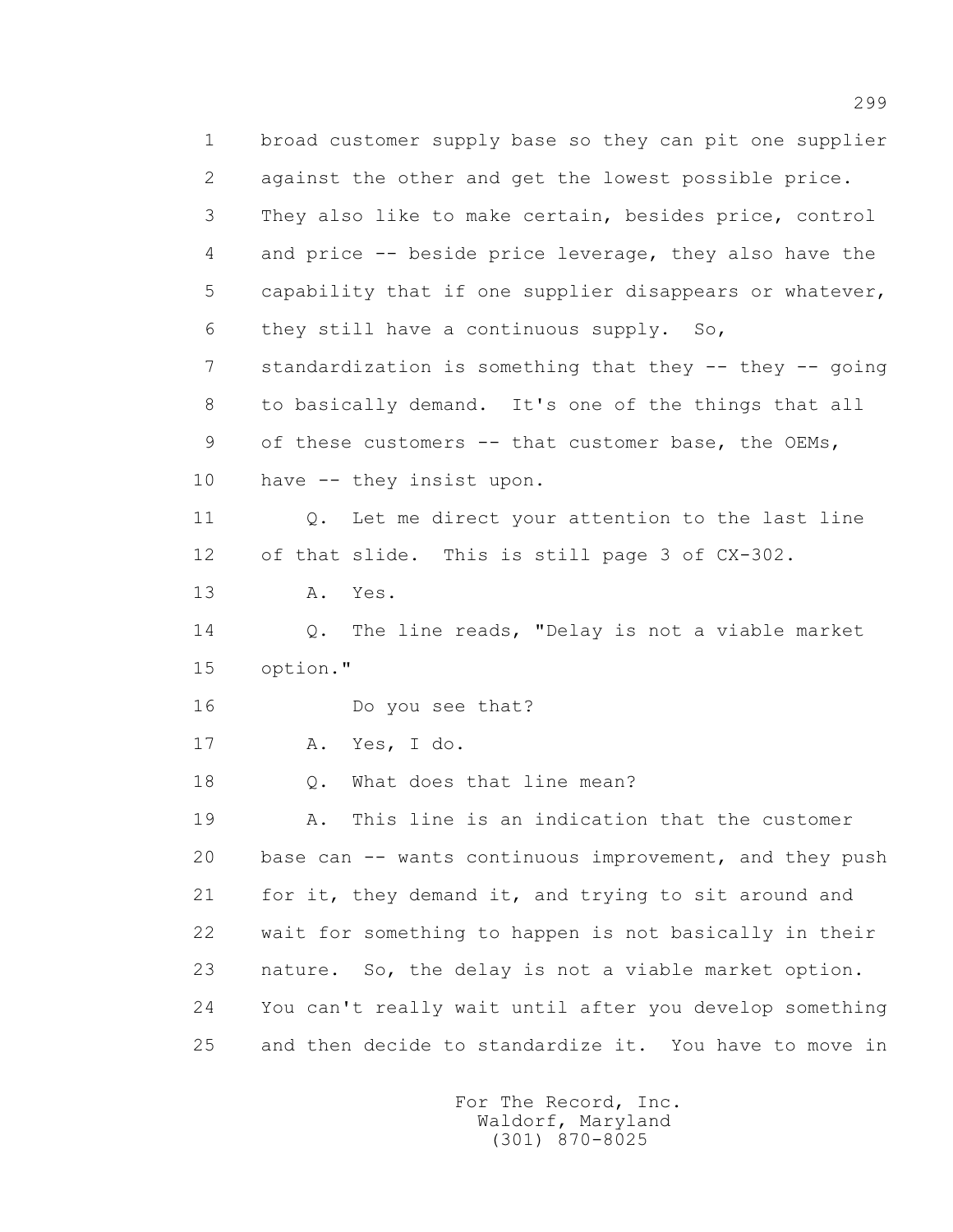1 broad customer supply base so they can pit one supplier
2 against the other and get the lowest possible price.
3 They also like to make certain, besides price, control
4 and price -- beside price leverage, they also have the
5 capability that if one supplier disappears or whatever,
6 they still have a continuous supply. So,
7 standardization is something that they -- they -- going
8 to basically demand. It's one of the things that all
9 of these customers -- that customer base, the OEMs,
10 have -- they insist upon.
11 Q. Let me direct your attention to the last line
12 of that slide. This is still page 3 of CX-302.
13 A. Yes.
14 Q. The line reads, "Delay is not a viable market
15 option."
16 Do you see that?
17 A. Yes, I do.
18 Q. What does that line mean?
19 A. This line is an indication that the customer
20 base can -- wants continuous improvement, and they push
21 for it, they demand it, and trying to sit around and
22 wait for something to happen is not basically in their
23 nature. So, the delay is not a viable market option.
24 You can't really wait until after you develop something
25 and then decide to standardize it. You have to move in

For The Record, Inc.
Waldorf, Maryland
(301) 870-8025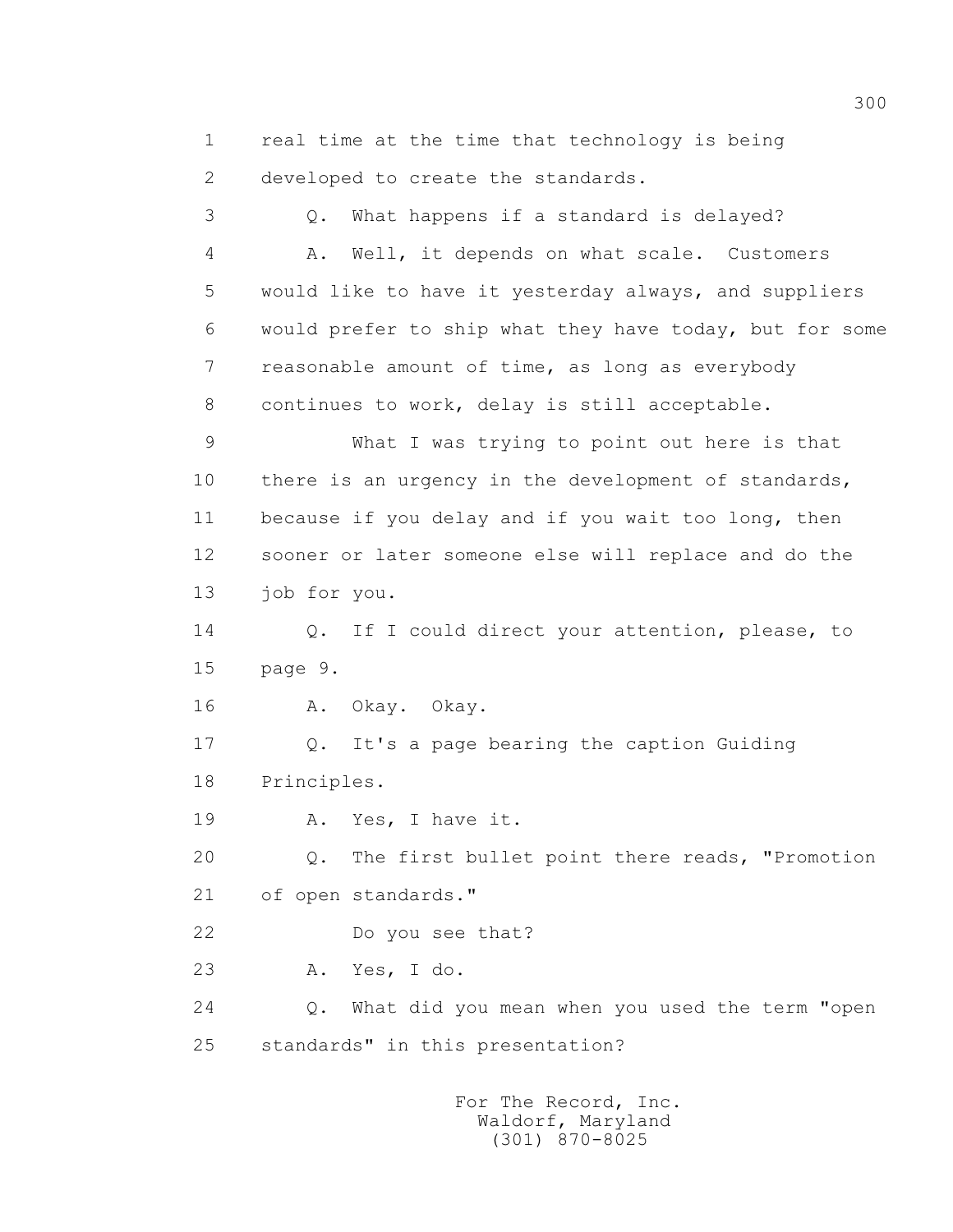1 real time at the time that technology is being
2 developed to create the standards.
3 Q. What happens if a standard is delayed?
4 A. Well, it depends on what scale. Customers
5 would like to have it yesterday always, and suppliers
6 would prefer to ship what they have today, but for some
7 reasonable amount of time, as long as everybody
8 continues to work, delay is still acceptable.
9 What I was trying to point out here is that
10 there is an urgency in the development of standards,
11 because if you delay and if you wait too long, then
12 sooner or later someone else will replace and do the
13 job for you.
14 Q. If I could direct your attention, please, to
15 page 9.
16 A. Okay. Okay.
17 Q. It's a page bearing the caption Guiding
18 Principles.
19 A. Yes, I have it.
20 Q. The first bullet point there reads, "Promotion
21 of open standards."
22 Do you see that?
23 A. Yes, I do.
24 Q. What did you mean when you used the term "open
25 standards" in this presentation?

For The Record, Inc.
Waldorf, Maryland
(301) 870-8025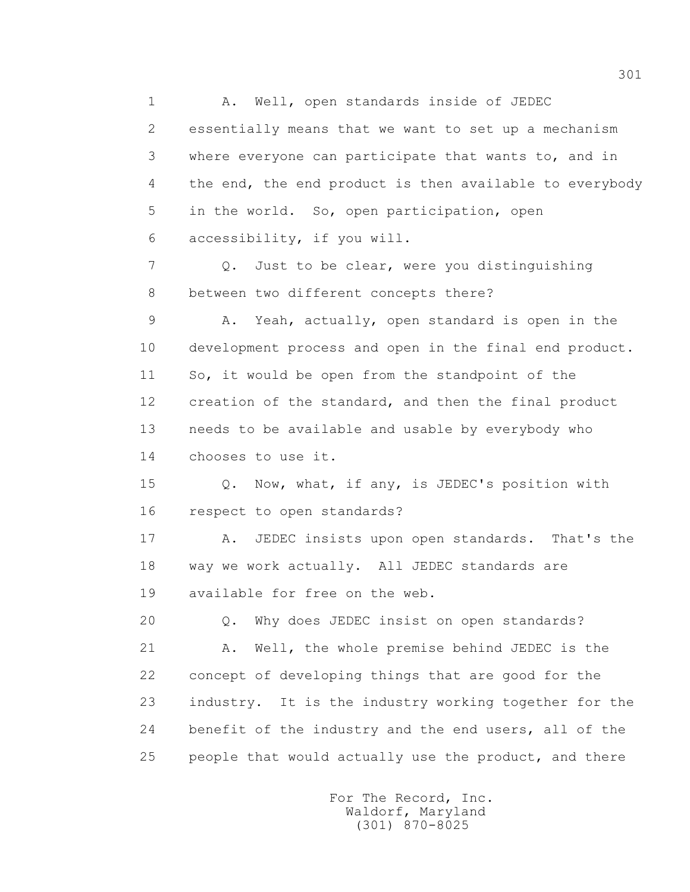A. Well, open standards inside of JEDEC essentially means that we want to set up a mechanism where everyone can participate that wants to, and in the end, the end product is then available to everybody in the world. So, open participation, open accessibility, if you will.

Q. Just to be clear, were you distinguishing between two different concepts there?

A. Yeah, actually, open standard is open in the development process and open in the final end product. So, it would be open from the standpoint of the creation of the standard, and then the final product needs to be available and usable by everybody who chooses to use it.

Q. Now, what, if any, is JEDEC's position with respect to open standards?

A. JEDEC insists upon open standards. That's the way we work actually. All JEDEC standards are available for free on the web.

Q. Why does JEDEC insist on open standards?

A. Well, the whole premise behind JEDEC is the concept of developing things that are good for the industry. It is the industry working together for the benefit of the industry and the end users, all of the people that would actually use the product, and there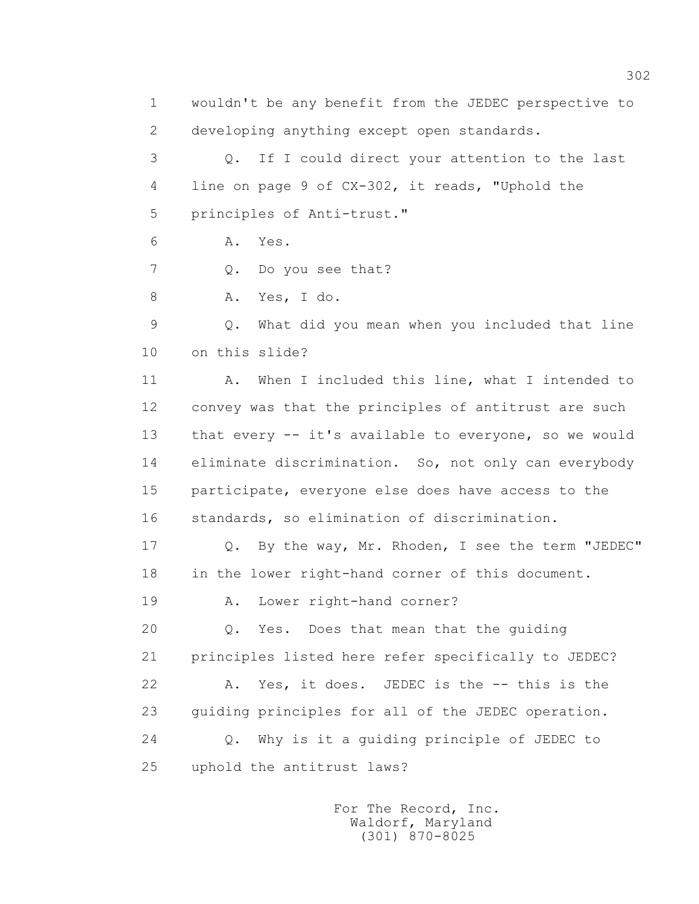1 wouldn't be any benefit from the JEDEC perspective to
2 developing anything except open standards.
3 Q. If I could direct your attention to the last
4 line on page 9 of CX-302, it reads, "Uphold the
5 principles of Anti-trust."
6 A. Yes.
7 Q. Do you see that?
8 A. Yes, I do.
9 Q. What did you mean when you included that line
10 on this slide?
11 A. When I included this line, what I intended to
12 convey was that the principles of antitrust are such
13 that every -- it's available to everyone, so we would
14 eliminate discrimination. So, not only can everybody
15 participate, everyone else does have access to the
16 standards, so elimination of discrimination.
17 Q. By the way, Mr. Rhoden, I see the term "JEDEC"
18 in the lower right-hand corner of this document.
19 A. Lower right-hand corner?
20 Q. Yes. Does that mean that the guiding
21 principles listed here refer specifically to JEDEC?
22 A. Yes, it does. JEDEC is the -- this is the
23 guiding principles for all of the JEDEC operation.
24 Q. Why is it a guiding principle of JEDEC to
25 uphold the antitrust laws?

For The Record, Inc.
Waldorf, Maryland
(301) 870-8025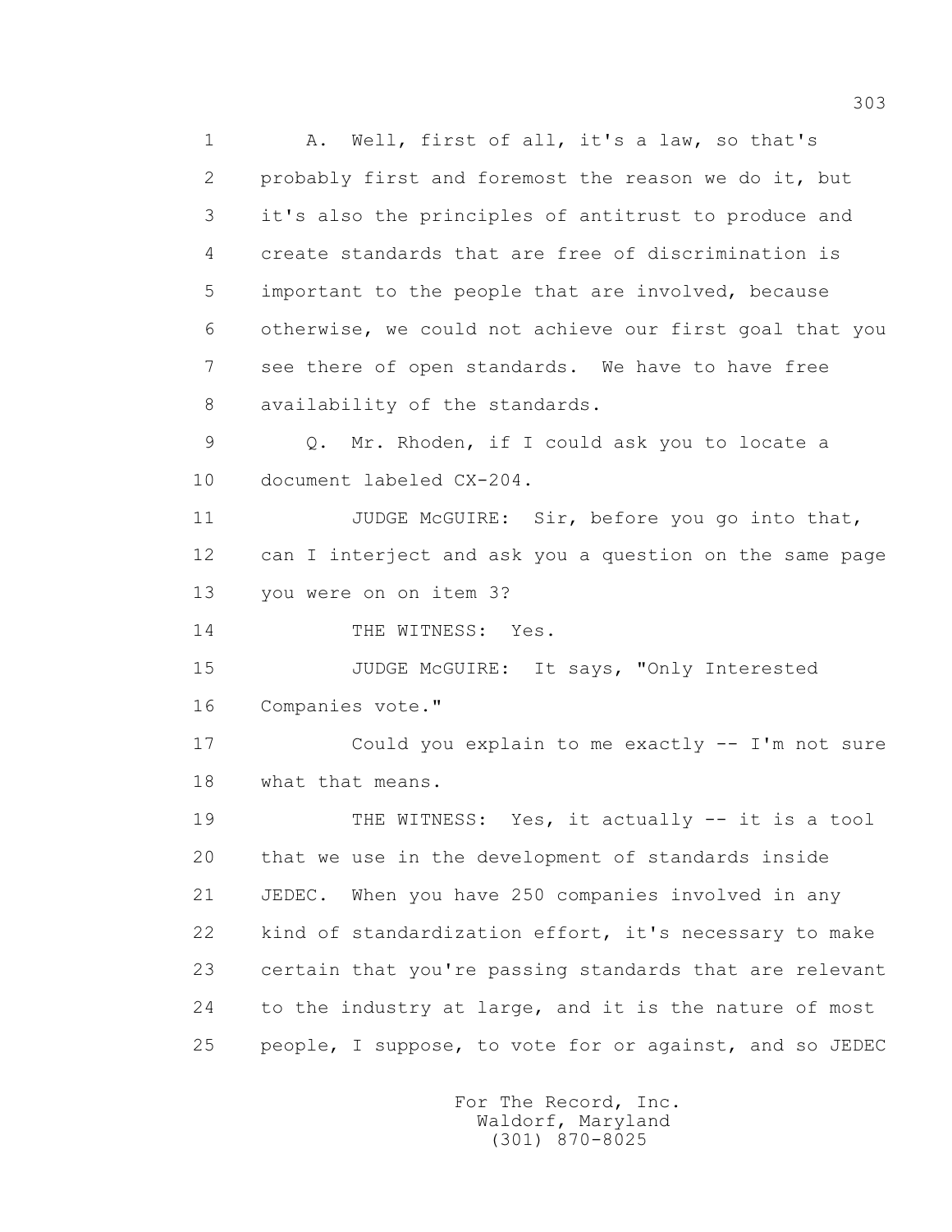1 A. Well, first of all, it's a law, so that's
2 probably first and foremost the reason we do it, but
3 it's also the principles of antitrust to produce and
4 create standards that are free of discrimination is
5 important to the people that are involved, because
6 otherwise, we could not achieve our first goal that you
7 see there of open standards. We have to have free
8 availability of the standards.
9 Q. Mr. Rhoden, if I could ask you to locate a
10 document labeled CX-204.
11 JUDGE McGUIRE: Sir, before you go into that,
12 can I interject and ask you a question on the same page
13 you were on on item 3?
14 THE WITNESS: Yes.
15 JUDGE McGUIRE: It says, "Only Interested
16 Companies vote."
17 Could you explain to me exactly -- I'm not sure
18 what that means.
19 THE WITNESS: Yes, it actually -- it is a tool
20 that we use in the development of standards inside
21 JEDEC. When you have 250 companies involved in any
22 kind of standardization effort, it's necessary to make
23 certain that you're passing standards that are relevant
24 to the industry at large, and it is the nature of most
25 people, I suppose, to vote for or against, and so JEDEC

For The Record, Inc.
Waldorf, Maryland
(301) 870-8025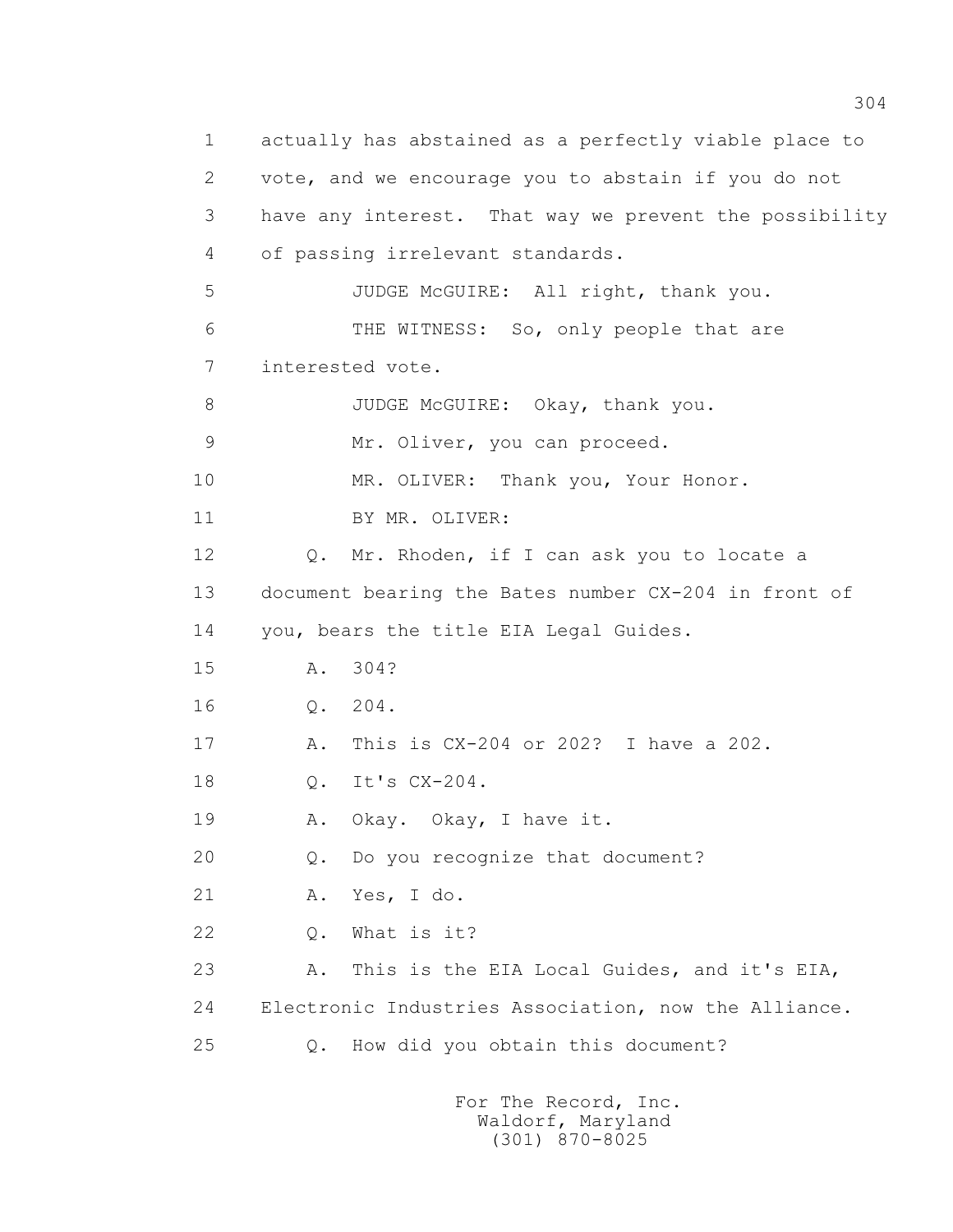1 actually has abstained as a perfectly viable place to
2 vote, and we encourage you to abstain if you do not
3 have any interest. That way we prevent the possibility
4 of passing irrelevant standards.

5 JUDGE McGUIRE: All right, thank you.

6 THE WITNESS: So, only people that are
7 interested vote.

8 JUDGE McGUIRE: Okay, thank you.

9 Mr. Oliver, you can proceed.

10 MR. OLIVER: Thank you, Your Honor.

11 BY MR. OLIVER:

12 Q. Mr. Rhoden, if I can ask you to locate a
13 document bearing the Bates number CX-204 in front of
14 you, bears the title EIA Legal Guides.

15 A. 304?

16 Q. 204.

17 A. This is CX-204 or 202? I have a 202.

18 Q. It's CX-204.

19 A. Okay. Okay, I have it.

20 Q. Do you recognize that document?

21 A. Yes, I do.

22 Q. What is it?

23 A. This is the EIA Local Guides, and it's EIA,
24 Electronic Industries Association, now the Alliance.

25 Q. How did you obtain this document?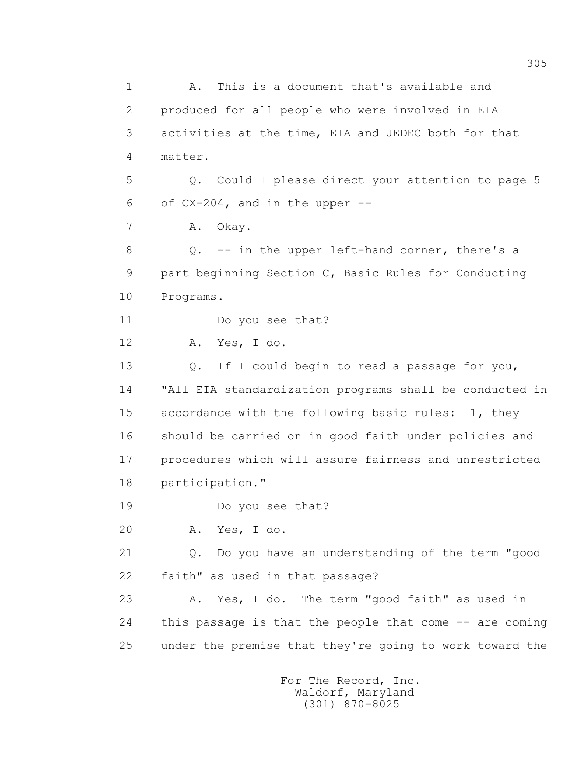1 A. This is a document that's available and
2 produced for all people who were involved in EIA
3 activities at the time, EIA and JEDEC both for that
4 matter.
5 Q. Could I please direct your attention to page 5
6 of CX-204, and in the upper --
7 A. Okay.
8 Q. -- in the upper left-hand corner, there's a
9 part beginning Section C, Basic Rules for Conducting
10 Programs.
11 Do you see that?
12 A. Yes, I do.
13 Q. If I could begin to read a passage for you,
14 "All EIA standardization programs shall be conducted in
15 accordance with the following basic rules: 1, they
16 should be carried on in good faith under policies and
17 procedures which will assure fairness and unrestricted
18 participation."
19 Do you see that?
20 A. Yes, I do.
21 Q. Do you have an understanding of the term "good
22 faith" as used in that passage?
23 A. Yes, I do. The term "good faith" as used in
24 this passage is that the people that come -- are coming
25 under the premise that they're going to work toward the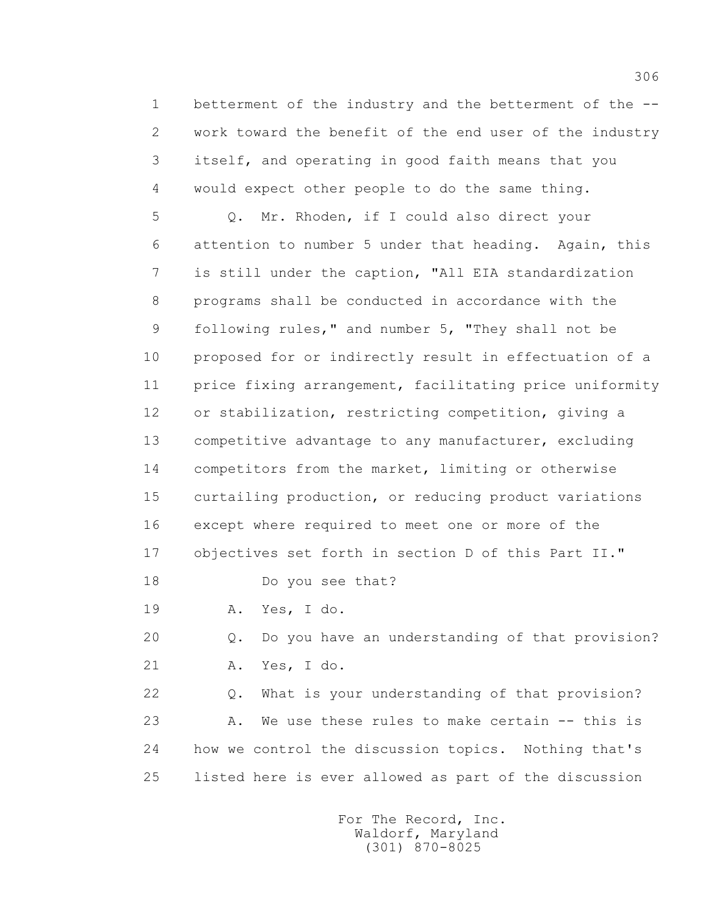1 betterment of the industry and the betterment of the --
2 work toward the benefit of the end user of the industry
3 itself, and operating in good faith means that you
4 would expect other people to do the same thing.

5 Q. Mr. Rhoden, if I could also direct your
6 attention to number 5 under that heading. Again, this
7 is still under the caption, "All EIA standardization
8 programs shall be conducted in accordance with the
9 following rules," and number 5, "They shall not be
10 proposed for or indirectly result in effectuation of a
11 price fixing arrangement, facilitating price uniformity
12 or stabilization, restricting competition, giving a
13 competitive advantage to any manufacturer, excluding
14 competitors from the market, limiting or otherwise
15 curtailing production, or reducing product variations
16 except where required to meet one or more of the
17 objectives set forth in section D of this Part II."

18 Do you see that?

19 A. Yes, I do.

20 Q. Do you have an understanding of that provision?

21 A. Yes, I do.

22 Q. What is your understanding of that provision?

23 A. We use these rules to make certain -- this is
24 how we control the discussion topics. Nothing that's
25 listed here is ever allowed as part of the discussion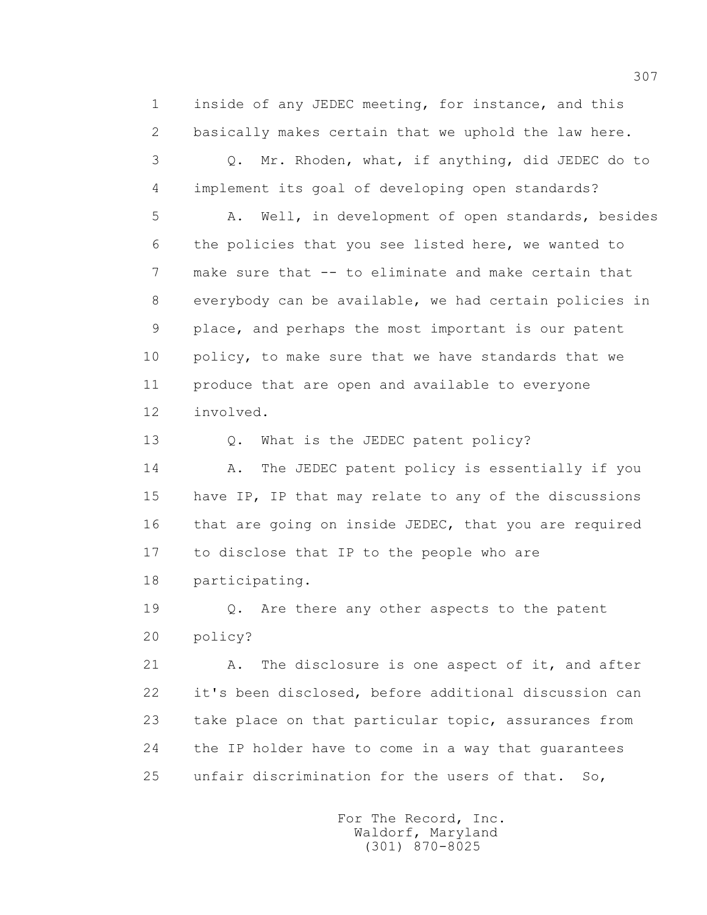inside of any JEDEC meeting, for instance, and this basically makes certain that we uphold the law here.

Q. Mr. Rhoden, what, if anything, did JEDEC do to implement its goal of developing open standards?

A. Well, in development of open standards, besides the policies that you see listed here, we wanted to make sure that -- to eliminate and make certain that everybody can be available, we had certain policies in place, and perhaps the most important is our patent policy, to make sure that we have standards that we produce that are open and available to everyone involved.

Q. What is the JEDEC patent policy?

A. The JEDEC patent policy is essentially if you have IP, IP that may relate to any of the discussions that are going on inside JEDEC, that you are required to disclose that IP to the people who are participating.

Q. Are there any other aspects to the patent policy?

A. The disclosure is one aspect of it, and after it's been disclosed, before additional discussion can take place on that particular topic, assurances from the IP holder have to come in a way that guarantees unfair discrimination for the users of that. So,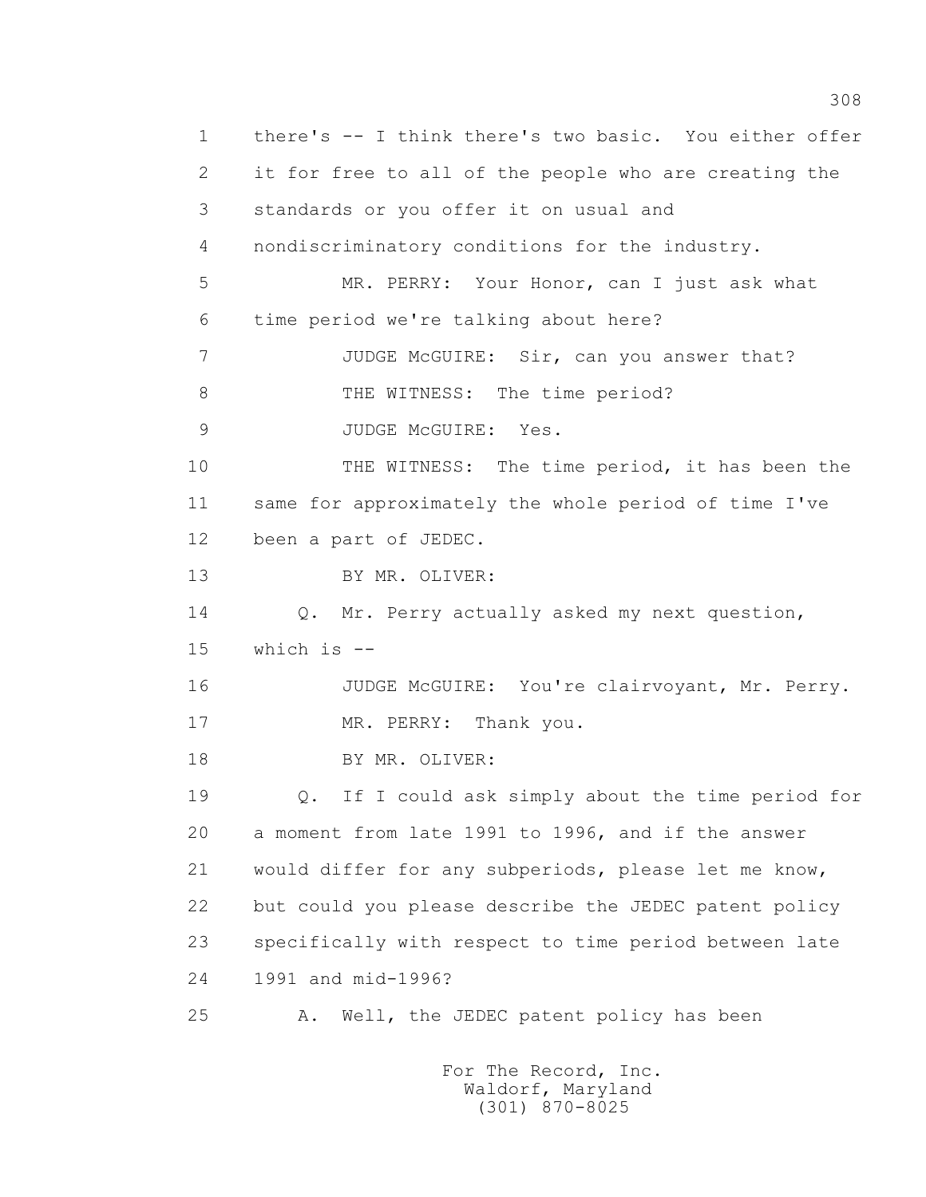1 there's -- I think there's two basic. You either offer
2 it for free to all of the people who are creating the
3 standards or you offer it on usual and
4 nondiscriminatory conditions for the industry.
5 MR. PERRY: Your Honor, can I just ask what
6 time period we're talking about here?
7 JUDGE McGUIRE: Sir, can you answer that?
8 THE WITNESS: The time period?
9 JUDGE McGUIRE: Yes.
10 THE WITNESS: The time period, it has been the
11 same for approximately the whole period of time I've
12 been a part of JEDEC.
13 BY MR. OLIVER:
14 Q. Mr. Perry actually asked my next question,
15 which is --
16 JUDGE McGUIRE: You're clairvoyant, Mr. Perry.
17 MR. PERRY: Thank you.
18 BY MR. OLIVER:
19 Q. If I could ask simply about the time period for
20 a moment from late 1991 to 1996, and if the answer
21 would differ for any subperiods, please let me know,
22 but could you please describe the JEDEC patent policy
23 specifically with respect to time period between late
24 1991 and mid-1996?
25 A. Well, the JEDEC patent policy has been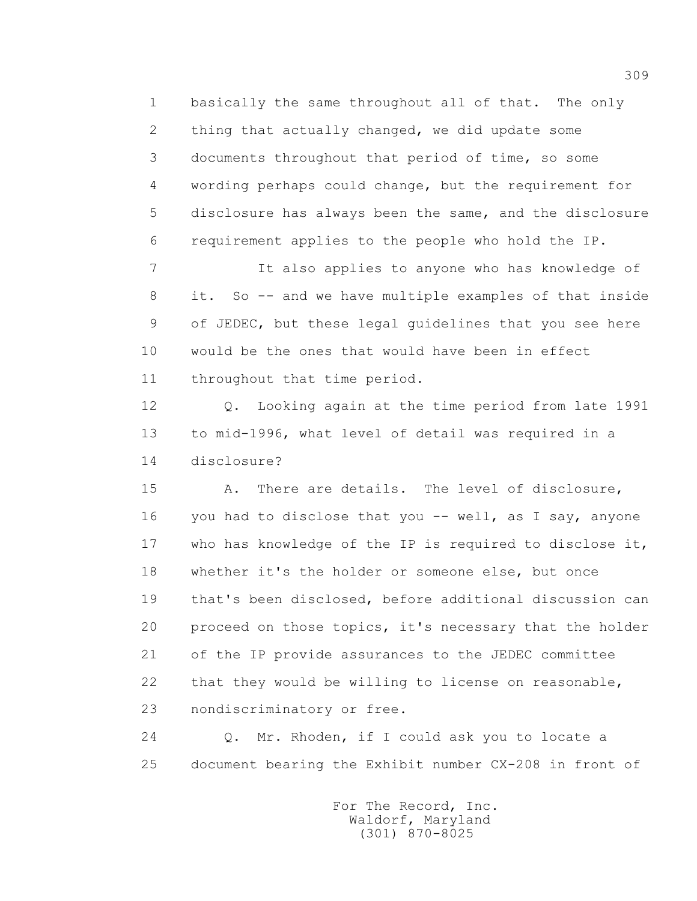1 basically the same throughout all of that. The only
2 thing that actually changed, we did update some
3 documents throughout that period of time, so some
4 wording perhaps could change, but the requirement for
5 disclosure has always been the same, and the disclosure
6 requirement applies to the people who hold the IP.

7 It also applies to anyone who has knowledge of
8 it. So -- and we have multiple examples of that inside
9 of JEDEC, but these legal guidelines that you see here
10 would be the ones that would have been in effect
11 throughout that time period.

12 Q. Looking again at the time period from late 1991
13 to mid-1996, what level of detail was required in a
14 disclosure?

15 A. There are details. The level of disclosure,
16 you had to disclose that you -- well, as I say, anyone
17 who has knowledge of the IP is required to disclose it,
18 whether it's the holder or someone else, but once
19 that's been disclosed, before additional discussion can
20 proceed on those topics, it's necessary that the holder
21 of the IP provide assurances to the JEDEC committee
22 that they would be willing to license on reasonable,
23 nondiscriminatory or free.

24 Q. Mr. Rhoden, if I could ask you to locate a
25 document bearing the Exhibit number CX-208 in front of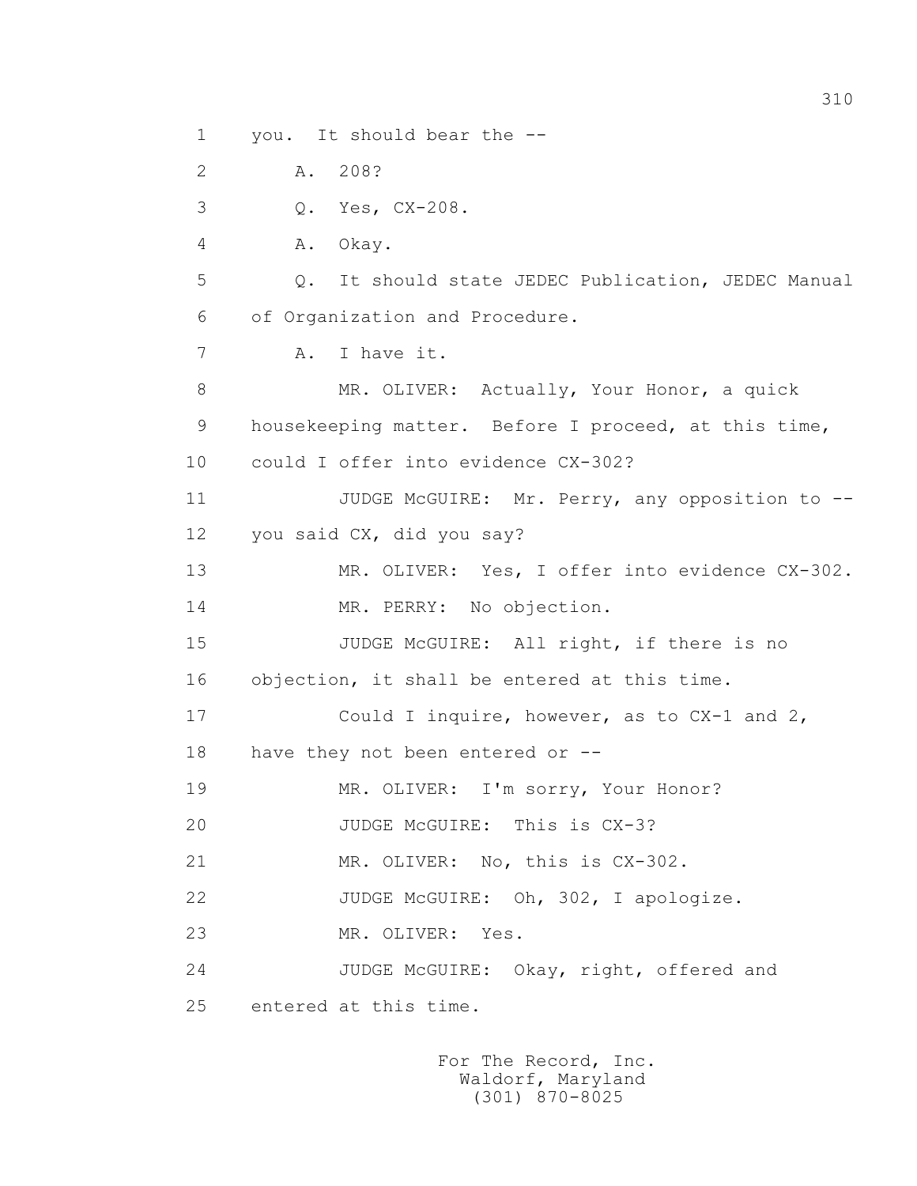1 you. It should bear the --

2 A. 208?

3 Q. Yes, CX-208.

4 A. Okay.

5 Q. It should state JEDEC Publication, JEDEC Manual

6 of Organization and Procedure.

7 A. I have it.

8 MR. OLIVER: Actually, Your Honor, a quick

9 housekeeping matter. Before I proceed, at this time,

10 could I offer into evidence CX-302?

11 JUDGE McGUIRE: Mr. Perry, any opposition to --

12 you said CX, did you say?

13 MR. OLIVER: Yes, I offer into evidence CX-302.

14 MR. PERRY: No objection.

15 JUDGE McGUIRE: All right, if there is no

16 objection, it shall be entered at this time.

17 Could I inquire, however, as to CX-1 and 2,

18 have they not been entered or --

19 MR. OLIVER: I'm sorry, Your Honor?

20 JUDGE McGUIRE: This is CX-3?

21 MR. OLIVER: No, this is CX-302.

22 JUDGE McGUIRE: Oh, 302, I apologize.

23 MR. OLIVER: Yes.

24 JUDGE McGUIRE: Okay, right, offered and

25 entered at this time.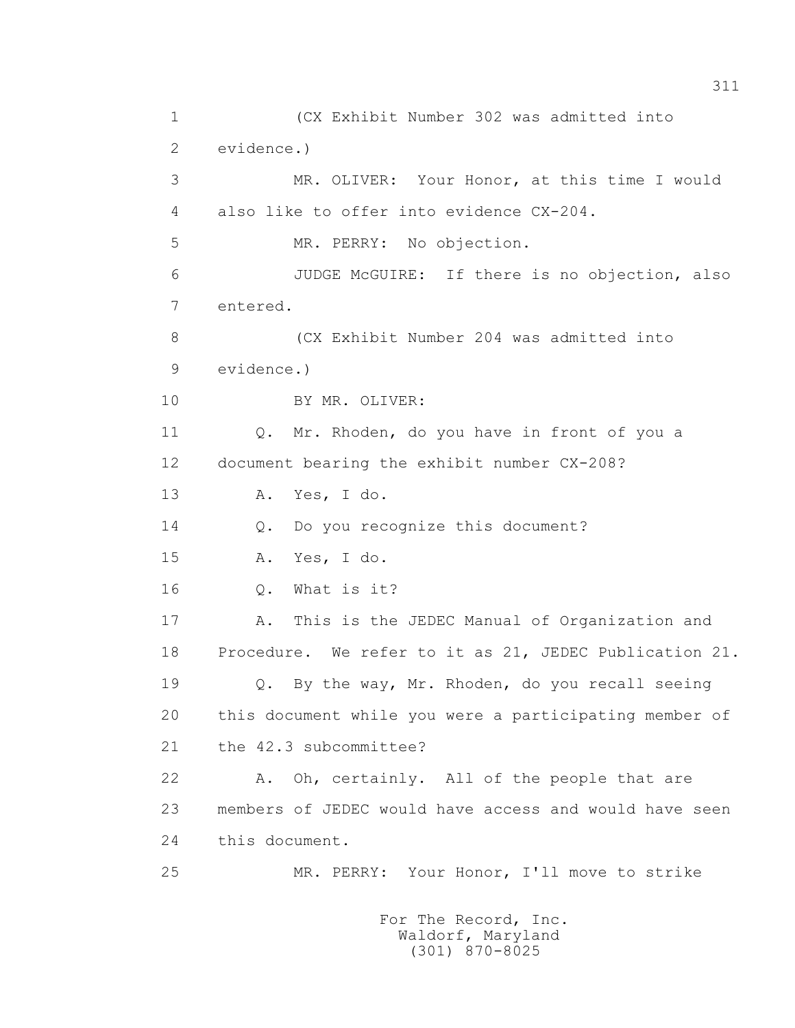1 (CX Exhibit Number 302 was admitted into
2 evidence.)
3 MR. OLIVER: Your Honor, at this time I would
4 also like to offer into evidence CX-204.
5 MR. PERRY: No objection.
6 JUDGE McGUIRE: If there is no objection, also
7 entered.
8 (CX Exhibit Number 204 was admitted into
9 evidence.)
10 BY MR. OLIVER:
11 Q. Mr. Rhoden, do you have in front of you a
12 document bearing the exhibit number CX-208?
13 A. Yes, I do.
14 Q. Do you recognize this document?
15 A. Yes, I do.
16 Q. What is it?
17 A. This is the JEDEC Manual of Organization and
18 Procedure. We refer to it as 21, JEDEC Publication 21.
19 Q. By the way, Mr. Rhoden, do you recall seeing
20 this document while you were a participating member of
21 the 42.3 subcommittee?
22 A. Oh, certainly. All of the people that are
23 members of JEDEC would have access and would have seen
24 this document.
25 MR. PERRY: Your Honor, I'll move to strike

For The Record, Inc.
Waldorf, Maryland
(301) 870-8025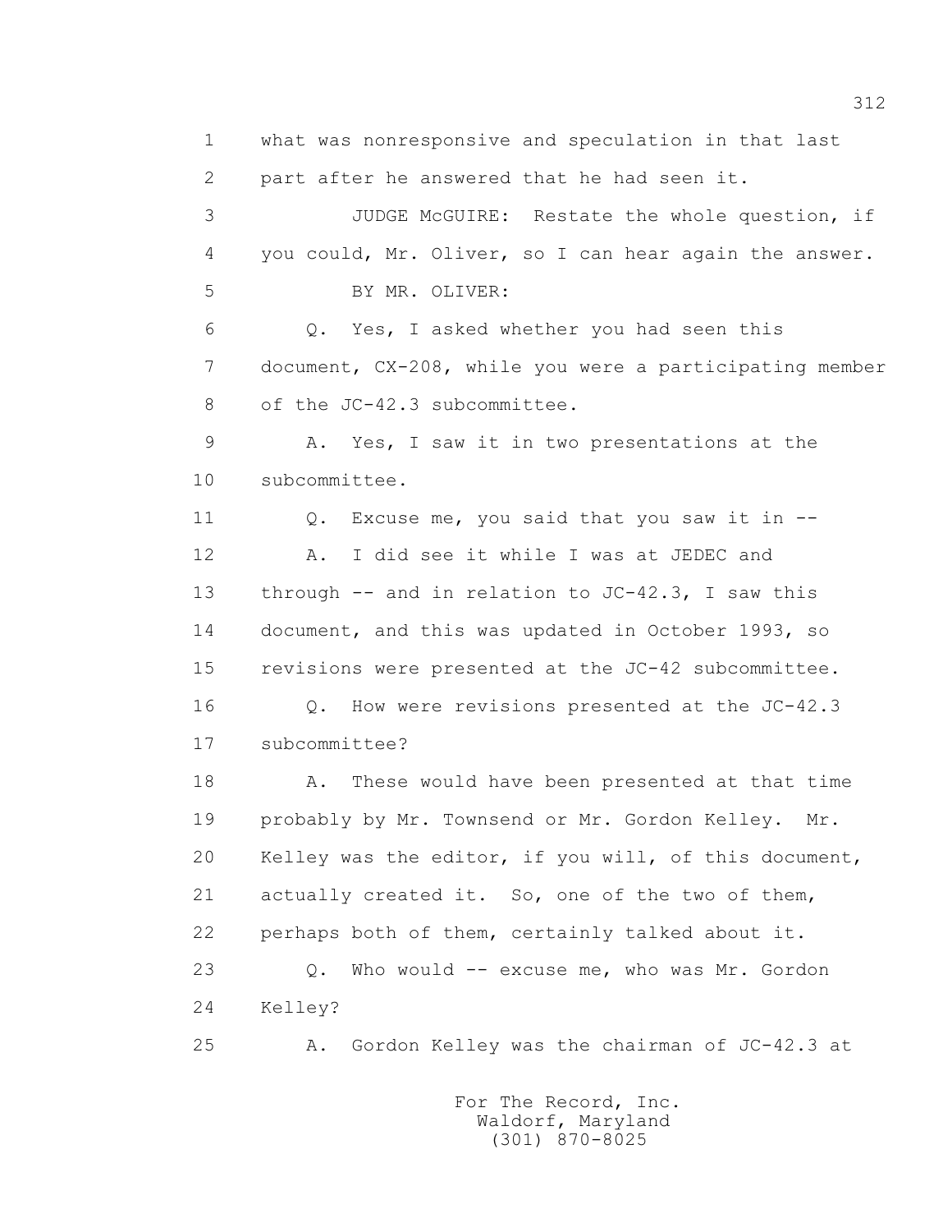1 what was nonresponsive and speculation in that last
2 part after he answered that he had seen it.
3 JUDGE McGUIRE: Restate the whole question, if
4 you could, Mr. Oliver, so I can hear again the answer.
5 BY MR. OLIVER:
6 Q. Yes, I asked whether you had seen this
7 document, CX-208, while you were a participating member
8 of the JC-42.3 subcommittee.
9 A. Yes, I saw it in two presentations at the
10 subcommittee.
11 Q. Excuse me, you said that you saw it in --
12 A. I did see it while I was at JEDEC and
13 through -- and in relation to JC-42.3, I saw this
14 document, and this was updated in October 1993, so
15 revisions were presented at the JC-42 subcommittee.
16 Q. How were revisions presented at the JC-42.3
17 subcommittee?
18 A. These would have been presented at that time
19 probably by Mr. Townsend or Mr. Gordon Kelley. Mr.
20 Kelley was the editor, if you will, of this document,
21 actually created it. So, one of the two of them,
22 perhaps both of them, certainly talked about it.
23 Q. Who would -- excuse me, who was Mr. Gordon
24 Kelley?
25 A. Gordon Kelley was the chairman of JC-42.3 at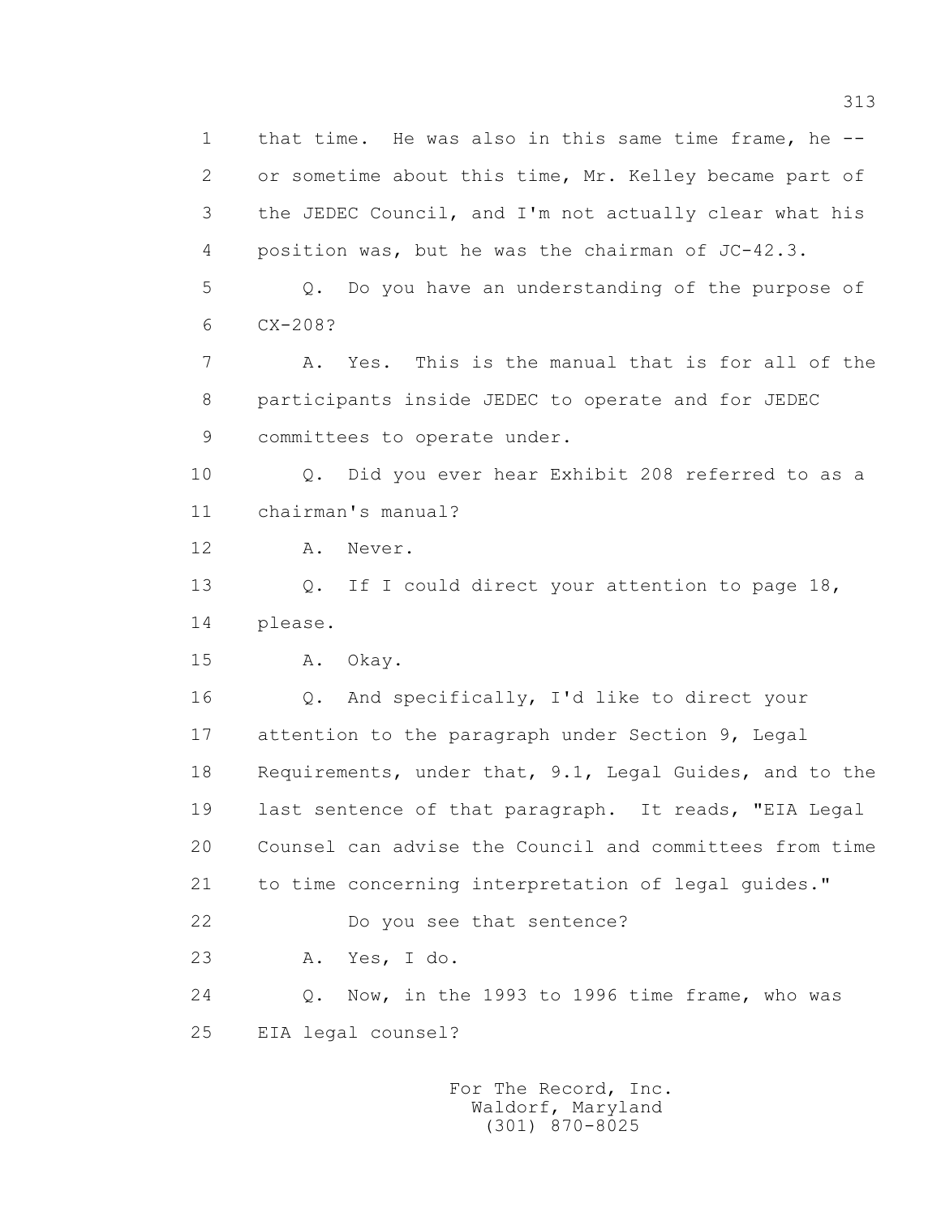1 that time. He was also in this same time frame, he --
2 or sometime about this time, Mr. Kelley became part of
3 the JEDEC Council, and I'm not actually clear what his
4 position was, but he was the chairman of JC-42.3.
5 Q. Do you have an understanding of the purpose of
6 CX-208?
7 A. Yes. This is the manual that is for all of the
8 participants inside JEDEC to operate and for JEDEC
9 committees to operate under.
10 Q. Did you ever hear Exhibit 208 referred to as a
11 chairman's manual?
12 A. Never.
13 Q. If I could direct your attention to page 18,
14 please.
15 A. Okay.
16 Q. And specifically, I'd like to direct your
17 attention to the paragraph under Section 9, Legal
18 Requirements, under that, 9.1, Legal Guides, and to the
19 last sentence of that paragraph. It reads, "EIA Legal
20 Counsel can advise the Council and committees from time
21 to time concerning interpretation of legal guides."
22 Do you see that sentence?
23 A. Yes, I do.
24 Q. Now, in the 1993 to 1996 time frame, who was
25 EIA legal counsel?

For The Record, Inc.
Waldorf, Maryland
(301) 870-8025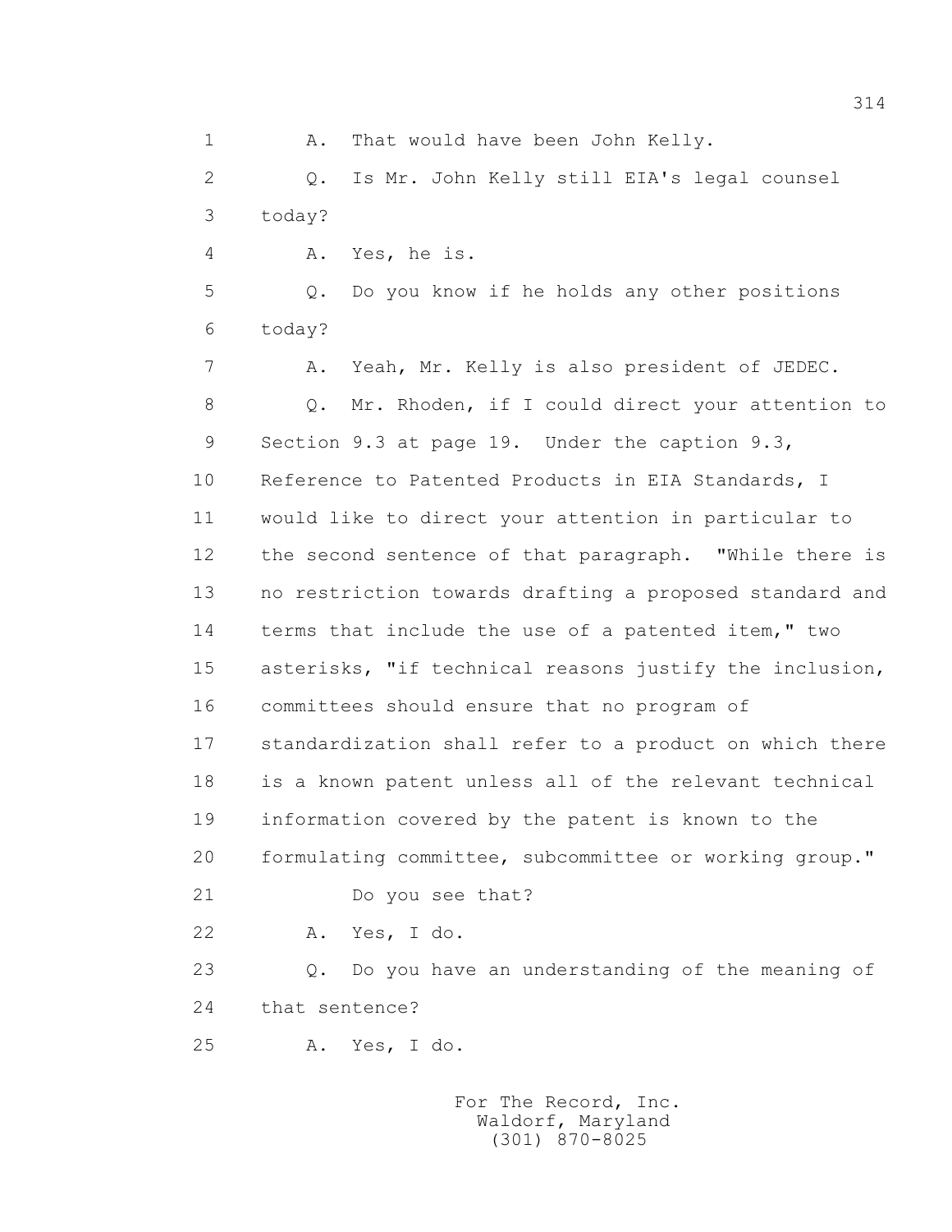1 A. That would have been John Kelly.

2 Q. Is Mr. John Kelly still EIA's legal counsel

3 today?

4 A. Yes, he is.

5 Q. Do you know if he holds any other positions

6 today?

7 A. Yeah, Mr. Kelly is also president of JEDEC.

8 Q. Mr. Rhoden, if I could direct your attention to

9 Section 9.3 at page 19. Under the caption 9.3,

10 Reference to Patented Products in EIA Standards, I

11 would like to direct your attention in particular to

12 the second sentence of that paragraph. "While there is

13 no restriction towards drafting a proposed standard and

14 terms that include the use of a patented item," two

15 asterisks, "if technical reasons justify the inclusion,

16 committees should ensure that no program of

17 standardization shall refer to a product on which there

18 is a known patent unless all of the relevant technical

19 information covered by the patent is known to the

20 formulating committee, subcommittee or working group."

21 Do you see that?

22 A. Yes, I do.

23 Q. Do you have an understanding of the meaning of

24 that sentence?

25 A. Yes, I do.

For The Record, Inc.
Waldorf, Maryland
(301) 870-8025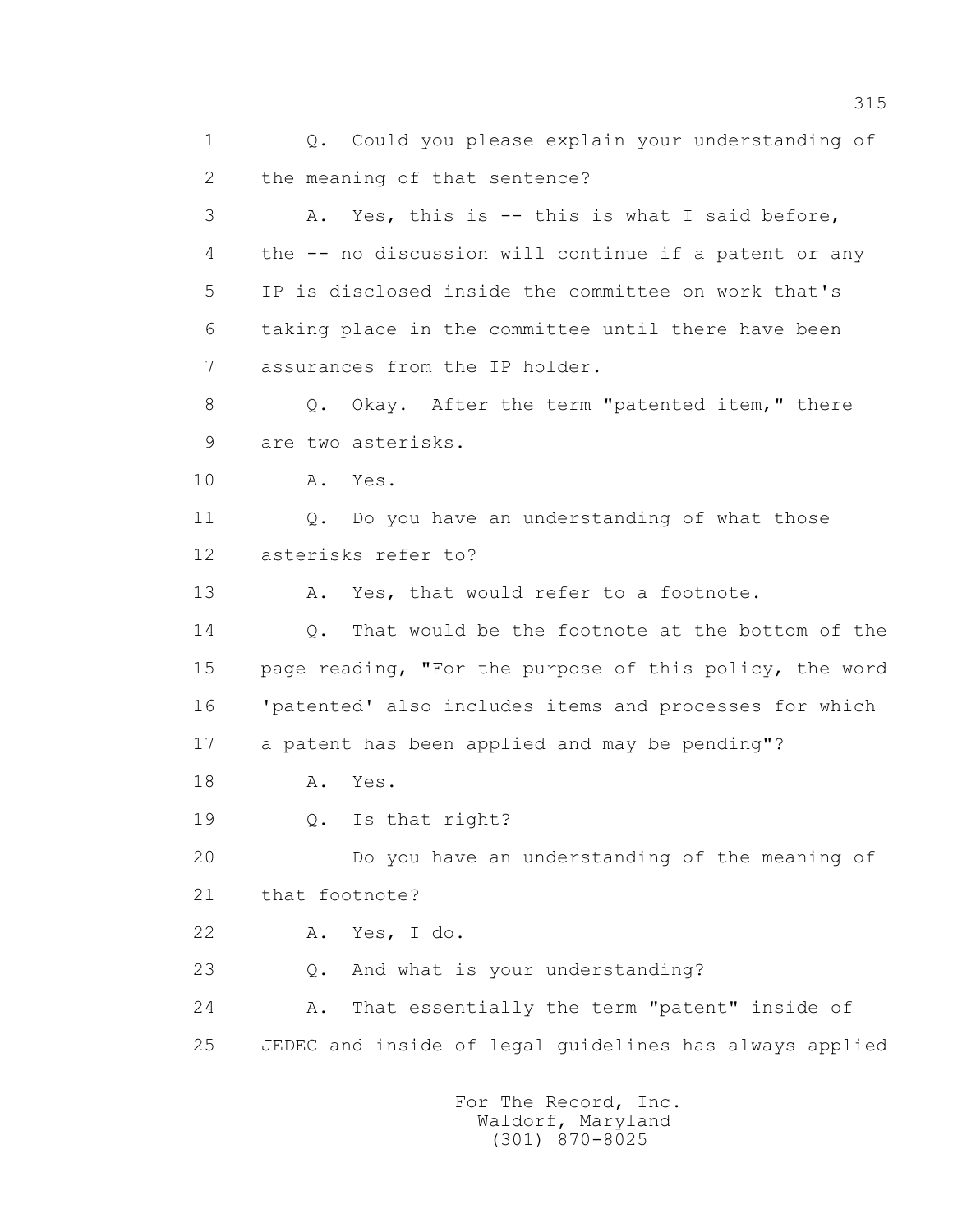1 Q. Could you please explain your understanding of

2 the meaning of that sentence?

3 A. Yes, this is -- this is what I said before,

4 the -- no discussion will continue if a patent or any

5 IP is disclosed inside the committee on work that's

6 taking place in the committee until there have been

7 assurances from the IP holder.

8 Q. Okay. After the term "patented item," there

9 are two asterisks.

10 A. Yes.

11 Q. Do you have an understanding of what those

12 asterisks refer to?

13 A. Yes, that would refer to a footnote.

14 Q. That would be the footnote at the bottom of the

15 page reading, "For the purpose of this policy, the word

16 'patented' also includes items and processes for which

17 a patent has been applied and may be pending"?

18 A. Yes.

19 Q. Is that right?

20 Do you have an understanding of the meaning of

21 that footnote?

22 A. Yes, I do.

23 Q. And what is your understanding?

24 A. That essentially the term "patent" inside of

25 JEDEC and inside of legal guidelines has always applied

For The Record, Inc.
Waldorf, Maryland
(301) 870-8025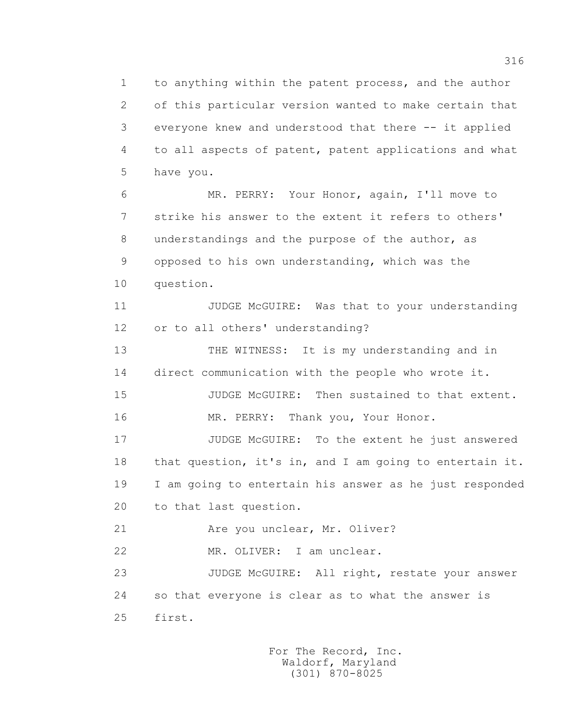to anything within the patent process, and the author of this particular version wanted to make certain that everyone knew and understood that there -- it applied to all aspects of patent, patent applications and what have you.

MR. PERRY: Your Honor, again, I'll move to strike his answer to the extent it refers to others' understandings and the purpose of the author, as opposed to his own understanding, which was the question.

JUDGE McGUIRE: Was that to your understanding or to all others' understanding?

THE WITNESS: It is my understanding and in direct communication with the people who wrote it.

JUDGE McGUIRE: Then sustained to that extent.

MR. PERRY: Thank you, Your Honor.

JUDGE McGUIRE: To the extent he just answered that question, it's in, and I am going to entertain it. I am going to entertain his answer as he just responded to that last question.

Are you unclear, Mr. Oliver?

MR. OLIVER: I am unclear.

JUDGE McGUIRE: All right, restate your answer so that everyone is clear as to what the answer is first.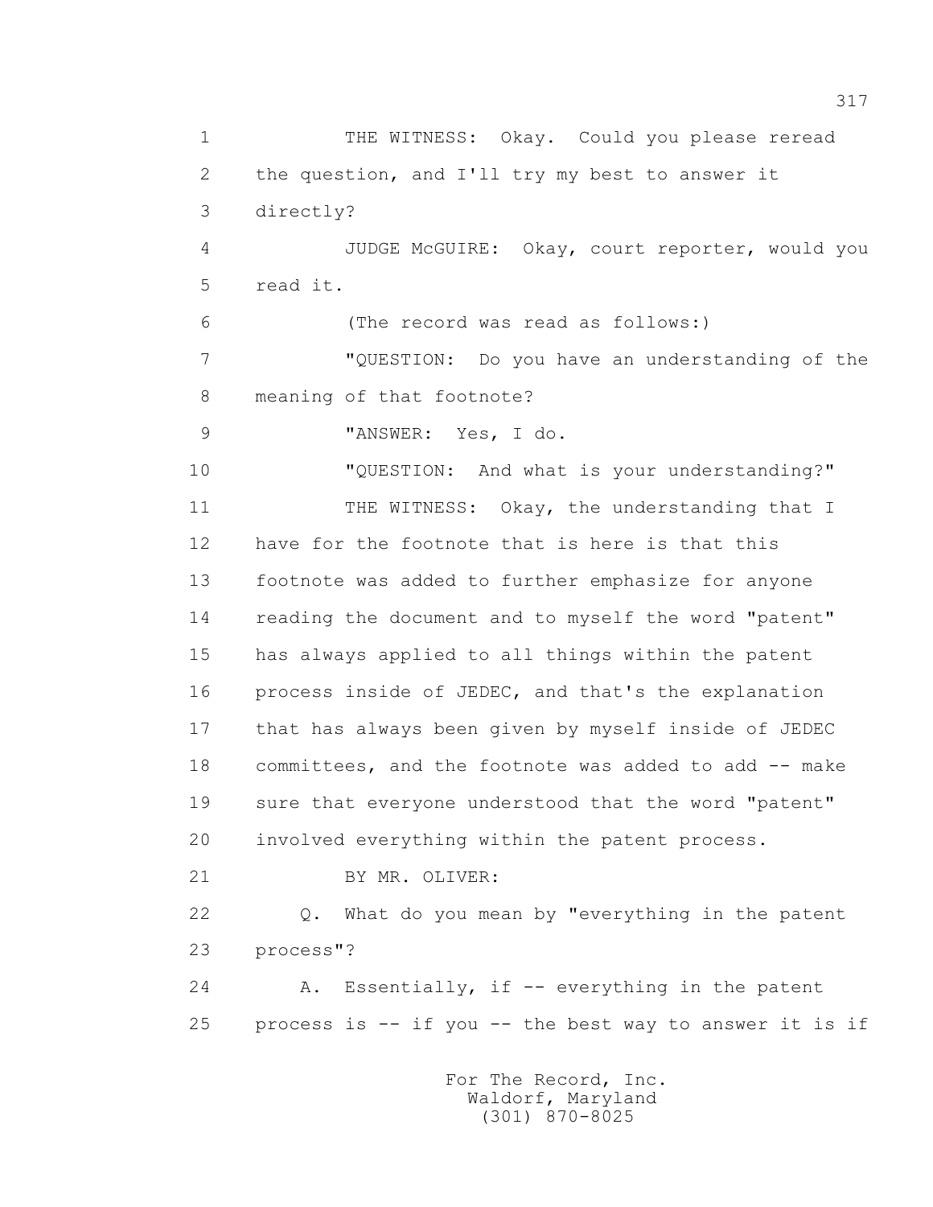1 THE WITNESS: Okay. Could you please reread

2 the question, and I'll try my best to answer it

3 directly?

4 JUDGE McGUIRE: Okay, court reporter, would you

5 read it.

6 (The record was read as follows:)

7 "QUESTION: Do you have an understanding of the

8 meaning of that footnote?

9 "ANSWER: Yes, I do.

10 "QUESTION: And what is your understanding?"

11 THE WITNESS: Okay, the understanding that I

12 have for the footnote that is here is that this

13 footnote was added to further emphasize for anyone

14 reading the document and to myself the word "patent"

15 has always applied to all things within the patent

16 process inside of JEDEC, and that's the explanation

17 that has always been given by myself inside of JEDEC

18 committees, and the footnote was added to add -- make

19 sure that everyone understood that the word "patent"

20 involved everything within the patent process.

21 BY MR. OLIVER:

22 Q. What do you mean by "everything in the patent

23 process"?

24 A. Essentially, if -- everything in the patent

25 process is -- if you -- the best way to answer it is if

For The Record, Inc.
Waldorf, Maryland
(301) 870-8025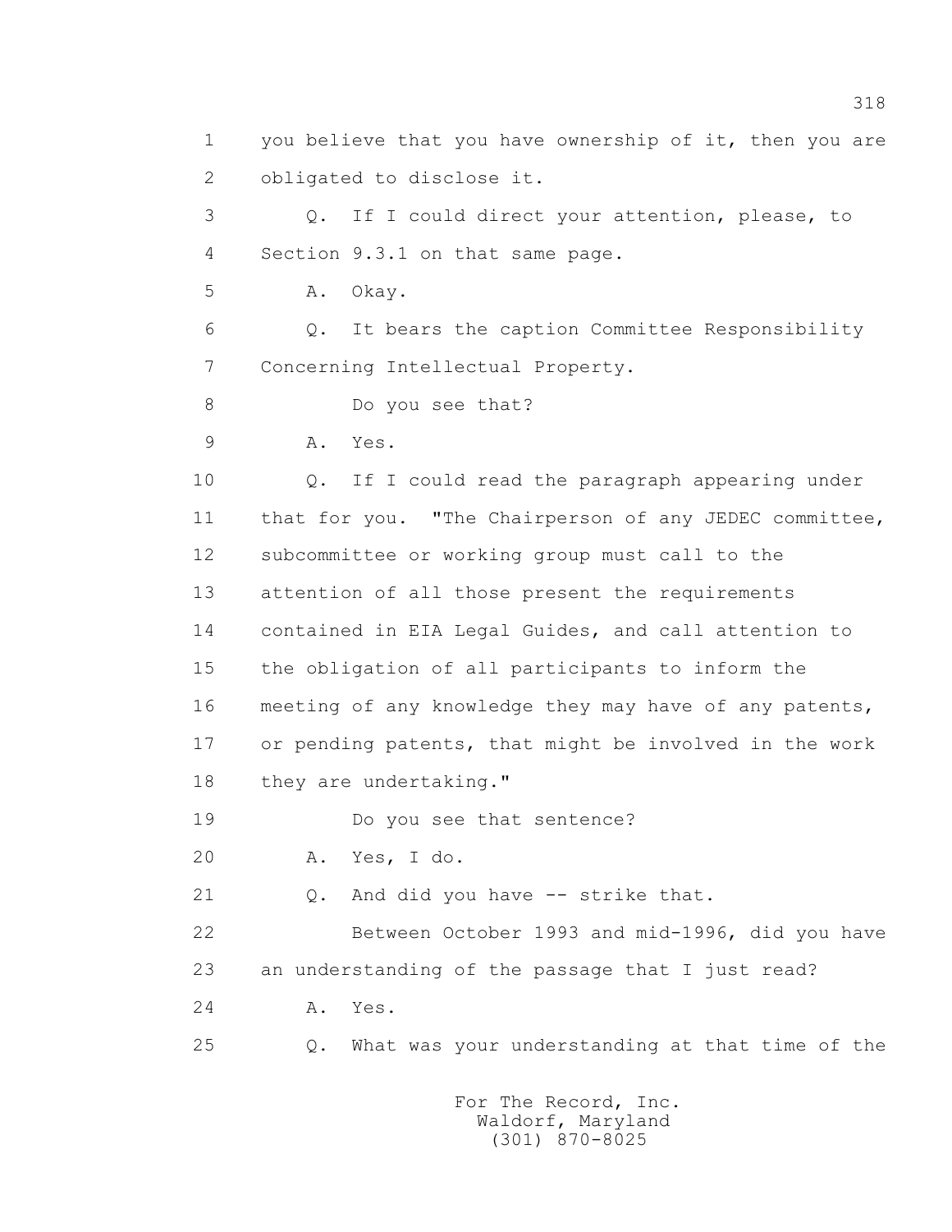1 you believe that you have ownership of it, then you are
2 obligated to disclose it.

3 Q. If I could direct your attention, please, to
4 Section 9.3.1 on that same page.

5 A. Okay.

6 Q. It bears the caption Committee Responsibility
7 Concerning Intellectual Property.

8 Do you see that?

9 A. Yes.

10 Q. If I could read the paragraph appearing under
11 that for you. "The Chairperson of any JEDEC committee,
12 subcommittee or working group must call to the
13 attention of all those present the requirements
14 contained in EIA Legal Guides, and call attention to
15 the obligation of all participants to inform the
16 meeting of any knowledge they may have of any patents,
17 or pending patents, that might be involved in the work
18 they are undertaking."

19 Do you see that sentence?

20 A. Yes, I do.

21 Q. And did you have -- strike that.

22 Between October 1993 and mid-1996, did you have
23 an understanding of the passage that I just read?

24 A. Yes.

25 Q. What was your understanding at that time of the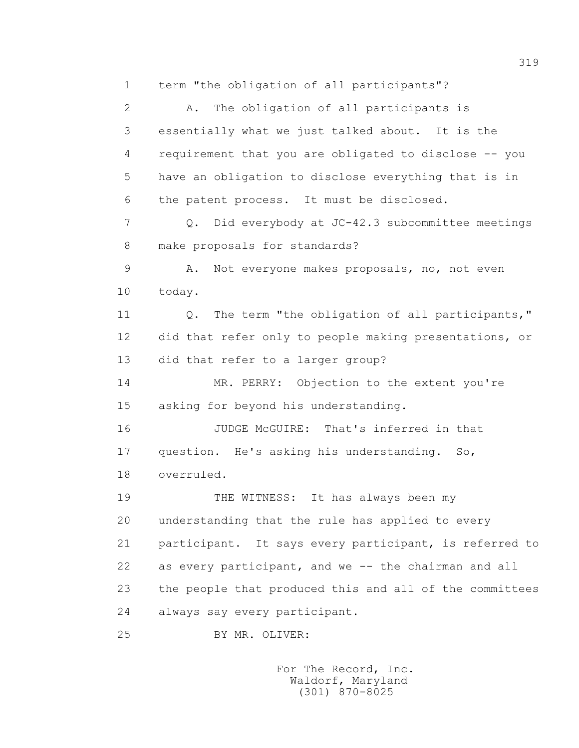1 term "the obligation of all participants"?

2 A. The obligation of all participants is

3 essentially what we just talked about. It is the

4 requirement that you are obligated to disclose -- you

5 have an obligation to disclose everything that is in

6 the patent process. It must be disclosed.

7 Q. Did everybody at JC-42.3 subcommittee meetings

8 make proposals for standards?

9 A. Not everyone makes proposals, no, not even

10 today.

11 Q. The term "the obligation of all participants,"

12 did that refer only to people making presentations, or

13 did that refer to a larger group?

14 MR. PERRY: Objection to the extent you're

15 asking for beyond his understanding.

16 JUDGE McGUIRE: That's inferred in that

17 question. He's asking his understanding. So,

18 overruled.

19 THE WITNESS: It has always been my

20 understanding that the rule has applied to every

21 participant. It says every participant, is referred to

22 as every participant, and we -- the chairman and all

23 the people that produced this and all of the committees

24 always say every participant.

25 BY MR. OLIVER:

For The Record, Inc.
Waldorf, Maryland
(301) 870-8025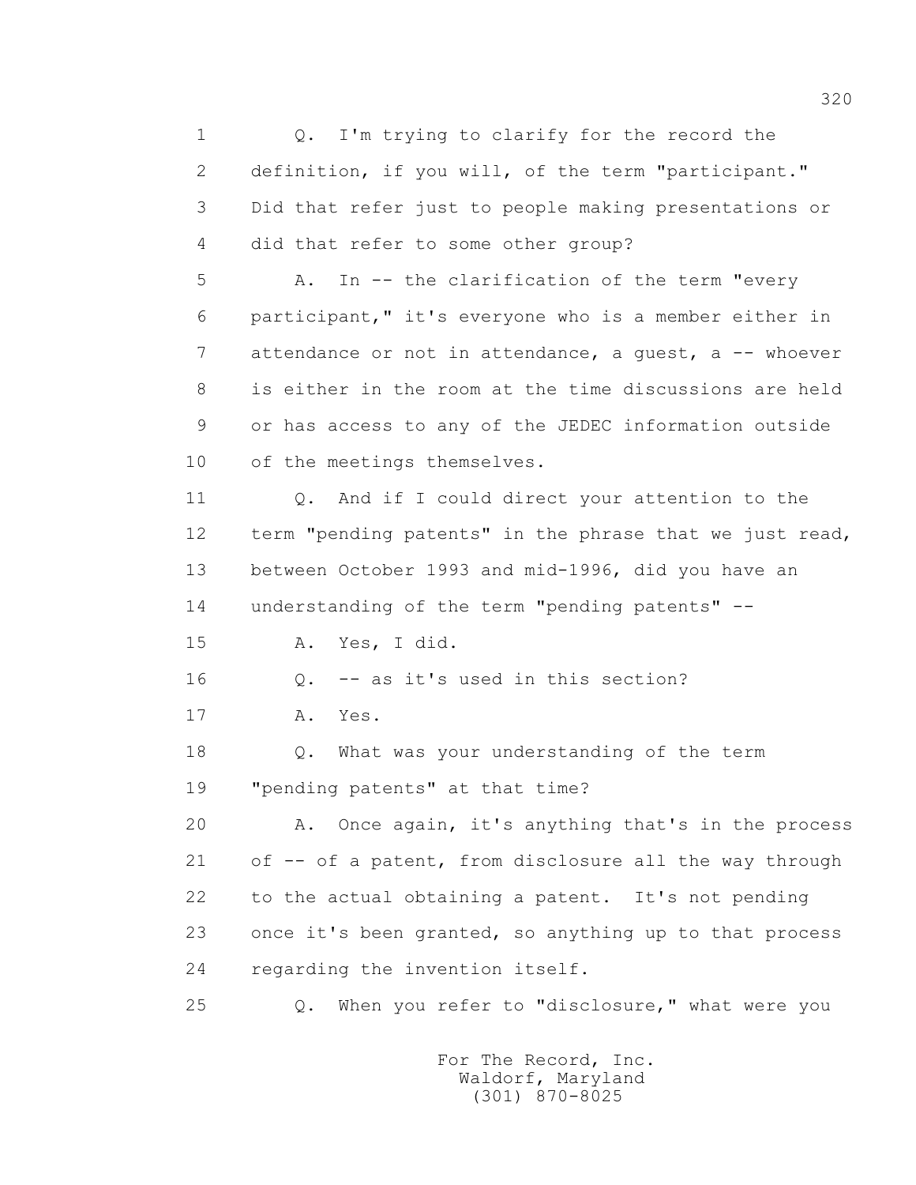1 Q. I'm trying to clarify for the record the
2 definition, if you will, of the term "participant."
3 Did that refer just to people making presentations or
4 did that refer to some other group?
5 A. In -- the clarification of the term "every
6 participant," it's everyone who is a member either in
7 attendance or not in attendance, a guest, a -- whoever
8 is either in the room at the time discussions are held
9 or has access to any of the JEDEC information outside
10 of the meetings themselves.
11 Q. And if I could direct your attention to the
12 term "pending patents" in the phrase that we just read,
13 between October 1993 and mid-1996, did you have an
14 understanding of the term "pending patents" --
15 A. Yes, I did.
16 Q. -- as it's used in this section?
17 A. Yes.
18 Q. What was your understanding of the term
19 "pending patents" at that time?
20 A. Once again, it's anything that's in the process
21 of -- of a patent, from disclosure all the way through
22 to the actual obtaining a patent. It's not pending
23 once it's been granted, so anything up to that process
24 regarding the invention itself.
25 Q. When you refer to "disclosure," what were you

For The Record, Inc.
Waldorf, Maryland
(301) 870-8025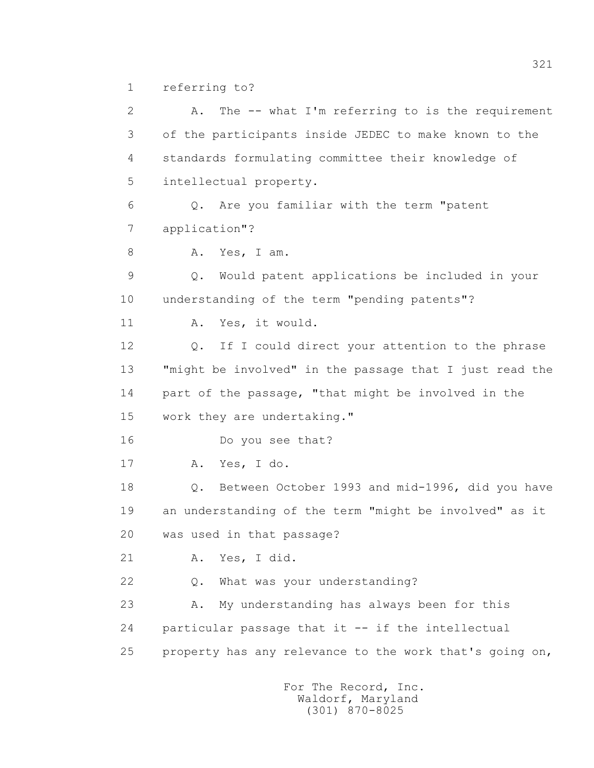1 referring to?

2 A. The -- what I'm referring to is the requirement

3 of the participants inside JEDEC to make known to the

4 standards formulating committee their knowledge of

5 intellectual property.

6 Q. Are you familiar with the term "patent

7 application"?

8 A. Yes, I am.

9 Q. Would patent applications be included in your

10 understanding of the term "pending patents"?

11 A. Yes, it would.

12 Q. If I could direct your attention to the phrase

13 "might be involved" in the passage that I just read the

14 part of the passage, "that might be involved in the

15 work they are undertaking."

16 Do you see that?

17 A. Yes, I do.

18 Q. Between October 1993 and mid-1996, did you have

19 an understanding of the term "might be involved" as it

20 was used in that passage?

21 A. Yes, I did.

22 Q. What was your understanding?

23 A. My understanding has always been for this

24 particular passage that it -- if the intellectual

25 property has any relevance to the work that's going on,

For The Record, Inc.
Waldorf, Maryland
(301) 870-8025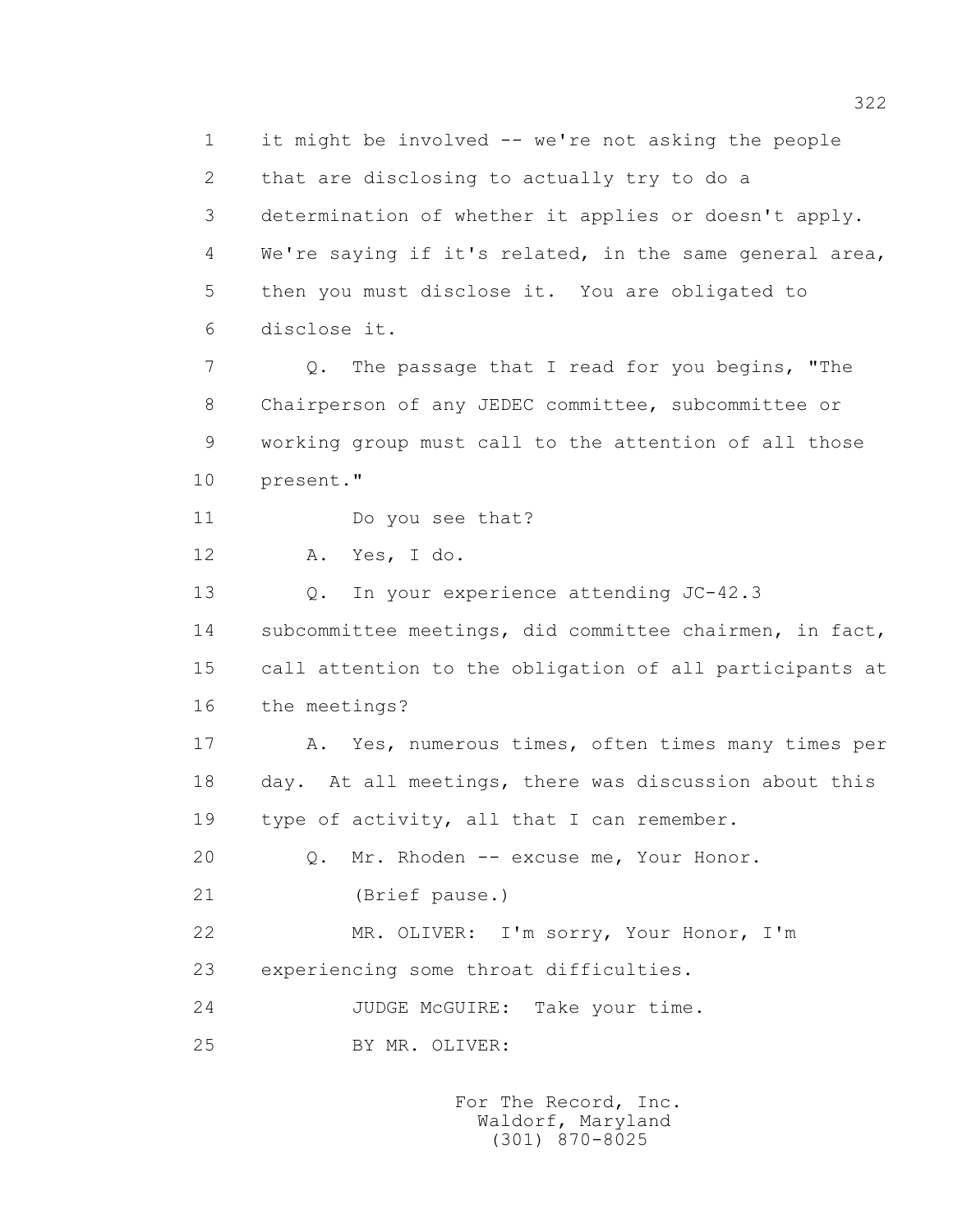1 it might be involved -- we're not asking the people
2 that are disclosing to actually try to do a
3 determination of whether it applies or doesn't apply.
4 We're saying if it's related, in the same general area,
5 then you must disclose it. You are obligated to
6 disclose it.
7 Q. The passage that I read for you begins, "The
8 Chairperson of any JEDEC committee, subcommittee or
9 working group must call to the attention of all those
10 present."
11 Do you see that?
12 A. Yes, I do.
13 Q. In your experience attending JC-42.3
14 subcommittee meetings, did committee chairmen, in fact,
15 call attention to the obligation of all participants at
16 the meetings?
17 A. Yes, numerous times, often times many times per
18 day. At all meetings, there was discussion about this
19 type of activity, all that I can remember.
20 Q. Mr. Rhoden -- excuse me, Your Honor.
21 (Brief pause.)
22 MR. OLIVER: I'm sorry, Your Honor, I'm
23 experiencing some throat difficulties.
24 JUDGE McGUIRE: Take your time.
25 BY MR. OLIVER:

For The Record, Inc.
Waldorf, Maryland
(301) 870-8025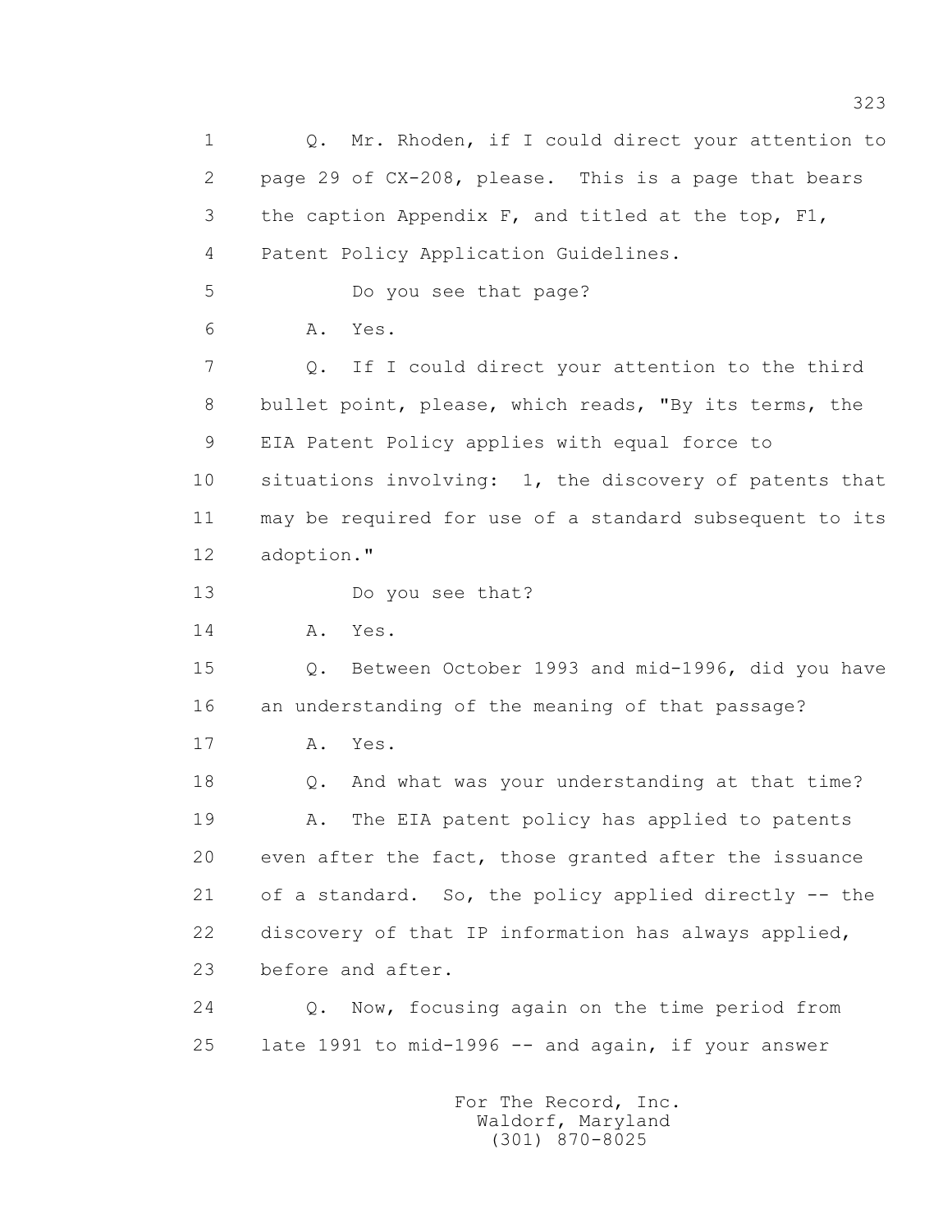1 Q. Mr. Rhoden, if I could direct your attention to
2 page 29 of CX-208, please. This is a page that bears
3 the caption Appendix F, and titled at the top, F1,
4 Patent Policy Application Guidelines.
5 Do you see that page?
6 A. Yes.
7 Q. If I could direct your attention to the third
8 bullet point, please, which reads, "By its terms, the
9 EIA Patent Policy applies with equal force to
10 situations involving: 1, the discovery of patents that
11 may be required for use of a standard subsequent to its
12 adoption."
13 Do you see that?
14 A. Yes.
15 Q. Between October 1993 and mid-1996, did you have
16 an understanding of the meaning of that passage?
17 A. Yes.
18 Q. And what was your understanding at that time?
19 A. The EIA patent policy has applied to patents
20 even after the fact, those granted after the issuance
21 of a standard. So, the policy applied directly -- the
22 discovery of that IP information has always applied,
23 before and after.
24 Q. Now, focusing again on the time period from
25 late 1991 to mid-1996 -- and again, if your answer

For The Record, Inc.
Waldorf, Maryland
(301) 870-8025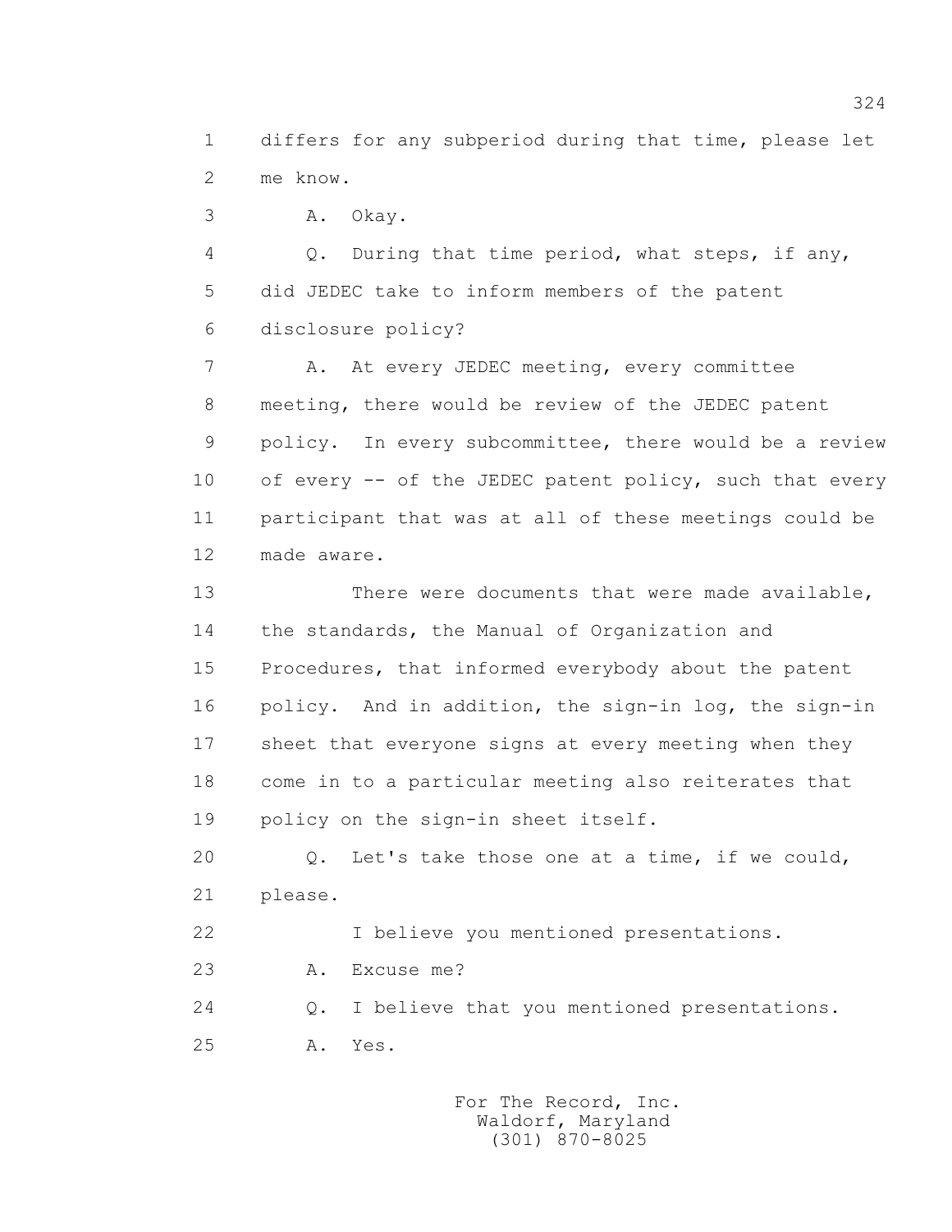1 differs for any subperiod during that time, please let
2 me know.

3 A. Okay.

4 Q. During that time period, what steps, if any,
5 did JEDEC take to inform members of the patent
6 disclosure policy?

7 A. At every JEDEC meeting, every committee
8 meeting, there would be review of the JEDEC patent
9 policy. In every subcommittee, there would be a review
10 of every -- of the JEDEC patent policy, such that every
11 participant that was at all of these meetings could be
12 made aware.

13 There were documents that were made available,
14 the standards, the Manual of Organization and
15 Procedures, that informed everybody about the patent
16 policy. And in addition, the sign-in log, the sign-in
17 sheet that everyone signs at every meeting when they
18 come in to a particular meeting also reiterates that
19 policy on the sign-in sheet itself.

20 Q. Let's take those one at a time, if we could,
21 please.

22 I believe you mentioned presentations.

23 A. Excuse me?

24 Q. I believe that you mentioned presentations.

25 A. Yes.

For The Record, Inc.
Waldorf, Maryland
(301) 870-8025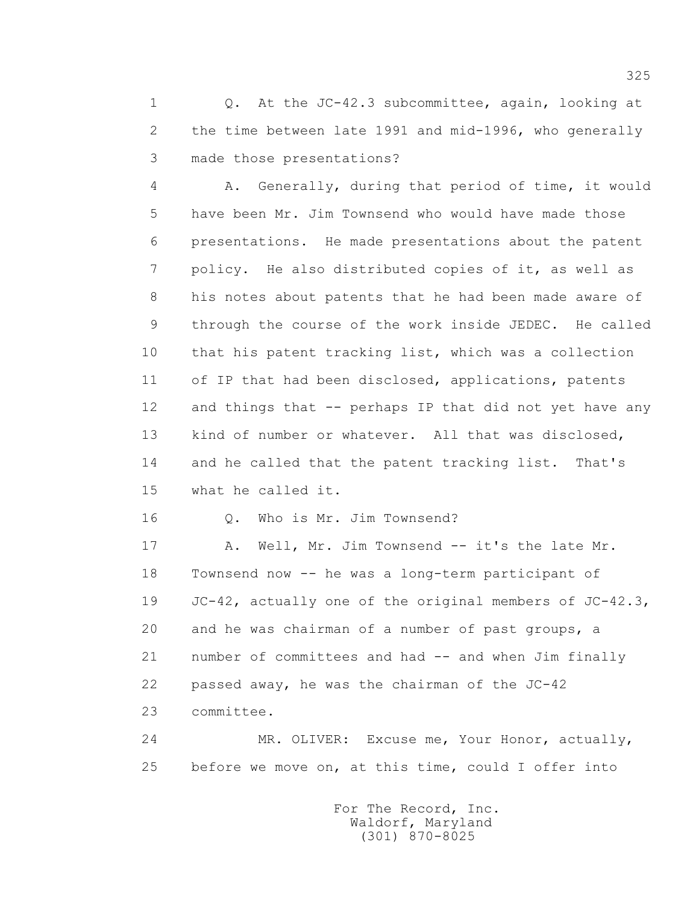1 Q. At the JC-42.3 subcommittee, again, looking at
2 the time between late 1991 and mid-1996, who generally
3 made those presentations?

4 A. Generally, during that period of time, it would
5 have been Mr. Jim Townsend who would have made those
6 presentations. He made presentations about the patent
7 policy. He also distributed copies of it, as well as
8 his notes about patents that he had been made aware of
9 through the course of the work inside JEDEC. He called
10 that his patent tracking list, which was a collection
11 of IP that had been disclosed, applications, patents
12 and things that -- perhaps IP that did not yet have any
13 kind of number or whatever. All that was disclosed,
14 and he called that the patent tracking list. That's
15 what he called it.

16 Q. Who is Mr. Jim Townsend?

17 A. Well, Mr. Jim Townsend -- it's the late Mr.
18 Townsend now -- he was a long-term participant of
19 JC-42, actually one of the original members of JC-42.3,
20 and he was chairman of a number of past groups, a
21 number of committees and had -- and when Jim finally
22 passed away, he was the chairman of the JC-42
23 committee.

24 MR. OLIVER: Excuse me, Your Honor, actually,
25 before we move on, at this time, could I offer into

For The Record, Inc.
Waldorf, Maryland
(301) 870-8025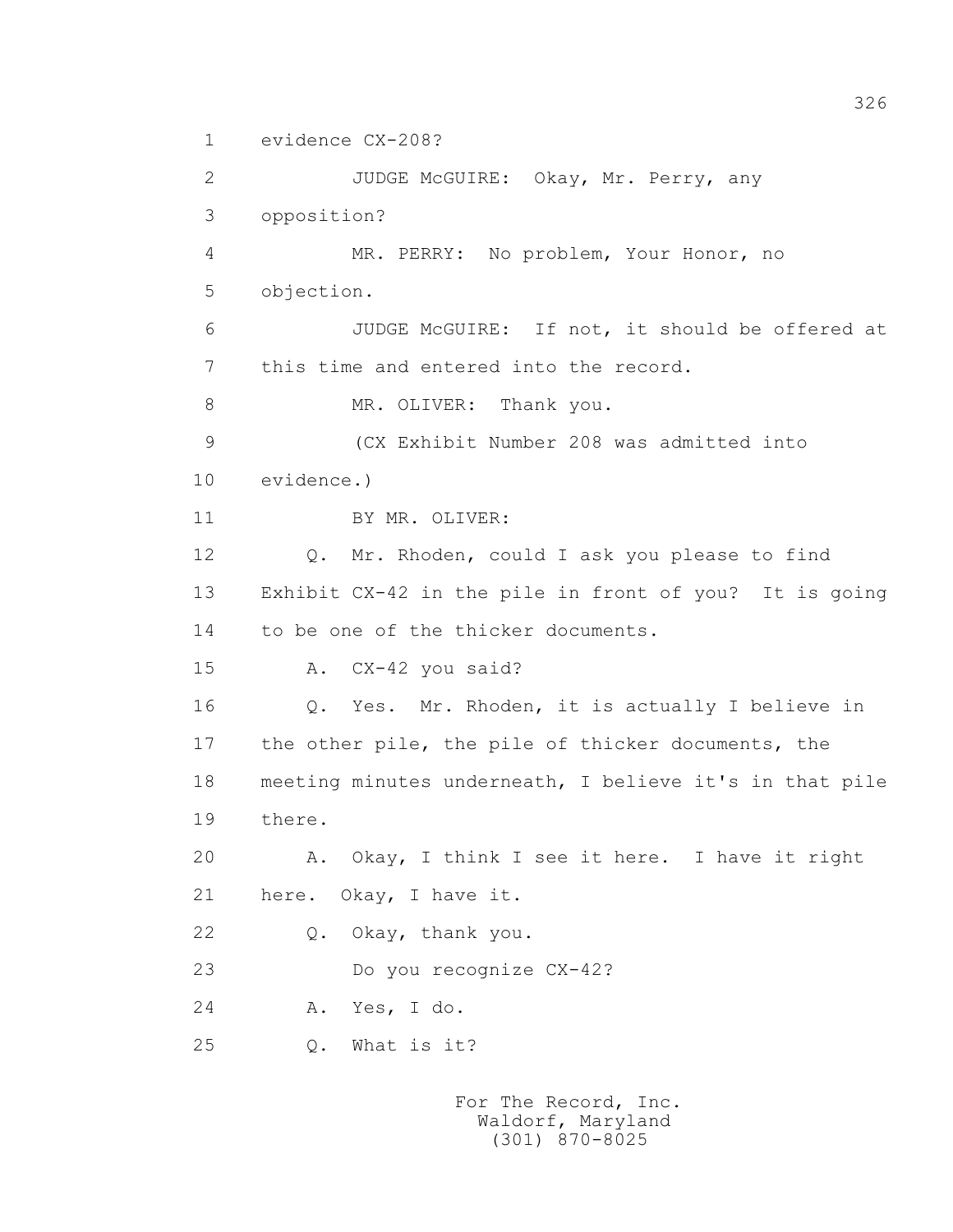1 evidence CX-208?

2 JUDGE McGUIRE: Okay, Mr. Perry, any

3 opposition?

4 MR. PERRY: No problem, Your Honor, no

5 objection.

6 JUDGE McGUIRE: If not, it should be offered at

7 this time and entered into the record.

8 MR. OLIVER: Thank you.

9 (CX Exhibit Number 208 was admitted into

10 evidence.)

11 BY MR. OLIVER:

12 Q. Mr. Rhoden, could I ask you please to find

13 Exhibit CX-42 in the pile in front of you? It is going

14 to be one of the thicker documents.

15 A. CX-42 you said?

16 Q. Yes. Mr. Rhoden, it is actually I believe in

17 the other pile, the pile of thicker documents, the

18 meeting minutes underneath, I believe it's in that pile

19 there.

20 A. Okay, I think I see it here. I have it right

21 here. Okay, I have it.

22 Q. Okay, thank you.

23 Do you recognize CX-42?

24 A. Yes, I do.

25 Q. What is it?

For The Record, Inc.
Waldorf, Maryland
(301) 870-8025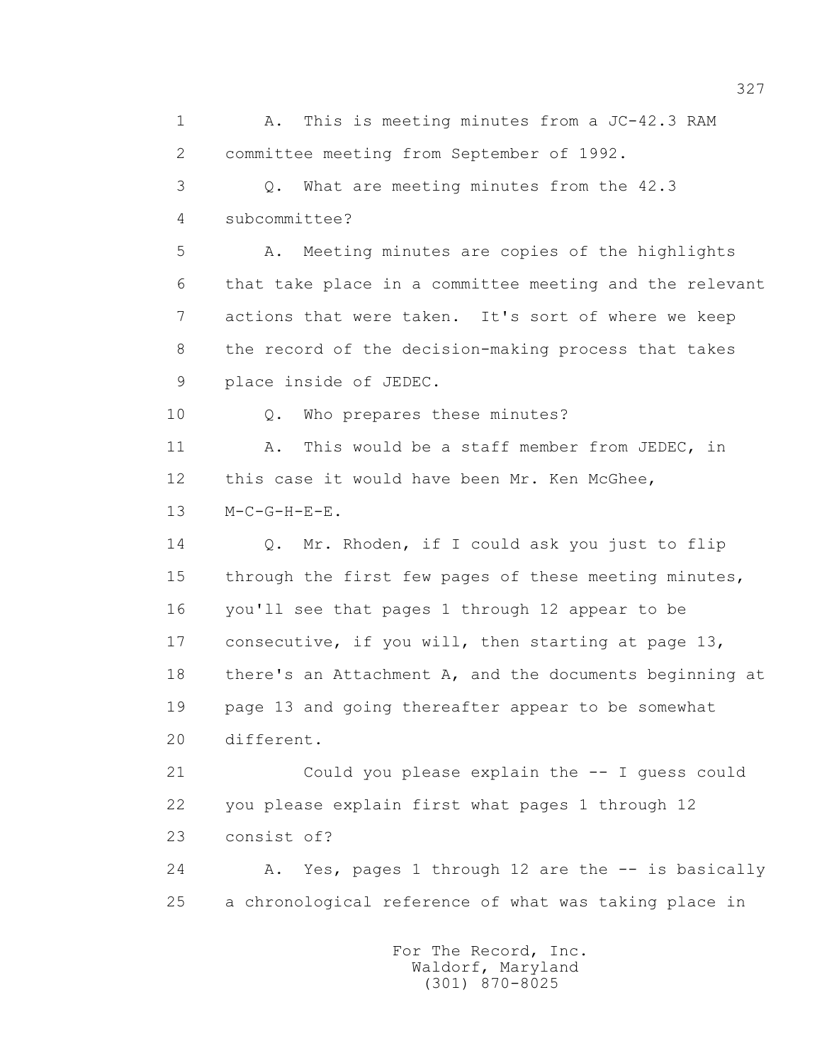1 A. This is meeting minutes from a JC-42.3 RAM
2 committee meeting from September of 1992.
3 Q. What are meeting minutes from the 42.3
4 subcommittee?
5 A. Meeting minutes are copies of the highlights
6 that take place in a committee meeting and the relevant
7 actions that were taken. It's sort of where we keep
8 the record of the decision-making process that takes
9 place inside of JEDEC.
10 Q. Who prepares these minutes?
11 A. This would be a staff member from JEDEC, in
12 this case it would have been Mr. Ken McGhee,
13 M-C-G-H-E-E.
14 Q. Mr. Rhoden, if I could ask you just to flip
15 through the first few pages of these meeting minutes,
16 you'll see that pages 1 through 12 appear to be
17 consecutive, if you will, then starting at page 13,
18 there's an Attachment A, and the documents beginning at
19 page 13 and going thereafter appear to be somewhat
20 different.
21 Could you please explain the -- I guess could
22 you please explain first what pages 1 through 12
23 consist of?
24 A. Yes, pages 1 through 12 are the -- is basically
25 a chronological reference of what was taking place in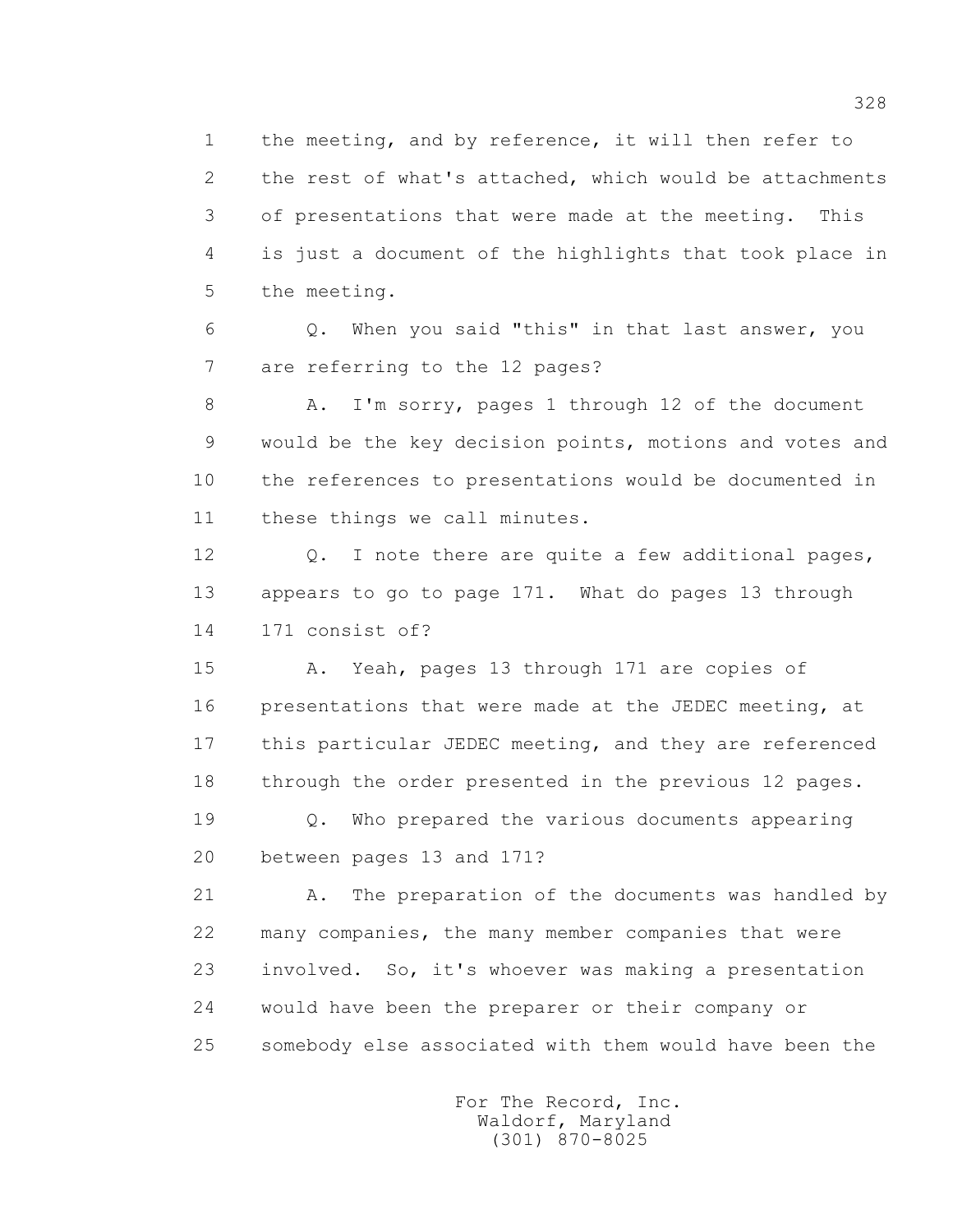1 the meeting, and by reference, it will then refer to
2 the rest of what's attached, which would be attachments
3 of presentations that were made at the meeting. This
4 is just a document of the highlights that took place in
5 the meeting.

6 Q. When you said "this" in that last answer, you
7 are referring to the 12 pages?

8 A. I'm sorry, pages 1 through 12 of the document
9 would be the key decision points, motions and votes and
10 the references to presentations would be documented in
11 these things we call minutes.

12 Q. I note there are quite a few additional pages,
13 appears to go to page 171. What do pages 13 through
14 171 consist of?

15 A. Yeah, pages 13 through 171 are copies of
16 presentations that were made at the JEDEC meeting, at
17 this particular JEDEC meeting, and they are referenced
18 through the order presented in the previous 12 pages.

19 Q. Who prepared the various documents appearing
20 between pages 13 and 171?

21 A. The preparation of the documents was handled by
22 many companies, the many member companies that were
23 involved. So, it's whoever was making a presentation
24 would have been the preparer or their company or
25 somebody else associated with them would have been the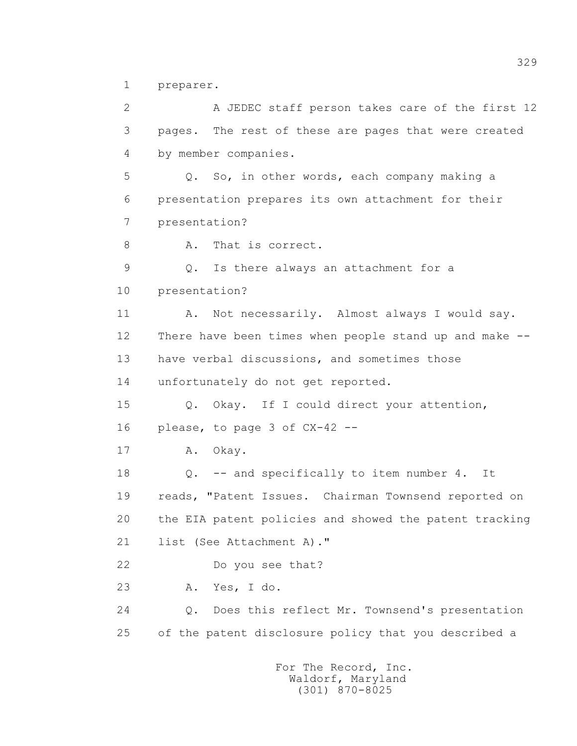1 preparer.

2 A JEDEC staff person takes care of the first 12

3 pages. The rest of these are pages that were created

4 by member companies.

5 Q. So, in other words, each company making a

6 presentation prepares its own attachment for their

7 presentation?

8 A. That is correct.

9 Q. Is there always an attachment for a

10 presentation?

11 A. Not necessarily. Almost always I would say.

12 There have been times when people stand up and make --

13 have verbal discussions, and sometimes those

14 unfortunately do not get reported.

15 Q. Okay. If I could direct your attention,

16 please, to page 3 of CX-42 --

17 A. Okay.

18 Q. -- and specifically to item number 4. It

19 reads, "Patent Issues. Chairman Townsend reported on

20 the EIA patent policies and showed the patent tracking

21 list (See Attachment A)."

22 Do you see that?

23 A. Yes, I do.

24 Q. Does this reflect Mr. Townsend's presentation

25 of the patent disclosure policy that you described a

For The Record, Inc.
Waldorf, Maryland
(301) 870-8025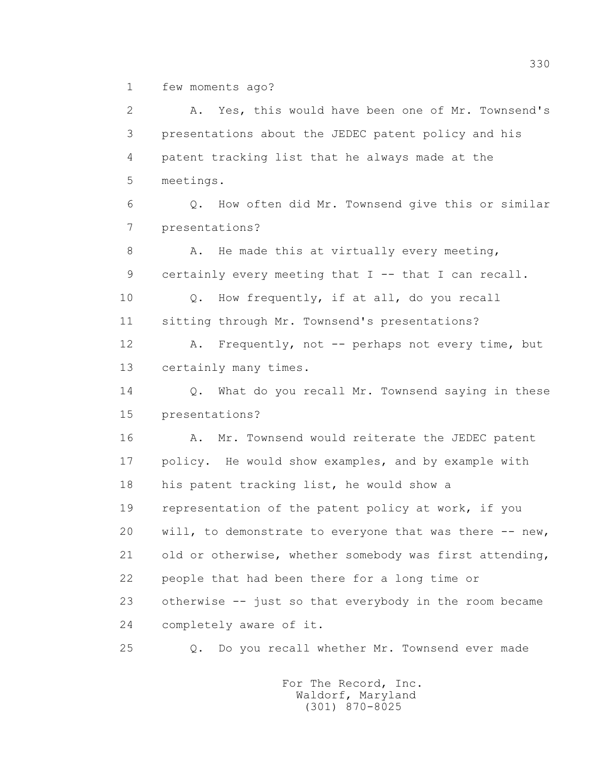1 few moments ago?

2 A. Yes, this would have been one of Mr. Townsend's

3 presentations about the JEDEC patent policy and his

4 patent tracking list that he always made at the

5 meetings.

6 Q. How often did Mr. Townsend give this or similar

7 presentations?

8 A. He made this at virtually every meeting,

9 certainly every meeting that I -- that I can recall.

10 Q. How frequently, if at all, do you recall

11 sitting through Mr. Townsend's presentations?

12 A. Frequently, not -- perhaps not every time, but

13 certainly many times.

14 Q. What do you recall Mr. Townsend saying in these

15 presentations?

16 A. Mr. Townsend would reiterate the JEDEC patent

17 policy. He would show examples, and by example with

18 his patent tracking list, he would show a

19 representation of the patent policy at work, if you

20 will, to demonstrate to everyone that was there -- new,

21 old or otherwise, whether somebody was first attending,

22 people that had been there for a long time or

23 otherwise -- just so that everybody in the room became

24 completely aware of it.

25 Q. Do you recall whether Mr. Townsend ever made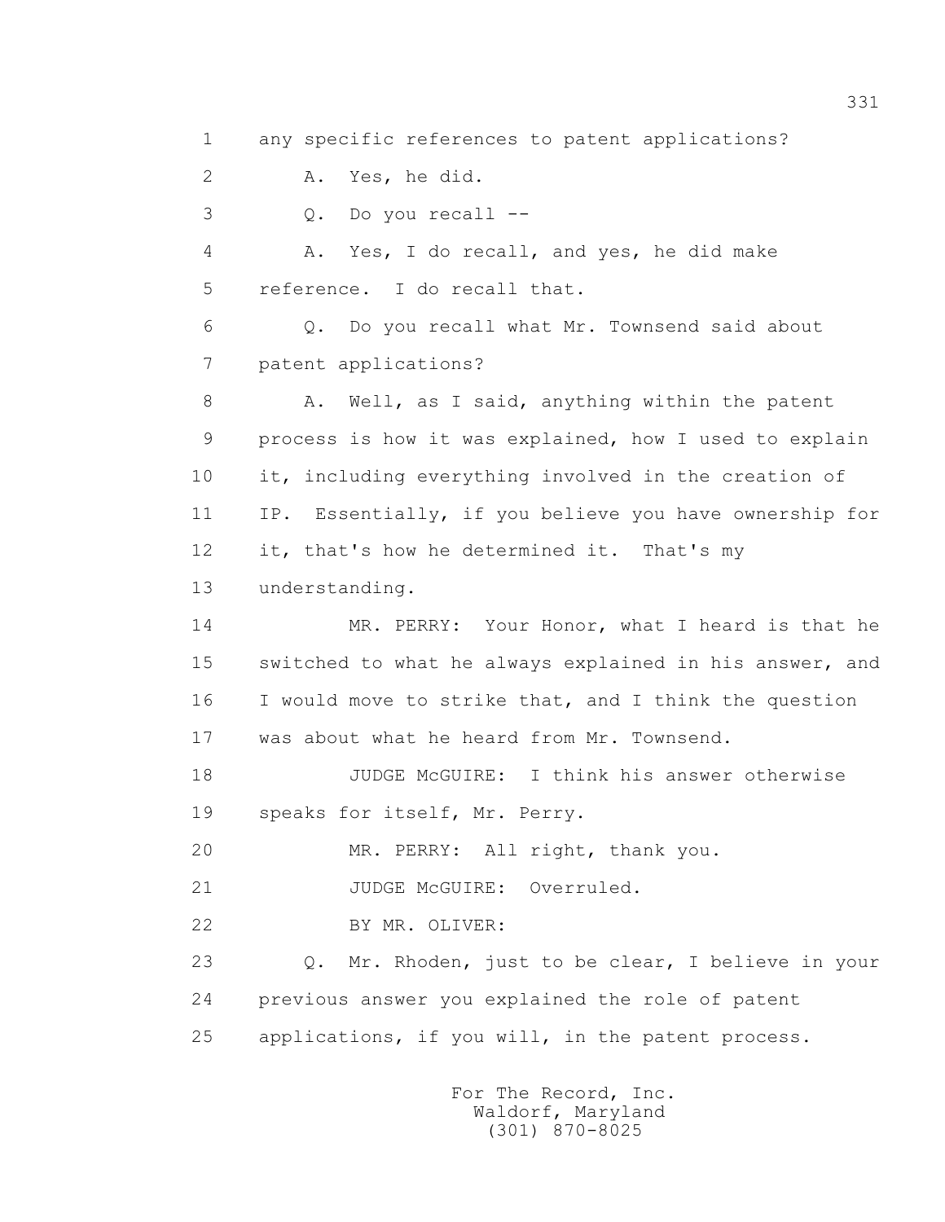1 any specific references to patent applications?

2 A. Yes, he did.

3 Q. Do you recall --

4 A. Yes, I do recall, and yes, he did make

5 reference. I do recall that.

6 Q. Do you recall what Mr. Townsend said about

7 patent applications?

8 A. Well, as I said, anything within the patent

9 process is how it was explained, how I used to explain

10 it, including everything involved in the creation of

11 IP. Essentially, if you believe you have ownership for

12 it, that's how he determined it. That's my

13 understanding.

14 MR. PERRY: Your Honor, what I heard is that he

15 switched to what he always explained in his answer, and

16 I would move to strike that, and I think the question

17 was about what he heard from Mr. Townsend.

18 JUDGE McGUIRE: I think his answer otherwise

19 speaks for itself, Mr. Perry.

20 MR. PERRY: All right, thank you.

21 JUDGE McGUIRE: Overruled.

22 BY MR. OLIVER:

23 Q. Mr. Rhoden, just to be clear, I believe in your

24 previous answer you explained the role of patent

25 applications, if you will, in the patent process.

For The Record, Inc.
Waldorf, Maryland
(301) 870-8025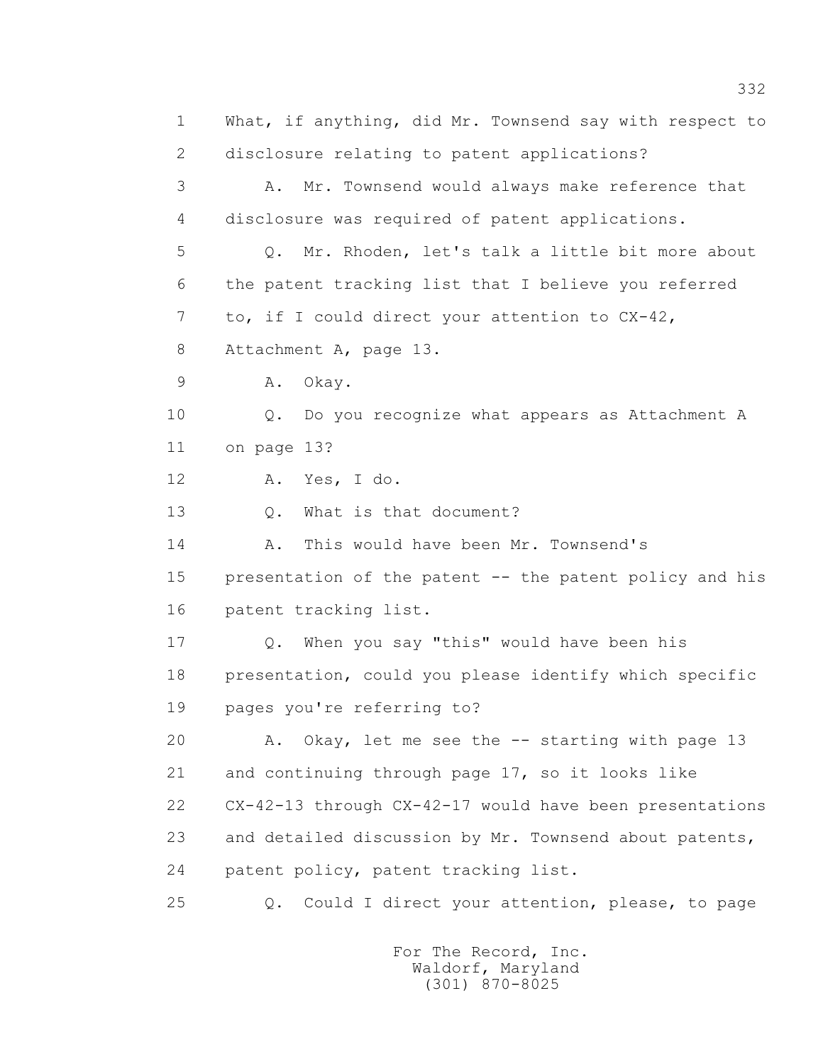1 What, if anything, did Mr. Townsend say with respect to
2 disclosure relating to patent applications?
3 A. Mr. Townsend would always make reference that
4 disclosure was required of patent applications.
5 Q. Mr. Rhoden, let's talk a little bit more about
6 the patent tracking list that I believe you referred
7 to, if I could direct your attention to CX-42,
8 Attachment A, page 13.
9 A. Okay.
10 Q. Do you recognize what appears as Attachment A
11 on page 13?
12 A. Yes, I do.
13 Q. What is that document?
14 A. This would have been Mr. Townsend's
15 presentation of the patent -- the patent policy and his
16 patent tracking list.
17 Q. When you say "this" would have been his
18 presentation, could you please identify which specific
19 pages you're referring to?
20 A. Okay, let me see the -- starting with page 13
21 and continuing through page 17, so it looks like
22 CX-42-13 through CX-42-17 would have been presentations
23 and detailed discussion by Mr. Townsend about patents,
24 patent policy, patent tracking list.
25 Q. Could I direct your attention, please, to page

For The Record, Inc.
Waldorf, Maryland
(301) 870-8025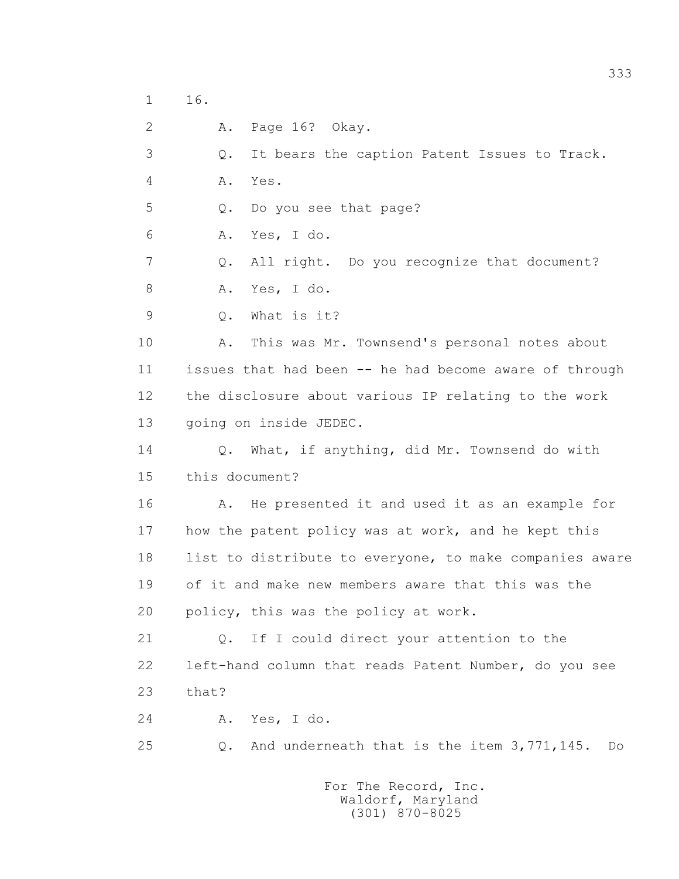1 16.

2 A. Page 16? Okay.

3 Q. It bears the caption Patent Issues to Track.

4 A. Yes.

5 Q. Do you see that page?

6 A. Yes, I do.

7 Q. All right. Do you recognize that document?

8 A. Yes, I do.

9 Q. What is it?

10 A. This was Mr. Townsend's personal notes about

11 issues that had been -- he had become aware of through

12 the disclosure about various IP relating to the work

13 going on inside JEDEC.

14 Q. What, if anything, did Mr. Townsend do with

15 this document?

16 A. He presented it and used it as an example for

17 how the patent policy was at work, and he kept this

18 list to distribute to everyone, to make companies aware

19 of it and make new members aware that this was the

20 policy, this was the policy at work.

21 Q. If I could direct your attention to the

22 left-hand column that reads Patent Number, do you see

23 that?

24 A. Yes, I do.

25 Q. And underneath that is the item 3,771,145. Do

For The Record, Inc.
Waldorf, Maryland
(301) 870-8025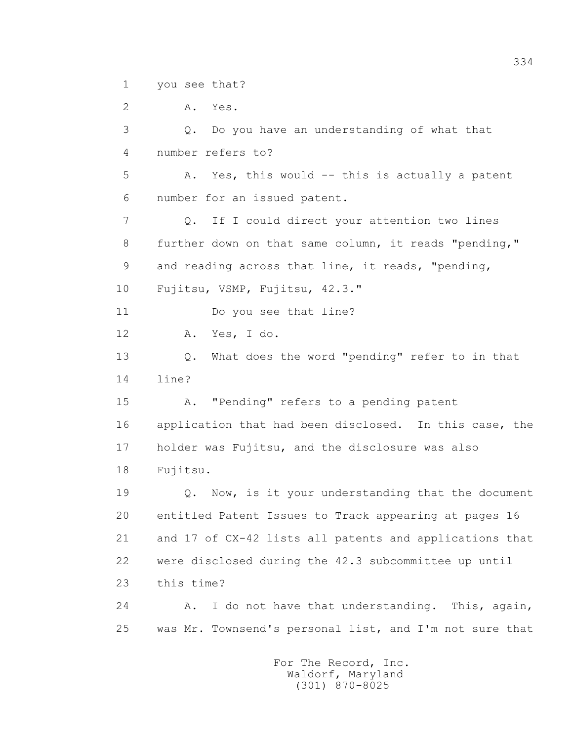1 you see that?

2 A. Yes.

3 Q. Do you have an understanding of what that

4 number refers to?

5 A. Yes, this would -- this is actually a patent

6 number for an issued patent.

7 Q. If I could direct your attention two lines

8 further down on that same column, it reads "pending,"

9 and reading across that line, it reads, "pending,

10 Fujitsu, VSMP, Fujitsu, 42.3."

11 Do you see that line?

12 A. Yes, I do.

13 Q. What does the word "pending" refer to in that

14 line?

15 A. "Pending" refers to a pending patent

16 application that had been disclosed. In this case, the

17 holder was Fujitsu, and the disclosure was also

18 Fujitsu.

19 Q. Now, is it your understanding that the document

20 entitled Patent Issues to Track appearing at pages 16

21 and 17 of CX-42 lists all patents and applications that

22 were disclosed during the 42.3 subcommittee up until

23 this time?

24 A. I do not have that understanding. This, again,

25 was Mr. Townsend's personal list, and I'm not sure that

For The Record, Inc.
Waldorf, Maryland
(301) 870-8025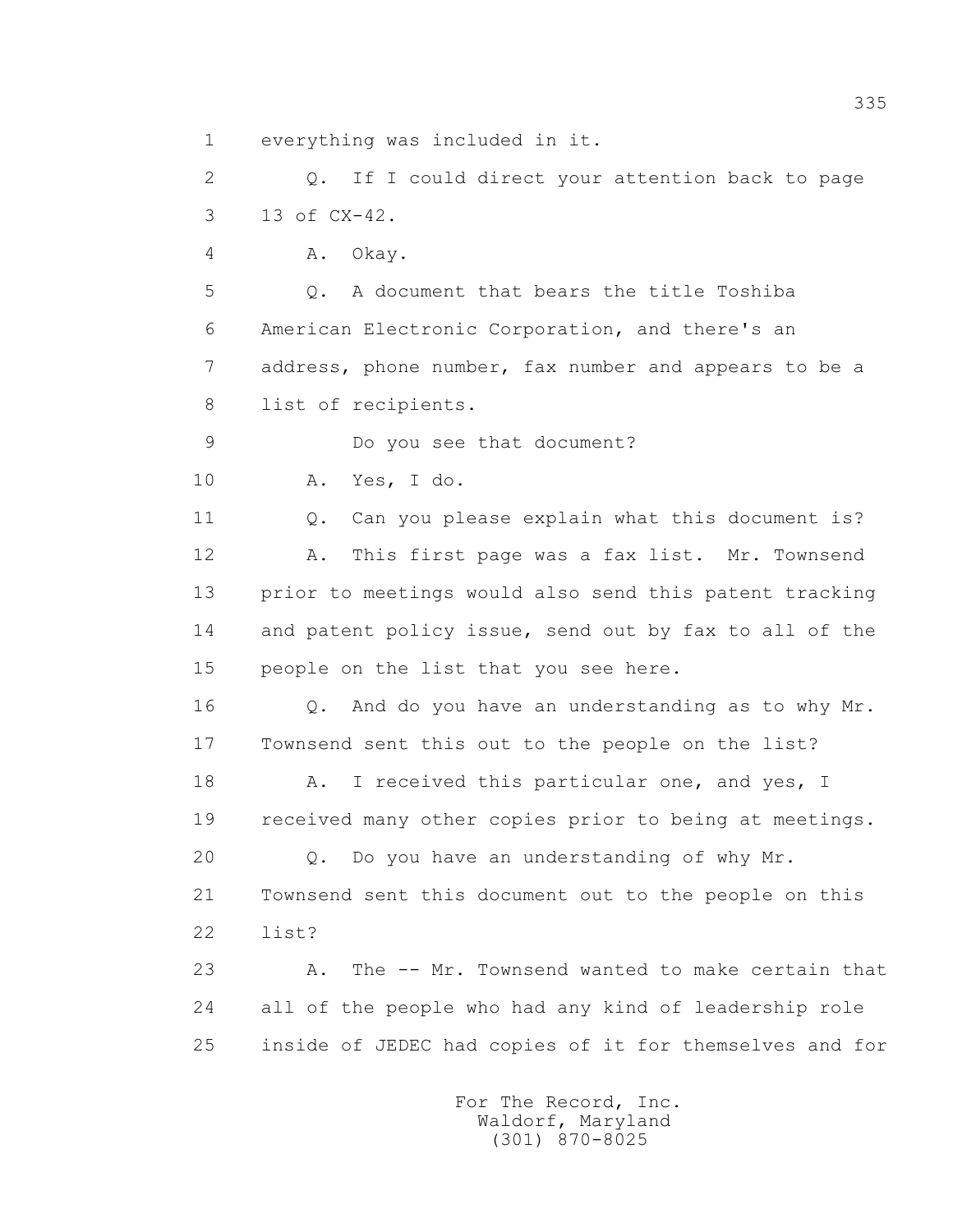1 everything was included in it.

2 Q. If I could direct your attention back to page

3 13 of CX-42.

4 A. Okay.

5 Q. A document that bears the title Toshiba

6 American Electronic Corporation, and there's an

7 address, phone number, fax number and appears to be a

8 list of recipients.

9 Do you see that document?

10 A. Yes, I do.

11 Q. Can you please explain what this document is?

12 A. This first page was a fax list. Mr. Townsend

13 prior to meetings would also send this patent tracking

14 and patent policy issue, send out by fax to all of the

15 people on the list that you see here.

16 Q. And do you have an understanding as to why Mr.

17 Townsend sent this out to the people on the list?

18 A. I received this particular one, and yes, I

19 received many other copies prior to being at meetings.

20 Q. Do you have an understanding of why Mr.

21 Townsend sent this document out to the people on this

22 list?

23 A. The -- Mr. Townsend wanted to make certain that

24 all of the people who had any kind of leadership role

25 inside of JEDEC had copies of it for themselves and for

For The Record, Inc.
Waldorf, Maryland
(301) 870-8025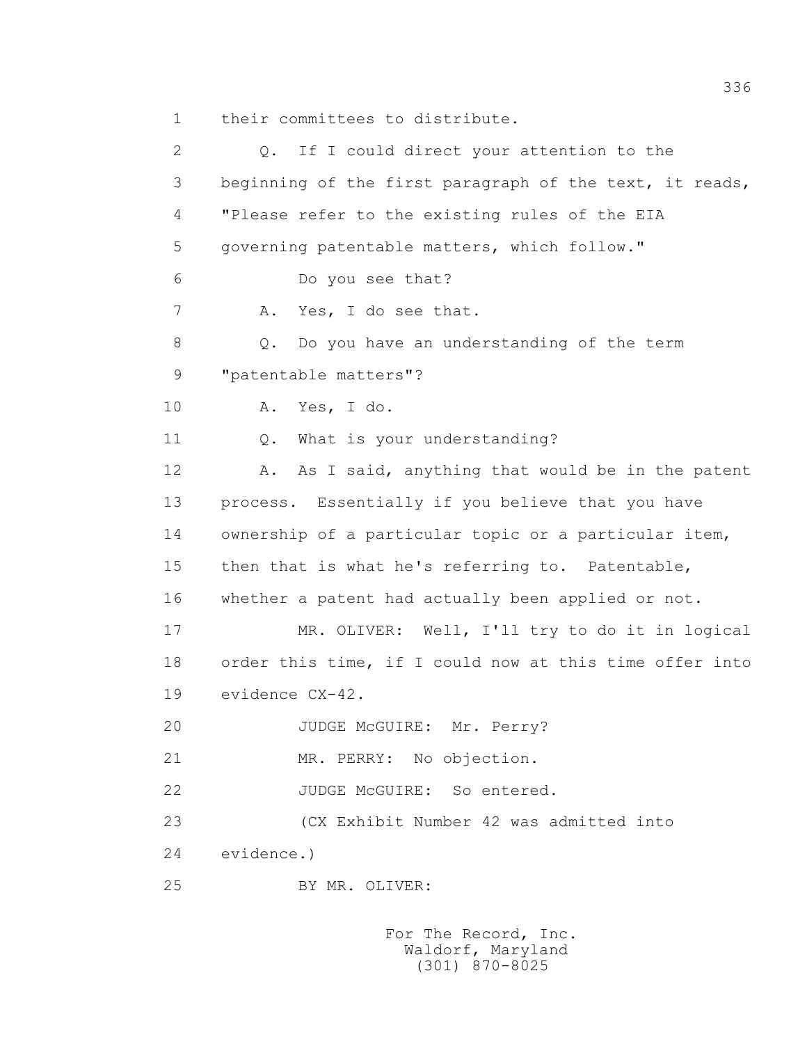their committees to distribute.

Q. If I could direct your attention to the beginning of the first paragraph of the text, it reads, "Please refer to the existing rules of the EIA governing patentable matters, which follow."

Do you see that?

A. Yes, I do see that.

Q. Do you have an understanding of the term "patentable matters"?

A. Yes, I do.

Q. What is your understanding?

A. As I said, anything that would be in the patent process. Essentially if you believe that you have ownership of a particular topic or a particular item, then that is what he's referring to. Patentable, whether a patent had actually been applied or not.

MR. OLIVER: Well, I'll try to do it in logical order this time, if I could now at this time offer into evidence CX-42.

JUDGE McGUIRE: Mr. Perry?

MR. PERRY: No objection.

JUDGE McGUIRE: So entered.

(CX Exhibit Number 42 was admitted into evidence.)

BY MR. OLIVER: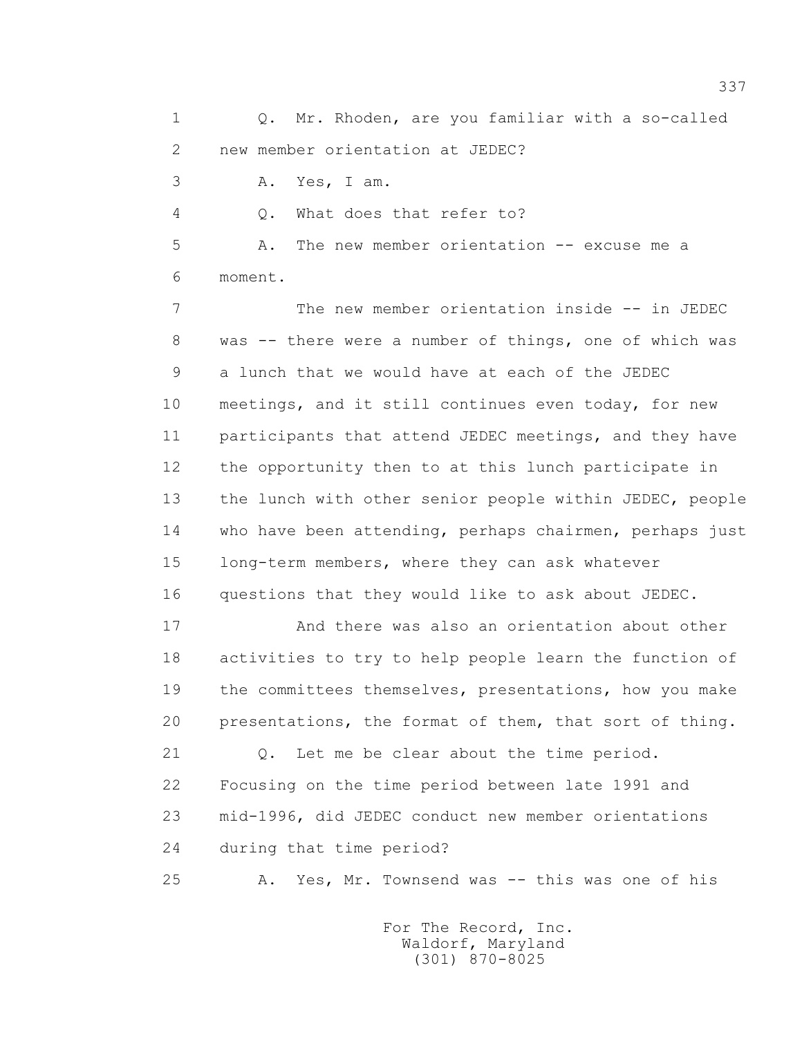1 Q. Mr. Rhoden, are you familiar with a so-called
2 new member orientation at JEDEC?
3 A. Yes, I am.
4 Q. What does that refer to?
5 A. The new member orientation -- excuse me a
6 moment.
7 The new member orientation inside -- in JEDEC
8 was -- there were a number of things, one of which was
9 a lunch that we would have at each of the JEDEC
10 meetings, and it still continues even today, for new
11 participants that attend JEDEC meetings, and they have
12 the opportunity then to at this lunch participate in
13 the lunch with other senior people within JEDEC, people
14 who have been attending, perhaps chairmen, perhaps just
15 long-term members, where they can ask whatever
16 questions that they would like to ask about JEDEC.
17 And there was also an orientation about other
18 activities to try to help people learn the function of
19 the committees themselves, presentations, how you make
20 presentations, the format of them, that sort of thing.
21 Q. Let me be clear about the time period.
22 Focusing on the time period between late 1991 and
23 mid-1996, did JEDEC conduct new member orientations
24 during that time period?
25 A. Yes, Mr. Townsend was -- this was one of his

For The Record, Inc.
Waldorf, Maryland
(301) 870-8025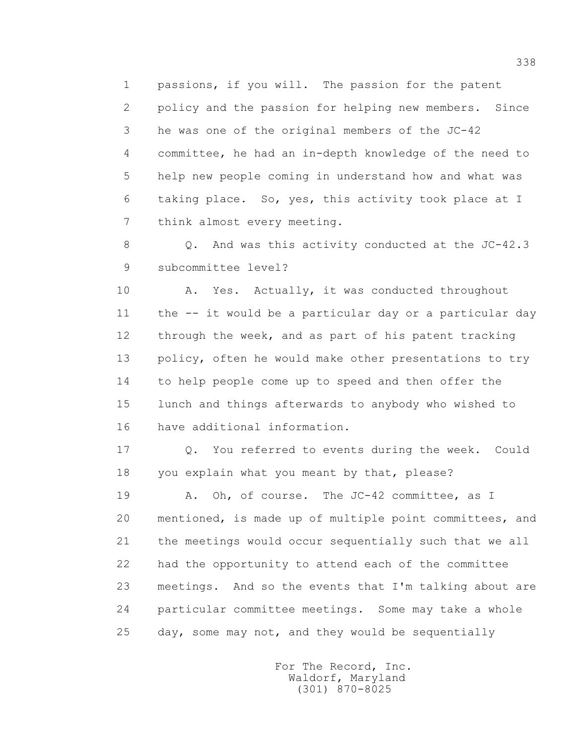passions, if you will. The passion for the patent policy and the passion for helping new members. Since he was one of the original members of the JC-42 committee, he had an in-depth knowledge of the need to help new people coming in understand how and what was taking place. So, yes, this activity took place at I think almost every meeting.

Q. And was this activity conducted at the JC-42.3 subcommittee level?

A. Yes. Actually, it was conducted throughout the -- it would be a particular day or a particular day through the week, and as part of his patent tracking policy, often he would make other presentations to try to help people come up to speed and then offer the lunch and things afterwards to anybody who wished to have additional information.

Q. You referred to events during the week. Could you explain what you meant by that, please?

A. Oh, of course. The JC-42 committee, as I mentioned, is made up of multiple point committees, and the meetings would occur sequentially such that we all had the opportunity to attend each of the committee meetings. And so the events that I'm talking about are particular committee meetings. Some may take a whole day, some may not, and they would be sequentially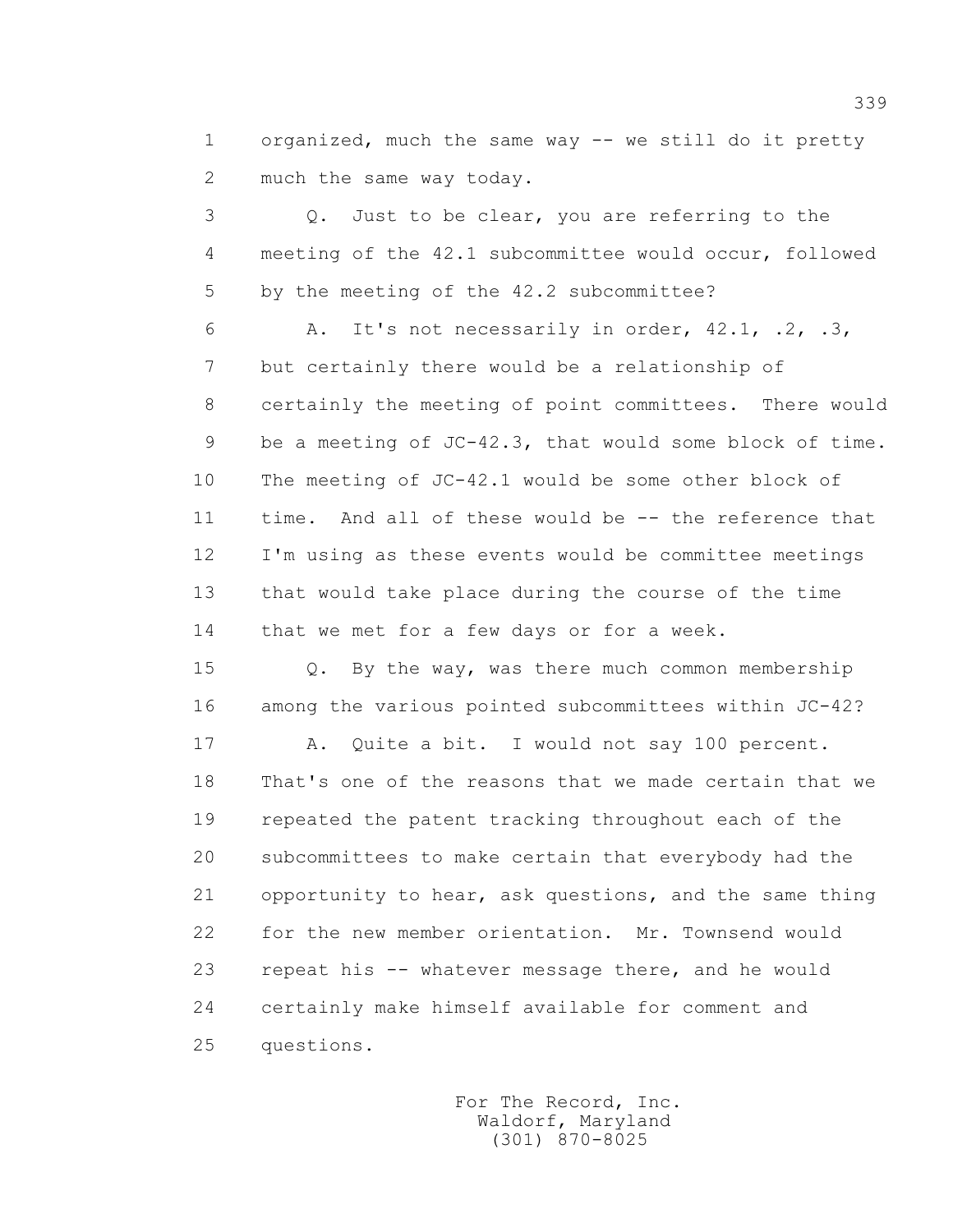1 organized, much the same way -- we still do it pretty
2 much the same way today.

3 Q. Just to be clear, you are referring to the
4 meeting of the 42.1 subcommittee would occur, followed
5 by the meeting of the 42.2 subcommittee?

6 A. It's not necessarily in order, 42.1, .2, .3,
7 but certainly there would be a relationship of
8 certainly the meeting of point committees. There would
9 be a meeting of JC-42.3, that would some block of time.
10 The meeting of JC-42.1 would be some other block of
11 time. And all of these would be -- the reference that
12 I'm using as these events would be committee meetings
13 that would take place during the course of the time
14 that we met for a few days or for a week.

15 Q. By the way, was there much common membership
16 among the various pointed subcommittees within JC-42?

17 A. Quite a bit. I would not say 100 percent.
18 That's one of the reasons that we made certain that we
19 repeated the patent tracking throughout each of the
20 subcommittees to make certain that everybody had the
21 opportunity to hear, ask questions, and the same thing
22 for the new member orientation. Mr. Townsend would
23 repeat his -- whatever message there, and he would
24 certainly make himself available for comment and
25 questions.

For The Record, Inc.
Waldorf, Maryland
(301) 870-8025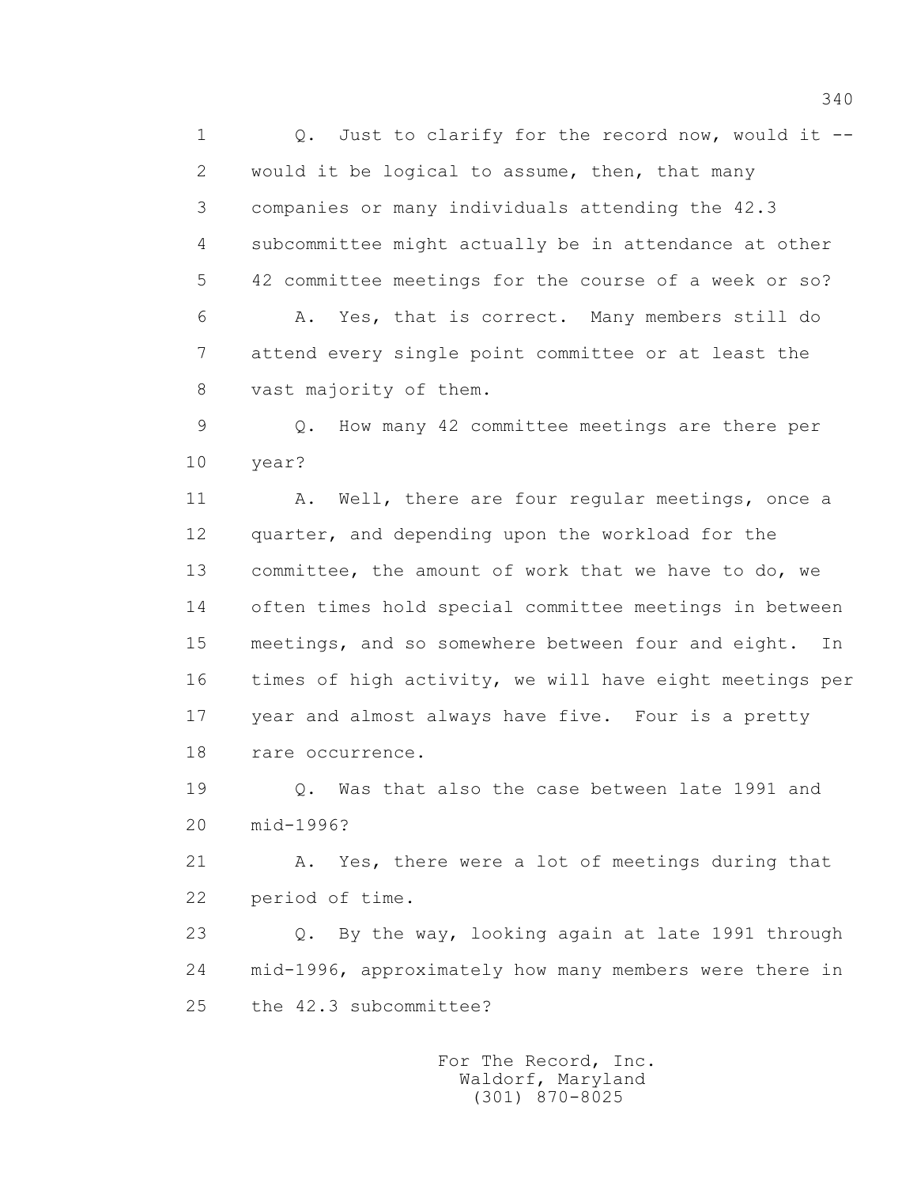1 Q. Just to clarify for the record now, would it --
2 would it be logical to assume, then, that many
3 companies or many individuals attending the 42.3
4 subcommittee might actually be in attendance at other
5 42 committee meetings for the course of a week or so?
6 A. Yes, that is correct. Many members still do
7 attend every single point committee or at least the
8 vast majority of them.
9 Q. How many 42 committee meetings are there per
10 year?
11 A. Well, there are four regular meetings, once a
12 quarter, and depending upon the workload for the
13 committee, the amount of work that we have to do, we
14 often times hold special committee meetings in between
15 meetings, and so somewhere between four and eight. In
16 times of high activity, we will have eight meetings per
17 year and almost always have five. Four is a pretty
18 rare occurrence.
19 Q. Was that also the case between late 1991 and
20 mid-1996?
21 A. Yes, there were a lot of meetings during that
22 period of time.
23 Q. By the way, looking again at late 1991 through
24 mid-1996, approximately how many members were there in
25 the 42.3 subcommittee?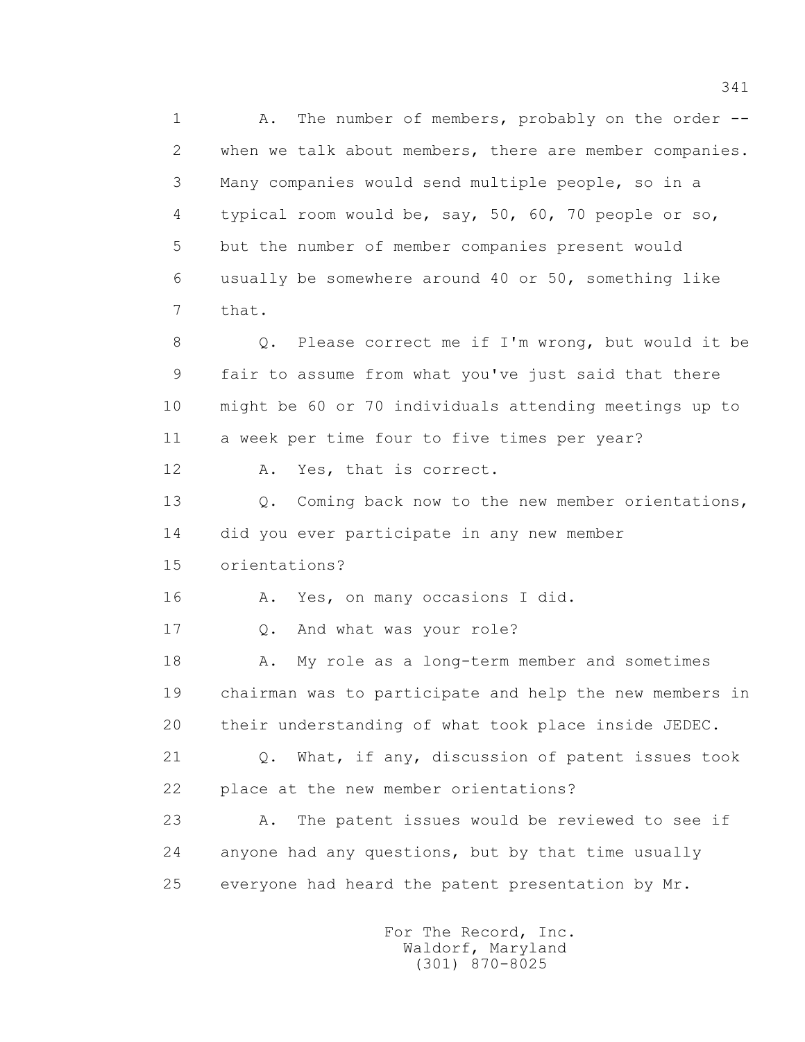1 A. The number of members, probably on the order --
2 when we talk about members, there are member companies.
3 Many companies would send multiple people, so in a
4 typical room would be, say, 50, 60, 70 people or so,
5 but the number of member companies present would
6 usually be somewhere around 40 or 50, something like
7 that.

8 Q. Please correct me if I'm wrong, but would it be
9 fair to assume from what you've just said that there
10 might be 60 or 70 individuals attending meetings up to
11 a week per time four to five times per year?

12 A. Yes, that is correct.

13 Q. Coming back now to the new member orientations,
14 did you ever participate in any new member
15 orientations?

16 A. Yes, on many occasions I did.

17 Q. And what was your role?

18 A. My role as a long-term member and sometimes
19 chairman was to participate and help the new members in
20 their understanding of what took place inside JEDEC.

21 Q. What, if any, discussion of patent issues took
22 place at the new member orientations?

23 A. The patent issues would be reviewed to see if
24 anyone had any questions, but by that time usually
25 everyone had heard the patent presentation by Mr.

For The Record, Inc.
Waldorf, Maryland
(301) 870-8025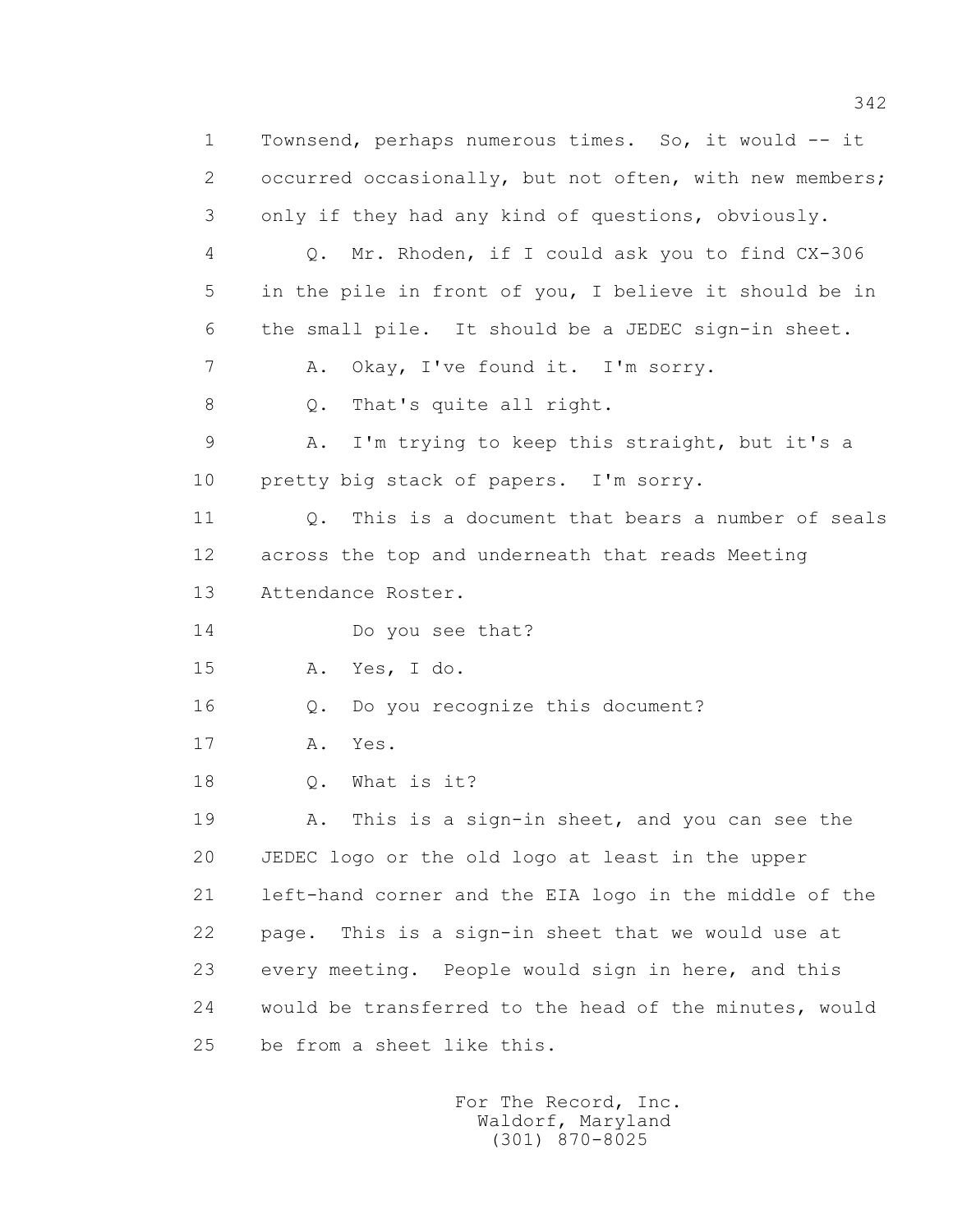1 Townsend, perhaps numerous times. So, it would -- it
2 occurred occasionally, but not often, with new members;
3 only if they had any kind of questions, obviously.
4 Q. Mr. Rhoden, if I could ask you to find CX-306
5 in the pile in front of you, I believe it should be in
6 the small pile. It should be a JEDEC sign-in sheet.
7 A. Okay, I've found it. I'm sorry.
8 Q. That's quite all right.
9 A. I'm trying to keep this straight, but it's a
10 pretty big stack of papers. I'm sorry.
11 Q. This is a document that bears a number of seals
12 across the top and underneath that reads Meeting
13 Attendance Roster.
14 Do you see that?
15 A. Yes, I do.
16 Q. Do you recognize this document?
17 A. Yes.
18 Q. What is it?
19 A. This is a sign-in sheet, and you can see the
20 JEDEC logo or the old logo at least in the upper
21 left-hand corner and the EIA logo in the middle of the
22 page. This is a sign-in sheet that we would use at
23 every meeting. People would sign in here, and this
24 would be transferred to the head of the minutes, would
25 be from a sheet like this.

For The Record, Inc.
Waldorf, Maryland
(301) 870-8025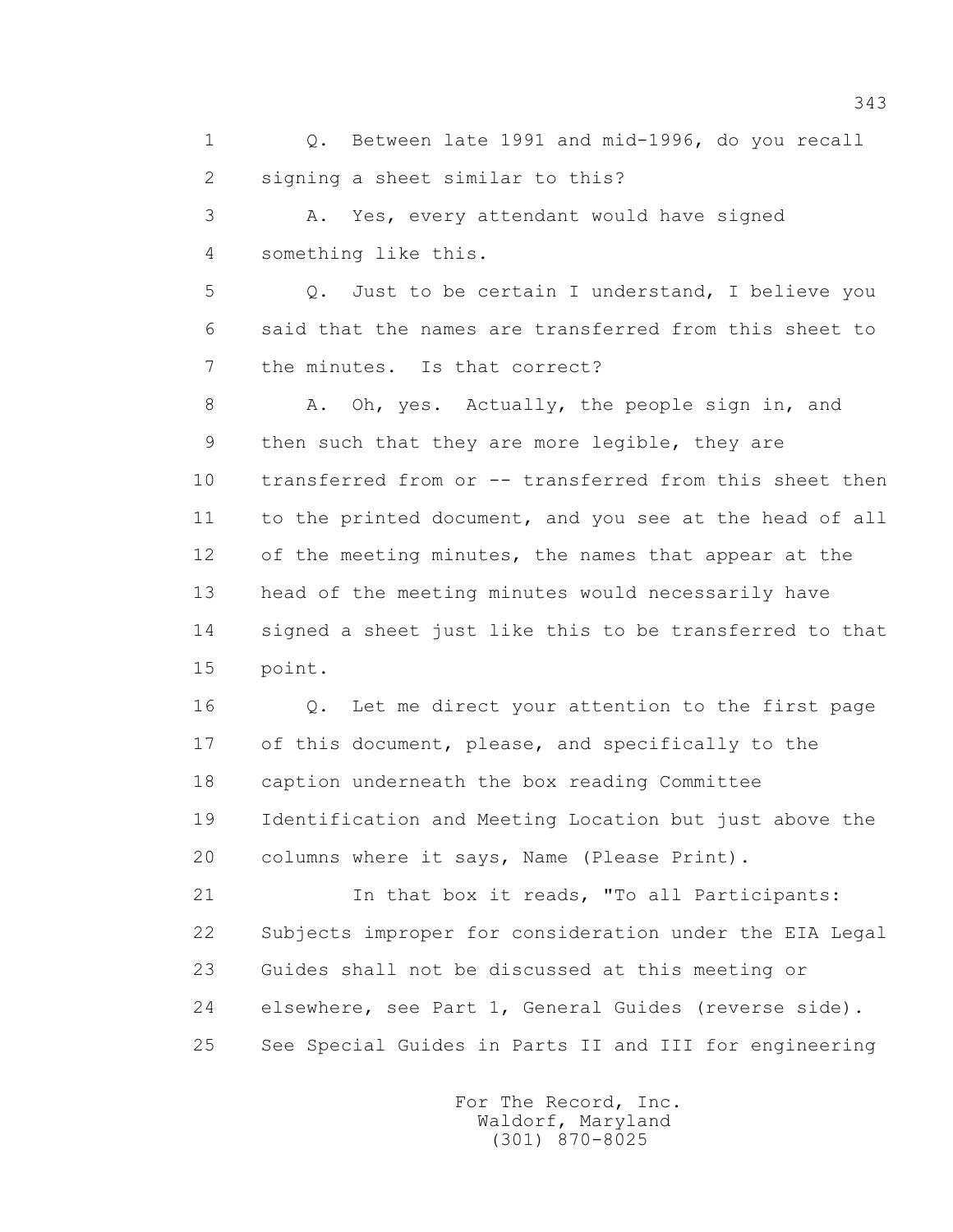1 Q. Between late 1991 and mid-1996, do you recall
2 signing a sheet similar to this?
3 A. Yes, every attendant would have signed
4 something like this.
5 Q. Just to be certain I understand, I believe you
6 said that the names are transferred from this sheet to
7 the minutes. Is that correct?
8 A. Oh, yes. Actually, the people sign in, and
9 then such that they are more legible, they are
10 transferred from or -- transferred from this sheet then
11 to the printed document, and you see at the head of all
12 of the meeting minutes, the names that appear at the
13 head of the meeting minutes would necessarily have
14 signed a sheet just like this to be transferred to that
15 point.
16 Q. Let me direct your attention to the first page
17 of this document, please, and specifically to the
18 caption underneath the box reading Committee
19 Identification and Meeting Location but just above the
20 columns where it says, Name (Please Print).
21 In that box it reads, "To all Participants:
22 Subjects improper for consideration under the EIA Legal
23 Guides shall not be discussed at this meeting or
24 elsewhere, see Part 1, General Guides (reverse side).
25 See Special Guides in Parts II and III for engineering

For The Record, Inc.
Waldorf, Maryland
(301) 870-8025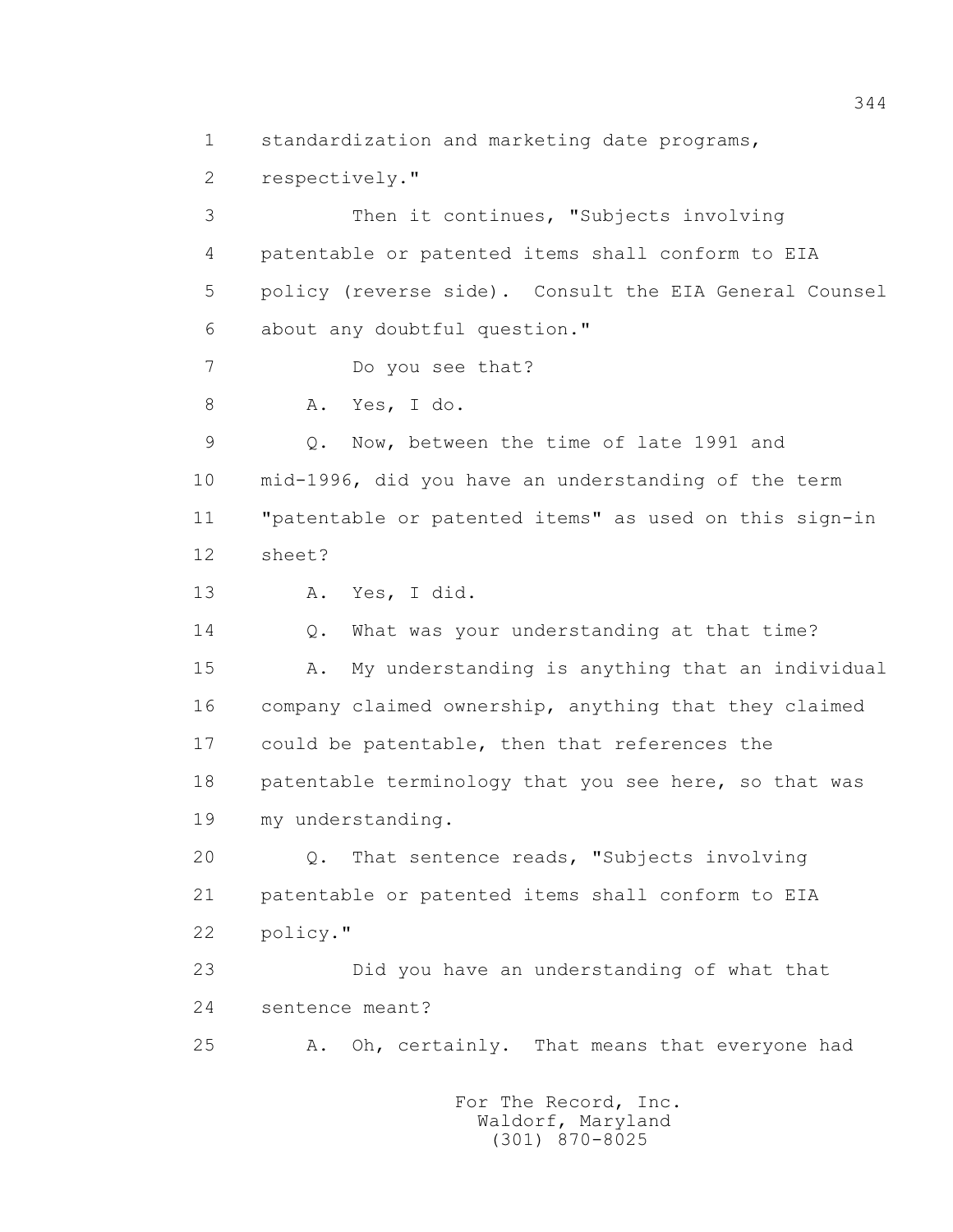1 standardization and marketing date programs,

2 respectively."

3 Then it continues, "Subjects involving

4 patentable or patented items shall conform to EIA

5 policy (reverse side). Consult the EIA General Counsel

6 about any doubtful question."

7 Do you see that?

8 A. Yes, I do.

9 Q. Now, between the time of late 1991 and

10 mid-1996, did you have an understanding of the term

11 "patentable or patented items" as used on this sign-in

12 sheet?

13 A. Yes, I did.

14 Q. What was your understanding at that time?

15 A. My understanding is anything that an individual

16 company claimed ownership, anything that they claimed

17 could be patentable, then that references the

18 patentable terminology that you see here, so that was

19 my understanding.

20 Q. That sentence reads, "Subjects involving

21 patentable or patented items shall conform to EIA

22 policy."

23 Did you have an understanding of what that

24 sentence meant?

25 A. Oh, certainly. That means that everyone had

For The Record, Inc.
Waldorf, Maryland
(301) 870-8025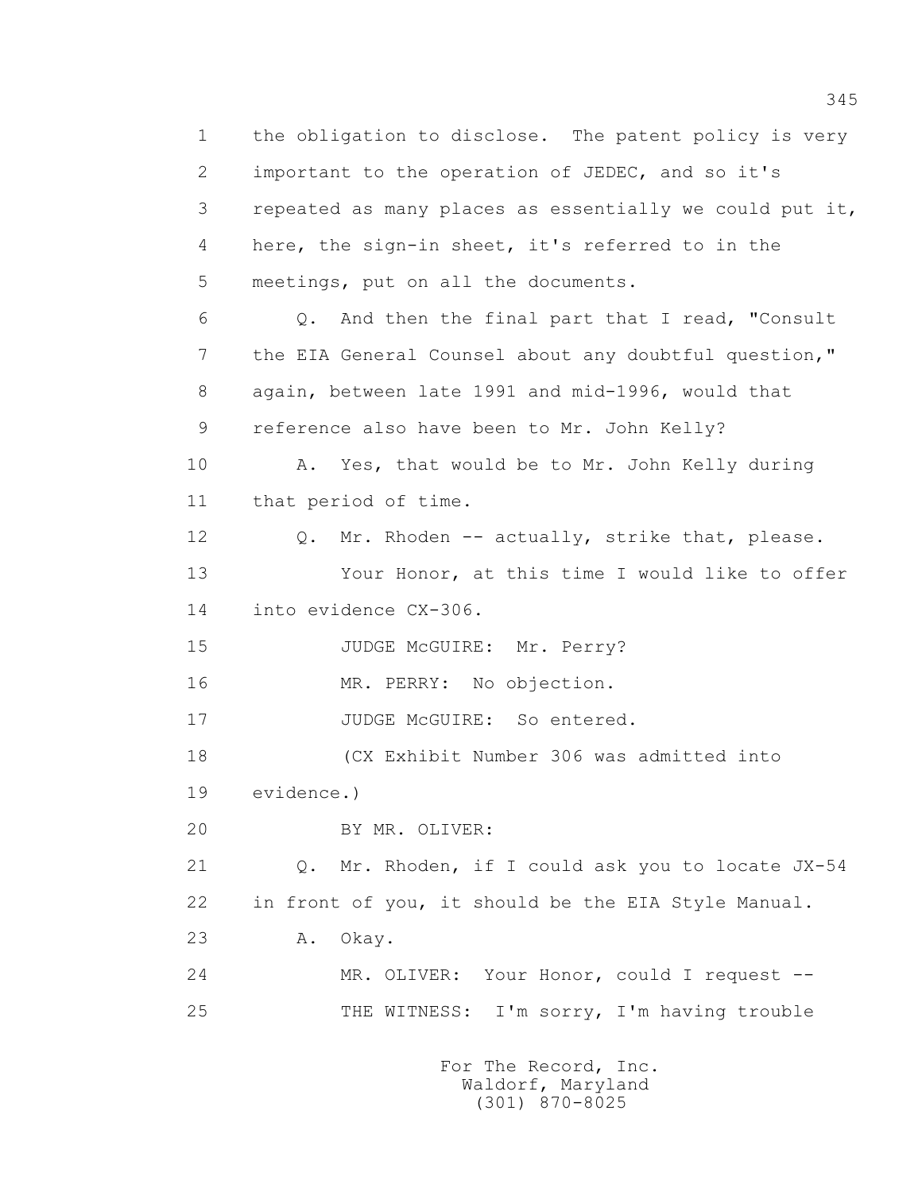1 the obligation to disclose. The patent policy is very
2 important to the operation of JEDEC, and so it's
3 repeated as many places as essentially we could put it,
4 here, the sign-in sheet, it's referred to in the
5 meetings, put on all the documents.

6 Q. And then the final part that I read, "Consult
7 the EIA General Counsel about any doubtful question,"
8 again, between late 1991 and mid-1996, would that
9 reference also have been to Mr. John Kelly?

10 A. Yes, that would be to Mr. John Kelly during
11 that period of time.

12 Q. Mr. Rhoden -- actually, strike that, please.

13 Your Honor, at this time I would like to offer
14 into evidence CX-306.

15 JUDGE McGUIRE: Mr. Perry?

16 MR. PERRY: No objection.

17 JUDGE McGUIRE: So entered.

18 (CX Exhibit Number 306 was admitted into
19 evidence.)

20 BY MR. OLIVER:

21 Q. Mr. Rhoden, if I could ask you to locate JX-54
22 in front of you, it should be the EIA Style Manual.

23 A. Okay.

24 MR. OLIVER: Your Honor, could I request --

25 THE WITNESS: I'm sorry, I'm having trouble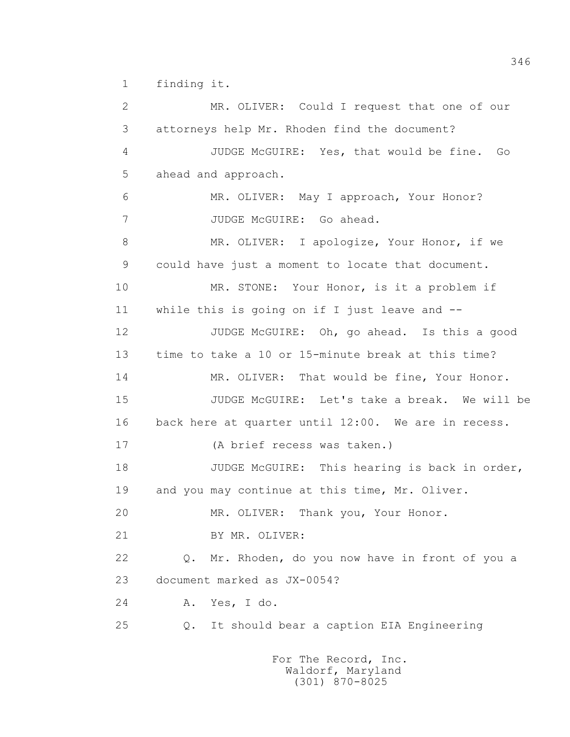1 finding it.

2 MR. OLIVER: Could I request that one of our

3 attorneys help Mr. Rhoden find the document?

4 JUDGE McGUIRE: Yes, that would be fine. Go

5 ahead and approach.

6 MR. OLIVER: May I approach, Your Honor?

7 JUDGE McGUIRE: Go ahead.

8 MR. OLIVER: I apologize, Your Honor, if we

9 could have just a moment to locate that document.

10 MR. STONE: Your Honor, is it a problem if

11 while this is going on if I just leave and --

12 JUDGE McGUIRE: Oh, go ahead. Is this a good

13 time to take a 10 or 15-minute break at this time?

14 MR. OLIVER: That would be fine, Your Honor.

15 JUDGE McGUIRE: Let's take a break. We will be

16 back here at quarter until 12:00. We are in recess.

17 (A brief recess was taken.)

18 JUDGE McGUIRE: This hearing is back in order,

19 and you may continue at this time, Mr. Oliver.

20 MR. OLIVER: Thank you, Your Honor.

21 BY MR. OLIVER:

22 Q. Mr. Rhoden, do you now have in front of you a

23 document marked as JX-0054?

24 A. Yes, I do.

25 Q. It should bear a caption EIA Engineering

For The Record, Inc.
Waldorf, Maryland
(301) 870-8025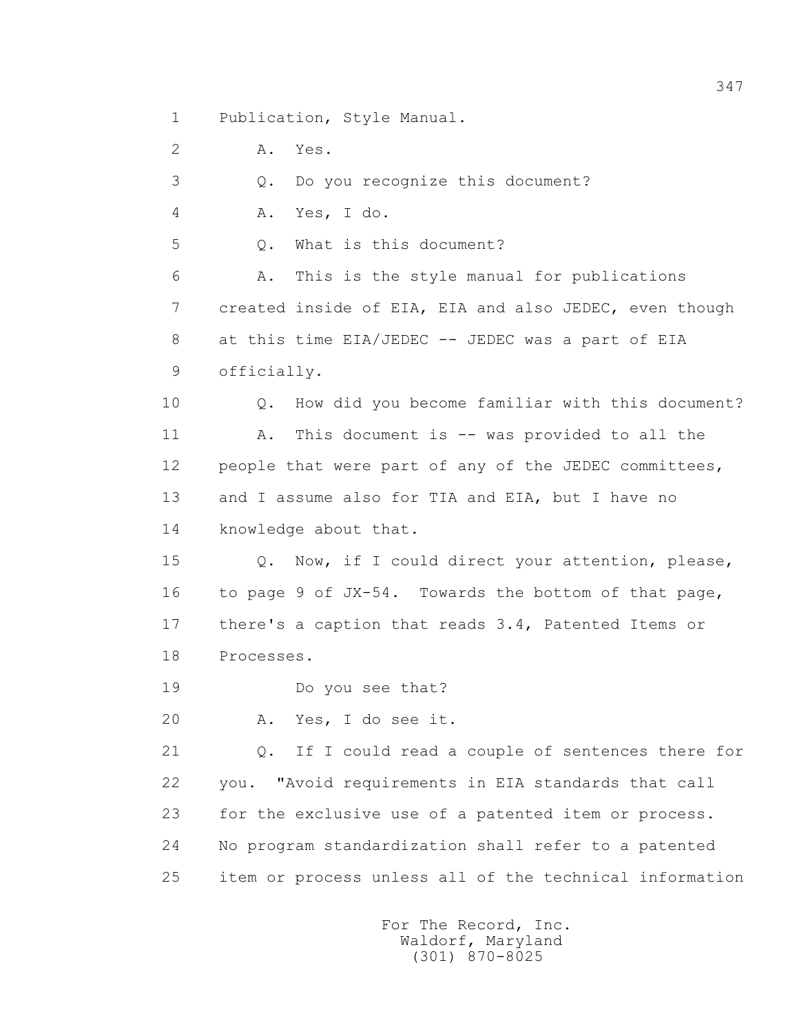1 Publication, Style Manual.

2 A. Yes.

3 Q. Do you recognize this document?

4 A. Yes, I do.

5 Q. What is this document?

6 A. This is the style manual for publications

7 created inside of EIA, EIA and also JEDEC, even though

8 at this time EIA/JEDEC -- JEDEC was a part of EIA

9 officially.

10 Q. How did you become familiar with this document?

11 A. This document is -- was provided to all the

12 people that were part of any of the JEDEC committees,

13 and I assume also for TIA and EIA, but I have no

14 knowledge about that.

15 Q. Now, if I could direct your attention, please,

16 to page 9 of JX-54. Towards the bottom of that page,

17 there's a caption that reads 3.4, Patented Items or

18 Processes.

19 Do you see that?

20 A. Yes, I do see it.

21 Q. If I could read a couple of sentences there for

22 you. "Avoid requirements in EIA standards that call

23 for the exclusive use of a patented item or process.

24 No program standardization shall refer to a patented

25 item or process unless all of the technical information

For The Record, Inc.
Waldorf, Maryland
(301) 870-8025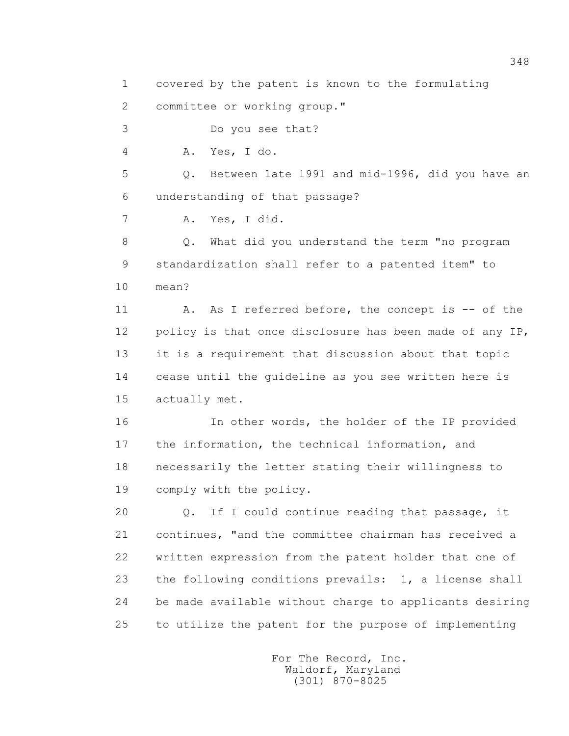1 covered by the patent is known to the formulating
2 committee or working group."
3 Do you see that?
4 A. Yes, I do.
5 Q. Between late 1991 and mid-1996, did you have an
6 understanding of that passage?
7 A. Yes, I did.
8 Q. What did you understand the term "no program
9 standardization shall refer to a patented item" to
10 mean?
11 A. As I referred before, the concept is -- of the
12 policy is that once disclosure has been made of any IP,
13 it is a requirement that discussion about that topic
14 cease until the guideline as you see written here is
15 actually met.
16 In other words, the holder of the IP provided
17 the information, the technical information, and
18 necessarily the letter stating their willingness to
19 comply with the policy.
20 Q. If I could continue reading that passage, it
21 continues, "and the committee chairman has received a
22 written expression from the patent holder that one of
23 the following conditions prevails: 1, a license shall
24 be made available without charge to applicants desiring
25 to utilize the patent for the purpose of implementing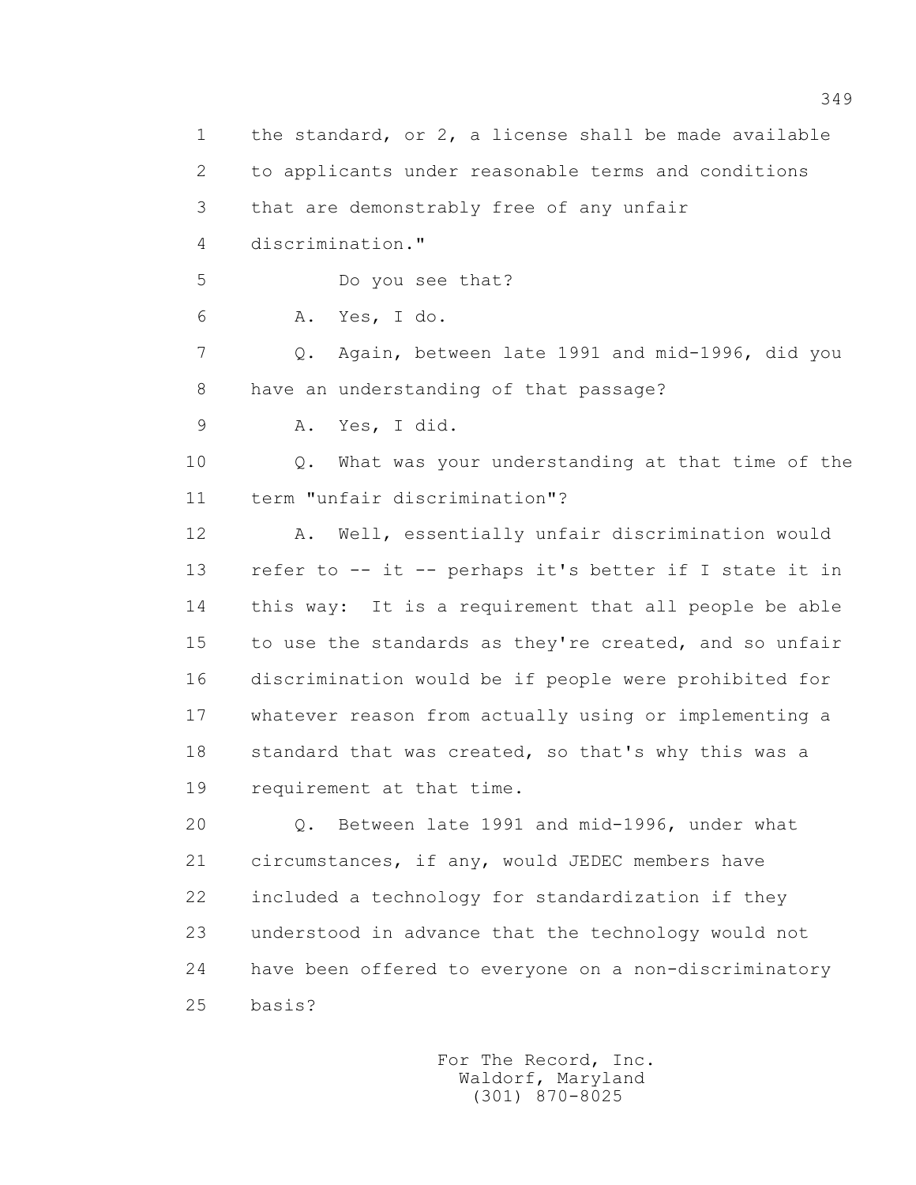the standard, or 2, a license shall be made available to applicants under reasonable terms and conditions that are demonstrably free of any unfair discrimination."

Do you see that?

A. Yes, I do.

Q. Again, between late 1991 and mid-1996, did you have an understanding of that passage?

A. Yes, I did.

Q. What was your understanding at that time of the term "unfair discrimination"?

A. Well, essentially unfair discrimination would refer to -- it -- perhaps it's better if I state it in this way: It is a requirement that all people be able to use the standards as they're created, and so unfair discrimination would be if people were prohibited for whatever reason from actually using or implementing a standard that was created, so that's why this was a requirement at that time.

Q. Between late 1991 and mid-1996, under what circumstances, if any, would JEDEC members have included a technology for standardization if they understood in advance that the technology would not have been offered to everyone on a non-discriminatory basis?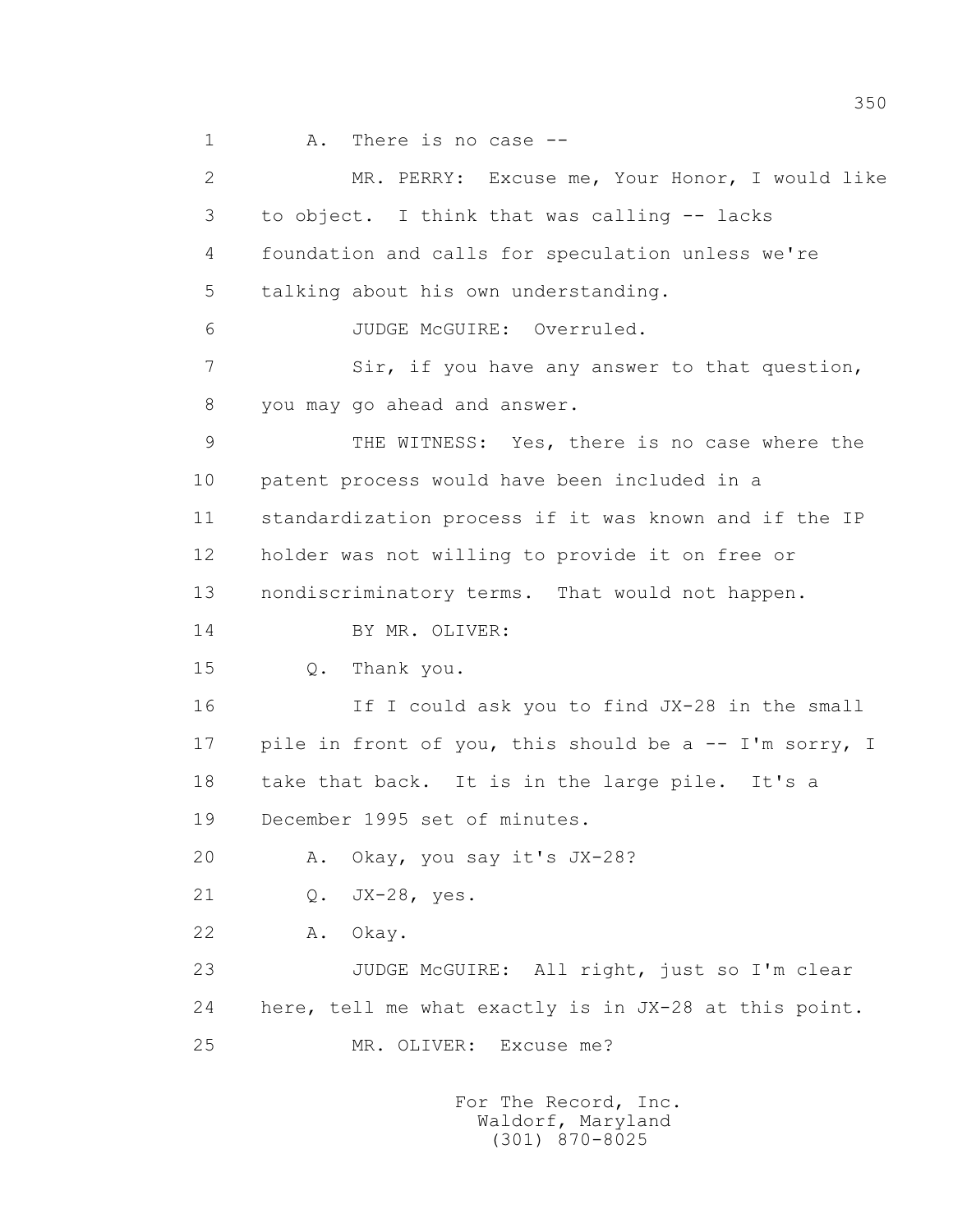1 A. There is no case --

2 MR. PERRY: Excuse me, Your Honor, I would like

3 to object. I think that was calling -- lacks

4 foundation and calls for speculation unless we're

5 talking about his own understanding.

6 JUDGE McGUIRE: Overruled.

7 Sir, if you have any answer to that question,

8 you may go ahead and answer.

9 THE WITNESS: Yes, there is no case where the

10 patent process would have been included in a

11 standardization process if it was known and if the IP

12 holder was not willing to provide it on free or

13 nondiscriminatory terms. That would not happen.

14 BY MR. OLIVER:

15 Q. Thank you.

16 If I could ask you to find JX-28 in the small

17 pile in front of you, this should be a -- I'm sorry, I

18 take that back. It is in the large pile. It's a

19 December 1995 set of minutes.

20 A. Okay, you say it's JX-28?

21 Q. JX-28, yes.

22 A. Okay.

23 JUDGE McGUIRE: All right, just so I'm clear

24 here, tell me what exactly is in JX-28 at this point.

25 MR. OLIVER: Excuse me?

For The Record, Inc.
Waldorf, Maryland
(301) 870-8025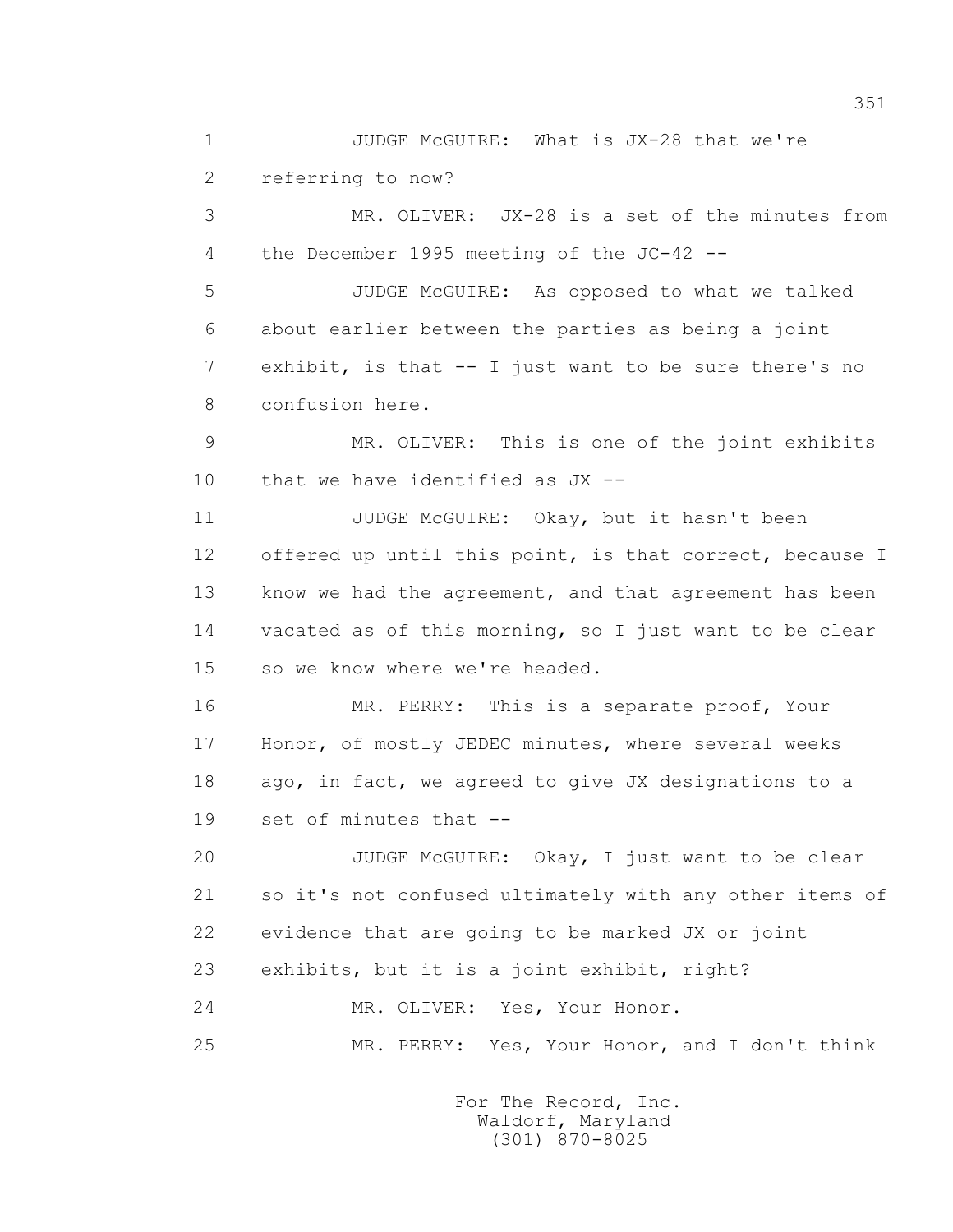1 JUDGE McGUIRE: What is JX-28 that we're
2 referring to now?
3 MR. OLIVER: JX-28 is a set of the minutes from
4 the December 1995 meeting of the JC-42 --
5 JUDGE McGUIRE: As opposed to what we talked
6 about earlier between the parties as being a joint
7 exhibit, is that -- I just want to be sure there's no
8 confusion here.
9 MR. OLIVER: This is one of the joint exhibits
10 that we have identified as JX --
11 JUDGE McGUIRE: Okay, but it hasn't been
12 offered up until this point, is that correct, because I
13 know we had the agreement, and that agreement has been
14 vacated as of this morning, so I just want to be clear
15 so we know where we're headed.
16 MR. PERRY: This is a separate proof, Your
17 Honor, of mostly JEDEC minutes, where several weeks
18 ago, in fact, we agreed to give JX designations to a
19 set of minutes that --
20 JUDGE McGUIRE: Okay, I just want to be clear
21 so it's not confused ultimately with any other items of
22 evidence that are going to be marked JX or joint
23 exhibits, but it is a joint exhibit, right?
24 MR. OLIVER: Yes, Your Honor.
25 MR. PERRY: Yes, Your Honor, and I don't think

For The Record, Inc.
Waldorf, Maryland
(301) 870-8025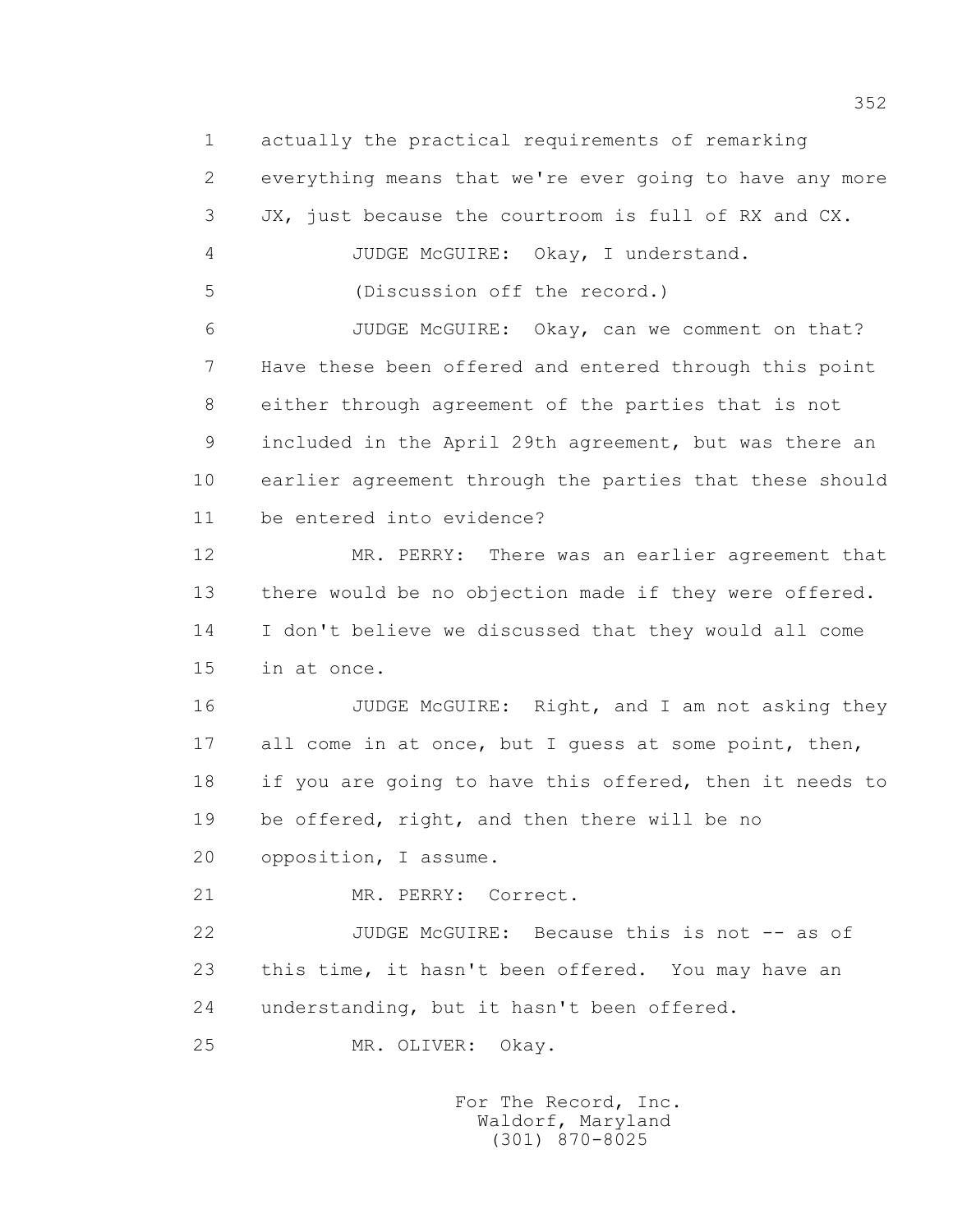1 actually the practical requirements of remarking
2 everything means that we're ever going to have any more
3 JX, just because the courtroom is full of RX and CX.
4 JUDGE McGUIRE: Okay, I understand.
5 (Discussion off the record.)
6 JUDGE McGUIRE: Okay, can we comment on that?
7 Have these been offered and entered through this point
8 either through agreement of the parties that is not
9 included in the April 29th agreement, but was there an
10 earlier agreement through the parties that these should
11 be entered into evidence?
12 MR. PERRY: There was an earlier agreement that
13 there would be no objection made if they were offered.
14 I don't believe we discussed that they would all come
15 in at once.
16 JUDGE McGUIRE: Right, and I am not asking they
17 all come in at once, but I guess at some point, then,
18 if you are going to have this offered, then it needs to
19 be offered, right, and then there will be no
20 opposition, I assume.
21 MR. PERRY: Correct.
22 JUDGE McGUIRE: Because this is not -- as of
23 this time, it hasn't been offered. You may have an
24 understanding, but it hasn't been offered.
25 MR. OLIVER: Okay.

For The Record, Inc.
Waldorf, Maryland
(301) 870-8025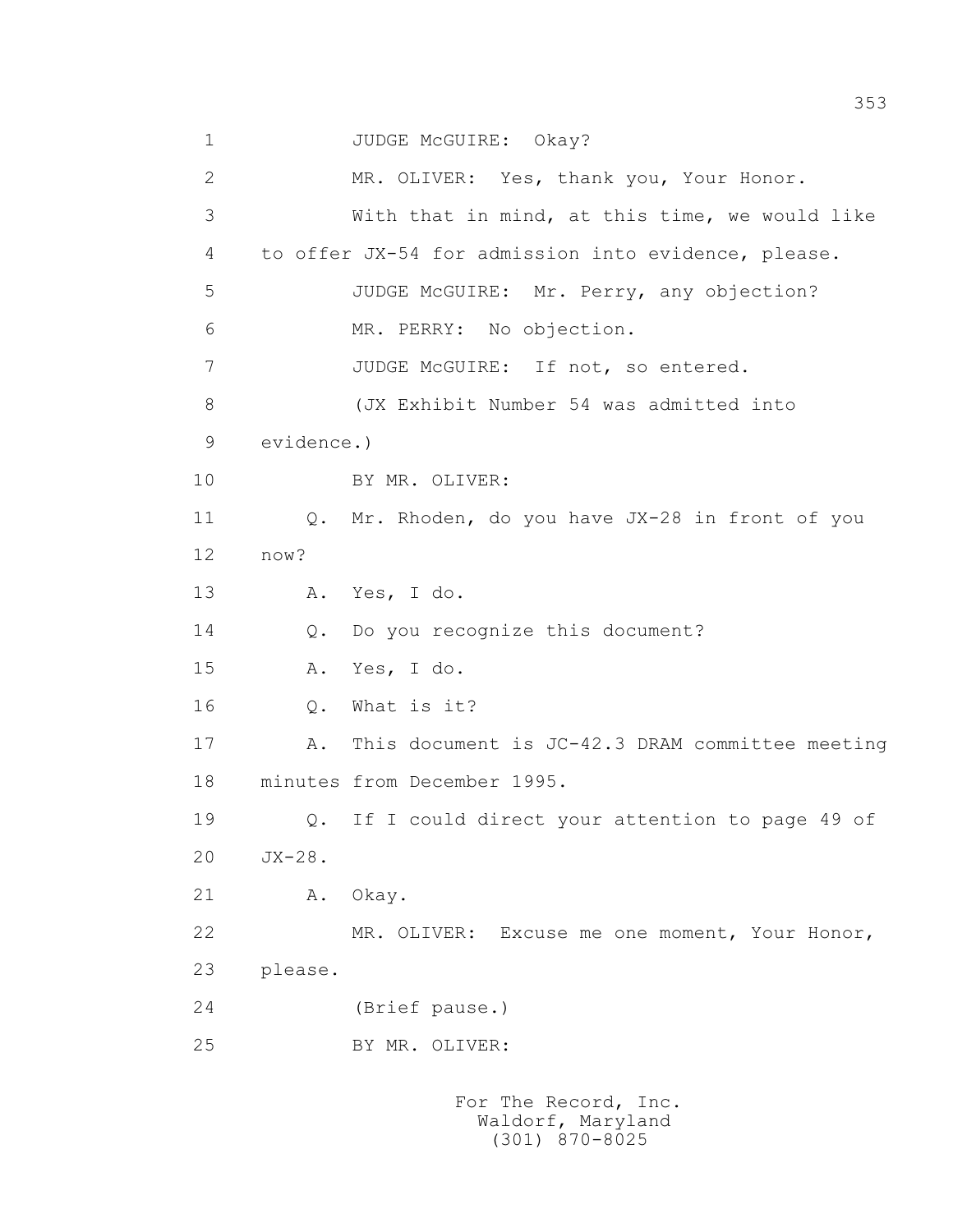1 JUDGE McGUIRE: Okay?

2 MR. OLIVER: Yes, thank you, Your Honor.

3 With that in mind, at this time, we would like

4 to offer JX-54 for admission into evidence, please.

5 JUDGE McGUIRE: Mr. Perry, any objection?

6 MR. PERRY: No objection.

7 JUDGE McGUIRE: If not, so entered.

8 (JX Exhibit Number 54 was admitted into

9 evidence.)

10 BY MR. OLIVER:

11 Q. Mr. Rhoden, do you have JX-28 in front of you

12 now?

13 A. Yes, I do.

14 Q. Do you recognize this document?

15 A. Yes, I do.

16 Q. What is it?

17 A. This document is JC-42.3 DRAM committee meeting

18 minutes from December 1995.

19 Q. If I could direct your attention to page 49 of

20 JX-28.

21 A. Okay.

22 MR. OLIVER: Excuse me one moment, Your Honor,

23 please.

24 (Brief pause.)

25 BY MR. OLIVER:

For The Record, Inc.
Waldorf, Maryland
(301) 870-8025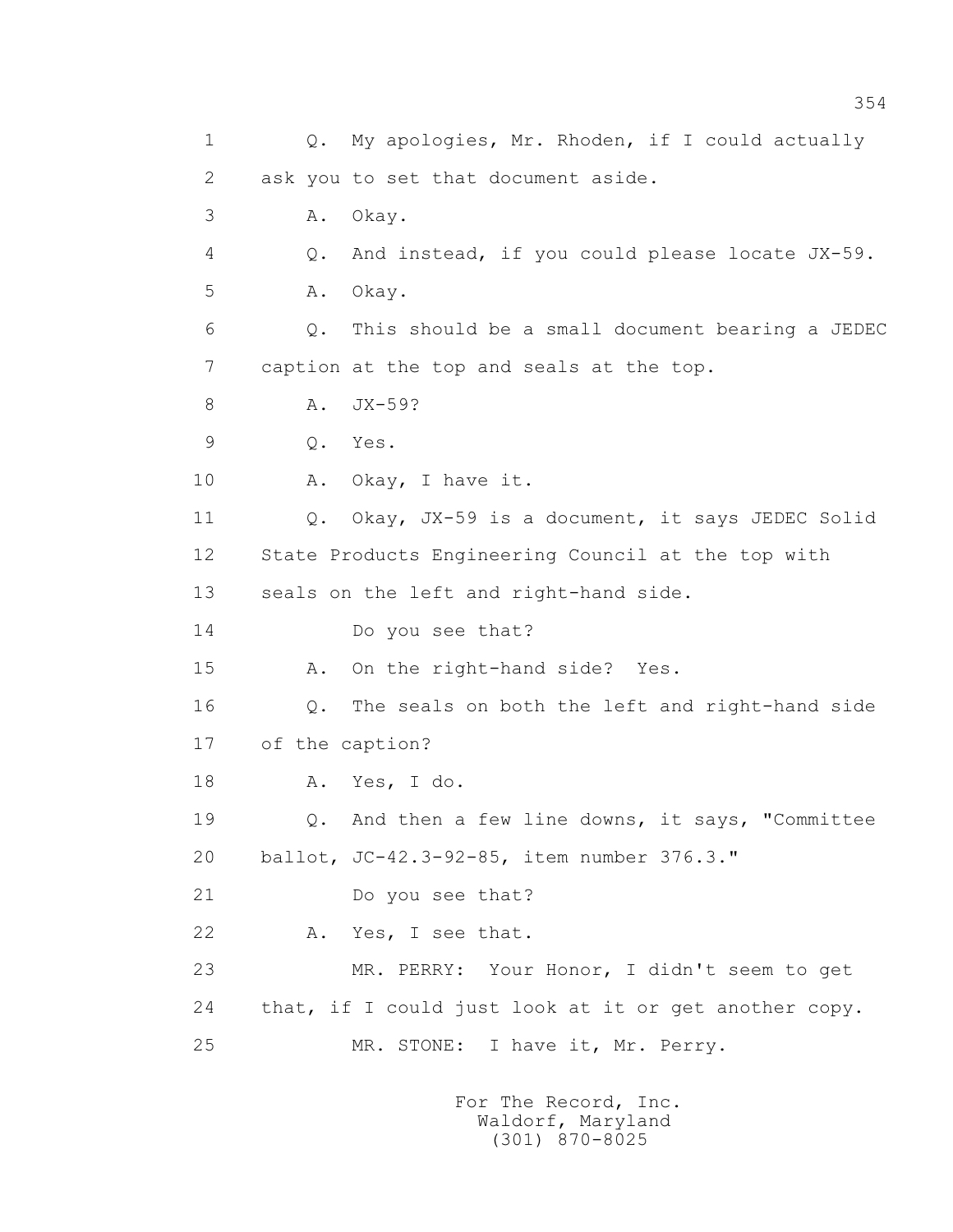1 Q. My apologies, Mr. Rhoden, if I could actually
2 ask you to set that document aside.
3 A. Okay.
4 Q. And instead, if you could please locate JX-59.
5 A. Okay.
6 Q. This should be a small document bearing a JEDEC
7 caption at the top and seals at the top.
8 A. JX-59?
9 Q. Yes.
10 A. Okay, I have it.
11 Q. Okay, JX-59 is a document, it says JEDEC Solid
12 State Products Engineering Council at the top with
13 seals on the left and right-hand side.
14 Do you see that?
15 A. On the right-hand side? Yes.
16 Q. The seals on both the left and right-hand side
17 of the caption?
18 A. Yes, I do.
19 Q. And then a few line downs, it says, "Committee
20 ballot, JC-42.3-92-85, item number 376.3."
21 Do you see that?
22 A. Yes, I see that.
23 MR. PERRY: Your Honor, I didn't seem to get
24 that, if I could just look at it or get another copy.
25 MR. STONE: I have it, Mr. Perry.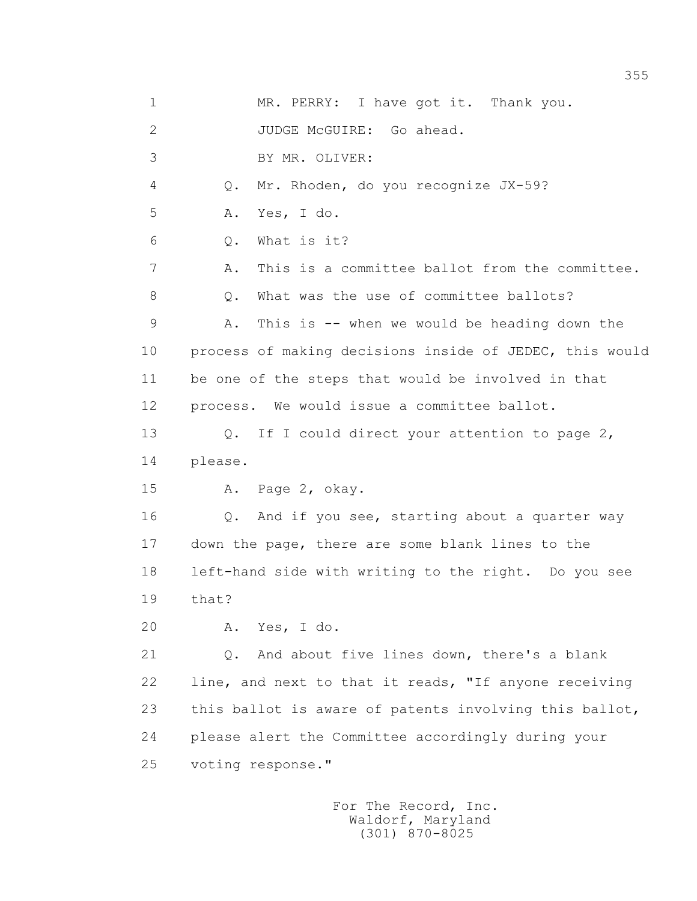1 MR. PERRY: I have got it. Thank you.

2 JUDGE McGUIRE: Go ahead.

3 BY MR. OLIVER:

4 Q. Mr. Rhoden, do you recognize JX-59?

5 A. Yes, I do.

6 Q. What is it?

7 A. This is a committee ballot from the committee.

8 Q. What was the use of committee ballots?

9 A. This is -- when we would be heading down the

10 process of making decisions inside of JEDEC, this would

11 be one of the steps that would be involved in that

12 process. We would issue a committee ballot.

13 Q. If I could direct your attention to page 2,

14 please.

15 A. Page 2, okay.

16 Q. And if you see, starting about a quarter way

17 down the page, there are some blank lines to the

18 left-hand side with writing to the right. Do you see

19 that?

20 A. Yes, I do.

21 Q. And about five lines down, there's a blank

22 line, and next to that it reads, "If anyone receiving

23 this ballot is aware of patents involving this ballot,

24 please alert the Committee accordingly during your

25 voting response."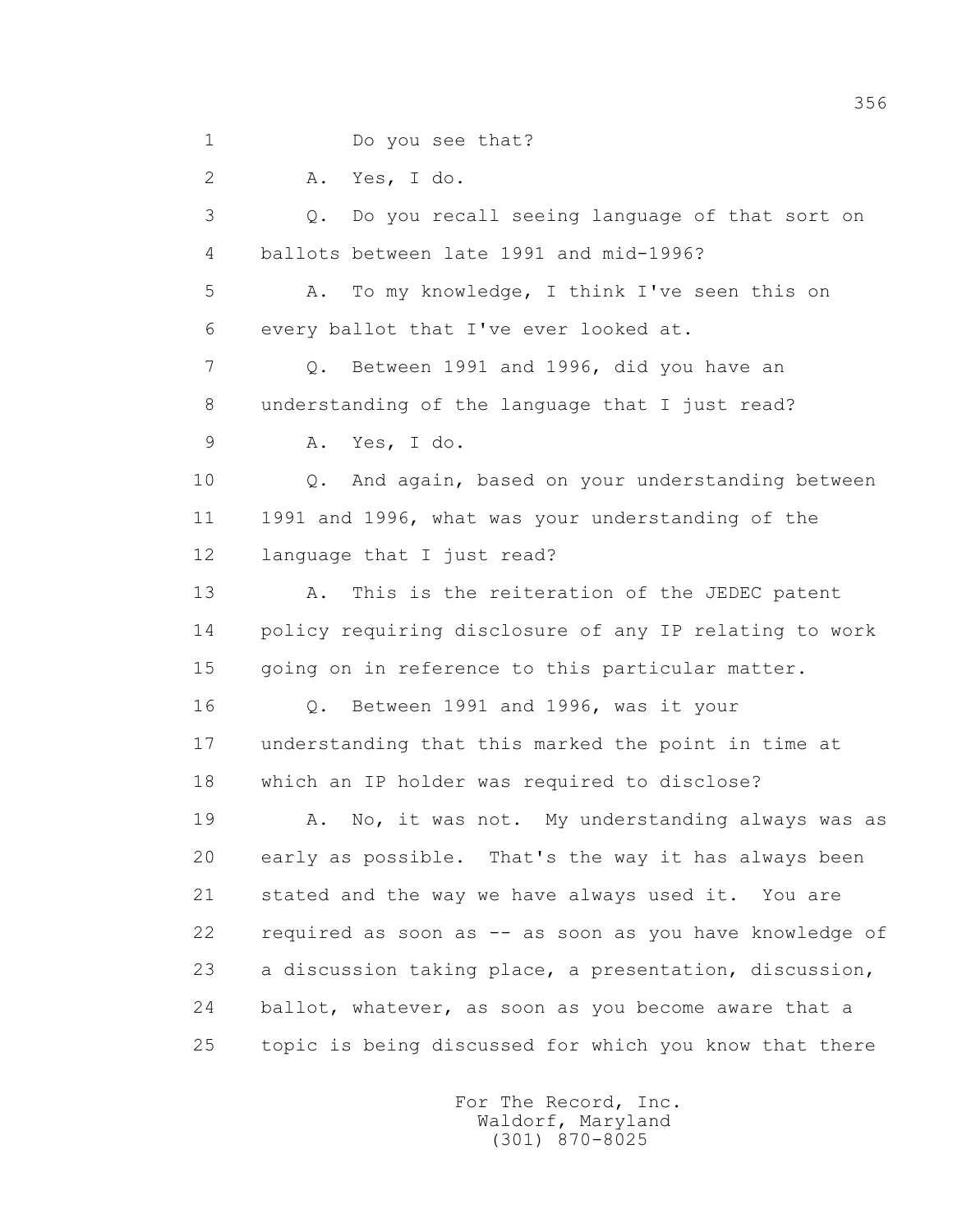1 Do you see that?

2 A. Yes, I do.

3 Q. Do you recall seeing language of that sort on

4 ballots between late 1991 and mid-1996?

5 A. To my knowledge, I think I've seen this on

6 every ballot that I've ever looked at.

7 Q. Between 1991 and 1996, did you have an

8 understanding of the language that I just read?

9 A. Yes, I do.

10 Q. And again, based on your understanding between

11 1991 and 1996, what was your understanding of the

12 language that I just read?

13 A. This is the reiteration of the JEDEC patent

14 policy requiring disclosure of any IP relating to work

15 going on in reference to this particular matter.

16 Q. Between 1991 and 1996, was it your

17 understanding that this marked the point in time at

18 which an IP holder was required to disclose?

19 A. No, it was not. My understanding always was as

20 early as possible. That's the way it has always been

21 stated and the way we have always used it. You are

22 required as soon as -- as soon as you have knowledge of

23 a discussion taking place, a presentation, discussion,

24 ballot, whatever, as soon as you become aware that a

25 topic is being discussed for which you know that there

For The Record, Inc.
Waldorf, Maryland
(301) 870-8025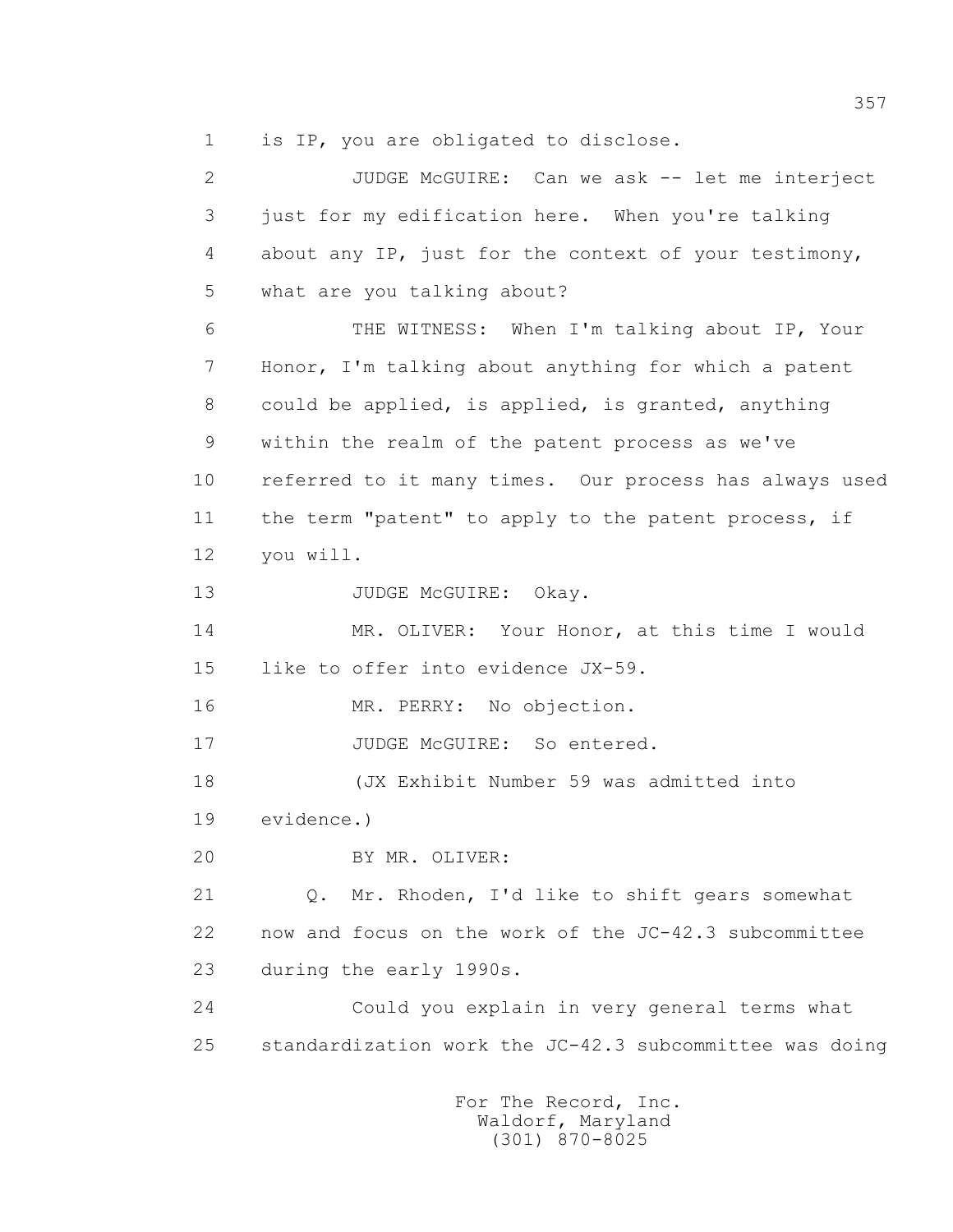1 is IP, you are obligated to disclose.

2 JUDGE McGUIRE: Can we ask -- let me interject

3 just for my edification here. When you're talking

4 about any IP, just for the context of your testimony,

5 what are you talking about?

6 THE WITNESS: When I'm talking about IP, Your

7 Honor, I'm talking about anything for which a patent

8 could be applied, is applied, is granted, anything

9 within the realm of the patent process as we've

10 referred to it many times. Our process has always used

11 the term "patent" to apply to the patent process, if

12 you will.

13 JUDGE McGUIRE: Okay.

14 MR. OLIVER: Your Honor, at this time I would

15 like to offer into evidence JX-59.

16 MR. PERRY: No objection.

17 JUDGE McGUIRE: So entered.

18 (JX Exhibit Number 59 was admitted into

19 evidence.)

20 BY MR. OLIVER:

21 Q. Mr. Rhoden, I'd like to shift gears somewhat

22 now and focus on the work of the JC-42.3 subcommittee

23 during the early 1990s.

24 Could you explain in very general terms what

25 standardization work the JC-42.3 subcommittee was doing

For The Record, Inc.
Waldorf, Maryland
(301) 870-8025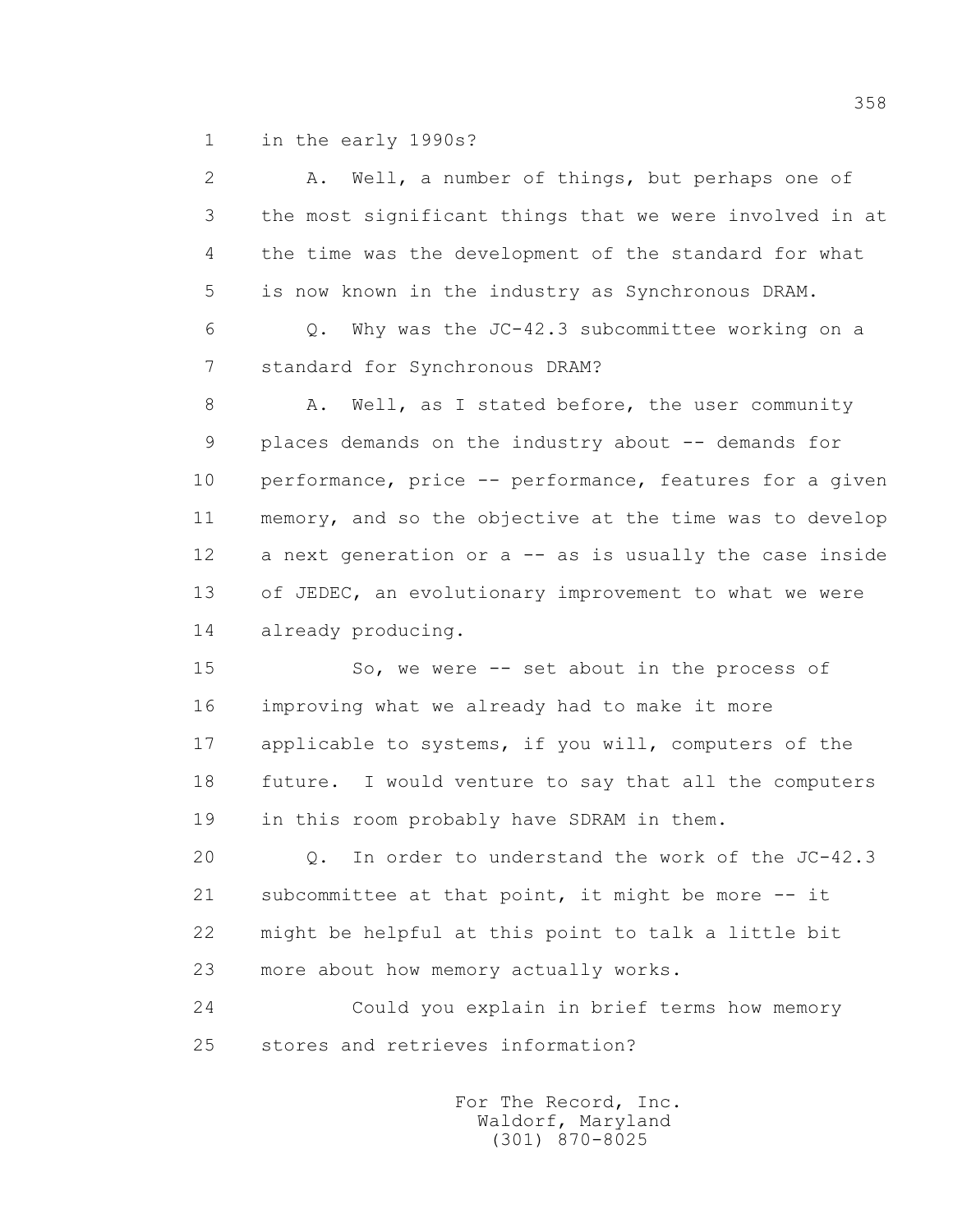1 in the early 1990s?

2 A. Well, a number of things, but perhaps one of
3 the most significant things that we were involved in at
4 the time was the development of the standard for what
5 is now known in the industry as Synchronous DRAM.

6 Q. Why was the JC-42.3 subcommittee working on a
7 standard for Synchronous DRAM?

8 A. Well, as I stated before, the user community
9 places demands on the industry about -- demands for
10 performance, price -- performance, features for a given
11 memory, and so the objective at the time was to develop
12 a next generation or a -- as is usually the case inside
13 of JEDEC, an evolutionary improvement to what we were
14 already producing.

15 So, we were -- set about in the process of
16 improving what we already had to make it more
17 applicable to systems, if you will, computers of the
18 future. I would venture to say that all the computers
19 in this room probably have SDRAM in them.

20 Q. In order to understand the work of the JC-42.3
21 subcommittee at that point, it might be more -- it
22 might be helpful at this point to talk a little bit
23 more about how memory actually works.

24 Could you explain in brief terms how memory
25 stores and retrieves information?

For The Record, Inc.
Waldorf, Maryland
(301) 870-8025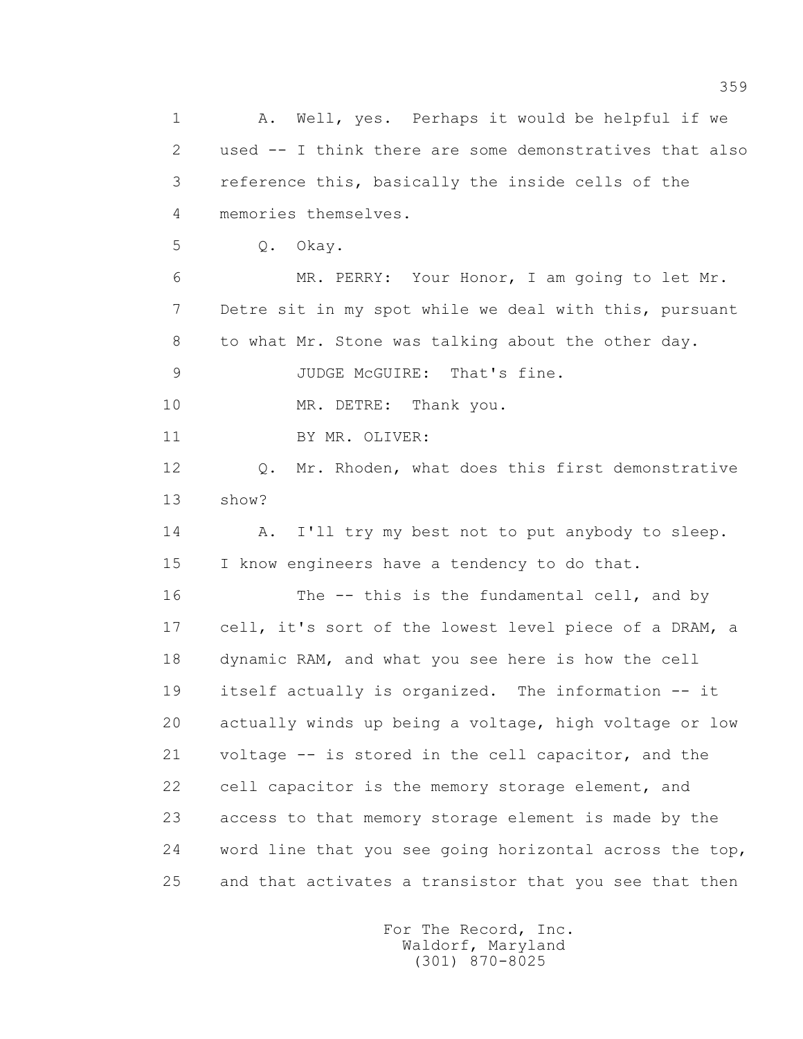1 A. Well, yes. Perhaps it would be helpful if we
2 used -- I think there are some demonstratives that also
3 reference this, basically the inside cells of the
4 memories themselves.

5 Q. Okay.

6 MR. PERRY: Your Honor, I am going to let Mr.
7 Detre sit in my spot while we deal with this, pursuant
8 to what Mr. Stone was talking about the other day.

9 JUDGE McGUIRE: That's fine.

10 MR. DETRE: Thank you.

11 BY MR. OLIVER:

12 Q. Mr. Rhoden, what does this first demonstrative
13 show?

14 A. I'll try my best not to put anybody to sleep.
15 I know engineers have a tendency to do that.

16 The -- this is the fundamental cell, and by
17 cell, it's sort of the lowest level piece of a DRAM, a
18 dynamic RAM, and what you see here is how the cell
19 itself actually is organized. The information -- it
20 actually winds up being a voltage, high voltage or low
21 voltage -- is stored in the cell capacitor, and the
22 cell capacitor is the memory storage element, and
23 access to that memory storage element is made by the
24 word line that you see going horizontal across the top,
25 and that activates a transistor that you see that then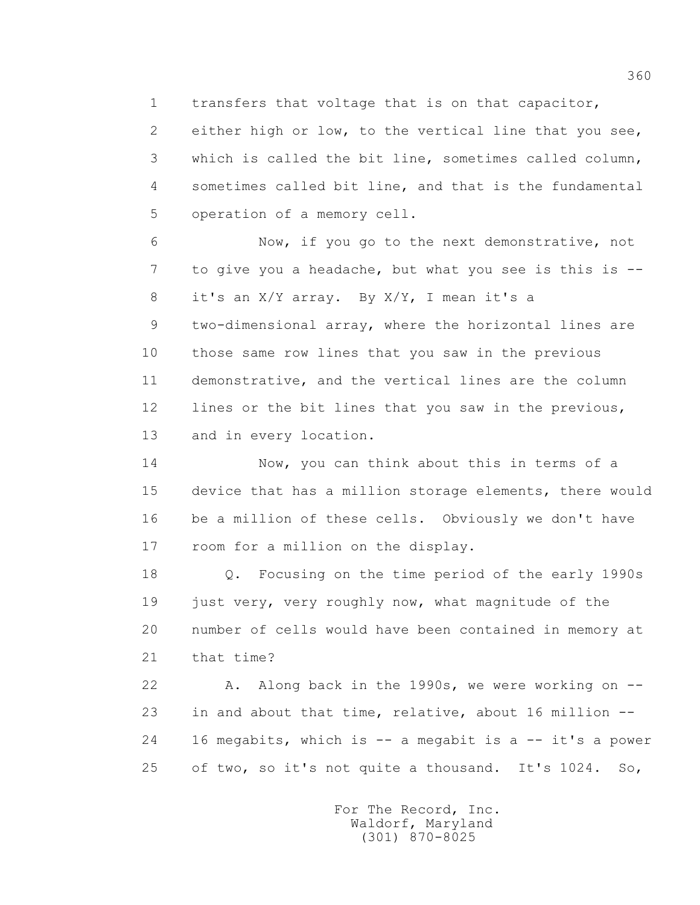1 transfers that voltage that is on that capacitor,
2 either high or low, to the vertical line that you see,
3 which is called the bit line, sometimes called column,
4 sometimes called bit line, and that is the fundamental
5 operation of a memory cell.

6 Now, if you go to the next demonstrative, not
7 to give you a headache, but what you see is this is --
8 it's an X/Y array. By X/Y, I mean it's a
9 two-dimensional array, where the horizontal lines are
10 those same row lines that you saw in the previous
11 demonstrative, and the vertical lines are the column
12 lines or the bit lines that you saw in the previous,
13 and in every location.

14 Now, you can think about this in terms of a
15 device that has a million storage elements, there would
16 be a million of these cells. Obviously we don't have
17 room for a million on the display.

18 Q. Focusing on the time period of the early 1990s
19 just very, very roughly now, what magnitude of the
20 number of cells would have been contained in memory at
21 that time?

22 A. Along back in the 1990s, we were working on --
23 in and about that time, relative, about 16 million --
24 16 megabits, which is -- a megabit is a -- it's a power
25 of two, so it's not quite a thousand. It's 1024. So,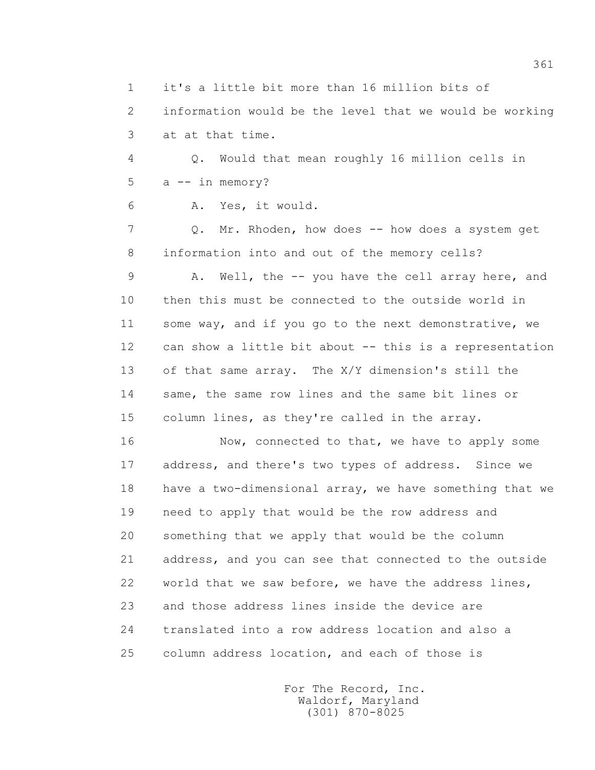1 it's a little bit more than 16 million bits of
2 information would be the level that we would be working
3 at at that time.

4 Q. Would that mean roughly 16 million cells in
5 a -- in memory?

6 A. Yes, it would.

7 Q. Mr. Rhoden, how does -- how does a system get
8 information into and out of the memory cells?

9 A. Well, the -- you have the cell array here, and
10 then this must be connected to the outside world in
11 some way, and if you go to the next demonstrative, we
12 can show a little bit about -- this is a representation
13 of that same array. The X/Y dimension's still the
14 same, the same row lines and the same bit lines or
15 column lines, as they're called in the array.

16 Now, connected to that, we have to apply some
17 address, and there's two types of address. Since we
18 have a two-dimensional array, we have something that we
19 need to apply that would be the row address and
20 something that we apply that would be the column
21 address, and you can see that connected to the outside
22 world that we saw before, we have the address lines,
23 and those address lines inside the device are
24 translated into a row address location and also a
25 column address location, and each of those is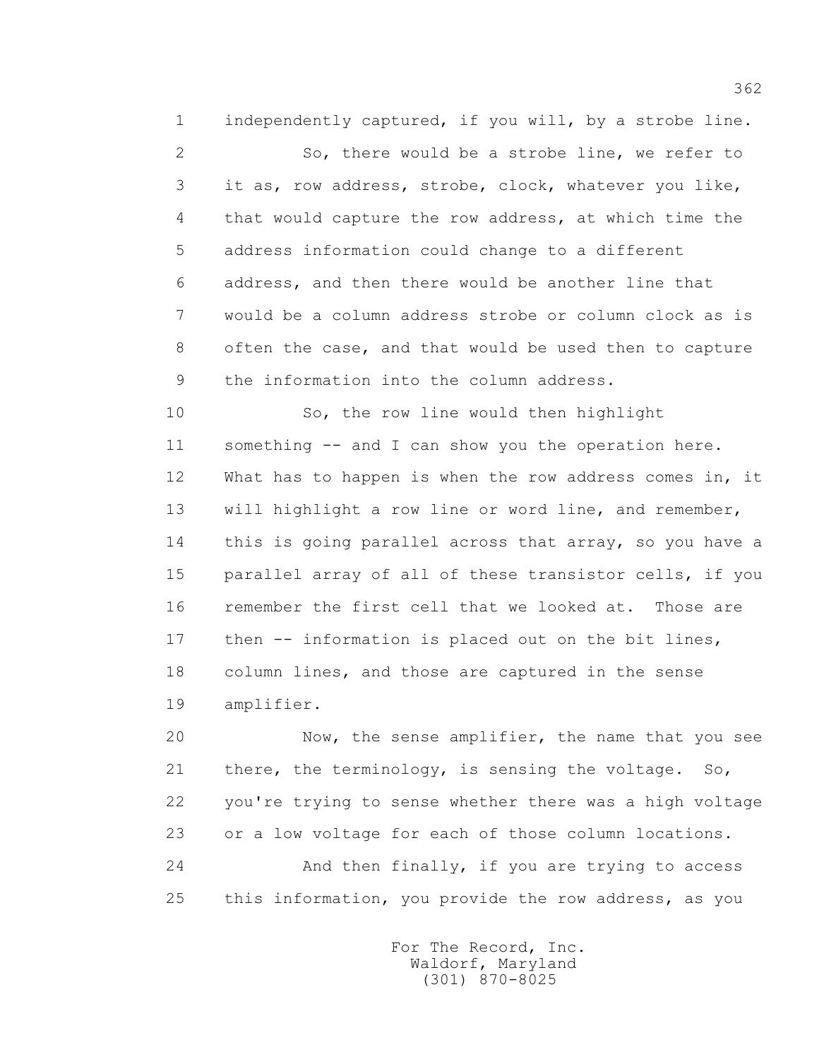1 independently captured, if you will, by a strobe line.

2 So, there would be a strobe line, we refer to

3 it as, row address, strobe, clock, whatever you like,

4 that would capture the row address, at which time the

5 address information could change to a different

6 address, and then there would be another line that

7 would be a column address strobe or column clock as is

8 often the case, and that would be used then to capture

9 the information into the column address.

10 So, the row line would then highlight

11 something -- and I can show you the operation here.

12 What has to happen is when the row address comes in, it

13 will highlight a row line or word line, and remember,

14 this is going parallel across that array, so you have a

15 parallel array of all of these transistor cells, if you

16 remember the first cell that we looked at. Those are

17 then -- information is placed out on the bit lines,

18 column lines, and those are captured in the sense

19 amplifier.

20 Now, the sense amplifier, the name that you see

21 there, the terminology, is sensing the voltage. So,

22 you're trying to sense whether there was a high voltage

23 or a low voltage for each of those column locations.

24 And then finally, if you are trying to access

25 this information, you provide the row address, as you

For The Record, Inc.
Waldorf, Maryland
(301) 870-8025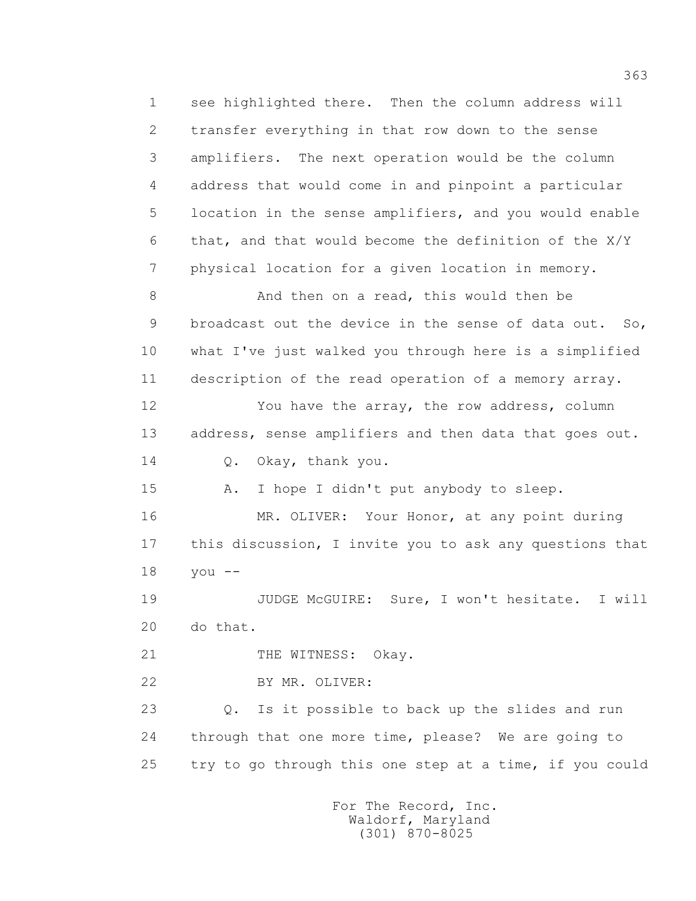1 see highlighted there. Then the column address will
2 transfer everything in that row down to the sense
3 amplifiers. The next operation would be the column
4 address that would come in and pinpoint a particular
5 location in the sense amplifiers, and you would enable
6 that, and that would become the definition of the X/Y
7 physical location for a given location in memory.

8 And then on a read, this would then be
9 broadcast out the device in the sense of data out. So,
10 what I've just walked you through here is a simplified
11 description of the read operation of a memory array.

12 You have the array, the row address, column
13 address, sense amplifiers and then data that goes out.

14 Q. Okay, thank you.

15 A. I hope I didn't put anybody to sleep.

16 MR. OLIVER: Your Honor, at any point during
17 this discussion, I invite you to ask any questions that
18 you --

19 JUDGE McGUIRE: Sure, I won't hesitate. I will
20 do that.

21 THE WITNESS: Okay.

22 BY MR. OLIVER:

23 Q. Is it possible to back up the slides and run
24 through that one more time, please? We are going to
25 try to go through this one step at a time, if you could

For The Record, Inc.
Waldorf, Maryland
(301) 870-8025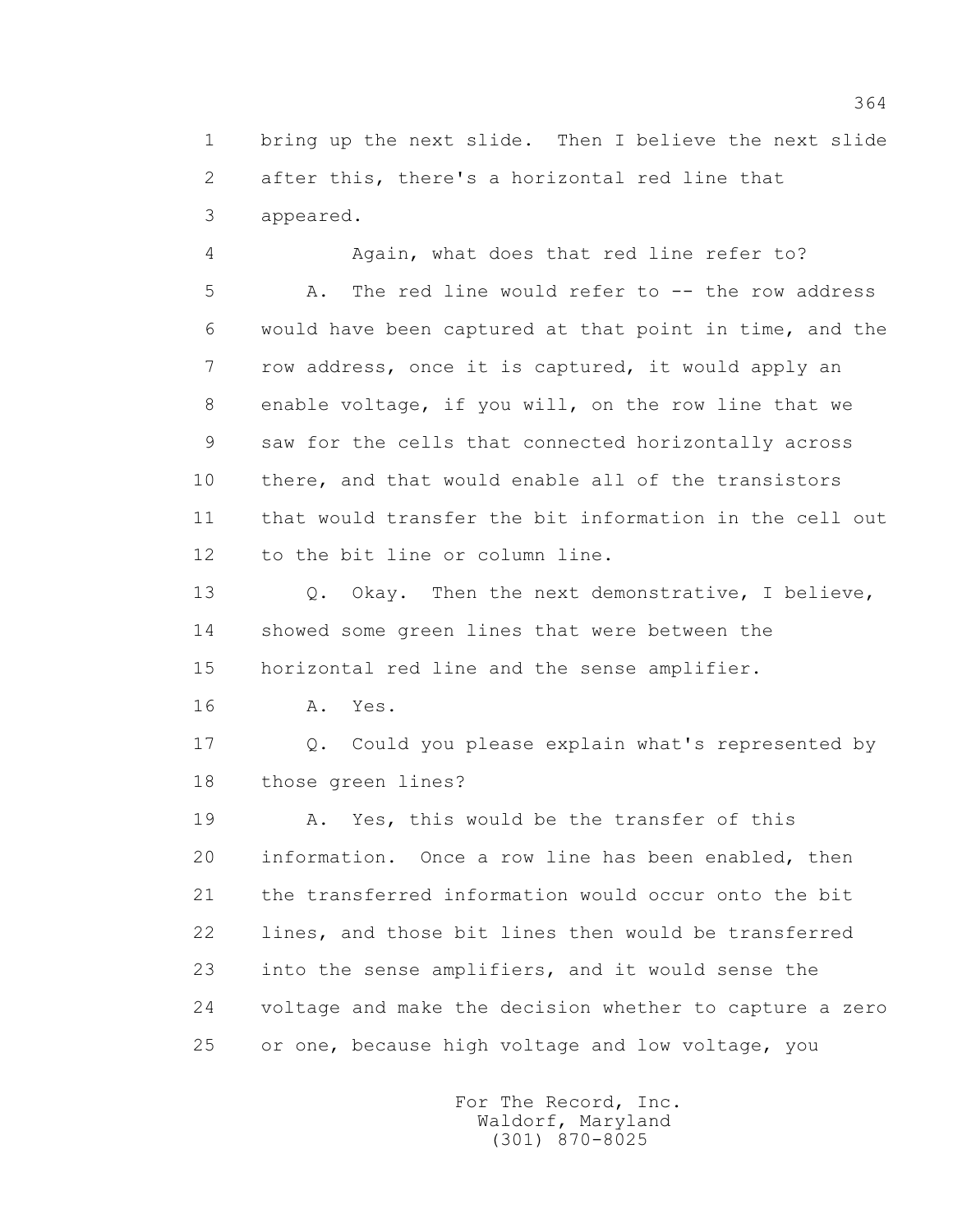1 bring up the next slide. Then I believe the next slide
2 after this, there's a horizontal red line that
3 appeared.

4 Again, what does that red line refer to?

5 A. The red line would refer to -- the row address
6 would have been captured at that point in time, and the
7 row address, once it is captured, it would apply an
8 enable voltage, if you will, on the row line that we
9 saw for the cells that connected horizontally across
10 there, and that would enable all of the transistors
11 that would transfer the bit information in the cell out
12 to the bit line or column line.

13 Q. Okay. Then the next demonstrative, I believe,
14 showed some green lines that were between the
15 horizontal red line and the sense amplifier.

16 A. Yes.

17 Q. Could you please explain what's represented by
18 those green lines?

19 A. Yes, this would be the transfer of this
20 information. Once a row line has been enabled, then
21 the transferred information would occur onto the bit
22 lines, and those bit lines then would be transferred
23 into the sense amplifiers, and it would sense the
24 voltage and make the decision whether to capture a zero
25 or one, because high voltage and low voltage, you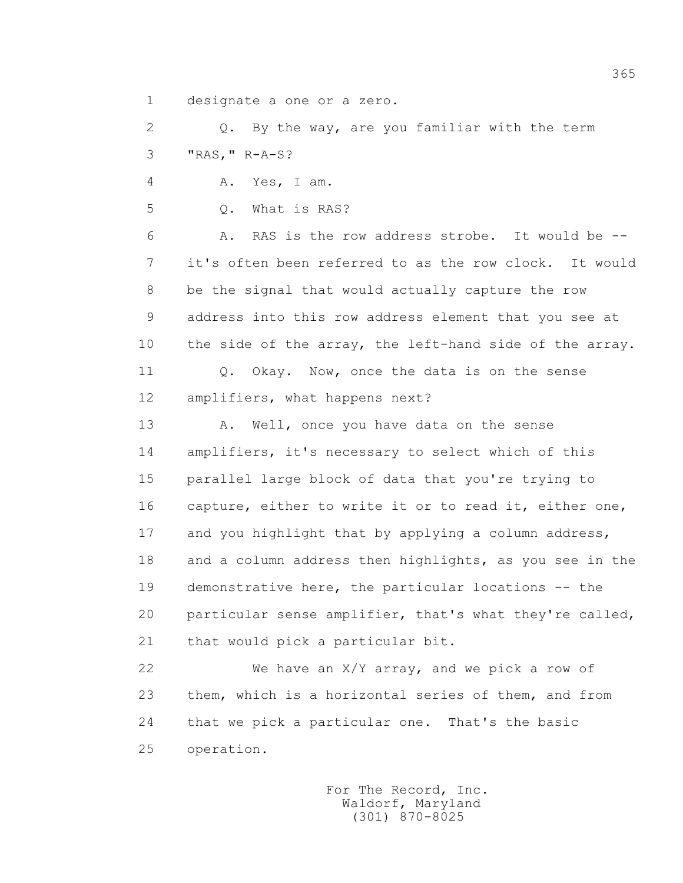1 designate a one or a zero.

2 Q. By the way, are you familiar with the term

3 "RAS," R-A-S?

4 A. Yes, I am.

5 Q. What is RAS?

6 A. RAS is the row address strobe. It would be --

7 it's often been referred to as the row clock. It would

8 be the signal that would actually capture the row

9 address into this row address element that you see at

10 the side of the array, the left-hand side of the array.

11 Q. Okay. Now, once the data is on the sense

12 amplifiers, what happens next?

13 A. Well, once you have data on the sense

14 amplifiers, it's necessary to select which of this

15 parallel large block of data that you're trying to

16 capture, either to write it or to read it, either one,

17 and you highlight that by applying a column address,

18 and a column address then highlights, as you see in the

19 demonstrative here, the particular locations -- the

20 particular sense amplifier, that's what they're called,

21 that would pick a particular bit.

22 We have an X/Y array, and we pick a row of

23 them, which is a horizontal series of them, and from

24 that we pick a particular one. That's the basic

25 operation.

For The Record, Inc.
Waldorf, Maryland
(301) 870-8025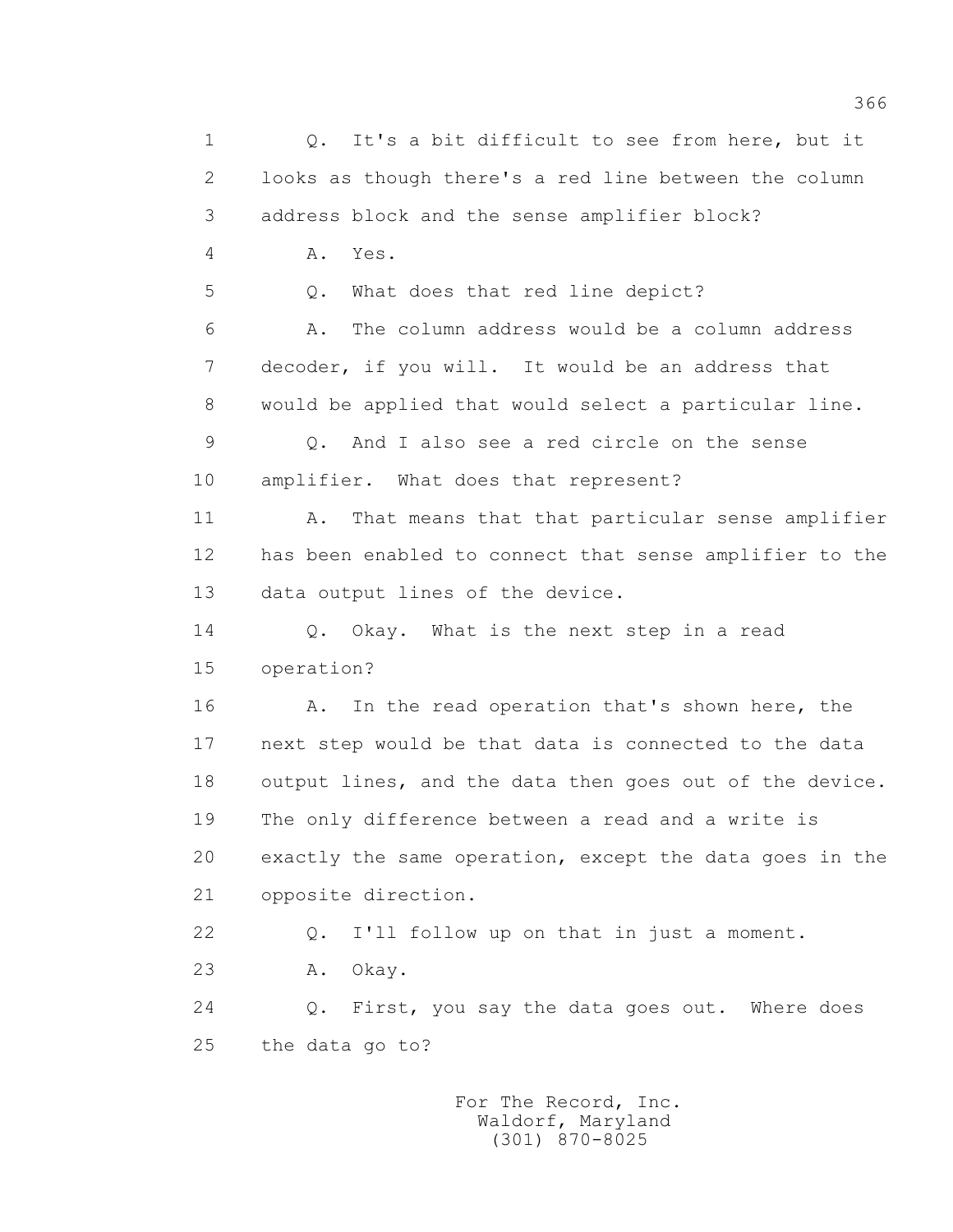1 Q. It's a bit difficult to see from here, but it
2 looks as though there's a red line between the column
3 address block and the sense amplifier block?

4 A. Yes.

5 Q. What does that red line depict?

6 A. The column address would be a column address
7 decoder, if you will. It would be an address that
8 would be applied that would select a particular line.

9 Q. And I also see a red circle on the sense
10 amplifier. What does that represent?

11 A. That means that that particular sense amplifier
12 has been enabled to connect that sense amplifier to the
13 data output lines of the device.

14 Q. Okay. What is the next step in a read
15 operation?

16 A. In the read operation that's shown here, the
17 next step would be that data is connected to the data
18 output lines, and the data then goes out of the device.
19 The only difference between a read and a write is
20 exactly the same operation, except the data goes in the
21 opposite direction.

22 Q. I'll follow up on that in just a moment.

23 A. Okay.

24 Q. First, you say the data goes out. Where does
25 the data go to?

For The Record, Inc.
Waldorf, Maryland
(301) 870-8025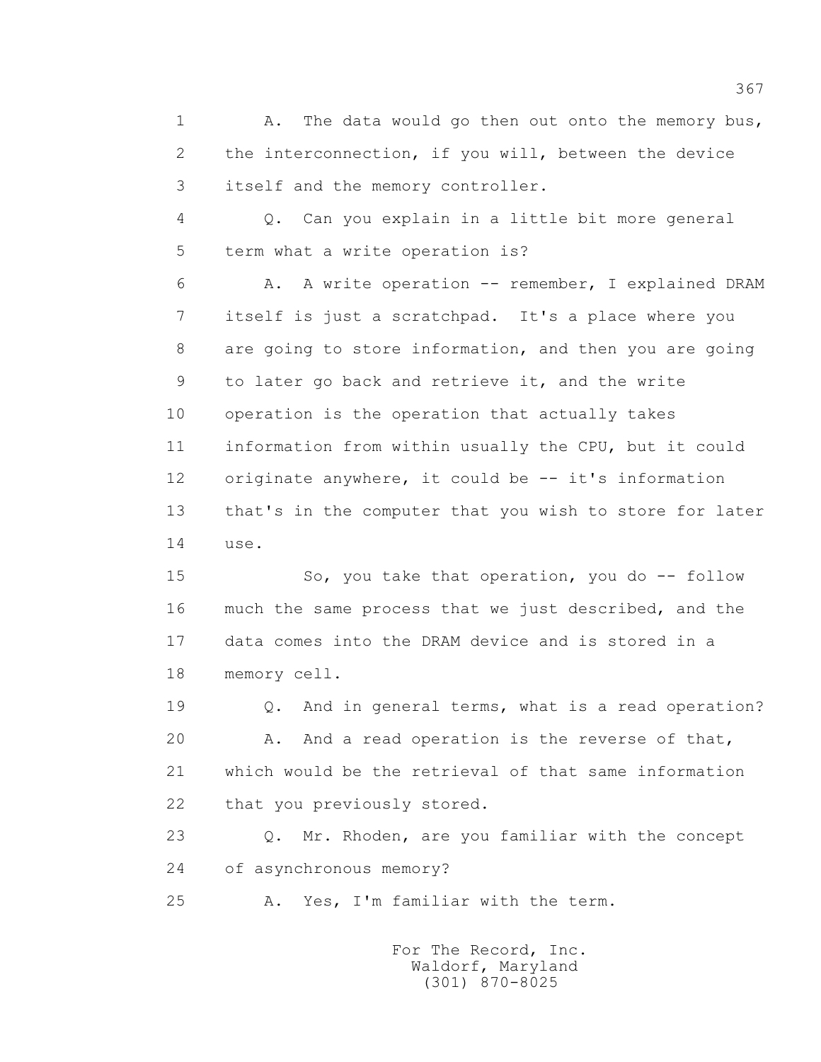A. The data would go then out onto the memory bus, the interconnection, if you will, between the device itself and the memory controller.

Q. Can you explain in a little bit more general term what a write operation is?

A. A write operation -- remember, I explained DRAM itself is just a scratchpad. It's a place where you are going to store information, and then you are going to later go back and retrieve it, and the write operation is the operation that actually takes information from within usually the CPU, but it could originate anywhere, it could be -- it's information that's in the computer that you wish to store for later use.

So, you take that operation, you do -- follow much the same process that we just described, and the data comes into the DRAM device and is stored in a memory cell.

Q. And in general terms, what is a read operation?

A. And a read operation is the reverse of that, which would be the retrieval of that same information that you previously stored.

Q. Mr. Rhoden, are you familiar with the concept of asynchronous memory?

A. Yes, I'm familiar with the term.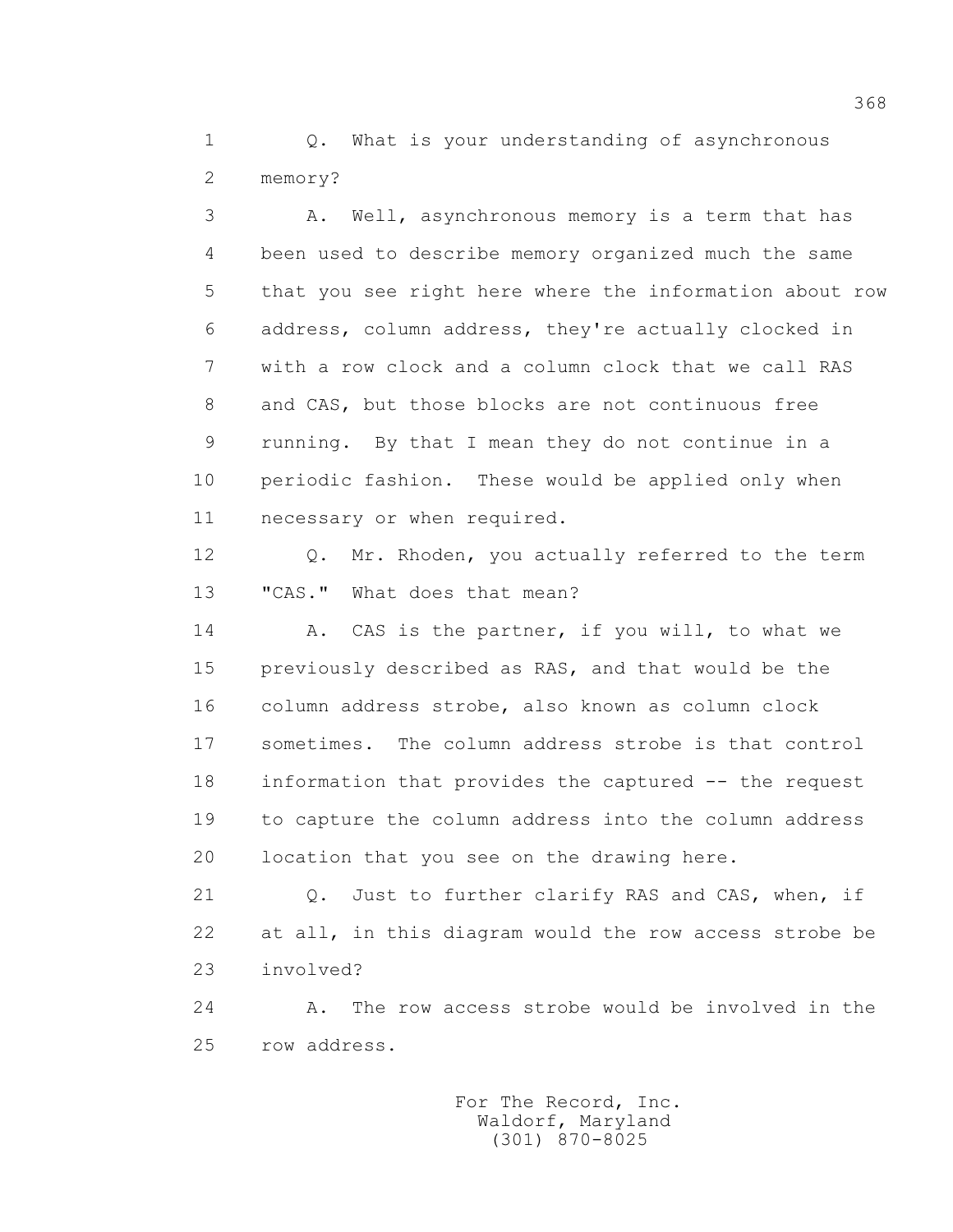Q. What is your understanding of asynchronous memory?

A. Well, asynchronous memory is a term that has been used to describe memory organized much the same that you see right here where the information about row address, column address, they're actually clocked in with a row clock and a column clock that we call RAS and CAS, but those blocks are not continuous free running. By that I mean they do not continue in a periodic fashion. These would be applied only when necessary or when required.

Q. Mr. Rhoden, you actually referred to the term "CAS." What does that mean?

A. CAS is the partner, if you will, to what we previously described as RAS, and that would be the column address strobe, also known as column clock sometimes. The column address strobe is that control information that provides the captured -- the request to capture the column address into the column address location that you see on the drawing here.

Q. Just to further clarify RAS and CAS, when, if at all, in this diagram would the row access strobe be involved?

A. The row access strobe would be involved in the row address.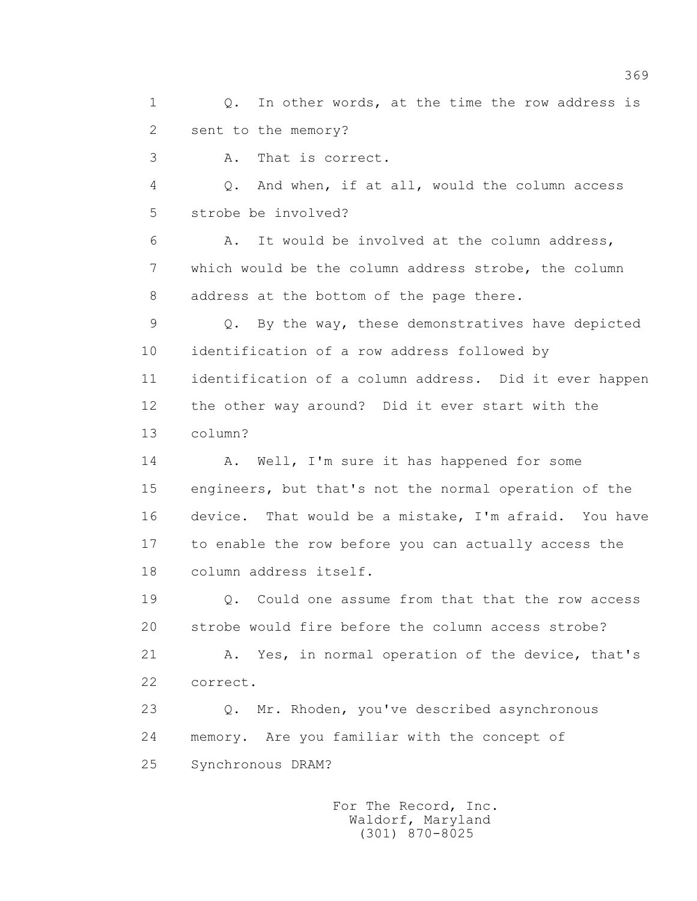1 Q. In other words, at the time the row address is
2 sent to the memory?
3 A. That is correct.
4 Q. And when, if at all, would the column access
5 strobe be involved?
6 A. It would be involved at the column address,
7 which would be the column address strobe, the column
8 address at the bottom of the page there.
9 Q. By the way, these demonstratives have depicted
10 identification of a row address followed by
11 identification of a column address. Did it ever happen
12 the other way around? Did it ever start with the
13 column?
14 A. Well, I'm sure it has happened for some
15 engineers, but that's not the normal operation of the
16 device. That would be a mistake, I'm afraid. You have
17 to enable the row before you can actually access the
18 column address itself.
19 Q. Could one assume from that that the row access
20 strobe would fire before the column access strobe?
21 A. Yes, in normal operation of the device, that's
22 correct.
23 Q. Mr. Rhoden, you've described asynchronous
24 memory. Are you familiar with the concept of
25 Synchronous DRAM?

For The Record, Inc.
Waldorf, Maryland
(301) 870-8025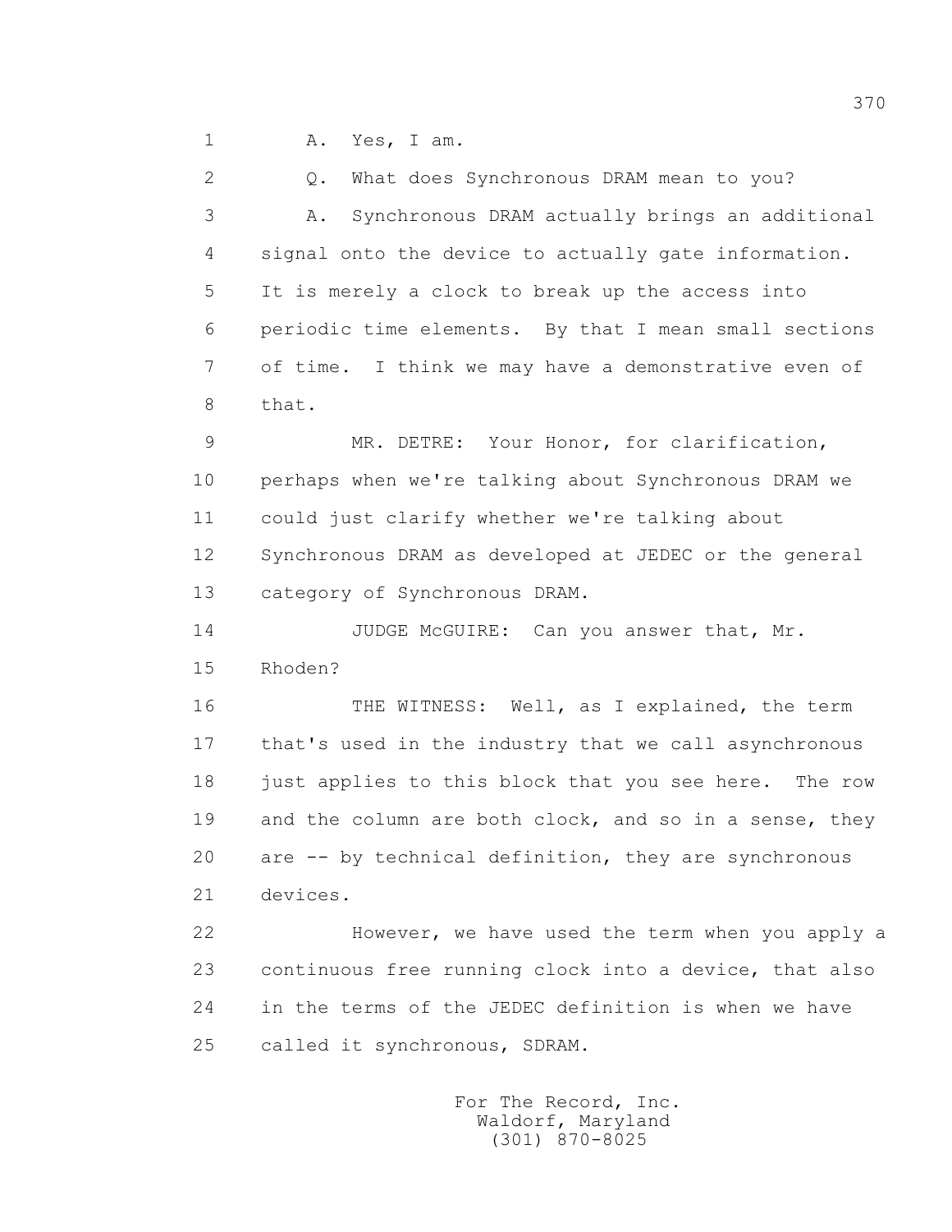1 A. Yes, I am.

2 Q. What does Synchronous DRAM mean to you?

3 A. Synchronous DRAM actually brings an additional

4 signal onto the device to actually gate information.

5 It is merely a clock to break up the access into

6 periodic time elements. By that I mean small sections

7 of time. I think we may have a demonstrative even of

8 that.

9 MR. DETRE: Your Honor, for clarification,

10 perhaps when we're talking about Synchronous DRAM we

11 could just clarify whether we're talking about

12 Synchronous DRAM as developed at JEDEC or the general

13 category of Synchronous DRAM.

14 JUDGE McGUIRE: Can you answer that, Mr.

15 Rhoden?

16 THE WITNESS: Well, as I explained, the term

17 that's used in the industry that we call asynchronous

18 just applies to this block that you see here. The row

19 and the column are both clock, and so in a sense, they

20 are -- by technical definition, they are synchronous

21 devices.

22 However, we have used the term when you apply a

23 continuous free running clock into a device, that also

24 in the terms of the JEDEC definition is when we have

25 called it synchronous, SDRAM.

For The Record, Inc.
Waldorf, Maryland
(301) 870-8025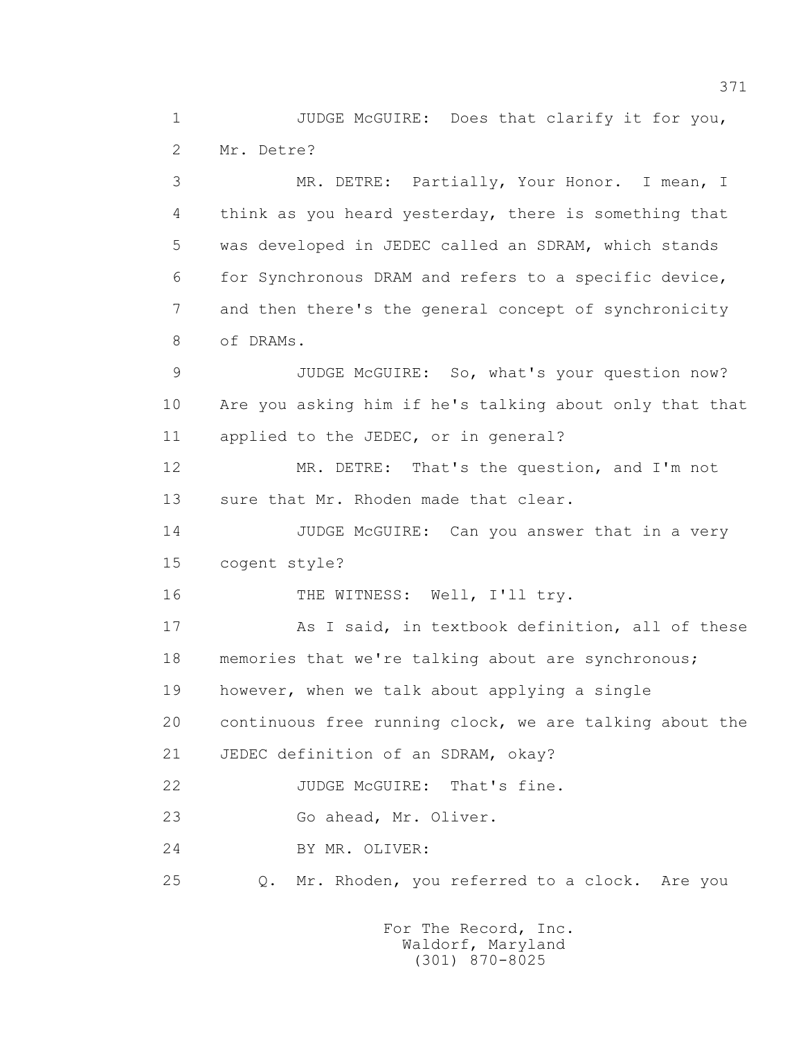1 JUDGE McGUIRE: Does that clarify it for you,
2 Mr. Detre?
3 MR. DETRE: Partially, Your Honor. I mean, I
4 think as you heard yesterday, there is something that
5 was developed in JEDEC called an SDRAM, which stands
6 for Synchronous DRAM and refers to a specific device,
7 and then there's the general concept of synchronicity
8 of DRAMs.
9 JUDGE McGUIRE: So, what's your question now?
10 Are you asking him if he's talking about only that that
11 applied to the JEDEC, or in general?
12 MR. DETRE: That's the question, and I'm not
13 sure that Mr. Rhoden made that clear.
14 JUDGE McGUIRE: Can you answer that in a very
15 cogent style?
16 THE WITNESS: Well, I'll try.
17 As I said, in textbook definition, all of these
18 memories that we're talking about are synchronous;
19 however, when we talk about applying a single
20 continuous free running clock, we are talking about the
21 JEDEC definition of an SDRAM, okay?
22 JUDGE McGUIRE: That's fine.
23 Go ahead, Mr. Oliver.
24 BY MR. OLIVER:
25 Q. Mr. Rhoden, you referred to a clock. Are you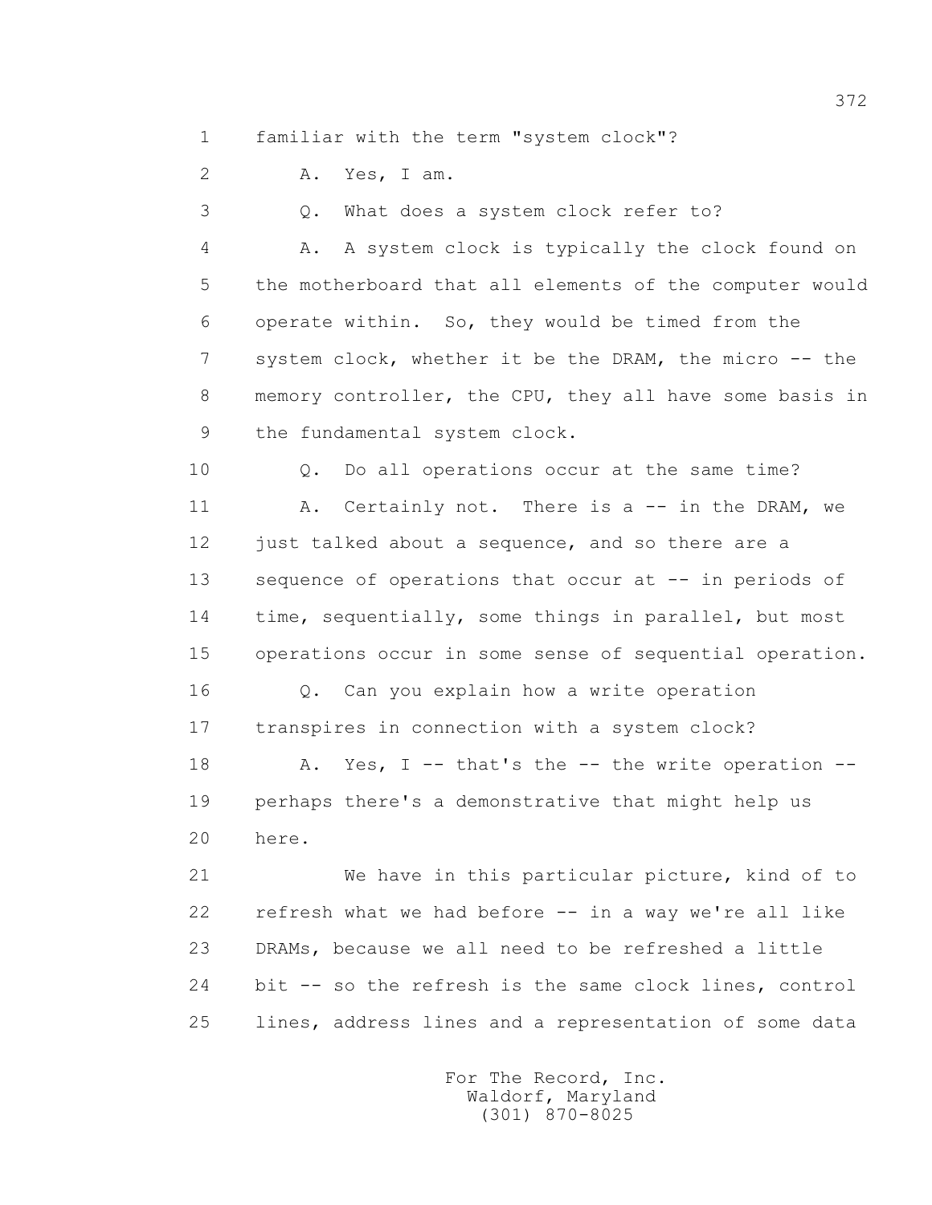1 familiar with the term "system clock"?

2 A. Yes, I am.

3 Q. What does a system clock refer to?

4 A. A system clock is typically the clock found on

5 the motherboard that all elements of the computer would

6 operate within. So, they would be timed from the

7 system clock, whether it be the DRAM, the micro -- the

8 memory controller, the CPU, they all have some basis in

9 the fundamental system clock.

10 Q. Do all operations occur at the same time?

11 A. Certainly not. There is a -- in the DRAM, we

12 just talked about a sequence, and so there are a

13 sequence of operations that occur at -- in periods of

14 time, sequentially, some things in parallel, but most

15 operations occur in some sense of sequential operation.

16 Q. Can you explain how a write operation

17 transpires in connection with a system clock?

18 A. Yes, I -- that's the -- the write operation --

19 perhaps there's a demonstrative that might help us

20 here.

21 We have in this particular picture, kind of to

22 refresh what we had before -- in a way we're all like

23 DRAMs, because we all need to be refreshed a little

24 bit -- so the refresh is the same clock lines, control

25 lines, address lines and a representation of some data

For The Record, Inc.
Waldorf, Maryland
(301) 870-8025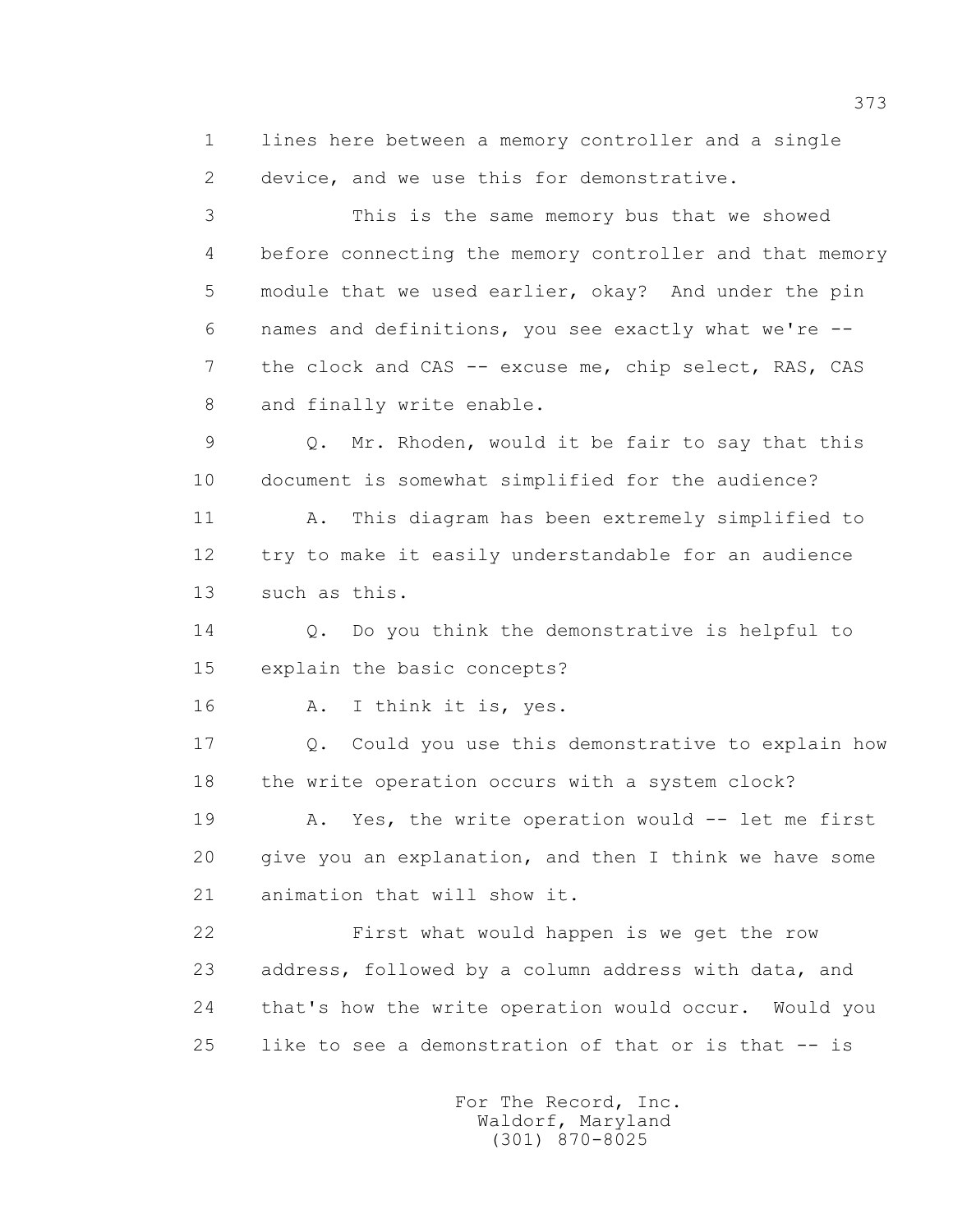lines here between a memory controller and a single device, and we use this for demonstrative.

This is the same memory bus that we showed before connecting the memory controller and that memory module that we used earlier, okay? And under the pin names and definitions, you see exactly what we're -- the clock and CAS -- excuse me, chip select, RAS, CAS and finally write enable.

Q. Mr. Rhoden, would it be fair to say that this document is somewhat simplified for the audience?

A. This diagram has been extremely simplified to try to make it easily understandable for an audience such as this.

Q. Do you think the demonstrative is helpful to explain the basic concepts?

A. I think it is, yes.

Q. Could you use this demonstrative to explain how the write operation occurs with a system clock?

A. Yes, the write operation would -- let me first give you an explanation, and then I think we have some animation that will show it.

First what would happen is we get the row address, followed by a column address with data, and that's how the write operation would occur. Would you like to see a demonstration of that or is that -- is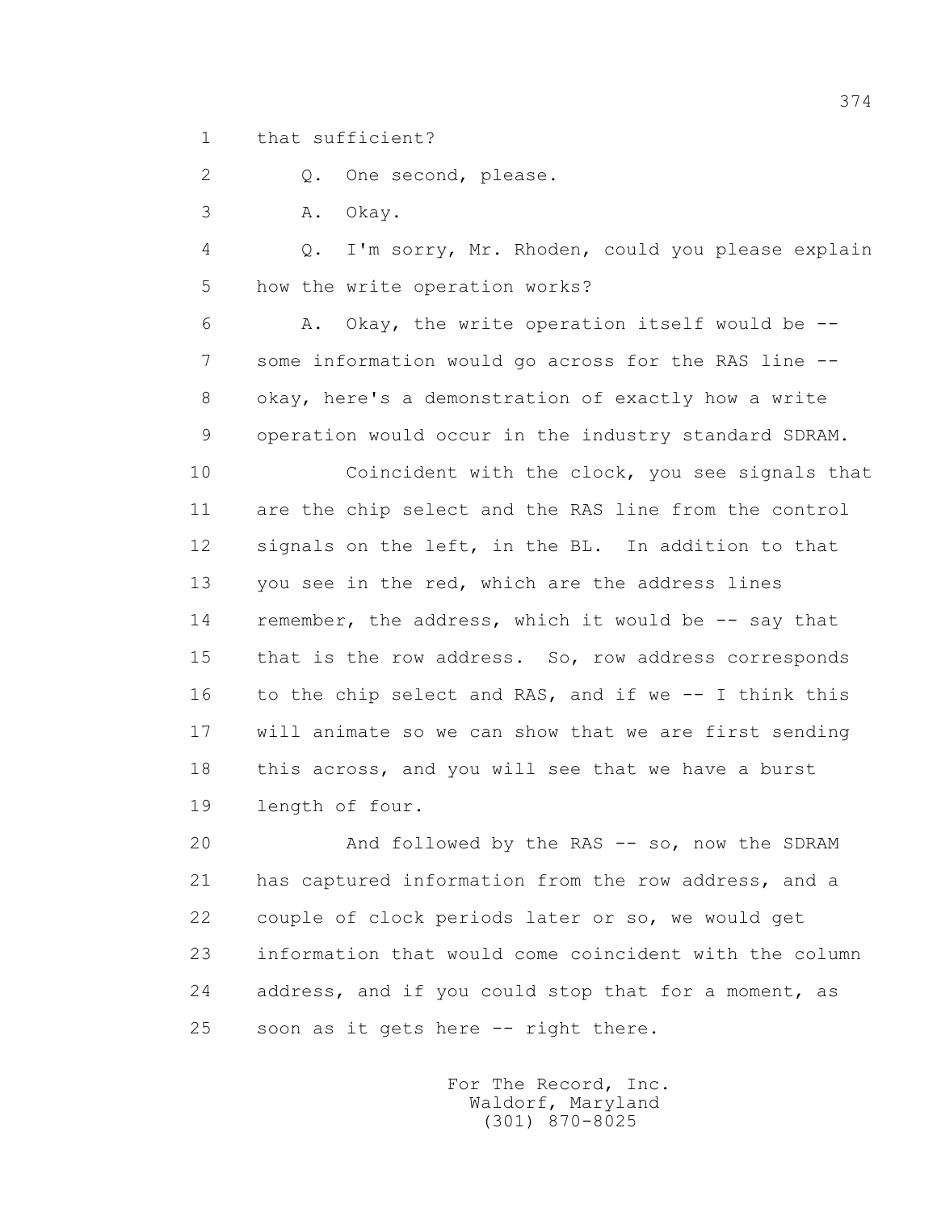1 that sufficient?

2 Q. One second, please.

3 A. Okay.

4 Q. I'm sorry, Mr. Rhoden, could you please explain

5 how the write operation works?

6 A. Okay, the write operation itself would be --

7 some information would go across for the RAS line --

8 okay, here's a demonstration of exactly how a write

9 operation would occur in the industry standard SDRAM.

10 Coincident with the clock, you see signals that

11 are the chip select and the RAS line from the control

12 signals on the left, in the BL. In addition to that

13 you see in the red, which are the address lines

14 remember, the address, which it would be -- say that

15 that is the row address. So, row address corresponds

16 to the chip select and RAS, and if we -- I think this

17 will animate so we can show that we are first sending

18 this across, and you will see that we have a burst

19 length of four.

20 And followed by the RAS -- so, now the SDRAM

21 has captured information from the row address, and a

22 couple of clock periods later or so, we would get

23 information that would come coincident with the column

24 address, and if you could stop that for a moment, as

25 soon as it gets here -- right there.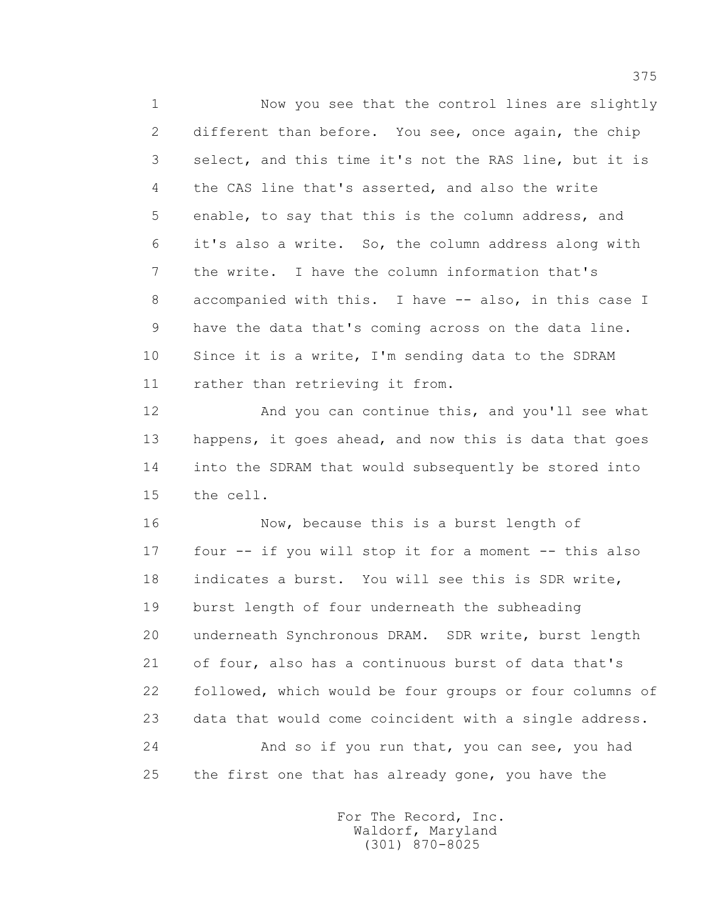1 Now you see that the control lines are slightly
2 different than before. You see, once again, the chip
3 select, and this time it's not the RAS line, but it is
4 the CAS line that's asserted, and also the write
5 enable, to say that this is the column address, and
6 it's also a write. So, the column address along with
7 the write. I have the column information that's
8 accompanied with this. I have -- also, in this case I
9 have the data that's coming across on the data line.
10 Since it is a write, I'm sending data to the SDRAM
11 rather than retrieving it from.

12 And you can continue this, and you'll see what
13 happens, it goes ahead, and now this is data that goes
14 into the SDRAM that would subsequently be stored into
15 the cell.

16 Now, because this is a burst length of
17 four -- if you will stop it for a moment -- this also
18 indicates a burst. You will see this is SDR write,
19 burst length of four underneath the subheading
20 underneath Synchronous DRAM. SDR write, burst length
21 of four, also has a continuous burst of data that's
22 followed, which would be four groups or four columns of
23 data that would come coincident with a single address.

24 And so if you run that, you can see, you had
25 the first one that has already gone, you have the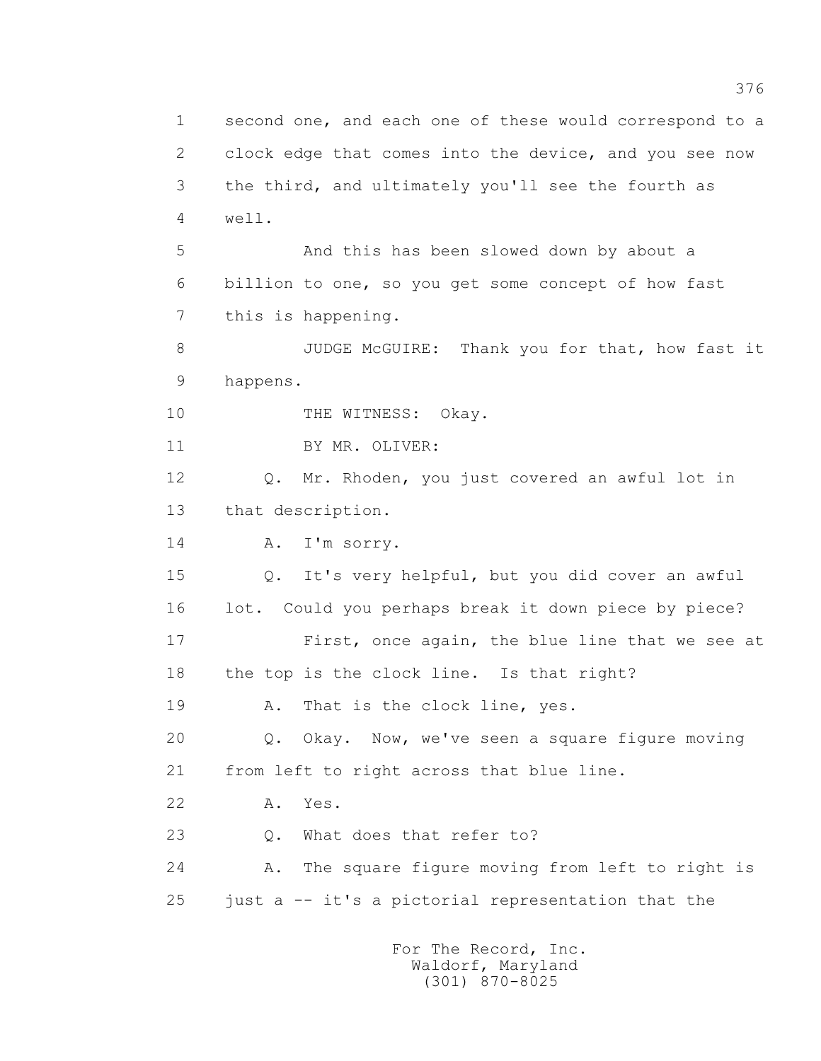second one, and each one of these would correspond to a clock edge that comes into the device, and you see now the third, and ultimately you'll see the fourth as well.

And this has been slowed down by about a billion to one, so you get some concept of how fast this is happening.

JUDGE McGUIRE: Thank you for that, how fast it happens.

THE WITNESS: Okay.

BY MR. OLIVER:

Q. Mr. Rhoden, you just covered an awful lot in that description.

A. I'm sorry.

Q. It's very helpful, but you did cover an awful lot. Could you perhaps break it down piece by piece?

First, once again, the blue line that we see at the top is the clock line. Is that right?

A. That is the clock line, yes.

Q. Okay. Now, we've seen a square figure moving from left to right across that blue line.

A. Yes.

Q. What does that refer to?

A. The square figure moving from left to right is just a -- it's a pictorial representation that the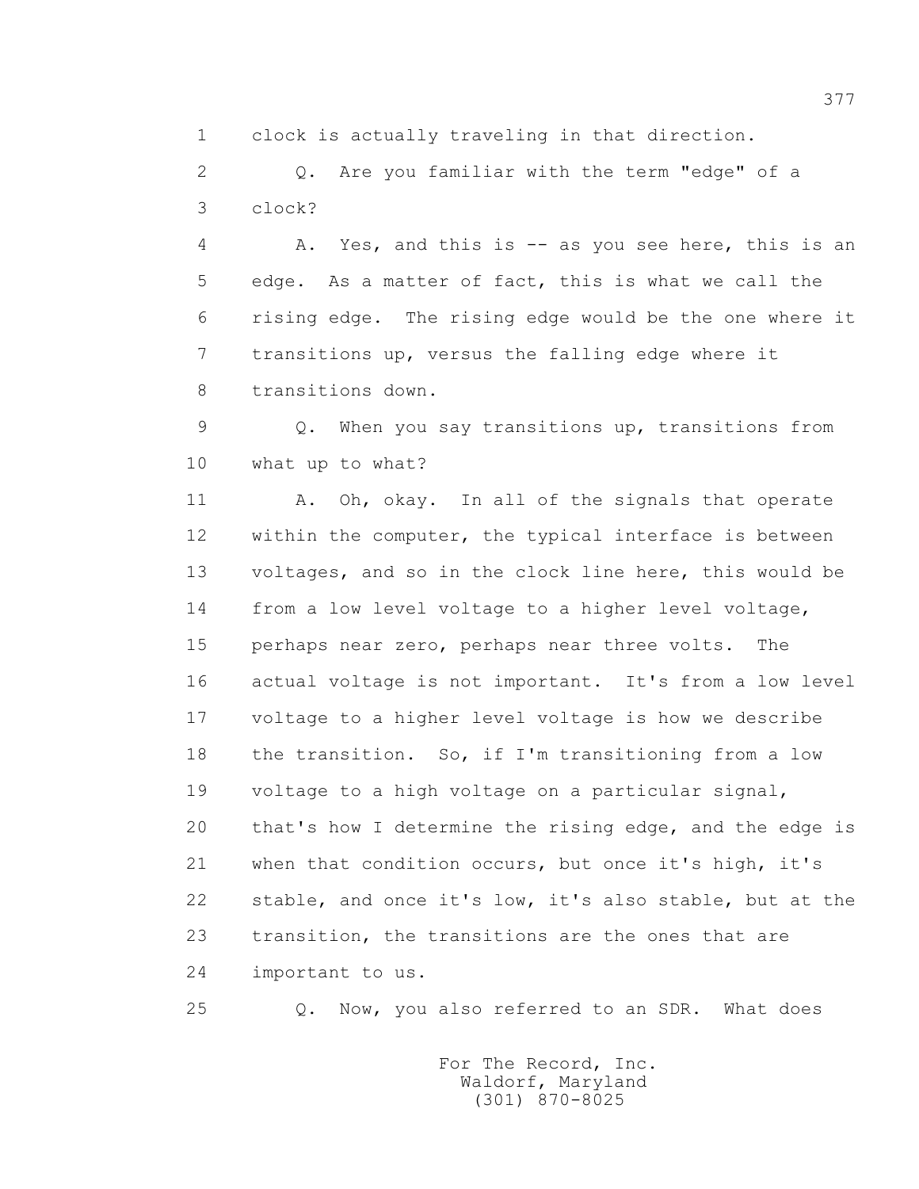1 clock is actually traveling in that direction.

2 Q. Are you familiar with the term "edge" of a

3 clock?

4 A. Yes, and this is -- as you see here, this is an

5 edge. As a matter of fact, this is what we call the

6 rising edge. The rising edge would be the one where it

7 transitions up, versus the falling edge where it

8 transitions down.

9 Q. When you say transitions up, transitions from

10 what up to what?

11 A. Oh, okay. In all of the signals that operate

12 within the computer, the typical interface is between

13 voltages, and so in the clock line here, this would be

14 from a low level voltage to a higher level voltage,

15 perhaps near zero, perhaps near three volts. The

16 actual voltage is not important. It's from a low level

17 voltage to a higher level voltage is how we describe

18 the transition. So, if I'm transitioning from a low

19 voltage to a high voltage on a particular signal,

20 that's how I determine the rising edge, and the edge is

21 when that condition occurs, but once it's high, it's

22 stable, and once it's low, it's also stable, but at the

23 transition, the transitions are the ones that are

24 important to us.

25 Q. Now, you also referred to an SDR. What does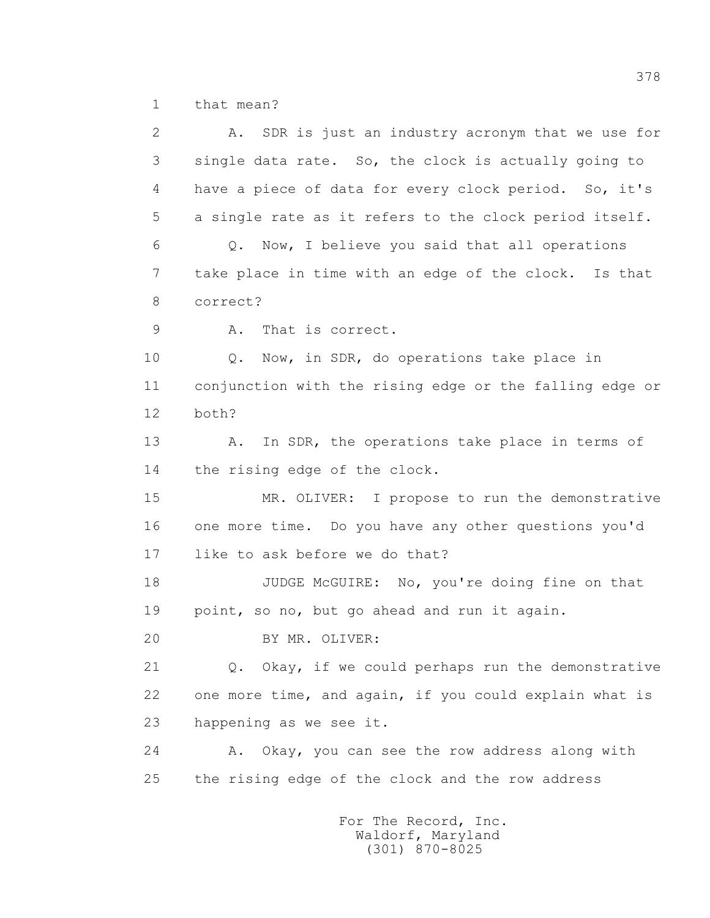1 that mean?

2 A. SDR is just an industry acronym that we use for

3 single data rate. So, the clock is actually going to

4 have a piece of data for every clock period. So, it's

5 a single rate as it refers to the clock period itself.

6 Q. Now, I believe you said that all operations

7 take place in time with an edge of the clock. Is that

8 correct?

9 A. That is correct.

10 Q. Now, in SDR, do operations take place in

11 conjunction with the rising edge or the falling edge or

12 both?

13 A. In SDR, the operations take place in terms of

14 the rising edge of the clock.

15 MR. OLIVER: I propose to run the demonstrative

16 one more time. Do you have any other questions you'd

17 like to ask before we do that?

18 JUDGE McGUIRE: No, you're doing fine on that

19 point, so no, but go ahead and run it again.

20 BY MR. OLIVER:

21 Q. Okay, if we could perhaps run the demonstrative

22 one more time, and again, if you could explain what is

23 happening as we see it.

24 A. Okay, you can see the row address along with

25 the rising edge of the clock and the row address

For The Record, Inc.
Waldorf, Maryland
(301) 870-8025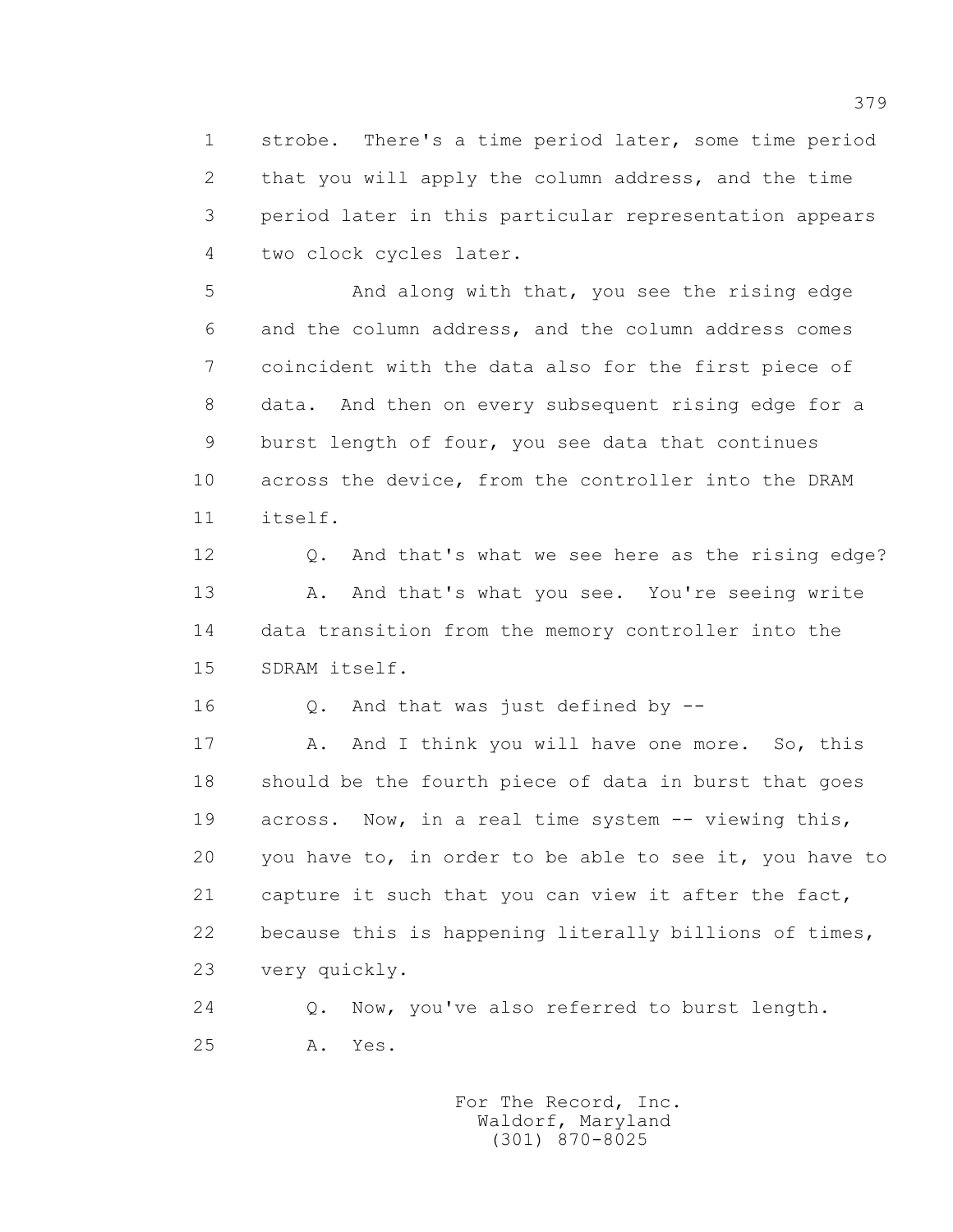strobe. There's a time period later, some time period that you will apply the column address, and the time period later in this particular representation appears two clock cycles later.

And along with that, you see the rising edge and the column address, and the column address comes coincident with the data also for the first piece of data. And then on every subsequent rising edge for a burst length of four, you see data that continues across the device, from the controller into the DRAM itself.

Q. And that's what we see here as the rising edge?

A. And that's what you see. You're seeing write data transition from the memory controller into the SDRAM itself.

Q. And that was just defined by --

A. And I think you will have one more. So, this should be the fourth piece of data in burst that goes across. Now, in a real time system -- viewing this, you have to, in order to be able to see it, you have to capture it such that you can view it after the fact, because this is happening literally billions of times, very quickly.

Q. Now, you've also referred to burst length.

A. Yes.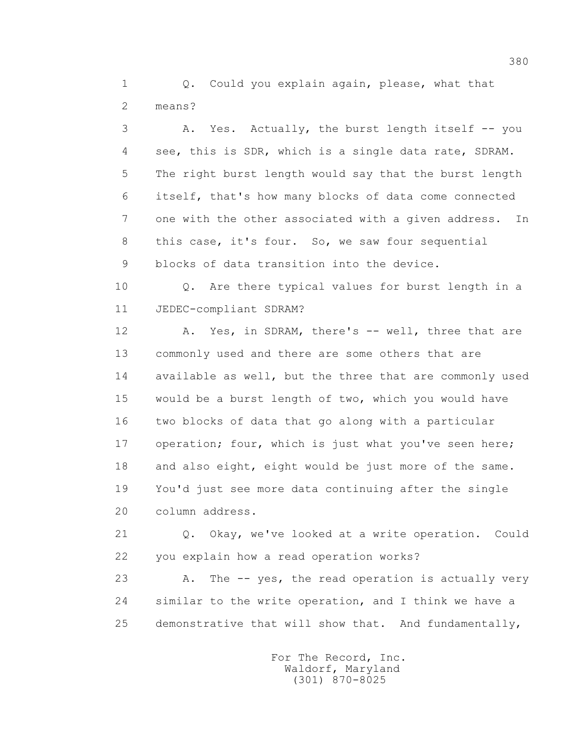Q. Could you explain again, please, what that means?

A. Yes. Actually, the burst length itself -- you see, this is SDR, which is a single data rate, SDRAM. The right burst length would say that the burst length itself, that's how many blocks of data come connected one with the other associated with a given address. In this case, it's four. So, we saw four sequential blocks of data transition into the device.

Q. Are there typical values for burst length in a JEDEC-compliant SDRAM?

A. Yes, in SDRAM, there's -- well, three that are commonly used and there are some others that are available as well, but the three that are commonly used would be a burst length of two, which you would have two blocks of data that go along with a particular operation; four, which is just what you've seen here; and also eight, eight would be just more of the same. You'd just see more data continuing after the single column address.

Q. Okay, we've looked at a write operation. Could you explain how a read operation works?

A. The -- yes, the read operation is actually very similar to the write operation, and I think we have a demonstrative that will show that. And fundamentally,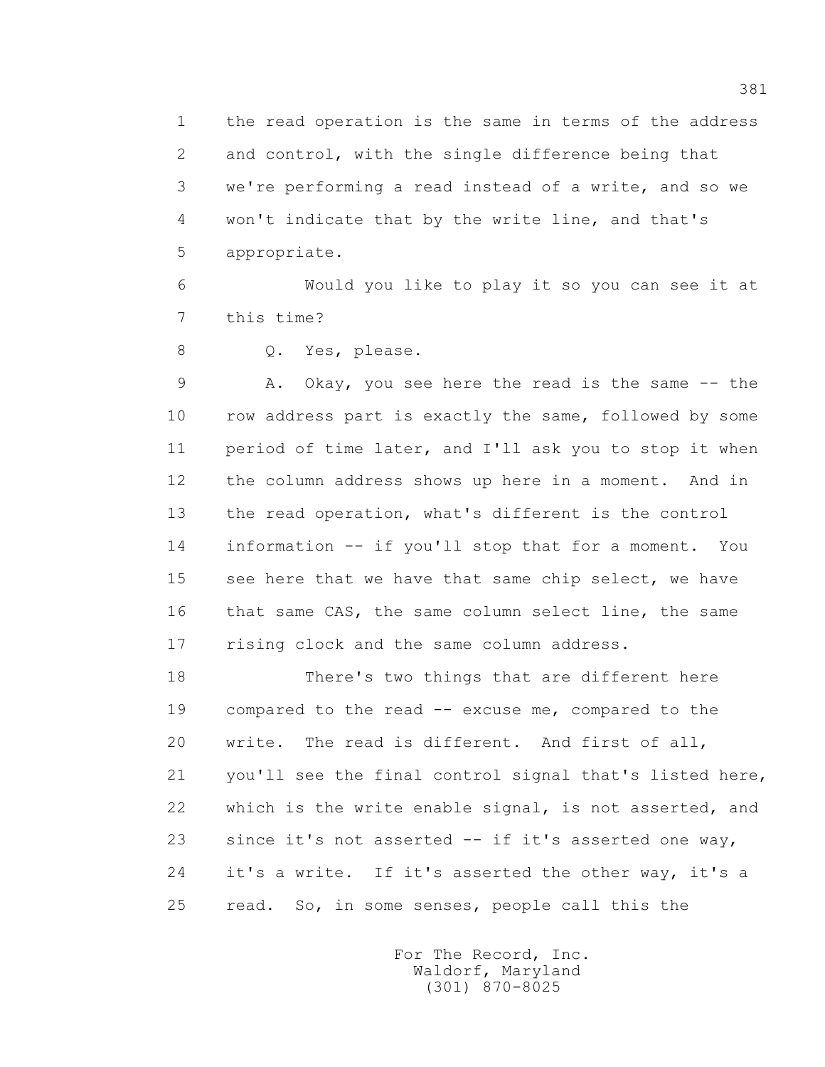1 the read operation is the same in terms of the address
2 and control, with the single difference being that
3 we're performing a read instead of a write, and so we
4 won't indicate that by the write line, and that's
5 appropriate.

6 Would you like to play it so you can see it at
7 this time?

8 Q. Yes, please.

9 A. Okay, you see here the read is the same -- the
10 row address part is exactly the same, followed by some
11 period of time later, and I'll ask you to stop it when
12 the column address shows up here in a moment. And in
13 the read operation, what's different is the control
14 information -- if you'll stop that for a moment. You
15 see here that we have that same chip select, we have
16 that same CAS, the same column select line, the same
17 rising clock and the same column address.

18 There's two things that are different here
19 compared to the read -- excuse me, compared to the
20 write. The read is different. And first of all,
21 you'll see the final control signal that's listed here,
22 which is the write enable signal, is not asserted, and
23 since it's not asserted -- if it's asserted one way,
24 it's a write. If it's asserted the other way, it's a
25 read. So, in some senses, people call this the

For The Record, Inc.
Waldorf, Maryland
(301) 870-8025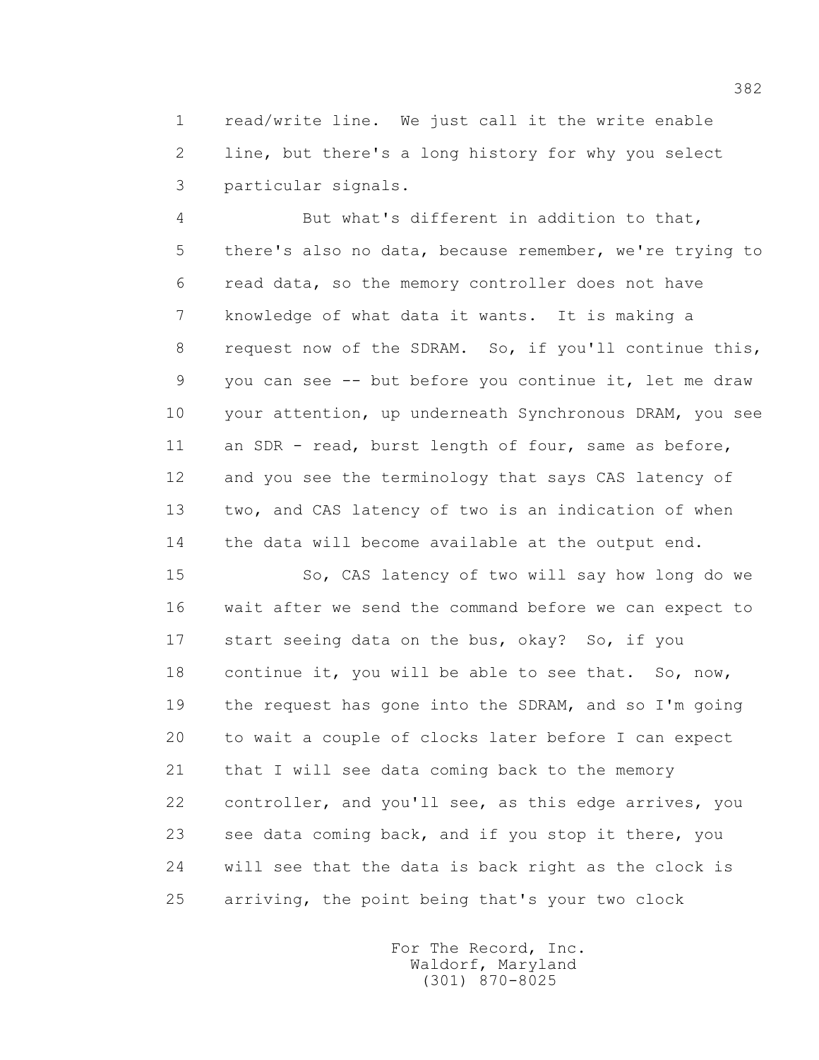read/write line. We just call it the write enable line, but there's a long history for why you select particular signals.

But what's different in addition to that, there's also no data, because remember, we're trying to read data, so the memory controller does not have knowledge of what data it wants. It is making a request now of the SDRAM. So, if you'll continue this, you can see -- but before you continue it, let me draw your attention, up underneath Synchronous DRAM, you see an SDR - read, burst length of four, same as before, and you see the terminology that says CAS latency of two, and CAS latency of two is an indication of when the data will become available at the output end.

So, CAS latency of two will say how long do we wait after we send the command before we can expect to start seeing data on the bus, okay? So, if you continue it, you will be able to see that. So, now, the request has gone into the SDRAM, and so I'm going to wait a couple of clocks later before I can expect that I will see data coming back to the memory controller, and you'll see, as this edge arrives, you see data coming back, and if you stop it there, you will see that the data is back right as the clock is arriving, the point being that's your two clock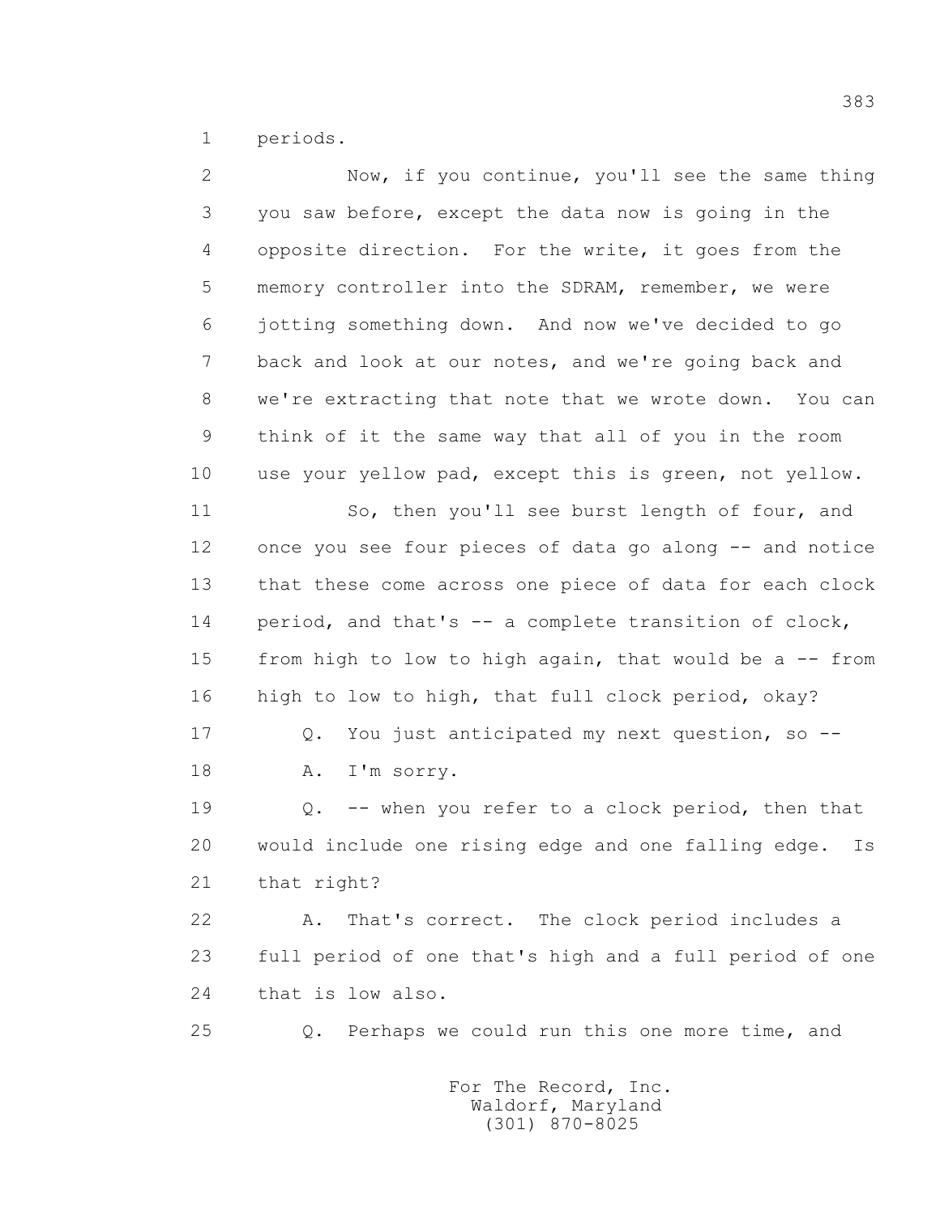1 periods.

2 Now, if you continue, you'll see the same thing
3 you saw before, except the data now is going in the
4 opposite direction. For the write, it goes from the
5 memory controller into the SDRAM, remember, we were
6 jotting something down. And now we've decided to go
7 back and look at our notes, and we're going back and
8 we're extracting that note that we wrote down. You can
9 think of it the same way that all of you in the room
10 use your yellow pad, except this is green, not yellow.

11 So, then you'll see burst length of four, and
12 once you see four pieces of data go along -- and notice
13 that these come across one piece of data for each clock
14 period, and that's -- a complete transition of clock,
15 from high to low to high again, that would be a -- from
16 high to low to high, that full clock period, okay?

17 Q. You just anticipated my next question, so --

18 A. I'm sorry.

19 Q. -- when you refer to a clock period, then that
20 would include one rising edge and one falling edge. Is
21 that right?

22 A. That's correct. The clock period includes a
23 full period of one that's high and a full period of one
24 that is low also.

25 Q. Perhaps we could run this one more time, and

For The Record, Inc.
Waldorf, Maryland
(301) 870-8025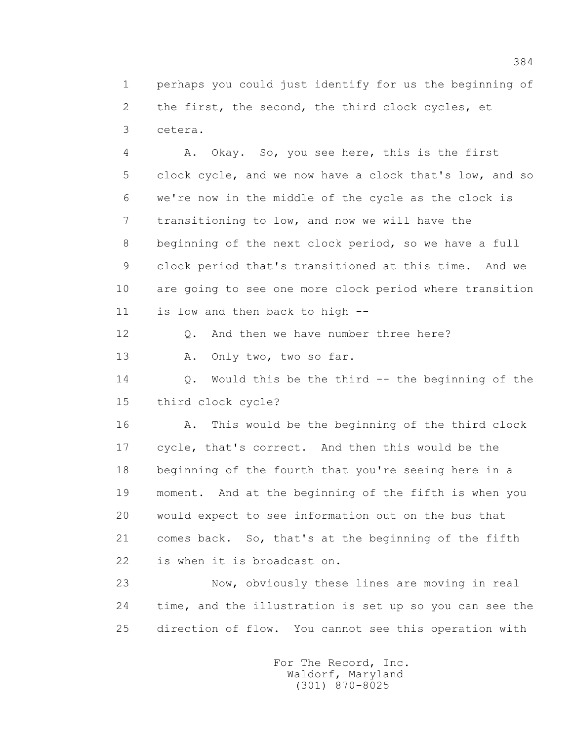1 perhaps you could just identify for us the beginning of
2 the first, the second, the third clock cycles, et
3 cetera.

4 A. Okay. So, you see here, this is the first
5 clock cycle, and we now have a clock that's low, and so
6 we're now in the middle of the cycle as the clock is
7 transitioning to low, and now we will have the
8 beginning of the next clock period, so we have a full
9 clock period that's transitioned at this time. And we
10 are going to see one more clock period where transition
11 is low and then back to high --

12 Q. And then we have number three here?

13 A. Only two, two so far.

14 Q. Would this be the third -- the beginning of the
15 third clock cycle?

16 A. This would be the beginning of the third clock
17 cycle, that's correct. And then this would be the
18 beginning of the fourth that you're seeing here in a
19 moment. And at the beginning of the fifth is when you
20 would expect to see information out on the bus that
21 comes back. So, that's at the beginning of the fifth
22 is when it is broadcast on.

23 Now, obviously these lines are moving in real
24 time, and the illustration is set up so you can see the
25 direction of flow. You cannot see this operation with

For The Record, Inc.
Waldorf, Maryland
(301) 870-8025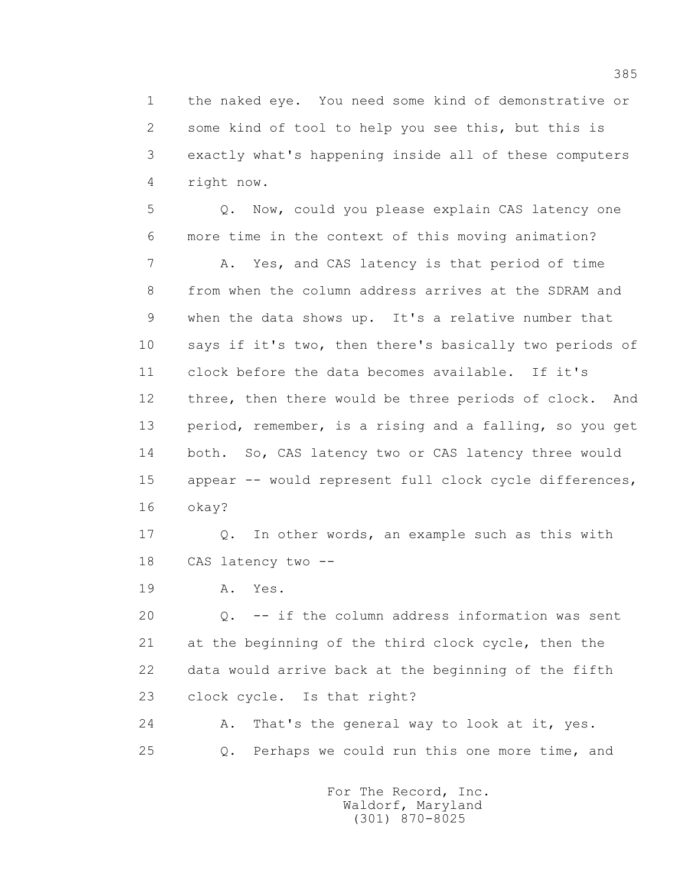1 the naked eye. You need some kind of demonstrative or
2 some kind of tool to help you see this, but this is
3 exactly what's happening inside all of these computers
4 right now.

5 Q. Now, could you please explain CAS latency one
6 more time in the context of this moving animation?

7 A. Yes, and CAS latency is that period of time
8 from when the column address arrives at the SDRAM and
9 when the data shows up. It's a relative number that
10 says if it's two, then there's basically two periods of
11 clock before the data becomes available. If it's
12 three, then there would be three periods of clock. And
13 period, remember, is a rising and a falling, so you get
14 both. So, CAS latency two or CAS latency three would
15 appear -- would represent full clock cycle differences,
16 okay?

17 Q. In other words, an example such as this with
18 CAS latency two --

19 A. Yes.

20 Q. -- if the column address information was sent
21 at the beginning of the third clock cycle, then the
22 data would arrive back at the beginning of the fifth
23 clock cycle. Is that right?

24 A. That's the general way to look at it, yes.

25 Q. Perhaps we could run this one more time, and

For The Record, Inc.
Waldorf, Maryland
(301) 870-8025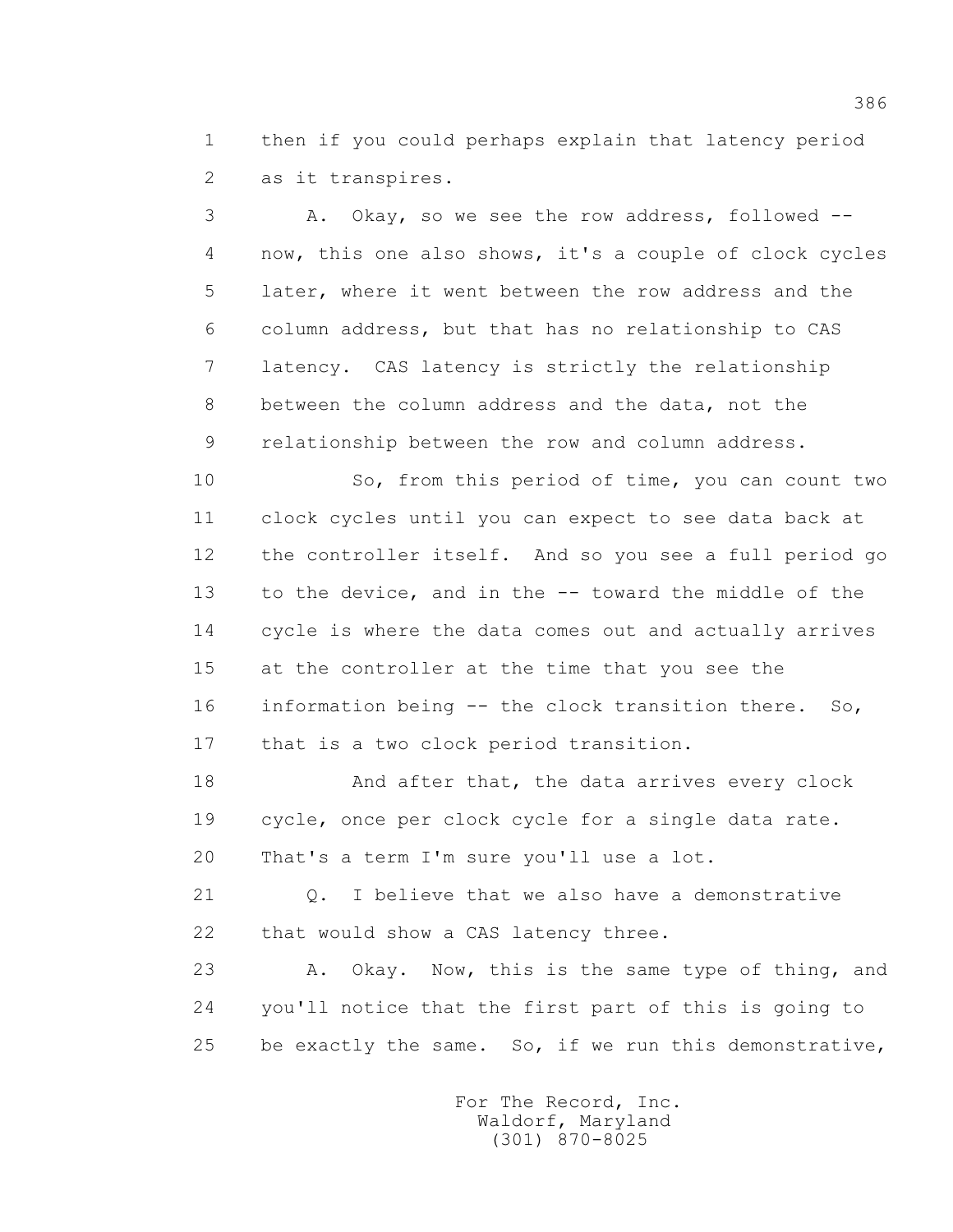1 then if you could perhaps explain that latency period
2 as it transpires.

3 A. Okay, so we see the row address, followed --
4 now, this one also shows, it's a couple of clock cycles
5 later, where it went between the row address and the
6 column address, but that has no relationship to CAS
7 latency. CAS latency is strictly the relationship
8 between the column address and the data, not the
9 relationship between the row and column address.

10 So, from this period of time, you can count two
11 clock cycles until you can expect to see data back at
12 the controller itself. And so you see a full period go
13 to the device, and in the -- toward the middle of the
14 cycle is where the data comes out and actually arrives
15 at the controller at the time that you see the
16 information being -- the clock transition there. So,
17 that is a two clock period transition.

18 And after that, the data arrives every clock
19 cycle, once per clock cycle for a single data rate.
20 That's a term I'm sure you'll use a lot.

21 Q. I believe that we also have a demonstrative
22 that would show a CAS latency three.

23 A. Okay. Now, this is the same type of thing, and
24 you'll notice that the first part of this is going to
25 be exactly the same. So, if we run this demonstrative,

For The Record, Inc.
Waldorf, Maryland
(301) 870-8025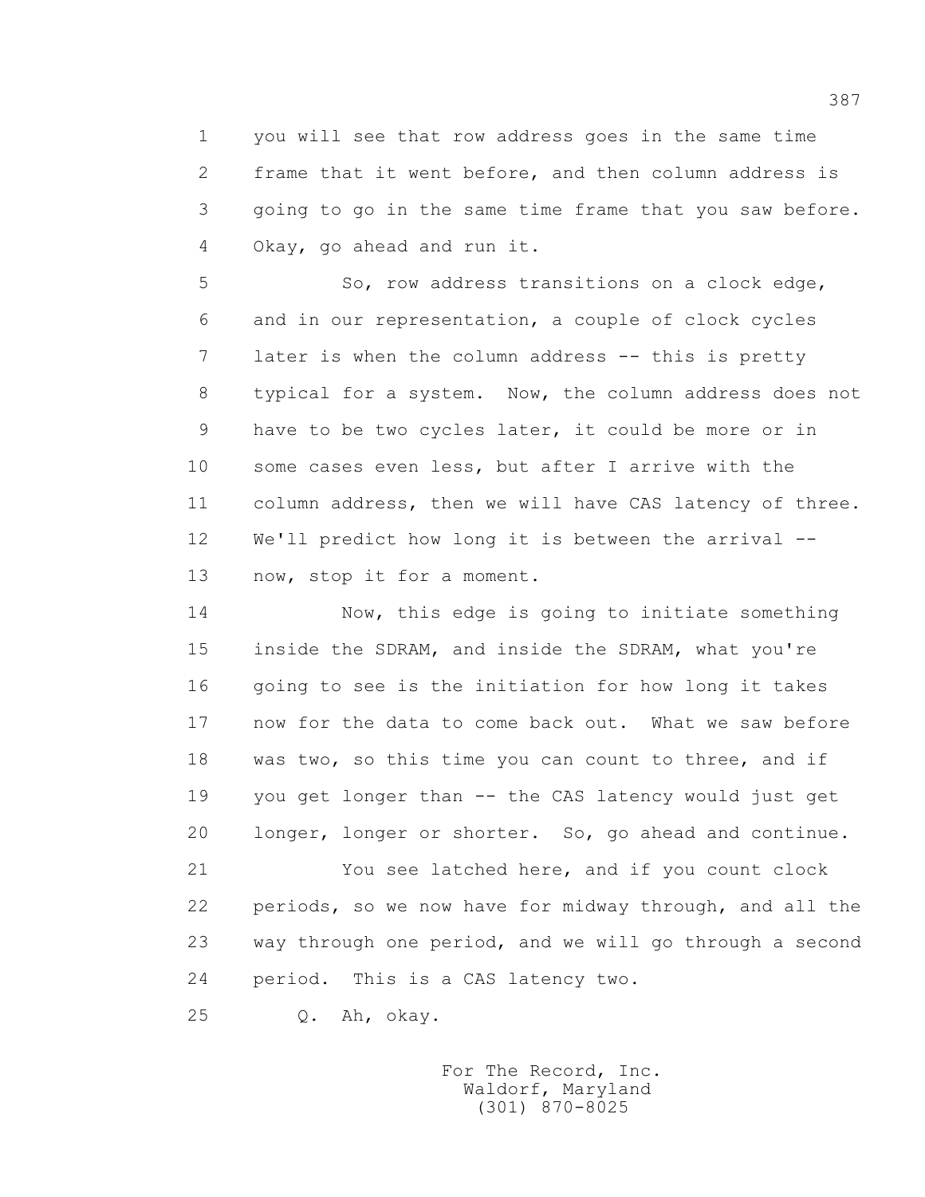1 you will see that row address goes in the same time
2 frame that it went before, and then column address is
3 going to go in the same time frame that you saw before.
4 Okay, go ahead and run it.

5 So, row address transitions on a clock edge,
6 and in our representation, a couple of clock cycles
7 later is when the column address -- this is pretty
8 typical for a system. Now, the column address does not
9 have to be two cycles later, it could be more or in
10 some cases even less, but after I arrive with the
11 column address, then we will have CAS latency of three.
12 We'll predict how long it is between the arrival --
13 now, stop it for a moment.

14 Now, this edge is going to initiate something
15 inside the SDRAM, and inside the SDRAM, what you're
16 going to see is the initiation for how long it takes
17 now for the data to come back out. What we saw before
18 was two, so this time you can count to three, and if
19 you get longer than -- the CAS latency would just get
20 longer, longer or shorter. So, go ahead and continue.

21 You see latched here, and if you count clock
22 periods, so we now have for midway through, and all the
23 way through one period, and we will go through a second
24 period. This is a CAS latency two.

25 Q. Ah, okay.

For The Record, Inc.
Waldorf, Maryland
(301) 870-8025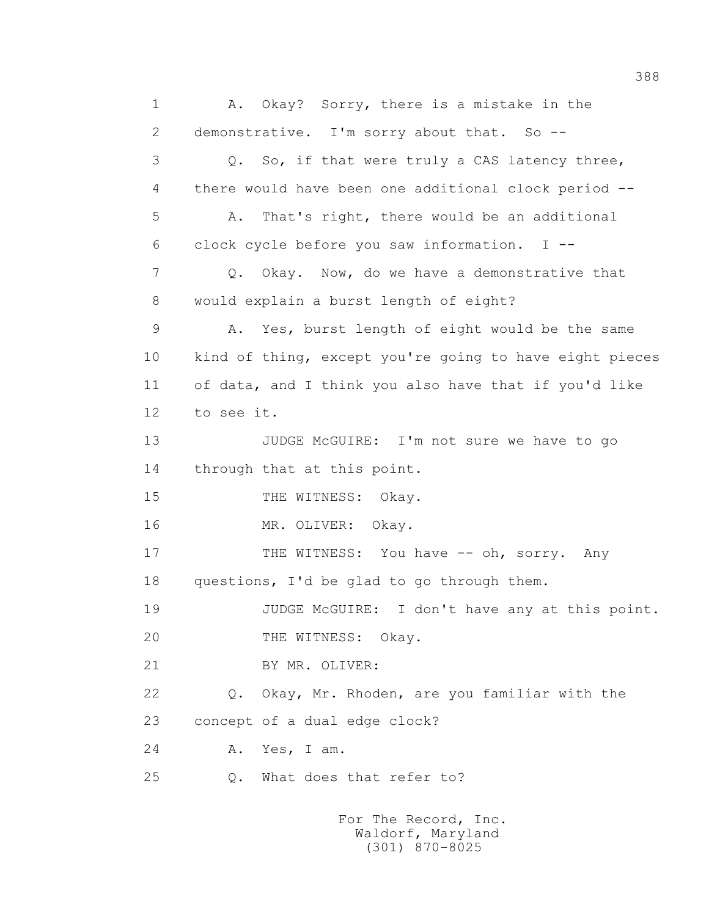1 A. Okay? Sorry, there is a mistake in the
2 demonstrative. I'm sorry about that. So --
3 Q. So, if that were truly a CAS latency three,
4 there would have been one additional clock period --
5 A. That's right, there would be an additional
6 clock cycle before you saw information. I --
7 Q. Okay. Now, do we have a demonstrative that
8 would explain a burst length of eight?
9 A. Yes, burst length of eight would be the same
10 kind of thing, except you're going to have eight pieces
11 of data, and I think you also have that if you'd like
12 to see it.
13 JUDGE McGUIRE: I'm not sure we have to go
14 through that at this point.
15 THE WITNESS: Okay.
16 MR. OLIVER: Okay.
17 THE WITNESS: You have -- oh, sorry. Any
18 questions, I'd be glad to go through them.
19 JUDGE McGUIRE: I don't have any at this point.
20 THE WITNESS: Okay.
21 BY MR. OLIVER:
22 Q. Okay, Mr. Rhoden, are you familiar with the
23 concept of a dual edge clock?
24 A. Yes, I am.
25 Q. What does that refer to?

For The Record, Inc.
Waldorf, Maryland
(301) 870-8025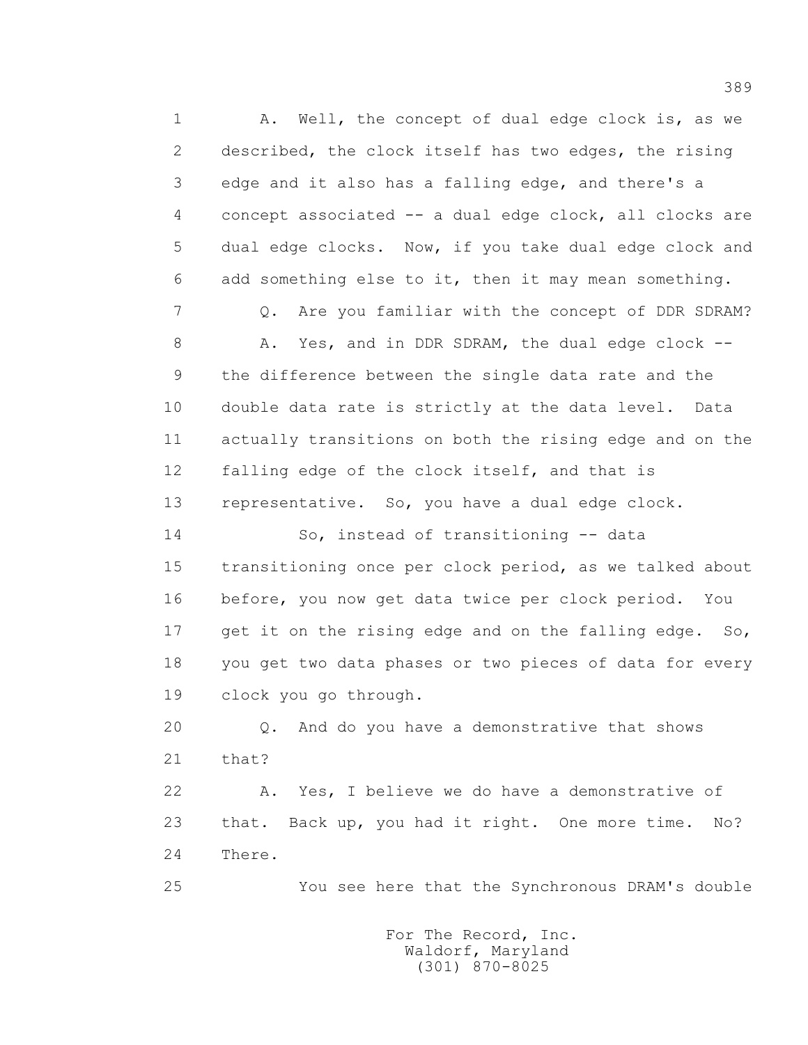1 A. Well, the concept of dual edge clock is, as we
2 described, the clock itself has two edges, the rising
3 edge and it also has a falling edge, and there's a
4 concept associated -- a dual edge clock, all clocks are
5 dual edge clocks. Now, if you take dual edge clock and
6 add something else to it, then it may mean something.
7 Q. Are you familiar with the concept of DDR SDRAM?
8 A. Yes, and in DDR SDRAM, the dual edge clock --
9 the difference between the single data rate and the
10 double data rate is strictly at the data level. Data
11 actually transitions on both the rising edge and on the
12 falling edge of the clock itself, and that is
13 representative. So, you have a dual edge clock.
14 So, instead of transitioning -- data
15 transitioning once per clock period, as we talked about
16 before, you now get data twice per clock period. You
17 get it on the rising edge and on the falling edge. So,
18 you get two data phases or two pieces of data for every
19 clock you go through.
20 Q. And do you have a demonstrative that shows
21 that?
22 A. Yes, I believe we do have a demonstrative of
23 that. Back up, you had it right. One more time. No?
24 There.
25 You see here that the Synchronous DRAM's double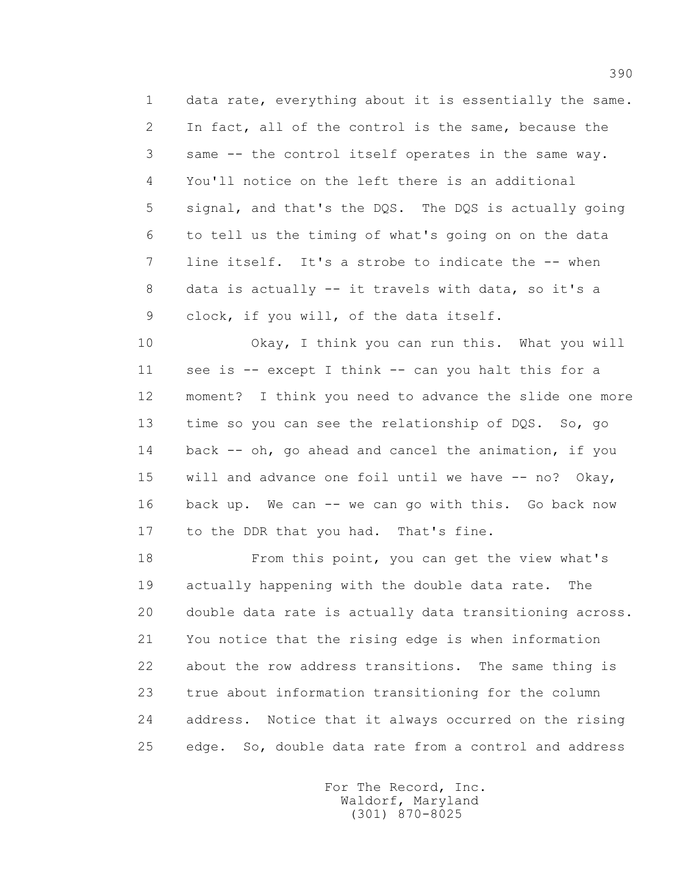1 data rate, everything about it is essentially the same.
2 In fact, all of the control is the same, because the
3 same -- the control itself operates in the same way.
4 You'll notice on the left there is an additional
5 signal, and that's the DQS. The DQS is actually going
6 to tell us the timing of what's going on on the data
7 line itself. It's a strobe to indicate the -- when
8 data is actually -- it travels with data, so it's a
9 clock, if you will, of the data itself.

10 Okay, I think you can run this. What you will
11 see is -- except I think -- can you halt this for a
12 moment? I think you need to advance the slide one more
13 time so you can see the relationship of DQS. So, go
14 back -- oh, go ahead and cancel the animation, if you
15 will and advance one foil until we have -- no? Okay,
16 back up. We can -- we can go with this. Go back now
17 to the DDR that you had. That's fine.

18 From this point, you can get the view what's
19 actually happening with the double data rate. The
20 double data rate is actually data transitioning across.
21 You notice that the rising edge is when information
22 about the row address transitions. The same thing is
23 true about information transitioning for the column
24 address. Notice that it always occurred on the rising
25 edge. So, double data rate from a control and address

For The Record, Inc.
Waldorf, Maryland
(301) 870-8025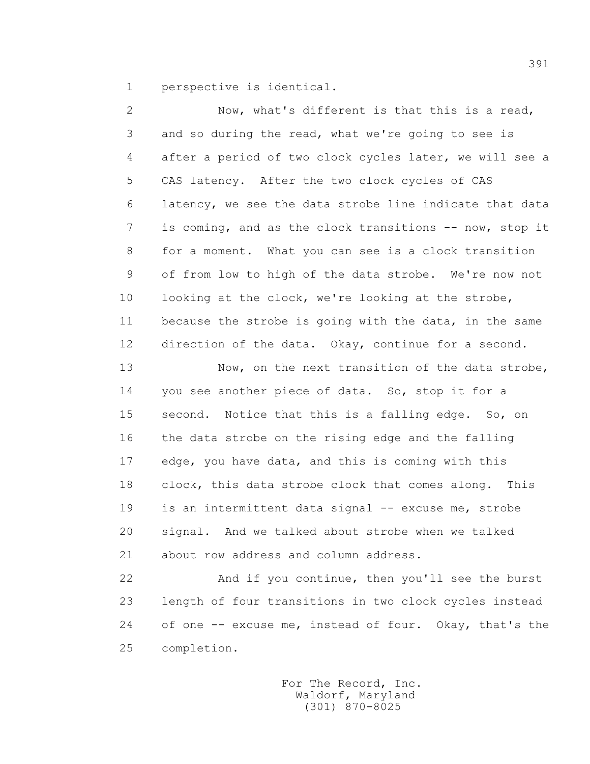perspective is identical.

Now, what's different is that this is a read, and so during the read, what we're going to see is after a period of two clock cycles later, we will see a CAS latency. After the two clock cycles of CAS latency, we see the data strobe line indicate that data is coming, and as the clock transitions -- now, stop it for a moment. What you can see is a clock transition of from low to high of the data strobe. We're now not looking at the clock, we're looking at the strobe, because the strobe is going with the data, in the same direction of the data. Okay, continue for a second.

Now, on the next transition of the data strobe, you see another piece of data. So, stop it for a second. Notice that this is a falling edge. So, on the data strobe on the rising edge and the falling edge, you have data, and this is coming with this clock, this data strobe clock that comes along. This is an intermittent data signal -- excuse me, strobe signal. And we talked about strobe when we talked about row address and column address.

And if you continue, then you'll see the burst length of four transitions in two clock cycles instead of one -- excuse me, instead of four. Okay, that's the completion.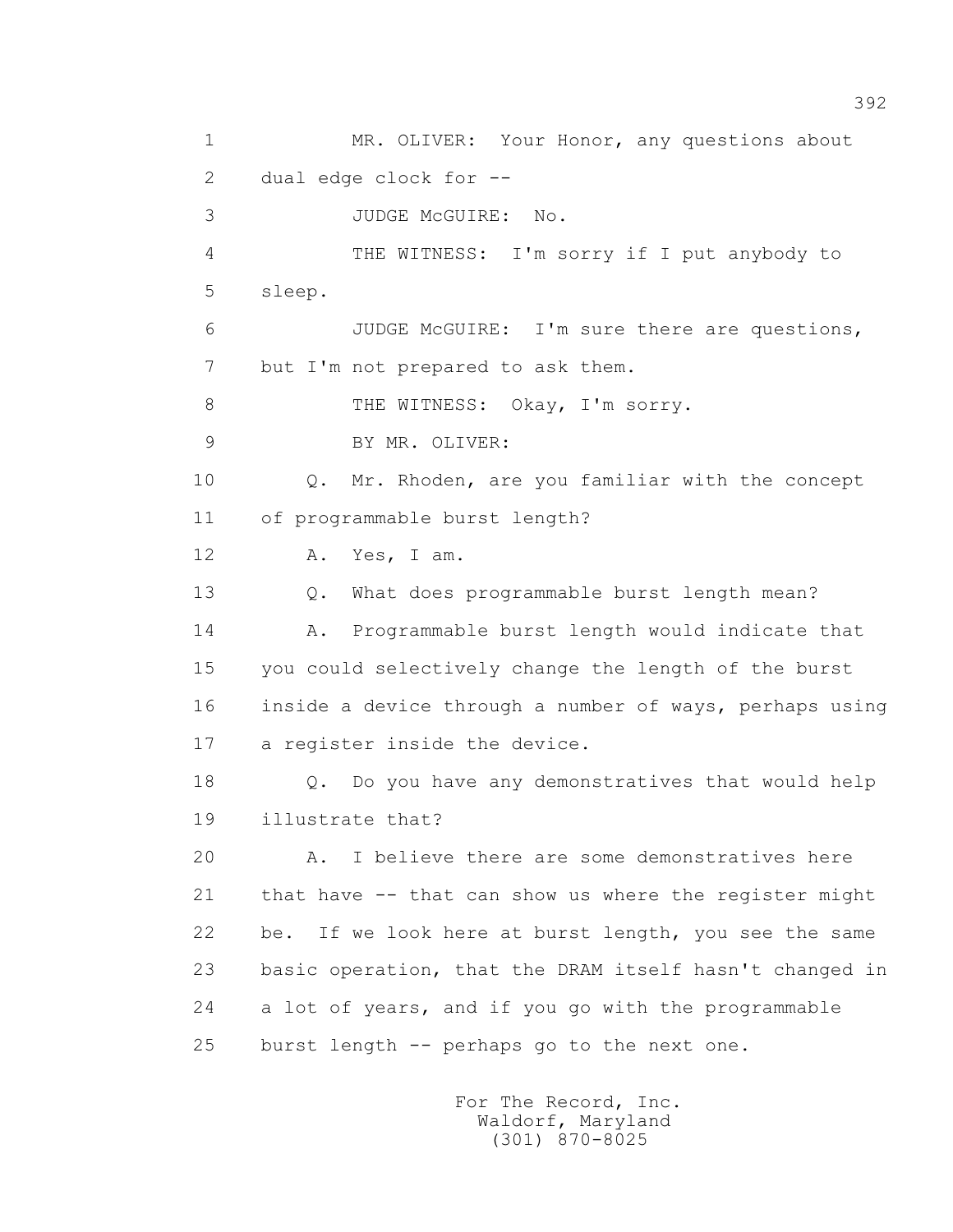1 MR. OLIVER: Your Honor, any questions about
2 dual edge clock for --
3 JUDGE McGUIRE: No.
4 THE WITNESS: I'm sorry if I put anybody to
5 sleep.
6 JUDGE McGUIRE: I'm sure there are questions,
7 but I'm not prepared to ask them.
8 THE WITNESS: Okay, I'm sorry.
9 BY MR. OLIVER:
10 Q. Mr. Rhoden, are you familiar with the concept
11 of programmable burst length?
12 A. Yes, I am.
13 Q. What does programmable burst length mean?
14 A. Programmable burst length would indicate that
15 you could selectively change the length of the burst
16 inside a device through a number of ways, perhaps using
17 a register inside the device.
18 Q. Do you have any demonstratives that would help
19 illustrate that?
20 A. I believe there are some demonstratives here
21 that have -- that can show us where the register might
22 be. If we look here at burst length, you see the same
23 basic operation, that the DRAM itself hasn't changed in
24 a lot of years, and if you go with the programmable
25 burst length -- perhaps go to the next one.

For The Record, Inc.
Waldorf, Maryland
(301) 870-8025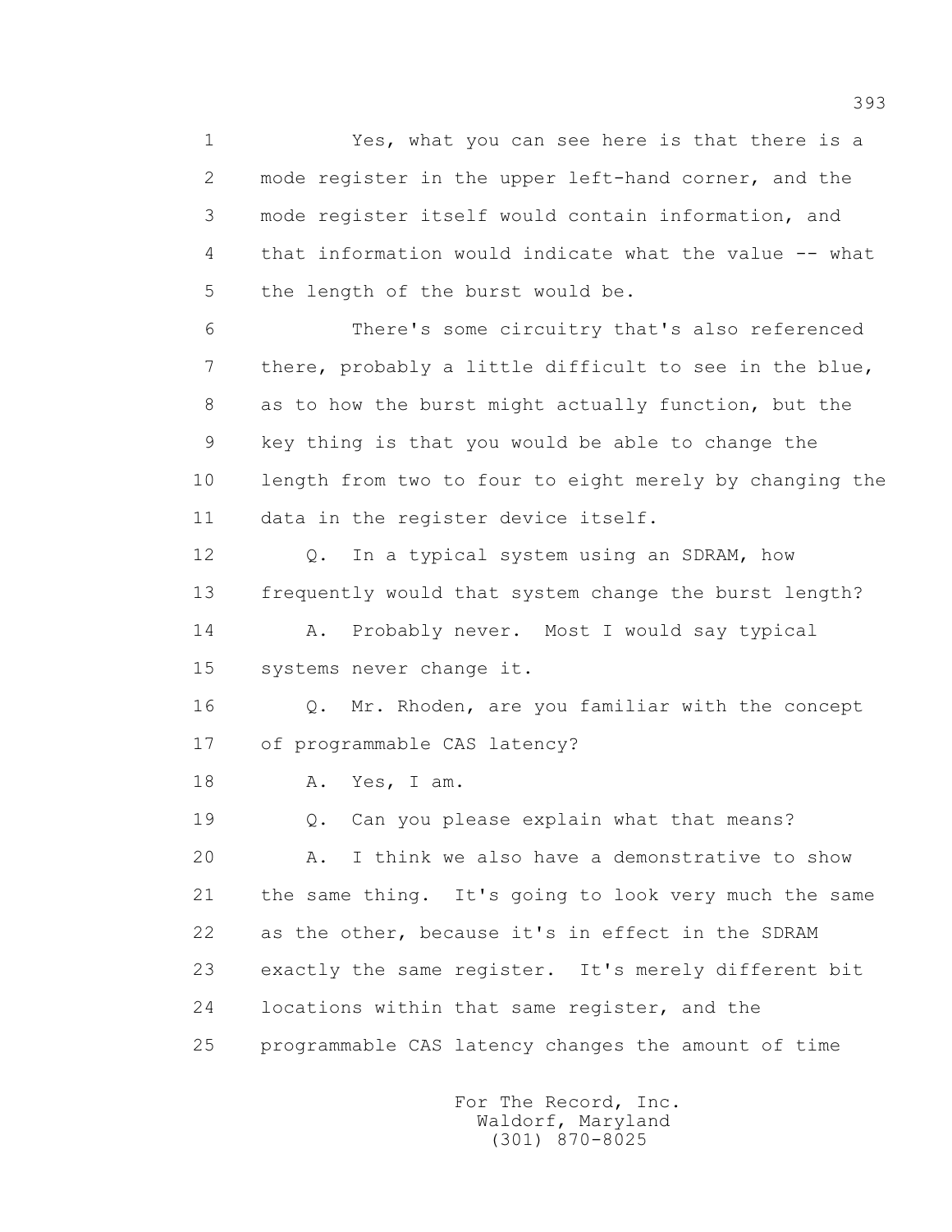1 Yes, what you can see here is that there is a
2 mode register in the upper left-hand corner, and the
3 mode register itself would contain information, and
4 that information would indicate what the value -- what
5 the length of the burst would be.
6 There's some circuitry that's also referenced
7 there, probably a little difficult to see in the blue,
8 as to how the burst might actually function, but the
9 key thing is that you would be able to change the
10 length from two to four to eight merely by changing the
11 data in the register device itself.
12 Q. In a typical system using an SDRAM, how
13 frequently would that system change the burst length?
14 A. Probably never. Most I would say typical
15 systems never change it.
16 Q. Mr. Rhoden, are you familiar with the concept
17 of programmable CAS latency?
18 A. Yes, I am.
19 Q. Can you please explain what that means?
20 A. I think we also have a demonstrative to show
21 the same thing. It's going to look very much the same
22 as the other, because it's in effect in the SDRAM
23 exactly the same register. It's merely different bit
24 locations within that same register, and the
25 programmable CAS latency changes the amount of time

For The Record, Inc.
Waldorf, Maryland
(301) 870-8025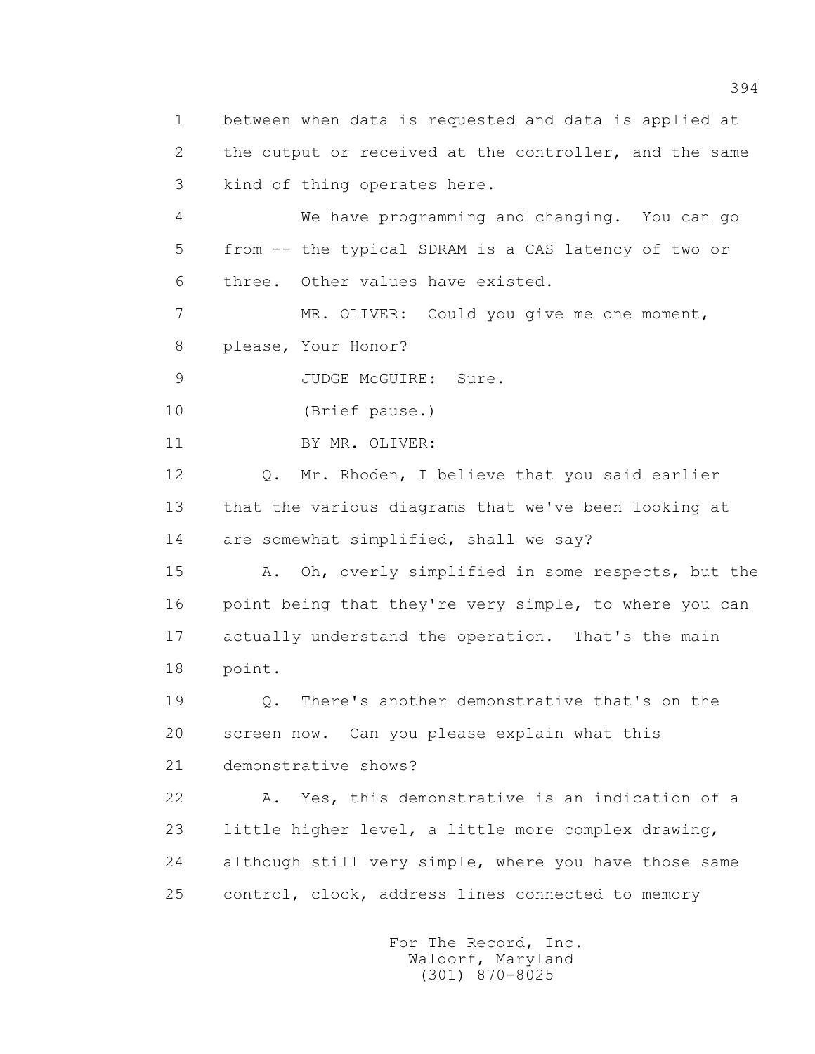1 between when data is requested and data is applied at
2 the output or received at the controller, and the same
3 kind of thing operates here.

4 We have programming and changing. You can go
5 from -- the typical SDRAM is a CAS latency of two or
6 three. Other values have existed.

7 MR. OLIVER: Could you give me one moment,
8 please, Your Honor?

9 JUDGE McGUIRE: Sure.

10 (Brief pause.)

11 BY MR. OLIVER:

12 Q. Mr. Rhoden, I believe that you said earlier
13 that the various diagrams that we've been looking at
14 are somewhat simplified, shall we say?

15 A. Oh, overly simplified in some respects, but the
16 point being that they're very simple, to where you can
17 actually understand the operation. That's the main
18 point.

19 Q. There's another demonstrative that's on the
20 screen now. Can you please explain what this
21 demonstrative shows?

22 A. Yes, this demonstrative is an indication of a
23 little higher level, a little more complex drawing,
24 although still very simple, where you have those same
25 control, clock, address lines connected to memory

For The Record, Inc.
Waldorf, Maryland
(301) 870-8025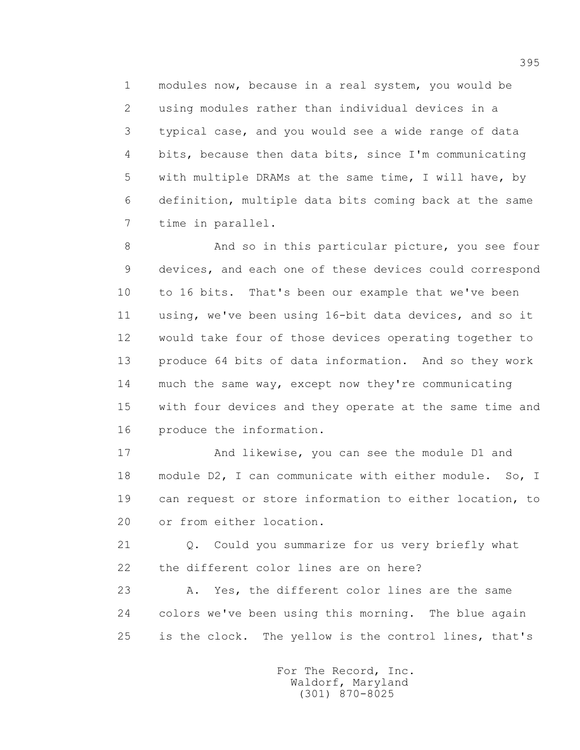1 modules now, because in a real system, you would be
2 using modules rather than individual devices in a
3 typical case, and you would see a wide range of data
4 bits, because then data bits, since I'm communicating
5 with multiple DRAMs at the same time, I will have, by
6 definition, multiple data bits coming back at the same
7 time in parallel.

8 And so in this particular picture, you see four
9 devices, and each one of these devices could correspond
10 to 16 bits. That's been our example that we've been
11 using, we've been using 16-bit data devices, and so it
12 would take four of those devices operating together to
13 produce 64 bits of data information. And so they work
14 much the same way, except now they're communicating
15 with four devices and they operate at the same time and
16 produce the information.

17 And likewise, you can see the module D1 and
18 module D2, I can communicate with either module. So, I
19 can request or store information to either location, to
20 or from either location.

21 Q. Could you summarize for us very briefly what
22 the different color lines are on here?

23 A. Yes, the different color lines are the same
24 colors we've been using this morning. The blue again
25 is the clock. The yellow is the control lines, that's

For The Record, Inc.
Waldorf, Maryland
(301) 870-8025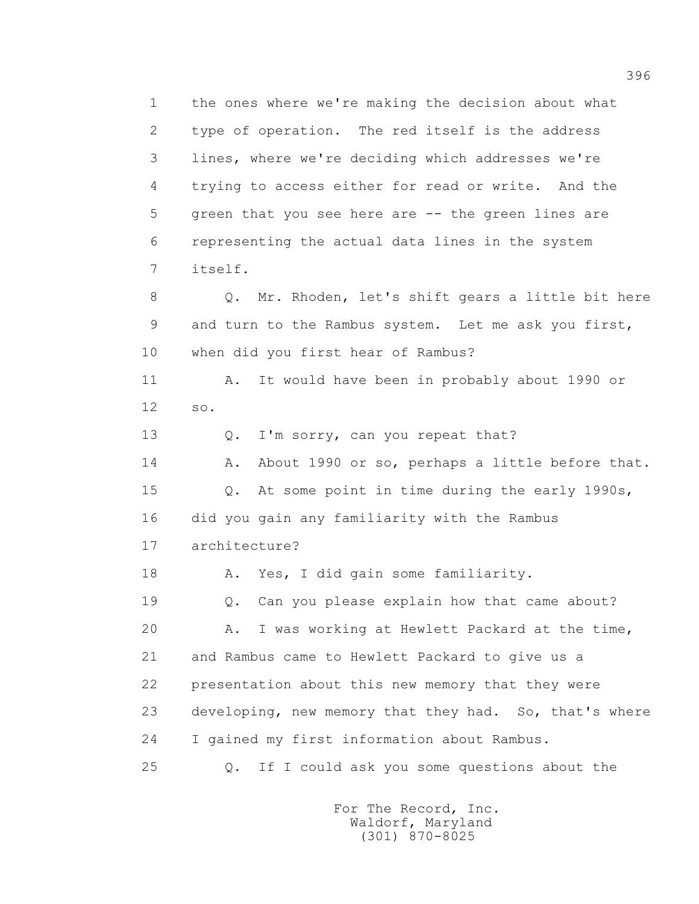1 the ones where we're making the decision about what
2 type of operation. The red itself is the address
3 lines, where we're deciding which addresses we're
4 trying to access either for read or write. And the
5 green that you see here are -- the green lines are
6 representing the actual data lines in the system
7 itself.

8 Q. Mr. Rhoden, let's shift gears a little bit here
9 and turn to the Rambus system. Let me ask you first,
10 when did you first hear of Rambus?

11 A. It would have been in probably about 1990 or
12 so.

13 Q. I'm sorry, can you repeat that?

14 A. About 1990 or so, perhaps a little before that.

15 Q. At some point in time during the early 1990s,
16 did you gain any familiarity with the Rambus
17 architecture?

18 A. Yes, I did gain some familiarity.

19 Q. Can you please explain how that came about?

20 A. I was working at Hewlett Packard at the time,
21 and Rambus came to Hewlett Packard to give us a
22 presentation about this new memory that they were
23 developing, new memory that they had. So, that's where
24 I gained my first information about Rambus.

25 Q. If I could ask you some questions about the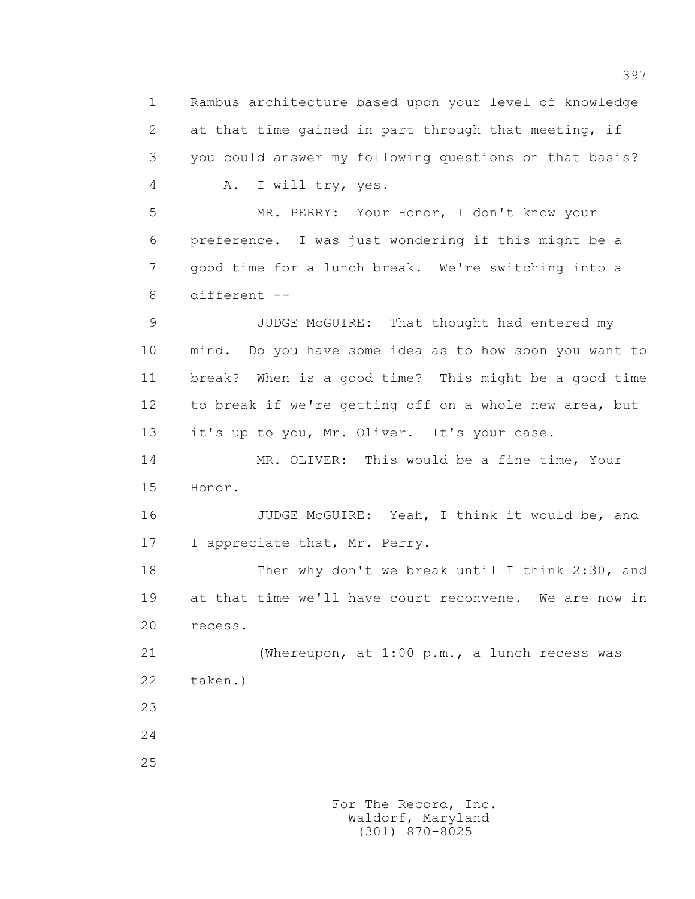Rambus architecture based upon your level of knowledge at that time gained in part through that meeting, if you could answer my following questions on that basis?

A. I will try, yes.

MR. PERRY: Your Honor, I don't know your preference. I was just wondering if this might be a good time for a lunch break. We're switching into a different --

JUDGE McGUIRE: That thought had entered my mind. Do you have some idea as to how soon you want to break? When is a good time? This might be a good time to break if we're getting off on a whole new area, but it's up to you, Mr. Oliver. It's your case.

MR. OLIVER: This would be a fine time, Your Honor.

JUDGE McGUIRE: Yeah, I think it would be, and I appreciate that, Mr. Perry.

Then why don't we break until I think 2:30, and at that time we'll have court reconvene. We are now in recess.

(Whereupon, at 1:00 p.m., a lunch recess was taken.)

For The Record, Inc.
Waldorf, Maryland
(301) 870-8025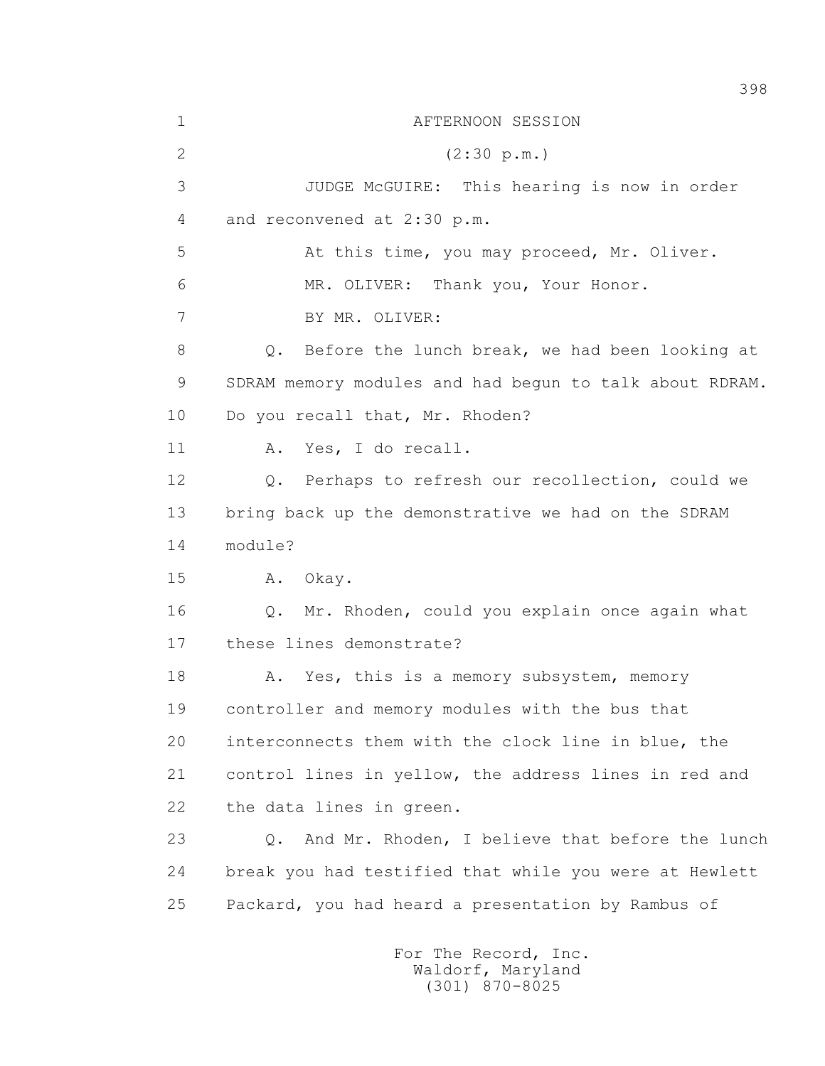AFTERNOON SESSION

(2:30 p.m.)

JUDGE McGUIRE: This hearing is now in order and reconvened at 2:30 p.m.

At this time, you may proceed, Mr. Oliver.

MR. OLIVER: Thank you, Your Honor.

BY MR. OLIVER:

Q. Before the lunch break, we had been looking at SDRAM memory modules and had begun to talk about RDRAM. Do you recall that, Mr. Rhoden?

A. Yes, I do recall.

Q. Perhaps to refresh our recollection, could we bring back up the demonstrative we had on the SDRAM module?

A. Okay.

Q. Mr. Rhoden, could you explain once again what these lines demonstrate?

A. Yes, this is a memory subsystem, memory controller and memory modules with the bus that interconnects them with the clock line in blue, the control lines in yellow, the address lines in red and the data lines in green.

Q. And Mr. Rhoden, I believe that before the lunch break you had testified that while you were at Hewlett Packard, you had heard a presentation by Rambus of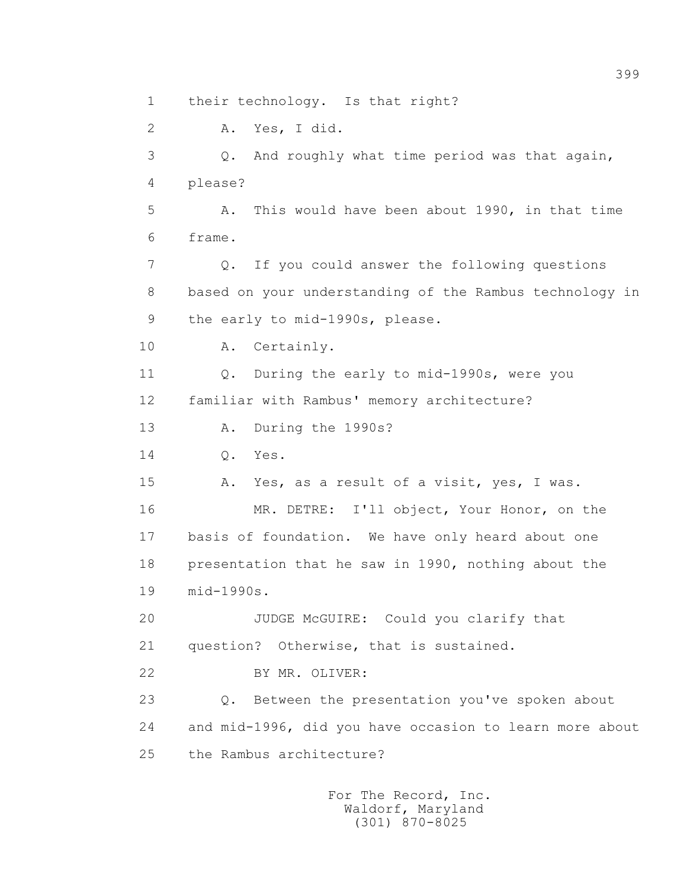1 their technology. Is that right?

2 A. Yes, I did.

3 Q. And roughly what time period was that again,

4 please?

5 A. This would have been about 1990, in that time

6 frame.

7 Q. If you could answer the following questions

8 based on your understanding of the Rambus technology in

9 the early to mid-1990s, please.

10 A. Certainly.

11 Q. During the early to mid-1990s, were you

12 familiar with Rambus' memory architecture?

13 A. During the 1990s?

14 Q. Yes.

15 A. Yes, as a result of a visit, yes, I was.

16 MR. DETRE: I'll object, Your Honor, on the

17 basis of foundation. We have only heard about one

18 presentation that he saw in 1990, nothing about the

19 mid-1990s.

20 JUDGE McGUIRE: Could you clarify that

21 question? Otherwise, that is sustained.

22 BY MR. OLIVER:

23 Q. Between the presentation you've spoken about

24 and mid-1996, did you have occasion to learn more about

25 the Rambus architecture?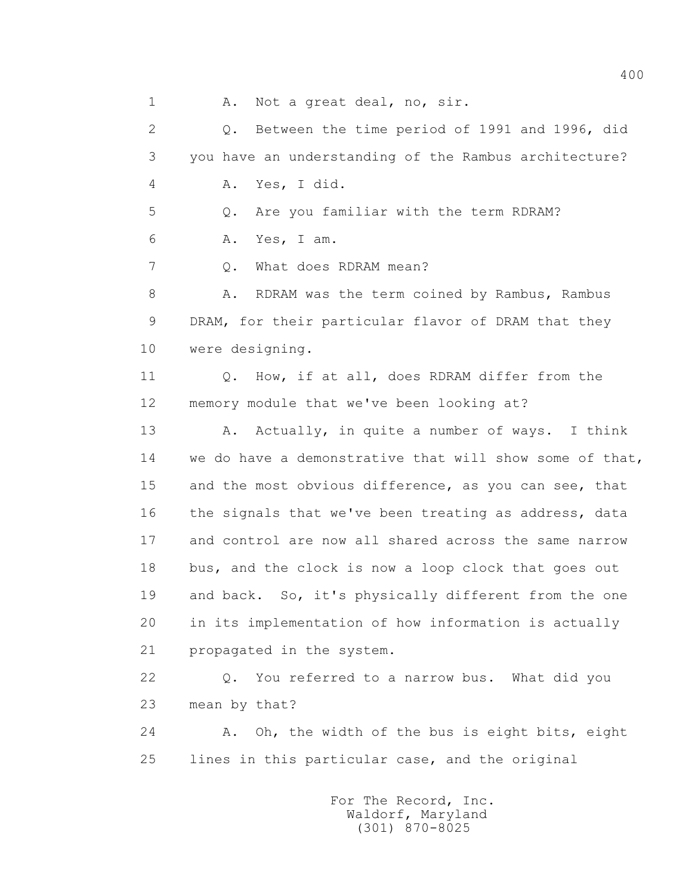1 A. Not a great deal, no, sir.

2 Q. Between the time period of 1991 and 1996, did

3 you have an understanding of the Rambus architecture?

4 A. Yes, I did.

5 Q. Are you familiar with the term RDRAM?

6 A. Yes, I am.

7 Q. What does RDRAM mean?

8 A. RDRAM was the term coined by Rambus, Rambus

9 DRAM, for their particular flavor of DRAM that they

10 were designing.

11 Q. How, if at all, does RDRAM differ from the

12 memory module that we've been looking at?

13 A. Actually, in quite a number of ways. I think

14 we do have a demonstrative that will show some of that,

15 and the most obvious difference, as you can see, that

16 the signals that we've been treating as address, data

17 and control are now all shared across the same narrow

18 bus, and the clock is now a loop clock that goes out

19 and back. So, it's physically different from the one

20 in its implementation of how information is actually

21 propagated in the system.

22 Q. You referred to a narrow bus. What did you

23 mean by that?

24 A. Oh, the width of the bus is eight bits, eight

25 lines in this particular case, and the original

For The Record, Inc.
Waldorf, Maryland
(301) 870-8025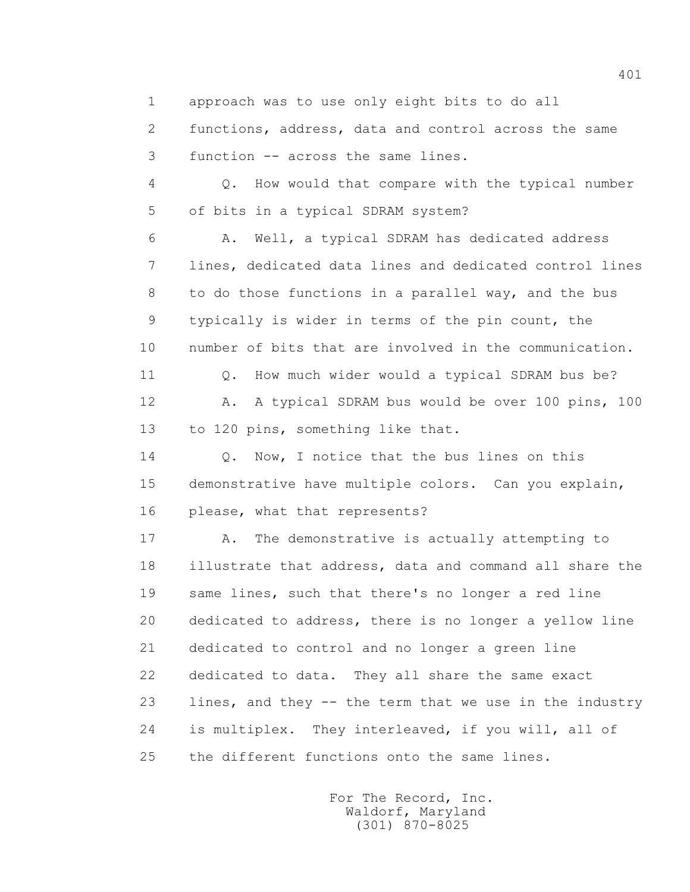1 approach was to use only eight bits to do all
2 functions, address, data and control across the same
3 function -- across the same lines.

4 Q. How would that compare with the typical number
5 of bits in a typical SDRAM system?

6 A. Well, a typical SDRAM has dedicated address
7 lines, dedicated data lines and dedicated control lines
8 to do those functions in a parallel way, and the bus
9 typically is wider in terms of the pin count, the
10 number of bits that are involved in the communication.

11 Q. How much wider would a typical SDRAM bus be?

12 A. A typical SDRAM bus would be over 100 pins, 100
13 to 120 pins, something like that.

14 Q. Now, I notice that the bus lines on this
15 demonstrative have multiple colors. Can you explain,
16 please, what that represents?

17 A. The demonstrative is actually attempting to
18 illustrate that address, data and command all share the
19 same lines, such that there's no longer a red line
20 dedicated to address, there is no longer a yellow line
21 dedicated to control and no longer a green line
22 dedicated to data. They all share the same exact
23 lines, and they -- the term that we use in the industry
24 is multiplex. They interleaved, if you will, all of
25 the different functions onto the same lines.

For The Record, Inc.
Waldorf, Maryland
(301) 870-8025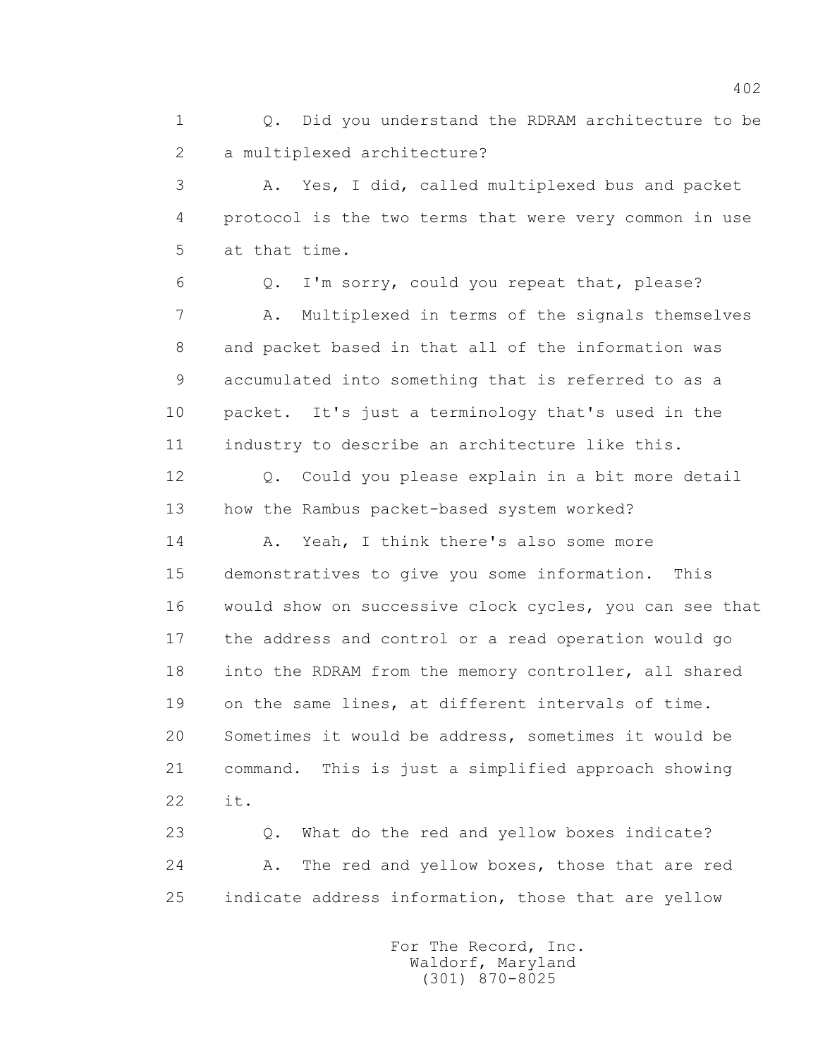1 Q. Did you understand the RDRAM architecture to be
2 a multiplexed architecture?

3 A. Yes, I did, called multiplexed bus and packet
4 protocol is the two terms that were very common in use
5 at that time.

6 Q. I'm sorry, could you repeat that, please?

7 A. Multiplexed in terms of the signals themselves
8 and packet based in that all of the information was
9 accumulated into something that is referred to as a
10 packet. It's just a terminology that's used in the
11 industry to describe an architecture like this.

12 Q. Could you please explain in a bit more detail
13 how the Rambus packet-based system worked?

14 A. Yeah, I think there's also some more
15 demonstratives to give you some information. This
16 would show on successive clock cycles, you can see that
17 the address and control or a read operation would go
18 into the RDRAM from the memory controller, all shared
19 on the same lines, at different intervals of time.
20 Sometimes it would be address, sometimes it would be
21 command. This is just a simplified approach showing
22 it.

23 Q. What do the red and yellow boxes indicate?

24 A. The red and yellow boxes, those that are red
25 indicate address information, those that are yellow

For The Record, Inc.
Waldorf, Maryland
(301) 870-8025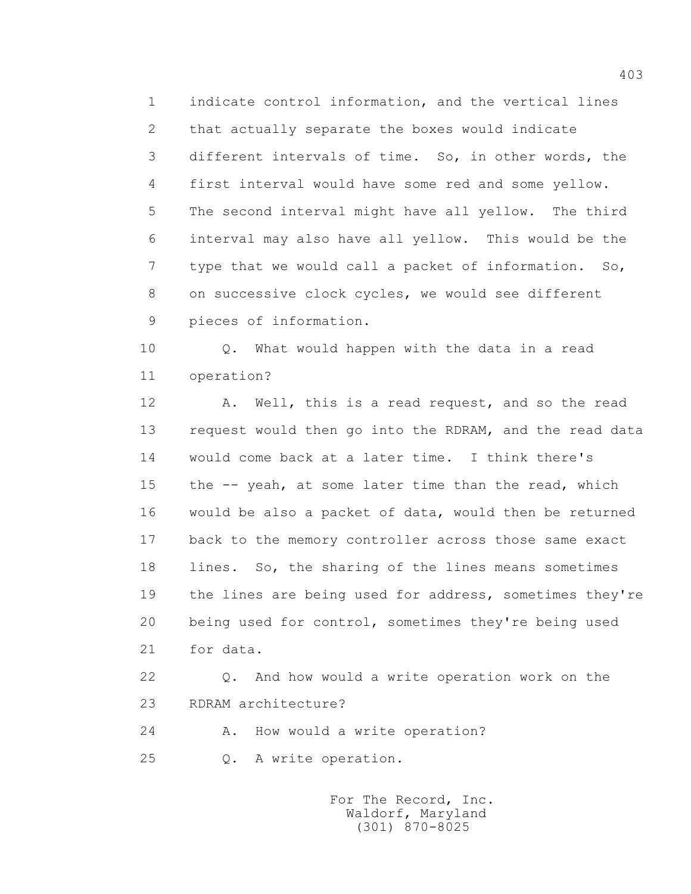1 indicate control information, and the vertical lines
2 that actually separate the boxes would indicate
3 different intervals of time. So, in other words, the
4 first interval would have some red and some yellow.
5 The second interval might have all yellow. The third
6 interval may also have all yellow. This would be the
7 type that we would call a packet of information. So,
8 on successive clock cycles, we would see different
9 pieces of information.

10 Q. What would happen with the data in a read
11 operation?

12 A. Well, this is a read request, and so the read
13 request would then go into the RDRAM, and the read data
14 would come back at a later time. I think there's
15 the -- yeah, at some later time than the read, which
16 would be also a packet of data, would then be returned
17 back to the memory controller across those same exact
18 lines. So, the sharing of the lines means sometimes
19 the lines are being used for address, sometimes they're
20 being used for control, sometimes they're being used
21 for data.

22 Q. And how would a write operation work on the
23 RDRAM architecture?

24 A. How would a write operation?

25 Q. A write operation.

For The Record, Inc.
Waldorf, Maryland
(301) 870-8025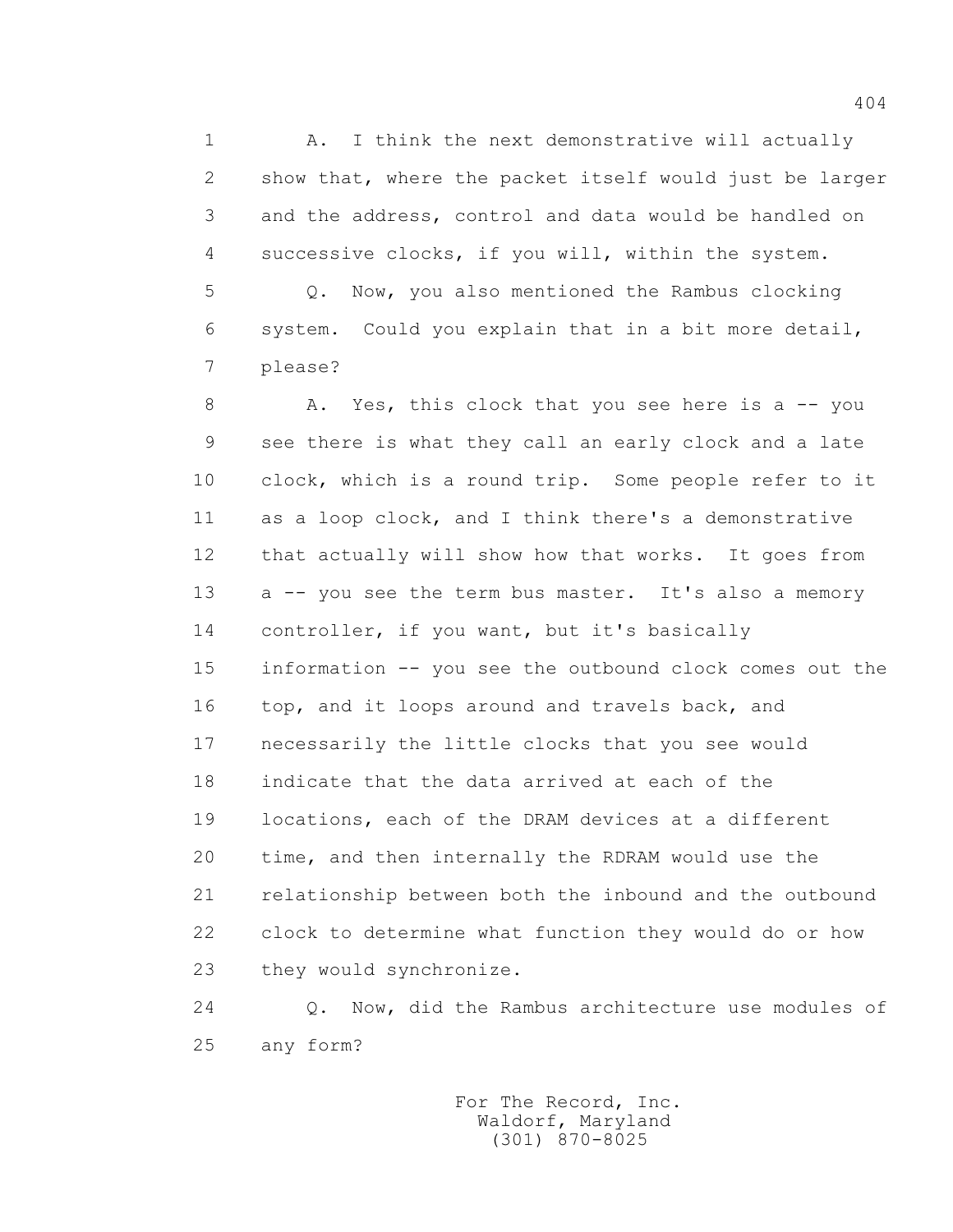1 A. I think the next demonstrative will actually
2 show that, where the packet itself would just be larger
3 and the address, control and data would be handled on
4 successive clocks, if you will, within the system.
5 Q. Now, you also mentioned the Rambus clocking
6 system. Could you explain that in a bit more detail,
7 please?
8 A. Yes, this clock that you see here is a -- you
9 see there is what they call an early clock and a late
10 clock, which is a round trip. Some people refer to it
11 as a loop clock, and I think there's a demonstrative
12 that actually will show how that works. It goes from
13 a -- you see the term bus master. It's also a memory
14 controller, if you want, but it's basically
15 information -- you see the outbound clock comes out the
16 top, and it loops around and travels back, and
17 necessarily the little clocks that you see would
18 indicate that the data arrived at each of the
19 locations, each of the DRAM devices at a different
20 time, and then internally the RDRAM would use the
21 relationship between both the inbound and the outbound
22 clock to determine what function they would do or how
23 they would synchronize.
24 Q. Now, did the Rambus architecture use modules of
25 any form?

For The Record, Inc.
Waldorf, Maryland
(301) 870-8025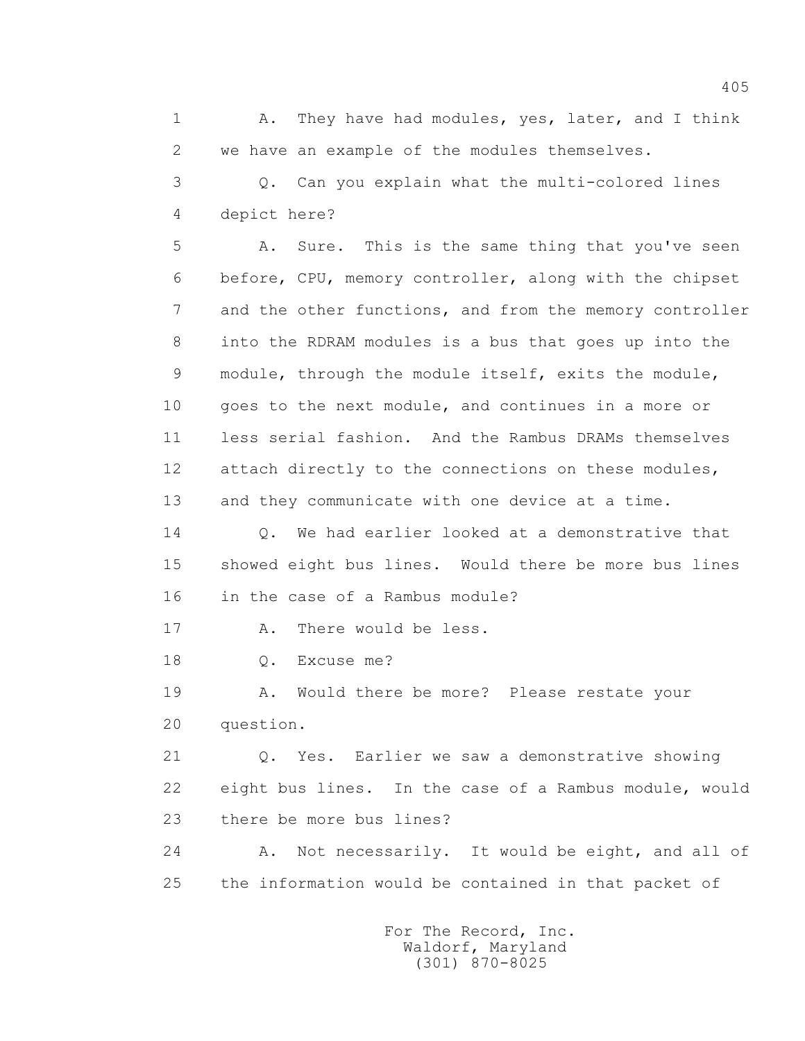1 A. They have had modules, yes, later, and I think
2 we have an example of the modules themselves.
3 Q. Can you explain what the multi-colored lines
4 depict here?
5 A. Sure. This is the same thing that you've seen
6 before, CPU, memory controller, along with the chipset
7 and the other functions, and from the memory controller
8 into the RDRAM modules is a bus that goes up into the
9 module, through the module itself, exits the module,
10 goes to the next module, and continues in a more or
11 less serial fashion. And the Rambus DRAMs themselves
12 attach directly to the connections on these modules,
13 and they communicate with one device at a time.
14 Q. We had earlier looked at a demonstrative that
15 showed eight bus lines. Would there be more bus lines
16 in the case of a Rambus module?
17 A. There would be less.
18 Q. Excuse me?
19 A. Would there be more? Please restate your
20 question.
21 Q. Yes. Earlier we saw a demonstrative showing
22 eight bus lines. In the case of a Rambus module, would
23 there be more bus lines?
24 A. Not necessarily. It would be eight, and all of
25 the information would be contained in that packet of

For The Record, Inc.
Waldorf, Maryland
(301) 870-8025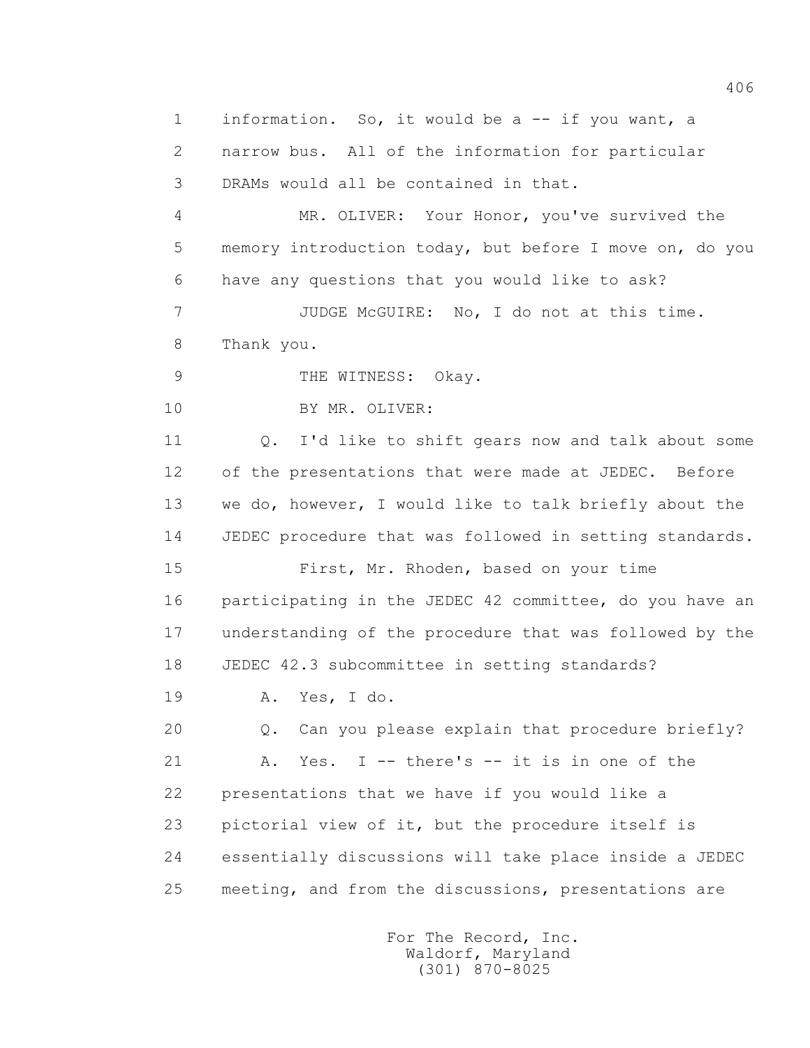1 information. So, it would be a -- if you want, a

2 narrow bus. All of the information for particular

3 DRAMs would all be contained in that.

4 MR. OLIVER: Your Honor, you've survived the

5 memory introduction today, but before I move on, do you

6 have any questions that you would like to ask?

7 JUDGE McGUIRE: No, I do not at this time.

8 Thank you.

9 THE WITNESS: Okay.

10 BY MR. OLIVER:

11 Q. I'd like to shift gears now and talk about some

12 of the presentations that were made at JEDEC. Before

13 we do, however, I would like to talk briefly about the

14 JEDEC procedure that was followed in setting standards.

15 First, Mr. Rhoden, based on your time

16 participating in the JEDEC 42 committee, do you have an

17 understanding of the procedure that was followed by the

18 JEDEC 42.3 subcommittee in setting standards?

19 A. Yes, I do.

20 Q. Can you please explain that procedure briefly?

21 A. Yes. I -- there's -- it is in one of the

22 presentations that we have if you would like a

23 pictorial view of it, but the procedure itself is

24 essentially discussions will take place inside a JEDEC

25 meeting, and from the discussions, presentations are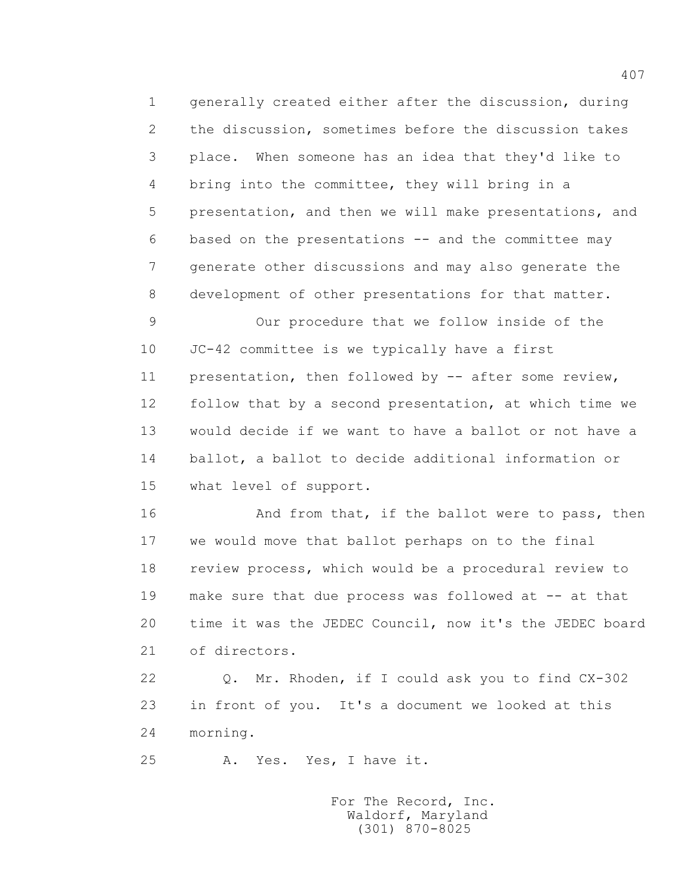generally created either after the discussion, during the discussion, sometimes before the discussion takes place. When someone has an idea that they'd like to bring into the committee, they will bring in a presentation, and then we will make presentations, and based on the presentations -- and the committee may generate other discussions and may also generate the development of other presentations for that matter.

Our procedure that we follow inside of the JC-42 committee is we typically have a first presentation, then followed by -- after some review, follow that by a second presentation, at which time we would decide if we want to have a ballot or not have a ballot, a ballot to decide additional information or what level of support.

And from that, if the ballot were to pass, then we would move that ballot perhaps on to the final review process, which would be a procedural review to make sure that due process was followed at -- at that time it was the JEDEC Council, now it's the JEDEC board of directors.

Q. Mr. Rhoden, if I could ask you to find CX-302 in front of you. It's a document we looked at this morning.

A. Yes. Yes, I have it.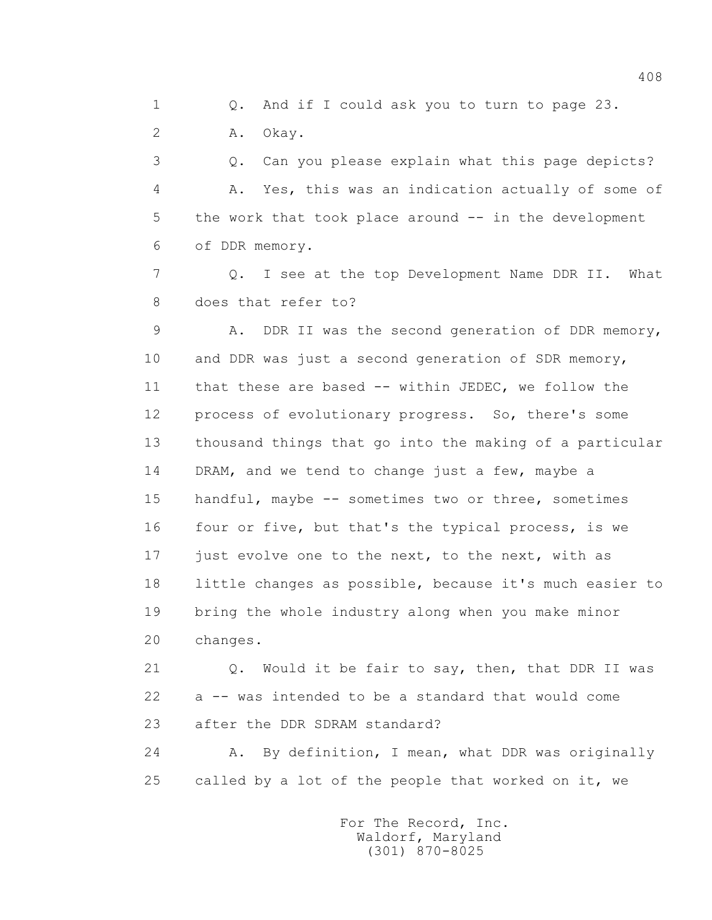1 Q. And if I could ask you to turn to page 23.

2 A. Okay.

3 Q. Can you please explain what this page depicts?

4 A. Yes, this was an indication actually of some of

5 the work that took place around -- in the development

6 of DDR memory.

7 Q. I see at the top Development Name DDR II. What

8 does that refer to?

9 A. DDR II was the second generation of DDR memory,

10 and DDR was just a second generation of SDR memory,

11 that these are based -- within JEDEC, we follow the

12 process of evolutionary progress. So, there's some

13 thousand things that go into the making of a particular

14 DRAM, and we tend to change just a few, maybe a

15 handful, maybe -- sometimes two or three, sometimes

16 four or five, but that's the typical process, is we

17 just evolve one to the next, to the next, with as

18 little changes as possible, because it's much easier to

19 bring the whole industry along when you make minor

20 changes.

21 Q. Would it be fair to say, then, that DDR II was

22 a -- was intended to be a standard that would come

23 after the DDR SDRAM standard?

24 A. By definition, I mean, what DDR was originally

25 called by a lot of the people that worked on it, we

For The Record, Inc.
Waldorf, Maryland
(301) 870-8025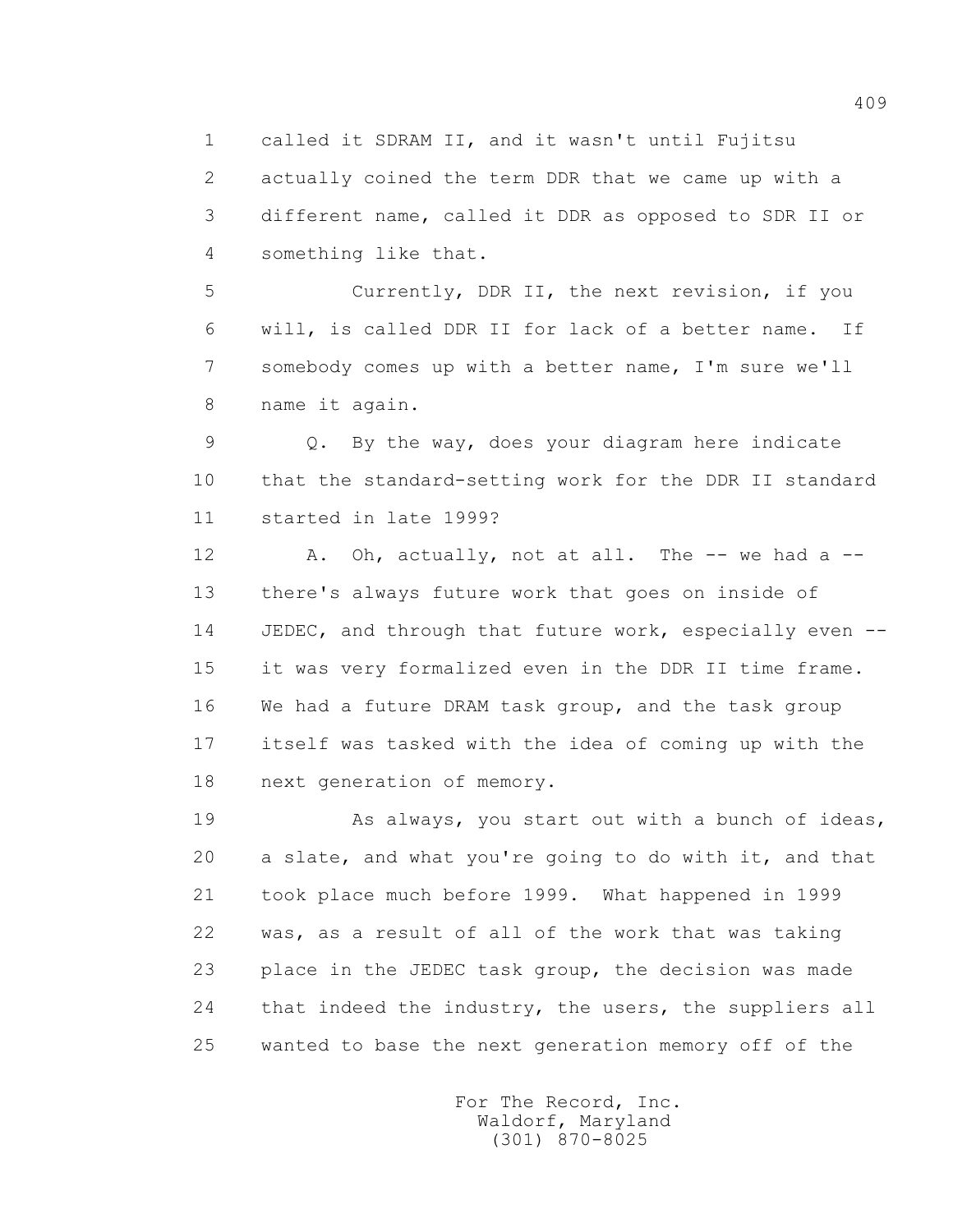1 called it SDRAM II, and it wasn't until Fujitsu
2 actually coined the term DDR that we came up with a
3 different name, called it DDR as opposed to SDR II or
4 something like that.

5 Currently, DDR II, the next revision, if you
6 will, is called DDR II for lack of a better name. If
7 somebody comes up with a better name, I'm sure we'll
8 name it again.

9 Q. By the way, does your diagram here indicate
10 that the standard-setting work for the DDR II standard
11 started in late 1999?

12 A. Oh, actually, not at all. The -- we had a --
13 there's always future work that goes on inside of
14 JEDEC, and through that future work, especially even --
15 it was very formalized even in the DDR II time frame.
16 We had a future DRAM task group, and the task group
17 itself was tasked with the idea of coming up with the
18 next generation of memory.

19 As always, you start out with a bunch of ideas,
20 a slate, and what you're going to do with it, and that
21 took place much before 1999. What happened in 1999
22 was, as a result of all of the work that was taking
23 place in the JEDEC task group, the decision was made
24 that indeed the industry, the users, the suppliers all
25 wanted to base the next generation memory off of the

For The Record, Inc.
Waldorf, Maryland
(301) 870-8025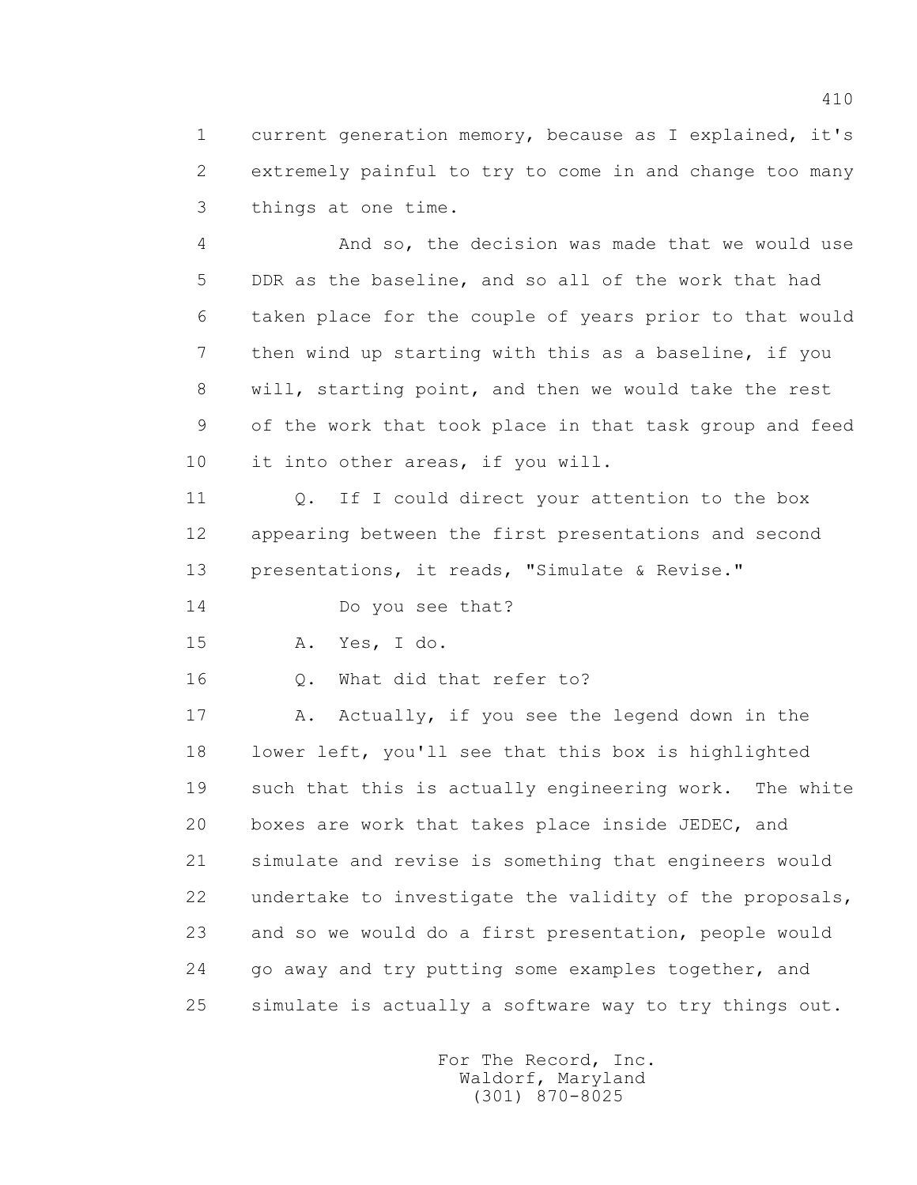current generation memory, because as I explained, it's extremely painful to try to come in and change too many things at one time.

And so, the decision was made that we would use DDR as the baseline, and so all of the work that had taken place for the couple of years prior to that would then wind up starting with this as a baseline, if you will, starting point, and then we would take the rest of the work that took place in that task group and feed it into other areas, if you will.

Q. If I could direct your attention to the box appearing between the first presentations and second presentations, it reads, "Simulate & Revise."

Do you see that?

A. Yes, I do.

Q. What did that refer to?

A. Actually, if you see the legend down in the lower left, you'll see that this box is highlighted such that this is actually engineering work. The white boxes are work that takes place inside JEDEC, and simulate and revise is something that engineers would undertake to investigate the validity of the proposals, and so we would do a first presentation, people would go away and try putting some examples together, and simulate is actually a software way to try things out.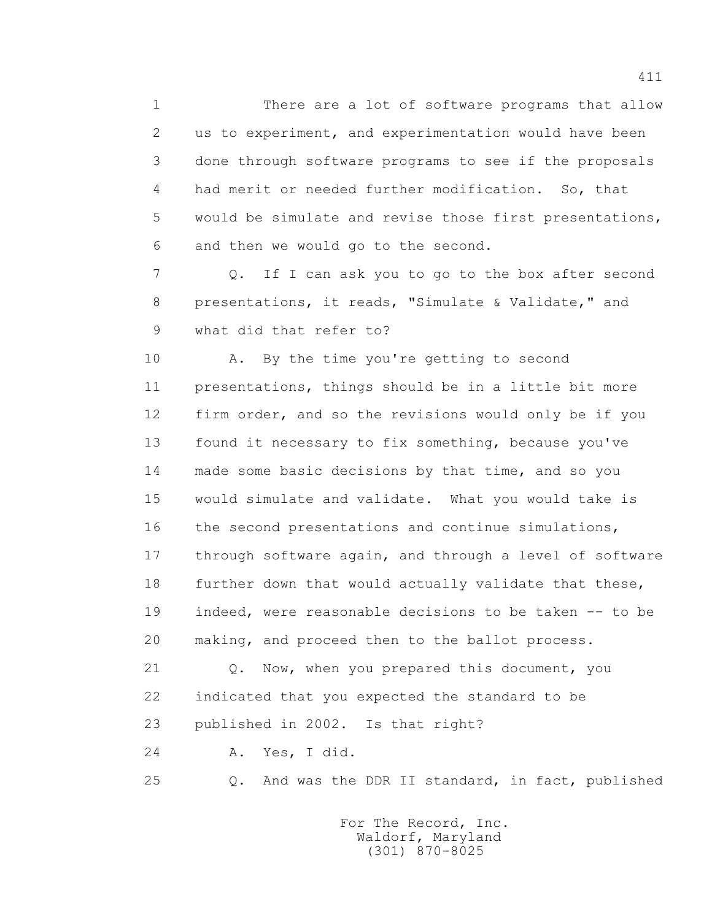There are a lot of software programs that allow us to experiment, and experimentation would have been done through software programs to see if the proposals had merit or needed further modification. So, that would be simulate and revise those first presentations, and then we would go to the second.

Q. If I can ask you to go to the box after second presentations, it reads, "Simulate & Validate," and what did that refer to?

A. By the time you're getting to second presentations, things should be in a little bit more firm order, and so the revisions would only be if you found it necessary to fix something, because you've made some basic decisions by that time, and so you would simulate and validate. What you would take is the second presentations and continue simulations, through software again, and through a level of software further down that would actually validate that these, indeed, were reasonable decisions to be taken -- to be making, and proceed then to the ballot process.

Q. Now, when you prepared this document, you indicated that you expected the standard to be published in 2002. Is that right?

A. Yes, I did.

Q. And was the DDR II standard, in fact, published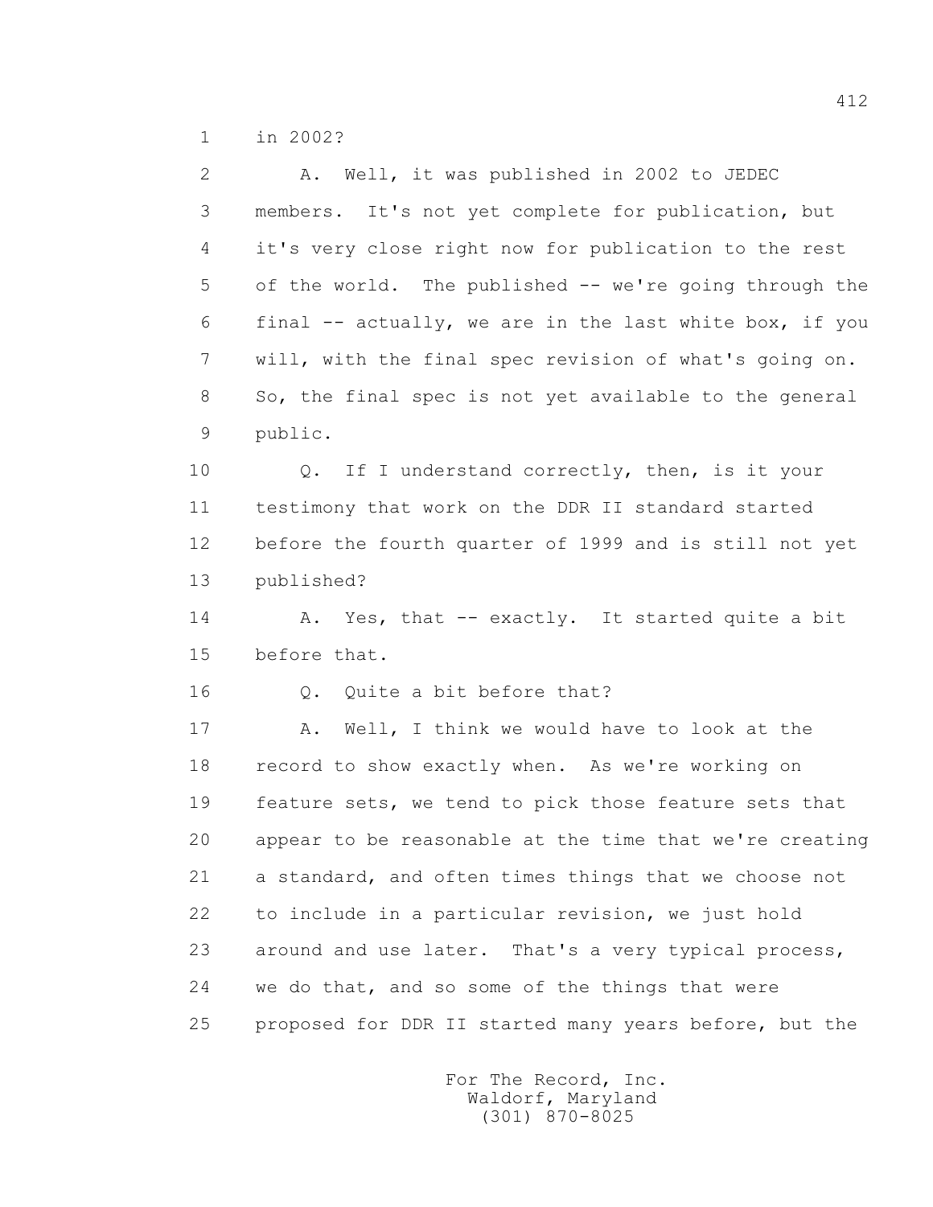1 in 2002?

2 A. Well, it was published in 2002 to JEDEC

3 members. It's not yet complete for publication, but

4 it's very close right now for publication to the rest

5 of the world. The published -- we're going through the

6 final -- actually, we are in the last white box, if you

7 will, with the final spec revision of what's going on.

8 So, the final spec is not yet available to the general

9 public.

10 Q. If I understand correctly, then, is it your

11 testimony that work on the DDR II standard started

12 before the fourth quarter of 1999 and is still not yet

13 published?

14 A. Yes, that -- exactly. It started quite a bit

15 before that.

16 Q. Quite a bit before that?

17 A. Well, I think we would have to look at the

18 record to show exactly when. As we're working on

19 feature sets, we tend to pick those feature sets that

20 appear to be reasonable at the time that we're creating

21 a standard, and often times things that we choose not

22 to include in a particular revision, we just hold

23 around and use later. That's a very typical process,

24 we do that, and so some of the things that were

25 proposed for DDR II started many years before, but the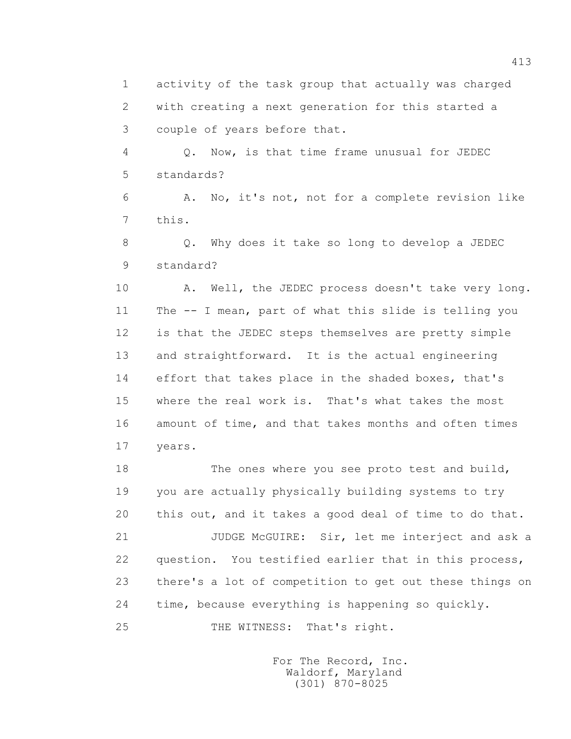1 activity of the task group that actually was charged
2 with creating a next generation for this started a
3 couple of years before that.

4 Q. Now, is that time frame unusual for JEDEC
5 standards?

6 A. No, it's not, not for a complete revision like
7 this.

8 Q. Why does it take so long to develop a JEDEC
9 standard?

10 A. Well, the JEDEC process doesn't take very long.
11 The -- I mean, part of what this slide is telling you
12 is that the JEDEC steps themselves are pretty simple
13 and straightforward. It is the actual engineering
14 effort that takes place in the shaded boxes, that's
15 where the real work is. That's what takes the most
16 amount of time, and that takes months and often times
17 years.

18 The ones where you see proto test and build,
19 you are actually physically building systems to try
20 this out, and it takes a good deal of time to do that.

21 JUDGE McGUIRE: Sir, let me interject and ask a
22 question. You testified earlier that in this process,
23 there's a lot of competition to get out these things on
24 time, because everything is happening so quickly.

25 THE WITNESS: That's right.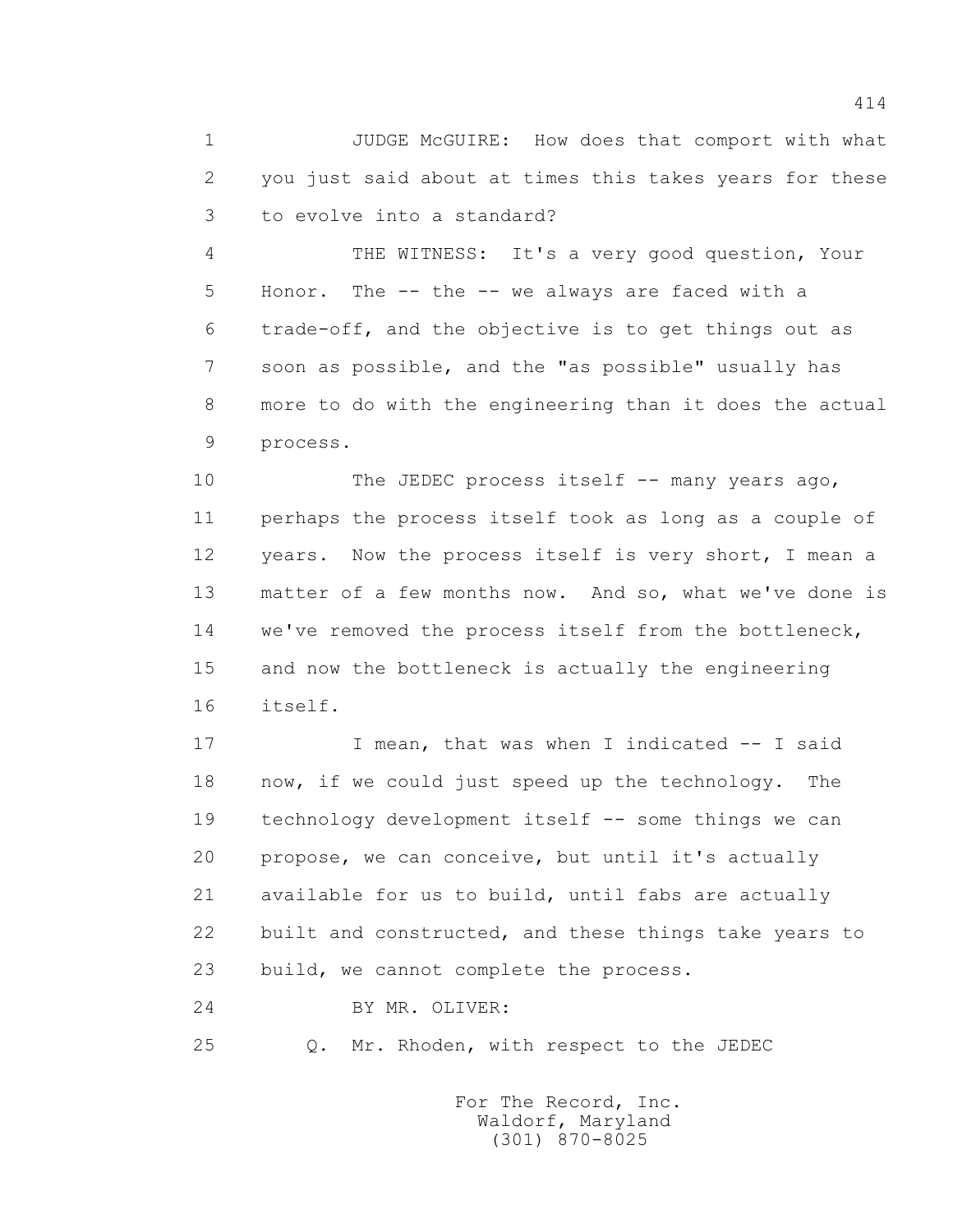JUDGE McGUIRE: How does that comport with what you just said about at times this takes years for these to evolve into a standard?

THE WITNESS: It's a very good question, Your Honor. The -- the -- we always are faced with a trade-off, and the objective is to get things out as soon as possible, and the "as possible" usually has more to do with the engineering than it does the actual process.

The JEDEC process itself -- many years ago, perhaps the process itself took as long as a couple of years. Now the process itself is very short, I mean a matter of a few months now. And so, what we've done is we've removed the process itself from the bottleneck, and now the bottleneck is actually the engineering itself.

I mean, that was when I indicated -- I said now, if we could just speed up the technology. The technology development itself -- some things we can propose, we can conceive, but until it's actually available for us to build, until fabs are actually built and constructed, and these things take years to build, we cannot complete the process.

BY MR. OLIVER:

Q. Mr. Rhoden, with respect to the JEDEC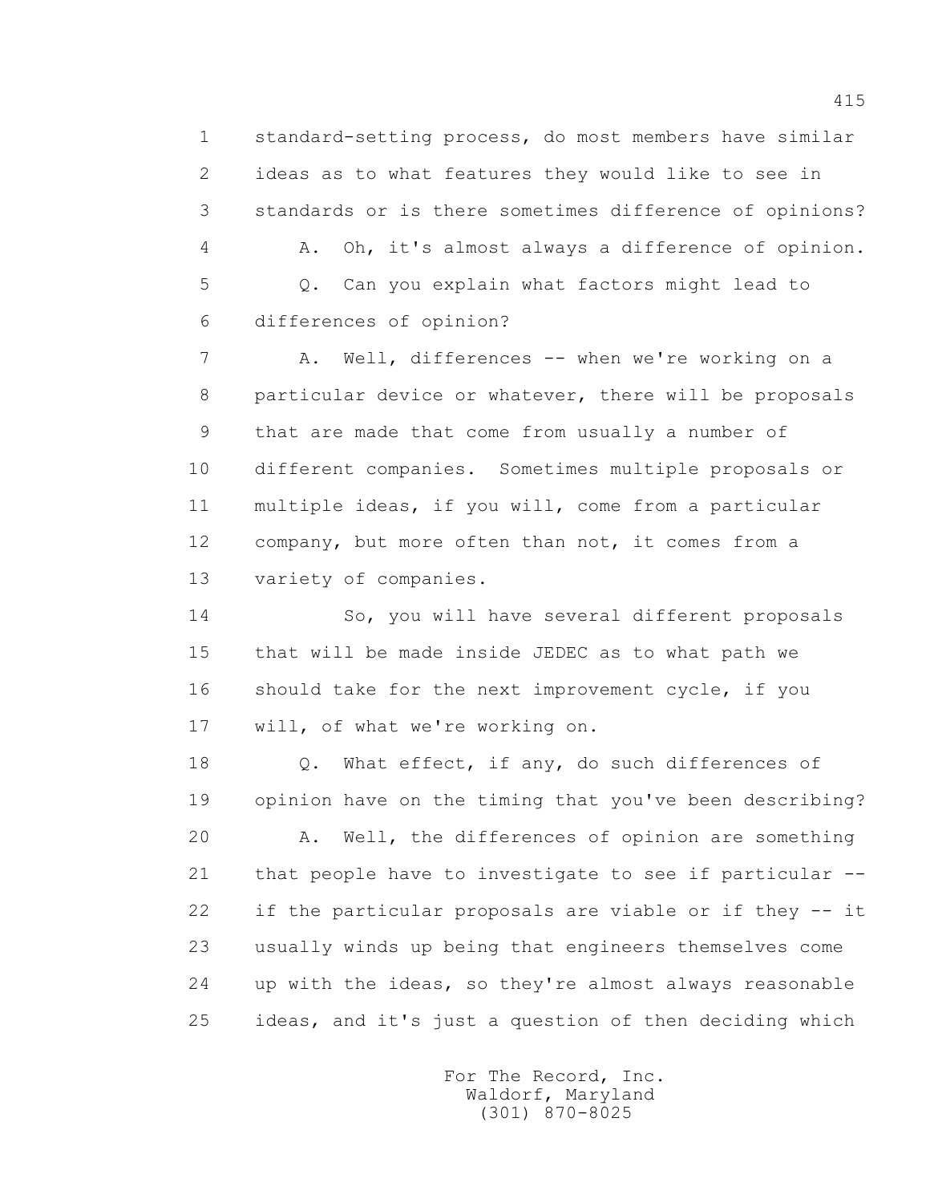1 standard-setting process, do most members have similar
2 ideas as to what features they would like to see in
3 standards or is there sometimes difference of opinions?

4 A. Oh, it's almost always a difference of opinion.

5 Q. Can you explain what factors might lead to
6 differences of opinion?

7 A. Well, differences -- when we're working on a
8 particular device or whatever, there will be proposals
9 that are made that come from usually a number of
10 different companies. Sometimes multiple proposals or
11 multiple ideas, if you will, come from a particular
12 company, but more often than not, it comes from a
13 variety of companies.

14 So, you will have several different proposals
15 that will be made inside JEDEC as to what path we
16 should take for the next improvement cycle, if you
17 will, of what we're working on.

18 Q. What effect, if any, do such differences of
19 opinion have on the timing that you've been describing?

20 A. Well, the differences of opinion are something
21 that people have to investigate to see if particular --
22 if the particular proposals are viable or if they -- it
23 usually winds up being that engineers themselves come
24 up with the ideas, so they're almost always reasonable
25 ideas, and it's just a question of then deciding which

For The Record, Inc.
Waldorf, Maryland
(301) 870-8025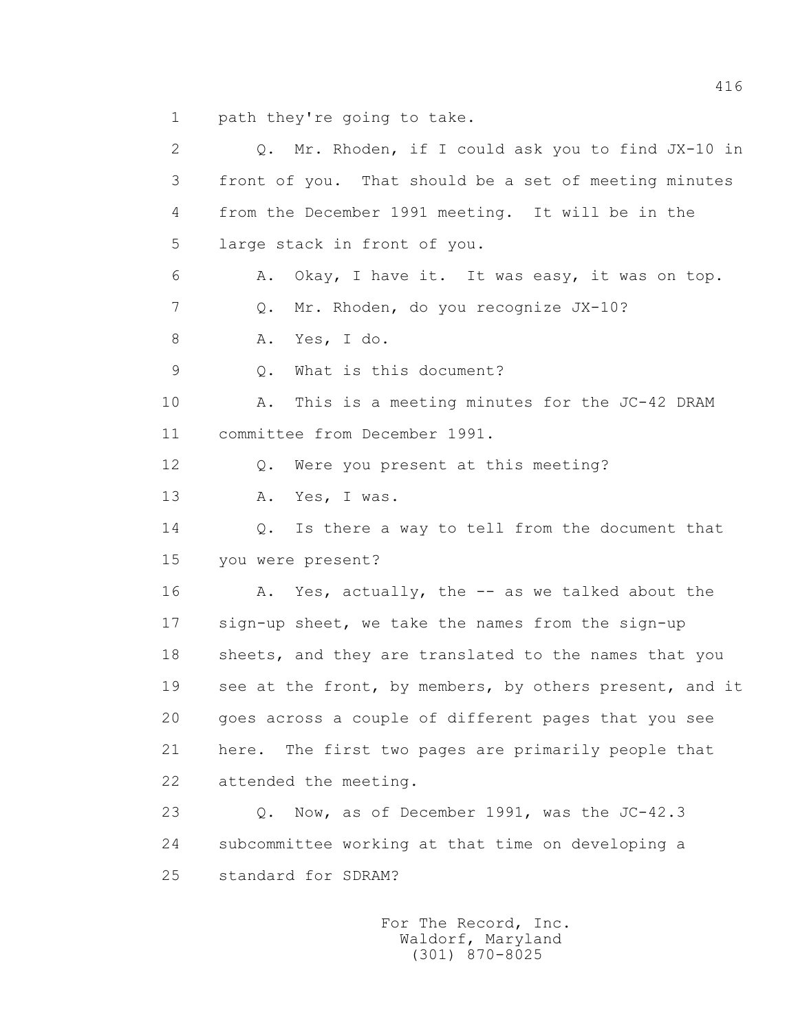1 path they're going to take.

2 Q. Mr. Rhoden, if I could ask you to find JX-10 in

3 front of you. That should be a set of meeting minutes

4 from the December 1991 meeting. It will be in the

5 large stack in front of you.

6 A. Okay, I have it. It was easy, it was on top.

7 Q. Mr. Rhoden, do you recognize JX-10?

8 A. Yes, I do.

9 Q. What is this document?

10 A. This is a meeting minutes for the JC-42 DRAM

11 committee from December 1991.

12 Q. Were you present at this meeting?

13 A. Yes, I was.

14 Q. Is there a way to tell from the document that

15 you were present?

16 A. Yes, actually, the -- as we talked about the

17 sign-up sheet, we take the names from the sign-up

18 sheets, and they are translated to the names that you

19 see at the front, by members, by others present, and it

20 goes across a couple of different pages that you see

21 here. The first two pages are primarily people that

22 attended the meeting.

23 Q. Now, as of December 1991, was the JC-42.3

24 subcommittee working at that time on developing a

25 standard for SDRAM?

For The Record, Inc.
Waldorf, Maryland
(301) 870-8025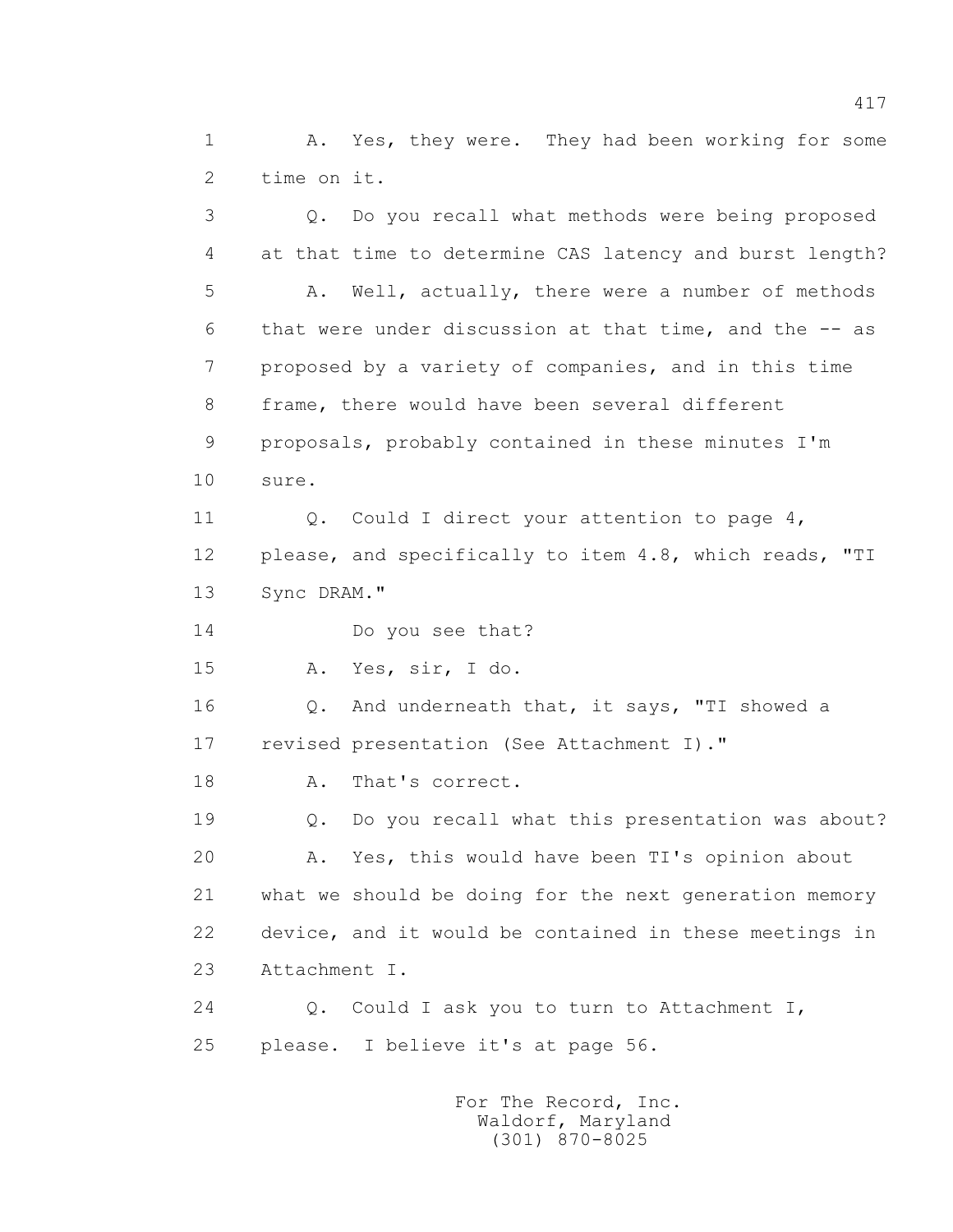1 A. Yes, they were. They had been working for some
2 time on it.

3 Q. Do you recall what methods were being proposed
4 at that time to determine CAS latency and burst length?

5 A. Well, actually, there were a number of methods
6 that were under discussion at that time, and the -- as
7 proposed by a variety of companies, and in this time
8 frame, there would have been several different
9 proposals, probably contained in these minutes I'm
10 sure.

11 Q. Could I direct your attention to page 4,
12 please, and specifically to item 4.8, which reads, "TI
13 Sync DRAM."

14 Do you see that?

15 A. Yes, sir, I do.

16 Q. And underneath that, it says, "TI showed a
17 revised presentation (See Attachment I)."

18 A. That's correct.

19 Q. Do you recall what this presentation was about?

20 A. Yes, this would have been TI's opinion about
21 what we should be doing for the next generation memory
22 device, and it would be contained in these meetings in
23 Attachment I.

24 Q. Could I ask you to turn to Attachment I,
25 please. I believe it's at page 56.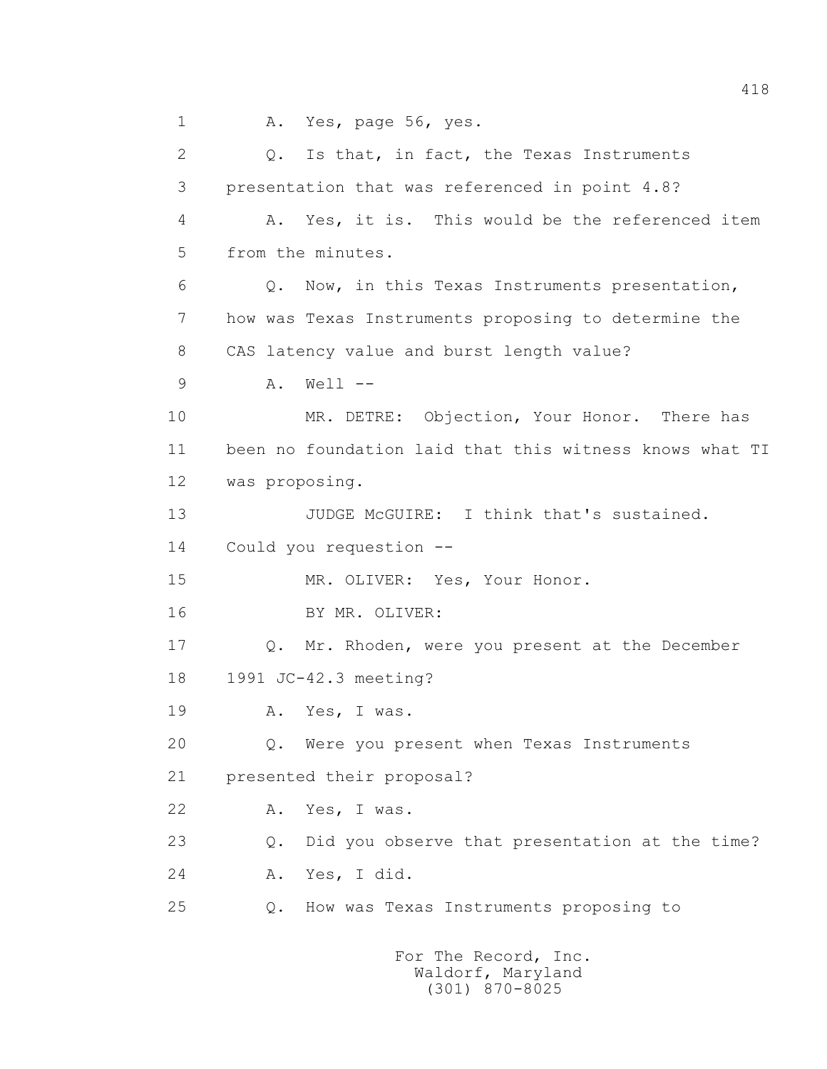1 A. Yes, page 56, yes.

2 Q. Is that, in fact, the Texas Instruments

3 presentation that was referenced in point 4.8?

4 A. Yes, it is. This would be the referenced item

5 from the minutes.

6 Q. Now, in this Texas Instruments presentation,

7 how was Texas Instruments proposing to determine the

8 CAS latency value and burst length value?

9 A. Well --

10 MR. DETRE: Objection, Your Honor. There has

11 been no foundation laid that this witness knows what TI

12 was proposing.

13 JUDGE McGUIRE: I think that's sustained.

14 Could you requestion --

15 MR. OLIVER: Yes, Your Honor.

16 BY MR. OLIVER:

17 Q. Mr. Rhoden, were you present at the December

18 1991 JC-42.3 meeting?

19 A. Yes, I was.

20 Q. Were you present when Texas Instruments

21 presented their proposal?

22 A. Yes, I was.

23 Q. Did you observe that presentation at the time?

24 A. Yes, I did.

25 Q. How was Texas Instruments proposing to

For The Record, Inc.
Waldorf, Maryland
(301) 870-8025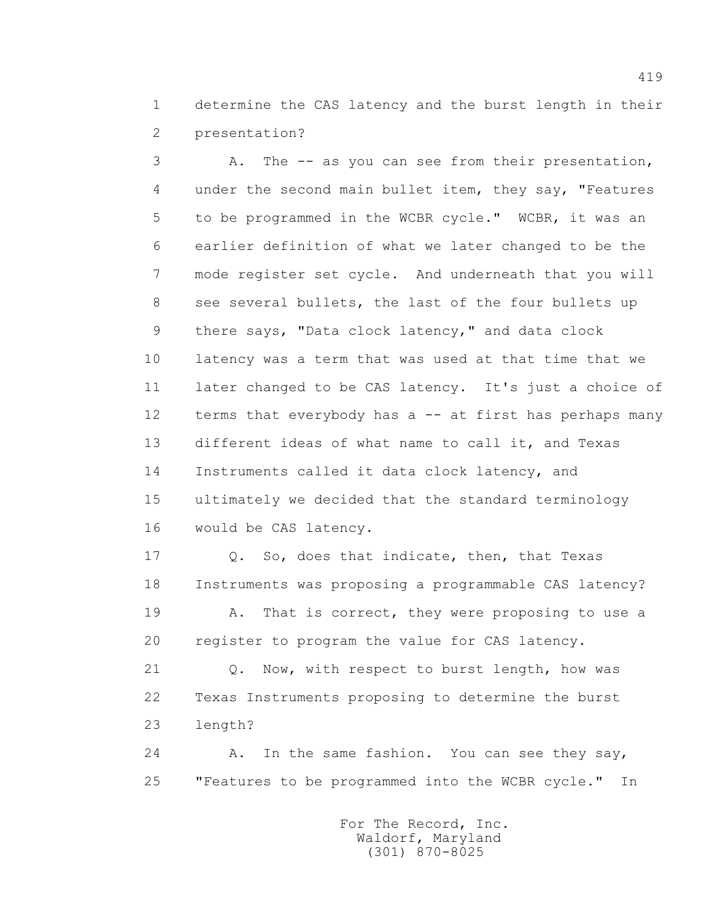1 determine the CAS latency and the burst length in their
2 presentation?

3 A. The -- as you can see from their presentation,
4 under the second main bullet item, they say, "Features
5 to be programmed in the WCBR cycle." WCBR, it was an
6 earlier definition of what we later changed to be the
7 mode register set cycle. And underneath that you will
8 see several bullets, the last of the four bullets up
9 there says, "Data clock latency," and data clock
10 latency was a term that was used at that time that we
11 later changed to be CAS latency. It's just a choice of
12 terms that everybody has a -- at first has perhaps many
13 different ideas of what name to call it, and Texas
14 Instruments called it data clock latency, and
15 ultimately we decided that the standard terminology
16 would be CAS latency.

17 Q. So, does that indicate, then, that Texas
18 Instruments was proposing a programmable CAS latency?

19 A. That is correct, they were proposing to use a
20 register to program the value for CAS latency.

21 Q. Now, with respect to burst length, how was
22 Texas Instruments proposing to determine the burst
23 length?

24 A. In the same fashion. You can see they say,
25 "Features to be programmed into the WCBR cycle." In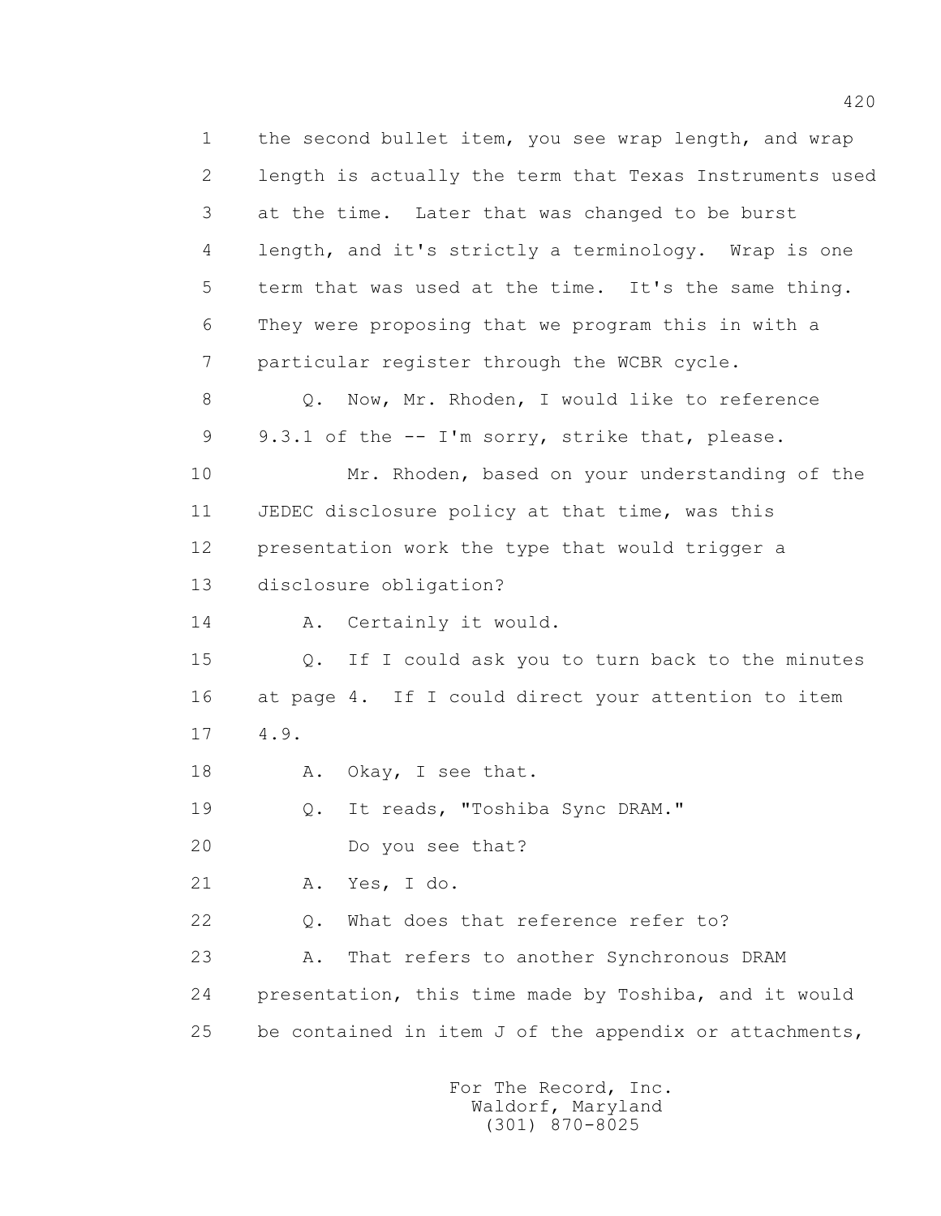1 the second bullet item, you see wrap length, and wrap
2 length is actually the term that Texas Instruments used
3 at the time. Later that was changed to be burst
4 length, and it's strictly a terminology. Wrap is one
5 term that was used at the time. It's the same thing.
6 They were proposing that we program this in with a
7 particular register through the WCBR cycle.
8 Q. Now, Mr. Rhoden, I would like to reference
9 9.3.1 of the -- I'm sorry, strike that, please.
10 Mr. Rhoden, based on your understanding of the
11 JEDEC disclosure policy at that time, was this
12 presentation work the type that would trigger a
13 disclosure obligation?
14 A. Certainly it would.
15 Q. If I could ask you to turn back to the minutes
16 at page 4. If I could direct your attention to item
17 4.9.
18 A. Okay, I see that.
19 Q. It reads, "Toshiba Sync DRAM."
20 Do you see that?
21 A. Yes, I do.
22 Q. What does that reference refer to?
23 A. That refers to another Synchronous DRAM
24 presentation, this time made by Toshiba, and it would
25 be contained in item J of the appendix or attachments,

For The Record, Inc.
Waldorf, Maryland
(301) 870-8025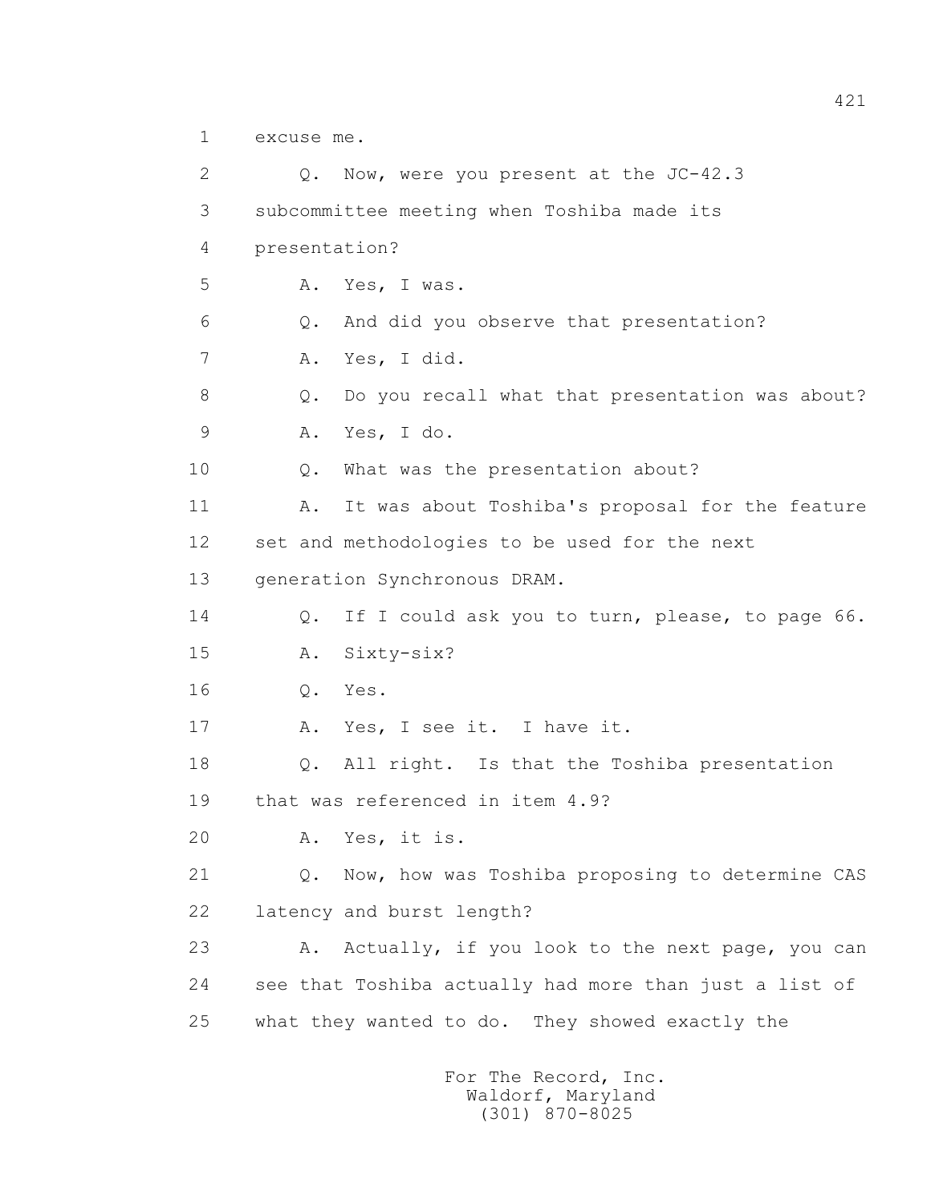1 excuse me.

2 Q. Now, were you present at the JC-42.3

3 subcommittee meeting when Toshiba made its

4 presentation?

5 A. Yes, I was.

6 Q. And did you observe that presentation?

7 A. Yes, I did.

8 Q. Do you recall what that presentation was about?

9 A. Yes, I do.

10 Q. What was the presentation about?

11 A. It was about Toshiba's proposal for the feature

12 set and methodologies to be used for the next

13 generation Synchronous DRAM.

14 Q. If I could ask you to turn, please, to page 66.

15 A. Sixty-six?

16 Q. Yes.

17 A. Yes, I see it. I have it.

18 Q. All right. Is that the Toshiba presentation

19 that was referenced in item 4.9?

20 A. Yes, it is.

21 Q. Now, how was Toshiba proposing to determine CAS

22 latency and burst length?

23 A. Actually, if you look to the next page, you can

24 see that Toshiba actually had more than just a list of

25 what they wanted to do. They showed exactly the

For The Record, Inc.
Waldorf, Maryland
(301) 870-8025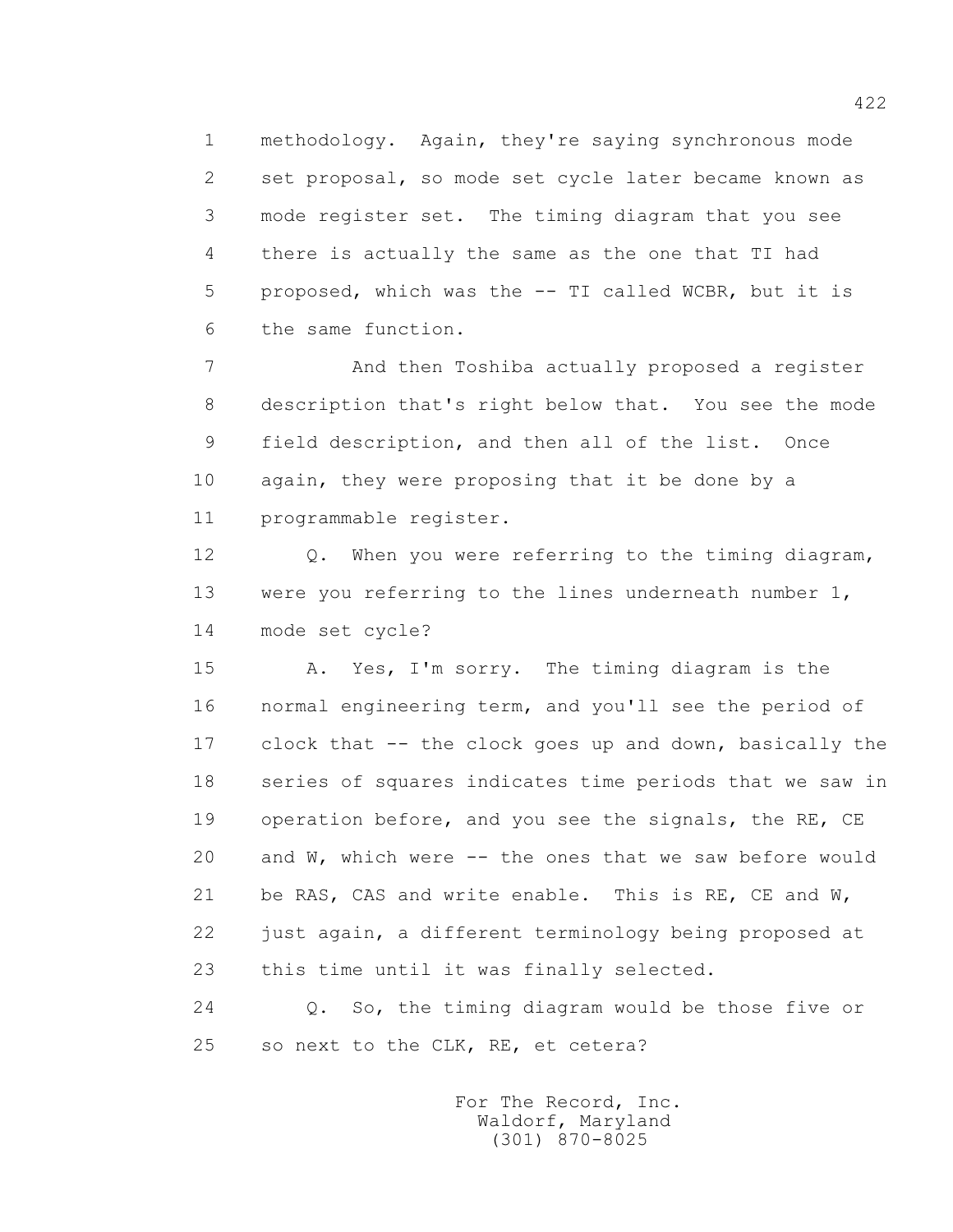1 methodology. Again, they're saying synchronous mode
2 set proposal, so mode set cycle later became known as
3 mode register set. The timing diagram that you see
4 there is actually the same as the one that TI had
5 proposed, which was the -- TI called WCBR, but it is
6 the same function.

7 And then Toshiba actually proposed a register
8 description that's right below that. You see the mode
9 field description, and then all of the list. Once
10 again, they were proposing that it be done by a
11 programmable register.

12 Q. When you were referring to the timing diagram,
13 were you referring to the lines underneath number 1,
14 mode set cycle?

15 A. Yes, I'm sorry. The timing diagram is the
16 normal engineering term, and you'll see the period of
17 clock that -- the clock goes up and down, basically the
18 series of squares indicates time periods that we saw in
19 operation before, and you see the signals, the RE, CE
20 and W, which were -- the ones that we saw before would
21 be RAS, CAS and write enable. This is RE, CE and W,
22 just again, a different terminology being proposed at
23 this time until it was finally selected.

24 Q. So, the timing diagram would be those five or
25 so next to the CLK, RE, et cetera?

For The Record, Inc.
Waldorf, Maryland
(301) 870-8025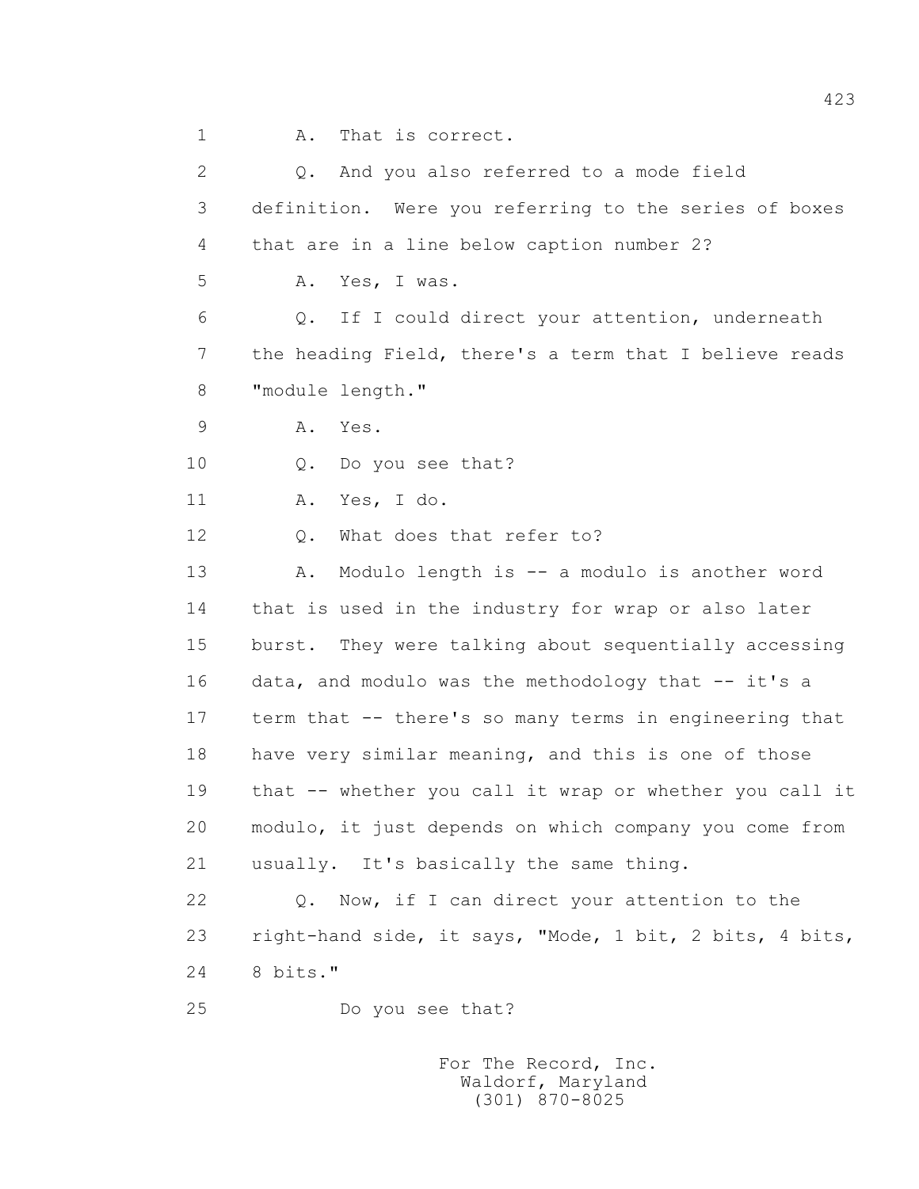1 A. That is correct.

2 Q. And you also referred to a mode field
3 definition. Were you referring to the series of boxes
4 that are in a line below caption number 2?

5 A. Yes, I was.

6 Q. If I could direct your attention, underneath
7 the heading Field, there's a term that I believe reads
8 "module length."

9 A. Yes.

10 Q. Do you see that?

11 A. Yes, I do.

12 Q. What does that refer to?

13 A. Modulo length is -- a modulo is another word
14 that is used in the industry for wrap or also later
15 burst. They were talking about sequentially accessing
16 data, and modulo was the methodology that -- it's a
17 term that -- there's so many terms in engineering that
18 have very similar meaning, and this is one of those
19 that -- whether you call it wrap or whether you call it
20 modulo, it just depends on which company you come from
21 usually. It's basically the same thing.

22 Q. Now, if I can direct your attention to the
23 right-hand side, it says, "Mode, 1 bit, 2 bits, 4 bits,
24 8 bits."

25 Do you see that?

For The Record, Inc.
Waldorf, Maryland
(301) 870-8025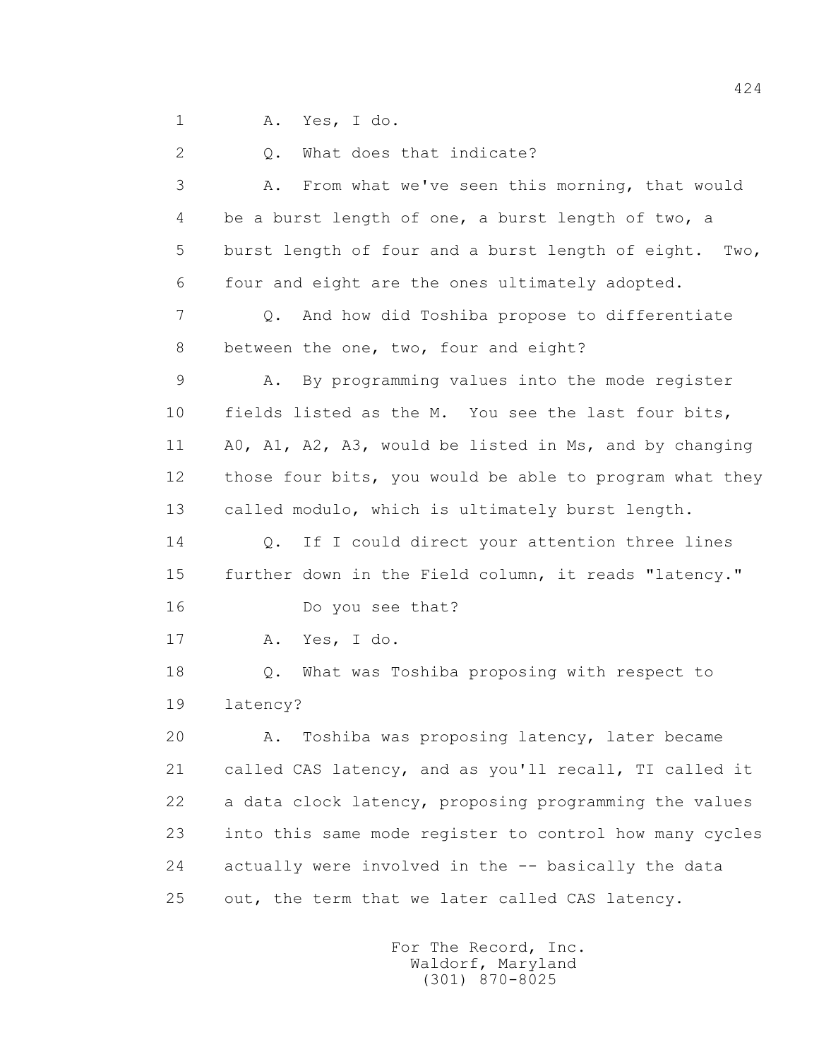1 A. Yes, I do.

2 Q. What does that indicate?

3 A. From what we've seen this morning, that would

4 be a burst length of one, a burst length of two, a

5 burst length of four and a burst length of eight. Two,

6 four and eight are the ones ultimately adopted.

7 Q. And how did Toshiba propose to differentiate

8 between the one, two, four and eight?

9 A. By programming values into the mode register

10 fields listed as the M. You see the last four bits,

11 A0, A1, A2, A3, would be listed in Ms, and by changing

12 those four bits, you would be able to program what they

13 called modulo, which is ultimately burst length.

14 Q. If I could direct your attention three lines

15 further down in the Field column, it reads "latency."

16 Do you see that?

17 A. Yes, I do.

18 Q. What was Toshiba proposing with respect to

19 latency?

20 A. Toshiba was proposing latency, later became

21 called CAS latency, and as you'll recall, TI called it

22 a data clock latency, proposing programming the values

23 into this same mode register to control how many cycles

24 actually were involved in the -- basically the data

25 out, the term that we later called CAS latency.

For The Record, Inc.
Waldorf, Maryland
(301) 870-8025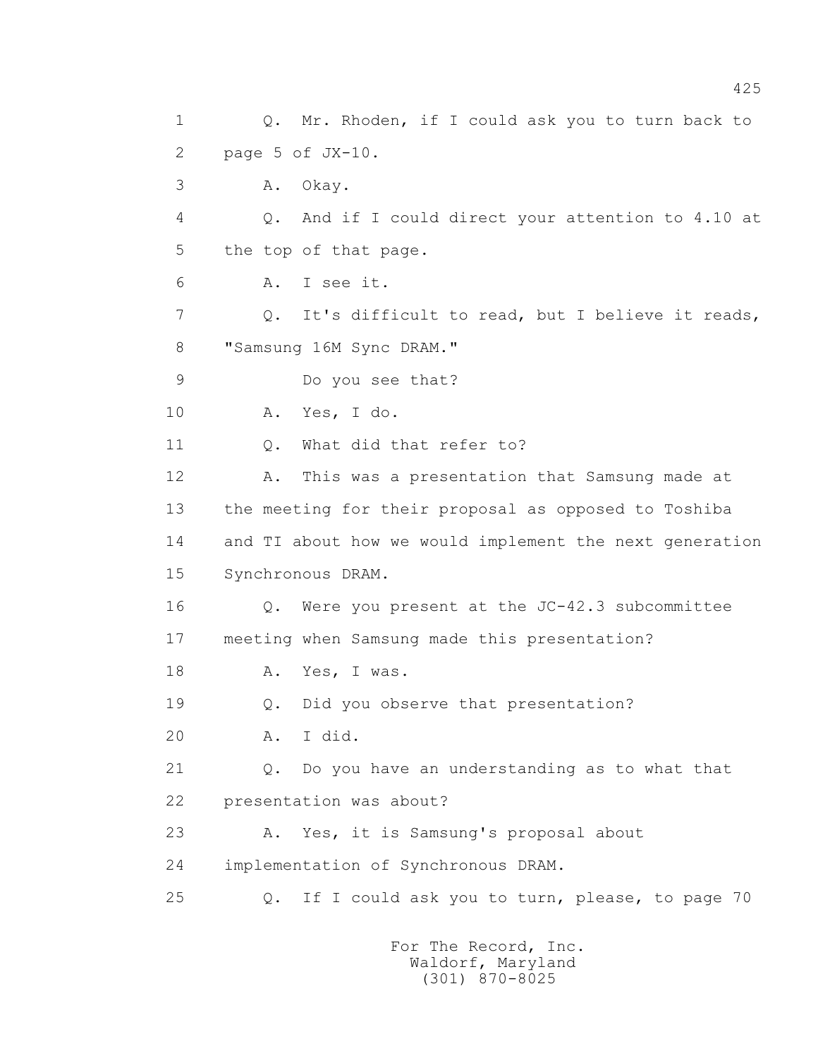1 Q. Mr. Rhoden, if I could ask you to turn back to
2 page 5 of JX-10.
3 A. Okay.
4 Q. And if I could direct your attention to 4.10 at
5 the top of that page.
6 A. I see it.
7 Q. It's difficult to read, but I believe it reads,
8 "Samsung 16M Sync DRAM."
9 Do you see that?
10 A. Yes, I do.
11 Q. What did that refer to?
12 A. This was a presentation that Samsung made at
13 the meeting for their proposal as opposed to Toshiba
14 and TI about how we would implement the next generation
15 Synchronous DRAM.
16 Q. Were you present at the JC-42.3 subcommittee
17 meeting when Samsung made this presentation?
18 A. Yes, I was.
19 Q. Did you observe that presentation?
20 A. I did.
21 Q. Do you have an understanding as to what that
22 presentation was about?
23 A. Yes, it is Samsung's proposal about
24 implementation of Synchronous DRAM.
25 Q. If I could ask you to turn, please, to page 70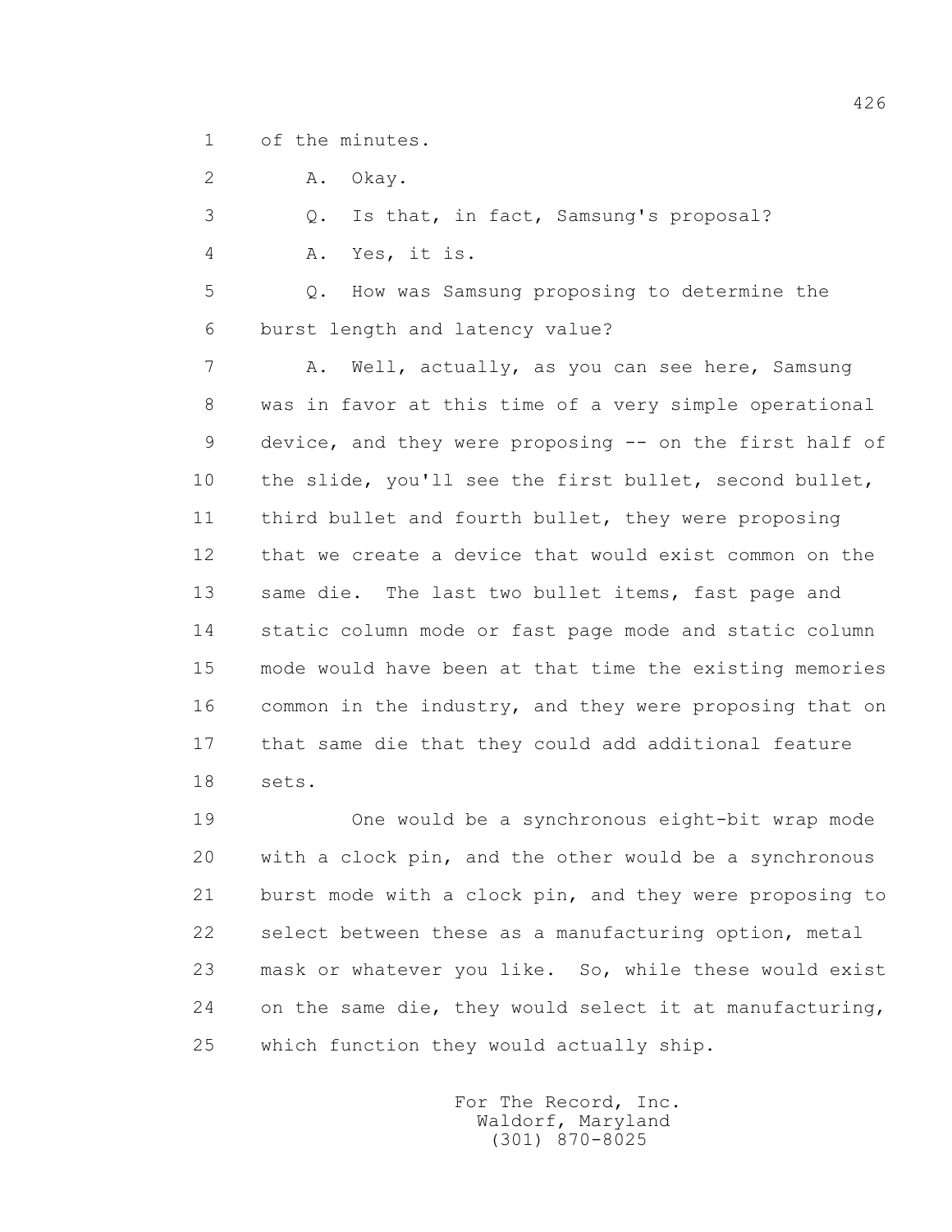1 of the minutes.

2 A. Okay.

3 Q. Is that, in fact, Samsung's proposal?

4 A. Yes, it is.

5 Q. How was Samsung proposing to determine the

6 burst length and latency value?

7 A. Well, actually, as you can see here, Samsung

8 was in favor at this time of a very simple operational

9 device, and they were proposing -- on the first half of

10 the slide, you'll see the first bullet, second bullet,

11 third bullet and fourth bullet, they were proposing

12 that we create a device that would exist common on the

13 same die. The last two bullet items, fast page and

14 static column mode or fast page mode and static column

15 mode would have been at that time the existing memories

16 common in the industry, and they were proposing that on

17 that same die that they could add additional feature

18 sets.

19 One would be a synchronous eight-bit wrap mode

20 with a clock pin, and the other would be a synchronous

21 burst mode with a clock pin, and they were proposing to

22 select between these as a manufacturing option, metal

23 mask or whatever you like. So, while these would exist

24 on the same die, they would select it at manufacturing,

25 which function they would actually ship.

For The Record, Inc.
Waldorf, Maryland
(301) 870-8025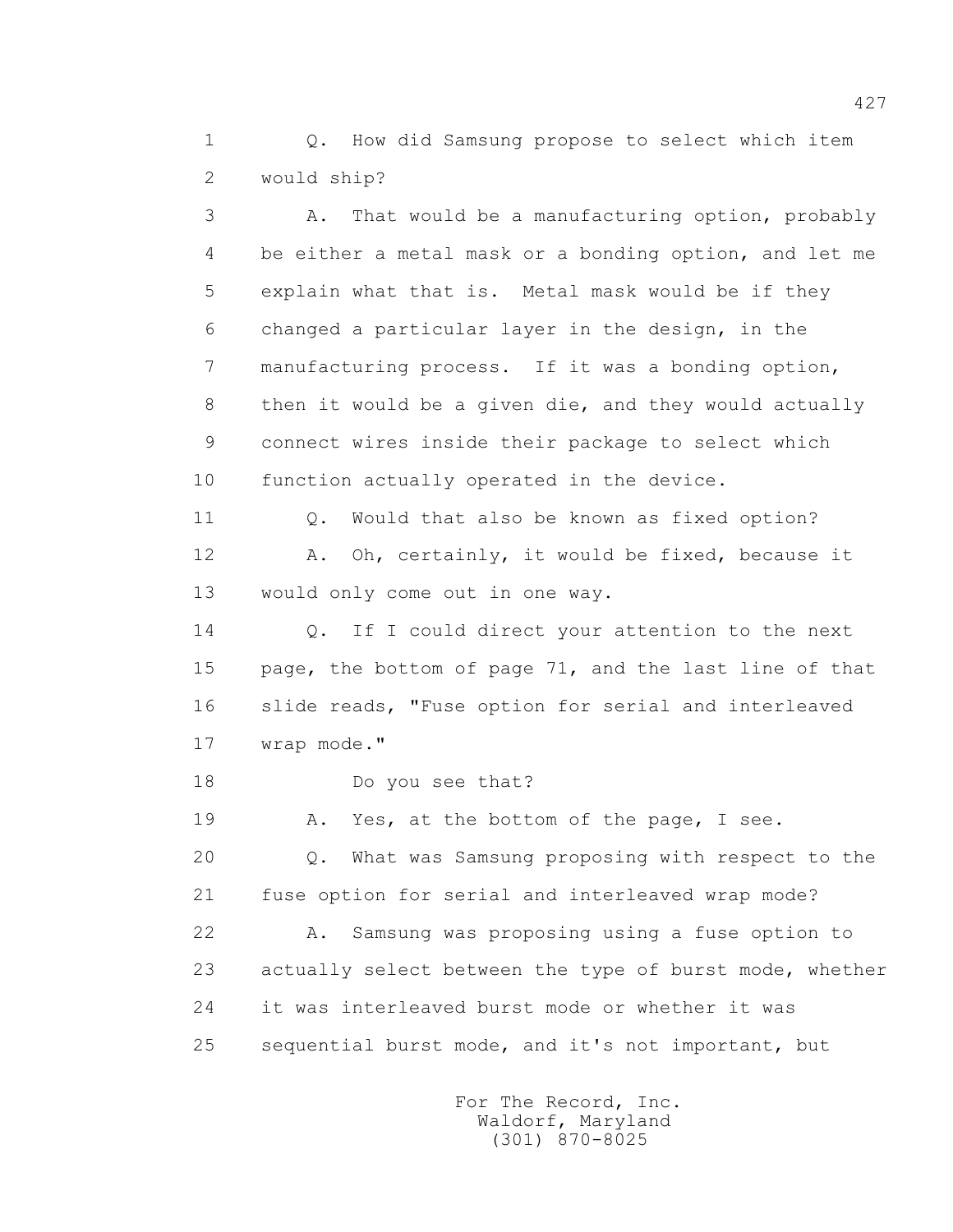1 Q. How did Samsung propose to select which item
2 would ship?
3 A. That would be a manufacturing option, probably
4 be either a metal mask or a bonding option, and let me
5 explain what that is. Metal mask would be if they
6 changed a particular layer in the design, in the
7 manufacturing process. If it was a bonding option,
8 then it would be a given die, and they would actually
9 connect wires inside their package to select which
10 function actually operated in the device.
11 Q. Would that also be known as fixed option?
12 A. Oh, certainly, it would be fixed, because it
13 would only come out in one way.
14 Q. If I could direct your attention to the next
15 page, the bottom of page 71, and the last line of that
16 slide reads, "Fuse option for serial and interleaved
17 wrap mode."
18 Do you see that?
19 A. Yes, at the bottom of the page, I see.
20 Q. What was Samsung proposing with respect to the
21 fuse option for serial and interleaved wrap mode?
22 A. Samsung was proposing using a fuse option to
23 actually select between the type of burst mode, whether
24 it was interleaved burst mode or whether it was
25 sequential burst mode, and it's not important, but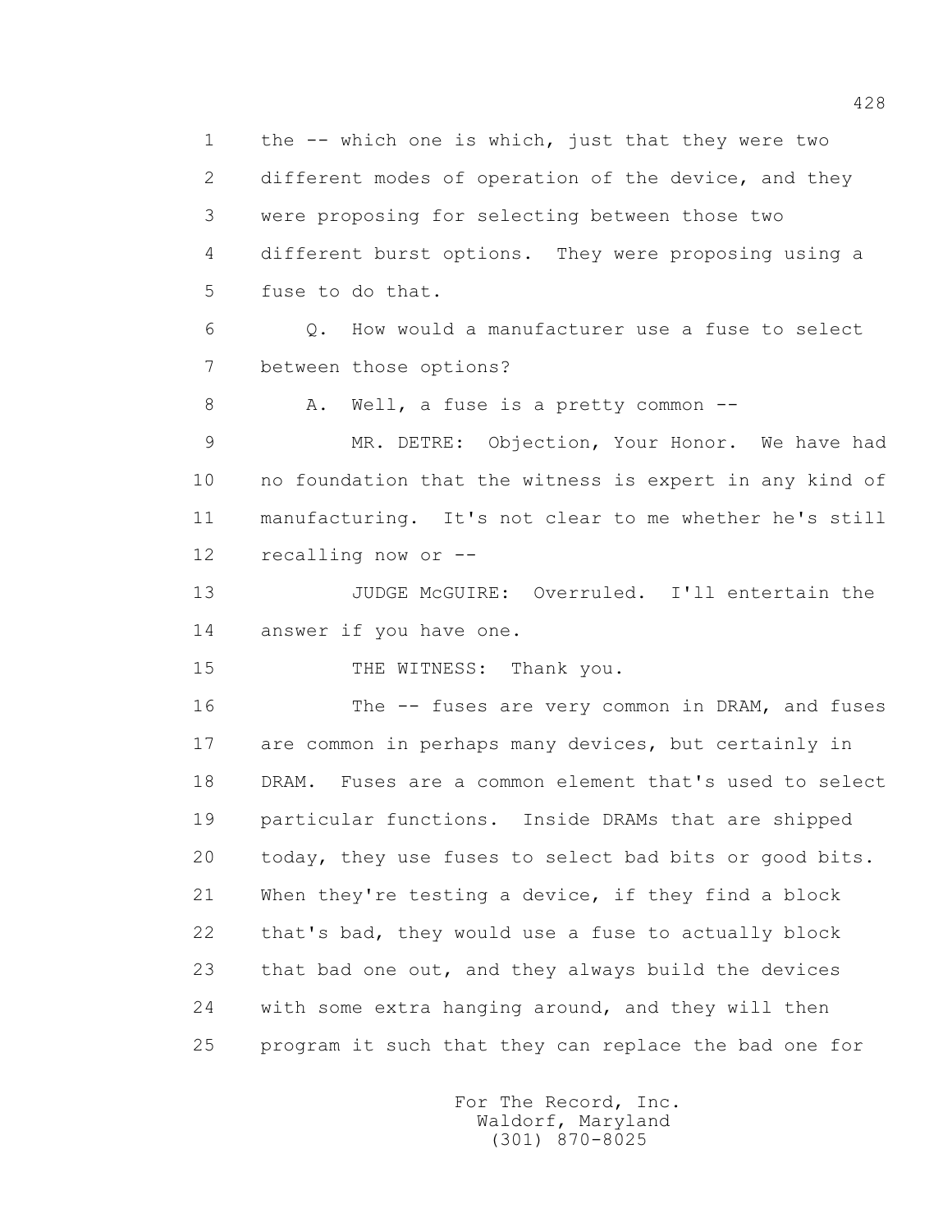1 the -- which one is which, just that they were two
2 different modes of operation of the device, and they
3 were proposing for selecting between those two
4 different burst options. They were proposing using a
5 fuse to do that.

6 Q. How would a manufacturer use a fuse to select
7 between those options?

8 A. Well, a fuse is a pretty common --

9 MR. DETRE: Objection, Your Honor. We have had
10 no foundation that the witness is expert in any kind of
11 manufacturing. It's not clear to me whether he's still
12 recalling now or --

13 JUDGE McGUIRE: Overruled. I'll entertain the
14 answer if you have one.

15 THE WITNESS: Thank you.

16 The -- fuses are very common in DRAM, and fuses
17 are common in perhaps many devices, but certainly in
18 DRAM. Fuses are a common element that's used to select
19 particular functions. Inside DRAMs that are shipped
20 today, they use fuses to select bad bits or good bits.
21 When they're testing a device, if they find a block
22 that's bad, they would use a fuse to actually block
23 that bad one out, and they always build the devices
24 with some extra hanging around, and they will then
25 program it such that they can replace the bad one for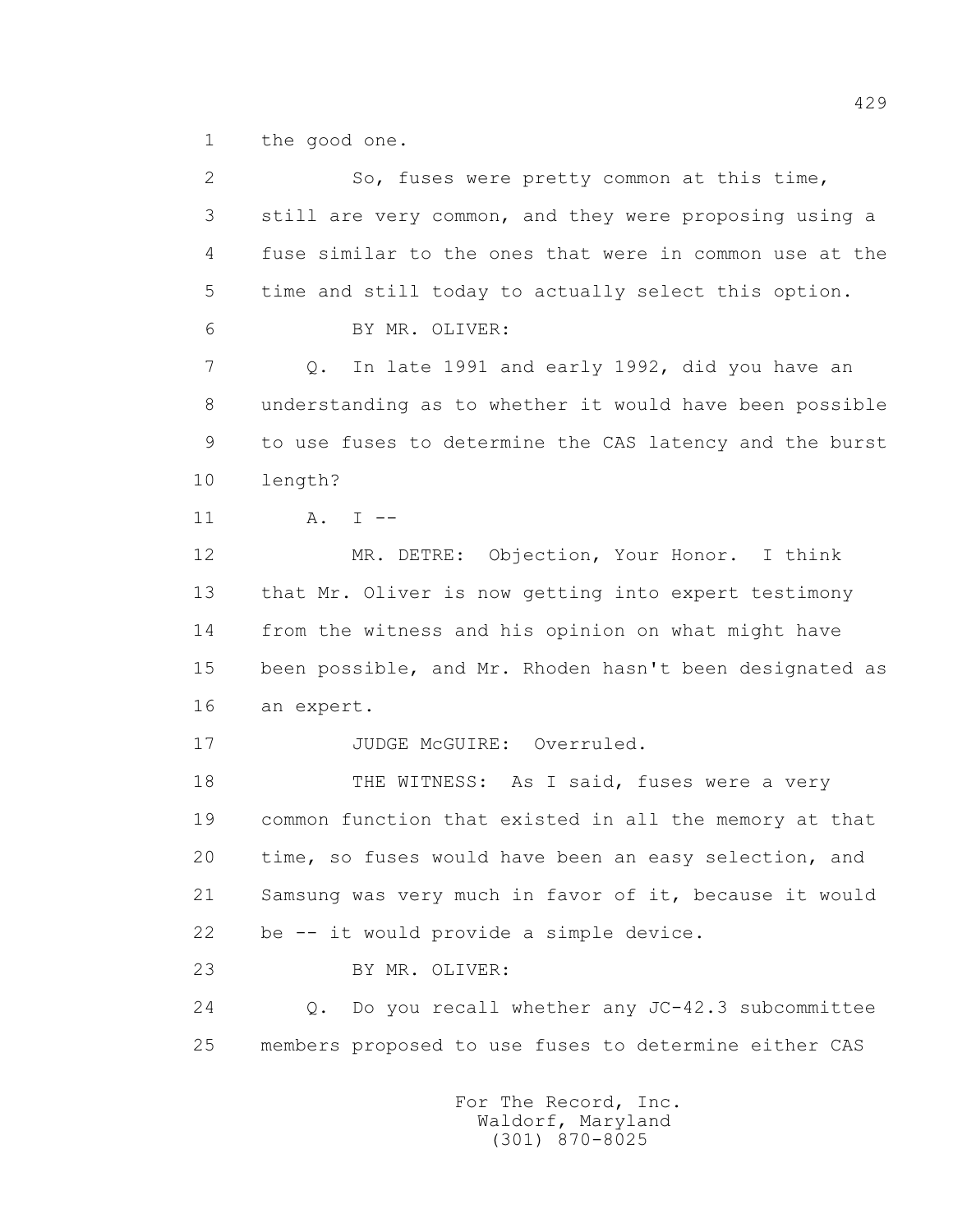1 the good one.

2 So, fuses were pretty common at this time,

3 still are very common, and they were proposing using a

4 fuse similar to the ones that were in common use at the

5 time and still today to actually select this option.

6 BY MR. OLIVER:

7 Q. In late 1991 and early 1992, did you have an

8 understanding as to whether it would have been possible

9 to use fuses to determine the CAS latency and the burst

10 length?

11 A. I --

12 MR. DETRE: Objection, Your Honor. I think

13 that Mr. Oliver is now getting into expert testimony

14 from the witness and his opinion on what might have

15 been possible, and Mr. Rhoden hasn't been designated as

16 an expert.

17 JUDGE McGUIRE: Overruled.

18 THE WITNESS: As I said, fuses were a very

19 common function that existed in all the memory at that

20 time, so fuses would have been an easy selection, and

21 Samsung was very much in favor of it, because it would

22 be -- it would provide a simple device.

23 BY MR. OLIVER:

24 Q. Do you recall whether any JC-42.3 subcommittee

25 members proposed to use fuses to determine either CAS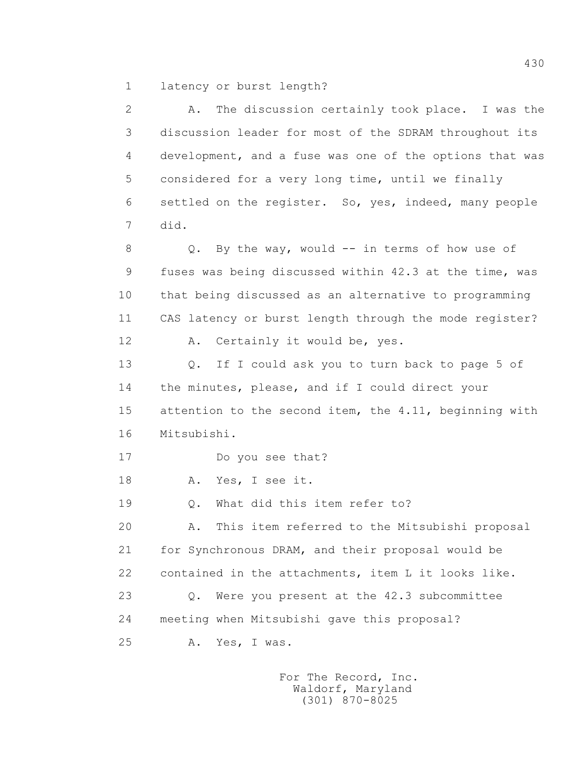1 latency or burst length?

2 A. The discussion certainly took place. I was the

3 discussion leader for most of the SDRAM throughout its

4 development, and a fuse was one of the options that was

5 considered for a very long time, until we finally

6 settled on the register. So, yes, indeed, many people

7 did.

8 Q. By the way, would -- in terms of how use of

9 fuses was being discussed within 42.3 at the time, was

10 that being discussed as an alternative to programming

11 CAS latency or burst length through the mode register?

12 A. Certainly it would be, yes.

13 Q. If I could ask you to turn back to page 5 of

14 the minutes, please, and if I could direct your

15 attention to the second item, the 4.11, beginning with

16 Mitsubishi.

17 Do you see that?

18 A. Yes, I see it.

19 Q. What did this item refer to?

20 A. This item referred to the Mitsubishi proposal

21 for Synchronous DRAM, and their proposal would be

22 contained in the attachments, item L it looks like.

23 Q. Were you present at the 42.3 subcommittee

24 meeting when Mitsubishi gave this proposal?

25 A. Yes, I was.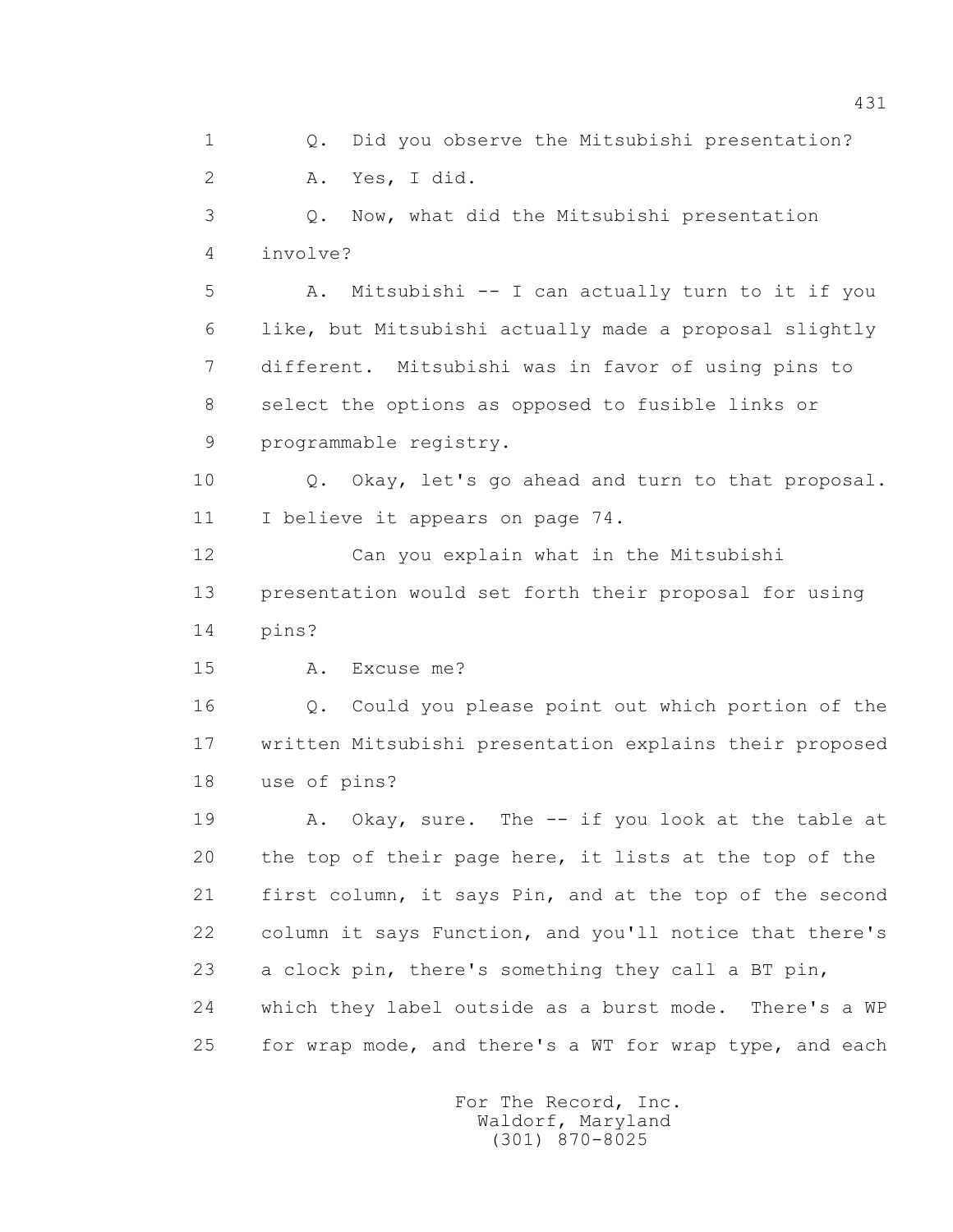1 Q. Did you observe the Mitsubishi presentation?

2 A. Yes, I did.

3 Q. Now, what did the Mitsubishi presentation

4 involve?

5 A. Mitsubishi -- I can actually turn to it if you

6 like, but Mitsubishi actually made a proposal slightly

7 different. Mitsubishi was in favor of using pins to

8 select the options as opposed to fusible links or

9 programmable registry.

10 Q. Okay, let's go ahead and turn to that proposal.

11 I believe it appears on page 74.

12 Can you explain what in the Mitsubishi

13 presentation would set forth their proposal for using

14 pins?

15 A. Excuse me?

16 Q. Could you please point out which portion of the

17 written Mitsubishi presentation explains their proposed

18 use of pins?

19 A. Okay, sure. The -- if you look at the table at

20 the top of their page here, it lists at the top of the

21 first column, it says Pin, and at the top of the second

22 column it says Function, and you'll notice that there's

23 a clock pin, there's something they call a BT pin,

24 which they label outside as a burst mode. There's a WP

25 for wrap mode, and there's a WT for wrap type, and each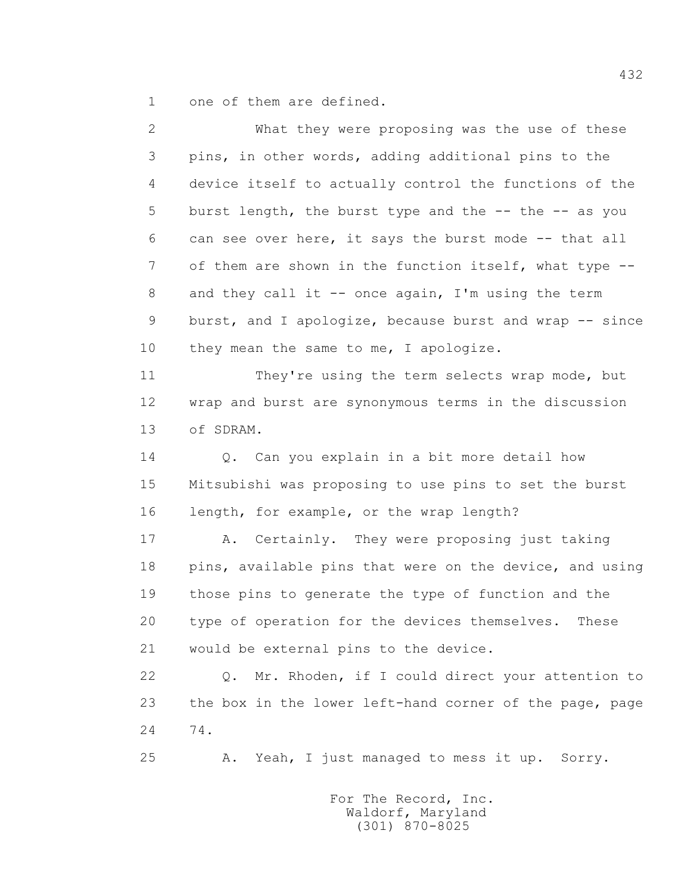1 one of them are defined.

2 What they were proposing was the use of these
3 pins, in other words, adding additional pins to the
4 device itself to actually control the functions of the
5 burst length, the burst type and the -- the -- as you
6 can see over here, it says the burst mode -- that all
7 of them are shown in the function itself, what type --
8 and they call it -- once again, I'm using the term
9 burst, and I apologize, because burst and wrap -- since
10 they mean the same to me, I apologize.

11 They're using the term selects wrap mode, but
12 wrap and burst are synonymous terms in the discussion
13 of SDRAM.

14 Q. Can you explain in a bit more detail how
15 Mitsubishi was proposing to use pins to set the burst
16 length, for example, or the wrap length?

17 A. Certainly. They were proposing just taking
18 pins, available pins that were on the device, and using
19 those pins to generate the type of function and the
20 type of operation for the devices themselves. These
21 would be external pins to the device.

22 Q. Mr. Rhoden, if I could direct your attention to
23 the box in the lower left-hand corner of the page, page
24 74.

25 A. Yeah, I just managed to mess it up. Sorry.

For The Record, Inc.
Waldorf, Maryland
(301) 870-8025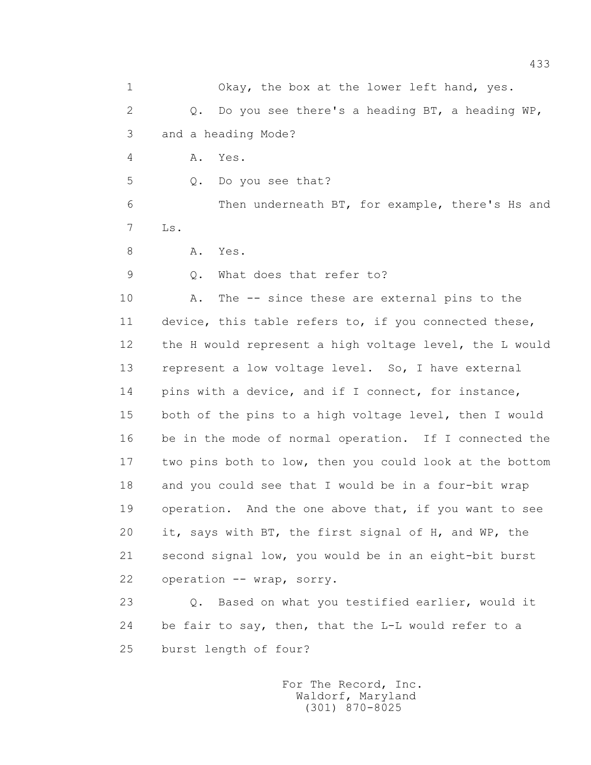1 Okay, the box at the lower left hand, yes.

2 Q. Do you see there's a heading BT, a heading WP,

3 and a heading Mode?

4 A. Yes.

5 Q. Do you see that?

6 Then underneath BT, for example, there's Hs and

7 Ls.

8 A. Yes.

9 Q. What does that refer to?

10 A. The -- since these are external pins to the

11 device, this table refers to, if you connected these,

12 the H would represent a high voltage level, the L would

13 represent a low voltage level. So, I have external

14 pins with a device, and if I connect, for instance,

15 both of the pins to a high voltage level, then I would

16 be in the mode of normal operation. If I connected the

17 two pins both to low, then you could look at the bottom

18 and you could see that I would be in a four-bit wrap

19 operation. And the one above that, if you want to see

20 it, says with BT, the first signal of H, and WP, the

21 second signal low, you would be in an eight-bit burst

22 operation -- wrap, sorry.

23 Q. Based on what you testified earlier, would it

24 be fair to say, then, that the L-L would refer to a

25 burst length of four?

For The Record, Inc.
Waldorf, Maryland
(301) 870-8025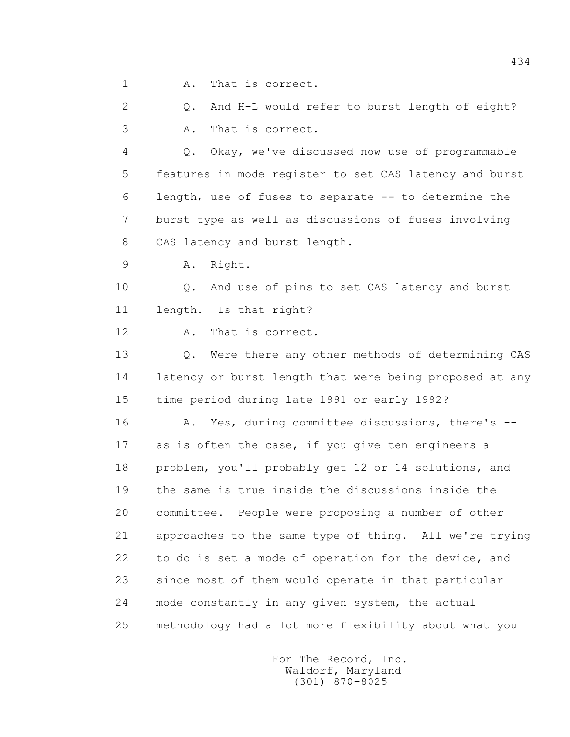1 A. That is correct.

2 Q. And H-L would refer to burst length of eight?

3 A. That is correct.

4 Q. Okay, we've discussed now use of programmable

5 features in mode register to set CAS latency and burst

6 length, use of fuses to separate -- to determine the

7 burst type as well as discussions of fuses involving

8 CAS latency and burst length.

9 A. Right.

10 Q. And use of pins to set CAS latency and burst

11 length. Is that right?

12 A. That is correct.

13 Q. Were there any other methods of determining CAS

14 latency or burst length that were being proposed at any

15 time period during late 1991 or early 1992?

16 A. Yes, during committee discussions, there's --

17 as is often the case, if you give ten engineers a

18 problem, you'll probably get 12 or 14 solutions, and

19 the same is true inside the discussions inside the

20 committee. People were proposing a number of other

21 approaches to the same type of thing. All we're trying

22 to do is set a mode of operation for the device, and

23 since most of them would operate in that particular

24 mode constantly in any given system, the actual

25 methodology had a lot more flexibility about what you

For The Record, Inc.
Waldorf, Maryland
(301) 870-8025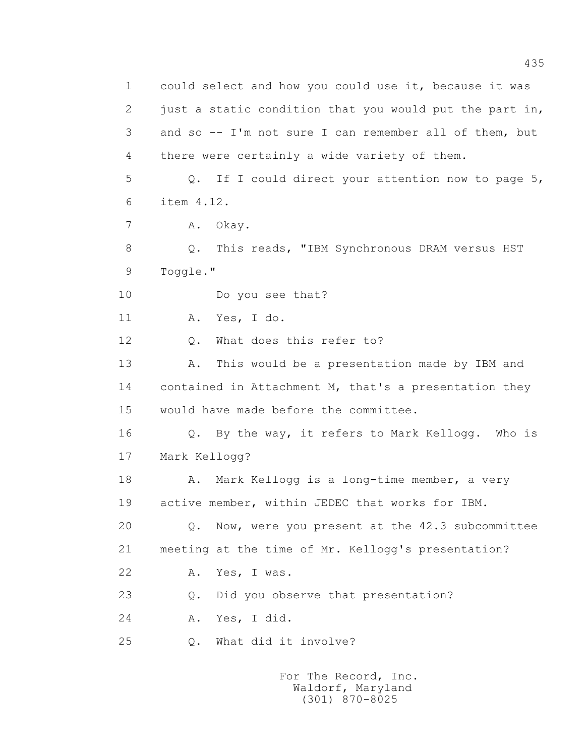1 could select and how you could use it, because it was
2 just a static condition that you would put the part in,
3 and so -- I'm not sure I can remember all of them, but
4 there were certainly a wide variety of them.

5 Q. If I could direct your attention now to page 5,
6 item 4.12.

7 A. Okay.

8 Q. This reads, "IBM Synchronous DRAM versus HST
9 Toggle."

10 Do you see that?

11 A. Yes, I do.

12 Q. What does this refer to?

13 A. This would be a presentation made by IBM and
14 contained in Attachment M, that's a presentation they
15 would have made before the committee.

16 Q. By the way, it refers to Mark Kellogg. Who is
17 Mark Kellogg?

18 A. Mark Kellogg is a long-time member, a very
19 active member, within JEDEC that works for IBM.

20 Q. Now, were you present at the 42.3 subcommittee
21 meeting at the time of Mr. Kellogg's presentation?

22 A. Yes, I was.

23 Q. Did you observe that presentation?

24 A. Yes, I did.

25 Q. What did it involve?

For The Record, Inc.
Waldorf, Maryland
(301) 870-8025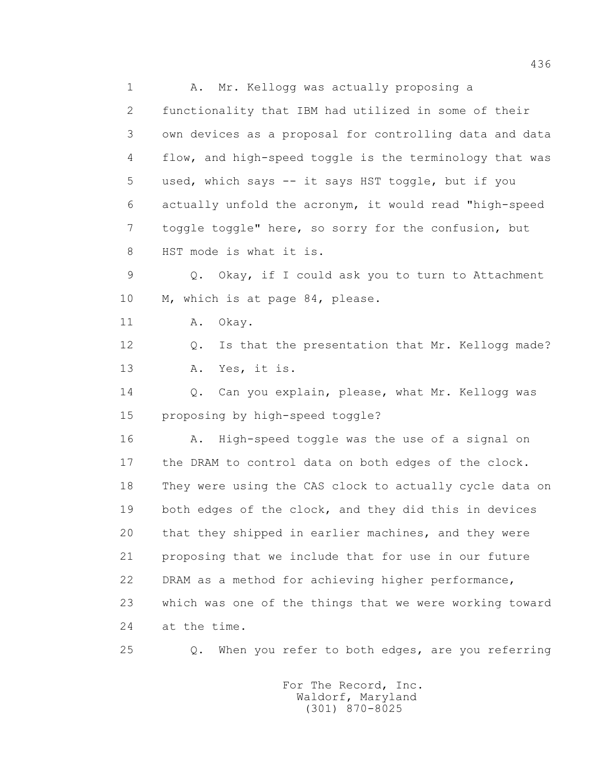1 A. Mr. Kellogg was actually proposing a
2 functionality that IBM had utilized in some of their
3 own devices as a proposal for controlling data and data
4 flow, and high-speed toggle is the terminology that was
5 used, which says -- it says HST toggle, but if you
6 actually unfold the acronym, it would read "high-speed
7 toggle toggle" here, so sorry for the confusion, but
8 HST mode is what it is.
9 Q. Okay, if I could ask you to turn to Attachment
10 M, which is at page 84, please.
11 A. Okay.
12 Q. Is that the presentation that Mr. Kellogg made?
13 A. Yes, it is.
14 Q. Can you explain, please, what Mr. Kellogg was
15 proposing by high-speed toggle?
16 A. High-speed toggle was the use of a signal on
17 the DRAM to control data on both edges of the clock.
18 They were using the CAS clock to actually cycle data on
19 both edges of the clock, and they did this in devices
20 that they shipped in earlier machines, and they were
21 proposing that we include that for use in our future
22 DRAM as a method for achieving higher performance,
23 which was one of the things that we were working toward
24 at the time.
25 Q. When you refer to both edges, are you referring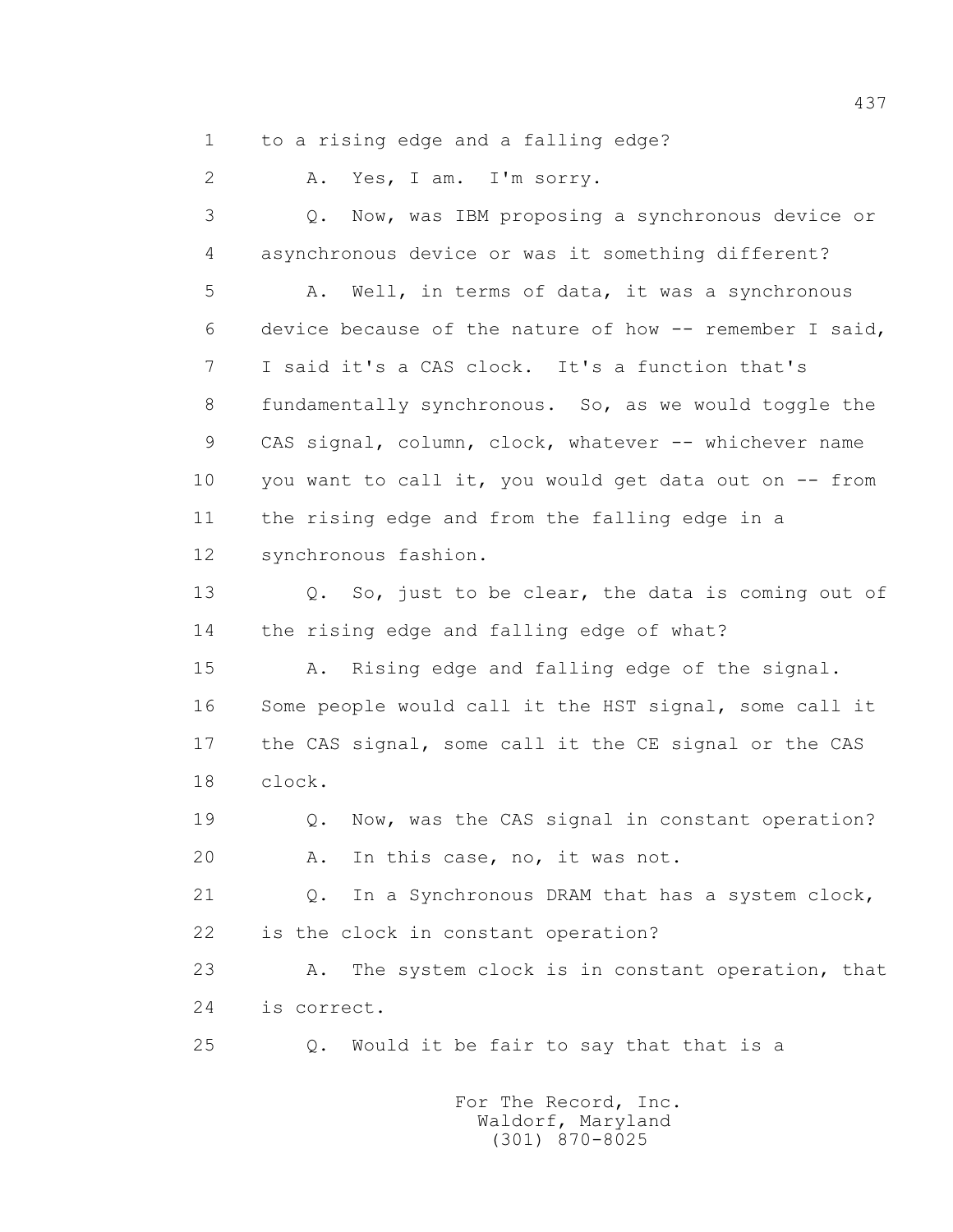1 to a rising edge and a falling edge?

2 A. Yes, I am. I'm sorry.

3 Q. Now, was IBM proposing a synchronous device or

4 asynchronous device or was it something different?

5 A. Well, in terms of data, it was a synchronous

6 device because of the nature of how -- remember I said,

7 I said it's a CAS clock. It's a function that's

8 fundamentally synchronous. So, as we would toggle the

9 CAS signal, column, clock, whatever -- whichever name

10 you want to call it, you would get data out on -- from

11 the rising edge and from the falling edge in a

12 synchronous fashion.

13 Q. So, just to be clear, the data is coming out of

14 the rising edge and falling edge of what?

15 A. Rising edge and falling edge of the signal.

16 Some people would call it the HST signal, some call it

17 the CAS signal, some call it the CE signal or the CAS

18 clock.

19 Q. Now, was the CAS signal in constant operation?

20 A. In this case, no, it was not.

21 Q. In a Synchronous DRAM that has a system clock,

22 is the clock in constant operation?

23 A. The system clock is in constant operation, that

24 is correct.

25 Q. Would it be fair to say that that is a

For The Record, Inc.
Waldorf, Maryland
(301) 870-8025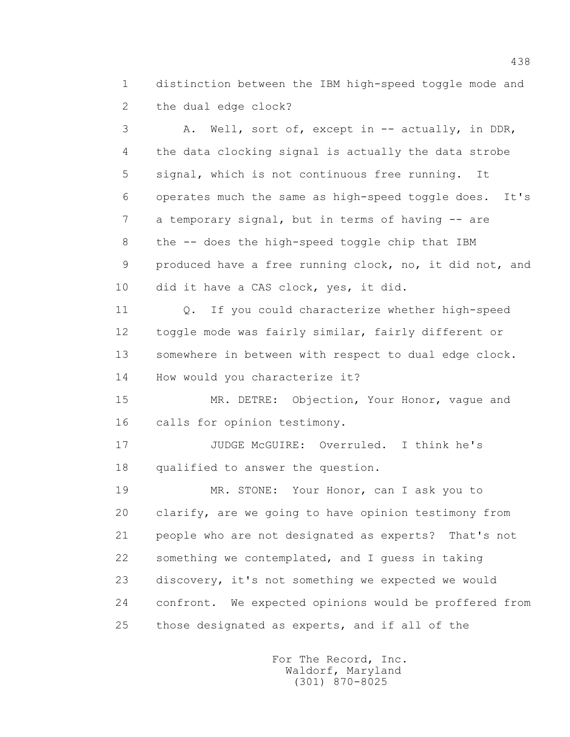1 distinction between the IBM high-speed toggle mode and
2 the dual edge clock?
3 A. Well, sort of, except in -- actually, in DDR,
4 the data clocking signal is actually the data strobe
5 signal, which is not continuous free running. It
6 operates much the same as high-speed toggle does. It's
7 a temporary signal, but in terms of having -- are
8 the -- does the high-speed toggle chip that IBM
9 produced have a free running clock, no, it did not, and
10 did it have a CAS clock, yes, it did.
11 Q. If you could characterize whether high-speed
12 toggle mode was fairly similar, fairly different or
13 somewhere in between with respect to dual edge clock.
14 How would you characterize it?
15 MR. DETRE: Objection, Your Honor, vague and
16 calls for opinion testimony.
17 JUDGE McGUIRE: Overruled. I think he's
18 qualified to answer the question.
19 MR. STONE: Your Honor, can I ask you to
20 clarify, are we going to have opinion testimony from
21 people who are not designated as experts? That's not
22 something we contemplated, and I guess in taking
23 discovery, it's not something we expected we would
24 confront. We expected opinions would be proffered from
25 those designated as experts, and if all of the

For The Record, Inc.
Waldorf, Maryland
(301) 870-8025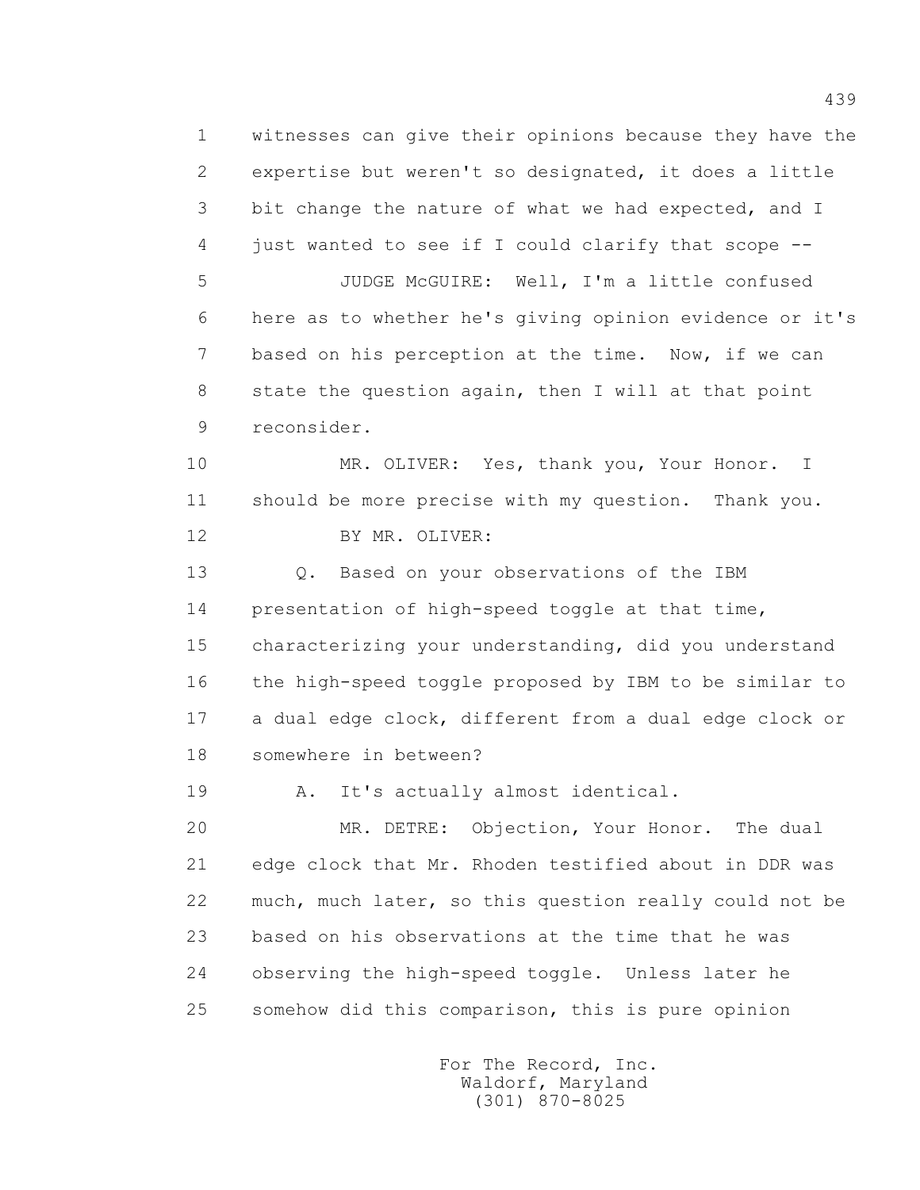1 witnesses can give their opinions because they have the
2 expertise but weren't so designated, it does a little
3 bit change the nature of what we had expected, and I
4 just wanted to see if I could clarify that scope --

5 JUDGE McGUIRE: Well, I'm a little confused
6 here as to whether he's giving opinion evidence or it's
7 based on his perception at the time. Now, if we can
8 state the question again, then I will at that point
9 reconsider.

10 MR. OLIVER: Yes, thank you, Your Honor. I
11 should be more precise with my question. Thank you.

12 BY MR. OLIVER:

13 Q. Based on your observations of the IBM
14 presentation of high-speed toggle at that time,
15 characterizing your understanding, did you understand
16 the high-speed toggle proposed by IBM to be similar to
17 a dual edge clock, different from a dual edge clock or
18 somewhere in between?

19 A. It's actually almost identical.

20 MR. DETRE: Objection, Your Honor. The dual
21 edge clock that Mr. Rhoden testified about in DDR was
22 much, much later, so this question really could not be
23 based on his observations at the time that he was
24 observing the high-speed toggle. Unless later he
25 somehow did this comparison, this is pure opinion

For The Record, Inc.
Waldorf, Maryland
(301) 870-8025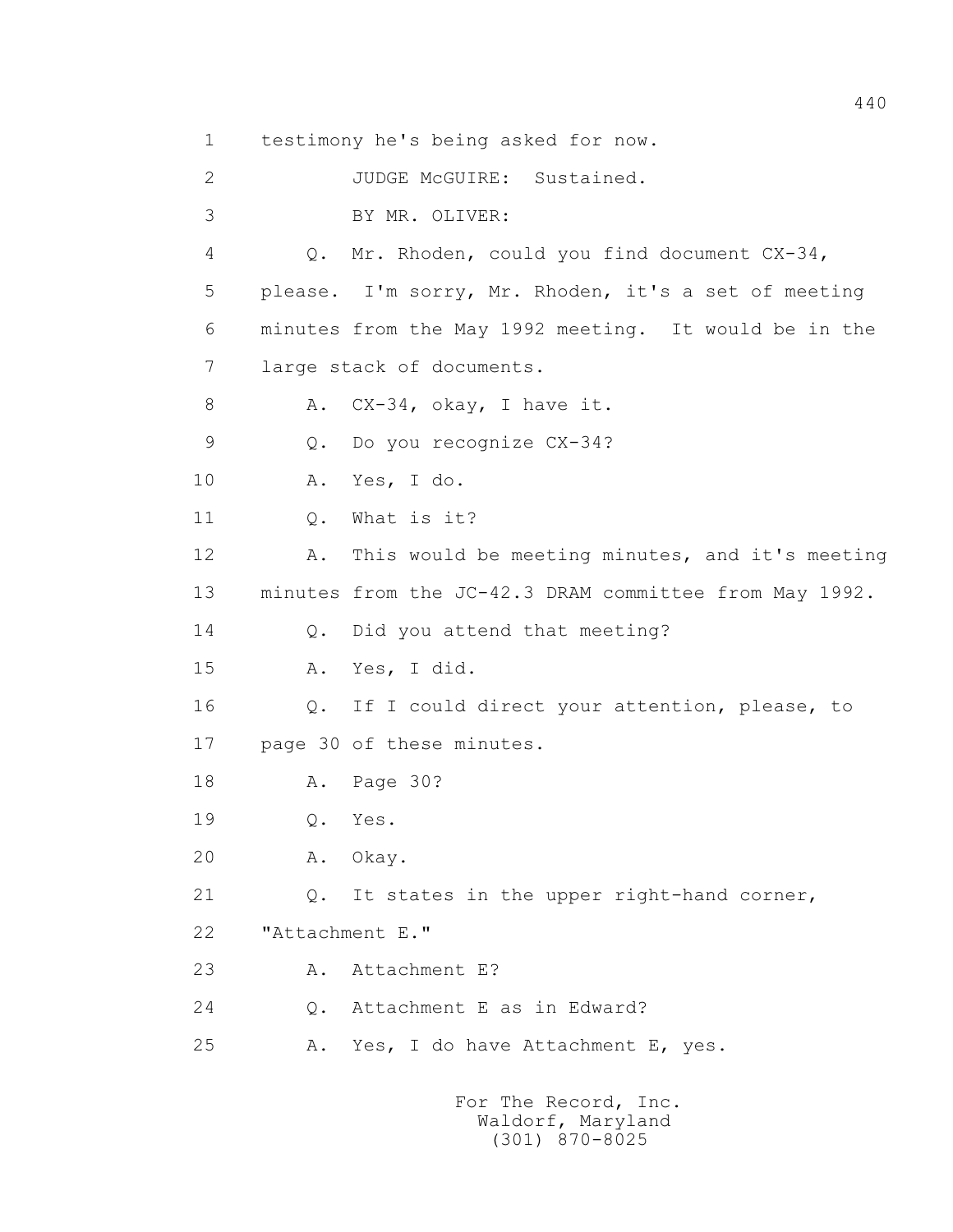1 testimony he's being asked for now.

2 JUDGE McGUIRE: Sustained.

3 BY MR. OLIVER:

4 Q. Mr. Rhoden, could you find document CX-34,

5 please. I'm sorry, Mr. Rhoden, it's a set of meeting

6 minutes from the May 1992 meeting. It would be in the

7 large stack of documents.

8 A. CX-34, okay, I have it.

9 Q. Do you recognize CX-34?

10 A. Yes, I do.

11 Q. What is it?

12 A. This would be meeting minutes, and it's meeting

13 minutes from the JC-42.3 DRAM committee from May 1992.

14 Q. Did you attend that meeting?

15 A. Yes, I did.

16 Q. If I could direct your attention, please, to

17 page 30 of these minutes.

18 A. Page 30?

19 Q. Yes.

20 A. Okay.

21 Q. It states in the upper right-hand corner,

22 "Attachment E."

23 A. Attachment E?

24 Q. Attachment E as in Edward?

25 A. Yes, I do have Attachment E, yes.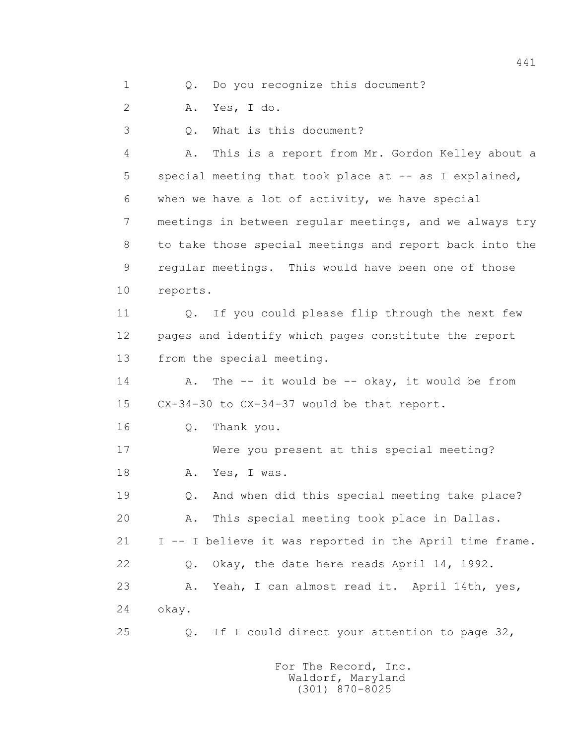1 Q. Do you recognize this document?

2 A. Yes, I do.

3 Q. What is this document?

4 A. This is a report from Mr. Gordon Kelley about a

5 special meeting that took place at -- as I explained,

6 when we have a lot of activity, we have special

7 meetings in between regular meetings, and we always try

8 to take those special meetings and report back into the

9 regular meetings. This would have been one of those

10 reports.

11 Q. If you could please flip through the next few

12 pages and identify which pages constitute the report

13 from the special meeting.

14 A. The -- it would be -- okay, it would be from

15 CX-34-30 to CX-34-37 would be that report.

16 Q. Thank you.

17 Were you present at this special meeting?

18 A. Yes, I was.

19 Q. And when did this special meeting take place?

20 A. This special meeting took place in Dallas.

21 I -- I believe it was reported in the April time frame.

22 Q. Okay, the date here reads April 14, 1992.

23 A. Yeah, I can almost read it. April 14th, yes,

24 okay.

25 Q. If I could direct your attention to page 32,

For The Record, Inc.
Waldorf, Maryland
(301) 870-8025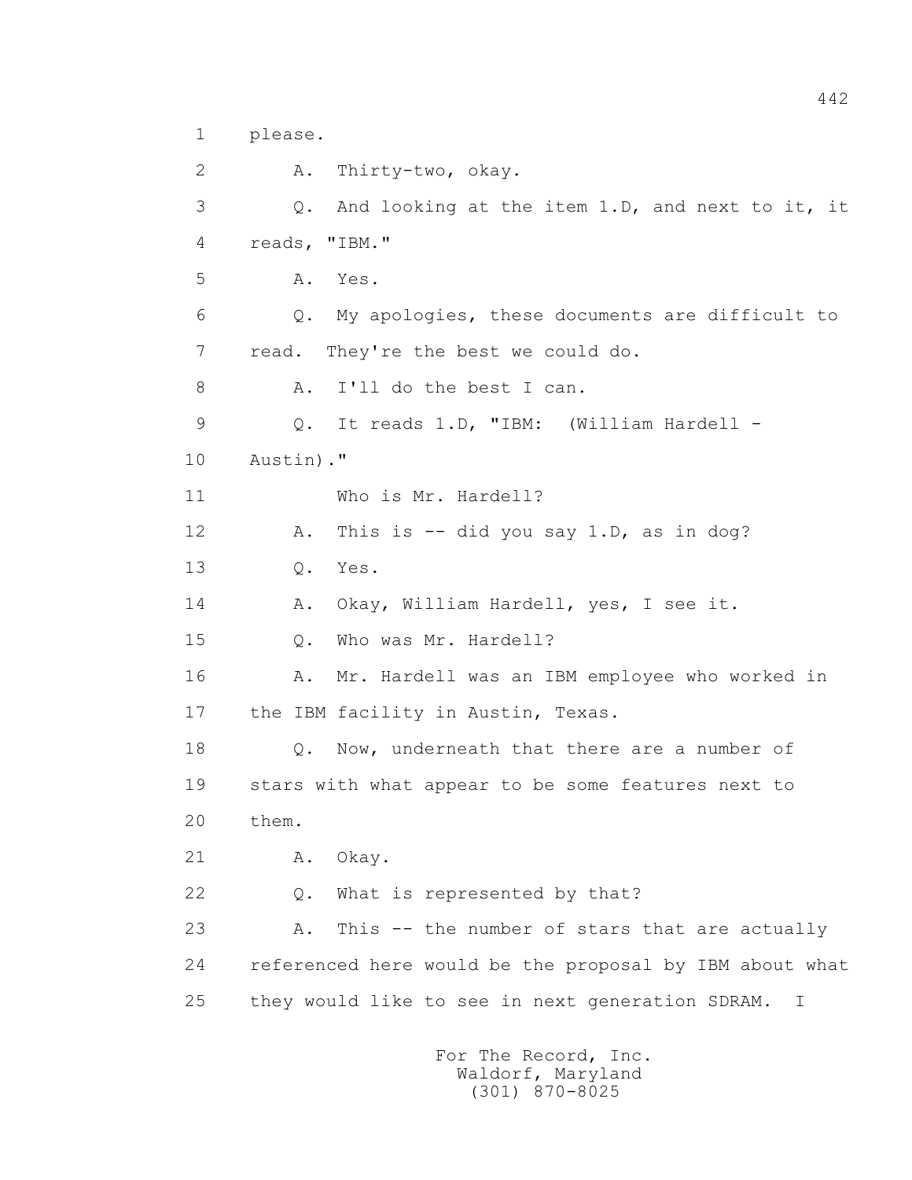1 please.

2 A. Thirty-two, okay.

3 Q. And looking at the item 1.D, and next to it, it

4 reads, "IBM."

5 A. Yes.

6 Q. My apologies, these documents are difficult to

7 read. They're the best we could do.

8 A. I'll do the best I can.

9 Q. It reads 1.D, "IBM: (William Hardell -

10 Austin)."

11 Who is Mr. Hardell?

12 A. This is -- did you say 1.D, as in dog?

13 Q. Yes.

14 A. Okay, William Hardell, yes, I see it.

15 Q. Who was Mr. Hardell?

16 A. Mr. Hardell was an IBM employee who worked in

17 the IBM facility in Austin, Texas.

18 Q. Now, underneath that there are a number of

19 stars with what appear to be some features next to

20 them.

21 A. Okay.

22 Q. What is represented by that?

23 A. This -- the number of stars that are actually

24 referenced here would be the proposal by IBM about what

25 they would like to see in next generation SDRAM. I

For The Record, Inc.
Waldorf, Maryland
(301) 870-8025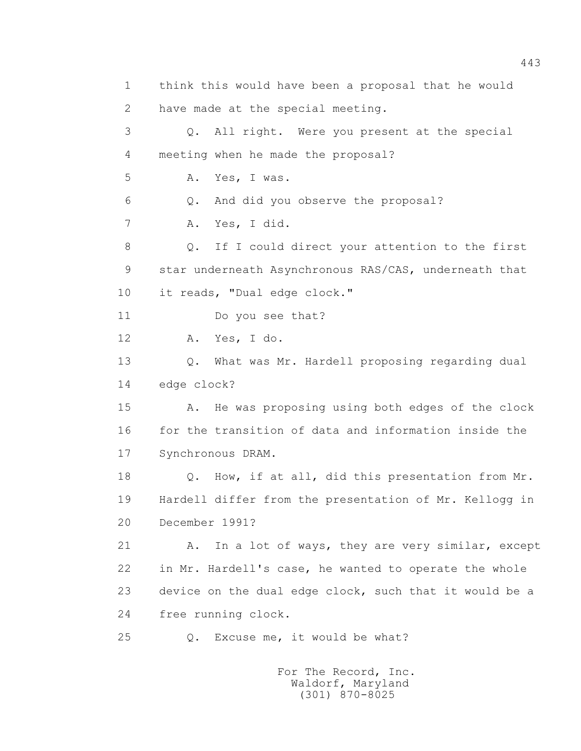1 think this would have been a proposal that he would
2 have made at the special meeting.

3 Q. All right. Were you present at the special
4 meeting when he made the proposal?

5 A. Yes, I was.

6 Q. And did you observe the proposal?

7 A. Yes, I did.

8 Q. If I could direct your attention to the first
9 star underneath Asynchronous RAS/CAS, underneath that
10 it reads, "Dual edge clock."

11 Do you see that?

12 A. Yes, I do.

13 Q. What was Mr. Hardell proposing regarding dual
14 edge clock?

15 A. He was proposing using both edges of the clock
16 for the transition of data and information inside the
17 Synchronous DRAM.

18 Q. How, if at all, did this presentation from Mr.
19 Hardell differ from the presentation of Mr. Kellogg in
20 December 1991?

21 A. In a lot of ways, they are very similar, except
22 in Mr. Hardell's case, he wanted to operate the whole
23 device on the dual edge clock, such that it would be a
24 free running clock.

25 Q. Excuse me, it would be what?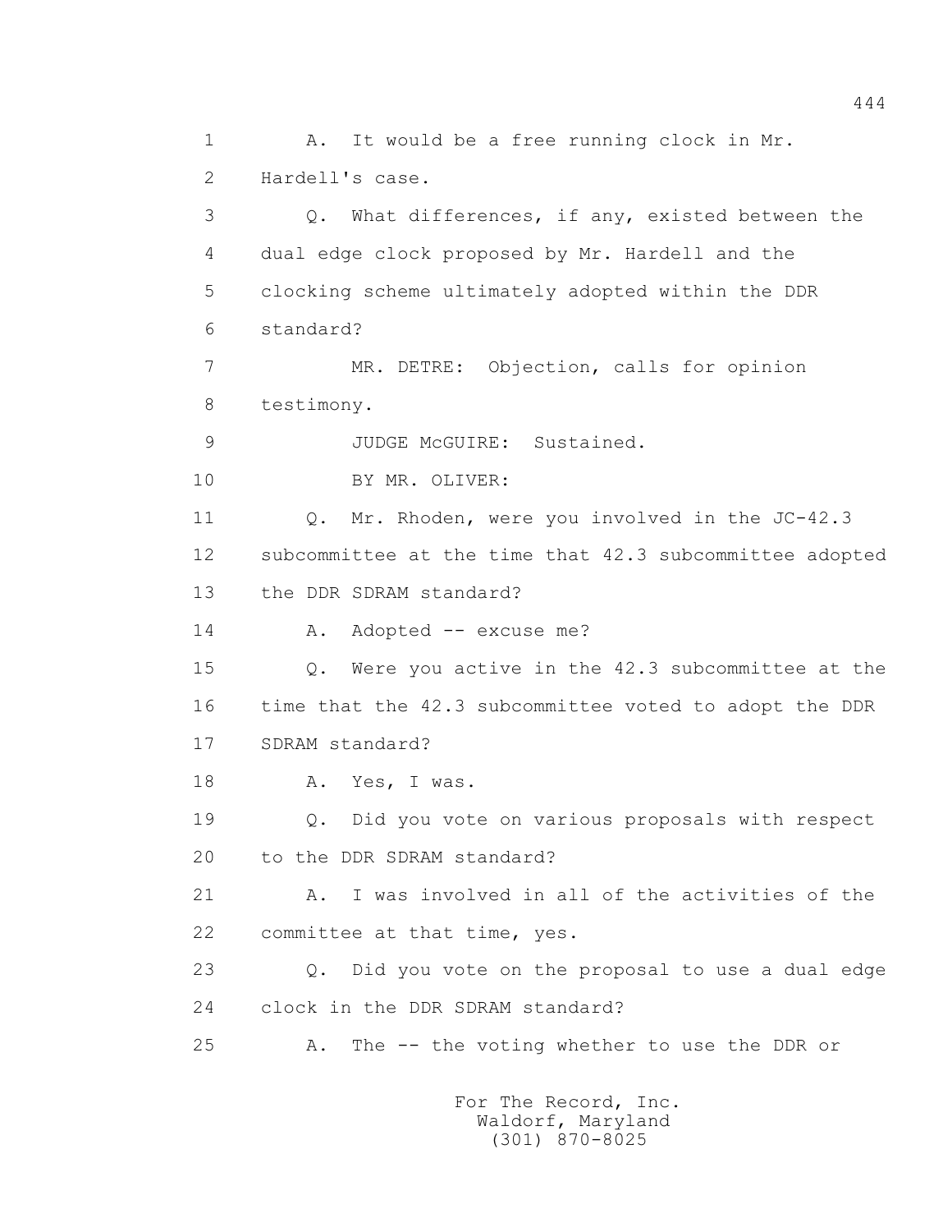1 A. It would be a free running clock in Mr.

2 Hardell's case.

3 Q. What differences, if any, existed between the

4 dual edge clock proposed by Mr. Hardell and the

5 clocking scheme ultimately adopted within the DDR

6 standard?

7 MR. DETRE: Objection, calls for opinion

8 testimony.

9 JUDGE McGUIRE: Sustained.

10 BY MR. OLIVER:

11 Q. Mr. Rhoden, were you involved in the JC-42.3

12 subcommittee at the time that 42.3 subcommittee adopted

13 the DDR SDRAM standard?

14 A. Adopted -- excuse me?

15 Q. Were you active in the 42.3 subcommittee at the

16 time that the 42.3 subcommittee voted to adopt the DDR

17 SDRAM standard?

18 A. Yes, I was.

19 Q. Did you vote on various proposals with respect

20 to the DDR SDRAM standard?

21 A. I was involved in all of the activities of the

22 committee at that time, yes.

23 Q. Did you vote on the proposal to use a dual edge

24 clock in the DDR SDRAM standard?

25 A. The -- the voting whether to use the DDR or

For The Record, Inc.
Waldorf, Maryland
(301) 870-8025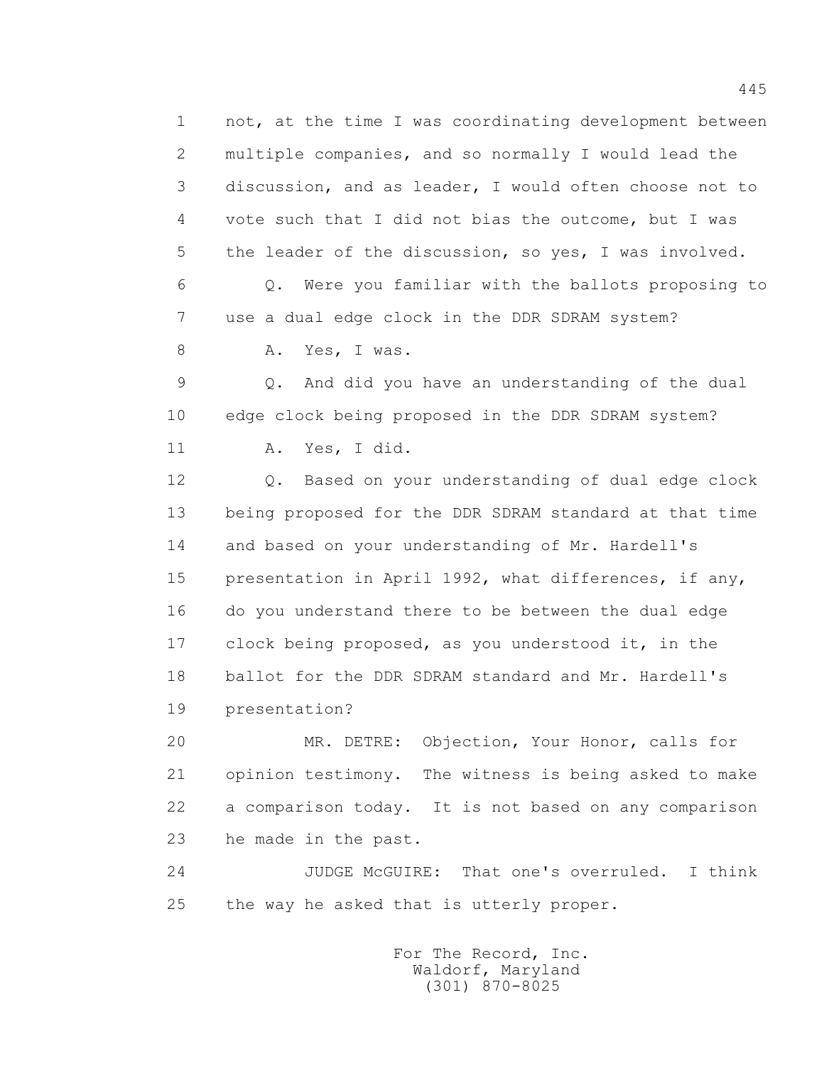1 not, at the time I was coordinating development between
2 multiple companies, and so normally I would lead the
3 discussion, and as leader, I would often choose not to
4 vote such that I did not bias the outcome, but I was
5 the leader of the discussion, so yes, I was involved.

6 Q. Were you familiar with the ballots proposing to
7 use a dual edge clock in the DDR SDRAM system?

8 A. Yes, I was.

9 Q. And did you have an understanding of the dual
10 edge clock being proposed in the DDR SDRAM system?

11 A. Yes, I did.

12 Q. Based on your understanding of dual edge clock
13 being proposed for the DDR SDRAM standard at that time
14 and based on your understanding of Mr. Hardell's
15 presentation in April 1992, what differences, if any,
16 do you understand there to be between the dual edge
17 clock being proposed, as you understood it, in the
18 ballot for the DDR SDRAM standard and Mr. Hardell's
19 presentation?

20 MR. DETRE: Objection, Your Honor, calls for
21 opinion testimony. The witness is being asked to make
22 a comparison today. It is not based on any comparison
23 he made in the past.

24 JUDGE McGUIRE: That one's overruled. I think
25 the way he asked that is utterly proper.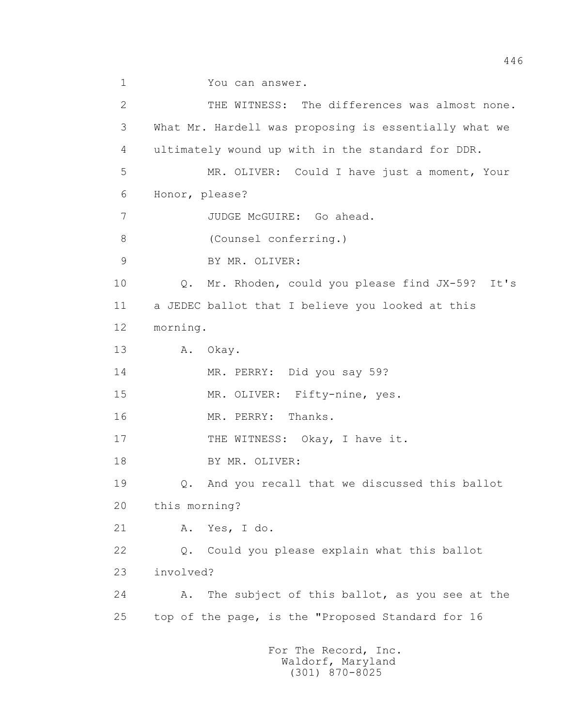1 You can answer.

2 THE WITNESS: The differences was almost none.

3 What Mr. Hardell was proposing is essentially what we

4 ultimately wound up with in the standard for DDR.

5 MR. OLIVER: Could I have just a moment, Your

6 Honor, please?

7 JUDGE McGUIRE: Go ahead.

8 (Counsel conferring.)

9 BY MR. OLIVER:

10 Q. Mr. Rhoden, could you please find JX-59? It's

11 a JEDEC ballot that I believe you looked at this

12 morning.

13 A. Okay.

14 MR. PERRY: Did you say 59?

15 MR. OLIVER: Fifty-nine, yes.

16 MR. PERRY: Thanks.

17 THE WITNESS: Okay, I have it.

18 BY MR. OLIVER:

19 Q. And you recall that we discussed this ballot

20 this morning?

21 A. Yes, I do.

22 Q. Could you please explain what this ballot

23 involved?

24 A. The subject of this ballot, as you see at the

25 top of the page, is the "Proposed Standard for 16

For The Record, Inc.
Waldorf, Maryland
(301) 870-8025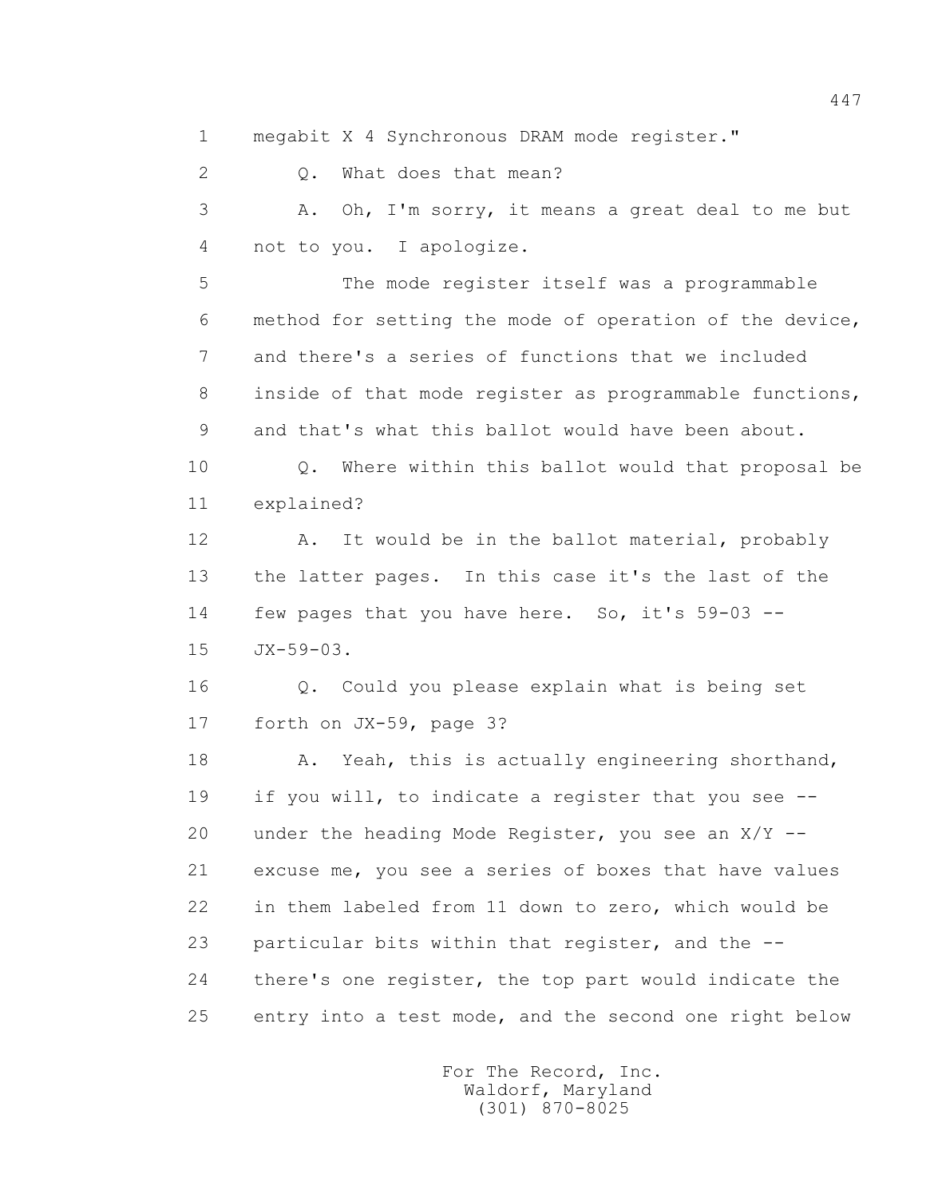1 megabit X 4 Synchronous DRAM mode register."

2 Q. What does that mean?

3 A. Oh, I'm sorry, it means a great deal to me but
4 not to you. I apologize.

5 The mode register itself was a programmable
6 method for setting the mode of operation of the device,
7 and there's a series of functions that we included
8 inside of that mode register as programmable functions,
9 and that's what this ballot would have been about.

10 Q. Where within this ballot would that proposal be
11 explained?

12 A. It would be in the ballot material, probably
13 the latter pages. In this case it's the last of the
14 few pages that you have here. So, it's 59-03 --
15 JX-59-03.

16 Q. Could you please explain what is being set
17 forth on JX-59, page 3?

18 A. Yeah, this is actually engineering shorthand,
19 if you will, to indicate a register that you see --
20 under the heading Mode Register, you see an X/Y --
21 excuse me, you see a series of boxes that have values
22 in them labeled from 11 down to zero, which would be
23 particular bits within that register, and the --
24 there's one register, the top part would indicate the
25 entry into a test mode, and the second one right below

For The Record, Inc.
Waldorf, Maryland
(301) 870-8025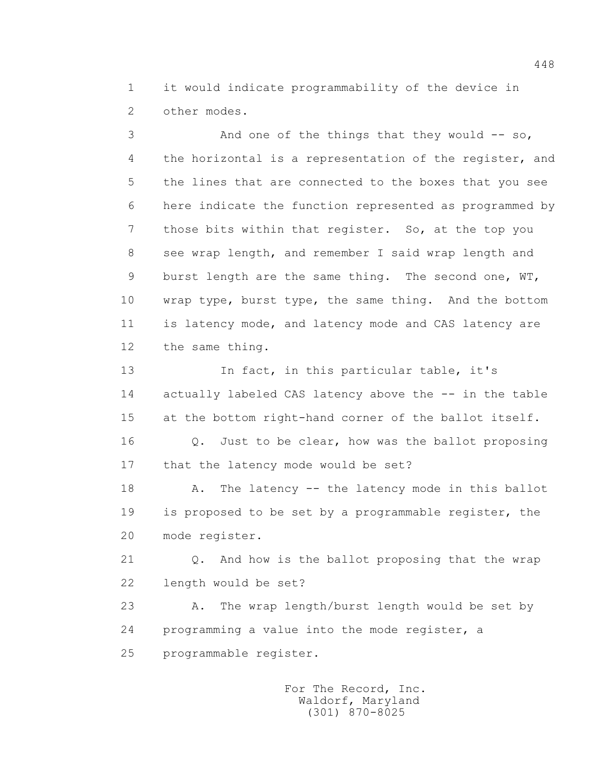1 it would indicate programmability of the device in
2 other modes.

3 And one of the things that they would -- so,
4 the horizontal is a representation of the register, and
5 the lines that are connected to the boxes that you see
6 here indicate the function represented as programmed by
7 those bits within that register. So, at the top you
8 see wrap length, and remember I said wrap length and
9 burst length are the same thing. The second one, WT,
10 wrap type, burst type, the same thing. And the bottom
11 is latency mode, and latency mode and CAS latency are
12 the same thing.

13 In fact, in this particular table, it's
14 actually labeled CAS latency above the -- in the table
15 at the bottom right-hand corner of the ballot itself.

16 Q. Just to be clear, how was the ballot proposing
17 that the latency mode would be set?

18 A. The latency -- the latency mode in this ballot
19 is proposed to be set by a programmable register, the
20 mode register.

21 Q. And how is the ballot proposing that the wrap
22 length would be set?

23 A. The wrap length/burst length would be set by
24 programming a value into the mode register, a
25 programmable register.

For The Record, Inc.
Waldorf, Maryland
(301) 870-8025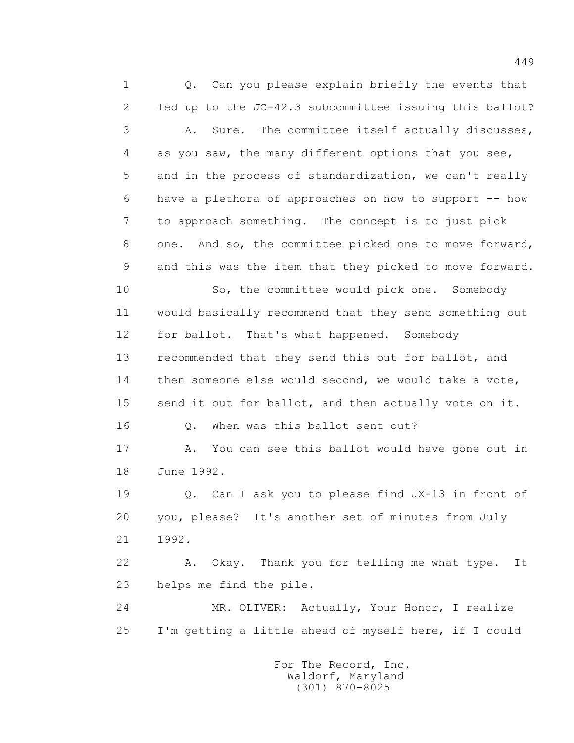1 Q. Can you please explain briefly the events that
2 led up to the JC-42.3 subcommittee issuing this ballot?
3 A. Sure. The committee itself actually discusses,
4 as you saw, the many different options that you see,
5 and in the process of standardization, we can't really
6 have a plethora of approaches on how to support -- how
7 to approach something. The concept is to just pick
8 one. And so, the committee picked one to move forward,
9 and this was the item that they picked to move forward.
10 So, the committee would pick one. Somebody
11 would basically recommend that they send something out
12 for ballot. That's what happened. Somebody
13 recommended that they send this out for ballot, and
14 then someone else would second, we would take a vote,
15 send it out for ballot, and then actually vote on it.
16 Q. When was this ballot sent out?
17 A. You can see this ballot would have gone out in
18 June 1992.
19 Q. Can I ask you to please find JX-13 in front of
20 you, please? It's another set of minutes from July
21 1992.
22 A. Okay. Thank you for telling me what type. It
23 helps me find the pile.
24 MR. OLIVER: Actually, Your Honor, I realize
25 I'm getting a little ahead of myself here, if I could

For The Record, Inc.
Waldorf, Maryland
(301) 870-8025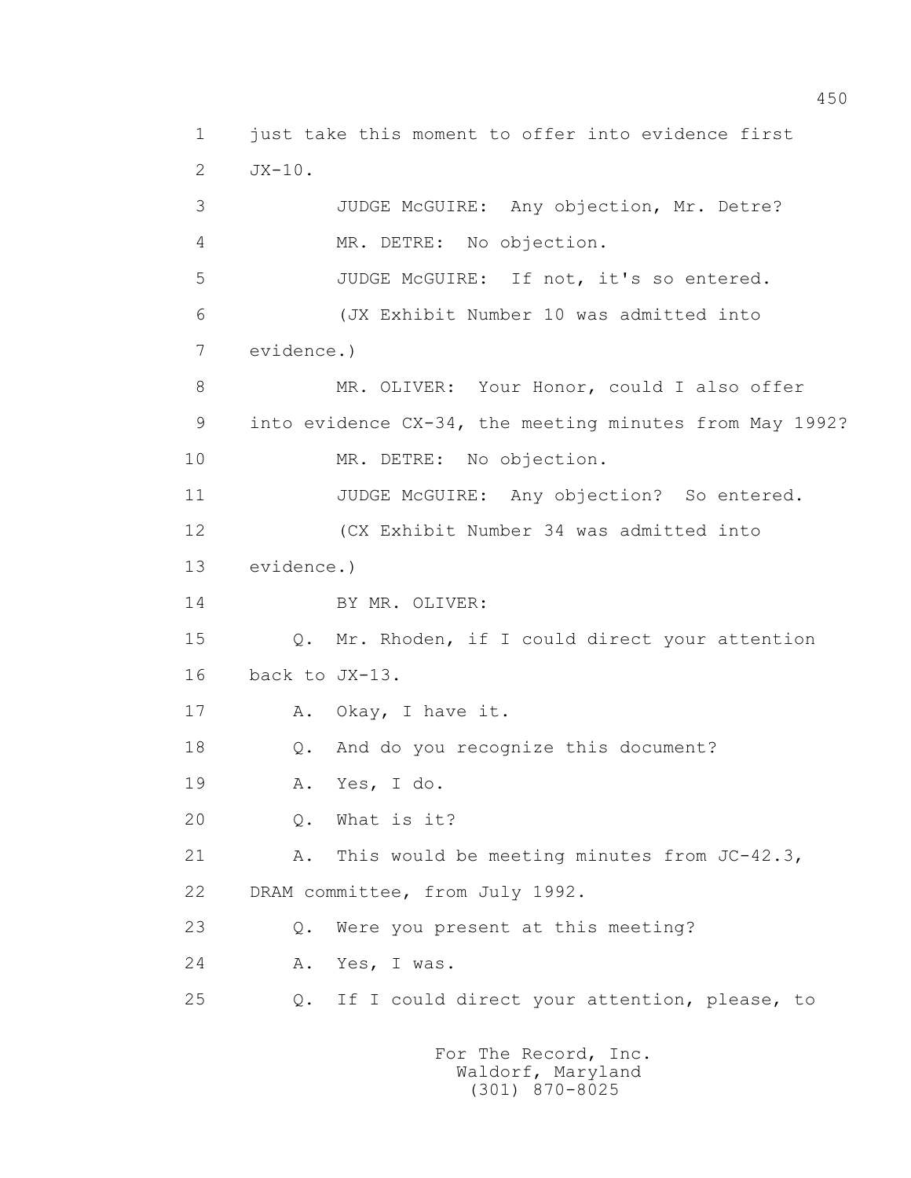1 just take this moment to offer into evidence first
2 JX-10.
3 JUDGE McGUIRE: Any objection, Mr. Detre?
4 MR. DETRE: No objection.
5 JUDGE McGUIRE: If not, it's so entered.
6 (JX Exhibit Number 10 was admitted into
7 evidence.)
8 MR. OLIVER: Your Honor, could I also offer
9 into evidence CX-34, the meeting minutes from May 1992?
10 MR. DETRE: No objection.
11 JUDGE McGUIRE: Any objection? So entered.
12 (CX Exhibit Number 34 was admitted into
13 evidence.)
14 BY MR. OLIVER:
15 Q. Mr. Rhoden, if I could direct your attention
16 back to JX-13.
17 A. Okay, I have it.
18 Q. And do you recognize this document?
19 A. Yes, I do.
20 Q. What is it?
21 A. This would be meeting minutes from JC-42.3,
22 DRAM committee, from July 1992.
23 Q. Were you present at this meeting?
24 A. Yes, I was.
25 Q. If I could direct your attention, please, to

For The Record, Inc.
Waldorf, Maryland
(301) 870-8025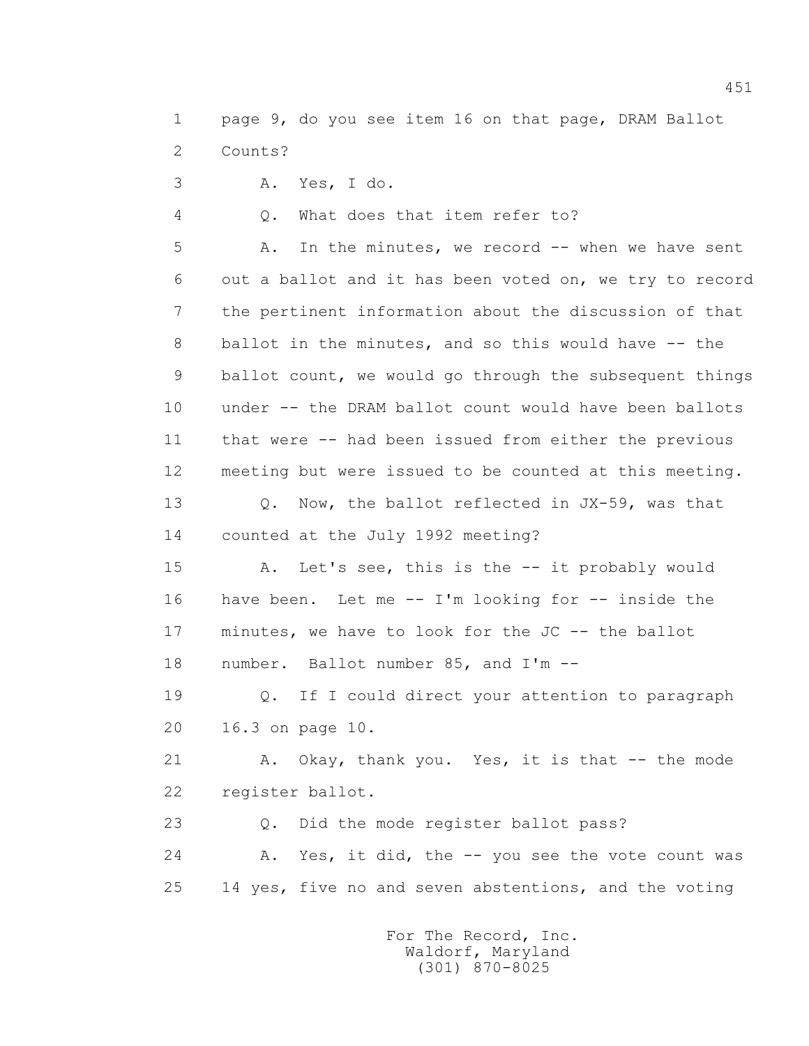1 page 9, do you see item 16 on that page, DRAM Ballot
2 Counts?
3 A. Yes, I do.
4 Q. What does that item refer to?
5 A. In the minutes, we record -- when we have sent
6 out a ballot and it has been voted on, we try to record
7 the pertinent information about the discussion of that
8 ballot in the minutes, and so this would have -- the
9 ballot count, we would go through the subsequent things
10 under -- the DRAM ballot count would have been ballots
11 that were -- had been issued from either the previous
12 meeting but were issued to be counted at this meeting.
13 Q. Now, the ballot reflected in JX-59, was that
14 counted at the July 1992 meeting?
15 A. Let's see, this is the -- it probably would
16 have been. Let me -- I'm looking for -- inside the
17 minutes, we have to look for the JC -- the ballot
18 number. Ballot number 85, and I'm --
19 Q. If I could direct your attention to paragraph
20 16.3 on page 10.
21 A. Okay, thank you. Yes, it is that -- the mode
22 register ballot.
23 Q. Did the mode register ballot pass?
24 A. Yes, it did, the -- you see the vote count was
25 14 yes, five no and seven abstentions, and the voting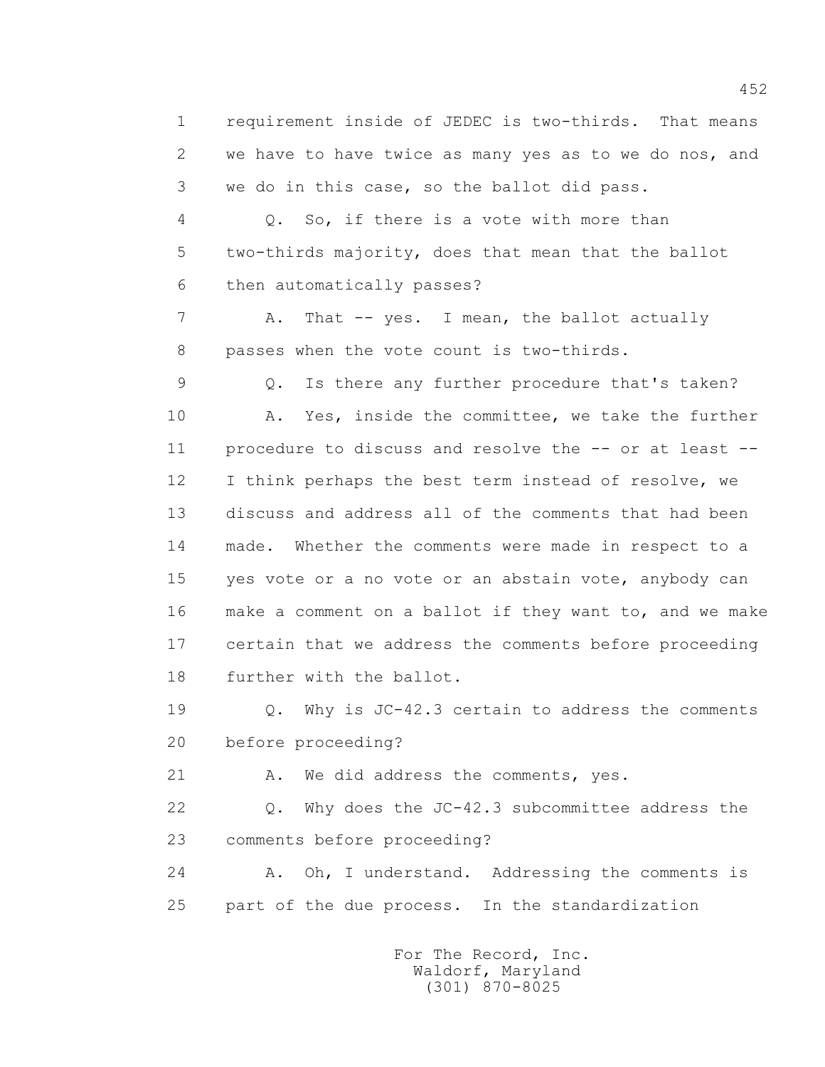1 requirement inside of JEDEC is two-thirds. That means
2 we have to have twice as many yes as to we do nos, and
3 we do in this case, so the ballot did pass.

4 Q. So, if there is a vote with more than
5 two-thirds majority, does that mean that the ballot
6 then automatically passes?

7 A. That -- yes. I mean, the ballot actually
8 passes when the vote count is two-thirds.

9 Q. Is there any further procedure that's taken?

10 A. Yes, inside the committee, we take the further
11 procedure to discuss and resolve the -- or at least --
12 I think perhaps the best term instead of resolve, we
13 discuss and address all of the comments that had been
14 made. Whether the comments were made in respect to a
15 yes vote or a no vote or an abstain vote, anybody can
16 make a comment on a ballot if they want to, and we make
17 certain that we address the comments before proceeding
18 further with the ballot.

19 Q. Why is JC-42.3 certain to address the comments
20 before proceeding?

21 A. We did address the comments, yes.

22 Q. Why does the JC-42.3 subcommittee address the
23 comments before proceeding?

24 A. Oh, I understand. Addressing the comments is
25 part of the due process. In the standardization

For The Record, Inc.
Waldorf, Maryland
(301) 870-8025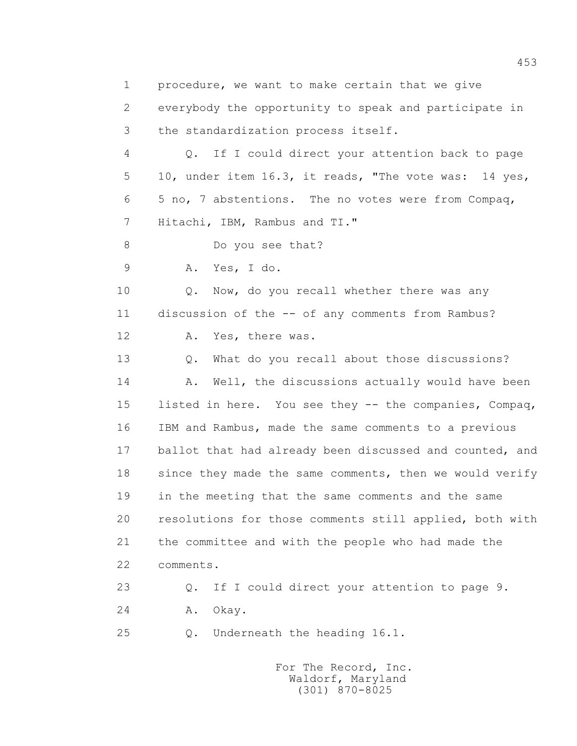procedure, we want to make certain that we give everybody the opportunity to speak and participate in the standardization process itself.

Q. If I could direct your attention back to page 10, under item 16.3, it reads, "The vote was: 14 yes, 5 no, 7 abstentions. The no votes were from Compaq, Hitachi, IBM, Rambus and TI."

Do you see that?

A. Yes, I do.

Q. Now, do you recall whether there was any discussion of the -- of any comments from Rambus?

A. Yes, there was.

Q. What do you recall about those discussions?

A. Well, the discussions actually would have been listed in here. You see they -- the companies, Compaq, IBM and Rambus, made the same comments to a previous ballot that had already been discussed and counted, and since they made the same comments, then we would verify in the meeting that the same comments and the same resolutions for those comments still applied, both with the committee and with the people who had made the comments.

Q. If I could direct your attention to page 9.

A. Okay.

Q. Underneath the heading 16.1.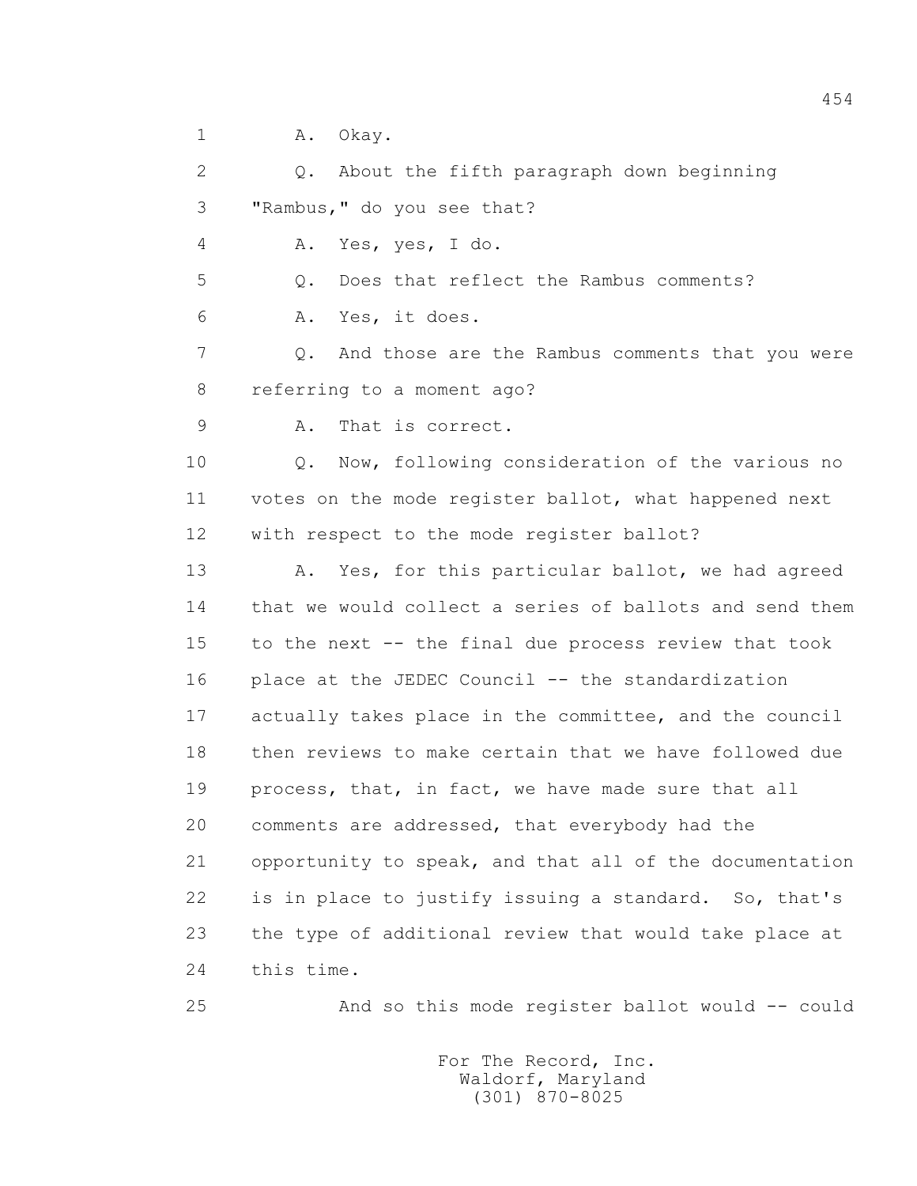1 A. Okay.

2 Q. About the fifth paragraph down beginning

3 "Rambus," do you see that?

4 A. Yes, yes, I do.

5 Q. Does that reflect the Rambus comments?

6 A. Yes, it does.

7 Q. And those are the Rambus comments that you were

8 referring to a moment ago?

9 A. That is correct.

10 Q. Now, following consideration of the various no

11 votes on the mode register ballot, what happened next

12 with respect to the mode register ballot?

13 A. Yes, for this particular ballot, we had agreed

14 that we would collect a series of ballots and send them

15 to the next -- the final due process review that took

16 place at the JEDEC Council -- the standardization

17 actually takes place in the committee, and the council

18 then reviews to make certain that we have followed due

19 process, that, in fact, we have made sure that all

20 comments are addressed, that everybody had the

21 opportunity to speak, and that all of the documentation

22 is in place to justify issuing a standard. So, that's

23 the type of additional review that would take place at

24 this time.

25 And so this mode register ballot would -- could

For The Record, Inc.
Waldorf, Maryland
(301) 870-8025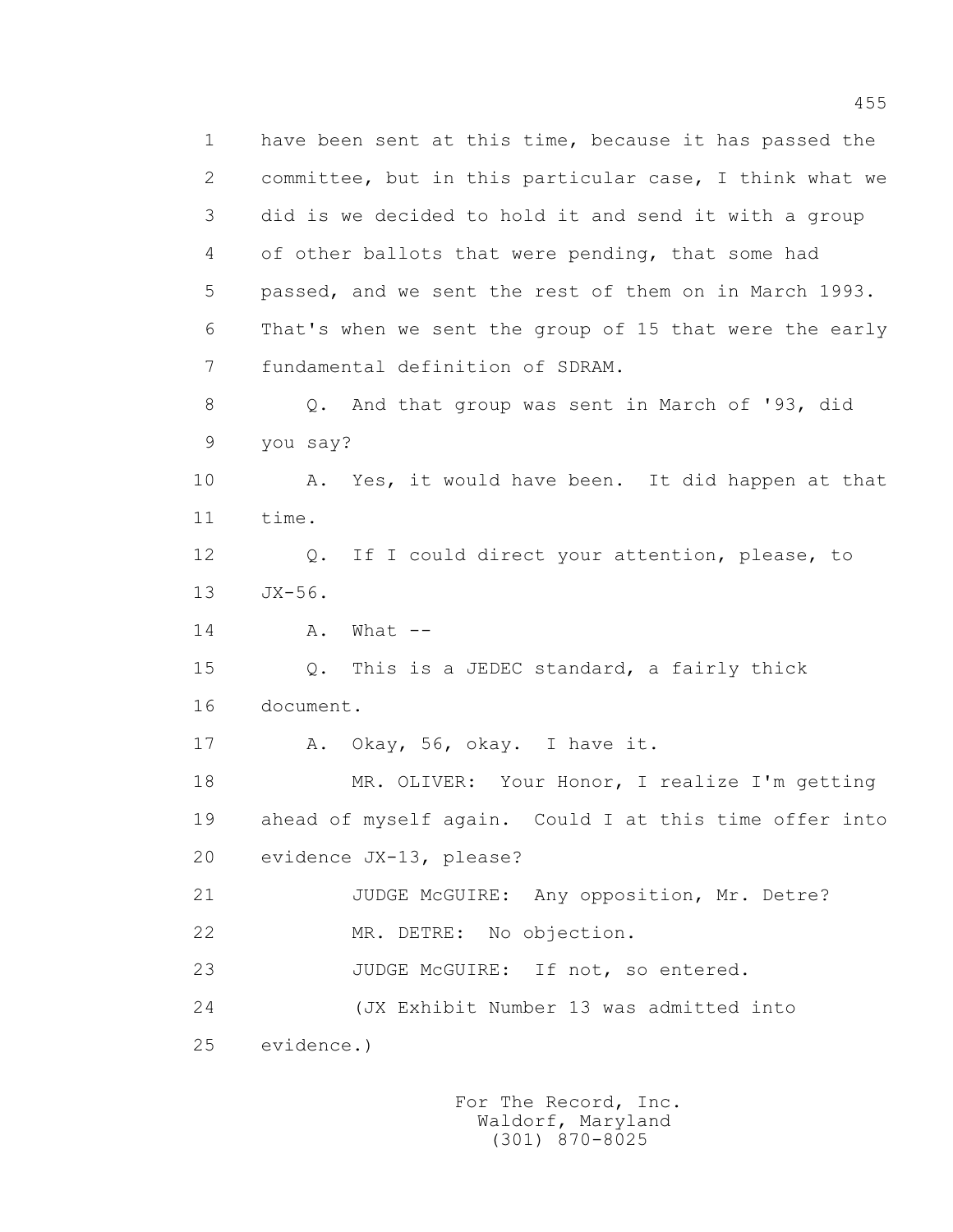1 have been sent at this time, because it has passed the
2 committee, but in this particular case, I think what we
3 did is we decided to hold it and send it with a group
4 of other ballots that were pending, that some had
5 passed, and we sent the rest of them on in March 1993.
6 That's when we sent the group of 15 that were the early
7 fundamental definition of SDRAM.
8 Q. And that group was sent in March of '93, did
9 you say?
10 A. Yes, it would have been. It did happen at that
11 time.
12 Q. If I could direct your attention, please, to
13 JX-56.
14 A. What --
15 Q. This is a JEDEC standard, a fairly thick
16 document.
17 A. Okay, 56, okay. I have it.
18 MR. OLIVER: Your Honor, I realize I'm getting
19 ahead of myself again. Could I at this time offer into
20 evidence JX-13, please?
21 JUDGE McGUIRE: Any opposition, Mr. Detre?
22 MR. DETRE: No objection.
23 JUDGE McGUIRE: If not, so entered.
24 (JX Exhibit Number 13 was admitted into
25 evidence.)

For The Record, Inc.
Waldorf, Maryland
(301) 870-8025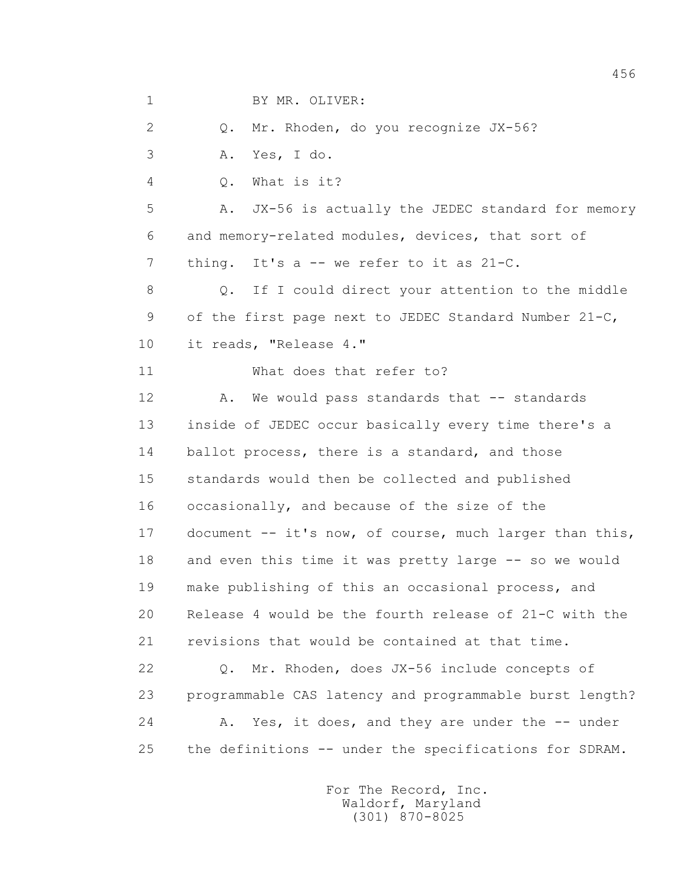BY MR. OLIVER:

Q. Mr. Rhoden, do you recognize JX-56?

A. Yes, I do.

Q. What is it?

A. JX-56 is actually the JEDEC standard for memory and memory-related modules, devices, that sort of thing. It's a -- we refer to it as 21-C.

Q. If I could direct your attention to the middle of the first page next to JEDEC Standard Number 21-C, it reads, "Release 4."

What does that refer to?

A. We would pass standards that -- standards inside of JEDEC occur basically every time there's a ballot process, there is a standard, and those standards would then be collected and published occasionally, and because of the size of the document -- it's now, of course, much larger than this, and even this time it was pretty large -- so we would make publishing of this an occasional process, and Release 4 would be the fourth release of 21-C with the revisions that would be contained at that time.

Q. Mr. Rhoden, does JX-56 include concepts of programmable CAS latency and programmable burst length?

A. Yes, it does, and they are under the -- under the definitions -- under the specifications for SDRAM.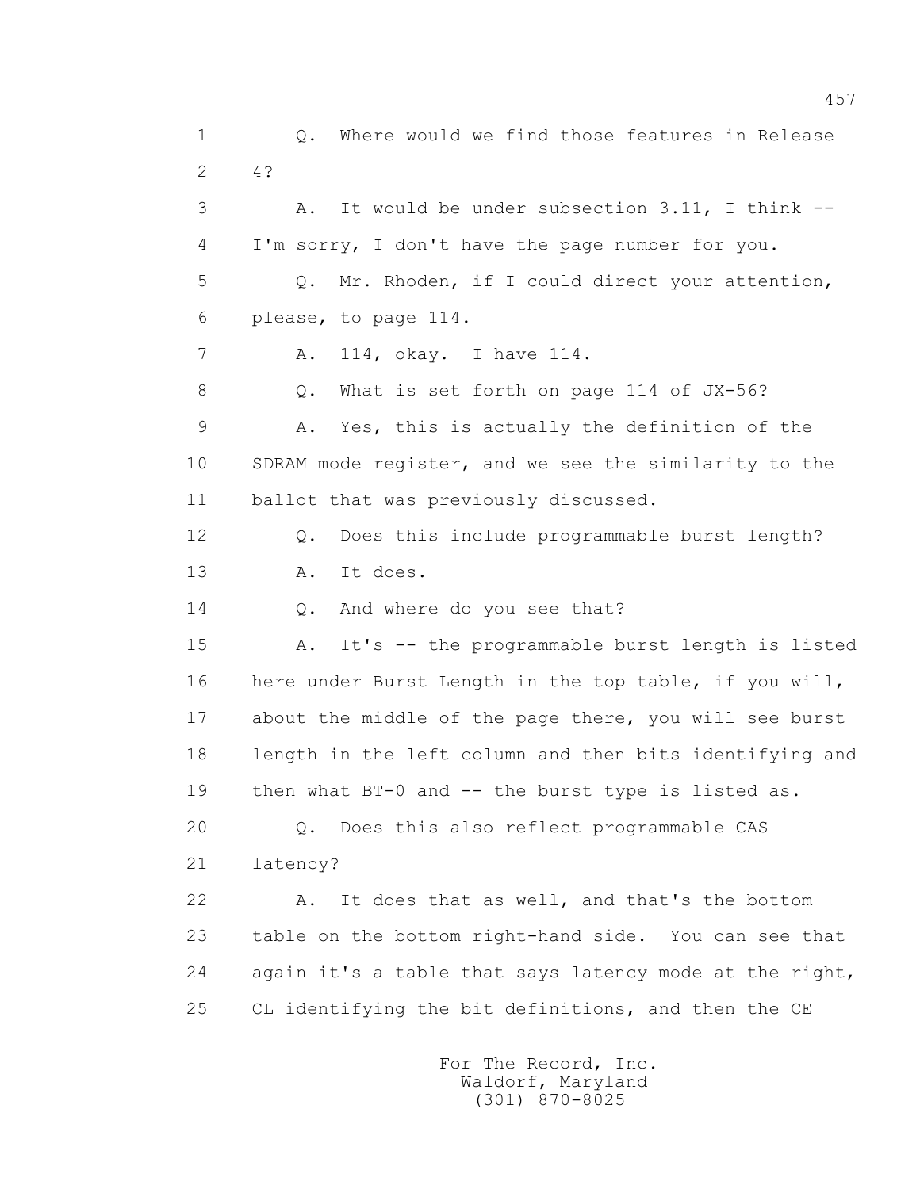1 Q. Where would we find those features in Release
2 4?
3 A. It would be under subsection 3.11, I think --
4 I'm sorry, I don't have the page number for you.
5 Q. Mr. Rhoden, if I could direct your attention,
6 please, to page 114.
7 A. 114, okay. I have 114.
8 Q. What is set forth on page 114 of JX-56?
9 A. Yes, this is actually the definition of the
10 SDRAM mode register, and we see the similarity to the
11 ballot that was previously discussed.
12 Q. Does this include programmable burst length?
13 A. It does.
14 Q. And where do you see that?
15 A. It's -- the programmable burst length is listed
16 here under Burst Length in the top table, if you will,
17 about the middle of the page there, you will see burst
18 length in the left column and then bits identifying and
19 then what BT-0 and -- the burst type is listed as.
20 Q. Does this also reflect programmable CAS
21 latency?
22 A. It does that as well, and that's the bottom
23 table on the bottom right-hand side. You can see that
24 again it's a table that says latency mode at the right,
25 CL identifying the bit definitions, and then the CE

For The Record, Inc.
Waldorf, Maryland
(301) 870-8025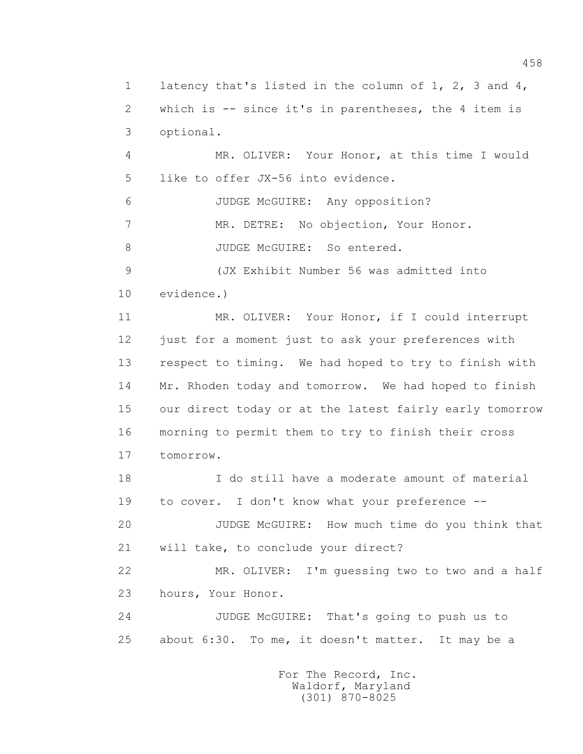1 latency that's listed in the column of 1, 2, 3 and 4,
2 which is -- since it's in parentheses, the 4 item is
3 optional.

4 MR. OLIVER: Your Honor, at this time I would
5 like to offer JX-56 into evidence.

6 JUDGE McGUIRE: Any opposition?

7 MR. DETRE: No objection, Your Honor.

8 JUDGE McGUIRE: So entered.

9 (JX Exhibit Number 56 was admitted into
10 evidence.)

11 MR. OLIVER: Your Honor, if I could interrupt
12 just for a moment just to ask your preferences with
13 respect to timing. We had hoped to try to finish with
14 Mr. Rhoden today and tomorrow. We had hoped to finish
15 our direct today or at the latest fairly early tomorrow
16 morning to permit them to try to finish their cross
17 tomorrow.

18 I do still have a moderate amount of material
19 to cover. I don't know what your preference --

20 JUDGE McGUIRE: How much time do you think that
21 will take, to conclude your direct?

22 MR. OLIVER: I'm guessing two to two and a half
23 hours, Your Honor.

24 JUDGE McGUIRE: That's going to push us to
25 about 6:30. To me, it doesn't matter. It may be a

For The Record, Inc.
Waldorf, Maryland
(301) 870-8025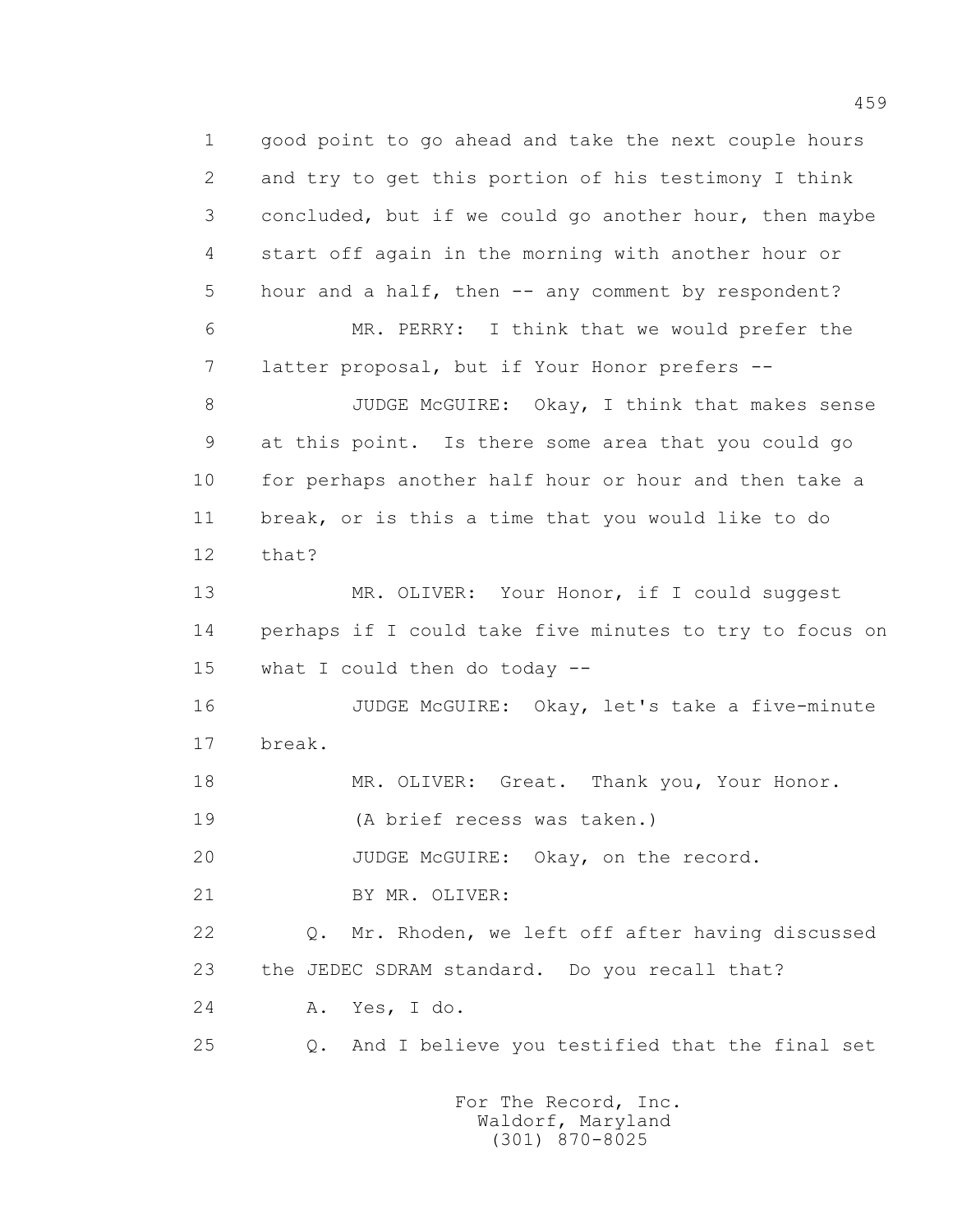1 good point to go ahead and take the next couple hours
2 and try to get this portion of his testimony I think
3 concluded, but if we could go another hour, then maybe
4 start off again in the morning with another hour or
5 hour and a half, then -- any comment by respondent?
6 MR. PERRY: I think that we would prefer the
7 latter proposal, but if Your Honor prefers --
8 JUDGE McGUIRE: Okay, I think that makes sense
9 at this point. Is there some area that you could go
10 for perhaps another half hour or hour and then take a
11 break, or is this a time that you would like to do
12 that?
13 MR. OLIVER: Your Honor, if I could suggest
14 perhaps if I could take five minutes to try to focus on
15 what I could then do today --
16 JUDGE McGUIRE: Okay, let's take a five-minute
17 break.
18 MR. OLIVER: Great. Thank you, Your Honor.
19 (A brief recess was taken.)
20 JUDGE McGUIRE: Okay, on the record.
21 BY MR. OLIVER:
22 Q. Mr. Rhoden, we left off after having discussed
23 the JEDEC SDRAM standard. Do you recall that?
24 A. Yes, I do.
25 Q. And I believe you testified that the final set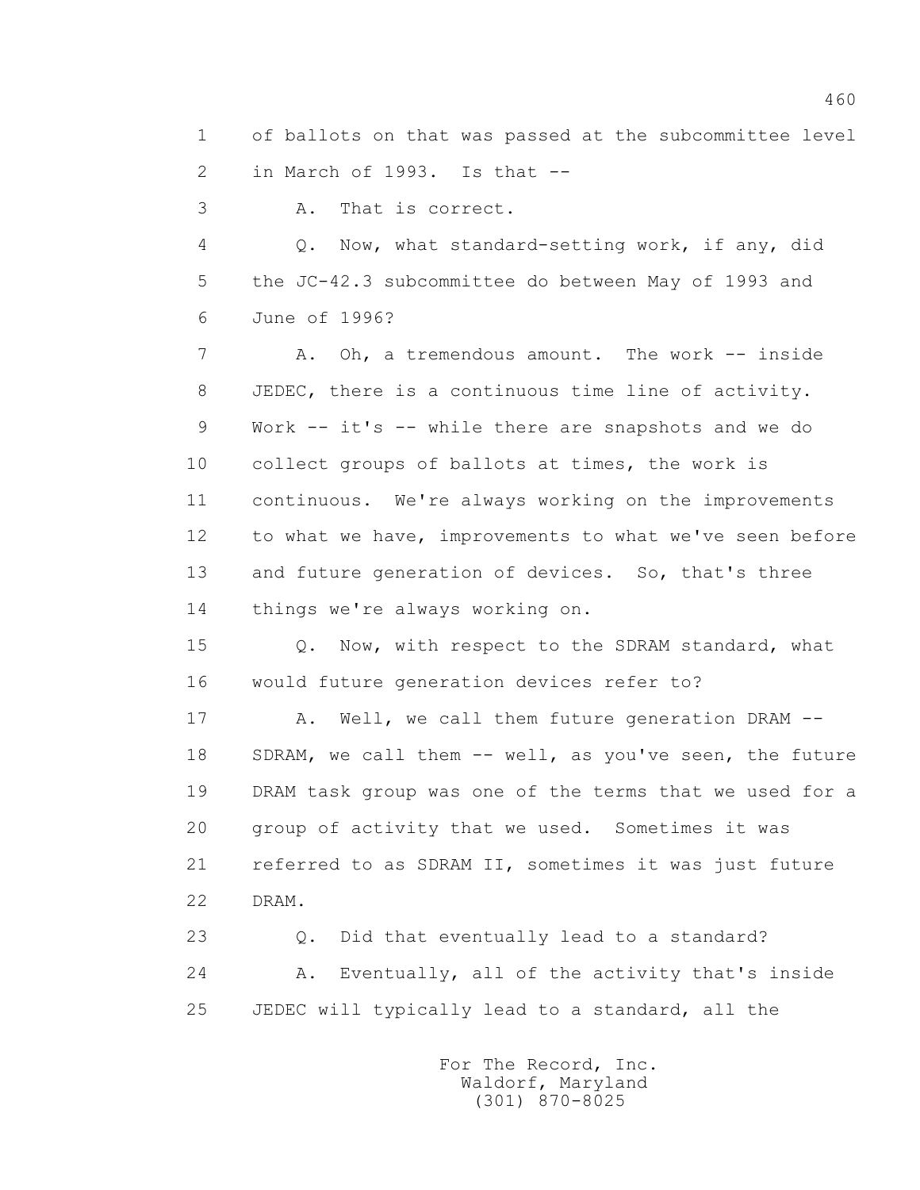1 of ballots on that was passed at the subcommittee level
2 in March of 1993. Is that --
3 A. That is correct.
4 Q. Now, what standard-setting work, if any, did
5 the JC-42.3 subcommittee do between May of 1993 and
6 June of 1996?
7 A. Oh, a tremendous amount. The work -- inside
8 JEDEC, there is a continuous time line of activity.
9 Work -- it's -- while there are snapshots and we do
10 collect groups of ballots at times, the work is
11 continuous. We're always working on the improvements
12 to what we have, improvements to what we've seen before
13 and future generation of devices. So, that's three
14 things we're always working on.
15 Q. Now, with respect to the SDRAM standard, what
16 would future generation devices refer to?
17 A. Well, we call them future generation DRAM --
18 SDRAM, we call them -- well, as you've seen, the future
19 DRAM task group was one of the terms that we used for a
20 group of activity that we used. Sometimes it was
21 referred to as SDRAM II, sometimes it was just future
22 DRAM.
23 Q. Did that eventually lead to a standard?
24 A. Eventually, all of the activity that's inside
25 JEDEC will typically lead to a standard, all the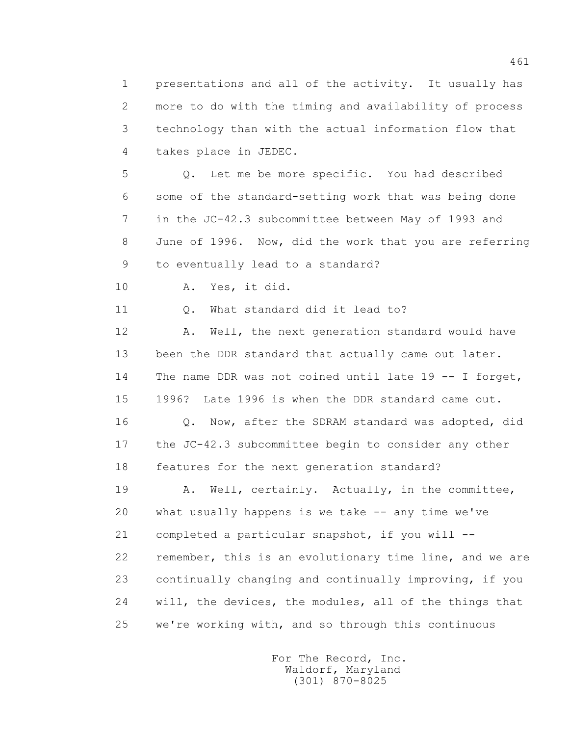presentations and all of the activity. It usually has more to do with the timing and availability of process technology than with the actual information flow that takes place in JEDEC.

Q. Let me be more specific. You had described some of the standard-setting work that was being done in the JC-42.3 subcommittee between May of 1993 and June of 1996. Now, did the work that you are referring to eventually lead to a standard?

A. Yes, it did.

Q. What standard did it lead to?

A. Well, the next generation standard would have been the DDR standard that actually came out later. The name DDR was not coined until late 19 -- I forget, 1996? Late 1996 is when the DDR standard came out.

Q. Now, after the SDRAM standard was adopted, did the JC-42.3 subcommittee begin to consider any other features for the next generation standard?

A. Well, certainly. Actually, in the committee, what usually happens is we take -- any time we've completed a particular snapshot, if you will -- remember, this is an evolutionary time line, and we are continually changing and continually improving, if you will, the devices, the modules, all of the things that we're working with, and so through this continuous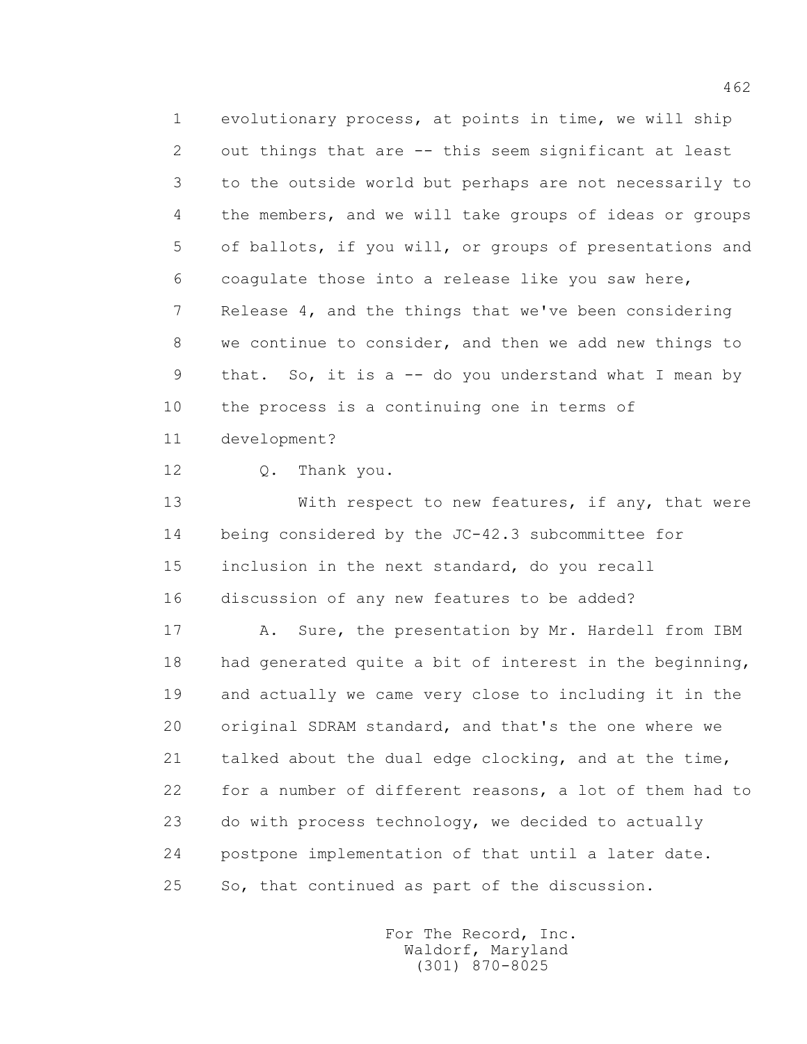1 evolutionary process, at points in time, we will ship
2 out things that are -- this seem significant at least
3 to the outside world but perhaps are not necessarily to
4 the members, and we will take groups of ideas or groups
5 of ballots, if you will, or groups of presentations and
6 coagulate those into a release like you saw here,
7 Release 4, and the things that we've been considering
8 we continue to consider, and then we add new things to
9 that. So, it is a -- do you understand what I mean by
10 the process is a continuing one in terms of
11 development?

12 Q. Thank you.

13 With respect to new features, if any, that were
14 being considered by the JC-42.3 subcommittee for
15 inclusion in the next standard, do you recall
16 discussion of any new features to be added?

17 A. Sure, the presentation by Mr. Hardell from IBM
18 had generated quite a bit of interest in the beginning,
19 and actually we came very close to including it in the
20 original SDRAM standard, and that's the one where we
21 talked about the dual edge clocking, and at the time,
22 for a number of different reasons, a lot of them had to
23 do with process technology, we decided to actually
24 postpone implementation of that until a later date.
25 So, that continued as part of the discussion.

For The Record, Inc.
Waldorf, Maryland
(301) 870-8025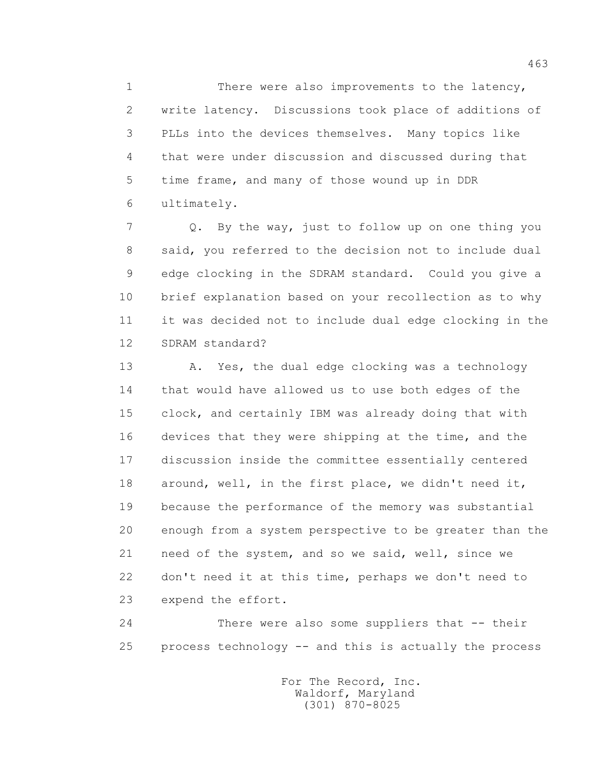There were also improvements to the latency, write latency. Discussions took place of additions of PLLs into the devices themselves. Many topics like that were under discussion and discussed during that time frame, and many of those wound up in DDR ultimately.

Q. By the way, just to follow up on one thing you said, you referred to the decision not to include dual edge clocking in the SDRAM standard. Could you give a brief explanation based on your recollection as to why it was decided not to include dual edge clocking in the SDRAM standard?

A. Yes, the dual edge clocking was a technology that would have allowed us to use both edges of the clock, and certainly IBM was already doing that with devices that they were shipping at the time, and the discussion inside the committee essentially centered around, well, in the first place, we didn't need it, because the performance of the memory was substantial enough from a system perspective to be greater than the need of the system, and so we said, well, since we don't need it at this time, perhaps we don't need to expend the effort.

There were also some suppliers that -- their process technology -- and this is actually the process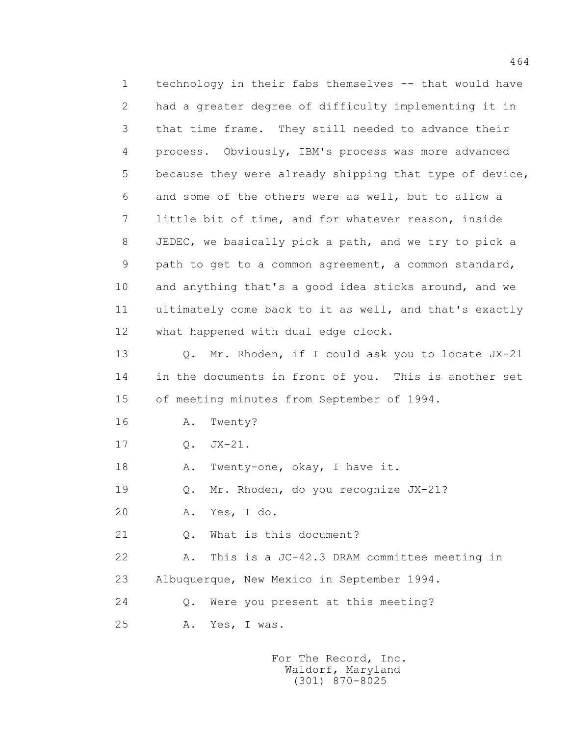1 technology in their fabs themselves -- that would have
2 had a greater degree of difficulty implementing it in
3 that time frame. They still needed to advance their
4 process. Obviously, IBM's process was more advanced
5 because they were already shipping that type of device,
6 and some of the others were as well, but to allow a
7 little bit of time, and for whatever reason, inside
8 JEDEC, we basically pick a path, and we try to pick a
9 path to get to a common agreement, a common standard,
10 and anything that's a good idea sticks around, and we
11 ultimately come back to it as well, and that's exactly
12 what happened with dual edge clock.

13 Q. Mr. Rhoden, if I could ask you to locate JX-21
14 in the documents in front of you. This is another set
15 of meeting minutes from September of 1994.

16 A. Twenty?

17 Q. JX-21.

18 A. Twenty-one, okay, I have it.

19 Q. Mr. Rhoden, do you recognize JX-21?

20 A. Yes, I do.

21 Q. What is this document?

22 A. This is a JC-42.3 DRAM committee meeting in
23 Albuquerque, New Mexico in September 1994.

24 Q. Were you present at this meeting?

25 A. Yes, I was.

For The Record, Inc.
Waldorf, Maryland
(301) 870-8025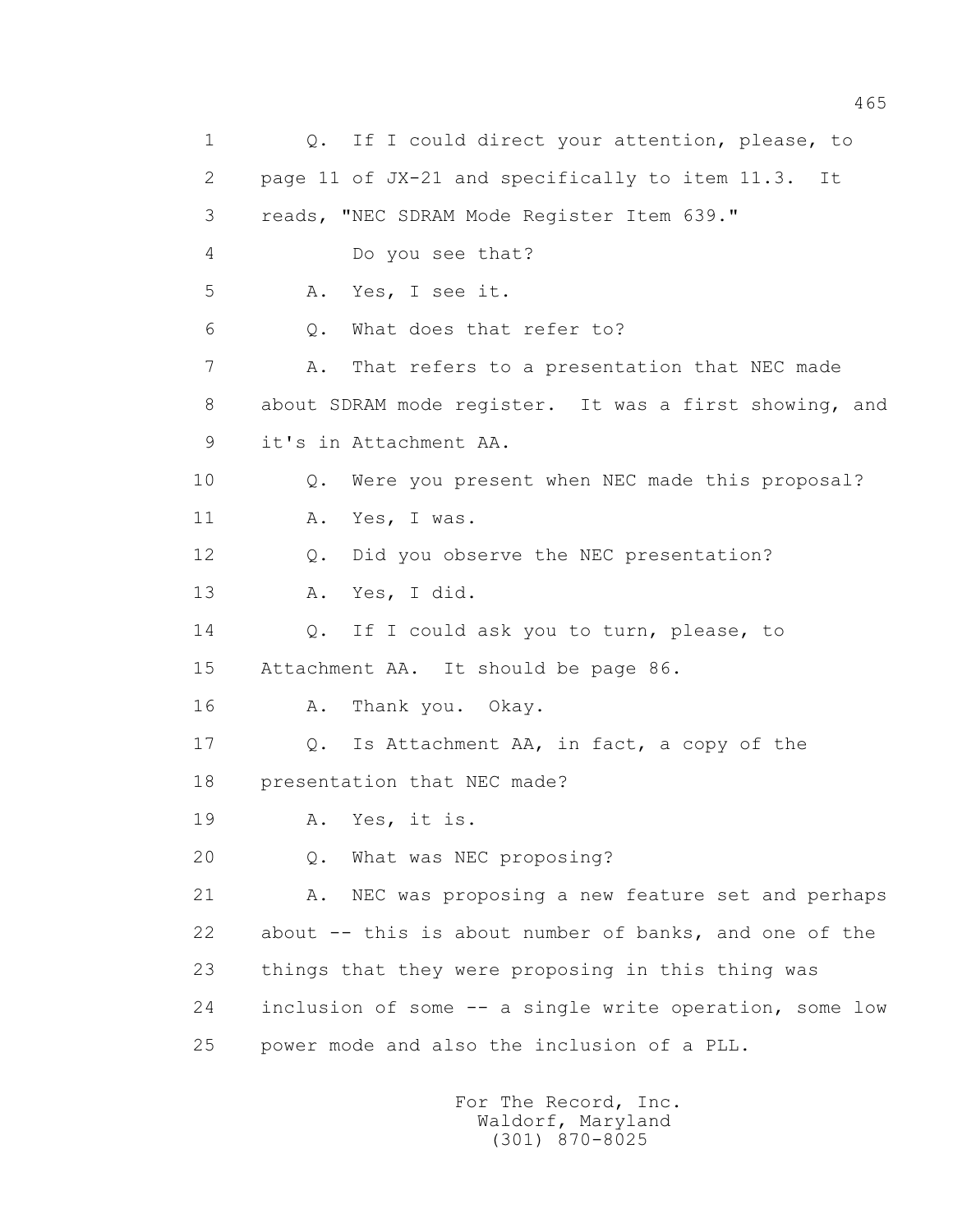Q. If I could direct your attention, please, to page 11 of JX-21 and specifically to item 11.3. It reads, "NEC SDRAM Mode Register Item 639."

Do you see that?

A. Yes, I see it.

Q. What does that refer to?

A. That refers to a presentation that NEC made about SDRAM mode register. It was a first showing, and it's in Attachment AA.

Q. Were you present when NEC made this proposal?

A. Yes, I was.

Q. Did you observe the NEC presentation?

A. Yes, I did.

Q. If I could ask you to turn, please, to Attachment AA. It should be page 86.

A. Thank you. Okay.

Q. Is Attachment AA, in fact, a copy of the presentation that NEC made?

A. Yes, it is.

Q. What was NEC proposing?

A. NEC was proposing a new feature set and perhaps about -- this is about number of banks, and one of the things that they were proposing in this thing was inclusion of some -- a single write operation, some low power mode and also the inclusion of a PLL.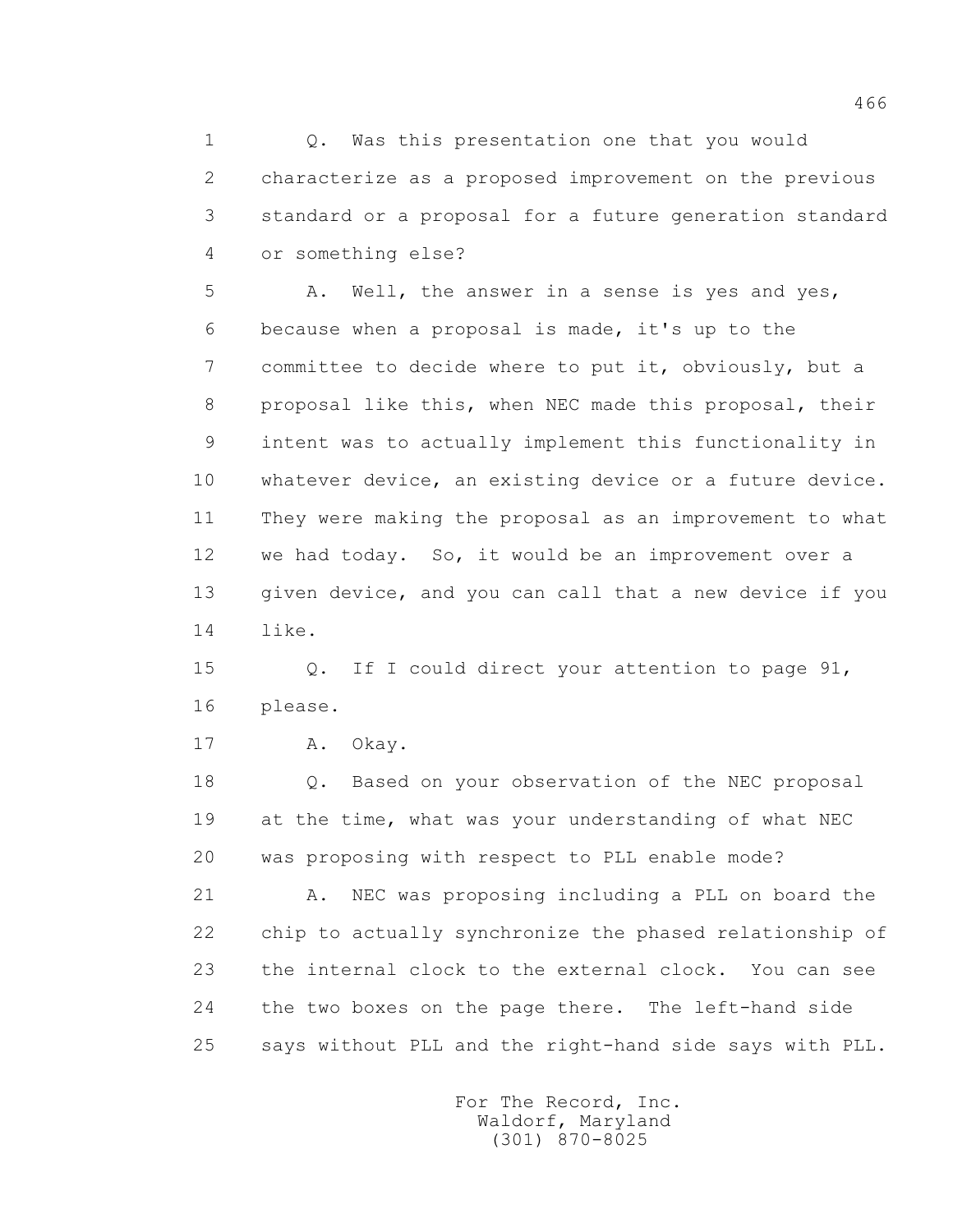1 Q. Was this presentation one that you would
2 characterize as a proposed improvement on the previous
3 standard or a proposal for a future generation standard
4 or something else?

5 A. Well, the answer in a sense is yes and yes,
6 because when a proposal is made, it's up to the
7 committee to decide where to put it, obviously, but a
8 proposal like this, when NEC made this proposal, their
9 intent was to actually implement this functionality in
10 whatever device, an existing device or a future device.
11 They were making the proposal as an improvement to what
12 we had today. So, it would be an improvement over a
13 given device, and you can call that a new device if you
14 like.

15 Q. If I could direct your attention to page 91,
16 please.

17 A. Okay.

18 Q. Based on your observation of the NEC proposal
19 at the time, what was your understanding of what NEC
20 was proposing with respect to PLL enable mode?

21 A. NEC was proposing including a PLL on board the
22 chip to actually synchronize the phased relationship of
23 the internal clock to the external clock. You can see
24 the two boxes on the page there. The left-hand side
25 says without PLL and the right-hand side says with PLL.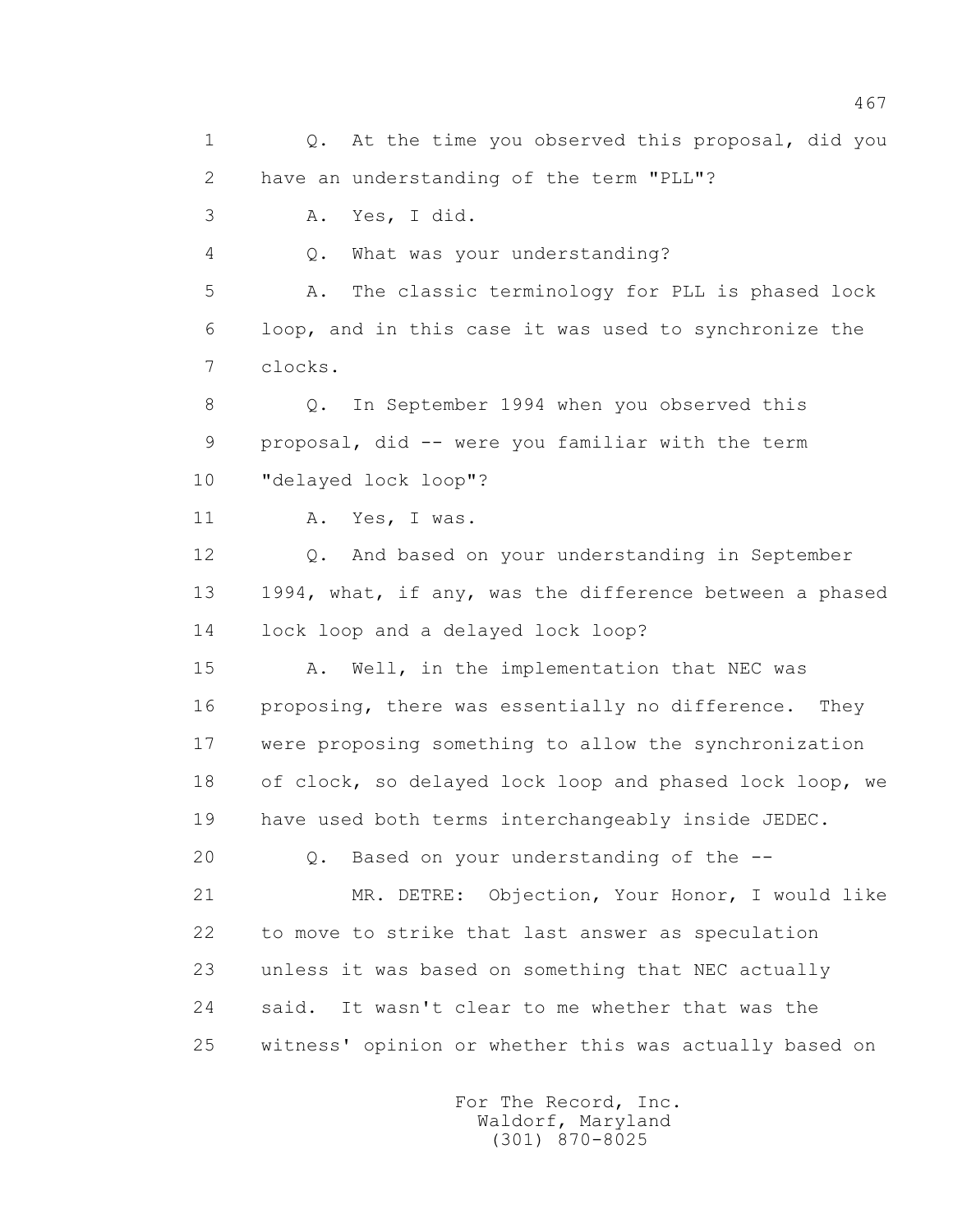1 Q. At the time you observed this proposal, did you
2 have an understanding of the term "PLL"?
3 A. Yes, I did.
4 Q. What was your understanding?
5 A. The classic terminology for PLL is phased lock
6 loop, and in this case it was used to synchronize the
7 clocks.
8 Q. In September 1994 when you observed this
9 proposal, did -- were you familiar with the term
10 "delayed lock loop"?
11 A. Yes, I was.
12 Q. And based on your understanding in September
13 1994, what, if any, was the difference between a phased
14 lock loop and a delayed lock loop?
15 A. Well, in the implementation that NEC was
16 proposing, there was essentially no difference. They
17 were proposing something to allow the synchronization
18 of clock, so delayed lock loop and phased lock loop, we
19 have used both terms interchangeably inside JEDEC.
20 Q. Based on your understanding of the --
21 MR. DETRE: Objection, Your Honor, I would like
22 to move to strike that last answer as speculation
23 unless it was based on something that NEC actually
24 said. It wasn't clear to me whether that was the
25 witness' opinion or whether this was actually based on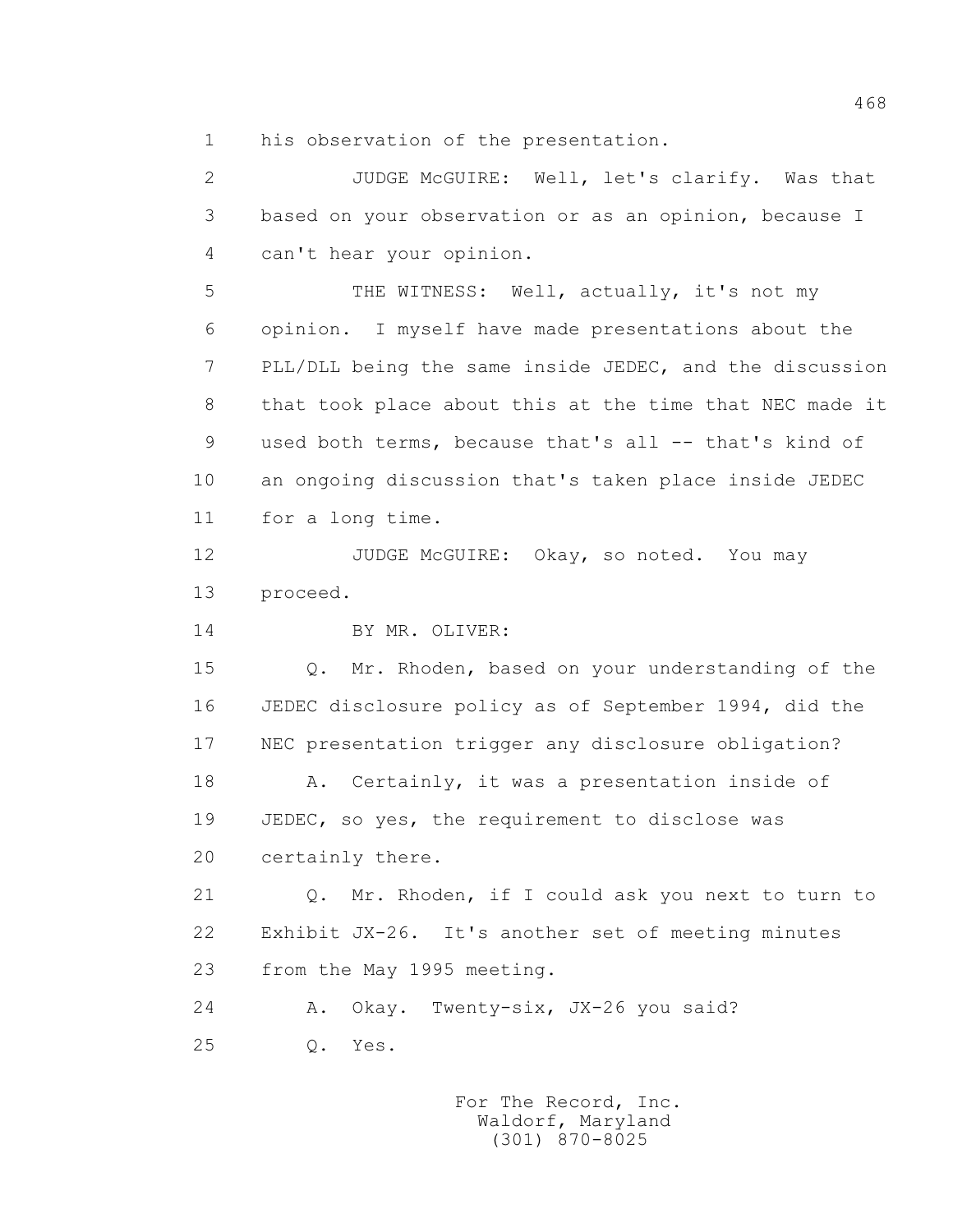1 his observation of the presentation.

2 JUDGE McGUIRE: Well, let's clarify. Was that

3 based on your observation or as an opinion, because I

4 can't hear your opinion.

5 THE WITNESS: Well, actually, it's not my

6 opinion. I myself have made presentations about the

7 PLL/DLL being the same inside JEDEC, and the discussion

8 that took place about this at the time that NEC made it

9 used both terms, because that's all -- that's kind of

10 an ongoing discussion that's taken place inside JEDEC

11 for a long time.

12 JUDGE McGUIRE: Okay, so noted. You may

13 proceed.

14 BY MR. OLIVER:

15 Q. Mr. Rhoden, based on your understanding of the

16 JEDEC disclosure policy as of September 1994, did the

17 NEC presentation trigger any disclosure obligation?

18 A. Certainly, it was a presentation inside of

19 JEDEC, so yes, the requirement to disclose was

20 certainly there.

21 Q. Mr. Rhoden, if I could ask you next to turn to

22 Exhibit JX-26. It's another set of meeting minutes

23 from the May 1995 meeting.

24 A. Okay. Twenty-six, JX-26 you said?

25 Q. Yes.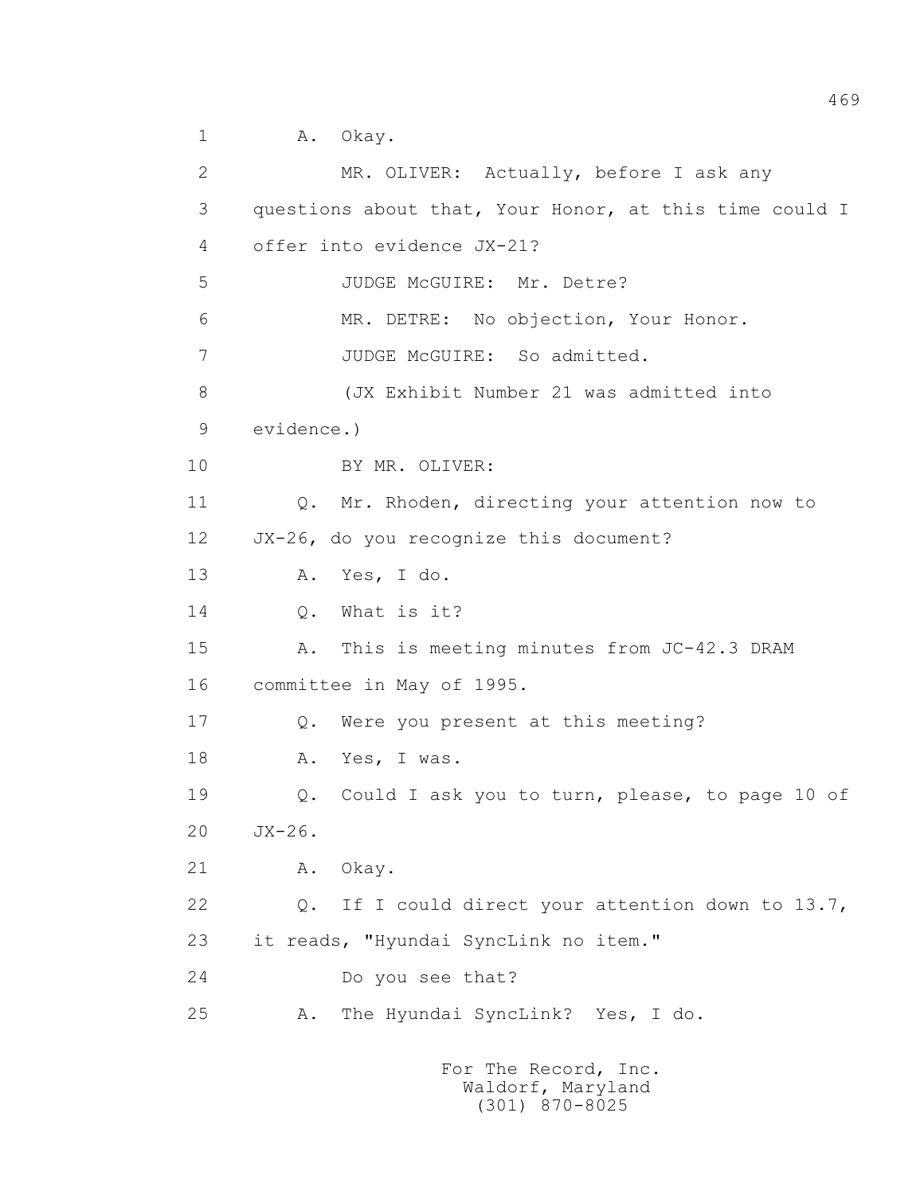1 A. Okay.

2 MR. OLIVER: Actually, before I ask any

3 questions about that, Your Honor, at this time could I

4 offer into evidence JX-21?

5 JUDGE McGUIRE: Mr. Detre?

6 MR. DETRE: No objection, Your Honor.

7 JUDGE McGUIRE: So admitted.

8 (JX Exhibit Number 21 was admitted into

9 evidence.)

10 BY MR. OLIVER:

11 Q. Mr. Rhoden, directing your attention now to

12 JX-26, do you recognize this document?

13 A. Yes, I do.

14 Q. What is it?

15 A. This is meeting minutes from JC-42.3 DRAM

16 committee in May of 1995.

17 Q. Were you present at this meeting?

18 A. Yes, I was.

19 Q. Could I ask you to turn, please, to page 10 of

20 JX-26.

21 A. Okay.

22 Q. If I could direct your attention down to 13.7,

23 it reads, "Hyundai SyncLink no item."

24 Do you see that?

25 A. The Hyundai SyncLink? Yes, I do.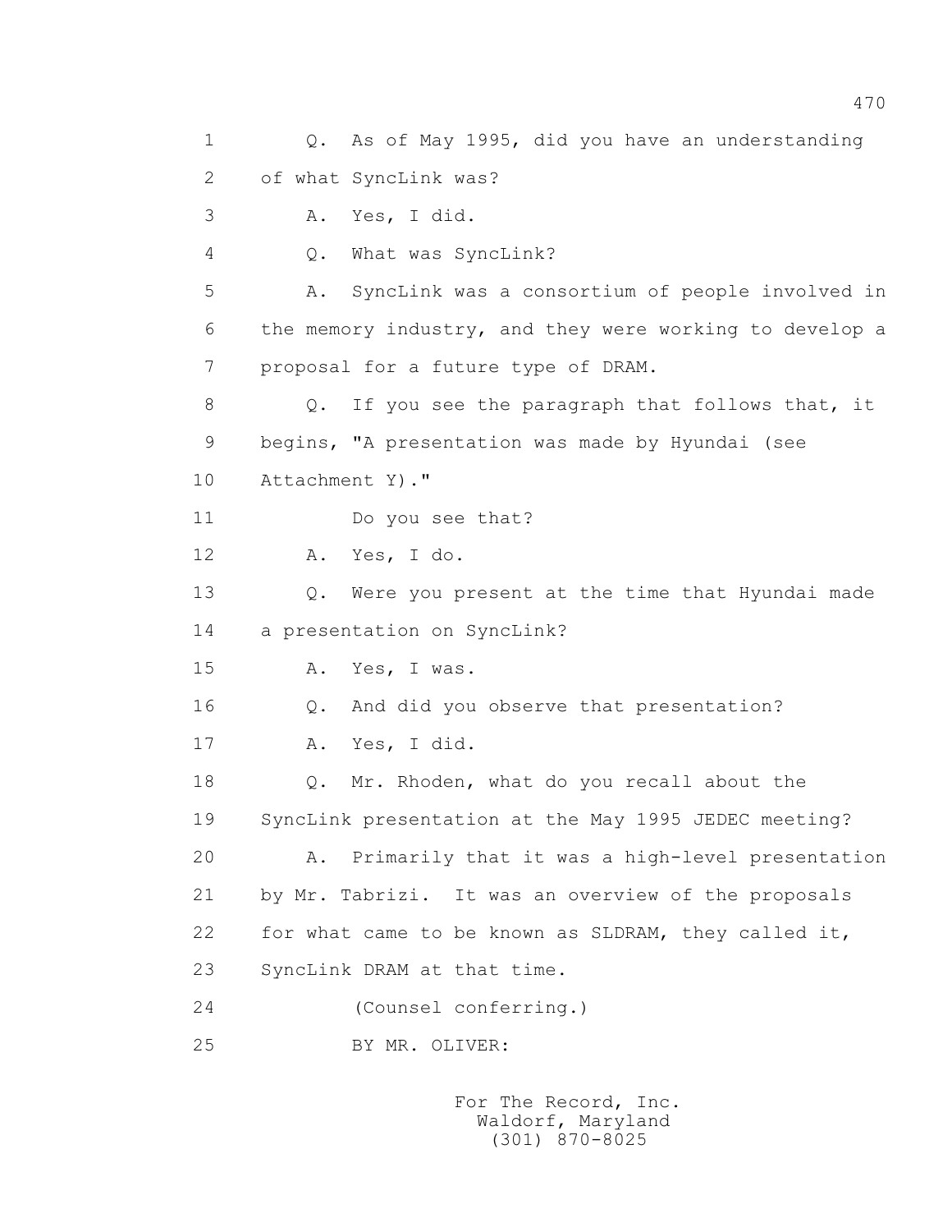1 Q. As of May 1995, did you have an understanding
2 of what SyncLink was?
3 A. Yes, I did.
4 Q. What was SyncLink?
5 A. SyncLink was a consortium of people involved in
6 the memory industry, and they were working to develop a
7 proposal for a future type of DRAM.
8 Q. If you see the paragraph that follows that, it
9 begins, "A presentation was made by Hyundai (see
10 Attachment Y)."
11 Do you see that?
12 A. Yes, I do.
13 Q. Were you present at the time that Hyundai made
14 a presentation on SyncLink?
15 A. Yes, I was.
16 Q. And did you observe that presentation?
17 A. Yes, I did.
18 Q. Mr. Rhoden, what do you recall about the
19 SyncLink presentation at the May 1995 JEDEC meeting?
20 A. Primarily that it was a high-level presentation
21 by Mr. Tabrizi. It was an overview of the proposals
22 for what came to be known as SLDRAM, they called it,
23 SyncLink DRAM at that time.
24 (Counsel conferring.)
25 BY MR. OLIVER: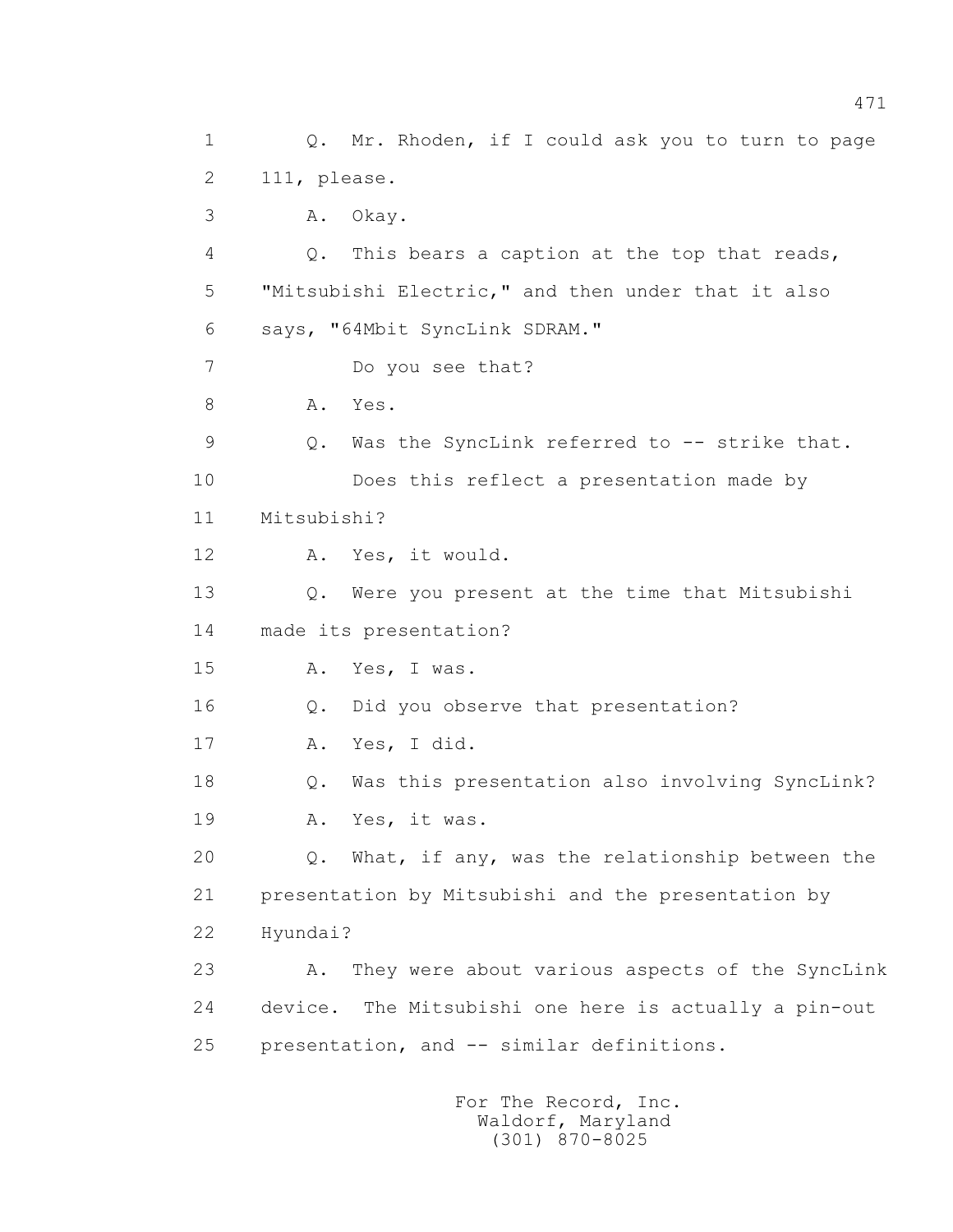1 Q. Mr. Rhoden, if I could ask you to turn to page
2 111, please.
3 A. Okay.
4 Q. This bears a caption at the top that reads,
5 "Mitsubishi Electric," and then under that it also
6 says, "64Mbit SyncLink SDRAM."
7 Do you see that?
8 A. Yes.
9 Q. Was the SyncLink referred to -- strike that.
10 Does this reflect a presentation made by
11 Mitsubishi?
12 A. Yes, it would.
13 Q. Were you present at the time that Mitsubishi
14 made its presentation?
15 A. Yes, I was.
16 Q. Did you observe that presentation?
17 A. Yes, I did.
18 Q. Was this presentation also involving SyncLink?
19 A. Yes, it was.
20 Q. What, if any, was the relationship between the
21 presentation by Mitsubishi and the presentation by
22 Hyundai?
23 A. They were about various aspects of the SyncLink
24 device. The Mitsubishi one here is actually a pin-out
25 presentation, and -- similar definitions.

For The Record, Inc.
Waldorf, Maryland
(301) 870-8025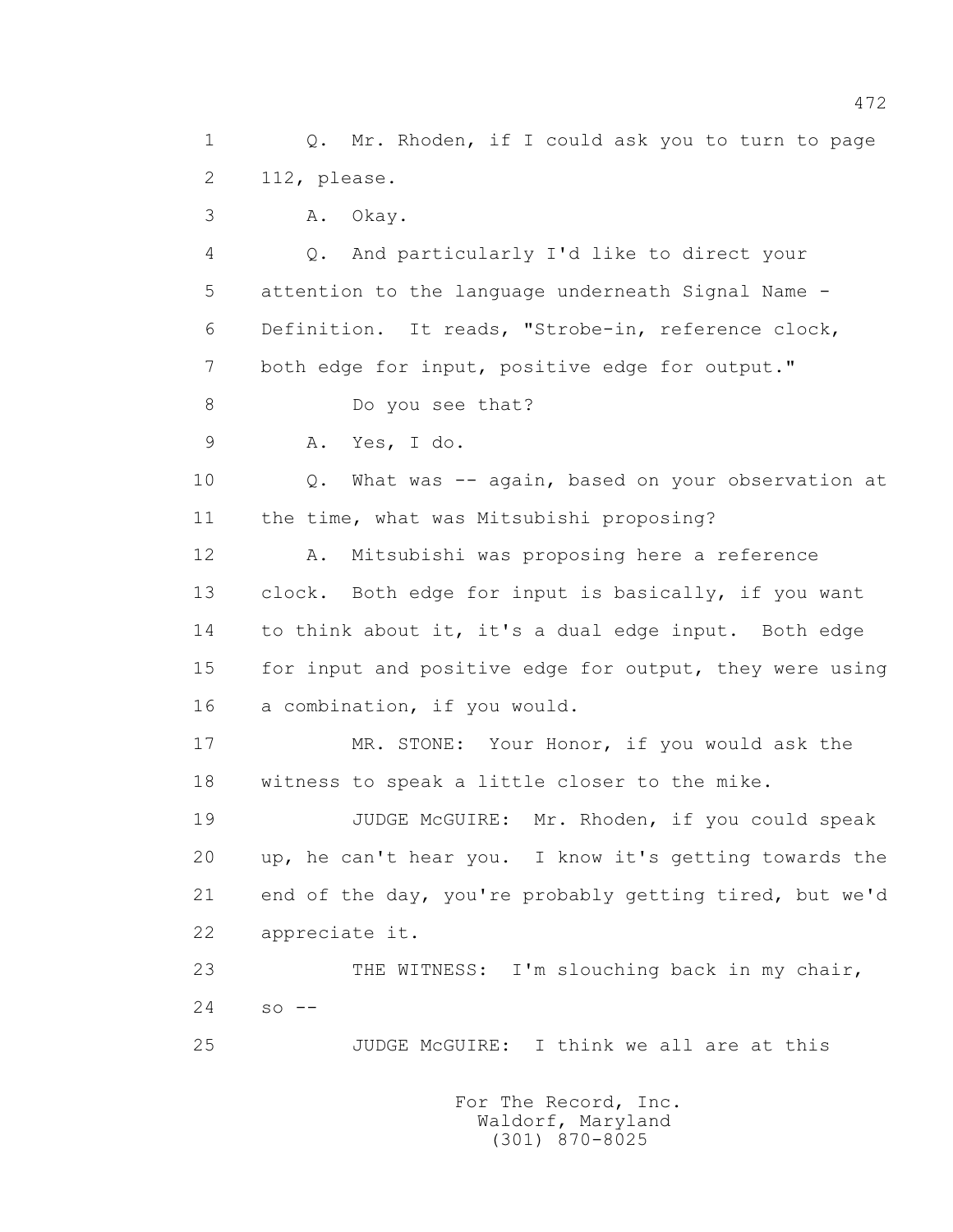1 Q. Mr. Rhoden, if I could ask you to turn to page
2 112, please.
3 A. Okay.
4 Q. And particularly I'd like to direct your
5 attention to the language underneath Signal Name -
6 Definition. It reads, "Strobe-in, reference clock,
7 both edge for input, positive edge for output."
8 Do you see that?
9 A. Yes, I do.
10 Q. What was -- again, based on your observation at
11 the time, what was Mitsubishi proposing?
12 A. Mitsubishi was proposing here a reference
13 clock. Both edge for input is basically, if you want
14 to think about it, it's a dual edge input. Both edge
15 for input and positive edge for output, they were using
16 a combination, if you would.
17 MR. STONE: Your Honor, if you would ask the
18 witness to speak a little closer to the mike.
19 JUDGE McGUIRE: Mr. Rhoden, if you could speak
20 up, he can't hear you. I know it's getting towards the
21 end of the day, you're probably getting tired, but we'd
22 appreciate it.
23 THE WITNESS: I'm slouching back in my chair,
24 so --
25 JUDGE McGUIRE: I think we all are at this

For The Record, Inc.
Waldorf, Maryland
(301) 870-8025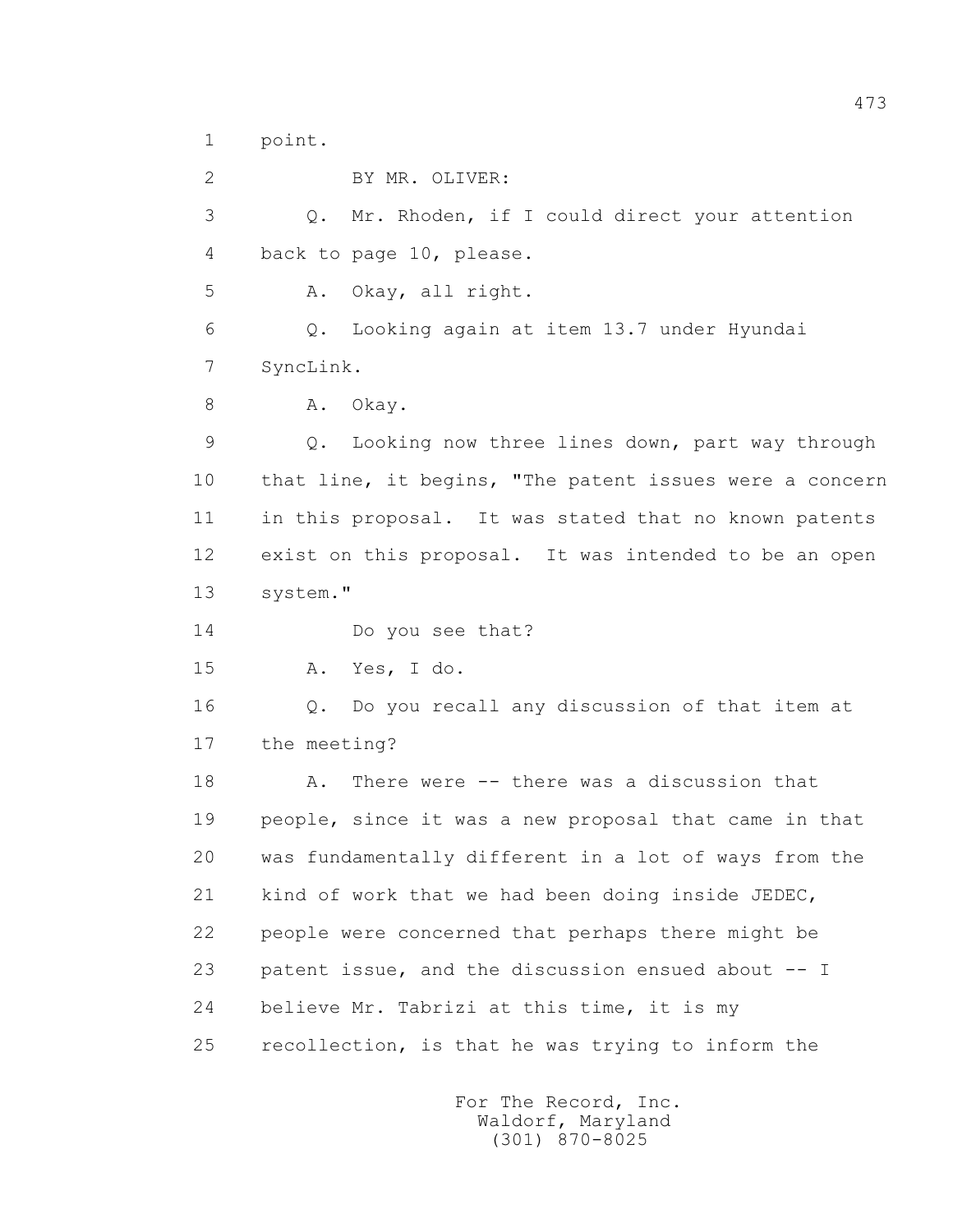1 point.

2 BY MR. OLIVER:

3 Q. Mr. Rhoden, if I could direct your attention

4 back to page 10, please.

5 A. Okay, all right.

6 Q. Looking again at item 13.7 under Hyundai

7 SyncLink.

8 A. Okay.

9 Q. Looking now three lines down, part way through

10 that line, it begins, "The patent issues were a concern

11 in this proposal. It was stated that no known patents

12 exist on this proposal. It was intended to be an open

13 system."

14 Do you see that?

15 A. Yes, I do.

16 Q. Do you recall any discussion of that item at

17 the meeting?

18 A. There were -- there was a discussion that

19 people, since it was a new proposal that came in that

20 was fundamentally different in a lot of ways from the

21 kind of work that we had been doing inside JEDEC,

22 people were concerned that perhaps there might be

23 patent issue, and the discussion ensued about -- I

24 believe Mr. Tabrizi at this time, it is my

25 recollection, is that he was trying to inform the

For The Record, Inc.
Waldorf, Maryland
(301) 870-8025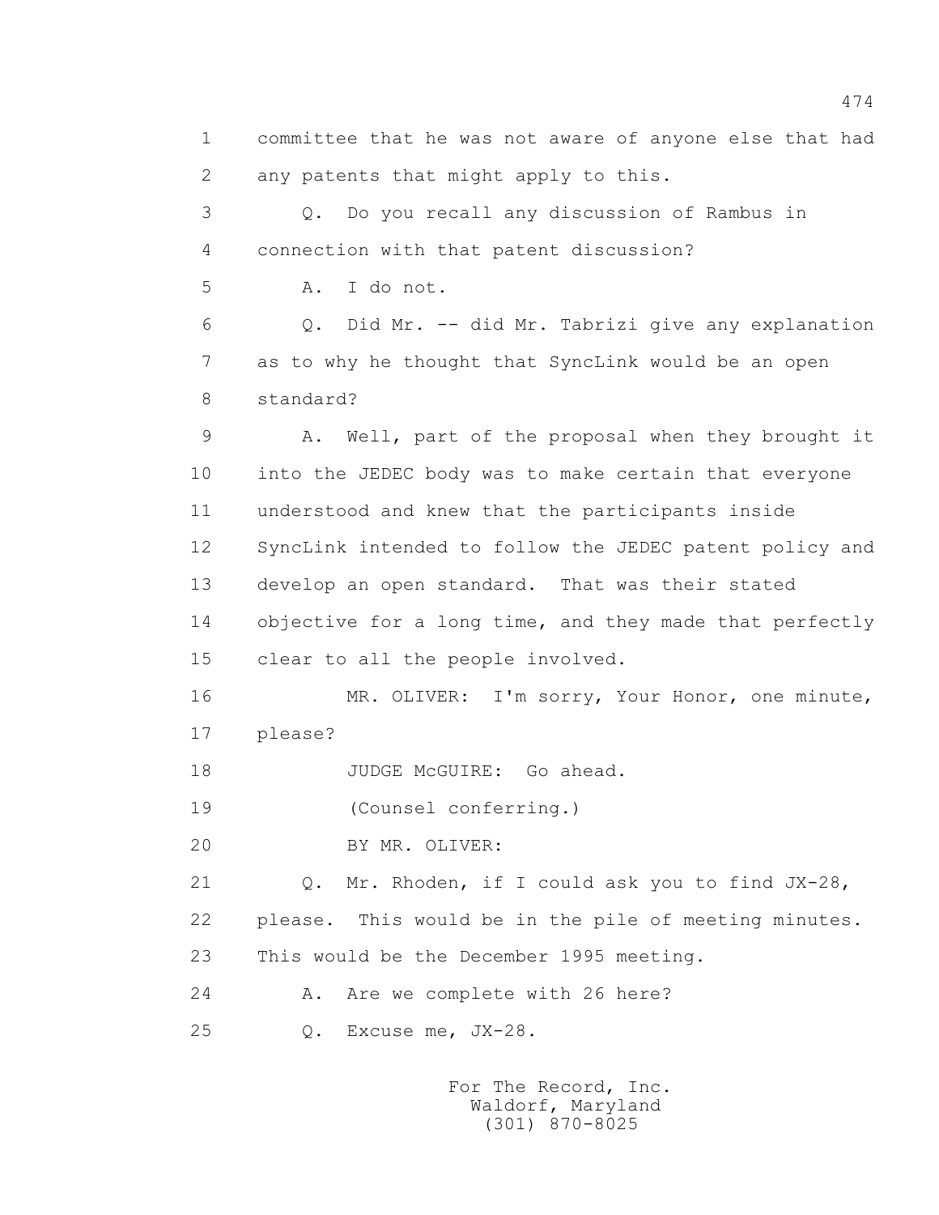1 committee that he was not aware of anyone else that had
2 any patents that might apply to this.
3 Q. Do you recall any discussion of Rambus in
4 connection with that patent discussion?
5 A. I do not.
6 Q. Did Mr. -- did Mr. Tabrizi give any explanation
7 as to why he thought that SyncLink would be an open
8 standard?
9 A. Well, part of the proposal when they brought it
10 into the JEDEC body was to make certain that everyone
11 understood and knew that the participants inside
12 SyncLink intended to follow the JEDEC patent policy and
13 develop an open standard. That was their stated
14 objective for a long time, and they made that perfectly
15 clear to all the people involved.
16 MR. OLIVER: I'm sorry, Your Honor, one minute,
17 please?
18 JUDGE McGUIRE: Go ahead.
19 (Counsel conferring.)
20 BY MR. OLIVER:
21 Q. Mr. Rhoden, if I could ask you to find JX-28,
22 please. This would be in the pile of meeting minutes.
23 This would be the December 1995 meeting.
24 A. Are we complete with 26 here?
25 Q. Excuse me, JX-28.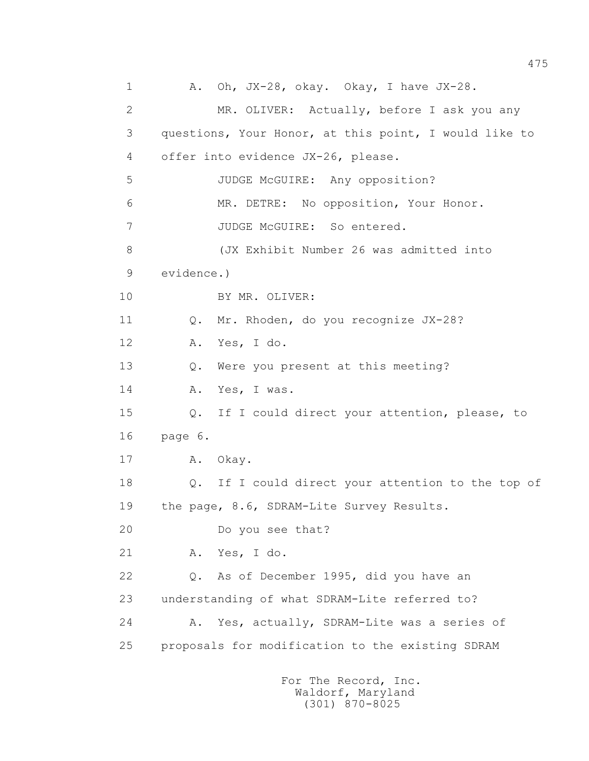1 A. Oh, JX-28, okay. Okay, I have JX-28.

2 MR. OLIVER: Actually, before I ask you any

3 questions, Your Honor, at this point, I would like to

4 offer into evidence JX-26, please.

5 JUDGE McGUIRE: Any opposition?

6 MR. DETRE: No opposition, Your Honor.

7 JUDGE McGUIRE: So entered.

8 (JX Exhibit Number 26 was admitted into

9 evidence.)

10 BY MR. OLIVER:

11 Q. Mr. Rhoden, do you recognize JX-28?

12 A. Yes, I do.

13 Q. Were you present at this meeting?

14 A. Yes, I was.

15 Q. If I could direct your attention, please, to

16 page 6.

17 A. Okay.

18 Q. If I could direct your attention to the top of

19 the page, 8.6, SDRAM-Lite Survey Results.

20 Do you see that?

21 A. Yes, I do.

22 Q. As of December 1995, did you have an

23 understanding of what SDRAM-Lite referred to?

24 A. Yes, actually, SDRAM-Lite was a series of

25 proposals for modification to the existing SDRAM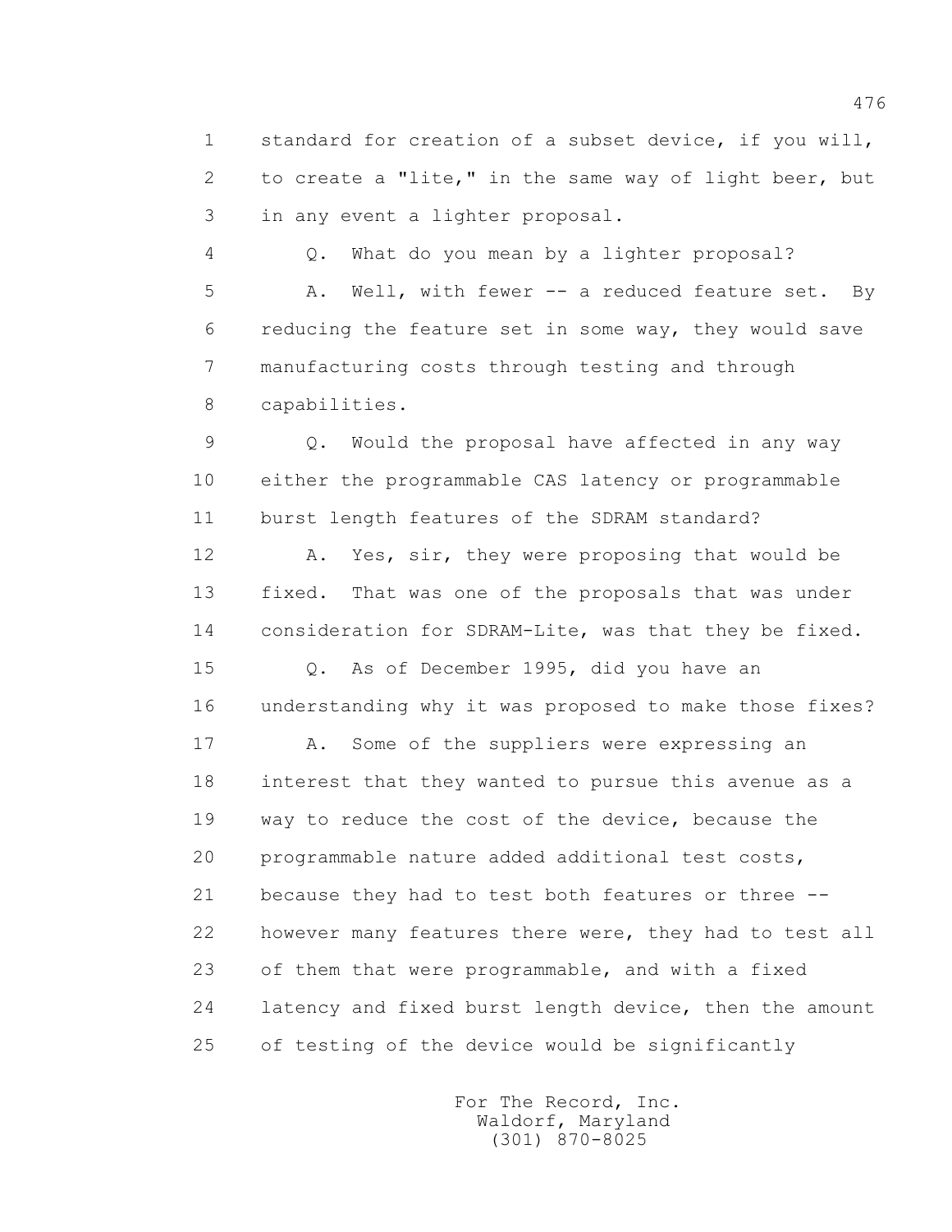1 standard for creation of a subset device, if you will,
2 to create a "lite," in the same way of light beer, but
3 in any event a lighter proposal.

4 Q. What do you mean by a lighter proposal?

5 A. Well, with fewer -- a reduced feature set. By
6 reducing the feature set in some way, they would save
7 manufacturing costs through testing and through
8 capabilities.

9 Q. Would the proposal have affected in any way
10 either the programmable CAS latency or programmable
11 burst length features of the SDRAM standard?

12 A. Yes, sir, they were proposing that would be
13 fixed. That was one of the proposals that was under
14 consideration for SDRAM-Lite, was that they be fixed.

15 Q. As of December 1995, did you have an
16 understanding why it was proposed to make those fixes?

17 A. Some of the suppliers were expressing an
18 interest that they wanted to pursue this avenue as a
19 way to reduce the cost of the device, because the
20 programmable nature added additional test costs,
21 because they had to test both features or three --
22 however many features there were, they had to test all
23 of them that were programmable, and with a fixed
24 latency and fixed burst length device, then the amount
25 of testing of the device would be significantly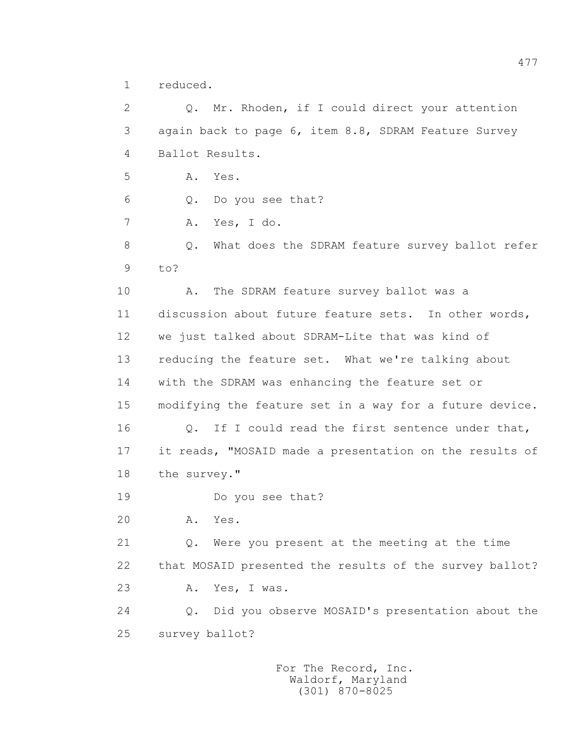1 reduced.

2 Q. Mr. Rhoden, if I could direct your attention

3 again back to page 6, item 8.8, SDRAM Feature Survey

4 Ballot Results.

5 A. Yes.

6 Q. Do you see that?

7 A. Yes, I do.

8 Q. What does the SDRAM feature survey ballot refer

9 to?

10 A. The SDRAM feature survey ballot was a

11 discussion about future feature sets. In other words,

12 we just talked about SDRAM-Lite that was kind of

13 reducing the feature set. What we're talking about

14 with the SDRAM was enhancing the feature set or

15 modifying the feature set in a way for a future device.

16 Q. If I could read the first sentence under that,

17 it reads, "MOSAID made a presentation on the results of

18 the survey."

19 Do you see that?

20 A. Yes.

21 Q. Were you present at the meeting at the time

22 that MOSAID presented the results of the survey ballot?

23 A. Yes, I was.

24 Q. Did you observe MOSAID's presentation about the

25 survey ballot?

For The Record, Inc.
Waldorf, Maryland
(301) 870-8025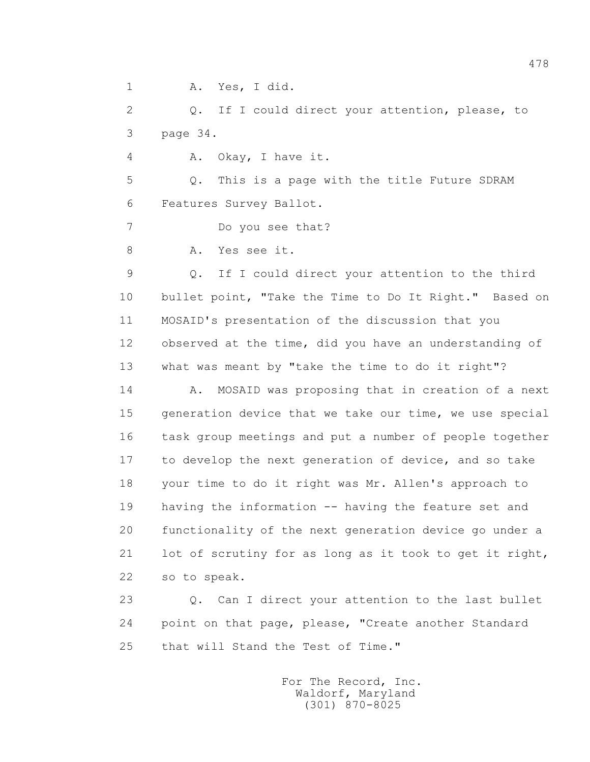1 A. Yes, I did.

2 Q. If I could direct your attention, please, to

3 page 34.

4 A. Okay, I have it.

5 Q. This is a page with the title Future SDRAM

6 Features Survey Ballot.

7 Do you see that?

8 A. Yes see it.

9 Q. If I could direct your attention to the third

10 bullet point, "Take the Time to Do It Right." Based on

11 MOSAID's presentation of the discussion that you

12 observed at the time, did you have an understanding of

13 what was meant by "take the time to do it right"?

14 A. MOSAID was proposing that in creation of a next

15 generation device that we take our time, we use special

16 task group meetings and put a number of people together

17 to develop the next generation of device, and so take

18 your time to do it right was Mr. Allen's approach to

19 having the information -- having the feature set and

20 functionality of the next generation device go under a

21 lot of scrutiny for as long as it took to get it right,

22 so to speak.

23 Q. Can I direct your attention to the last bullet

24 point on that page, please, "Create another Standard

25 that will Stand the Test of Time."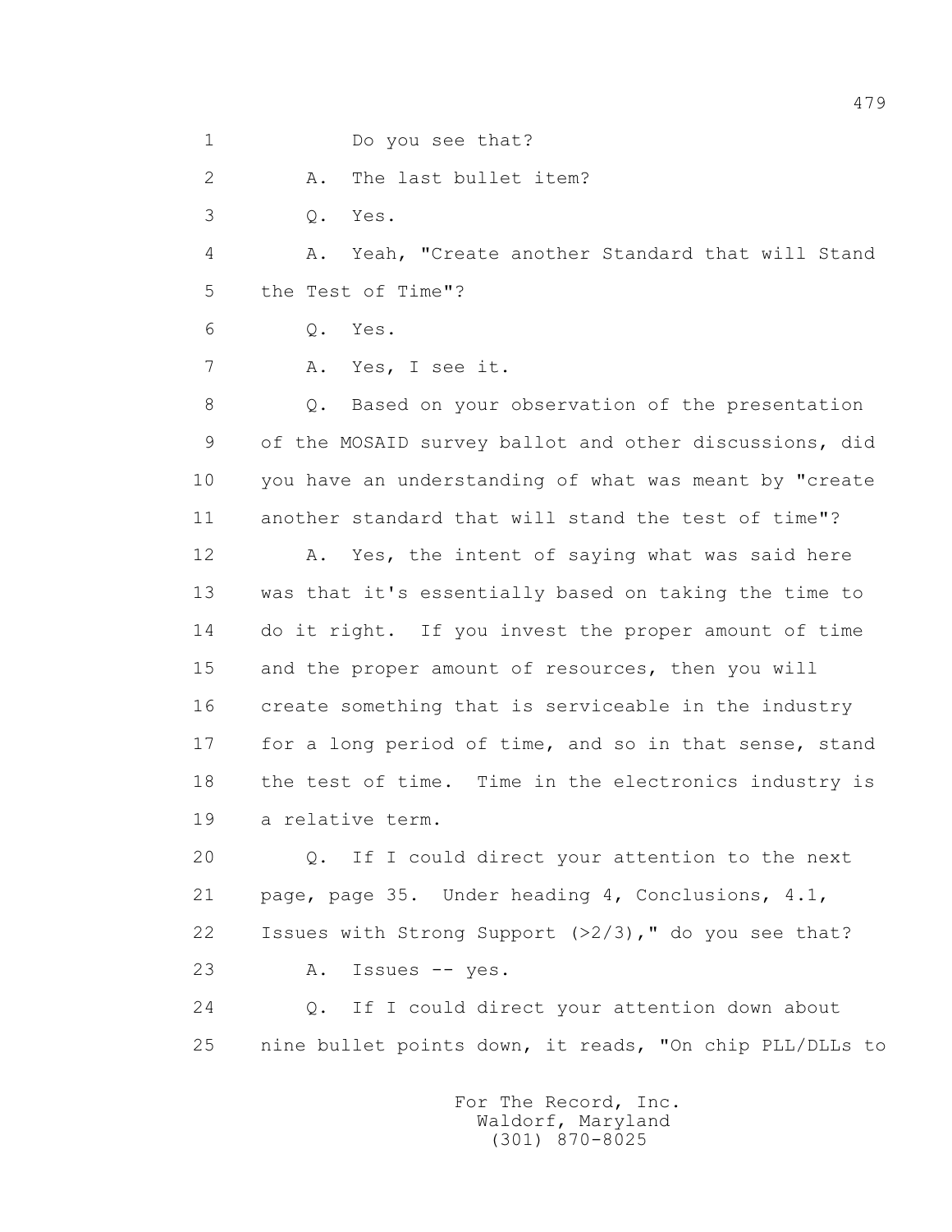1 Do you see that?

2 A. The last bullet item?

3 Q. Yes.

4 A. Yeah, "Create another Standard that will Stand

5 the Test of Time"?

6 Q. Yes.

7 A. Yes, I see it.

8 Q. Based on your observation of the presentation

9 of the MOSAID survey ballot and other discussions, did

10 you have an understanding of what was meant by "create

11 another standard that will stand the test of time"?

12 A. Yes, the intent of saying what was said here

13 was that it's essentially based on taking the time to

14 do it right. If you invest the proper amount of time

15 and the proper amount of resources, then you will

16 create something that is serviceable in the industry

17 for a long period of time, and so in that sense, stand

18 the test of time. Time in the electronics industry is

19 a relative term.

20 Q. If I could direct your attention to the next

21 page, page 35. Under heading 4, Conclusions, 4.1,

22 Issues with Strong Support (>2/3)," do you see that?

23 A. Issues -- yes.

24 Q. If I could direct your attention down about

25 nine bullet points down, it reads, "On chip PLL/DLLs to

For The Record, Inc.
Waldorf, Maryland
(301) 870-8025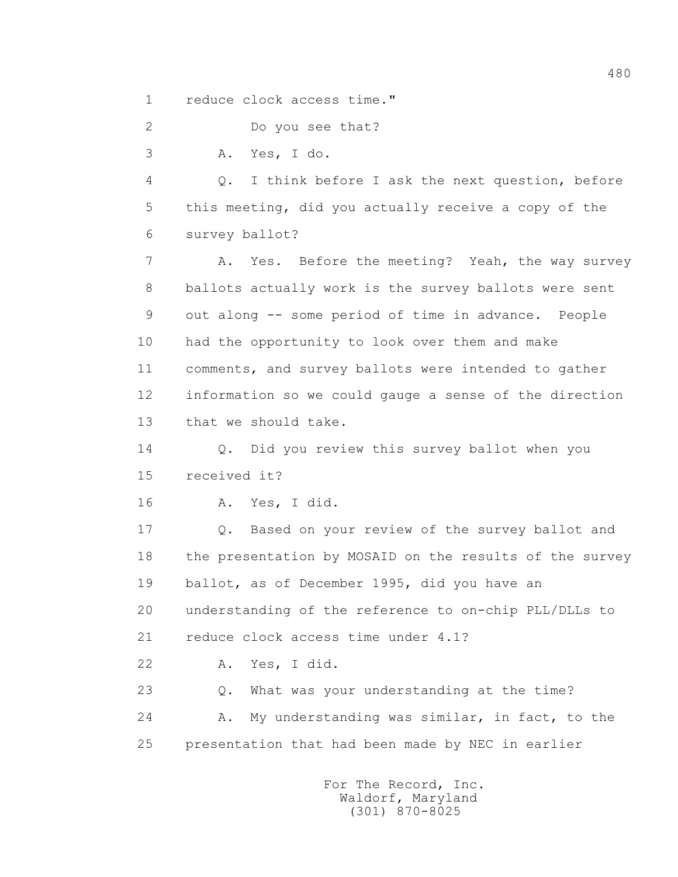1 reduce clock access time."

2 Do you see that?

3 A. Yes, I do.

4 Q. I think before I ask the next question, before

5 this meeting, did you actually receive a copy of the

6 survey ballot?

7 A. Yes. Before the meeting? Yeah, the way survey

8 ballots actually work is the survey ballots were sent

9 out along -- some period of time in advance. People

10 had the opportunity to look over them and make

11 comments, and survey ballots were intended to gather

12 information so we could gauge a sense of the direction

13 that we should take.

14 Q. Did you review this survey ballot when you

15 received it?

16 A. Yes, I did.

17 Q. Based on your review of the survey ballot and

18 the presentation by MOSAID on the results of the survey

19 ballot, as of December 1995, did you have an

20 understanding of the reference to on-chip PLL/DLLs to

21 reduce clock access time under 4.1?

22 A. Yes, I did.

23 Q. What was your understanding at the time?

24 A. My understanding was similar, in fact, to the

25 presentation that had been made by NEC in earlier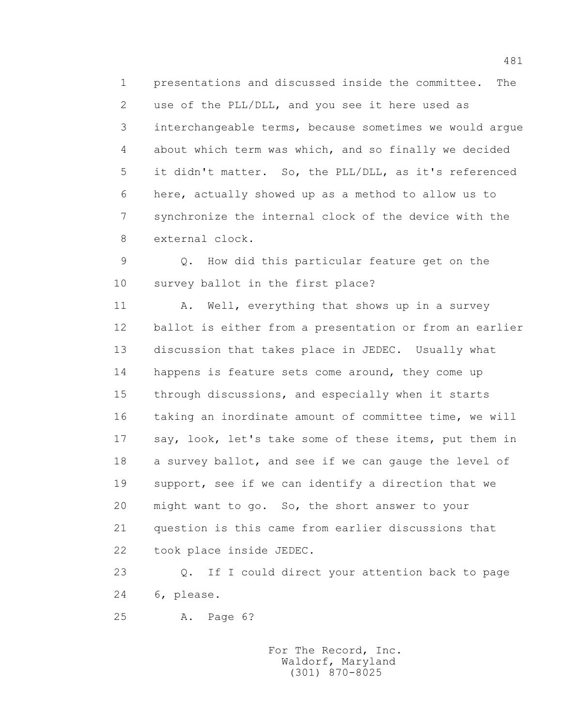1 presentations and discussed inside the committee. The
2 use of the PLL/DLL, and you see it here used as
3 interchangeable terms, because sometimes we would argue
4 about which term was which, and so finally we decided
5 it didn't matter. So, the PLL/DLL, as it's referenced
6 here, actually showed up as a method to allow us to
7 synchronize the internal clock of the device with the
8 external clock.

9 Q. How did this particular feature get on the
10 survey ballot in the first place?

11 A. Well, everything that shows up in a survey
12 ballot is either from a presentation or from an earlier
13 discussion that takes place in JEDEC. Usually what
14 happens is feature sets come around, they come up
15 through discussions, and especially when it starts
16 taking an inordinate amount of committee time, we will
17 say, look, let's take some of these items, put them in
18 a survey ballot, and see if we can gauge the level of
19 support, see if we can identify a direction that we
20 might want to go. So, the short answer to your
21 question is this came from earlier discussions that
22 took place inside JEDEC.

23 Q. If I could direct your attention back to page
24 6, please.

25 A. Page 6?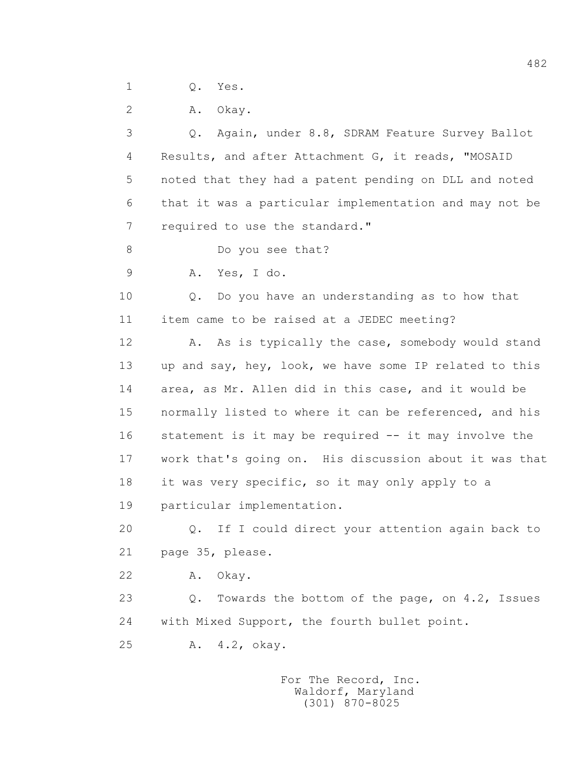1 Q. Yes.

2 A. Okay.

3 Q. Again, under 8.8, SDRAM Feature Survey Ballot

4 Results, and after Attachment G, it reads, "MOSAID

5 noted that they had a patent pending on DLL and noted

6 that it was a particular implementation and may not be

7 required to use the standard."

8 Do you see that?

9 A. Yes, I do.

10 Q. Do you have an understanding as to how that

11 item came to be raised at a JEDEC meeting?

12 A. As is typically the case, somebody would stand

13 up and say, hey, look, we have some IP related to this

14 area, as Mr. Allen did in this case, and it would be

15 normally listed to where it can be referenced, and his

16 statement is it may be required -- it may involve the

17 work that's going on. His discussion about it was that

18 it was very specific, so it may only apply to a

19 particular implementation.

20 Q. If I could direct your attention again back to

21 page 35, please.

22 A. Okay.

23 Q. Towards the bottom of the page, on 4.2, Issues

24 with Mixed Support, the fourth bullet point.

25 A. 4.2, okay.

For The Record, Inc.
Waldorf, Maryland
(301) 870-8025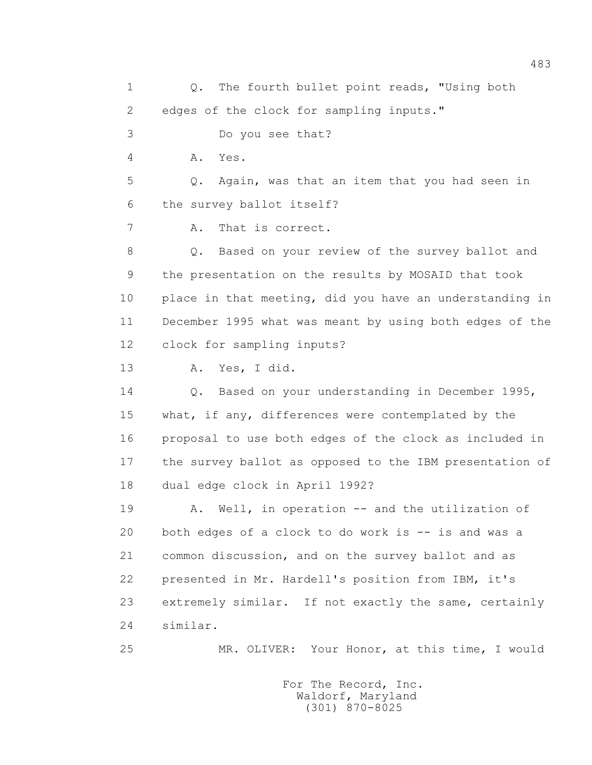1 Q. The fourth bullet point reads, "Using both
2 edges of the clock for sampling inputs."
3 Do you see that?
4 A. Yes.
5 Q. Again, was that an item that you had seen in
6 the survey ballot itself?
7 A. That is correct.
8 Q. Based on your review of the survey ballot and
9 the presentation on the results by MOSAID that took
10 place in that meeting, did you have an understanding in
11 December 1995 what was meant by using both edges of the
12 clock for sampling inputs?
13 A. Yes, I did.
14 Q. Based on your understanding in December 1995,
15 what, if any, differences were contemplated by the
16 proposal to use both edges of the clock as included in
17 the survey ballot as opposed to the IBM presentation of
18 dual edge clock in April 1992?
19 A. Well, in operation -- and the utilization of
20 both edges of a clock to do work is -- is and was a
21 common discussion, and on the survey ballot and as
22 presented in Mr. Hardell's position from IBM, it's
23 extremely similar. If not exactly the same, certainly
24 similar.
25 MR. OLIVER: Your Honor, at this time, I would

For The Record, Inc.
Waldorf, Maryland
(301) 870-8025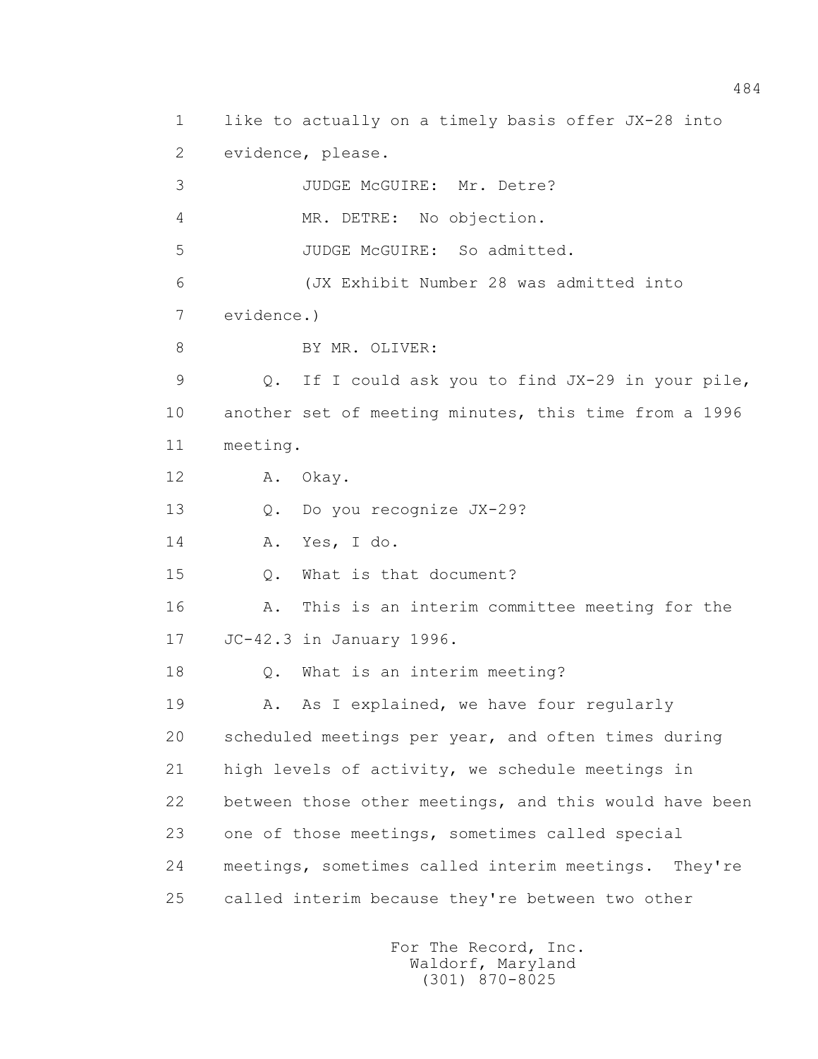1 like to actually on a timely basis offer JX-28 into
2 evidence, please.
3 JUDGE McGUIRE: Mr. Detre?
4 MR. DETRE: No objection.
5 JUDGE McGUIRE: So admitted.
6 (JX Exhibit Number 28 was admitted into
7 evidence.)
8 BY MR. OLIVER:
9 Q. If I could ask you to find JX-29 in your pile,
10 another set of meeting minutes, this time from a 1996
11 meeting.
12 A. Okay.
13 Q. Do you recognize JX-29?
14 A. Yes, I do.
15 Q. What is that document?
16 A. This is an interim committee meeting for the
17 JC-42.3 in January 1996.
18 Q. What is an interim meeting?
19 A. As I explained, we have four regularly
20 scheduled meetings per year, and often times during
21 high levels of activity, we schedule meetings in
22 between those other meetings, and this would have been
23 one of those meetings, sometimes called special
24 meetings, sometimes called interim meetings. They're
25 called interim because they're between two other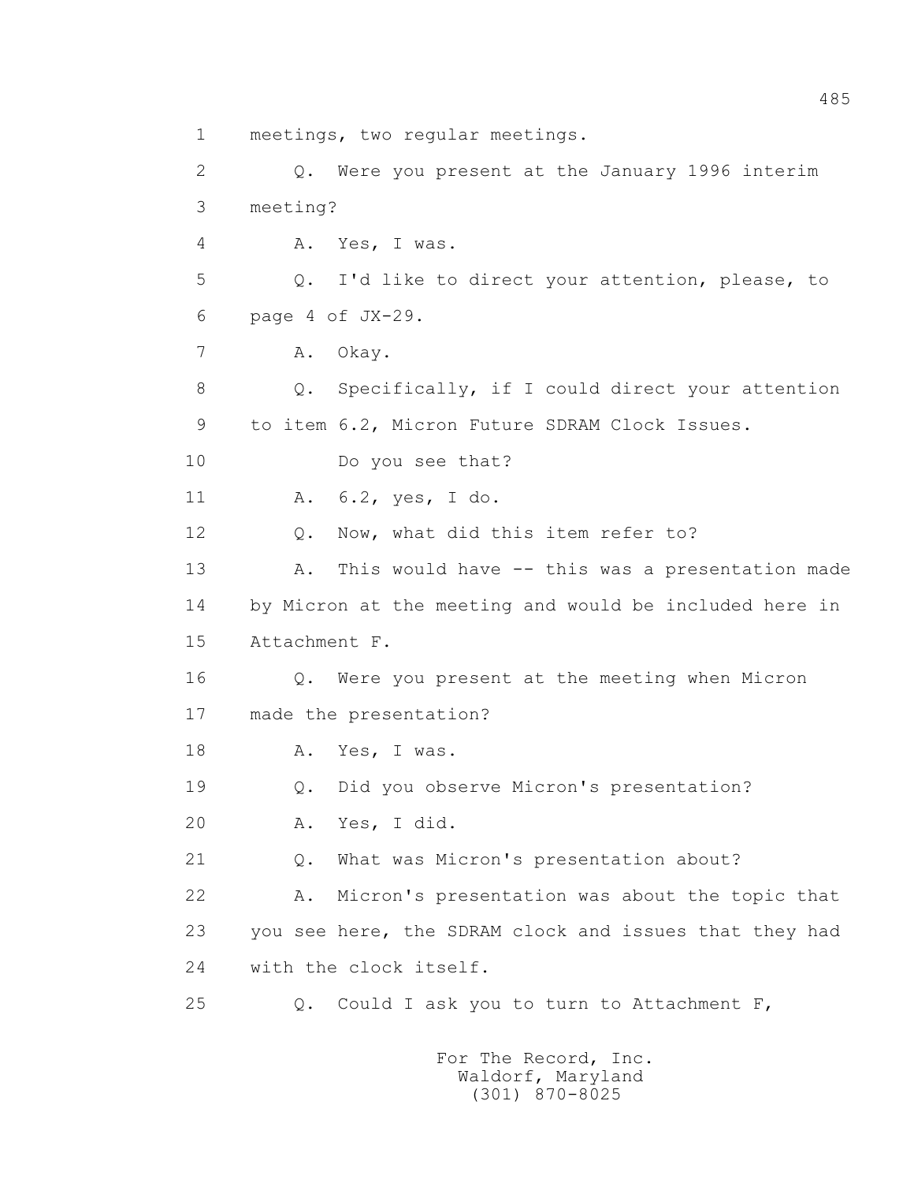1 meetings, two regular meetings.

2 Q. Were you present at the January 1996 interim

3 meeting?

4 A. Yes, I was.

5 Q. I'd like to direct your attention, please, to

6 page 4 of JX-29.

7 A. Okay.

8 Q. Specifically, if I could direct your attention

9 to item 6.2, Micron Future SDRAM Clock Issues.

10 Do you see that?

11 A. 6.2, yes, I do.

12 Q. Now, what did this item refer to?

13 A. This would have -- this was a presentation made

14 by Micron at the meeting and would be included here in

15 Attachment F.

16 Q. Were you present at the meeting when Micron

17 made the presentation?

18 A. Yes, I was.

19 Q. Did you observe Micron's presentation?

20 A. Yes, I did.

21 Q. What was Micron's presentation about?

22 A. Micron's presentation was about the topic that

23 you see here, the SDRAM clock and issues that they had

24 with the clock itself.

25 Q. Could I ask you to turn to Attachment F,

For The Record, Inc.
Waldorf, Maryland
(301) 870-8025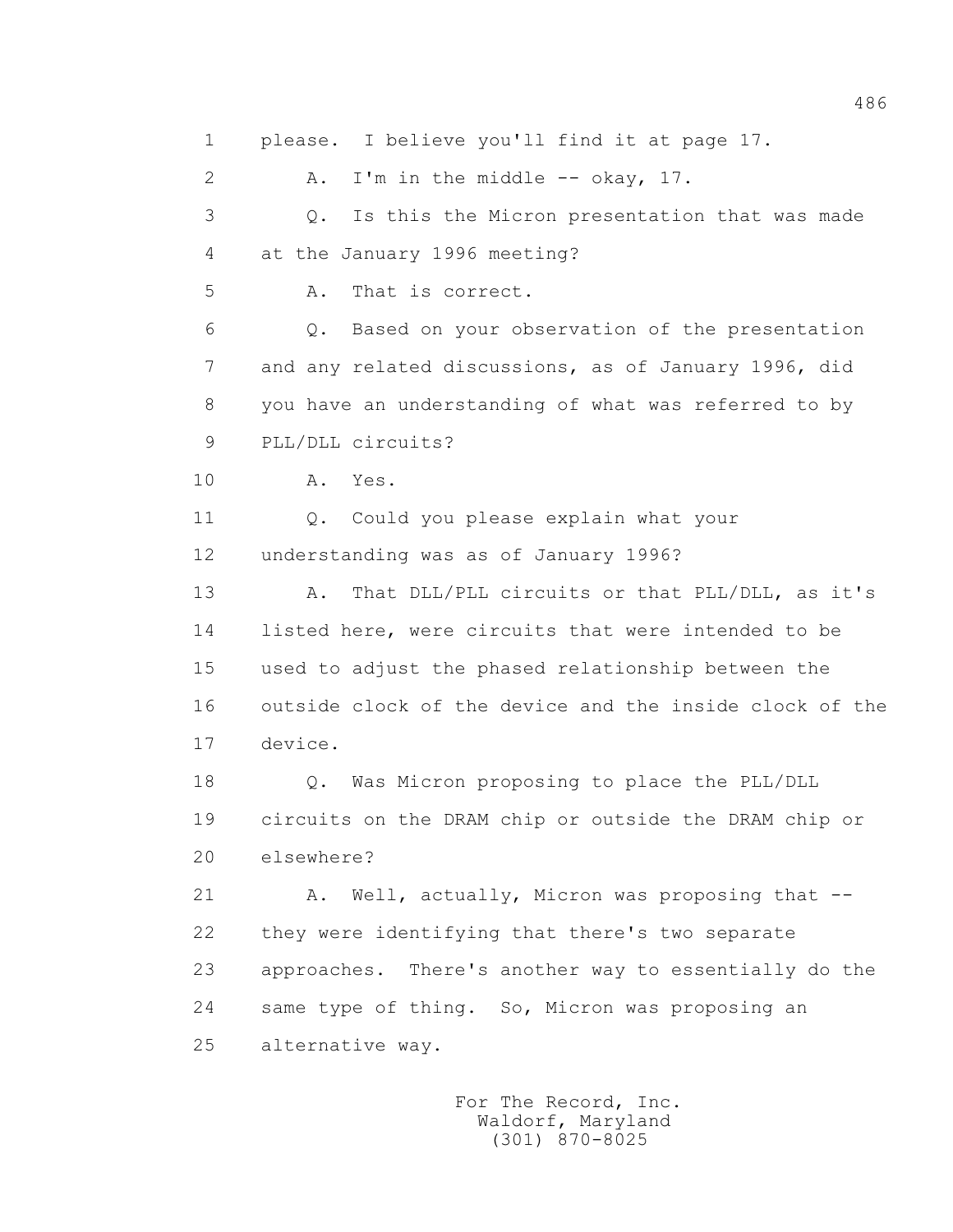1 please. I believe you'll find it at page 17.

2 A. I'm in the middle -- okay, 17.

3 Q. Is this the Micron presentation that was made

4 at the January 1996 meeting?

5 A. That is correct.

6 Q. Based on your observation of the presentation

7 and any related discussions, as of January 1996, did

8 you have an understanding of what was referred to by

9 PLL/DLL circuits?

10 A. Yes.

11 Q. Could you please explain what your

12 understanding was as of January 1996?

13 A. That DLL/PLL circuits or that PLL/DLL, as it's

14 listed here, were circuits that were intended to be

15 used to adjust the phased relationship between the

16 outside clock of the device and the inside clock of the

17 device.

18 Q. Was Micron proposing to place the PLL/DLL

19 circuits on the DRAM chip or outside the DRAM chip or

20 elsewhere?

21 A. Well, actually, Micron was proposing that --

22 they were identifying that there's two separate

23 approaches. There's another way to essentially do the

24 same type of thing. So, Micron was proposing an

25 alternative way.

For The Record, Inc.
Waldorf, Maryland
(301) 870-8025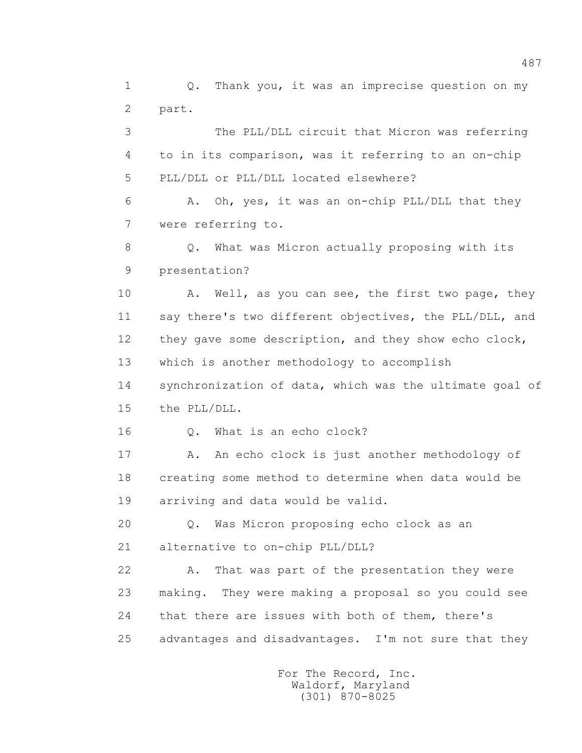Q. Thank you, it was an imprecise question on my part.

The PLL/DLL circuit that Micron was referring to in its comparison, was it referring to an on-chip PLL/DLL or PLL/DLL located elsewhere?

A. Oh, yes, it was an on-chip PLL/DLL that they were referring to.

Q. What was Micron actually proposing with its presentation?

A. Well, as you can see, the first two page, they say there's two different objectives, the PLL/DLL, and they gave some description, and they show echo clock, which is another methodology to accomplish synchronization of data, which was the ultimate goal of the PLL/DLL.

Q. What is an echo clock?

A. An echo clock is just another methodology of creating some method to determine when data would be arriving and data would be valid.

Q. Was Micron proposing echo clock as an alternative to on-chip PLL/DLL?

A. That was part of the presentation they were making. They were making a proposal so you could see that there are issues with both of them, there's advantages and disadvantages. I'm not sure that they

For The Record, Inc.
Waldorf, Maryland
(301) 870-8025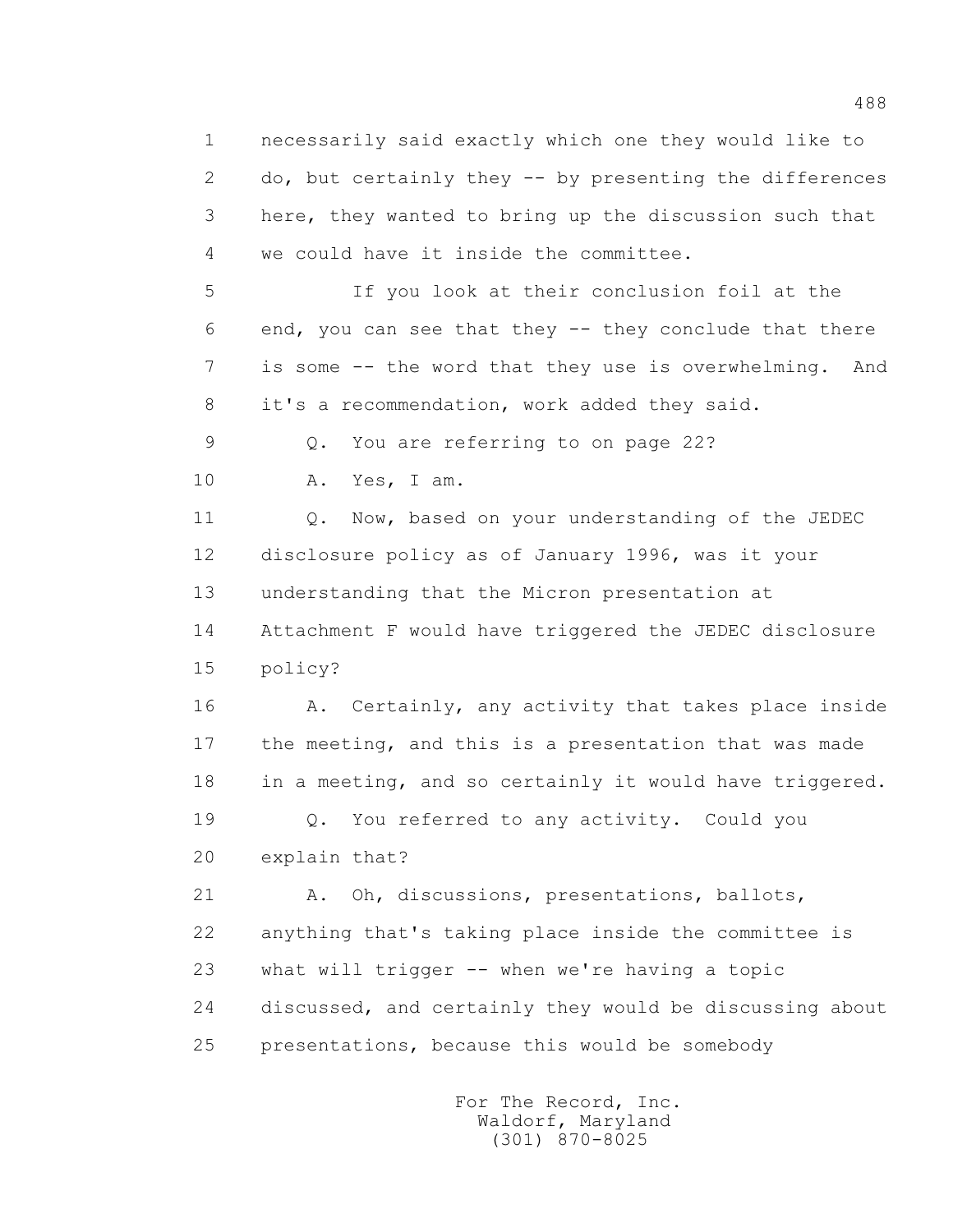1 necessarily said exactly which one they would like to
2 do, but certainly they -- by presenting the differences
3 here, they wanted to bring up the discussion such that
4 we could have it inside the committee.

5 If you look at their conclusion foil at the
6 end, you can see that they -- they conclude that there
7 is some -- the word that they use is overwhelming. And
8 it's a recommendation, work added they said.

9 Q. You are referring to on page 22?

10 A. Yes, I am.

11 Q. Now, based on your understanding of the JEDEC
12 disclosure policy as of January 1996, was it your
13 understanding that the Micron presentation at
14 Attachment F would have triggered the JEDEC disclosure
15 policy?

16 A. Certainly, any activity that takes place inside
17 the meeting, and this is a presentation that was made
18 in a meeting, and so certainly it would have triggered.

19 Q. You referred to any activity. Could you
20 explain that?

21 A. Oh, discussions, presentations, ballots,
22 anything that's taking place inside the committee is
23 what will trigger -- when we're having a topic
24 discussed, and certainly they would be discussing about
25 presentations, because this would be somebody

For The Record, Inc.
Waldorf, Maryland
(301) 870-8025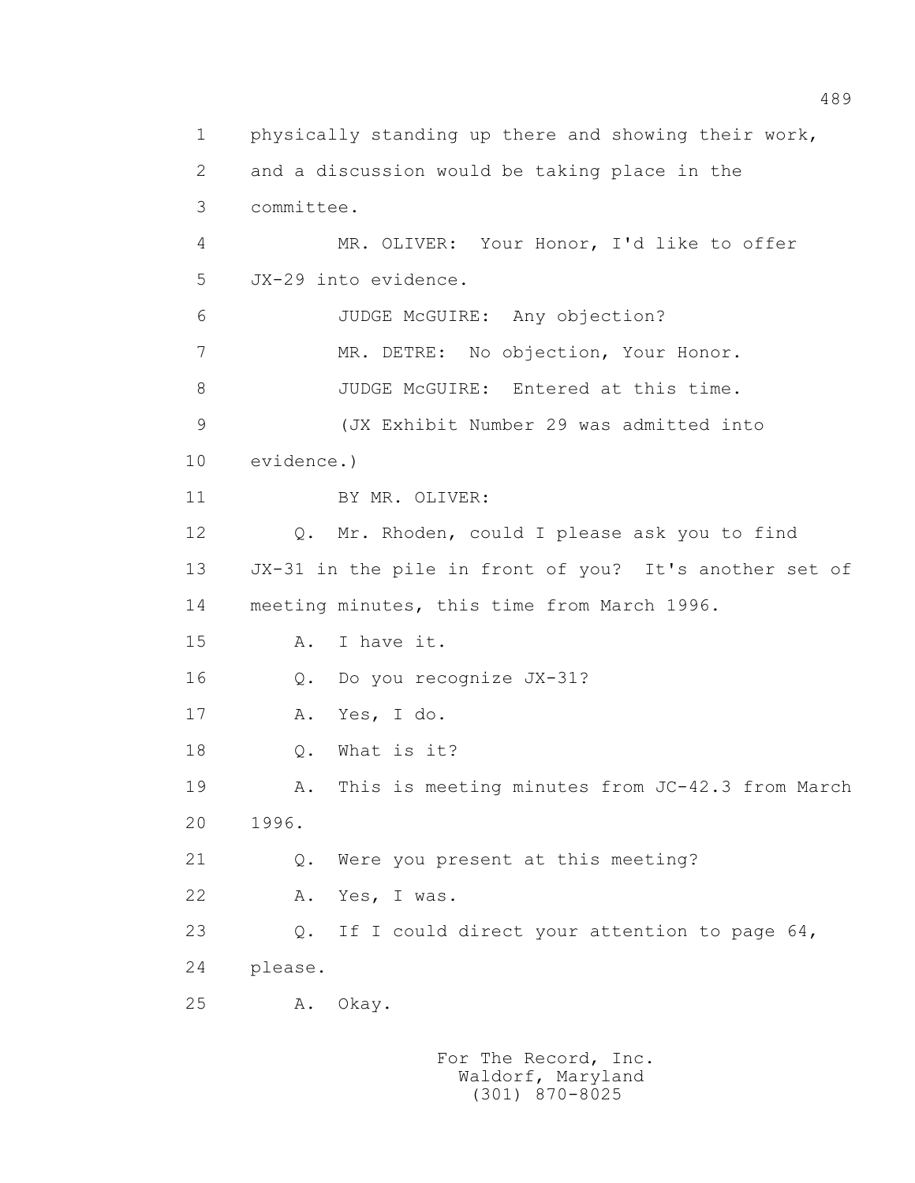1 physically standing up there and showing their work,
2 and a discussion would be taking place in the
3 committee.
4 MR. OLIVER: Your Honor, I'd like to offer
5 JX-29 into evidence.
6 JUDGE McGUIRE: Any objection?
7 MR. DETRE: No objection, Your Honor.
8 JUDGE McGUIRE: Entered at this time.
9 (JX Exhibit Number 29 was admitted into
10 evidence.)
11 BY MR. OLIVER:
12 Q. Mr. Rhoden, could I please ask you to find
13 JX-31 in the pile in front of you? It's another set of
14 meeting minutes, this time from March 1996.
15 A. I have it.
16 Q. Do you recognize JX-31?
17 A. Yes, I do.
18 Q. What is it?
19 A. This is meeting minutes from JC-42.3 from March
20 1996.
21 Q. Were you present at this meeting?
22 A. Yes, I was.
23 Q. If I could direct your attention to page 64,
24 please.
25 A. Okay.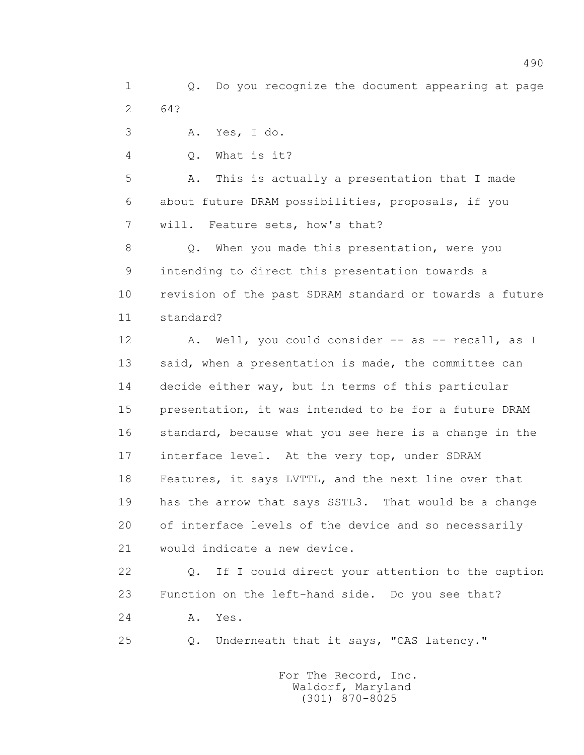1 Q. Do you recognize the document appearing at page
2 64?
3 A. Yes, I do.
4 Q. What is it?
5 A. This is actually a presentation that I made
6 about future DRAM possibilities, proposals, if you
7 will. Feature sets, how's that?
8 Q. When you made this presentation, were you
9 intending to direct this presentation towards a
10 revision of the past SDRAM standard or towards a future
11 standard?
12 A. Well, you could consider -- as -- recall, as I
13 said, when a presentation is made, the committee can
14 decide either way, but in terms of this particular
15 presentation, it was intended to be for a future DRAM
16 standard, because what you see here is a change in the
17 interface level. At the very top, under SDRAM
18 Features, it says LVTTL, and the next line over that
19 has the arrow that says SSTL3. That would be a change
20 of interface levels of the device and so necessarily
21 would indicate a new device.
22 Q. If I could direct your attention to the caption
23 Function on the left-hand side. Do you see that?
24 A. Yes.
25 Q. Underneath that it says, "CAS latency."

For The Record, Inc.
Waldorf, Maryland
(301) 870-8025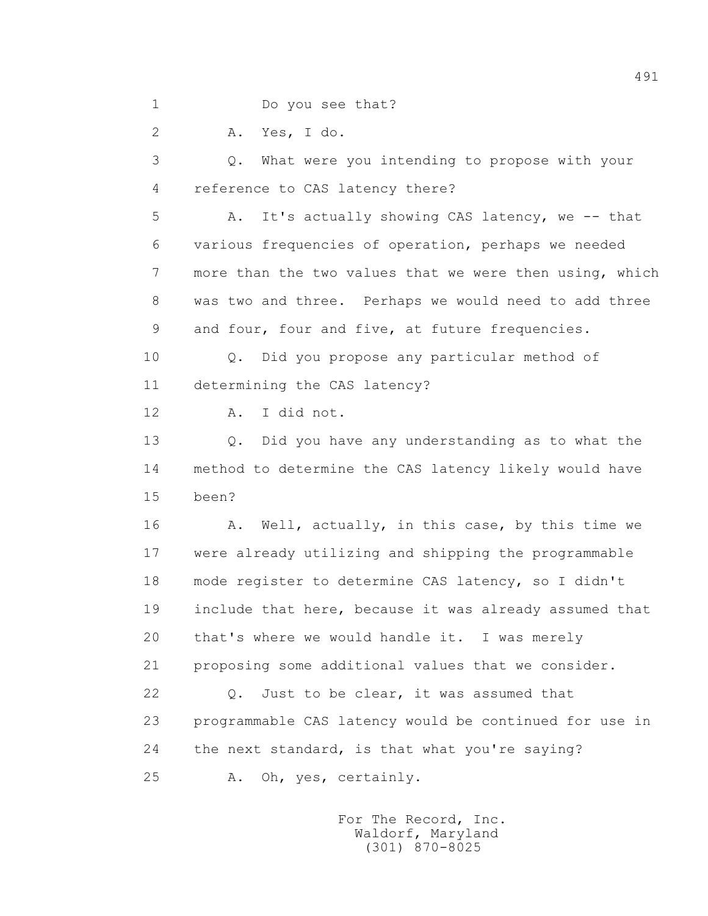Do you see that?

A. Yes, I do.

Q. What were you intending to propose with your reference to CAS latency there?

A. It's actually showing CAS latency, we -- that various frequencies of operation, perhaps we needed more than the two values that we were then using, which was two and three. Perhaps we would need to add three and four, four and five, at future frequencies.

Q. Did you propose any particular method of determining the CAS latency?

A. I did not.

Q. Did you have any understanding as to what the method to determine the CAS latency likely would have been?

A. Well, actually, in this case, by this time we were already utilizing and shipping the programmable mode register to determine CAS latency, so I didn't include that here, because it was already assumed that that's where we would handle it. I was merely proposing some additional values that we consider.

Q. Just to be clear, it was assumed that programmable CAS latency would be continued for use in the next standard, is that what you're saying?

A. Oh, yes, certainly.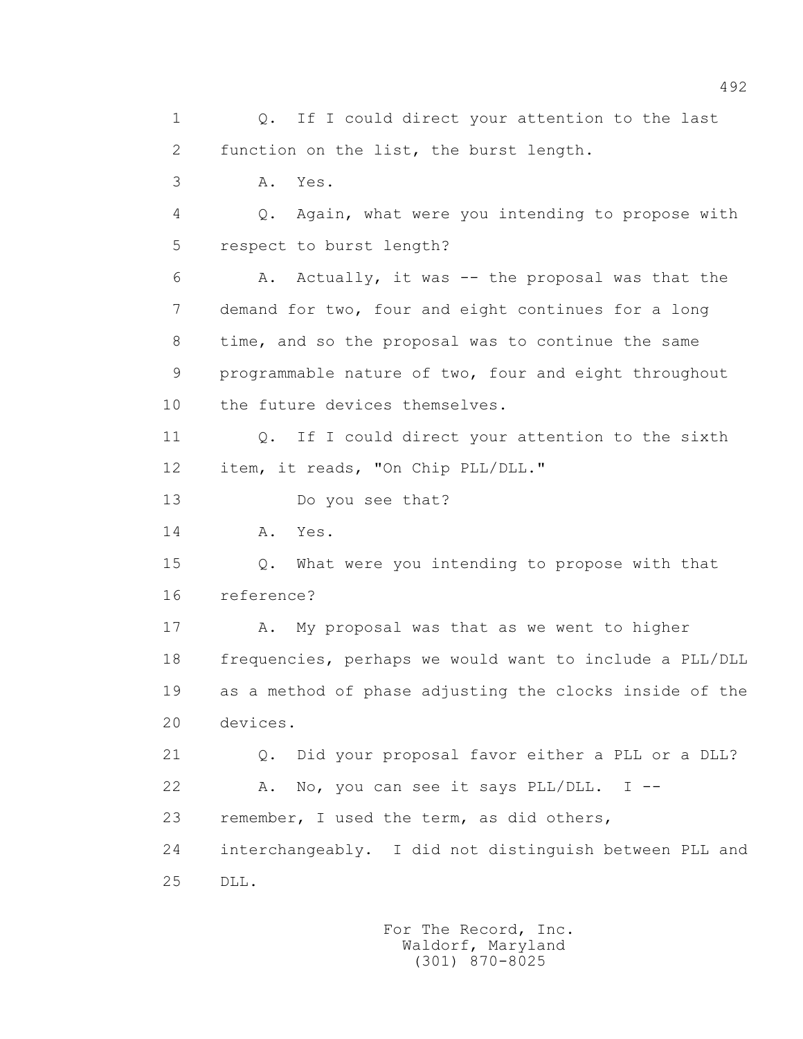1 Q. If I could direct your attention to the last
2 function on the list, the burst length.
3 A. Yes.
4 Q. Again, what were you intending to propose with
5 respect to burst length?
6 A. Actually, it was -- the proposal was that the
7 demand for two, four and eight continues for a long
8 time, and so the proposal was to continue the same
9 programmable nature of two, four and eight throughout
10 the future devices themselves.
11 Q. If I could direct your attention to the sixth
12 item, it reads, "On Chip PLL/DLL."
13 Do you see that?
14 A. Yes.
15 Q. What were you intending to propose with that
16 reference?
17 A. My proposal was that as we went to higher
18 frequencies, perhaps we would want to include a PLL/DLL
19 as a method of phase adjusting the clocks inside of the
20 devices.
21 Q. Did your proposal favor either a PLL or a DLL?
22 A. No, you can see it says PLL/DLL. I --
23 remember, I used the term, as did others,
24 interchangeably. I did not distinguish between PLL and
25 DLL.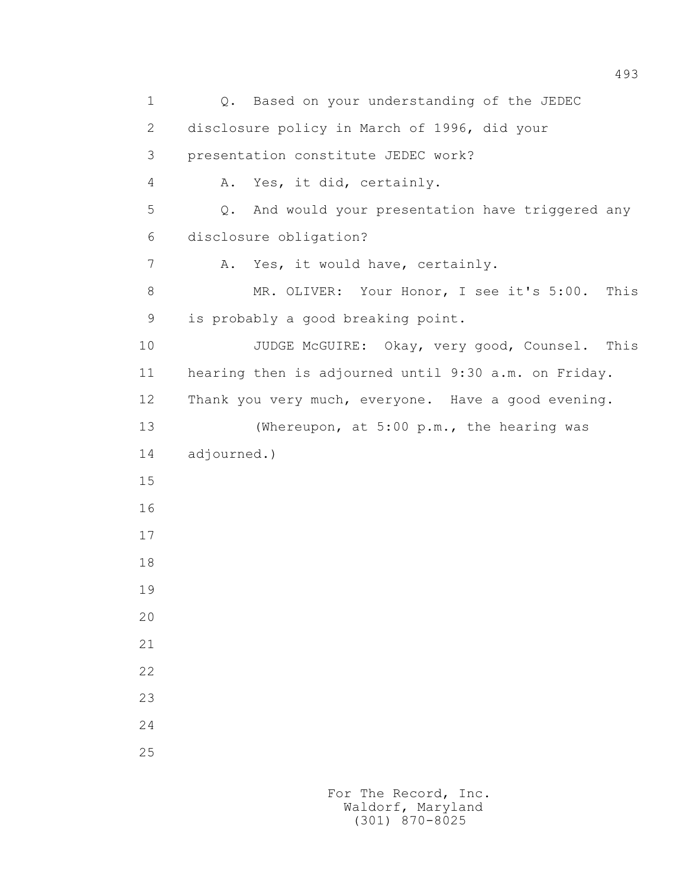1 Q. Based on your understanding of the JEDEC
2 disclosure policy in March of 1996, did your
3 presentation constitute JEDEC work?
4 A. Yes, it did, certainly.
5 Q. And would your presentation have triggered any
6 disclosure obligation?
7 A. Yes, it would have, certainly.
8 MR. OLIVER: Your Honor, I see it's 5:00. This
9 is probably a good breaking point.
10 JUDGE McGUIRE: Okay, very good, Counsel. This
11 hearing then is adjourned until 9:30 a.m. on Friday.
12 Thank you very much, everyone. Have a good evening.
13 (Whereupon, at 5:00 p.m., the hearing was
14 adjourned.)
15
16
17
18
19
20
21
22
23
24
25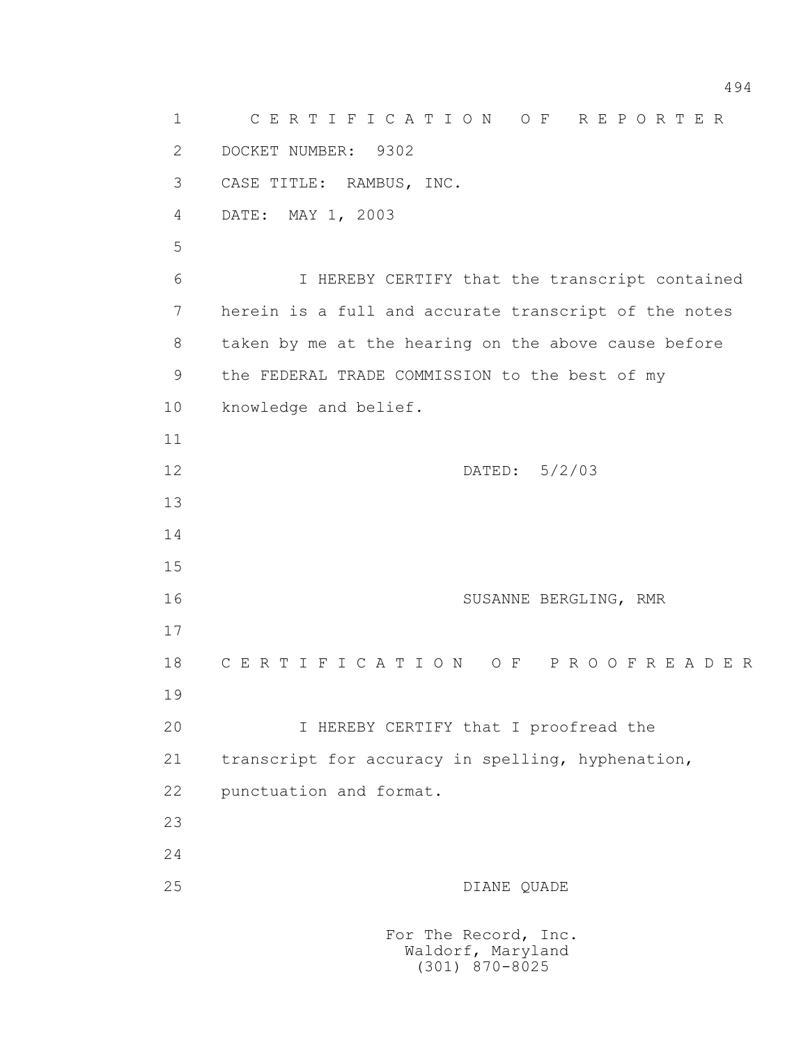# C E R T I F I C A T I O N   O F   R E P O R T E R

DOCKET NUMBER: 9302

CASE TITLE: RAMBUS, INC.

DATE: MAY 1, 2003

I HEREBY CERTIFY that the transcript contained herein is a full and accurate transcript of the notes taken by me at the hearing on the above cause before the FEDERAL TRADE COMMISSION to the best of my knowledge and belief.

DATED: 5/2/03

SUSANNE BERGLING, RMR

# C E R T I F I C A T I O N   O F   P R O O F R E A D E R

I HEREBY CERTIFY that I proofread the transcript for accuracy in spelling, hyphenation, punctuation and format.

DIANE QUADE

For The Record, Inc.
Waldorf, Maryland
(301) 870-8025